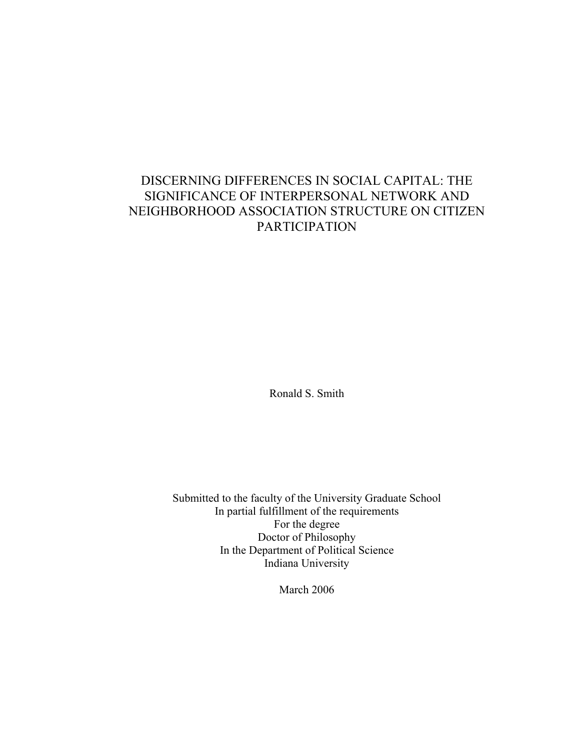# DISCERNING DIFFERENCES IN SOCIAL CAPITAL: THE SIGNIFICANCE OF INTERPERSONAL NETWORK AND NEIGHBORHOOD ASSOCIATION STRUCTURE ON CITIZEN PARTICIPATION

Ronald S. Smith

Submitted to the faculty of the University Graduate School
In partial fulfillment of the requirements
For the degree
Doctor of Philosophy
In the Department of Political Science
Indiana University

March 2006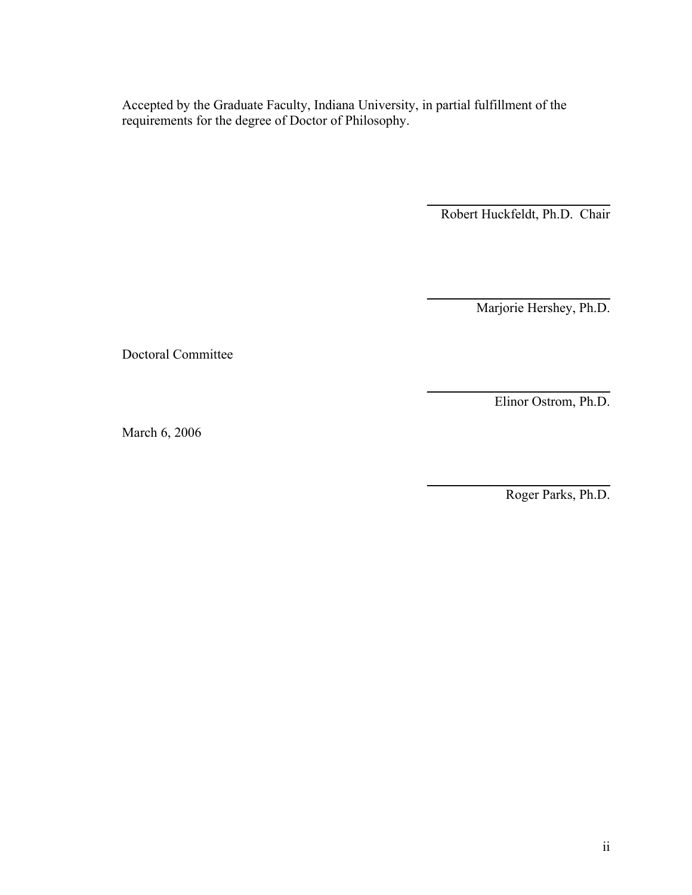Accepted by the Graduate Faculty, Indiana University, in partial fulfillment of the requirements for the degree of Doctor of Philosophy.

Robert Huckfeldt, Ph.D. Chair

Marjorie Hershey, Ph.D.

Doctoral Committee

Elinor Ostrom, Ph.D.

March 6, 2006

Roger Parks, Ph.D.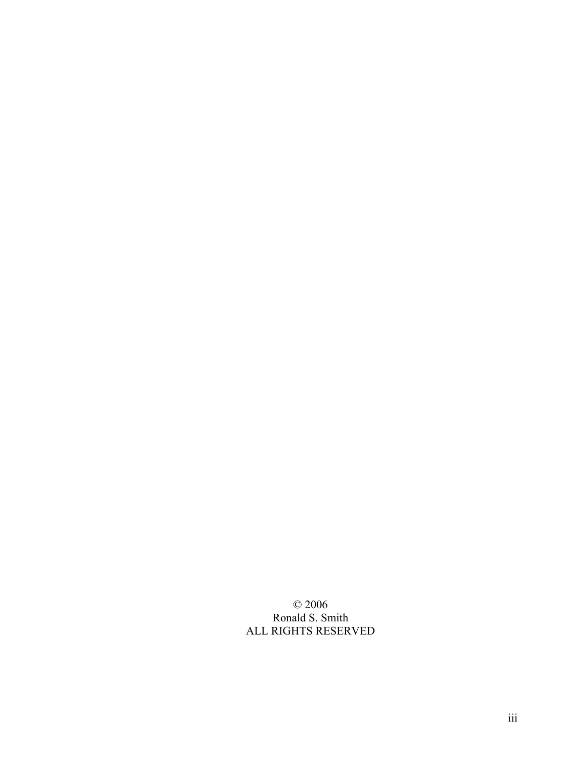© 2006
Ronald S. Smith
ALL RIGHTS RESERVED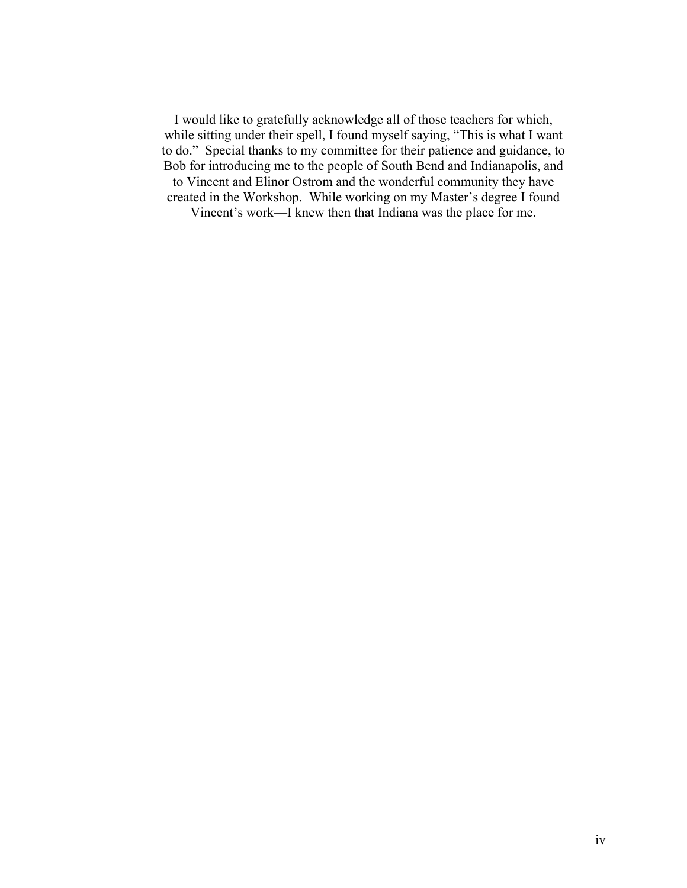I would like to gratefully acknowledge all of those teachers for which, while sitting under their spell, I found myself saying, "This is what I want to do." Special thanks to my committee for their patience and guidance, to Bob for introducing me to the people of South Bend and Indianapolis, and to Vincent and Elinor Ostrom and the wonderful community they have created in the Workshop. While working on my Master's degree I found Vincent's work—I knew then that Indiana was the place for me.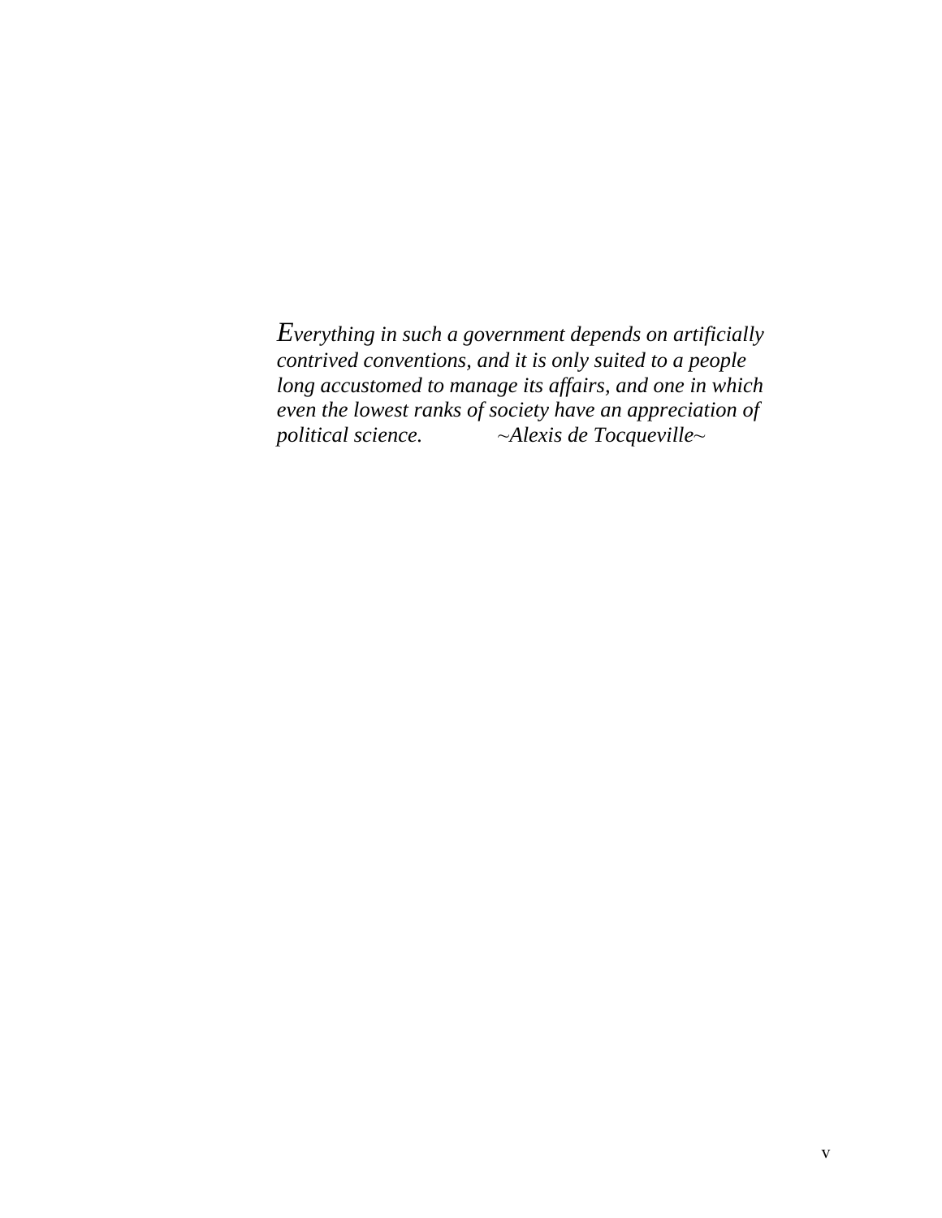*Everything in such a government depends on artificially contrived conventions, and it is only suited to a people long accustomed to manage its affairs, and one in which even the lowest ranks of society have an appreciation of political science.* *~Alexis de Tocqueville~*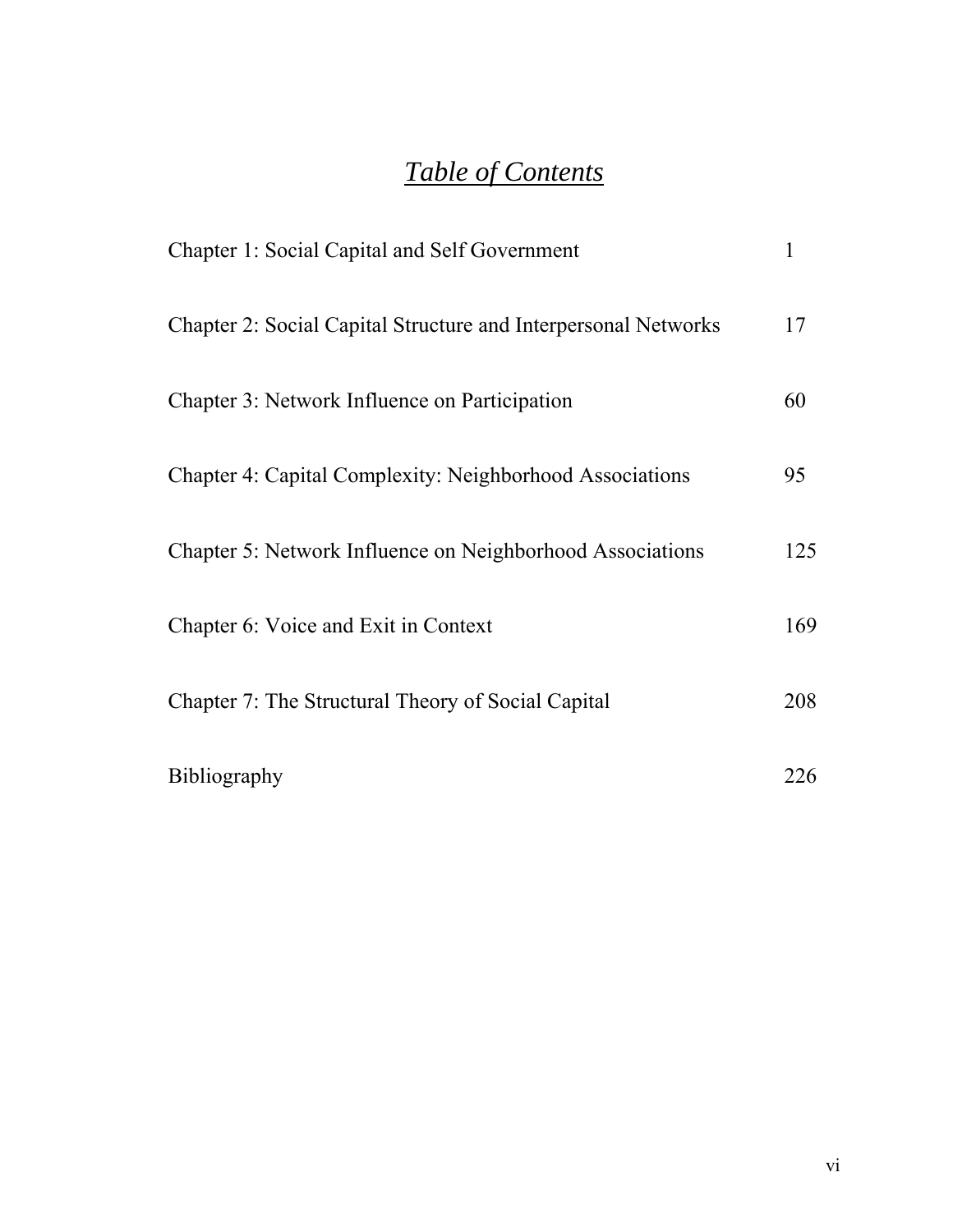# *Table of Contents*

| | |
|---|---|
| Chapter 1: Social Capital and Self Government | 1 |
| Chapter 2: Social Capital Structure and Interpersonal Networks | 17 |
| Chapter 3: Network Influence on Participation | 60 |
| Chapter 4: Capital Complexity: Neighborhood Associations | 95 |
| Chapter 5: Network Influence on Neighborhood Associations | 125 |
| Chapter 6: Voice and Exit in Context | 169 |
| Chapter 7: The Structural Theory of Social Capital | 208 |
| Bibliography | 226 |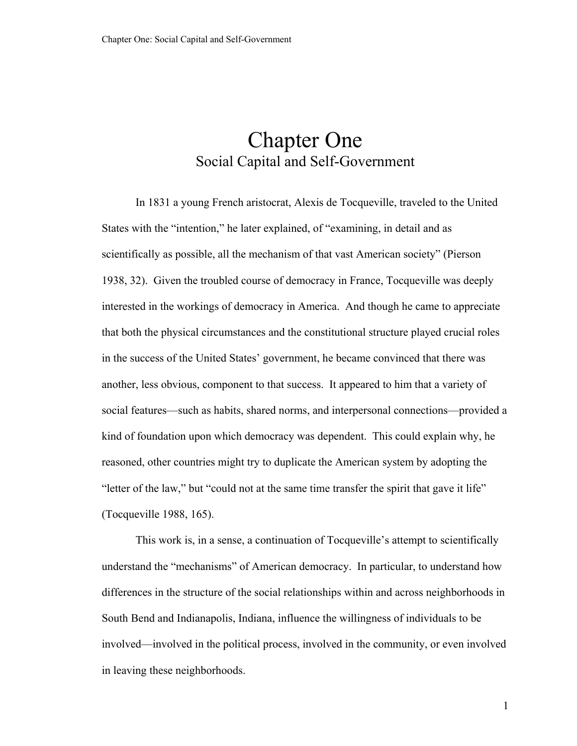# Chapter One
## Social Capital and Self-Government

In 1831 a young French aristocrat, Alexis de Tocqueville, traveled to the United States with the "intention," he later explained, of "examining, in detail and as scientifically as possible, all the mechanism of that vast American society" (Pierson 1938, 32). Given the troubled course of democracy in France, Tocqueville was deeply interested in the workings of democracy in America. And though he came to appreciate that both the physical circumstances and the constitutional structure played crucial roles in the success of the United States' government, he became convinced that there was another, less obvious, component to that success. It appeared to him that a variety of social features—such as habits, shared norms, and interpersonal connections—provided a kind of foundation upon which democracy was dependent. This could explain why, he reasoned, other countries might try to duplicate the American system by adopting the "letter of the law," but "could not at the same time transfer the spirit that gave it life" (Tocqueville 1988, 165).

This work is, in a sense, a continuation of Tocqueville's attempt to scientifically understand the "mechanisms" of American democracy. In particular, to understand how differences in the structure of the social relationships within and across neighborhoods in South Bend and Indianapolis, Indiana, influence the willingness of individuals to be involved—involved in the political process, involved in the community, or even involved in leaving these neighborhoods.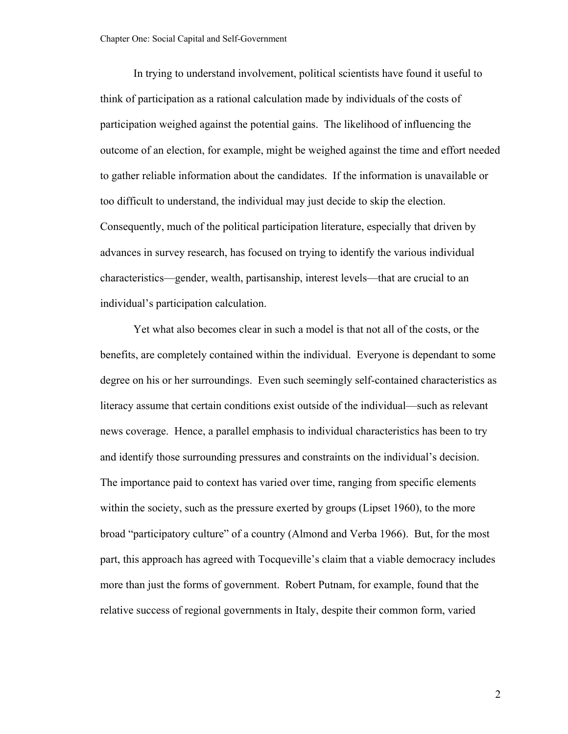In trying to understand involvement, political scientists have found it useful to think of participation as a rational calculation made by individuals of the costs of participation weighed against the potential gains. The likelihood of influencing the outcome of an election, for example, might be weighed against the time and effort needed to gather reliable information about the candidates. If the information is unavailable or too difficult to understand, the individual may just decide to skip the election. Consequently, much of the political participation literature, especially that driven by advances in survey research, has focused on trying to identify the various individual characteristics—gender, wealth, partisanship, interest levels—that are crucial to an individual's participation calculation.

Yet what also becomes clear in such a model is that not all of the costs, or the benefits, are completely contained within the individual. Everyone is dependant to some degree on his or her surroundings. Even such seemingly self-contained characteristics as literacy assume that certain conditions exist outside of the individual—such as relevant news coverage. Hence, a parallel emphasis to individual characteristics has been to try and identify those surrounding pressures and constraints on the individual's decision. The importance paid to context has varied over time, ranging from specific elements within the society, such as the pressure exerted by groups (Lipset 1960), to the more broad "participatory culture" of a country (Almond and Verba 1966). But, for the most part, this approach has agreed with Tocqueville's claim that a viable democracy includes more than just the forms of government. Robert Putnam, for example, found that the relative success of regional governments in Italy, despite their common form, varied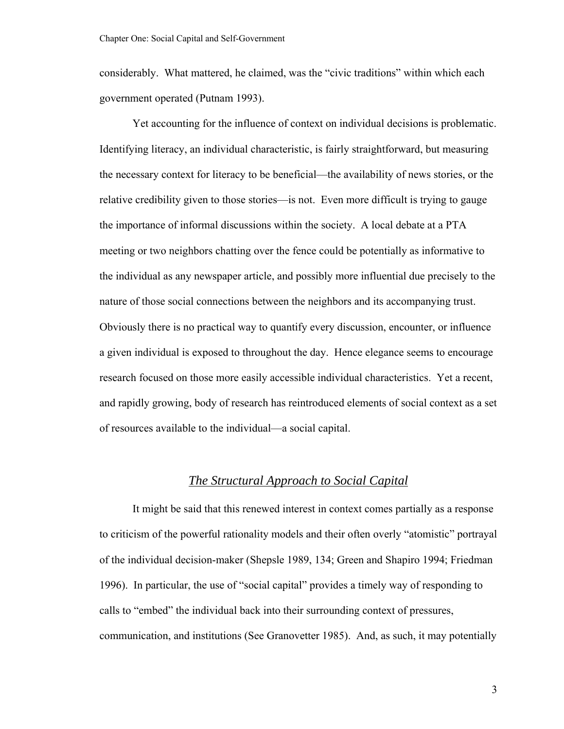considerably. What mattered, he claimed, was the "civic traditions" within which each government operated (Putnam 1993).

Yet accounting for the influence of context on individual decisions is problematic. Identifying literacy, an individual characteristic, is fairly straightforward, but measuring the necessary context for literacy to be beneficial—the availability of news stories, or the relative credibility given to those stories—is not. Even more difficult is trying to gauge the importance of informal discussions within the society. A local debate at a PTA meeting or two neighbors chatting over the fence could be potentially as informative to the individual as any newspaper article, and possibly more influential due precisely to the nature of those social connections between the neighbors and its accompanying trust. Obviously there is no practical way to quantify every discussion, encounter, or influence a given individual is exposed to throughout the day. Hence elegance seems to encourage research focused on those more easily accessible individual characteristics. Yet a recent, and rapidly growing, body of research has reintroduced elements of social context as a set of resources available to the individual—a social capital.

## *The Structural Approach to Social Capital*

It might be said that this renewed interest in context comes partially as a response to criticism of the powerful rationality models and their often overly "atomistic" portrayal of the individual decision-maker (Shepsle 1989, 134; Green and Shapiro 1994; Friedman 1996). In particular, the use of "social capital" provides a timely way of responding to calls to "embed" the individual back into their surrounding context of pressures, communication, and institutions (See Granovetter 1985). And, as such, it may potentially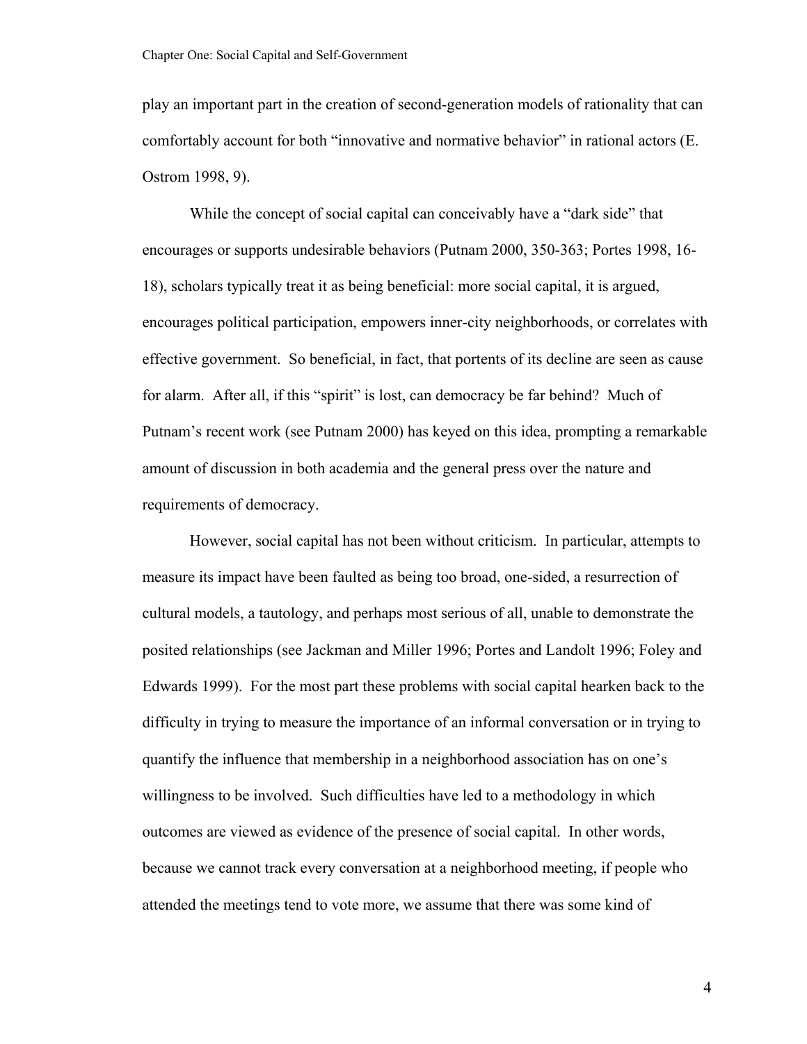play an important part in the creation of second-generation models of rationality that can comfortably account for both "innovative and normative behavior" in rational actors (E. Ostrom 1998, 9).

While the concept of social capital can conceivably have a "dark side" that encourages or supports undesirable behaviors (Putnam 2000, 350-363; Portes 1998, 16-18), scholars typically treat it as being beneficial: more social capital, it is argued, encourages political participation, empowers inner-city neighborhoods, or correlates with effective government. So beneficial, in fact, that portents of its decline are seen as cause for alarm. After all, if this "spirit" is lost, can democracy be far behind? Much of Putnam's recent work (see Putnam 2000) has keyed on this idea, prompting a remarkable amount of discussion in both academia and the general press over the nature and requirements of democracy.

However, social capital has not been without criticism. In particular, attempts to measure its impact have been faulted as being too broad, one-sided, a resurrection of cultural models, a tautology, and perhaps most serious of all, unable to demonstrate the posited relationships (see Jackman and Miller 1996; Portes and Landolt 1996; Foley and Edwards 1999). For the most part these problems with social capital hearken back to the difficulty in trying to measure the importance of an informal conversation or in trying to quantify the influence that membership in a neighborhood association has on one's willingness to be involved. Such difficulties have led to a methodology in which outcomes are viewed as evidence of the presence of social capital. In other words, because we cannot track every conversation at a neighborhood meeting, if people who attended the meetings tend to vote more, we assume that there was some kind of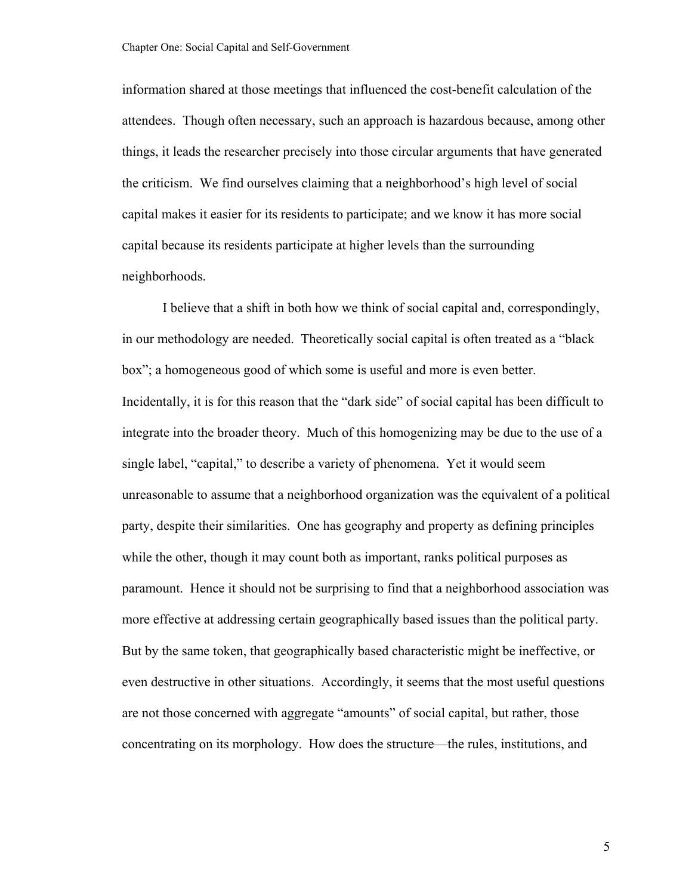information shared at those meetings that influenced the cost-benefit calculation of the attendees. Though often necessary, such an approach is hazardous because, among other things, it leads the researcher precisely into those circular arguments that have generated the criticism. We find ourselves claiming that a neighborhood's high level of social capital makes it easier for its residents to participate; and we know it has more social capital because its residents participate at higher levels than the surrounding neighborhoods.

I believe that a shift in both how we think of social capital and, correspondingly, in our methodology are needed. Theoretically social capital is often treated as a "black box"; a homogeneous good of which some is useful and more is even better. Incidentally, it is for this reason that the "dark side" of social capital has been difficult to integrate into the broader theory. Much of this homogenizing may be due to the use of a single label, "capital," to describe a variety of phenomena. Yet it would seem unreasonable to assume that a neighborhood organization was the equivalent of a political party, despite their similarities. One has geography and property as defining principles while the other, though it may count both as important, ranks political purposes as paramount. Hence it should not be surprising to find that a neighborhood association was more effective at addressing certain geographically based issues than the political party. But by the same token, that geographically based characteristic might be ineffective, or even destructive in other situations. Accordingly, it seems that the most useful questions are not those concerned with aggregate "amounts" of social capital, but rather, those concentrating on its morphology. How does the structure—the rules, institutions, and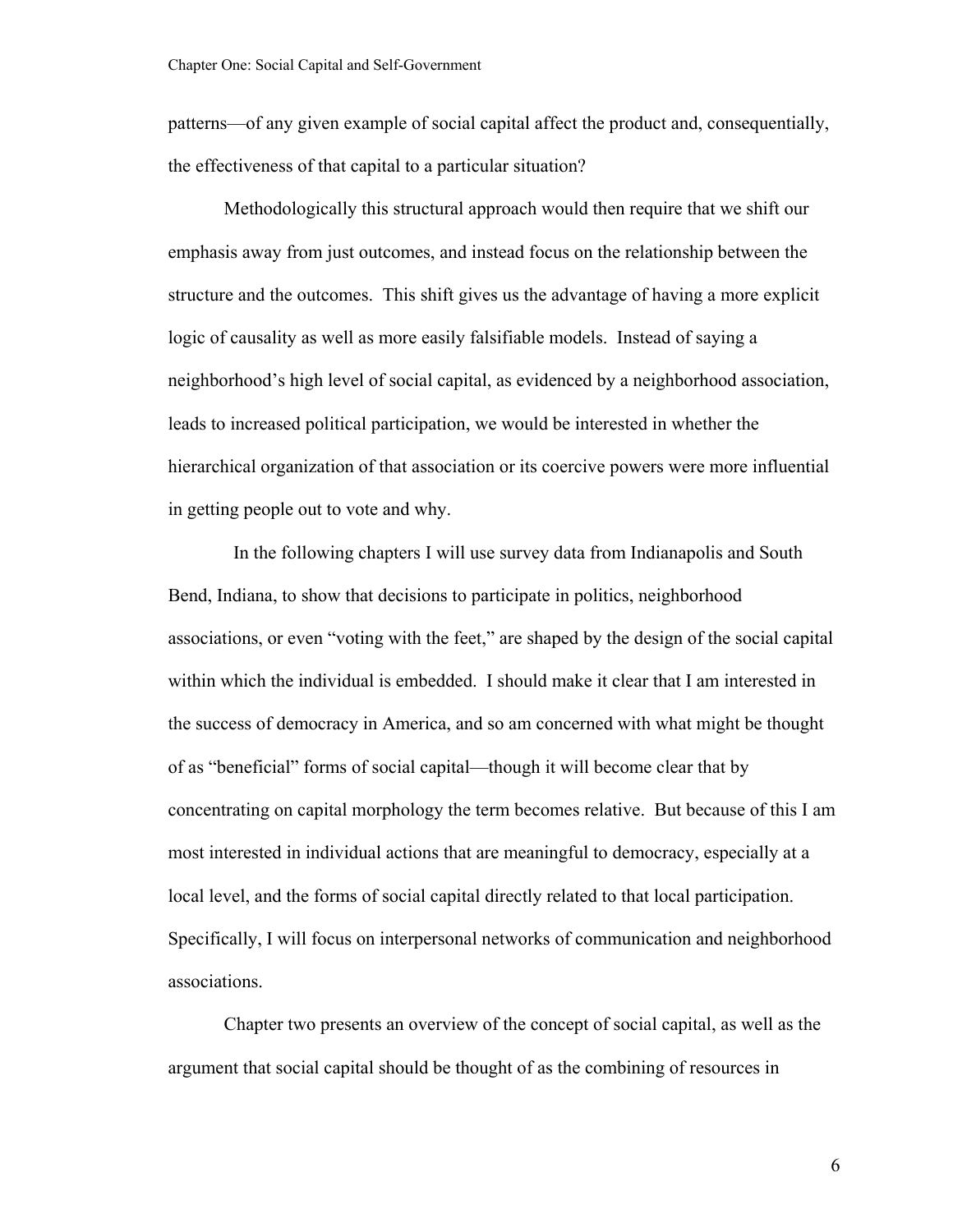patterns—of any given example of social capital affect the product and, consequentially, the effectiveness of that capital to a particular situation?

Methodologically this structural approach would then require that we shift our emphasis away from just outcomes, and instead focus on the relationship between the structure and the outcomes. This shift gives us the advantage of having a more explicit logic of causality as well as more easily falsifiable models. Instead of saying a neighborhood's high level of social capital, as evidenced by a neighborhood association, leads to increased political participation, we would be interested in whether the hierarchical organization of that association or its coercive powers were more influential in getting people out to vote and why.

In the following chapters I will use survey data from Indianapolis and South Bend, Indiana, to show that decisions to participate in politics, neighborhood associations, or even "voting with the feet," are shaped by the design of the social capital within which the individual is embedded. I should make it clear that I am interested in the success of democracy in America, and so am concerned with what might be thought of as "beneficial" forms of social capital—though it will become clear that by concentrating on capital morphology the term becomes relative. But because of this I am most interested in individual actions that are meaningful to democracy, especially at a local level, and the forms of social capital directly related to that local participation. Specifically, I will focus on interpersonal networks of communication and neighborhood associations.

Chapter two presents an overview of the concept of social capital, as well as the argument that social capital should be thought of as the combining of resources in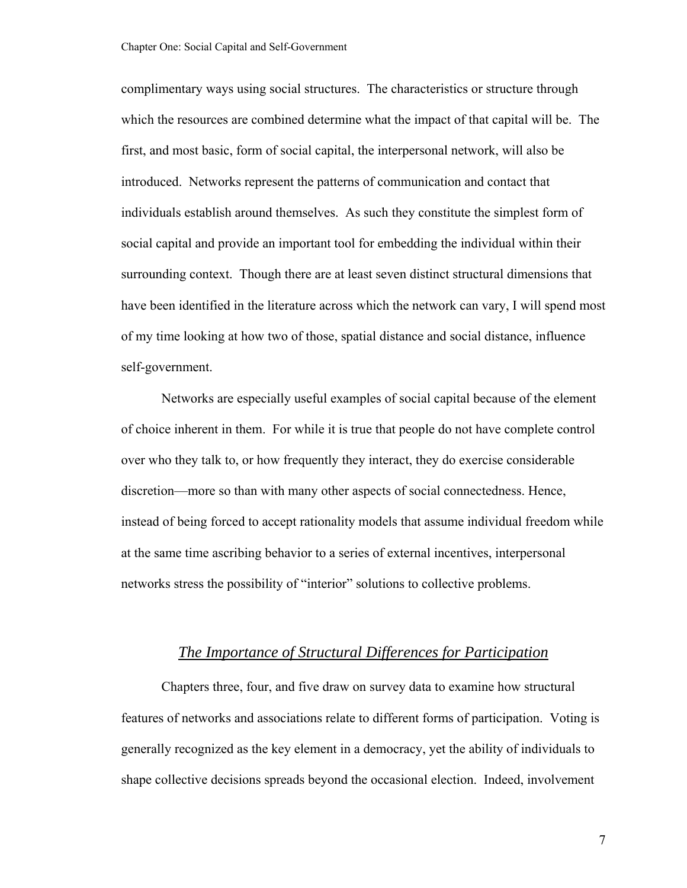complimentary ways using social structures. The characteristics or structure through which the resources are combined determine what the impact of that capital will be. The first, and most basic, form of social capital, the interpersonal network, will also be introduced. Networks represent the patterns of communication and contact that individuals establish around themselves. As such they constitute the simplest form of social capital and provide an important tool for embedding the individual within their surrounding context. Though there are at least seven distinct structural dimensions that have been identified in the literature across which the network can vary, I will spend most of my time looking at how two of those, spatial distance and social distance, influence self-government.

Networks are especially useful examples of social capital because of the element of choice inherent in them. For while it is true that people do not have complete control over who they talk to, or how frequently they interact, they do exercise considerable discretion—more so than with many other aspects of social connectedness. Hence, instead of being forced to accept rationality models that assume individual freedom while at the same time ascribing behavior to a series of external incentives, interpersonal networks stress the possibility of "interior" solutions to collective problems.

## *The Importance of Structural Differences for Participation*

Chapters three, four, and five draw on survey data to examine how structural features of networks and associations relate to different forms of participation. Voting is generally recognized as the key element in a democracy, yet the ability of individuals to shape collective decisions spreads beyond the occasional election. Indeed, involvement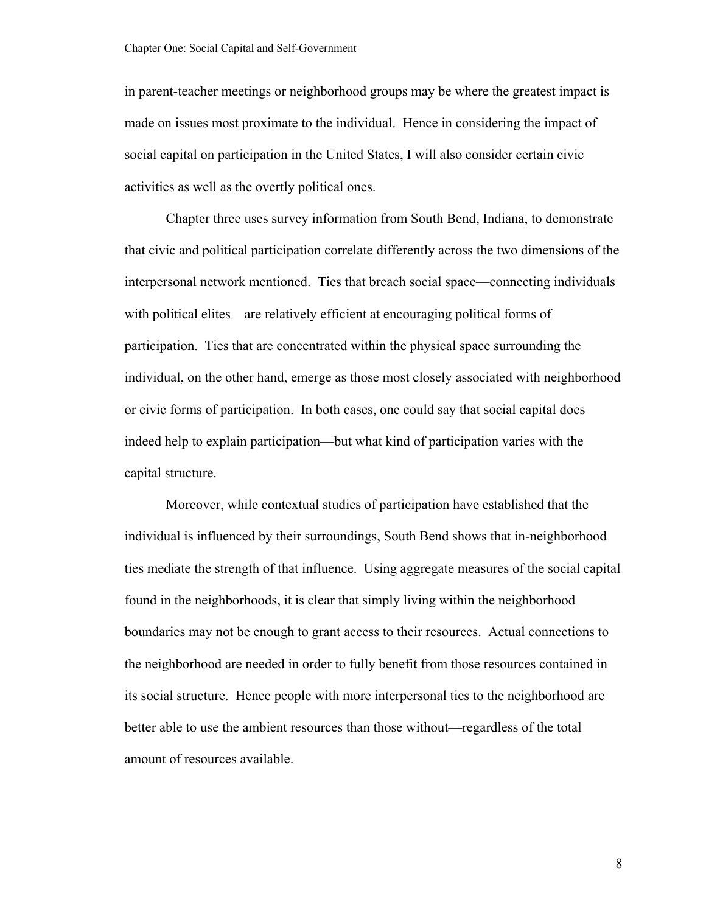in parent-teacher meetings or neighborhood groups may be where the greatest impact is made on issues most proximate to the individual. Hence in considering the impact of social capital on participation in the United States, I will also consider certain civic activities as well as the overtly political ones.

Chapter three uses survey information from South Bend, Indiana, to demonstrate that civic and political participation correlate differently across the two dimensions of the interpersonal network mentioned. Ties that breach social space—connecting individuals with political elites—are relatively efficient at encouraging political forms of participation. Ties that are concentrated within the physical space surrounding the individual, on the other hand, emerge as those most closely associated with neighborhood or civic forms of participation. In both cases, one could say that social capital does indeed help to explain participation—but what kind of participation varies with the capital structure.

Moreover, while contextual studies of participation have established that the individual is influenced by their surroundings, South Bend shows that in-neighborhood ties mediate the strength of that influence. Using aggregate measures of the social capital found in the neighborhoods, it is clear that simply living within the neighborhood boundaries may not be enough to grant access to their resources. Actual connections to the neighborhood are needed in order to fully benefit from those resources contained in its social structure. Hence people with more interpersonal ties to the neighborhood are better able to use the ambient resources than those without—regardless of the total amount of resources available.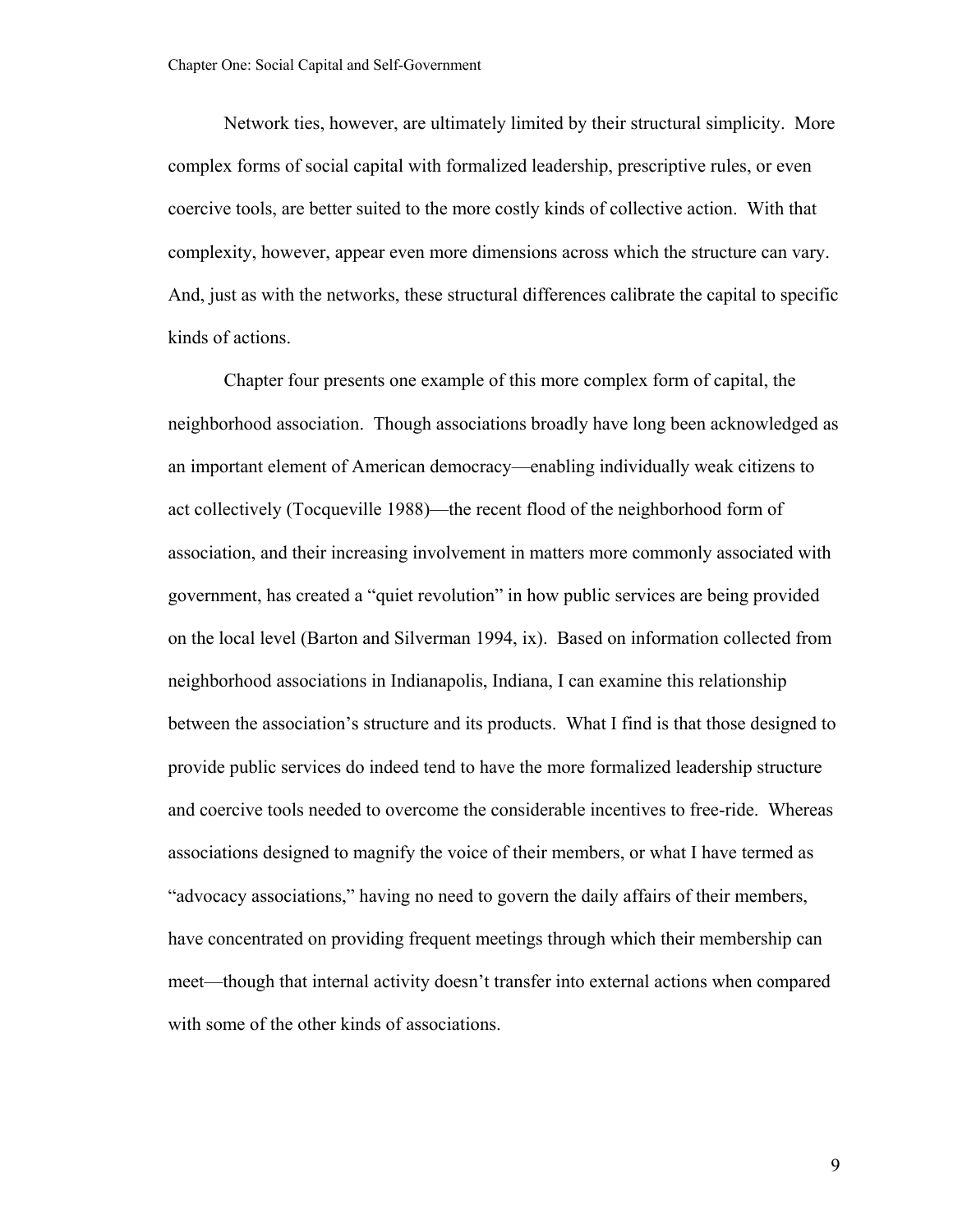Network ties, however, are ultimately limited by their structural simplicity. More complex forms of social capital with formalized leadership, prescriptive rules, or even coercive tools, are better suited to the more costly kinds of collective action. With that complexity, however, appear even more dimensions across which the structure can vary. And, just as with the networks, these structural differences calibrate the capital to specific kinds of actions.

Chapter four presents one example of this more complex form of capital, the neighborhood association. Though associations broadly have long been acknowledged as an important element of American democracy—enabling individually weak citizens to act collectively (Tocqueville 1988)—the recent flood of the neighborhood form of association, and their increasing involvement in matters more commonly associated with government, has created a "quiet revolution" in how public services are being provided on the local level (Barton and Silverman 1994, ix). Based on information collected from neighborhood associations in Indianapolis, Indiana, I can examine this relationship between the association's structure and its products. What I find is that those designed to provide public services do indeed tend to have the more formalized leadership structure and coercive tools needed to overcome the considerable incentives to free-ride. Whereas associations designed to magnify the voice of their members, or what I have termed as "advocacy associations," having no need to govern the daily affairs of their members, have concentrated on providing frequent meetings through which their membership can meet—though that internal activity doesn't transfer into external actions when compared with some of the other kinds of associations.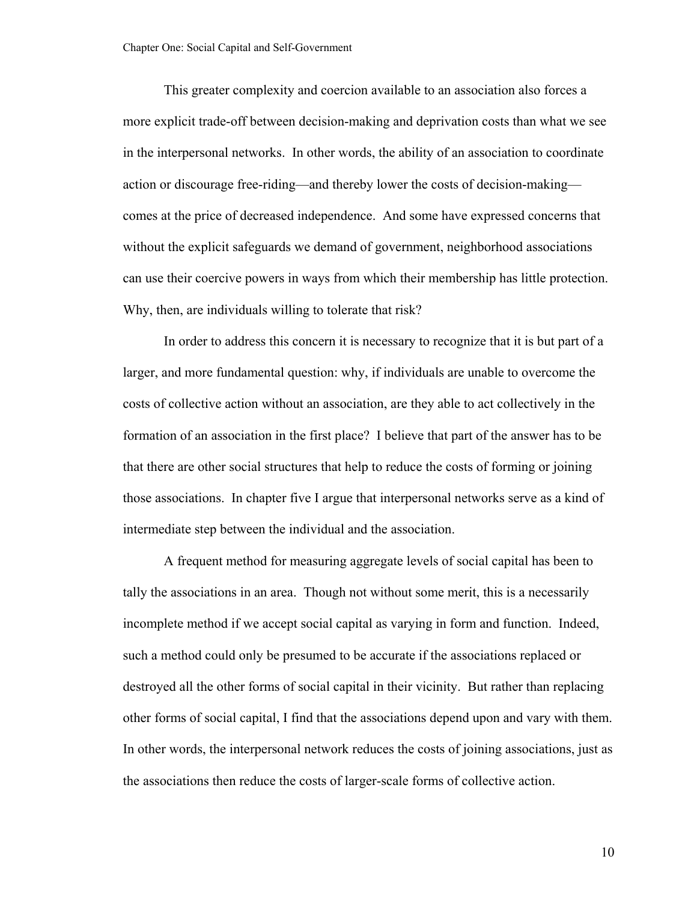This greater complexity and coercion available to an association also forces a more explicit trade-off between decision-making and deprivation costs than what we see in the interpersonal networks. In other words, the ability of an association to coordinate action or discourage free-riding—and thereby lower the costs of decision-making—comes at the price of decreased independence. And some have expressed concerns that without the explicit safeguards we demand of government, neighborhood associations can use their coercive powers in ways from which their membership has little protection. Why, then, are individuals willing to tolerate that risk?

In order to address this concern it is necessary to recognize that it is but part of a larger, and more fundamental question: why, if individuals are unable to overcome the costs of collective action without an association, are they able to act collectively in the formation of an association in the first place? I believe that part of the answer has to be that there are other social structures that help to reduce the costs of forming or joining those associations. In chapter five I argue that interpersonal networks serve as a kind of intermediate step between the individual and the association.

A frequent method for measuring aggregate levels of social capital has been to tally the associations in an area. Though not without some merit, this is a necessarily incomplete method if we accept social capital as varying in form and function. Indeed, such a method could only be presumed to be accurate if the associations replaced or destroyed all the other forms of social capital in their vicinity. But rather than replacing other forms of social capital, I find that the associations depend upon and vary with them. In other words, the interpersonal network reduces the costs of joining associations, just as the associations then reduce the costs of larger-scale forms of collective action.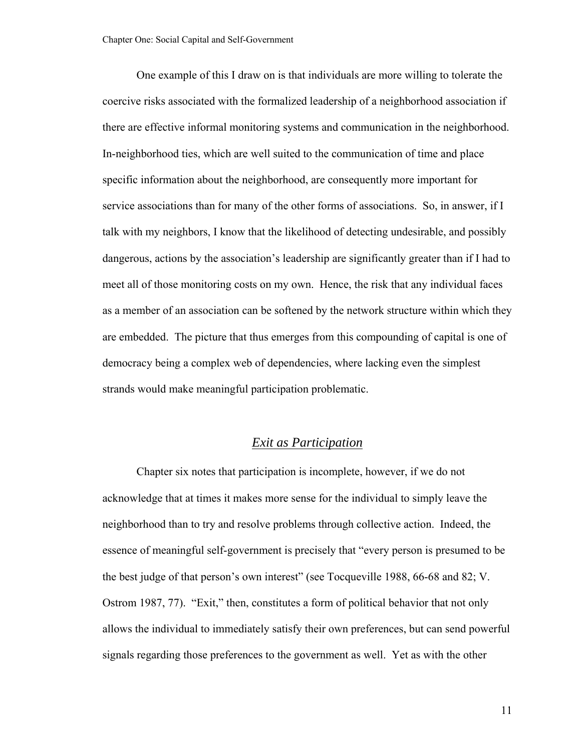One example of this I draw on is that individuals are more willing to tolerate the coercive risks associated with the formalized leadership of a neighborhood association if there are effective informal monitoring systems and communication in the neighborhood. In-neighborhood ties, which are well suited to the communication of time and place specific information about the neighborhood, are consequently more important for service associations than for many of the other forms of associations. So, in answer, if I talk with my neighbors, I know that the likelihood of detecting undesirable, and possibly dangerous, actions by the association's leadership are significantly greater than if I had to meet all of those monitoring costs on my own. Hence, the risk that any individual faces as a member of an association can be softened by the network structure within which they are embedded. The picture that thus emerges from this compounding of capital is one of democracy being a complex web of dependencies, where lacking even the simplest strands would make meaningful participation problematic.

## *Exit as Participation*

Chapter six notes that participation is incomplete, however, if we do not acknowledge that at times it makes more sense for the individual to simply leave the neighborhood than to try and resolve problems through collective action. Indeed, the essence of meaningful self-government is precisely that "every person is presumed to be the best judge of that person's own interest" (see Tocqueville 1988, 66-68 and 82; V. Ostrom 1987, 77). "Exit," then, constitutes a form of political behavior that not only allows the individual to immediately satisfy their own preferences, but can send powerful signals regarding those preferences to the government as well. Yet as with the other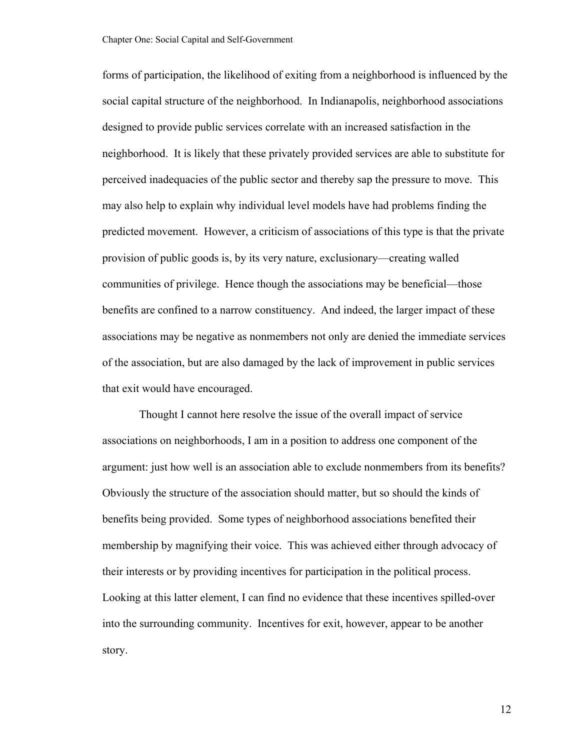forms of participation, the likelihood of exiting from a neighborhood is influenced by the social capital structure of the neighborhood. In Indianapolis, neighborhood associations designed to provide public services correlate with an increased satisfaction in the neighborhood. It is likely that these privately provided services are able to substitute for perceived inadequacies of the public sector and thereby sap the pressure to move. This may also help to explain why individual level models have had problems finding the predicted movement. However, a criticism of associations of this type is that the private provision of public goods is, by its very nature, exclusionary—creating walled communities of privilege. Hence though the associations may be beneficial—those benefits are confined to a narrow constituency. And indeed, the larger impact of these associations may be negative as nonmembers not only are denied the immediate services of the association, but are also damaged by the lack of improvement in public services that exit would have encouraged.

Thought I cannot here resolve the issue of the overall impact of service associations on neighborhoods, I am in a position to address one component of the argument: just how well is an association able to exclude nonmembers from its benefits? Obviously the structure of the association should matter, but so should the kinds of benefits being provided. Some types of neighborhood associations benefited their membership by magnifying their voice. This was achieved either through advocacy of their interests or by providing incentives for participation in the political process. Looking at this latter element, I can find no evidence that these incentives spilled-over into the surrounding community. Incentives for exit, however, appear to be another story.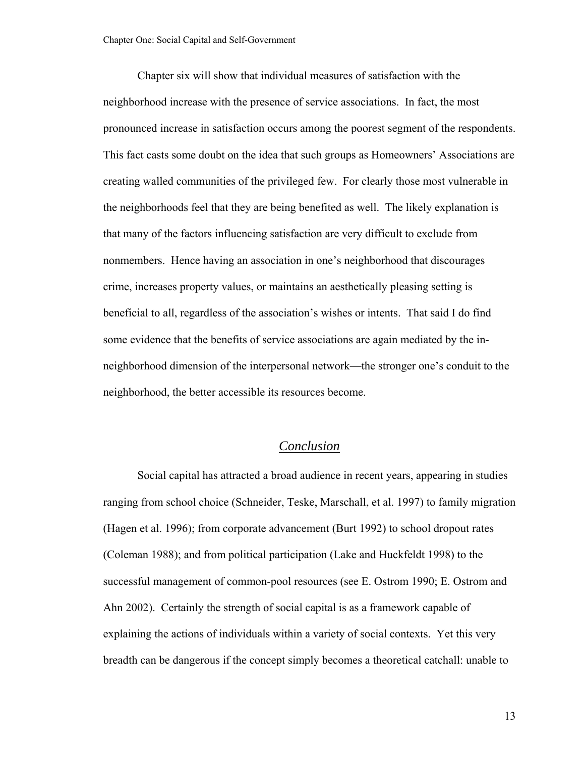Chapter six will show that individual measures of satisfaction with the neighborhood increase with the presence of service associations. In fact, the most pronounced increase in satisfaction occurs among the poorest segment of the respondents. This fact casts some doubt on the idea that such groups as Homeowners' Associations are creating walled communities of the privileged few. For clearly those most vulnerable in the neighborhoods feel that they are being benefited as well. The likely explanation is that many of the factors influencing satisfaction are very difficult to exclude from nonmembers. Hence having an association in one's neighborhood that discourages crime, increases property values, or maintains an aesthetically pleasing setting is beneficial to all, regardless of the association's wishes or intents. That said I do find some evidence that the benefits of service associations are again mediated by the in-neighborhood dimension of the interpersonal network—the stronger one's conduit to the neighborhood, the better accessible its resources become.

## *Conclusion*

Social capital has attracted a broad audience in recent years, appearing in studies ranging from school choice (Schneider, Teske, Marschall, et al. 1997) to family migration (Hagen et al. 1996); from corporate advancement (Burt 1992) to school dropout rates (Coleman 1988); and from political participation (Lake and Huckfeldt 1998) to the successful management of common-pool resources (see E. Ostrom 1990; E. Ostrom and Ahn 2002). Certainly the strength of social capital is as a framework capable of explaining the actions of individuals within a variety of social contexts. Yet this very breadth can be dangerous if the concept simply becomes a theoretical catchall: unable to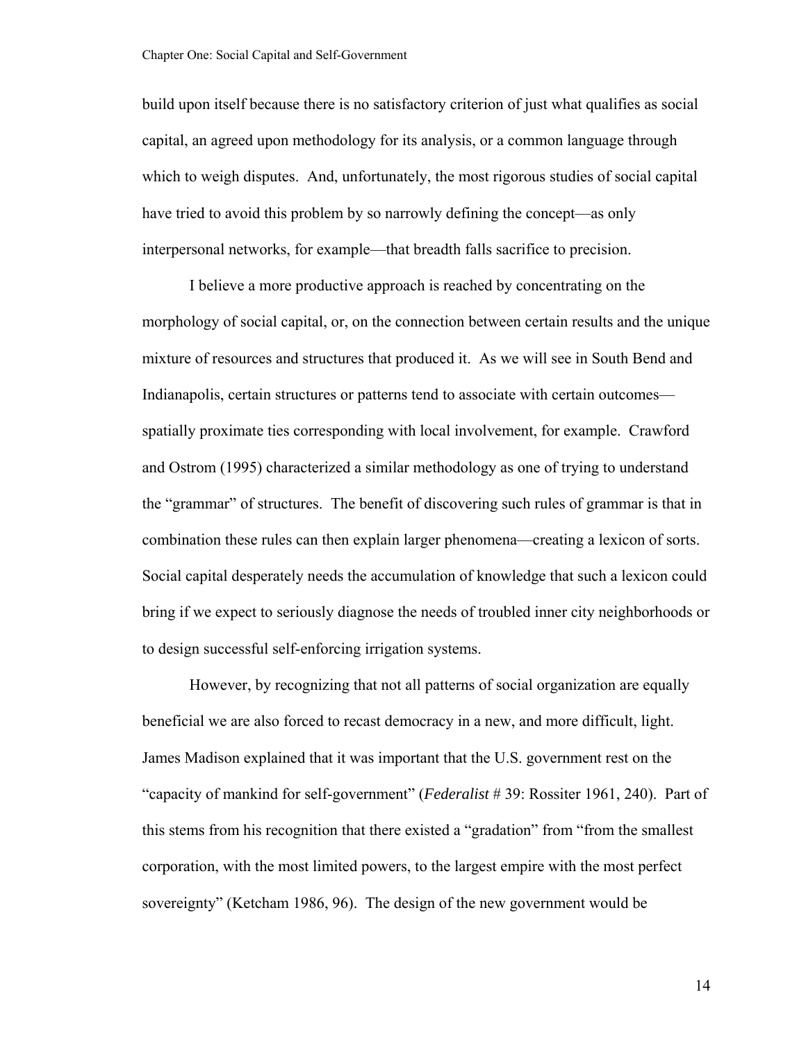build upon itself because there is no satisfactory criterion of just what qualifies as social capital, an agreed upon methodology for its analysis, or a common language through which to weigh disputes. And, unfortunately, the most rigorous studies of social capital have tried to avoid this problem by so narrowly defining the concept—as only interpersonal networks, for example—that breadth falls sacrifice to precision.

I believe a more productive approach is reached by concentrating on the morphology of social capital, or, on the connection between certain results and the unique mixture of resources and structures that produced it. As we will see in South Bend and Indianapolis, certain structures or patterns tend to associate with certain outcomes—spatially proximate ties corresponding with local involvement, for example. Crawford and Ostrom (1995) characterized a similar methodology as one of trying to understand the "grammar" of structures. The benefit of discovering such rules of grammar is that in combination these rules can then explain larger phenomena—creating a lexicon of sorts. Social capital desperately needs the accumulation of knowledge that such a lexicon could bring if we expect to seriously diagnose the needs of troubled inner city neighborhoods or to design successful self-enforcing irrigation systems.

However, by recognizing that not all patterns of social organization are equally beneficial we are also forced to recast democracy in a new, and more difficult, light. James Madison explained that it was important that the U.S. government rest on the "capacity of mankind for self-government" (*Federalist* # 39: Rossiter 1961, 240). Part of this stems from his recognition that there existed a "gradation" from "from the smallest corporation, with the most limited powers, to the largest empire with the most perfect sovereignty" (Ketcham 1986, 96). The design of the new government would be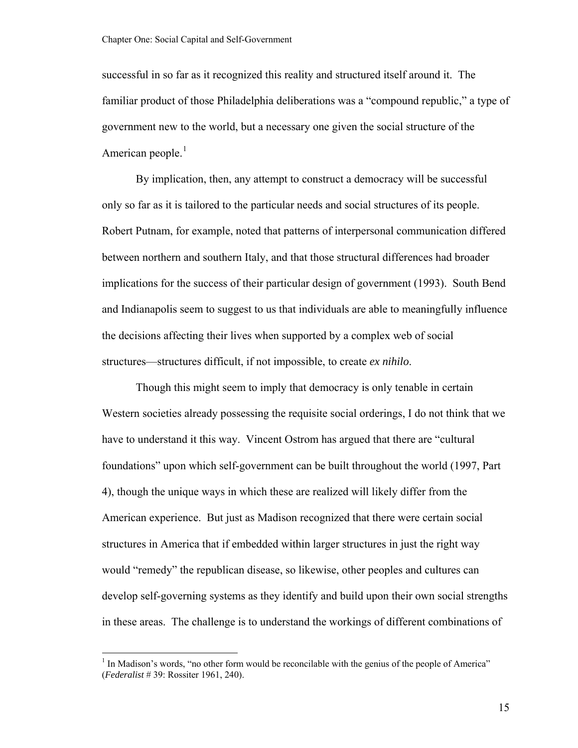successful in so far as it recognized this reality and structured itself around it. The familiar product of those Philadelphia deliberations was a "compound republic," a type of government new to the world, but a necessary one given the social structure of the American people.[1]

By implication, then, any attempt to construct a democracy will be successful only so far as it is tailored to the particular needs and social structures of its people. Robert Putnam, for example, noted that patterns of interpersonal communication differed between northern and southern Italy, and that those structural differences had broader implications for the success of their particular design of government (1993). South Bend and Indianapolis seem to suggest to us that individuals are able to meaningfully influence the decisions affecting their lives when supported by a complex web of social structures—structures difficult, if not impossible, to create *ex nihilo*.

Though this might seem to imply that democracy is only tenable in certain Western societies already possessing the requisite social orderings, I do not think that we have to understand it this way. Vincent Ostrom has argued that there are "cultural foundations" upon which self-government can be built throughout the world (1997, Part 4), though the unique ways in which these are realized will likely differ from the American experience. But just as Madison recognized that there were certain social structures in America that if embedded within larger structures in just the right way would "remedy" the republican disease, so likewise, other peoples and cultures can develop self-governing systems as they identify and build upon their own social strengths in these areas. The challenge is to understand the workings of different combinations of

[1] In Madison's words, "no other form would be reconcilable with the genius of the people of America" (*Federalist* # 39: Rossiter 1961, 240).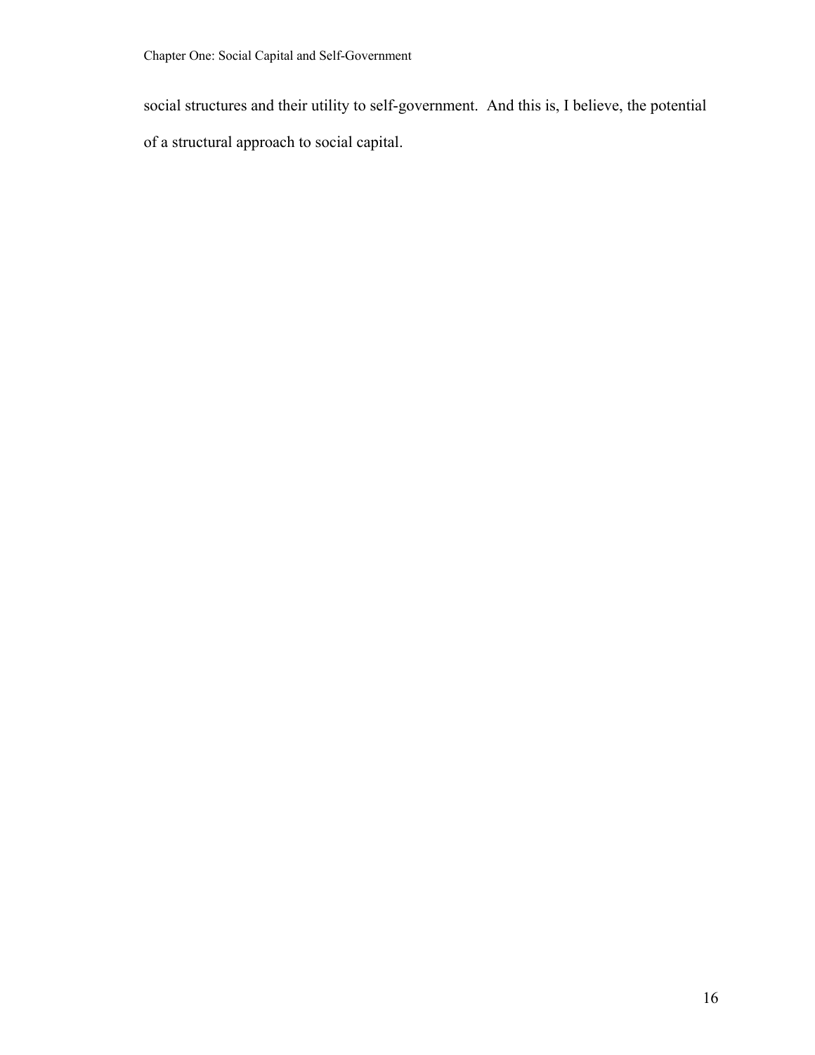social structures and their utility to self-government.  And this is, I believe, the potential of a structural approach to social capital.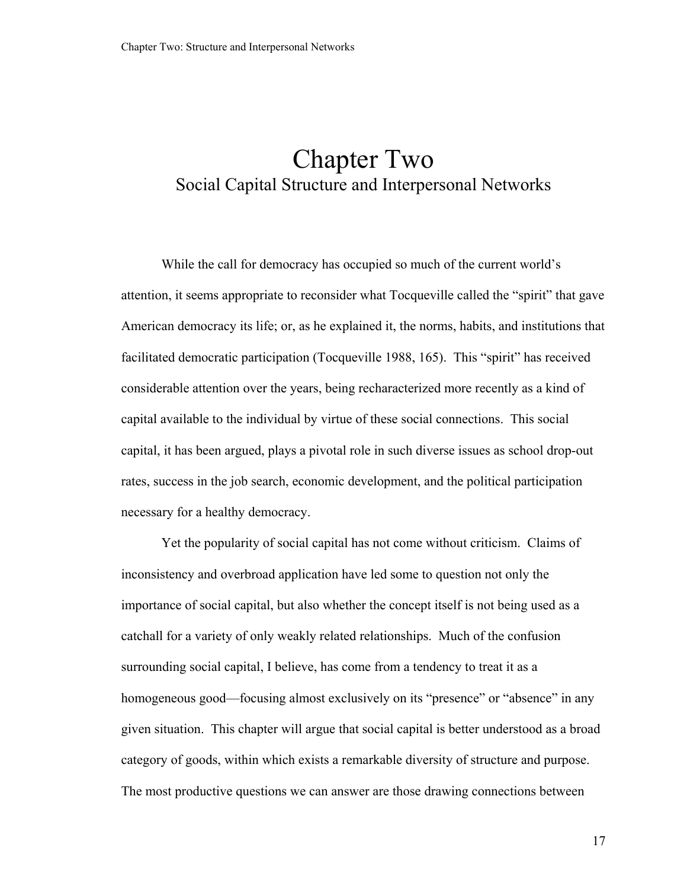# Chapter Two
## Social Capital Structure and Interpersonal Networks

While the call for democracy has occupied so much of the current world's attention, it seems appropriate to reconsider what Tocqueville called the "spirit" that gave American democracy its life; or, as he explained it, the norms, habits, and institutions that facilitated democratic participation (Tocqueville 1988, 165). This "spirit" has received considerable attention over the years, being recharacterized more recently as a kind of capital available to the individual by virtue of these social connections. This social capital, it has been argued, plays a pivotal role in such diverse issues as school drop-out rates, success in the job search, economic development, and the political participation necessary for a healthy democracy.

Yet the popularity of social capital has not come without criticism. Claims of inconsistency and overbroad application have led some to question not only the importance of social capital, but also whether the concept itself is not being used as a catchall for a variety of only weakly related relationships. Much of the confusion surrounding social capital, I believe, has come from a tendency to treat it as a homogeneous good—focusing almost exclusively on its "presence" or "absence" in any given situation. This chapter will argue that social capital is better understood as a broad category of goods, within which exists a remarkable diversity of structure and purpose. The most productive questions we can answer are those drawing connections between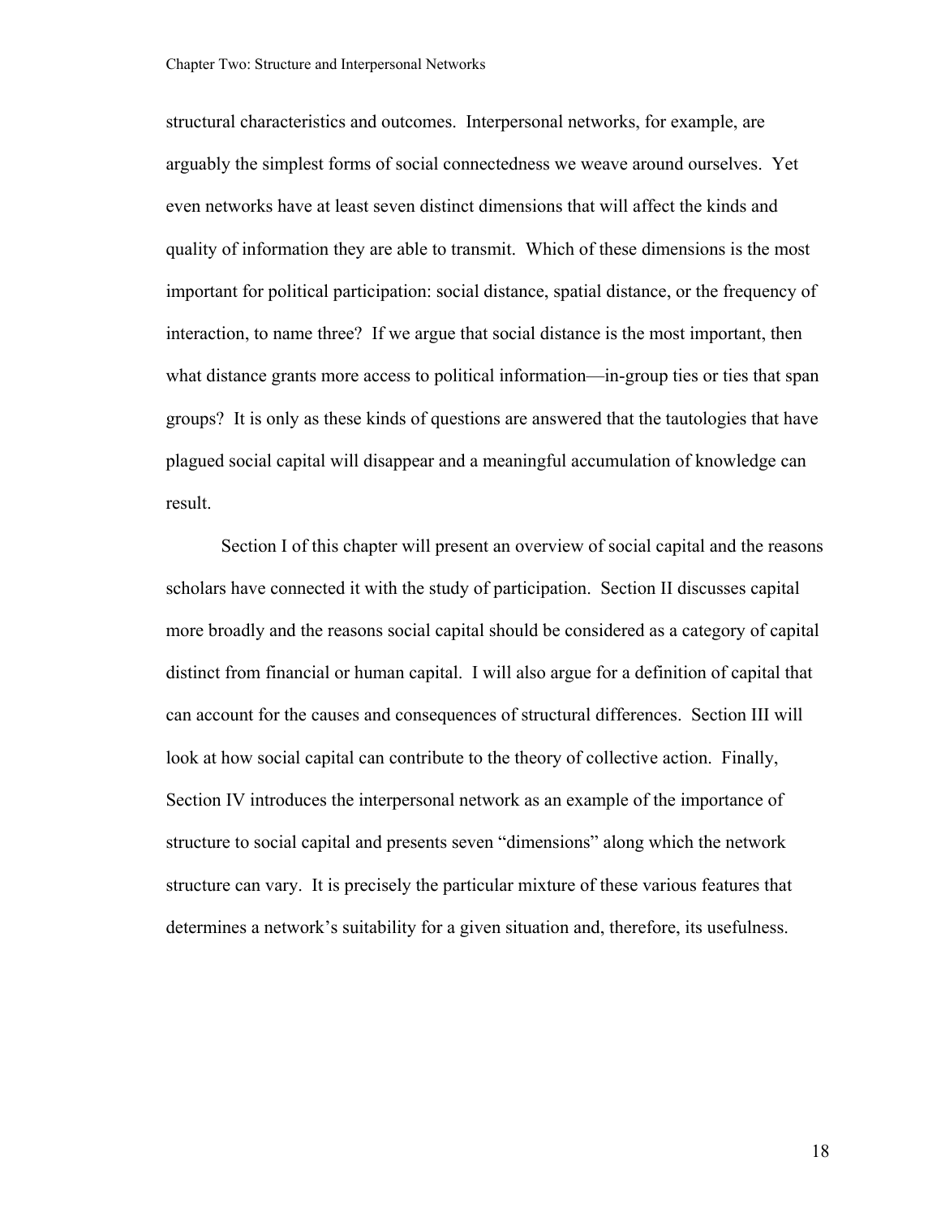structural characteristics and outcomes. Interpersonal networks, for example, are arguably the simplest forms of social connectedness we weave around ourselves. Yet even networks have at least seven distinct dimensions that will affect the kinds and quality of information they are able to transmit. Which of these dimensions is the most important for political participation: social distance, spatial distance, or the frequency of interaction, to name three? If we argue that social distance is the most important, then what distance grants more access to political information—in-group ties or ties that span groups? It is only as these kinds of questions are answered that the tautologies that have plagued social capital will disappear and a meaningful accumulation of knowledge can result.

Section I of this chapter will present an overview of social capital and the reasons scholars have connected it with the study of participation. Section II discusses capital more broadly and the reasons social capital should be considered as a category of capital distinct from financial or human capital. I will also argue for a definition of capital that can account for the causes and consequences of structural differences. Section III will look at how social capital can contribute to the theory of collective action. Finally, Section IV introduces the interpersonal network as an example of the importance of structure to social capital and presents seven "dimensions" along which the network structure can vary. It is precisely the particular mixture of these various features that determines a network's suitability for a given situation and, therefore, its usefulness.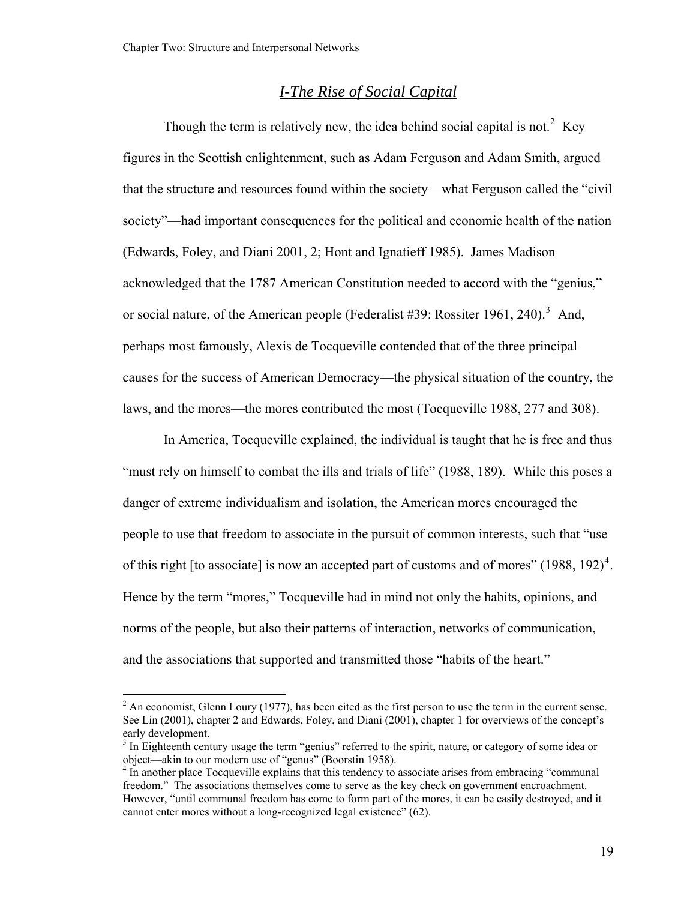## *I-The Rise of Social Capital*

Though the term is relatively new, the idea behind social capital is not.[2] Key figures in the Scottish enlightenment, such as Adam Ferguson and Adam Smith, argued that the structure and resources found within the society—what Ferguson called the "civil society"—had important consequences for the political and economic health of the nation (Edwards, Foley, and Diani 2001, 2; Hont and Ignatieff 1985). James Madison acknowledged that the 1787 American Constitution needed to accord with the "genius," or social nature, of the American people (Federalist #39: Rossiter 1961, 240).[3] And, perhaps most famously, Alexis de Tocqueville contended that of the three principal causes for the success of American Democracy—the physical situation of the country, the laws, and the mores—the mores contributed the most (Tocqueville 1988, 277 and 308).

In America, Tocqueville explained, the individual is taught that he is free and thus "must rely on himself to combat the ills and trials of life" (1988, 189). While this poses a danger of extreme individualism and isolation, the American mores encouraged the people to use that freedom to associate in the pursuit of common interests, such that "use of this right [to associate] is now an accepted part of customs and of mores" (1988, 192)[4]. Hence by the term "mores," Tocqueville had in mind not only the habits, opinions, and norms of the people, but also their patterns of interaction, networks of communication, and the associations that supported and transmitted those "habits of the heart."

---

[2] An economist, Glenn Loury (1977), has been cited as the first person to use the term in the current sense. See Lin (2001), chapter 2 and Edwards, Foley, and Diani (2001), chapter 1 for overviews of the concept's early development.

[3] In Eighteenth century usage the term "genius" referred to the spirit, nature, or category of some idea or object—akin to our modern use of "genus" (Boorstin 1958).

[4] In another place Tocqueville explains that this tendency to associate arises from embracing "communal freedom." The associations themselves come to serve as the key check on government encroachment. However, "until communal freedom has come to form part of the mores, it can be easily destroyed, and it cannot enter mores without a long-recognized legal existence" (62).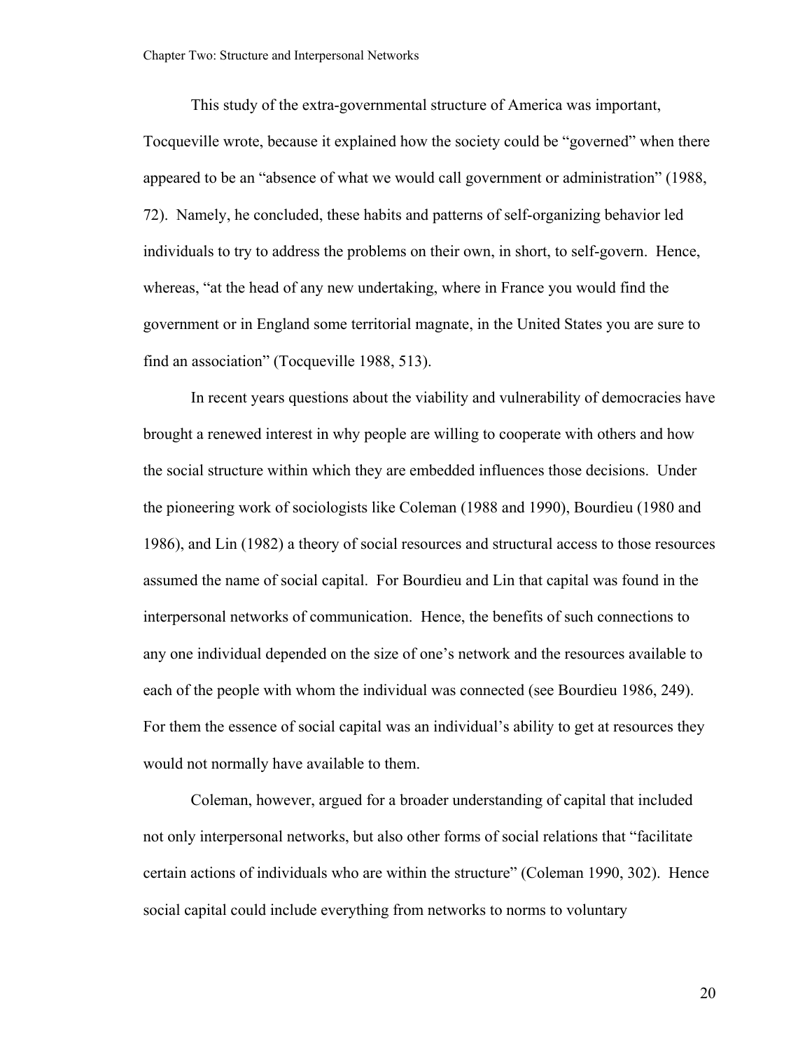This study of the extra-governmental structure of America was important, Tocqueville wrote, because it explained how the society could be "governed" when there appeared to be an "absence of what we would call government or administration" (1988, 72). Namely, he concluded, these habits and patterns of self-organizing behavior led individuals to try to address the problems on their own, in short, to self-govern. Hence, whereas, "at the head of any new undertaking, where in France you would find the government or in England some territorial magnate, in the United States you are sure to find an association" (Tocqueville 1988, 513).

In recent years questions about the viability and vulnerability of democracies have brought a renewed interest in why people are willing to cooperate with others and how the social structure within which they are embedded influences those decisions. Under the pioneering work of sociologists like Coleman (1988 and 1990), Bourdieu (1980 and 1986), and Lin (1982) a theory of social resources and structural access to those resources assumed the name of social capital. For Bourdieu and Lin that capital was found in the interpersonal networks of communication. Hence, the benefits of such connections to any one individual depended on the size of one's network and the resources available to each of the people with whom the individual was connected (see Bourdieu 1986, 249). For them the essence of social capital was an individual's ability to get at resources they would not normally have available to them.

Coleman, however, argued for a broader understanding of capital that included not only interpersonal networks, but also other forms of social relations that "facilitate certain actions of individuals who are within the structure" (Coleman 1990, 302). Hence social capital could include everything from networks to norms to voluntary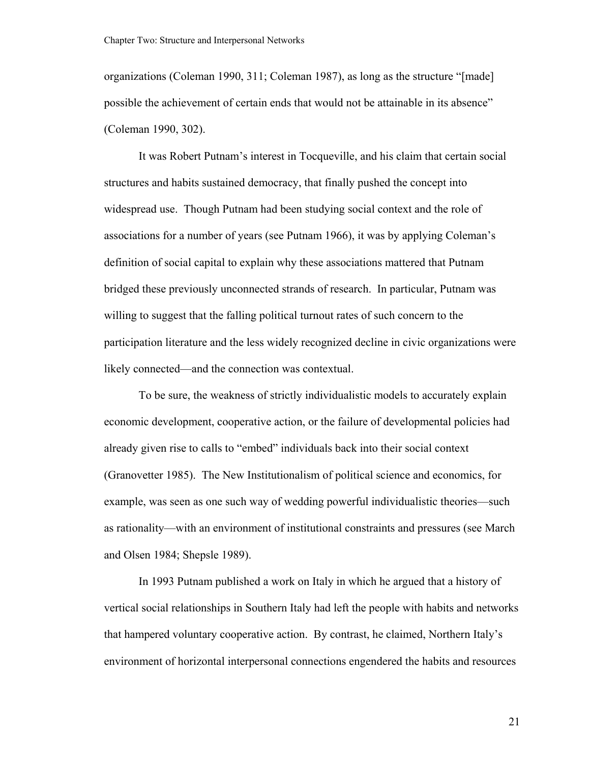organizations (Coleman 1990, 311; Coleman 1987), as long as the structure "[made] possible the achievement of certain ends that would not be attainable in its absence" (Coleman 1990, 302).

It was Robert Putnam's interest in Tocqueville, and his claim that certain social structures and habits sustained democracy, that finally pushed the concept into widespread use. Though Putnam had been studying social context and the role of associations for a number of years (see Putnam 1966), it was by applying Coleman's definition of social capital to explain why these associations mattered that Putnam bridged these previously unconnected strands of research. In particular, Putnam was willing to suggest that the falling political turnout rates of such concern to the participation literature and the less widely recognized decline in civic organizations were likely connected—and the connection was contextual.

To be sure, the weakness of strictly individualistic models to accurately explain economic development, cooperative action, or the failure of developmental policies had already given rise to calls to "embed" individuals back into their social context (Granovetter 1985). The New Institutionalism of political science and economics, for example, was seen as one such way of wedding powerful individualistic theories—such as rationality—with an environment of institutional constraints and pressures (see March and Olsen 1984; Shepsle 1989).

In 1993 Putnam published a work on Italy in which he argued that a history of vertical social relationships in Southern Italy had left the people with habits and networks that hampered voluntary cooperative action. By contrast, he claimed, Northern Italy's environment of horizontal interpersonal connections engendered the habits and resources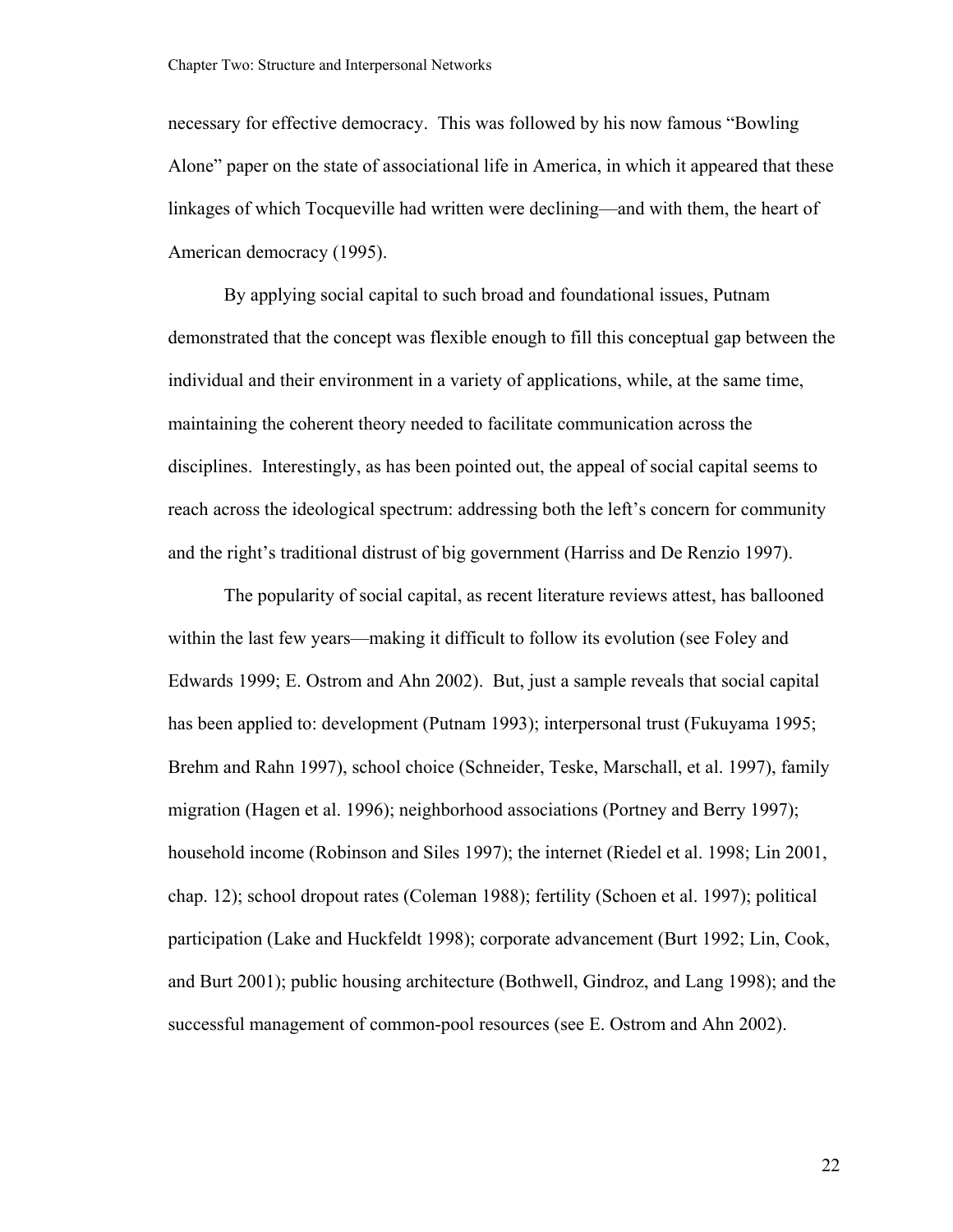necessary for effective democracy. This was followed by his now famous "Bowling Alone" paper on the state of associational life in America, in which it appeared that these linkages of which Tocqueville had written were declining—and with them, the heart of American democracy (1995).

By applying social capital to such broad and foundational issues, Putnam demonstrated that the concept was flexible enough to fill this conceptual gap between the individual and their environment in a variety of applications, while, at the same time, maintaining the coherent theory needed to facilitate communication across the disciplines. Interestingly, as has been pointed out, the appeal of social capital seems to reach across the ideological spectrum: addressing both the left's concern for community and the right's traditional distrust of big government (Harriss and De Renzio 1997).

The popularity of social capital, as recent literature reviews attest, has ballooned within the last few years—making it difficult to follow its evolution (see Foley and Edwards 1999; E. Ostrom and Ahn 2002). But, just a sample reveals that social capital has been applied to: development (Putnam 1993); interpersonal trust (Fukuyama 1995; Brehm and Rahn 1997), school choice (Schneider, Teske, Marschall, et al. 1997), family migration (Hagen et al. 1996); neighborhood associations (Portney and Berry 1997); household income (Robinson and Siles 1997); the internet (Riedel et al. 1998; Lin 2001, chap. 12); school dropout rates (Coleman 1988); fertility (Schoen et al. 1997); political participation (Lake and Huckfeldt 1998); corporate advancement (Burt 1992; Lin, Cook, and Burt 2001); public housing architecture (Bothwell, Gindroz, and Lang 1998); and the successful management of common-pool resources (see E. Ostrom and Ahn 2002).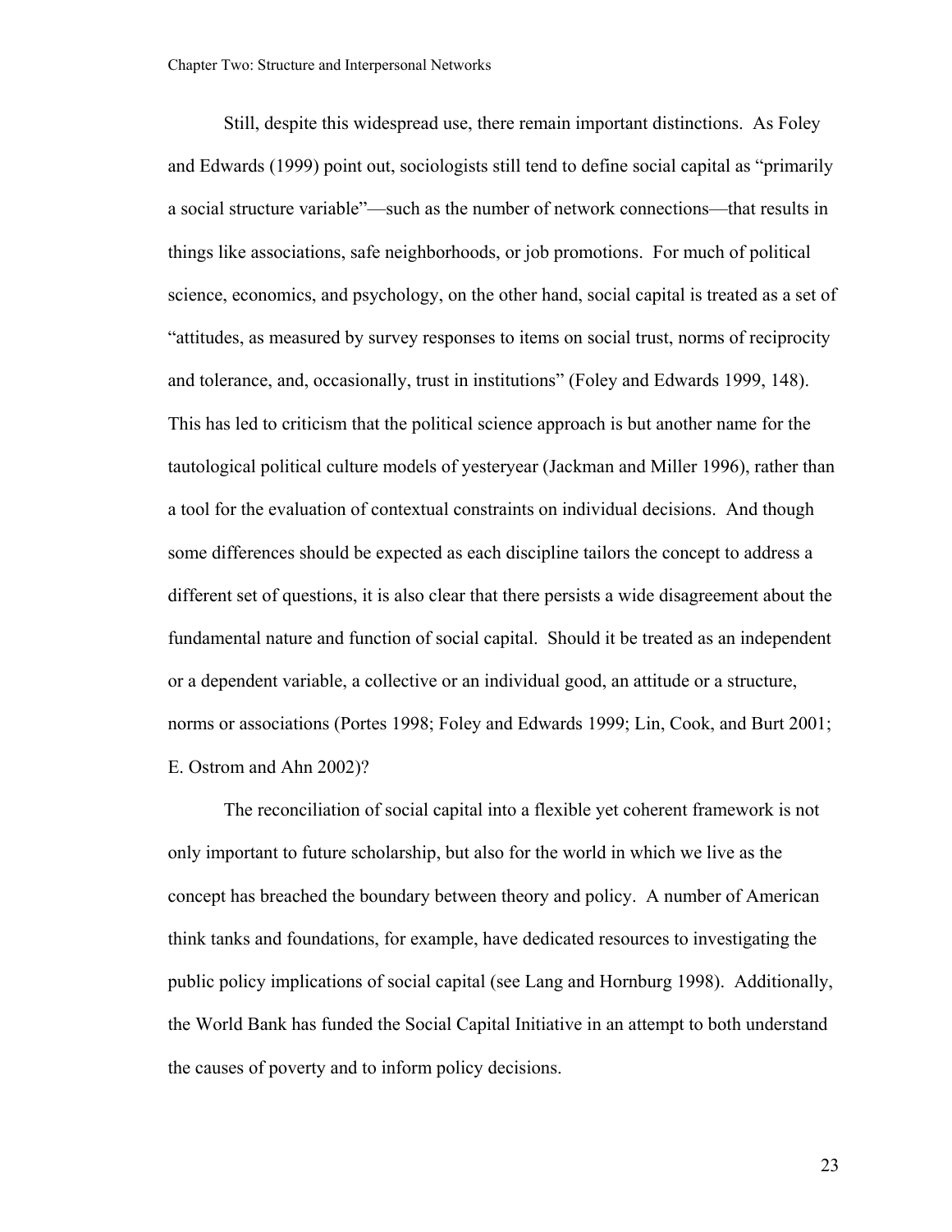Still, despite this widespread use, there remain important distinctions. As Foley and Edwards (1999) point out, sociologists still tend to define social capital as "primarily a social structure variable"—such as the number of network connections—that results in things like associations, safe neighborhoods, or job promotions. For much of political science, economics, and psychology, on the other hand, social capital is treated as a set of "attitudes, as measured by survey responses to items on social trust, norms of reciprocity and tolerance, and, occasionally, trust in institutions" (Foley and Edwards 1999, 148). This has led to criticism that the political science approach is but another name for the tautological political culture models of yesteryear (Jackman and Miller 1996), rather than a tool for the evaluation of contextual constraints on individual decisions. And though some differences should be expected as each discipline tailors the concept to address a different set of questions, it is also clear that there persists a wide disagreement about the fundamental nature and function of social capital. Should it be treated as an independent or a dependent variable, a collective or an individual good, an attitude or a structure, norms or associations (Portes 1998; Foley and Edwards 1999; Lin, Cook, and Burt 2001; E. Ostrom and Ahn 2002)?

The reconciliation of social capital into a flexible yet coherent framework is not only important to future scholarship, but also for the world in which we live as the concept has breached the boundary between theory and policy. A number of American think tanks and foundations, for example, have dedicated resources to investigating the public policy implications of social capital (see Lang and Hornburg 1998). Additionally, the World Bank has funded the Social Capital Initiative in an attempt to both understand the causes of poverty and to inform policy decisions.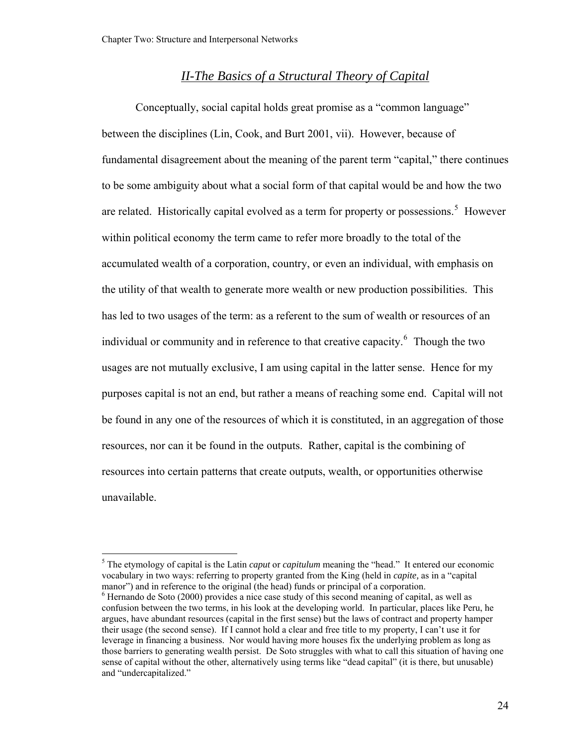## *II-The Basics of a Structural Theory of Capital*

Conceptually, social capital holds great promise as a "common language" between the disciplines (Lin, Cook, and Burt 2001, vii). However, because of fundamental disagreement about the meaning of the parent term "capital," there continues to be some ambiguity about what a social form of that capital would be and how the two are related. Historically capital evolved as a term for property or possessions.[5] However within political economy the term came to refer more broadly to the total of the accumulated wealth of a corporation, country, or even an individual, with emphasis on the utility of that wealth to generate more wealth or new production possibilities. This has led to two usages of the term: as a referent to the sum of wealth or resources of an individual or community and in reference to that creative capacity.[6] Though the two usages are not mutually exclusive, I am using capital in the latter sense. Hence for my purposes capital is not an end, but rather a means of reaching some end. Capital will not be found in any one of the resources of which it is constituted, in an aggregation of those resources, nor can it be found in the outputs. Rather, capital is the combining of resources into certain patterns that create outputs, wealth, or opportunities otherwise unavailable.

---

[5] The etymology of capital is the Latin *caput* or *capitulum* meaning the "head." It entered our economic vocabulary in two ways: referring to property granted from the King (held in *capite*, as in a "capital manor") and in reference to the original (the head) funds or principal of a corporation.

[6] Hernando de Soto (2000) provides a nice case study of this second meaning of capital, as well as confusion between the two terms, in his look at the developing world. In particular, places like Peru, he argues, have abundant resources (capital in the first sense) but the laws of contract and property hamper their usage (the second sense). If I cannot hold a clear and free title to my property, I can't use it for leverage in financing a business. Nor would having more houses fix the underlying problem as long as those barriers to generating wealth persist. De Soto struggles with what to call this situation of having one sense of capital without the other, alternatively using terms like "dead capital" (it is there, but unusable) and "undercapitalized."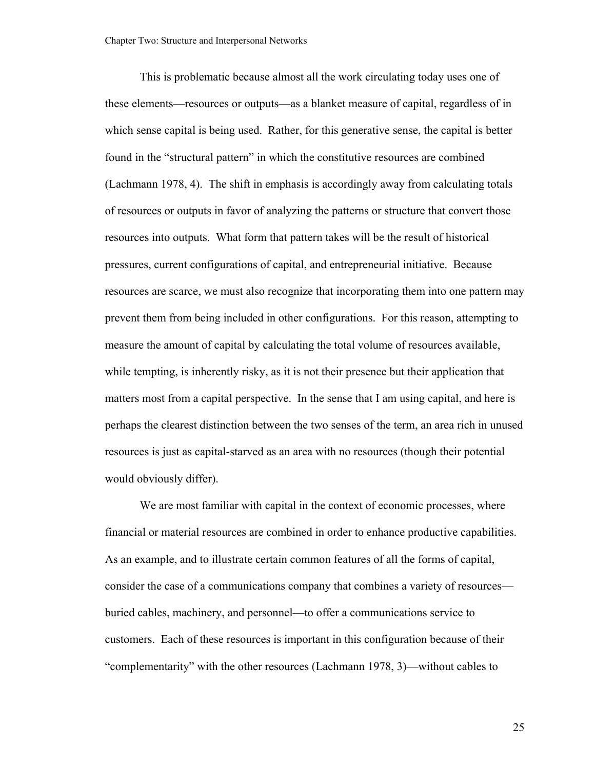This is problematic because almost all the work circulating today uses one of these elements—resources or outputs—as a blanket measure of capital, regardless of in which sense capital is being used. Rather, for this generative sense, the capital is better found in the "structural pattern" in which the constitutive resources are combined (Lachmann 1978, 4). The shift in emphasis is accordingly away from calculating totals of resources or outputs in favor of analyzing the patterns or structure that convert those resources into outputs. What form that pattern takes will be the result of historical pressures, current configurations of capital, and entrepreneurial initiative. Because resources are scarce, we must also recognize that incorporating them into one pattern may prevent them from being included in other configurations. For this reason, attempting to measure the amount of capital by calculating the total volume of resources available, while tempting, is inherently risky, as it is not their presence but their application that matters most from a capital perspective. In the sense that I am using capital, and here is perhaps the clearest distinction between the two senses of the term, an area rich in unused resources is just as capital-starved as an area with no resources (though their potential would obviously differ).

We are most familiar with capital in the context of economic processes, where financial or material resources are combined in order to enhance productive capabilities. As an example, and to illustrate certain common features of all the forms of capital, consider the case of a communications company that combines a variety of resources—buried cables, machinery, and personnel—to offer a communications service to customers. Each of these resources is important in this configuration because of their "complementarity" with the other resources (Lachmann 1978, 3)—without cables to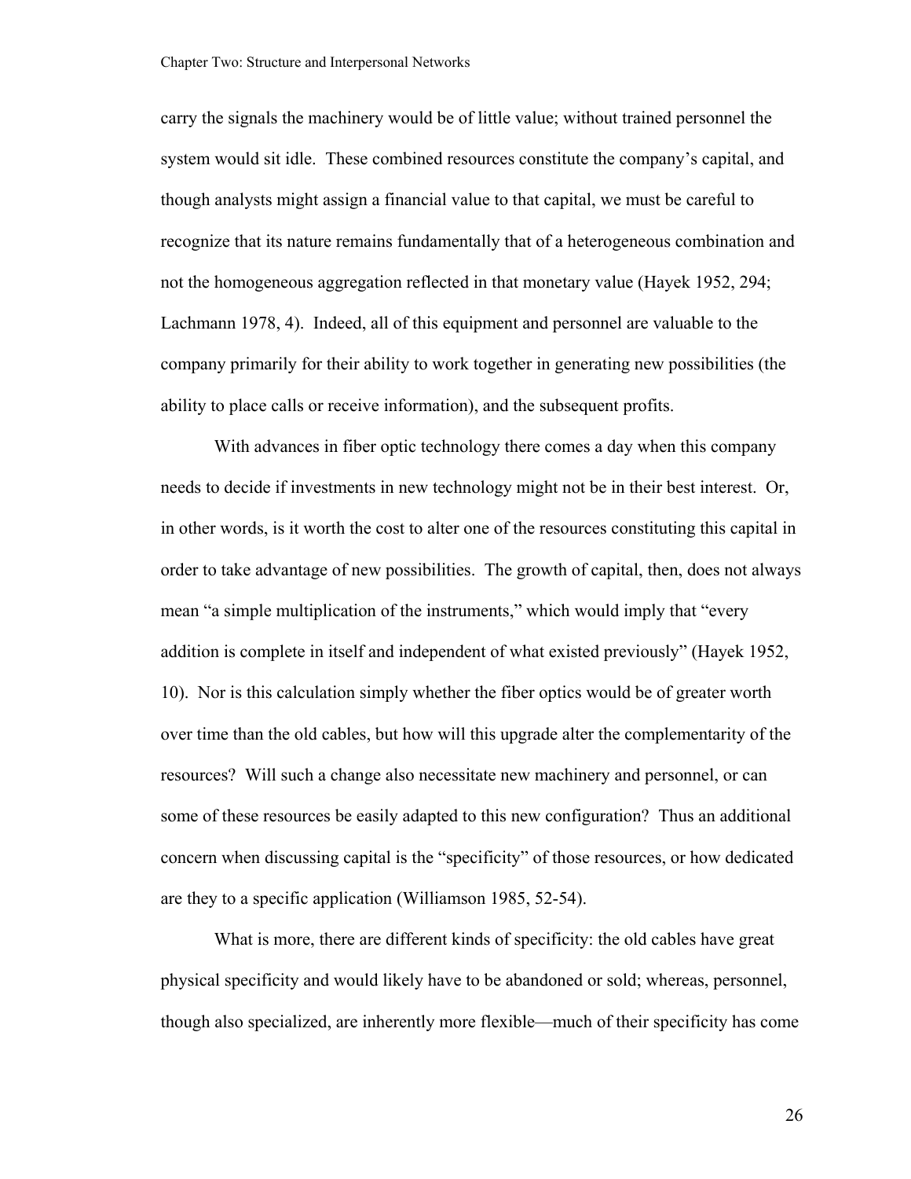carry the signals the machinery would be of little value; without trained personnel the system would sit idle. These combined resources constitute the company's capital, and though analysts might assign a financial value to that capital, we must be careful to recognize that its nature remains fundamentally that of a heterogeneous combination and not the homogeneous aggregation reflected in that monetary value (Hayek 1952, 294; Lachmann 1978, 4). Indeed, all of this equipment and personnel are valuable to the company primarily for their ability to work together in generating new possibilities (the ability to place calls or receive information), and the subsequent profits.

With advances in fiber optic technology there comes a day when this company needs to decide if investments in new technology might not be in their best interest. Or, in other words, is it worth the cost to alter one of the resources constituting this capital in order to take advantage of new possibilities. The growth of capital, then, does not always mean "a simple multiplication of the instruments," which would imply that "every addition is complete in itself and independent of what existed previously" (Hayek 1952, 10). Nor is this calculation simply whether the fiber optics would be of greater worth over time than the old cables, but how will this upgrade alter the complementarity of the resources? Will such a change also necessitate new machinery and personnel, or can some of these resources be easily adapted to this new configuration? Thus an additional concern when discussing capital is the "specificity" of those resources, or how dedicated are they to a specific application (Williamson 1985, 52-54).

What is more, there are different kinds of specificity: the old cables have great physical specificity and would likely have to be abandoned or sold; whereas, personnel, though also specialized, are inherently more flexible—much of their specificity has come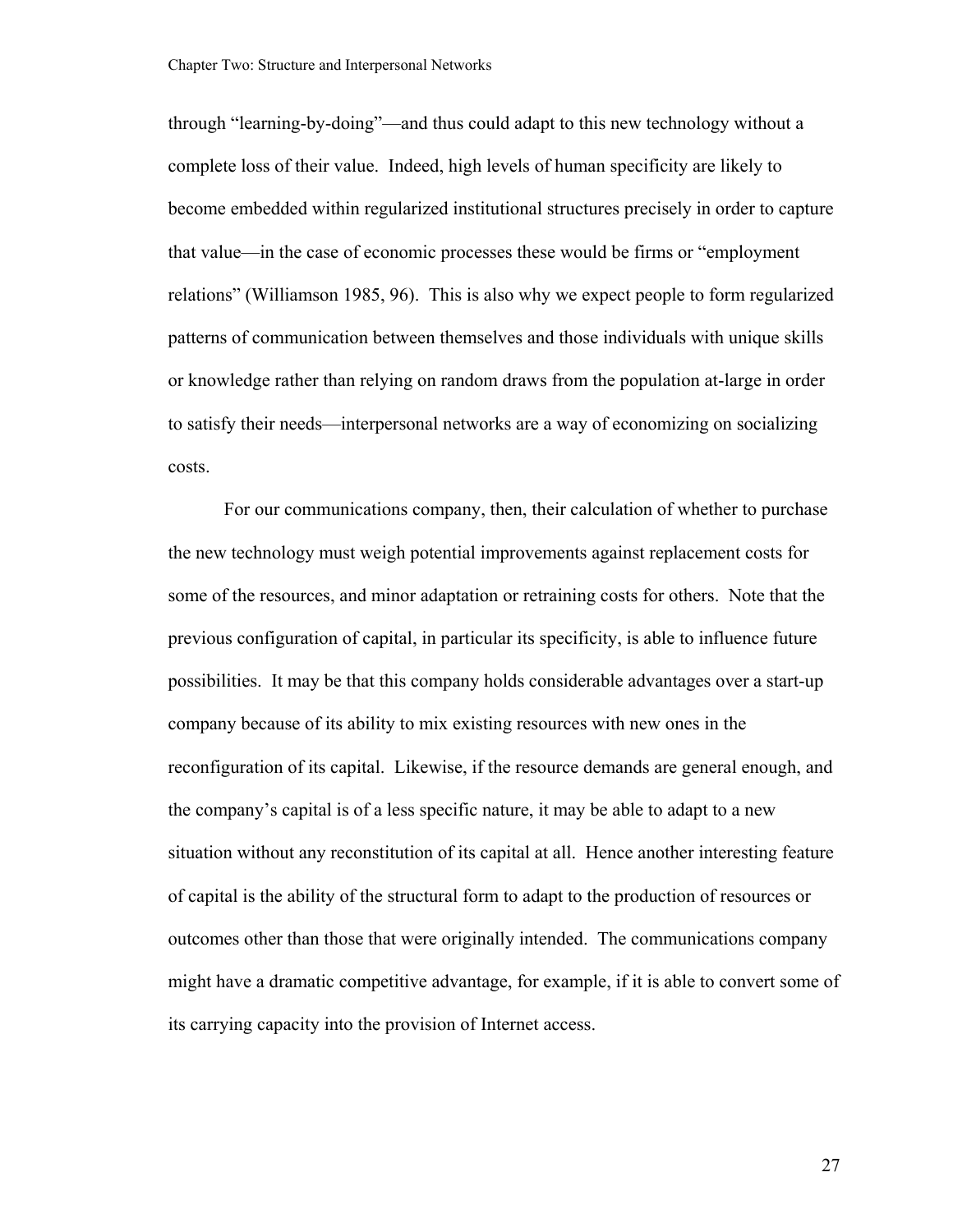through “learning-by-doing”—and thus could adapt to this new technology without a complete loss of their value. Indeed, high levels of human specificity are likely to become embedded within regularized institutional structures precisely in order to capture that value—in the case of economic processes these would be firms or “employment relations” (Williamson 1985, 96). This is also why we expect people to form regularized patterns of communication between themselves and those individuals with unique skills or knowledge rather than relying on random draws from the population at-large in order to satisfy their needs—interpersonal networks are a way of economizing on socializing costs.

For our communications company, then, their calculation of whether to purchase the new technology must weigh potential improvements against replacement costs for some of the resources, and minor adaptation or retraining costs for others. Note that the previous configuration of capital, in particular its specificity, is able to influence future possibilities. It may be that this company holds considerable advantages over a start-up company because of its ability to mix existing resources with new ones in the reconfiguration of its capital. Likewise, if the resource demands are general enough, and the company’s capital is of a less specific nature, it may be able to adapt to a new situation without any reconstitution of its capital at all. Hence another interesting feature of capital is the ability of the structural form to adapt to the production of resources or outcomes other than those that were originally intended. The communications company might have a dramatic competitive advantage, for example, if it is able to convert some of its carrying capacity into the provision of Internet access.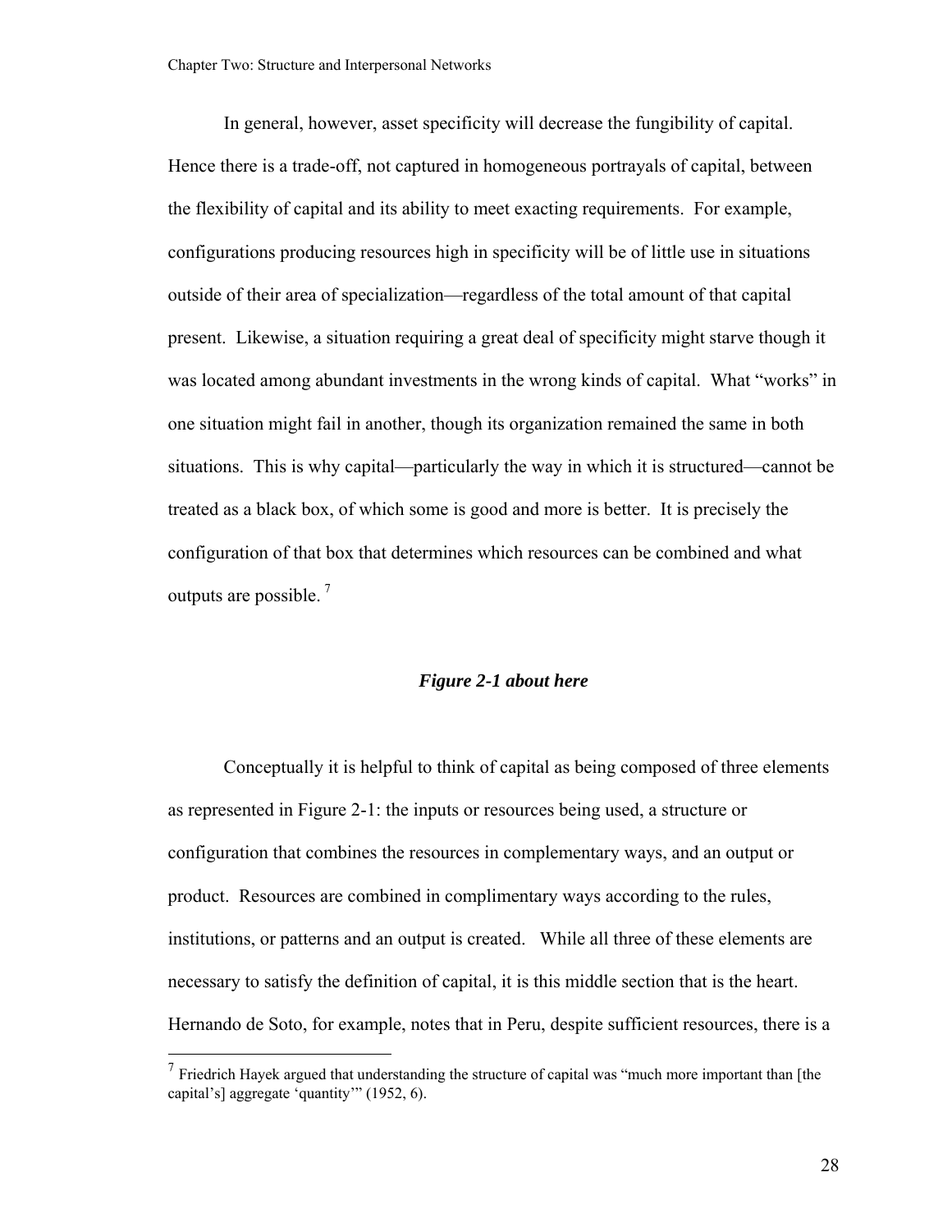In general, however, asset specificity will decrease the fungibility of capital. Hence there is a trade-off, not captured in homogeneous portrayals of capital, between the flexibility of capital and its ability to meet exacting requirements. For example, configurations producing resources high in specificity will be of little use in situations outside of their area of specialization—regardless of the total amount of that capital present. Likewise, a situation requiring a great deal of specificity might starve though it was located among abundant investments in the wrong kinds of capital. What "works" in one situation might fail in another, though its organization remained the same in both situations. This is why capital—particularly the way in which it is structured—cannot be treated as a black box, of which some is good and more is better. It is precisely the configuration of that box that determines which resources can be combined and what outputs are possible.[7]

***Figure 2-1 about here***

Conceptually it is helpful to think of capital as being composed of three elements as represented in Figure 2-1: the inputs or resources being used, a structure or configuration that combines the resources in complementary ways, and an output or product. Resources are combined in complimentary ways according to the rules, institutions, or patterns and an output is created. While all three of these elements are necessary to satisfy the definition of capital, it is this middle section that is the heart. Hernando de Soto, for example, notes that in Peru, despite sufficient resources, there is a

[7] Friedrich Hayek argued that understanding the structure of capital was "much more important than [the capital's] aggregate 'quantity'" (1952, 6).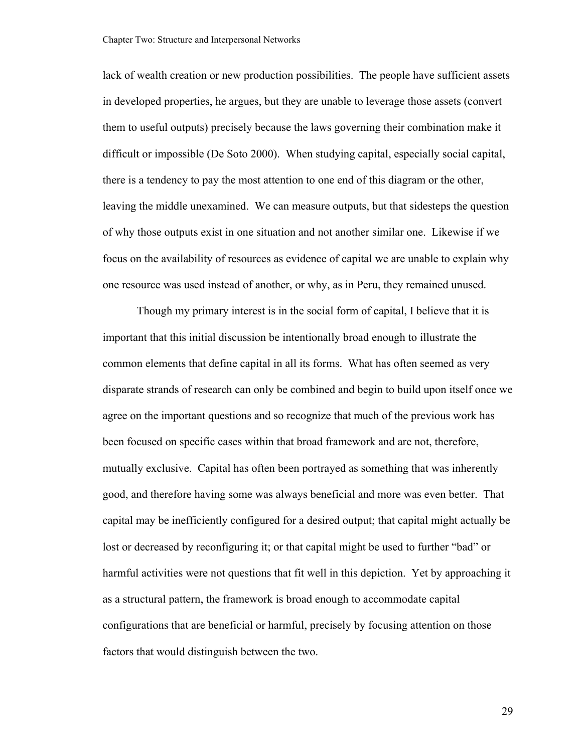lack of wealth creation or new production possibilities. The people have sufficient assets in developed properties, he argues, but they are unable to leverage those assets (convert them to useful outputs) precisely because the laws governing their combination make it difficult or impossible (De Soto 2000). When studying capital, especially social capital, there is a tendency to pay the most attention to one end of this diagram or the other, leaving the middle unexamined. We can measure outputs, but that sidesteps the question of why those outputs exist in one situation and not another similar one. Likewise if we focus on the availability of resources as evidence of capital we are unable to explain why one resource was used instead of another, or why, as in Peru, they remained unused.

Though my primary interest is in the social form of capital, I believe that it is important that this initial discussion be intentionally broad enough to illustrate the common elements that define capital in all its forms. What has often seemed as very disparate strands of research can only be combined and begin to build upon itself once we agree on the important questions and so recognize that much of the previous work has been focused on specific cases within that broad framework and are not, therefore, mutually exclusive. Capital has often been portrayed as something that was inherently good, and therefore having some was always beneficial and more was even better. That capital may be inefficiently configured for a desired output; that capital might actually be lost or decreased by reconfiguring it; or that capital might be used to further "bad" or harmful activities were not questions that fit well in this depiction. Yet by approaching it as a structural pattern, the framework is broad enough to accommodate capital configurations that are beneficial or harmful, precisely by focusing attention on those factors that would distinguish between the two.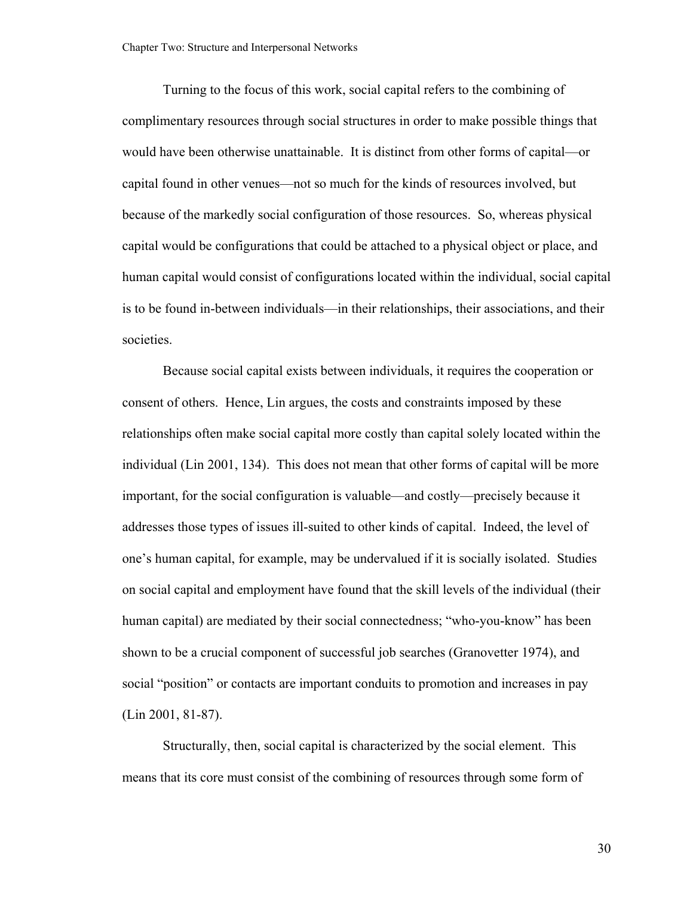Turning to the focus of this work, social capital refers to the combining of complimentary resources through social structures in order to make possible things that would have been otherwise unattainable. It is distinct from other forms of capital—or capital found in other venues—not so much for the kinds of resources involved, but because of the markedly social configuration of those resources. So, whereas physical capital would be configurations that could be attached to a physical object or place, and human capital would consist of configurations located within the individual, social capital is to be found in-between individuals—in their relationships, their associations, and their societies.

Because social capital exists between individuals, it requires the cooperation or consent of others. Hence, Lin argues, the costs and constraints imposed by these relationships often make social capital more costly than capital solely located within the individual (Lin 2001, 134). This does not mean that other forms of capital will be more important, for the social configuration is valuable—and costly—precisely because it addresses those types of issues ill-suited to other kinds of capital. Indeed, the level of one's human capital, for example, may be undervalued if it is socially isolated. Studies on social capital and employment have found that the skill levels of the individual (their human capital) are mediated by their social connectedness; "who-you-know" has been shown to be a crucial component of successful job searches (Granovetter 1974), and social "position" or contacts are important conduits to promotion and increases in pay (Lin 2001, 81-87).

Structurally, then, social capital is characterized by the social element. This means that its core must consist of the combining of resources through some form of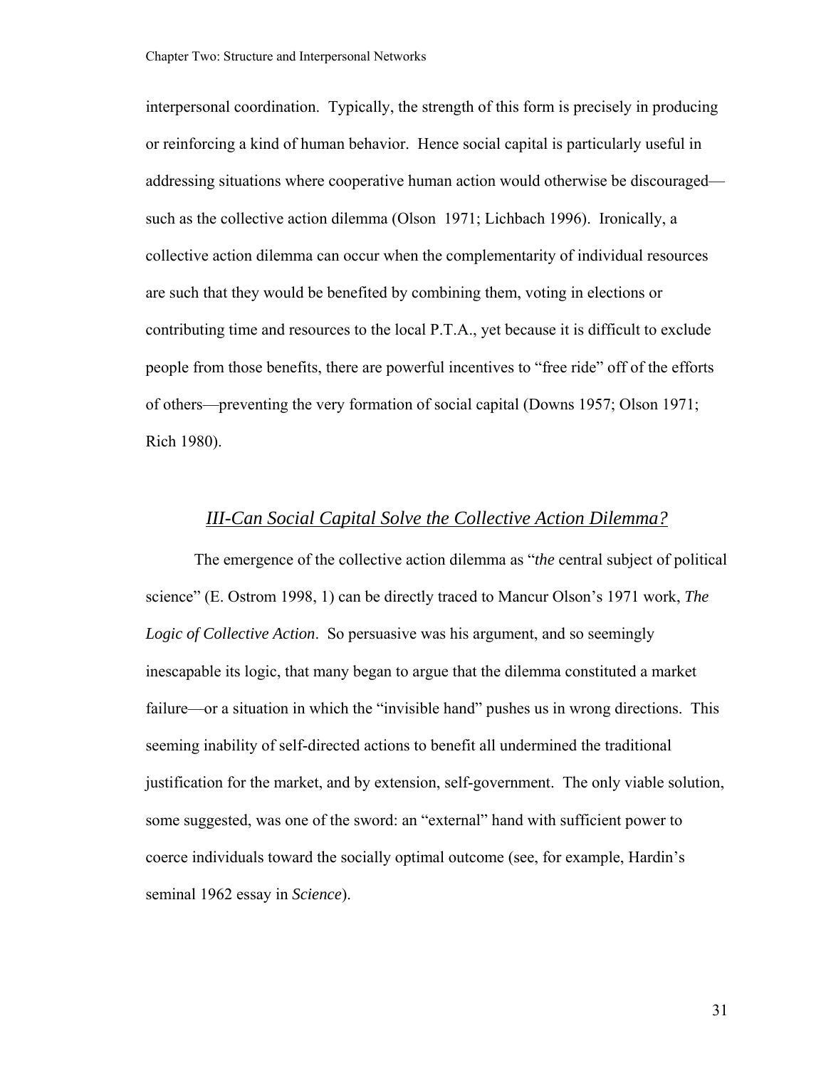interpersonal coordination. Typically, the strength of this form is precisely in producing or reinforcing a kind of human behavior. Hence social capital is particularly useful in addressing situations where cooperative human action would otherwise be discouraged—such as the collective action dilemma (Olson 1971; Lichbach 1996). Ironically, a collective action dilemma can occur when the complementarity of individual resources are such that they would be benefited by combining them, voting in elections or contributing time and resources to the local P.T.A., yet because it is difficult to exclude people from those benefits, there are powerful incentives to "free ride" off of the efforts of others—preventing the very formation of social capital (Downs 1957; Olson 1971; Rich 1980).

## *III-Can Social Capital Solve the Collective Action Dilemma?*

The emergence of the collective action dilemma as "*the* central subject of political science" (E. Ostrom 1998, 1) can be directly traced to Mancur Olson's 1971 work, *The Logic of Collective Action*. So persuasive was his argument, and so seemingly inescapable its logic, that many began to argue that the dilemma constituted a market failure—or a situation in which the "invisible hand" pushes us in wrong directions. This seeming inability of self-directed actions to benefit all undermined the traditional justification for the market, and by extension, self-government. The only viable solution, some suggested, was one of the sword: an "external" hand with sufficient power to coerce individuals toward the socially optimal outcome (see, for example, Hardin's seminal 1962 essay in *Science*).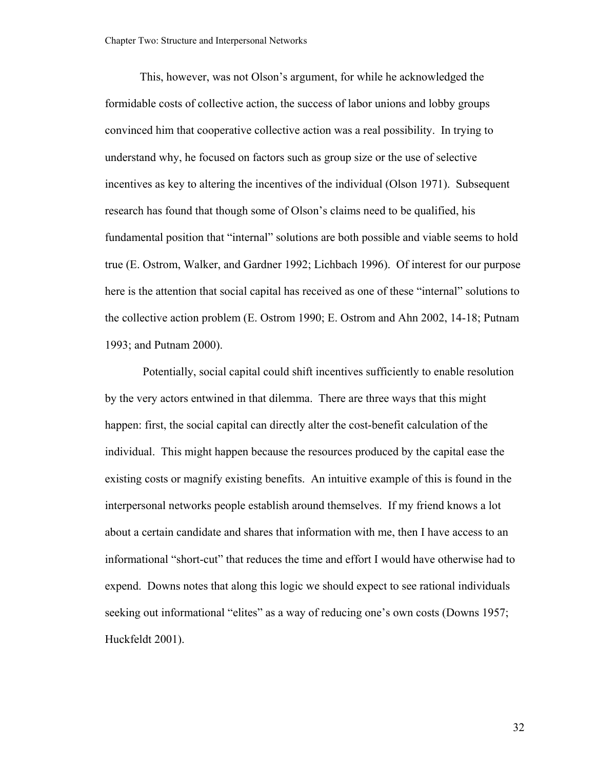This, however, was not Olson's argument, for while he acknowledged the formidable costs of collective action, the success of labor unions and lobby groups convinced him that cooperative collective action was a real possibility. In trying to understand why, he focused on factors such as group size or the use of selective incentives as key to altering the incentives of the individual (Olson 1971). Subsequent research has found that though some of Olson's claims need to be qualified, his fundamental position that "internal" solutions are both possible and viable seems to hold true (E. Ostrom, Walker, and Gardner 1992; Lichbach 1996). Of interest for our purpose here is the attention that social capital has received as one of these "internal" solutions to the collective action problem (E. Ostrom 1990; E. Ostrom and Ahn 2002, 14-18; Putnam 1993; and Putnam 2000).

Potentially, social capital could shift incentives sufficiently to enable resolution by the very actors entwined in that dilemma. There are three ways that this might happen: first, the social capital can directly alter the cost-benefit calculation of the individual. This might happen because the resources produced by the capital ease the existing costs or magnify existing benefits. An intuitive example of this is found in the interpersonal networks people establish around themselves. If my friend knows a lot about a certain candidate and shares that information with me, then I have access to an informational "short-cut" that reduces the time and effort I would have otherwise had to expend. Downs notes that along this logic we should expect to see rational individuals seeking out informational "elites" as a way of reducing one's own costs (Downs 1957; Huckfeldt 2001).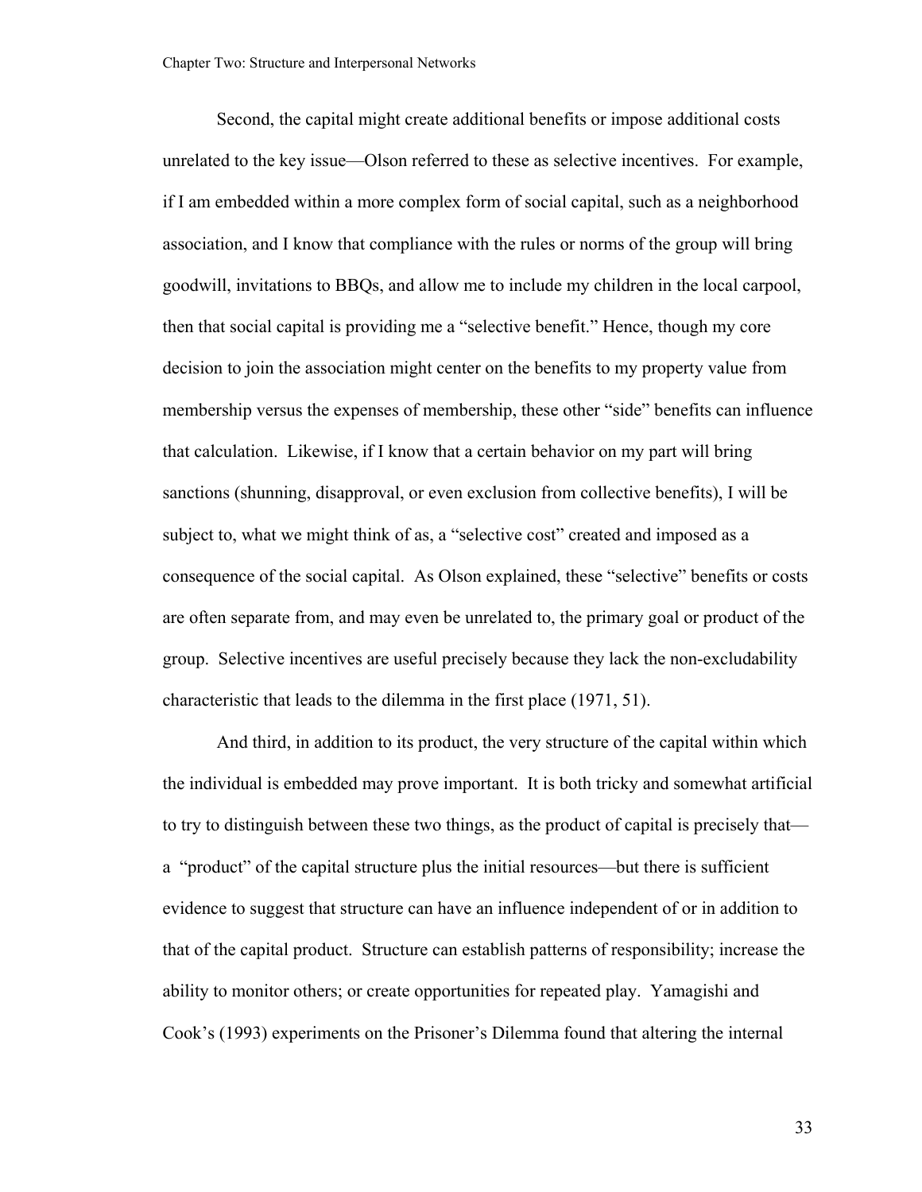Second, the capital might create additional benefits or impose additional costs unrelated to the key issue—Olson referred to these as selective incentives. For example, if I am embedded within a more complex form of social capital, such as a neighborhood association, and I know that compliance with the rules or norms of the group will bring goodwill, invitations to BBQs, and allow me to include my children in the local carpool, then that social capital is providing me a "selective benefit." Hence, though my core decision to join the association might center on the benefits to my property value from membership versus the expenses of membership, these other "side" benefits can influence that calculation. Likewise, if I know that a certain behavior on my part will bring sanctions (shunning, disapproval, or even exclusion from collective benefits), I will be subject to, what we might think of as, a "selective cost" created and imposed as a consequence of the social capital. As Olson explained, these "selective" benefits or costs are often separate from, and may even be unrelated to, the primary goal or product of the group. Selective incentives are useful precisely because they lack the non-excludability characteristic that leads to the dilemma in the first place (1971, 51).

And third, in addition to its product, the very structure of the capital within which the individual is embedded may prove important. It is both tricky and somewhat artificial to try to distinguish between these two things, as the product of capital is precisely that—a "product" of the capital structure plus the initial resources—but there is sufficient evidence to suggest that structure can have an influence independent of or in addition to that of the capital product. Structure can establish patterns of responsibility; increase the ability to monitor others; or create opportunities for repeated play. Yamagishi and Cook's (1993) experiments on the Prisoner's Dilemma found that altering the internal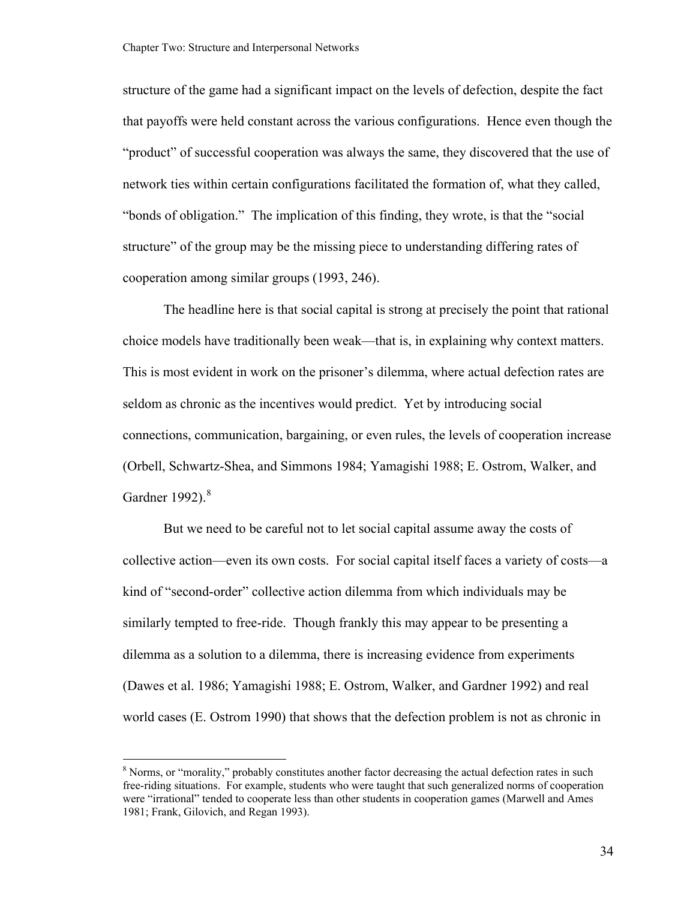structure of the game had a significant impact on the levels of defection, despite the fact that payoffs were held constant across the various configurations. Hence even though the "product" of successful cooperation was always the same, they discovered that the use of network ties within certain configurations facilitated the formation of, what they called, "bonds of obligation." The implication of this finding, they wrote, is that the "social structure" of the group may be the missing piece to understanding differing rates of cooperation among similar groups (1993, 246).

The headline here is that social capital is strong at precisely the point that rational choice models have traditionally been weak—that is, in explaining why context matters. This is most evident in work on the prisoner's dilemma, where actual defection rates are seldom as chronic as the incentives would predict. Yet by introducing social connections, communication, bargaining, or even rules, the levels of cooperation increase (Orbell, Schwartz-Shea, and Simmons 1984; Yamagishi 1988; E. Ostrom, Walker, and Gardner 1992).[8]

But we need to be careful not to let social capital assume away the costs of collective action—even its own costs. For social capital itself faces a variety of costs—a kind of "second-order" collective action dilemma from which individuals may be similarly tempted to free-ride. Though frankly this may appear to be presenting a dilemma as a solution to a dilemma, there is increasing evidence from experiments (Dawes et al. 1986; Yamagishi 1988; E. Ostrom, Walker, and Gardner 1992) and real world cases (E. Ostrom 1990) that shows that the defection problem is not as chronic in

---

[8] Norms, or "morality," probably constitutes another factor decreasing the actual defection rates in such free-riding situations. For example, students who were taught that such generalized norms of cooperation were "irrational" tended to cooperate less than other students in cooperation games (Marwell and Ames 1981; Frank, Gilovich, and Regan 1993).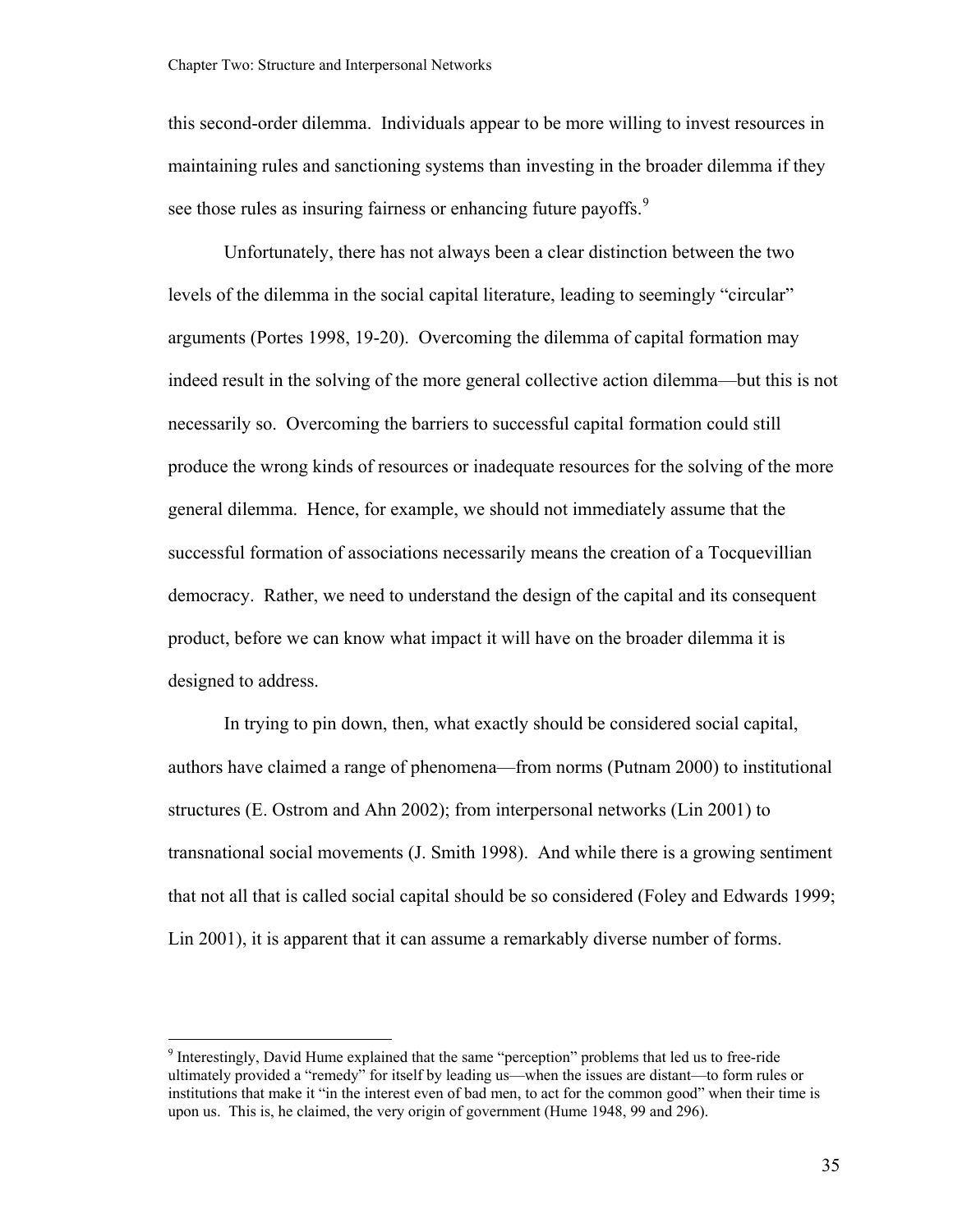this second-order dilemma. Individuals appear to be more willing to invest resources in maintaining rules and sanctioning systems than investing in the broader dilemma if they see those rules as insuring fairness or enhancing future payoffs.[9]

Unfortunately, there has not always been a clear distinction between the two levels of the dilemma in the social capital literature, leading to seemingly "circular" arguments (Portes 1998, 19-20). Overcoming the dilemma of capital formation may indeed result in the solving of the more general collective action dilemma—but this is not necessarily so. Overcoming the barriers to successful capital formation could still produce the wrong kinds of resources or inadequate resources for the solving of the more general dilemma. Hence, for example, we should not immediately assume that the successful formation of associations necessarily means the creation of a Tocquevillian democracy. Rather, we need to understand the design of the capital and its consequent product, before we can know what impact it will have on the broader dilemma it is designed to address.

In trying to pin down, then, what exactly should be considered social capital, authors have claimed a range of phenomena—from norms (Putnam 2000) to institutional structures (E. Ostrom and Ahn 2002); from interpersonal networks (Lin 2001) to transnational social movements (J. Smith 1998). And while there is a growing sentiment that not all that is called social capital should be so considered (Foley and Edwards 1999; Lin 2001), it is apparent that it can assume a remarkably diverse number of forms.

---

[9] Interestingly, David Hume explained that the same "perception" problems that led us to free-ride ultimately provided a "remedy" for itself by leading us—when the issues are distant—to form rules or institutions that make it "in the interest even of bad men, to act for the common good" when their time is upon us. This is, he claimed, the very origin of government (Hume 1948, 99 and 296).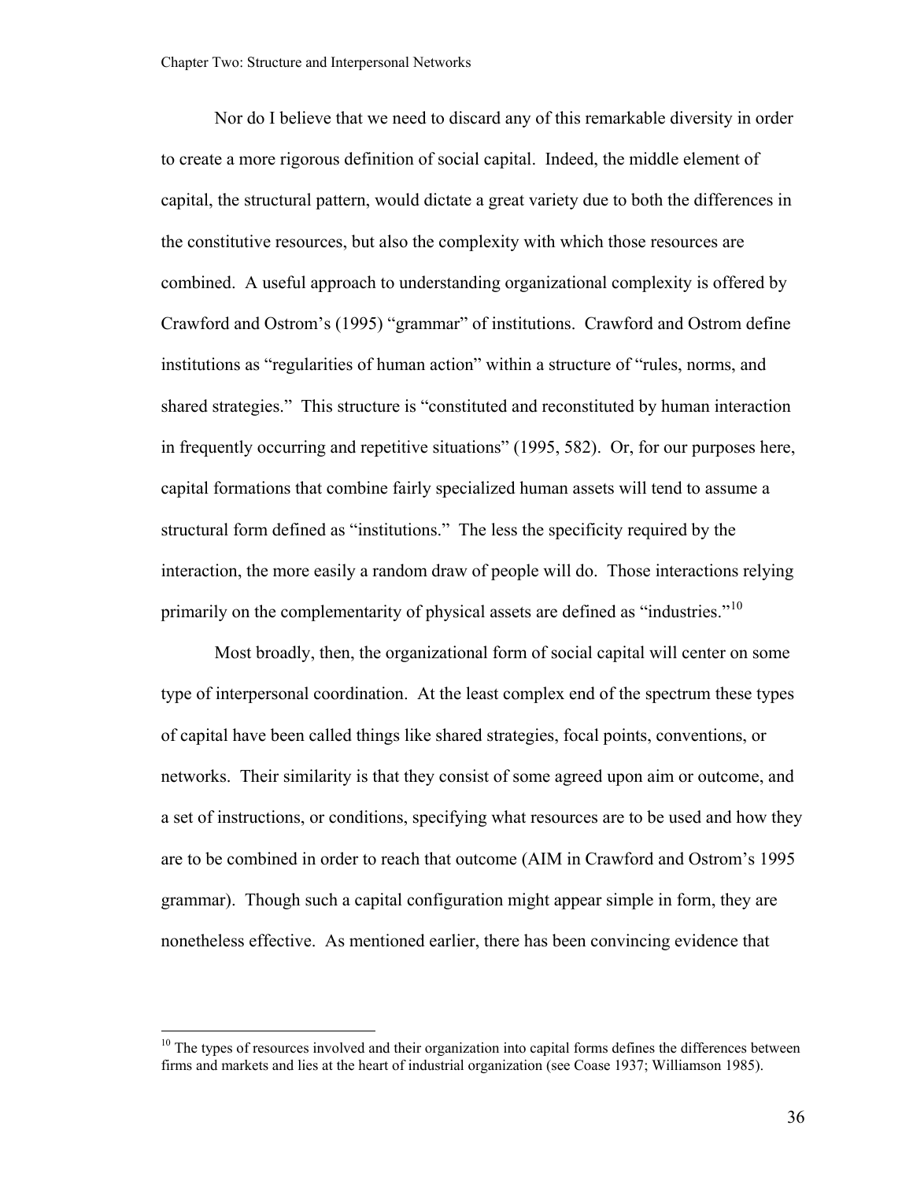Nor do I believe that we need to discard any of this remarkable diversity in order to create a more rigorous definition of social capital. Indeed, the middle element of capital, the structural pattern, would dictate a great variety due to both the differences in the constitutive resources, but also the complexity with which those resources are combined. A useful approach to understanding organizational complexity is offered by Crawford and Ostrom's (1995) "grammar" of institutions. Crawford and Ostrom define institutions as "regularities of human action" within a structure of "rules, norms, and shared strategies." This structure is "constituted and reconstituted by human interaction in frequently occurring and repetitive situations" (1995, 582). Or, for our purposes here, capital formations that combine fairly specialized human assets will tend to assume a structural form defined as "institutions." The less the specificity required by the interaction, the more easily a random draw of people will do. Those interactions relying primarily on the complementarity of physical assets are defined as "industries."[10]

Most broadly, then, the organizational form of social capital will center on some type of interpersonal coordination. At the least complex end of the spectrum these types of capital have been called things like shared strategies, focal points, conventions, or networks. Their similarity is that they consist of some agreed upon aim or outcome, and a set of instructions, or conditions, specifying what resources are to be used and how they are to be combined in order to reach that outcome (AIM in Crawford and Ostrom's 1995 grammar). Though such a capital configuration might appear simple in form, they are nonetheless effective. As mentioned earlier, there has been convincing evidence that

[10] The types of resources involved and their organization into capital forms defines the differences between firms and markets and lies at the heart of industrial organization (see Coase 1937; Williamson 1985).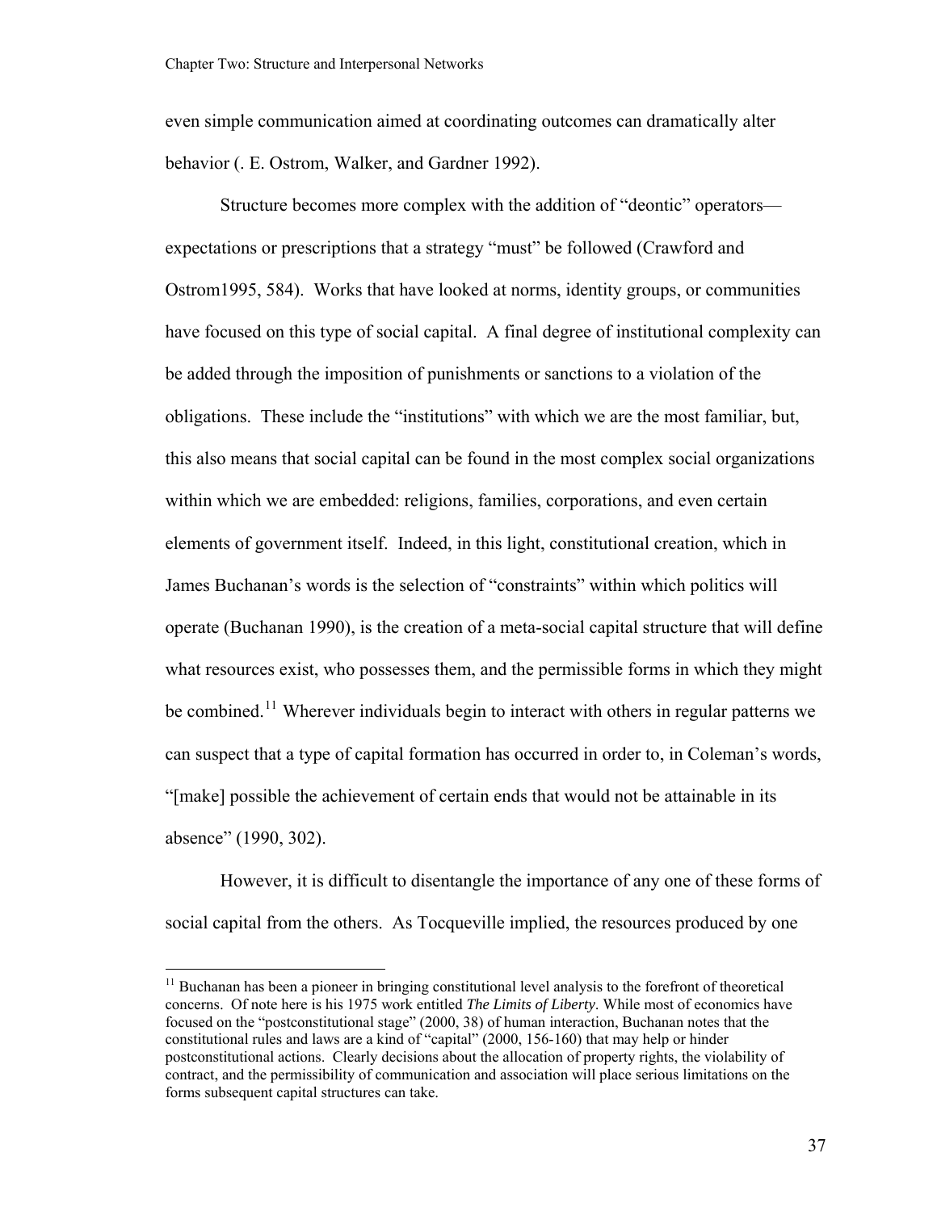even simple communication aimed at coordinating outcomes can dramatically alter behavior (. E. Ostrom, Walker, and Gardner 1992).

Structure becomes more complex with the addition of "deontic" operators—expectations or prescriptions that a strategy "must" be followed (Crawford and Ostrom1995, 584). Works that have looked at norms, identity groups, or communities have focused on this type of social capital. A final degree of institutional complexity can be added through the imposition of punishments or sanctions to a violation of the obligations. These include the "institutions" with which we are the most familiar, but, this also means that social capital can be found in the most complex social organizations within which we are embedded: religions, families, corporations, and even certain elements of government itself. Indeed, in this light, constitutional creation, which in James Buchanan's words is the selection of "constraints" within which politics will operate (Buchanan 1990), is the creation of a meta-social capital structure that will define what resources exist, who possesses them, and the permissible forms in which they might be combined.[11] Wherever individuals begin to interact with others in regular patterns we can suspect that a type of capital formation has occurred in order to, in Coleman's words, "[make] possible the achievement of certain ends that would not be attainable in its absence" (1990, 302).

However, it is difficult to disentangle the importance of any one of these forms of social capital from the others. As Tocqueville implied, the resources produced by one

---

[11] Buchanan has been a pioneer in bringing constitutional level analysis to the forefront of theoretical concerns. Of note here is his 1975 work entitled *The Limits of Liberty*. While most of economics have focused on the "postconstitutional stage" (2000, 38) of human interaction, Buchanan notes that the constitutional rules and laws are a kind of "capital" (2000, 156-160) that may help or hinder postconstitutional actions. Clearly decisions about the allocation of property rights, the violability of contract, and the permissibility of communication and association will place serious limitations on the forms subsequent capital structures can take.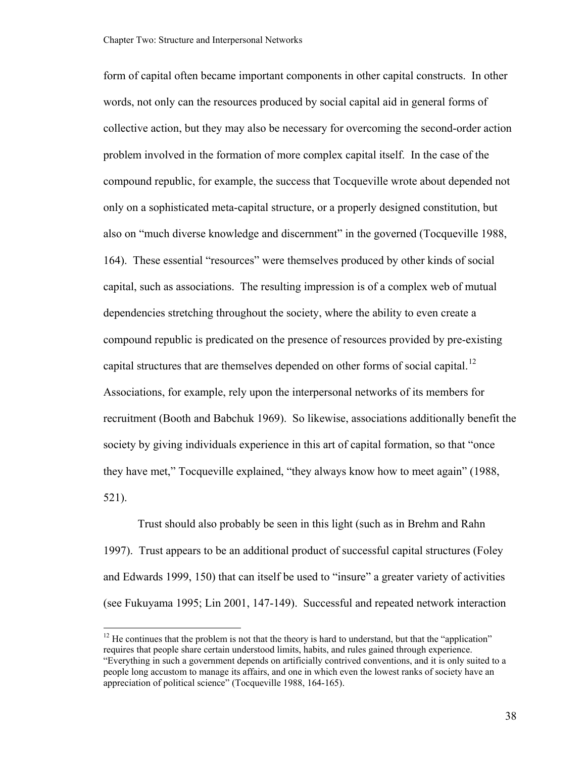form of capital often became important components in other capital constructs. In other words, not only can the resources produced by social capital aid in general forms of collective action, but they may also be necessary for overcoming the second-order action problem involved in the formation of more complex capital itself. In the case of the compound republic, for example, the success that Tocqueville wrote about depended not only on a sophisticated meta-capital structure, or a properly designed constitution, but also on "much diverse knowledge and discernment" in the governed (Tocqueville 1988, 164). These essential "resources" were themselves produced by other kinds of social capital, such as associations. The resulting impression is of a complex web of mutual dependencies stretching throughout the society, where the ability to even create a compound republic is predicated on the presence of resources provided by pre-existing capital structures that are themselves depended on other forms of social capital.[12] Associations, for example, rely upon the interpersonal networks of its members for recruitment (Booth and Babchuk 1969). So likewise, associations additionally benefit the society by giving individuals experience in this art of capital formation, so that "once they have met," Tocqueville explained, "they always know how to meet again" (1988, 521).

Trust should also probably be seen in this light (such as in Brehm and Rahn 1997). Trust appears to be an additional product of successful capital structures (Foley and Edwards 1999, 150) that can itself be used to "insure" a greater variety of activities (see Fukuyama 1995; Lin 2001, 147-149). Successful and repeated network interaction

[12] He continues that the problem is not that the theory is hard to understand, but that the "application" requires that people share certain understood limits, habits, and rules gained through experience. "Everything in such a government depends on artificially contrived conventions, and it is only suited to a people long accustom to manage its affairs, and one in which even the lowest ranks of society have an appreciation of political science" (Tocqueville 1988, 164-165).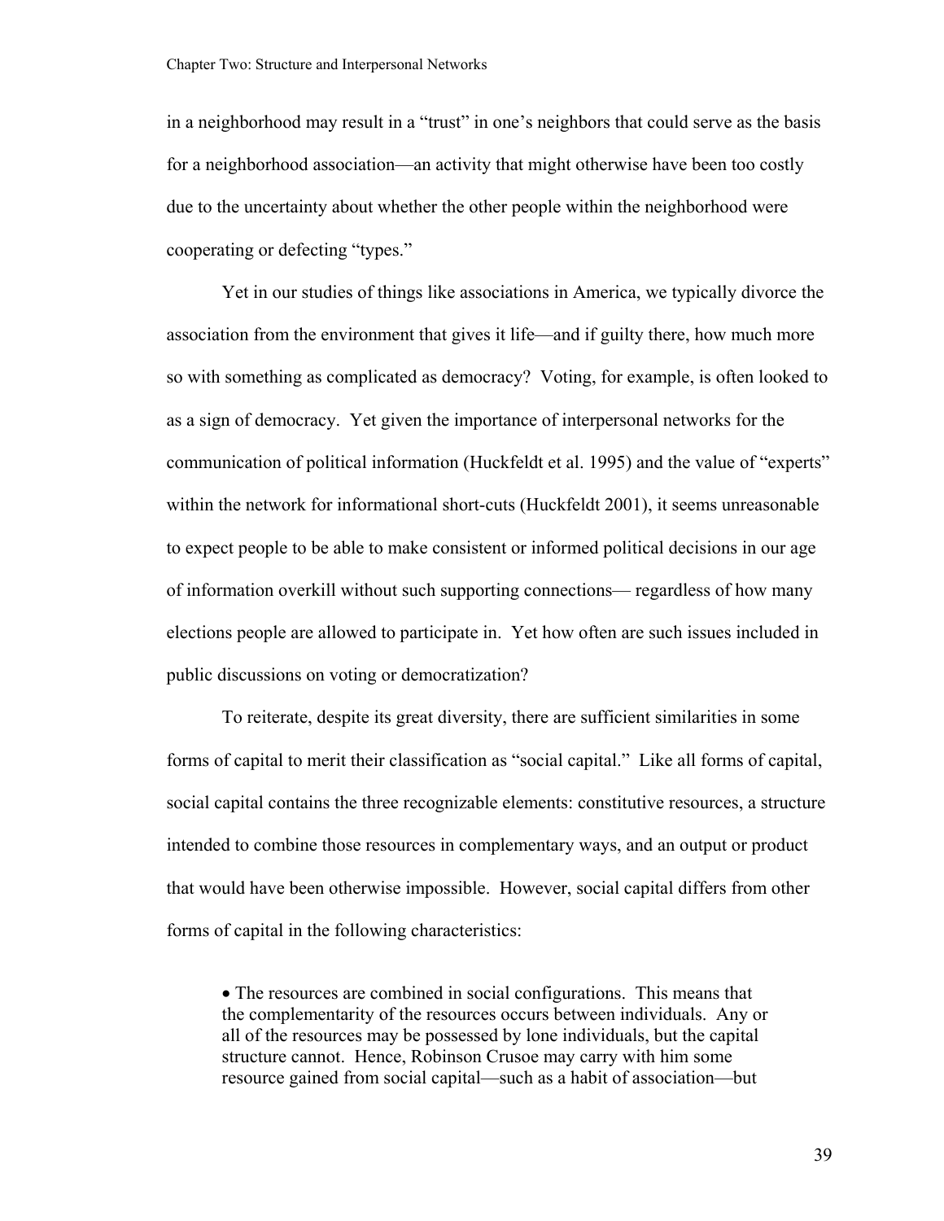in a neighborhood may result in a "trust" in one's neighbors that could serve as the basis for a neighborhood association—an activity that might otherwise have been too costly due to the uncertainty about whether the other people within the neighborhood were cooperating or defecting "types."

Yet in our studies of things like associations in America, we typically divorce the association from the environment that gives it life—and if guilty there, how much more so with something as complicated as democracy? Voting, for example, is often looked to as a sign of democracy. Yet given the importance of interpersonal networks for the communication of political information (Huckfeldt et al. 1995) and the value of "experts" within the network for informational short-cuts (Huckfeldt 2001), it seems unreasonable to expect people to be able to make consistent or informed political decisions in our age of information overkill without such supporting connections— regardless of how many elections people are allowed to participate in. Yet how often are such issues included in public discussions on voting or democratization?

To reiterate, despite its great diversity, there are sufficient similarities in some forms of capital to merit their classification as "social capital." Like all forms of capital, social capital contains the three recognizable elements: constitutive resources, a structure intended to combine those resources in complementary ways, and an output or product that would have been otherwise impossible. However, social capital differs from other forms of capital in the following characteristics:

- The resources are combined in social configurations. This means that the complementarity of the resources occurs between individuals. Any or all of the resources may be possessed by lone individuals, but the capital structure cannot. Hence, Robinson Crusoe may carry with him some resource gained from social capital—such as a habit of association—but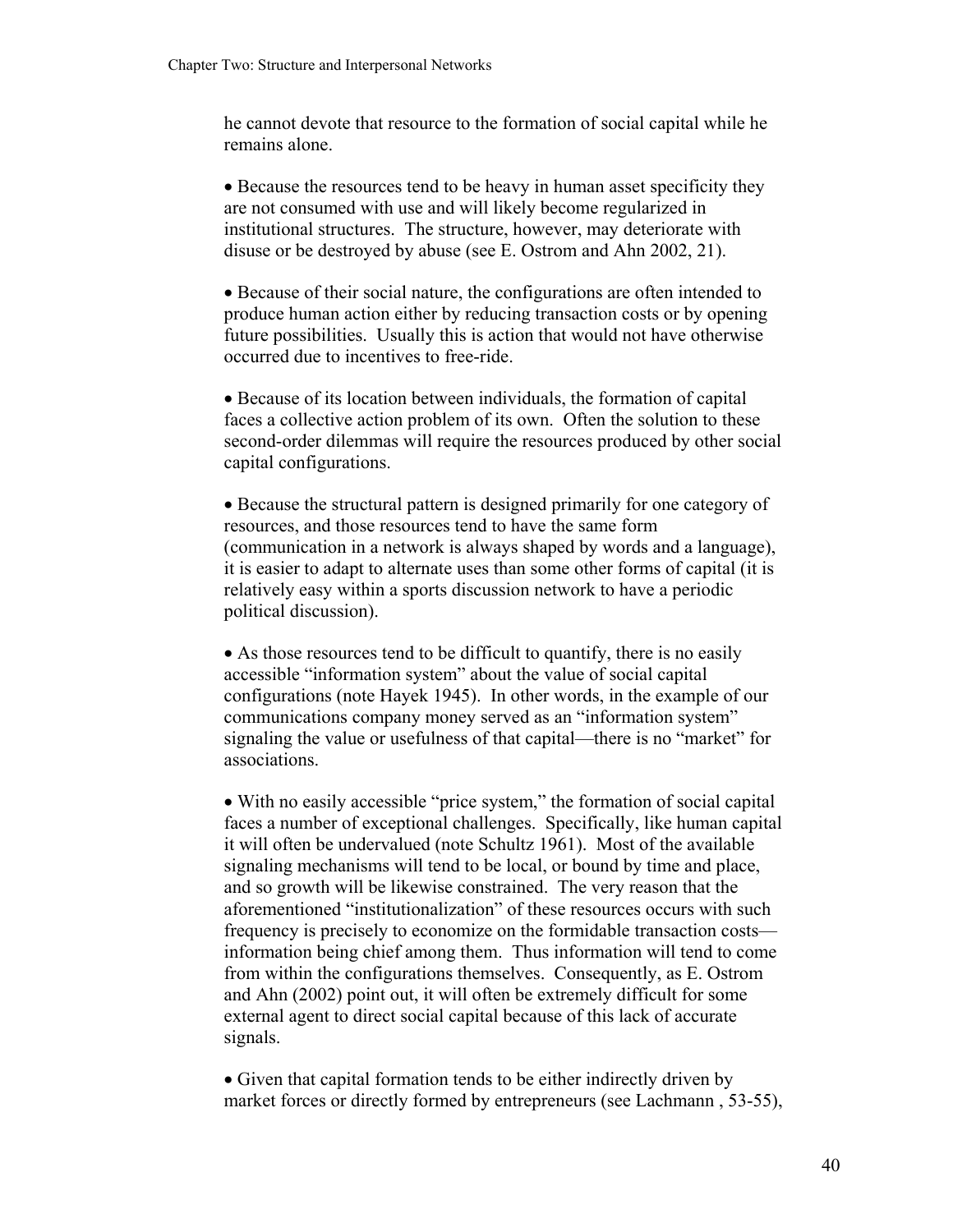he cannot devote that resource to the formation of social capital while he remains alone.

- Because the resources tend to be heavy in human asset specificity they are not consumed with use and will likely become regularized in institutional structures. The structure, however, may deteriorate with disuse or be destroyed by abuse (see E. Ostrom and Ahn 2002, 21).

- Because of their social nature, the configurations are often intended to produce human action either by reducing transaction costs or by opening future possibilities. Usually this is action that would not have otherwise occurred due to incentives to free-ride.

- Because of its location between individuals, the formation of capital faces a collective action problem of its own. Often the solution to these second-order dilemmas will require the resources produced by other social capital configurations.

- Because the structural pattern is designed primarily for one category of resources, and those resources tend to have the same form (communication in a network is always shaped by words and a language), it is easier to adapt to alternate uses than some other forms of capital (it is relatively easy within a sports discussion network to have a periodic political discussion).

- As those resources tend to be difficult to quantify, there is no easily accessible "information system" about the value of social capital configurations (note Hayek 1945). In other words, in the example of our communications company money served as an "information system" signaling the value or usefulness of that capital—there is no "market" for associations.

- With no easily accessible "price system," the formation of social capital faces a number of exceptional challenges. Specifically, like human capital it will often be undervalued (note Schultz 1961). Most of the available signaling mechanisms will tend to be local, or bound by time and place, and so growth will be likewise constrained. The very reason that the aforementioned "institutionalization" of these resources occurs with such frequency is precisely to economize on the formidable transaction costs—information being chief among them. Thus information will tend to come from within the configurations themselves. Consequently, as E. Ostrom and Ahn (2002) point out, it will often be extremely difficult for some external agent to direct social capital because of this lack of accurate signals.

- Given that capital formation tends to be either indirectly driven by market forces or directly formed by entrepreneurs (see Lachmann , 53-55),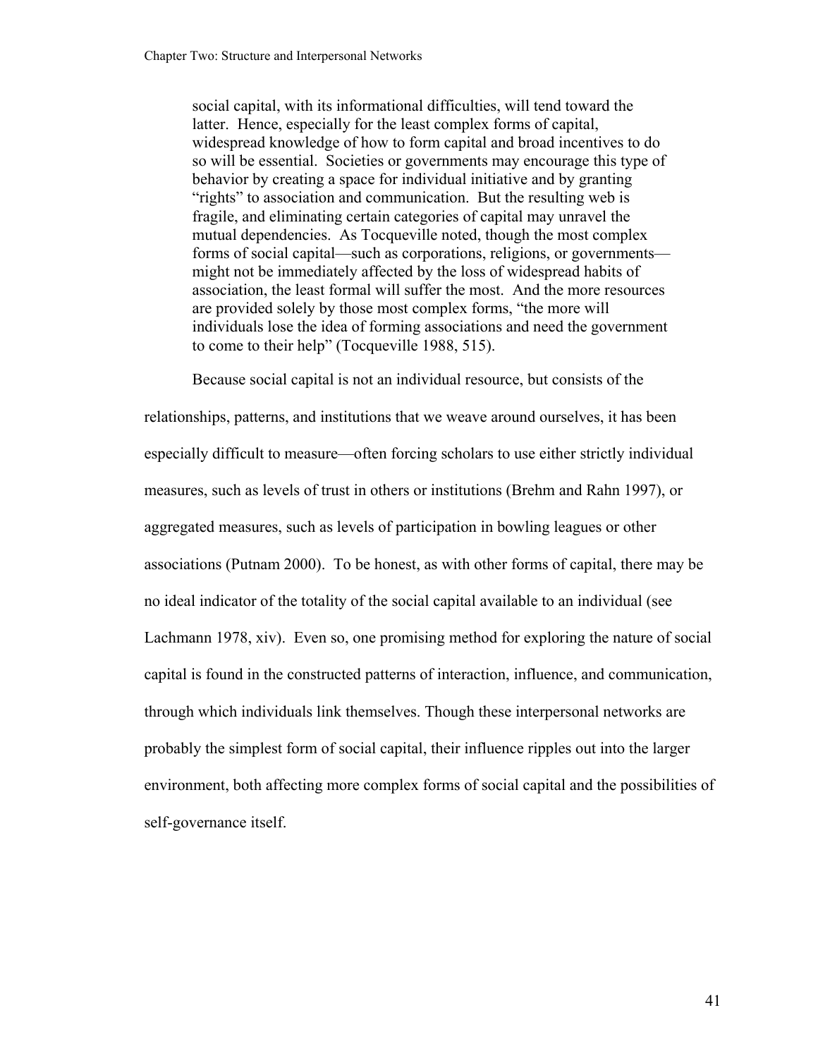> social capital, with its informational difficulties, will tend toward the latter. Hence, especially for the least complex forms of capital, widespread knowledge of how to form capital and broad incentives to do so will be essential. Societies or governments may encourage this type of behavior by creating a space for individual initiative and by granting "rights" to association and communication. But the resulting web is fragile, and eliminating certain categories of capital may unravel the mutual dependencies. As Tocqueville noted, though the most complex forms of social capital—such as corporations, religions, or governments—might not be immediately affected by the loss of widespread habits of association, the least formal will suffer the most. And the more resources are provided solely by those most complex forms, "the more will individuals lose the idea of forming associations and need the government to come to their help" (Tocqueville 1988, 515).

Because social capital is not an individual resource, but consists of the relationships, patterns, and institutions that we weave around ourselves, it has been especially difficult to measure—often forcing scholars to use either strictly individual measures, such as levels of trust in others or institutions (Brehm and Rahn 1997), or aggregated measures, such as levels of participation in bowling leagues or other associations (Putnam 2000). To be honest, as with other forms of capital, there may be no ideal indicator of the totality of the social capital available to an individual (see Lachmann 1978, xiv). Even so, one promising method for exploring the nature of social capital is found in the constructed patterns of interaction, influence, and communication, through which individuals link themselves. Though these interpersonal networks are probably the simplest form of social capital, their influence ripples out into the larger environment, both affecting more complex forms of social capital and the possibilities of self-governance itself.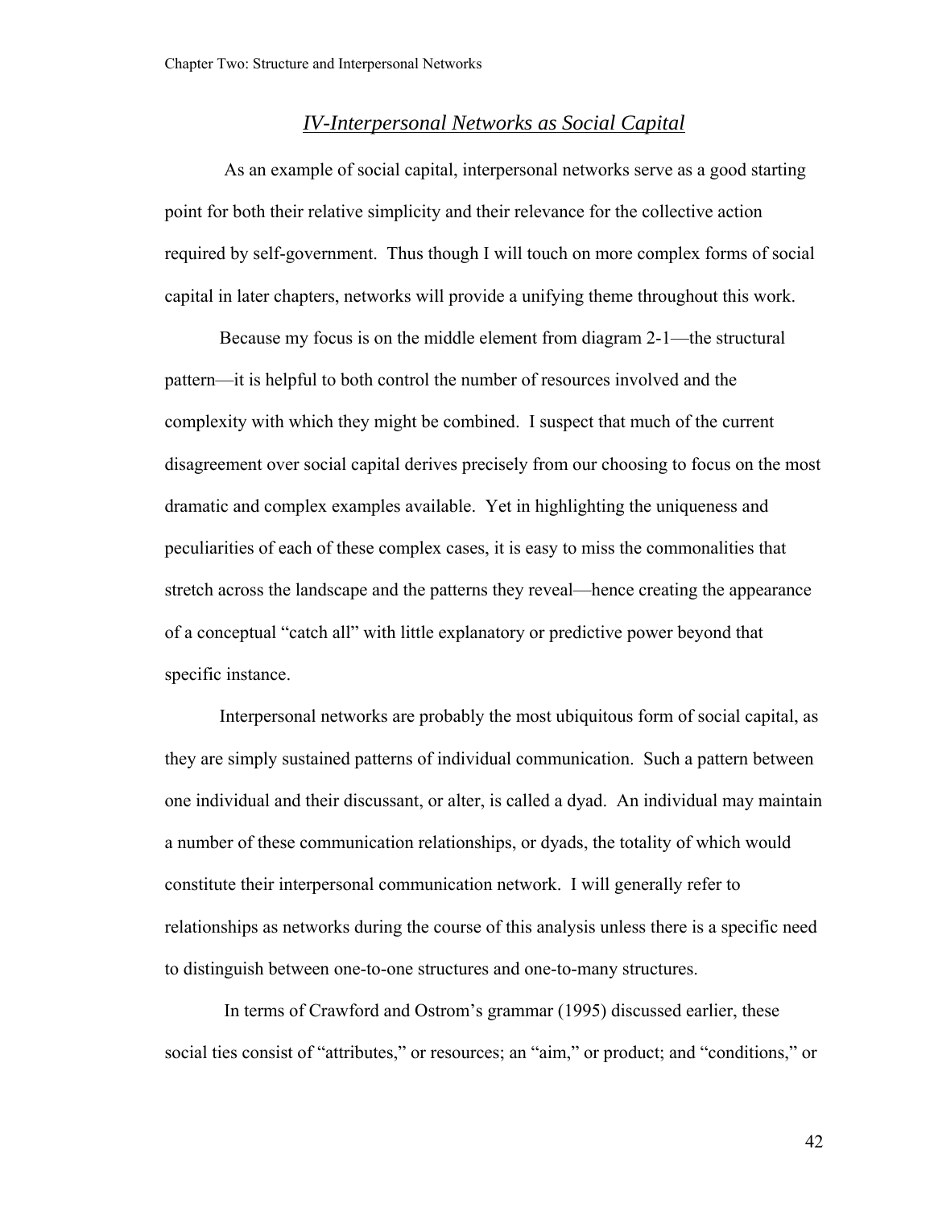## *IV-Interpersonal Networks as Social Capital*

As an example of social capital, interpersonal networks serve as a good starting point for both their relative simplicity and their relevance for the collective action required by self-government. Thus though I will touch on more complex forms of social capital in later chapters, networks will provide a unifying theme throughout this work.

Because my focus is on the middle element from diagram 2-1—the structural pattern—it is helpful to both control the number of resources involved and the complexity with which they might be combined. I suspect that much of the current disagreement over social capital derives precisely from our choosing to focus on the most dramatic and complex examples available. Yet in highlighting the uniqueness and peculiarities of each of these complex cases, it is easy to miss the commonalities that stretch across the landscape and the patterns they reveal—hence creating the appearance of a conceptual "catch all" with little explanatory or predictive power beyond that specific instance.

Interpersonal networks are probably the most ubiquitous form of social capital, as they are simply sustained patterns of individual communication. Such a pattern between one individual and their discussant, or alter, is called a dyad. An individual may maintain a number of these communication relationships, or dyads, the totality of which would constitute their interpersonal communication network. I will generally refer to relationships as networks during the course of this analysis unless there is a specific need to distinguish between one-to-one structures and one-to-many structures.

In terms of Crawford and Ostrom's grammar (1995) discussed earlier, these social ties consist of "attributes," or resources; an "aim," or product; and "conditions," or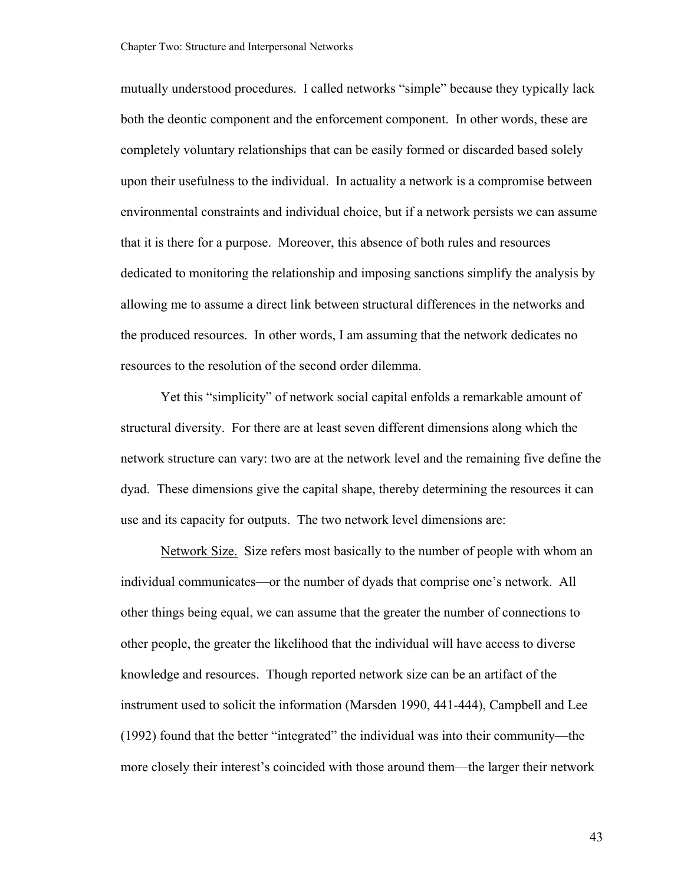mutually understood procedures. I called networks "simple" because they typically lack both the deontic component and the enforcement component. In other words, these are completely voluntary relationships that can be easily formed or discarded based solely upon their usefulness to the individual. In actuality a network is a compromise between environmental constraints and individual choice, but if a network persists we can assume that it is there for a purpose. Moreover, this absence of both rules and resources dedicated to monitoring the relationship and imposing sanctions simplify the analysis by allowing me to assume a direct link between structural differences in the networks and the produced resources. In other words, I am assuming that the network dedicates no resources to the resolution of the second order dilemma.

Yet this "simplicity" of network social capital enfolds a remarkable amount of structural diversity. For there are at least seven different dimensions along which the network structure can vary: two are at the network level and the remaining five define the dyad. These dimensions give the capital shape, thereby determining the resources it can use and its capacity for outputs. The two network level dimensions are:

<u>Network Size.</u> Size refers most basically to the number of people with whom an individual communicates—or the number of dyads that comprise one's network. All other things being equal, we can assume that the greater the number of connections to other people, the greater the likelihood that the individual will have access to diverse knowledge and resources. Though reported network size can be an artifact of the instrument used to solicit the information (Marsden 1990, 441-444), Campbell and Lee (1992) found that the better "integrated" the individual was into their community—the more closely their interest's coincided with those around them—the larger their network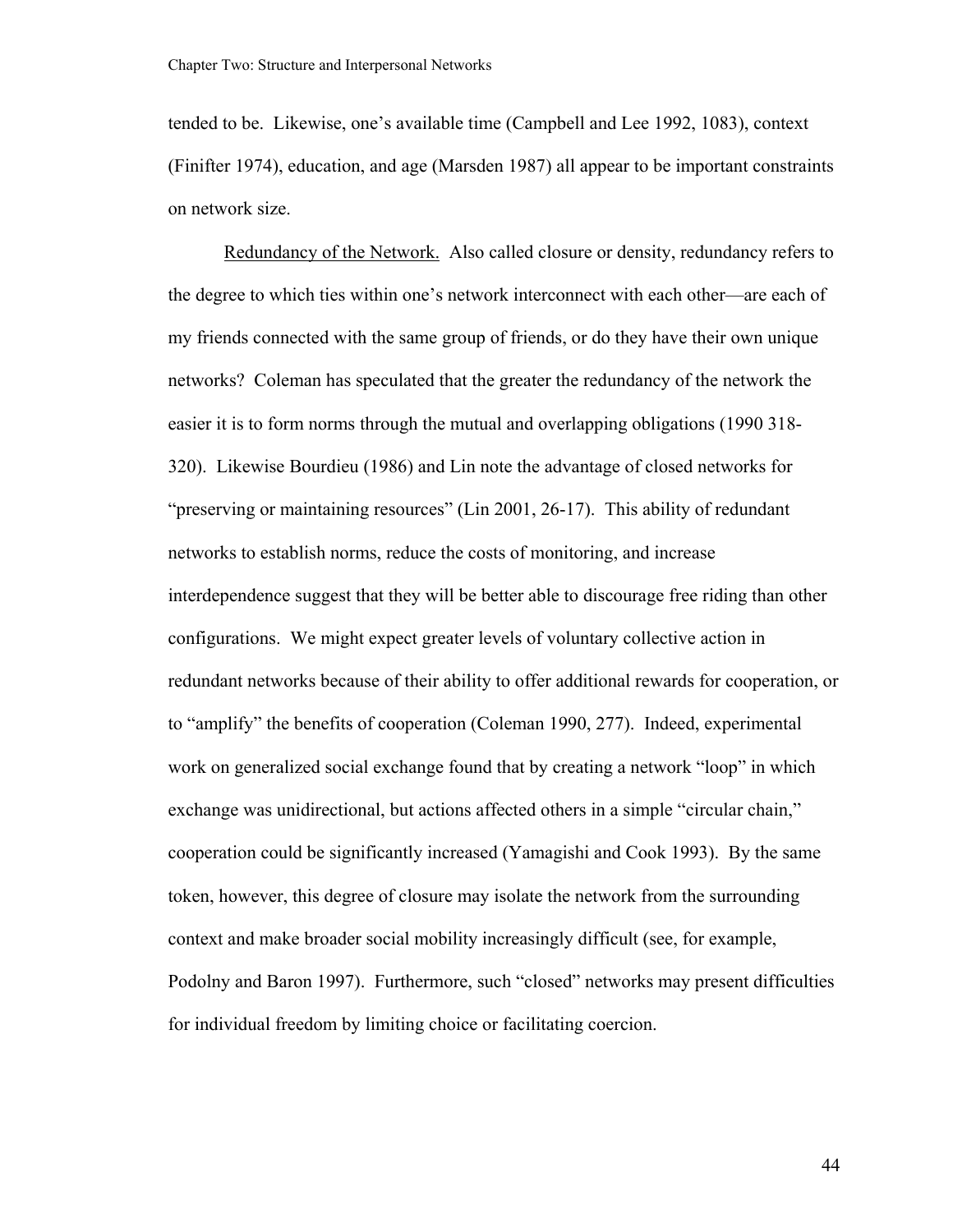tended to be. Likewise, one's available time (Campbell and Lee 1992, 1083), context (Finifter 1974), education, and age (Marsden 1987) all appear to be important constraints on network size.

Redundancy of the Network. Also called closure or density, redundancy refers to the degree to which ties within one's network interconnect with each other—are each of my friends connected with the same group of friends, or do they have their own unique networks? Coleman has speculated that the greater the redundancy of the network the easier it is to form norms through the mutual and overlapping obligations (1990 318-320). Likewise Bourdieu (1986) and Lin note the advantage of closed networks for "preserving or maintaining resources" (Lin 2001, 26-17). This ability of redundant networks to establish norms, reduce the costs of monitoring, and increase interdependence suggest that they will be better able to discourage free riding than other configurations. We might expect greater levels of voluntary collective action in redundant networks because of their ability to offer additional rewards for cooperation, or to "amplify" the benefits of cooperation (Coleman 1990, 277). Indeed, experimental work on generalized social exchange found that by creating a network "loop" in which exchange was unidirectional, but actions affected others in a simple "circular chain," cooperation could be significantly increased (Yamagishi and Cook 1993). By the same token, however, this degree of closure may isolate the network from the surrounding context and make broader social mobility increasingly difficult (see, for example, Podolny and Baron 1997). Furthermore, such "closed" networks may present difficulties for individual freedom by limiting choice or facilitating coercion.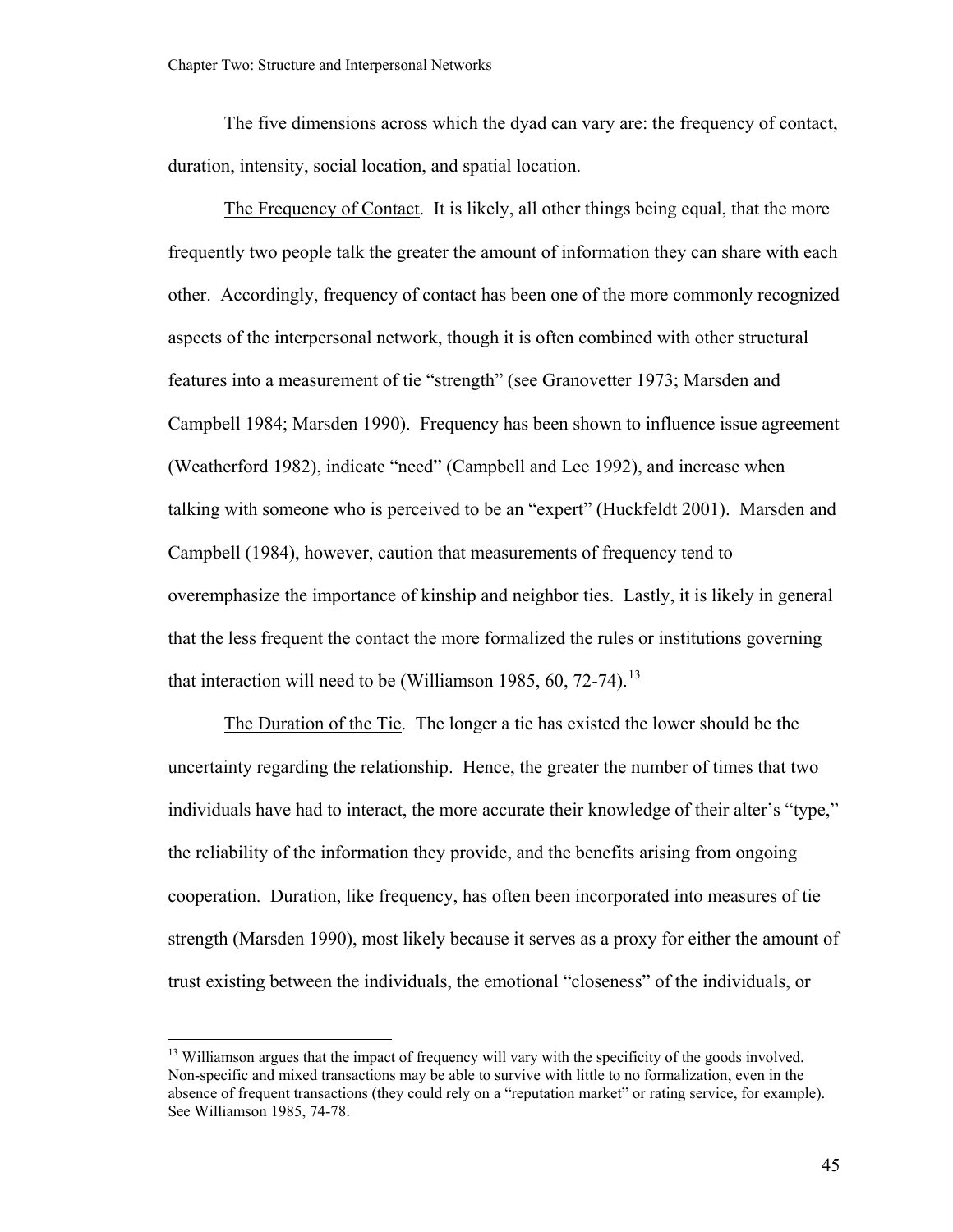The five dimensions across which the dyad can vary are: the frequency of contact, duration, intensity, social location, and spatial location.

<u>The Frequency of Contact</u>. It is likely, all other things being equal, that the more frequently two people talk the greater the amount of information they can share with each other. Accordingly, frequency of contact has been one of the more commonly recognized aspects of the interpersonal network, though it is often combined with other structural features into a measurement of tie "strength" (see Granovetter 1973; Marsden and Campbell 1984; Marsden 1990). Frequency has been shown to influence issue agreement (Weatherford 1982), indicate "need" (Campbell and Lee 1992), and increase when talking with someone who is perceived to be an "expert" (Huckfeldt 2001). Marsden and Campbell (1984), however, caution that measurements of frequency tend to overemphasize the importance of kinship and neighbor ties. Lastly, it is likely in general that the less frequent the contact the more formalized the rules or institutions governing that interaction will need to be (Williamson 1985, 60, 72-74).[13]

<u>The Duration of the Tie</u>. The longer a tie has existed the lower should be the uncertainty regarding the relationship. Hence, the greater the number of times that two individuals have had to interact, the more accurate their knowledge of their alter's "type," the reliability of the information they provide, and the benefits arising from ongoing cooperation. Duration, like frequency, has often been incorporated into measures of tie strength (Marsden 1990), most likely because it serves as a proxy for either the amount of trust existing between the individuals, the emotional "closeness" of the individuals, or

[13] Williamson argues that the impact of frequency will vary with the specificity of the goods involved. Non-specific and mixed transactions may be able to survive with little to no formalization, even in the absence of frequent transactions (they could rely on a "reputation market" or rating service, for example). See Williamson 1985, 74-78.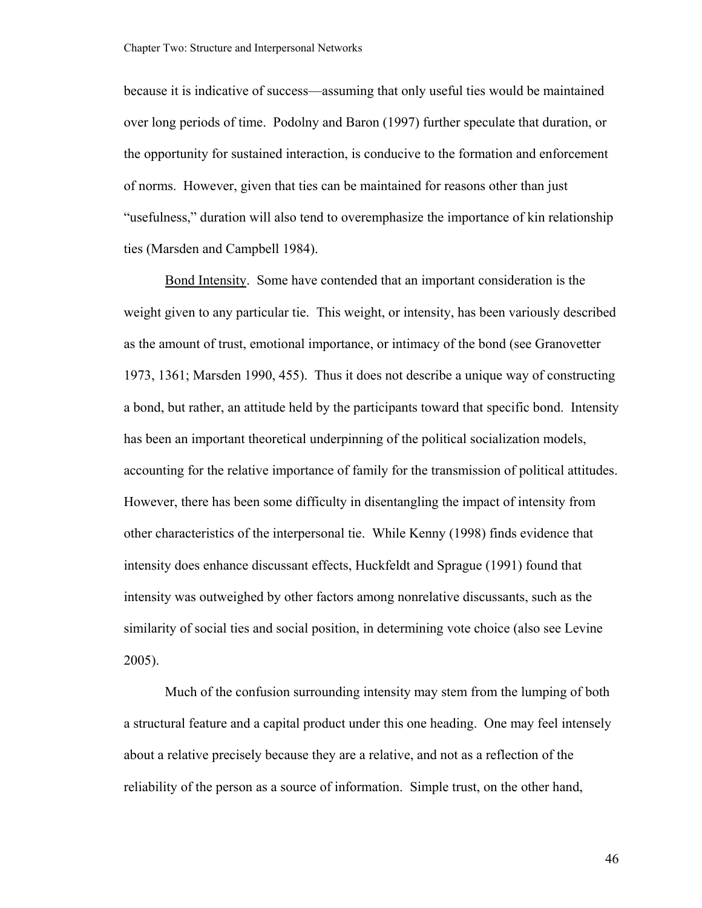because it is indicative of success—assuming that only useful ties would be maintained over long periods of time. Podolny and Baron (1997) further speculate that duration, or the opportunity for sustained interaction, is conducive to the formation and enforcement of norms. However, given that ties can be maintained for reasons other than just "usefulness," duration will also tend to overemphasize the importance of kin relationship ties (Marsden and Campbell 1984).

<u>Bond Intensity</u>. Some have contended that an important consideration is the weight given to any particular tie. This weight, or intensity, has been variously described as the amount of trust, emotional importance, or intimacy of the bond (see Granovetter 1973, 1361; Marsden 1990, 455). Thus it does not describe a unique way of constructing a bond, but rather, an attitude held by the participants toward that specific bond. Intensity has been an important theoretical underpinning of the political socialization models, accounting for the relative importance of family for the transmission of political attitudes. However, there has been some difficulty in disentangling the impact of intensity from other characteristics of the interpersonal tie. While Kenny (1998) finds evidence that intensity does enhance discussant effects, Huckfeldt and Sprague (1991) found that intensity was outweighed by other factors among nonrelative discussants, such as the similarity of social ties and social position, in determining vote choice (also see Levine 2005).

Much of the confusion surrounding intensity may stem from the lumping of both a structural feature and a capital product under this one heading. One may feel intensely about a relative precisely because they are a relative, and not as a reflection of the reliability of the person as a source of information. Simple trust, on the other hand,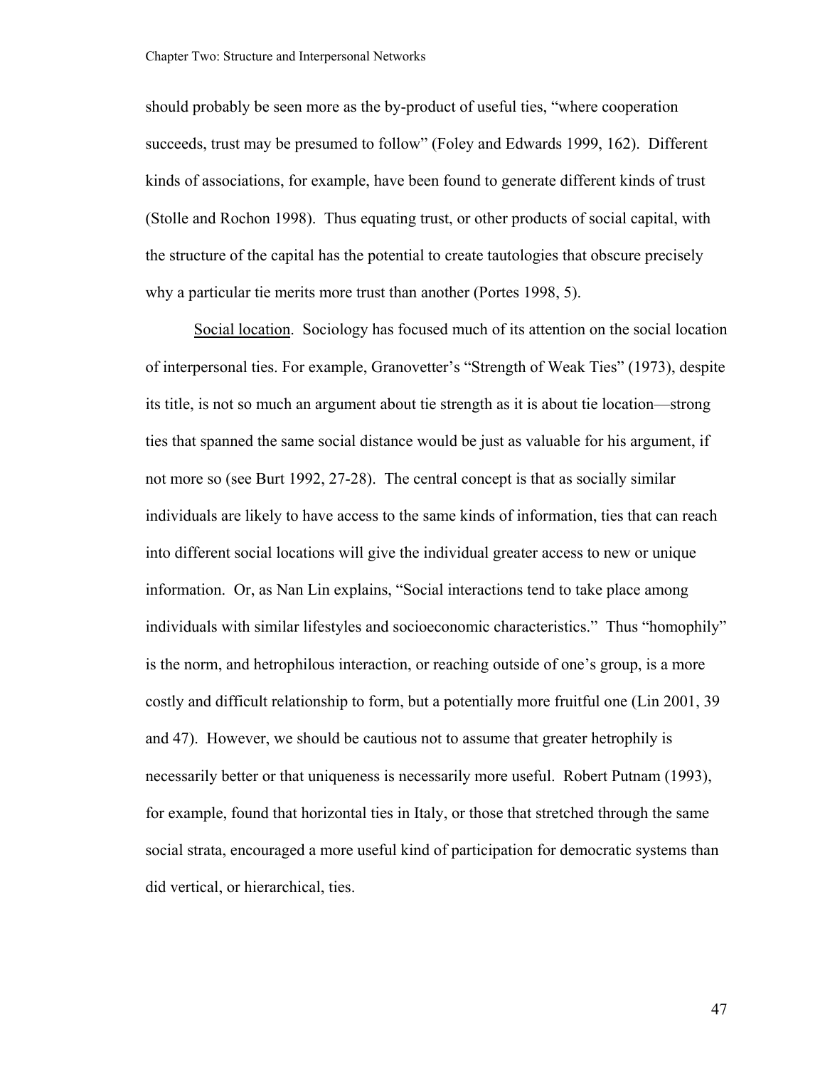should probably be seen more as the by-product of useful ties, "where cooperation succeeds, trust may be presumed to follow" (Foley and Edwards 1999, 162). Different kinds of associations, for example, have been found to generate different kinds of trust (Stolle and Rochon 1998). Thus equating trust, or other products of social capital, with the structure of the capital has the potential to create tautologies that obscure precisely why a particular tie merits more trust than another (Portes 1998, 5).

Social location. Sociology has focused much of its attention on the social location of interpersonal ties. For example, Granovetter's "Strength of Weak Ties" (1973), despite its title, is not so much an argument about tie strength as it is about tie location—strong ties that spanned the same social distance would be just as valuable for his argument, if not more so (see Burt 1992, 27-28). The central concept is that as socially similar individuals are likely to have access to the same kinds of information, ties that can reach into different social locations will give the individual greater access to new or unique information. Or, as Nan Lin explains, "Social interactions tend to take place among individuals with similar lifestyles and socioeconomic characteristics." Thus "homophily" is the norm, and hetrophilous interaction, or reaching outside of one's group, is a more costly and difficult relationship to form, but a potentially more fruitful one (Lin 2001, 39 and 47). However, we should be cautious not to assume that greater hetrophily is necessarily better or that uniqueness is necessarily more useful. Robert Putnam (1993), for example, found that horizontal ties in Italy, or those that stretched through the same social strata, encouraged a more useful kind of participation for democratic systems than did vertical, or hierarchical, ties.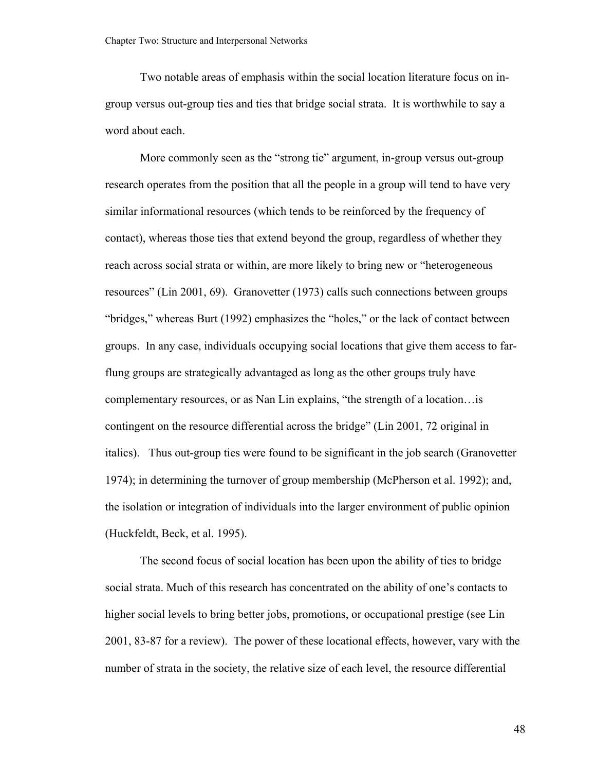Two notable areas of emphasis within the social location literature focus on in-group versus out-group ties and ties that bridge social strata. It is worthwhile to say a word about each.

More commonly seen as the "strong tie" argument, in-group versus out-group research operates from the position that all the people in a group will tend to have very similar informational resources (which tends to be reinforced by the frequency of contact), whereas those ties that extend beyond the group, regardless of whether they reach across social strata or within, are more likely to bring new or "heterogeneous resources" (Lin 2001, 69). Granovetter (1973) calls such connections between groups "bridges," whereas Burt (1992) emphasizes the "holes," or the lack of contact between groups. In any case, individuals occupying social locations that give them access to far-flung groups are strategically advantaged as long as the other groups truly have complementary resources, or as Nan Lin explains, "the strength of a location…is contingent on the resource differential across the bridge" (Lin 2001, 72 original in italics). Thus out-group ties were found to be significant in the job search (Granovetter 1974); in determining the turnover of group membership (McPherson et al. 1992); and, the isolation or integration of individuals into the larger environment of public opinion (Huckfeldt, Beck, et al. 1995).

The second focus of social location has been upon the ability of ties to bridge social strata. Much of this research has concentrated on the ability of one's contacts to higher social levels to bring better jobs, promotions, or occupational prestige (see Lin 2001, 83-87 for a review). The power of these locational effects, however, vary with the number of strata in the society, the relative size of each level, the resource differential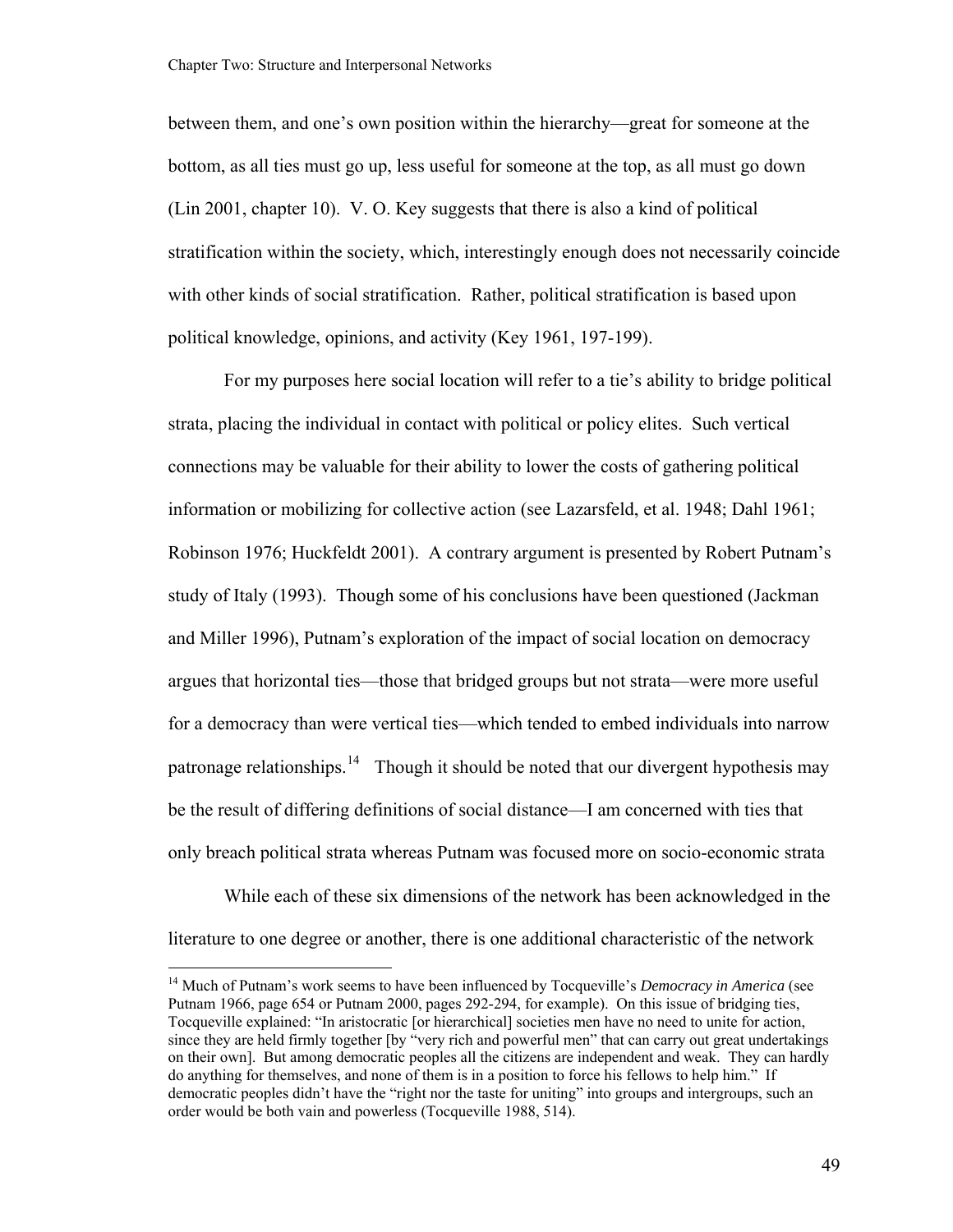between them, and one's own position within the hierarchy—great for someone at the bottom, as all ties must go up, less useful for someone at the top, as all must go down (Lin 2001, chapter 10). V. O. Key suggests that there is also a kind of political stratification within the society, which, interestingly enough does not necessarily coincide with other kinds of social stratification. Rather, political stratification is based upon political knowledge, opinions, and activity (Key 1961, 197-199).

For my purposes here social location will refer to a tie's ability to bridge political strata, placing the individual in contact with political or policy elites. Such vertical connections may be valuable for their ability to lower the costs of gathering political information or mobilizing for collective action (see Lazarsfeld, et al. 1948; Dahl 1961; Robinson 1976; Huckfeldt 2001). A contrary argument is presented by Robert Putnam's study of Italy (1993). Though some of his conclusions have been questioned (Jackman and Miller 1996), Putnam's exploration of the impact of social location on democracy argues that horizontal ties—those that bridged groups but not strata—were more useful for a democracy than were vertical ties—which tended to embed individuals into narrow patronage relationships.[14] Though it should be noted that our divergent hypothesis may be the result of differing definitions of social distance—I am concerned with ties that only breach political strata whereas Putnam was focused more on socio-economic strata

While each of these six dimensions of the network has been acknowledged in the literature to one degree or another, there is one additional characteristic of the network

---

[14] Much of Putnam's work seems to have been influenced by Tocqueville's *Democracy in America* (see Putnam 1966, page 654 or Putnam 2000, pages 292-294, for example). On this issue of bridging ties, Tocqueville explained: "In aristocratic [or hierarchical] societies men have no need to unite for action, since they are held firmly together [by "very rich and powerful men" that can carry out great undertakings on their own]. But among democratic peoples all the citizens are independent and weak. They can hardly do anything for themselves, and none of them is in a position to force his fellows to help him." If democratic peoples didn't have the "right nor the taste for uniting" into groups and intergroups, such an order would be both vain and powerless (Tocqueville 1988, 514).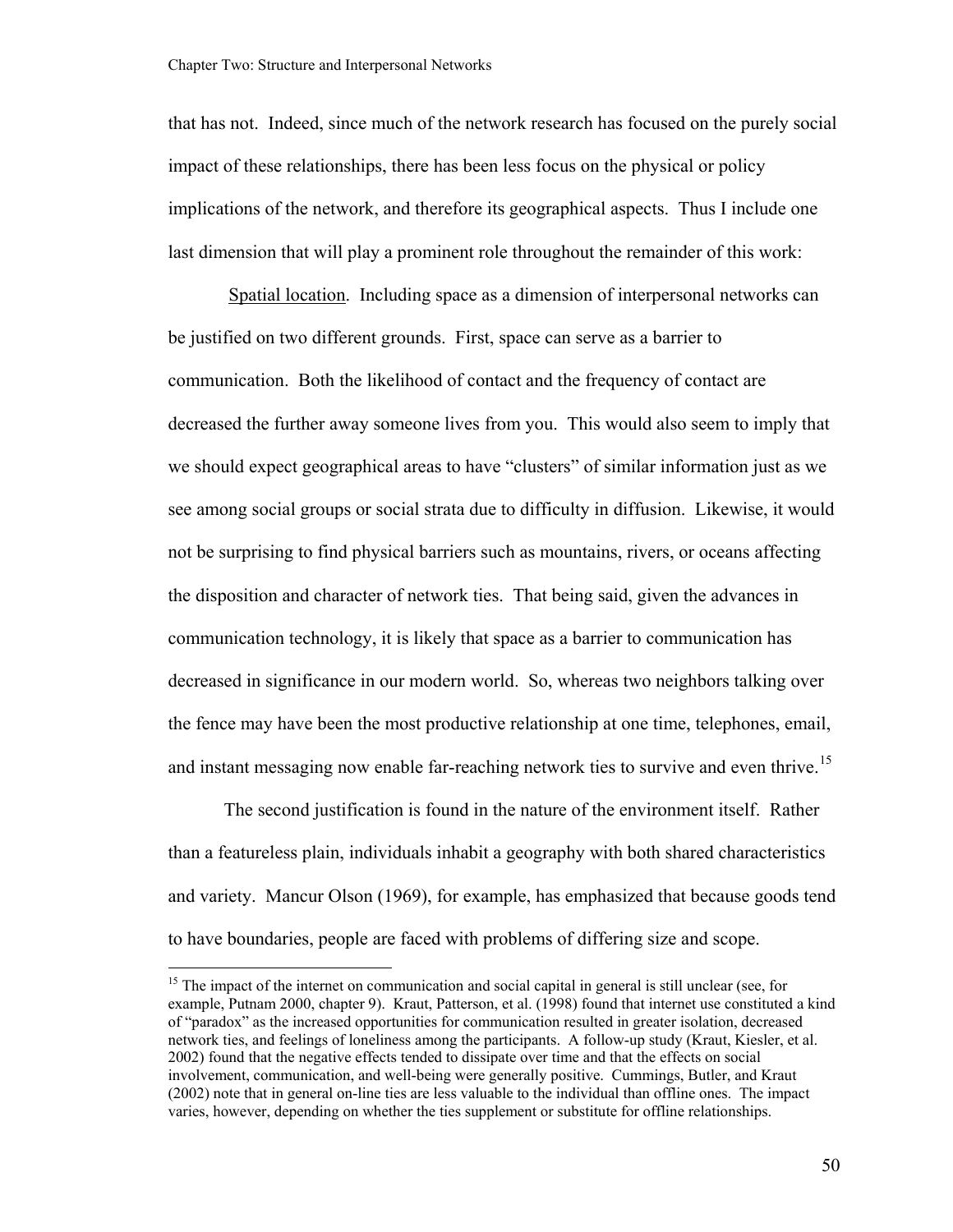that has not. Indeed, since much of the network research has focused on the purely social impact of these relationships, there has been less focus on the physical or policy implications of the network, and therefore its geographical aspects. Thus I include one last dimension that will play a prominent role throughout the remainder of this work:

<u>Spatial location</u>. Including space as a dimension of interpersonal networks can be justified on two different grounds. First, space can serve as a barrier to communication. Both the likelihood of contact and the frequency of contact are decreased the further away someone lives from you. This would also seem to imply that we should expect geographical areas to have "clusters" of similar information just as we see among social groups or social strata due to difficulty in diffusion. Likewise, it would not be surprising to find physical barriers such as mountains, rivers, or oceans affecting the disposition and character of network ties. That being said, given the advances in communication technology, it is likely that space as a barrier to communication has decreased in significance in our modern world. So, whereas two neighbors talking over the fence may have been the most productive relationship at one time, telephones, email, and instant messaging now enable far-reaching network ties to survive and even thrive.[15]

The second justification is found in the nature of the environment itself. Rather than a featureless plain, individuals inhabit a geography with both shared characteristics and variety. Mancur Olson (1969), for example, has emphasized that because goods tend to have boundaries, people are faced with problems of differing size and scope.

---

[15] The impact of the internet on communication and social capital in general is still unclear (see, for example, Putnam 2000, chapter 9). Kraut, Patterson, et al. (1998) found that internet use constituted a kind of "paradox" as the increased opportunities for communication resulted in greater isolation, decreased network ties, and feelings of loneliness among the participants. A follow-up study (Kraut, Kiesler, et al. 2002) found that the negative effects tended to dissipate over time and that the effects on social involvement, communication, and well-being were generally positive. Cummings, Butler, and Kraut (2002) note that in general on-line ties are less valuable to the individual than offline ones. The impact varies, however, depending on whether the ties supplement or substitute for offline relationships.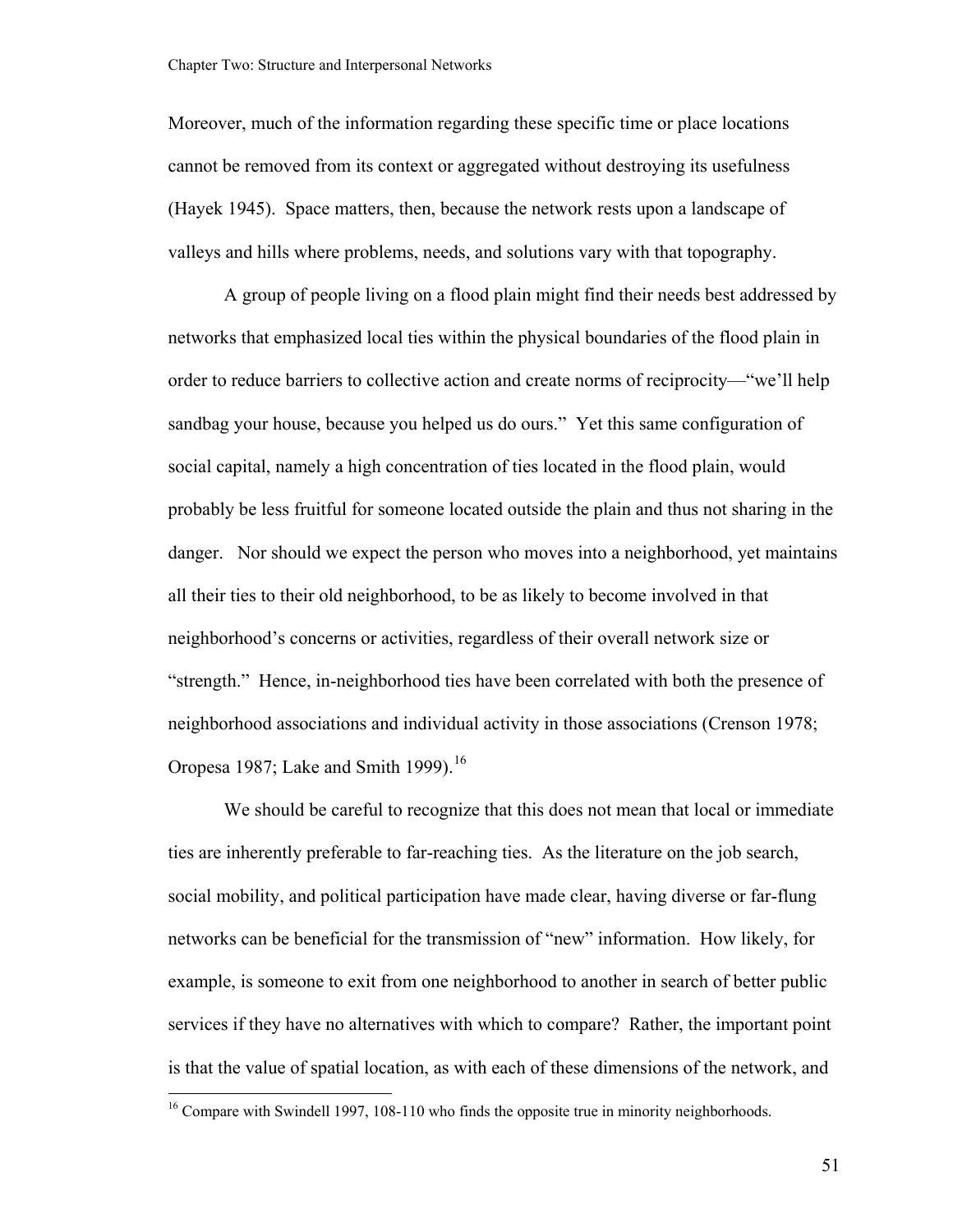Moreover, much of the information regarding these specific time or place locations cannot be removed from its context or aggregated without destroying its usefulness (Hayek 1945). Space matters, then, because the network rests upon a landscape of valleys and hills where problems, needs, and solutions vary with that topography.

A group of people living on a flood plain might find their needs best addressed by networks that emphasized local ties within the physical boundaries of the flood plain in order to reduce barriers to collective action and create norms of reciprocity—"we'll help sandbag your house, because you helped us do ours." Yet this same configuration of social capital, namely a high concentration of ties located in the flood plain, would probably be less fruitful for someone located outside the plain and thus not sharing in the danger. Nor should we expect the person who moves into a neighborhood, yet maintains all their ties to their old neighborhood, to be as likely to become involved in that neighborhood's concerns or activities, regardless of their overall network size or "strength." Hence, in-neighborhood ties have been correlated with both the presence of neighborhood associations and individual activity in those associations (Crenson 1978; Oropesa 1987; Lake and Smith 1999).[16]

We should be careful to recognize that this does not mean that local or immediate ties are inherently preferable to far-reaching ties. As the literature on the job search, social mobility, and political participation have made clear, having diverse or far-flung networks can be beneficial for the transmission of "new" information. How likely, for example, is someone to exit from one neighborhood to another in search of better public services if they have no alternatives with which to compare? Rather, the important point is that the value of spatial location, as with each of these dimensions of the network, and

[16] Compare with Swindell 1997, 108-110 who finds the opposite true in minority neighborhoods.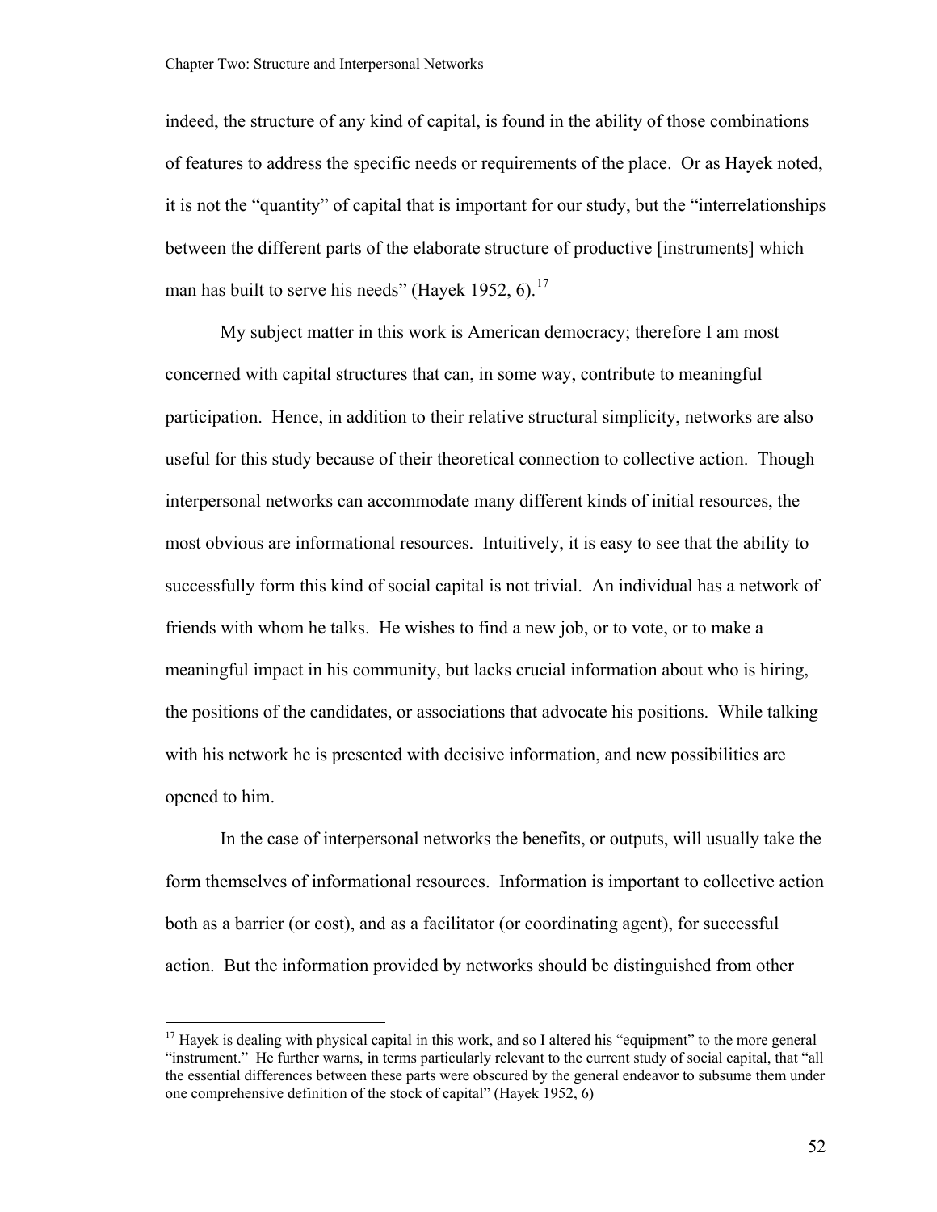indeed, the structure of any kind of capital, is found in the ability of those combinations of features to address the specific needs or requirements of the place. Or as Hayek noted, it is not the "quantity" of capital that is important for our study, but the "interrelationships between the different parts of the elaborate structure of productive [instruments] which man has built to serve his needs" (Hayek 1952, 6).[17]

My subject matter in this work is American democracy; therefore I am most concerned with capital structures that can, in some way, contribute to meaningful participation. Hence, in addition to their relative structural simplicity, networks are also useful for this study because of their theoretical connection to collective action. Though interpersonal networks can accommodate many different kinds of initial resources, the most obvious are informational resources. Intuitively, it is easy to see that the ability to successfully form this kind of social capital is not trivial. An individual has a network of friends with whom he talks. He wishes to find a new job, or to vote, or to make a meaningful impact in his community, but lacks crucial information about who is hiring, the positions of the candidates, or associations that advocate his positions. While talking with his network he is presented with decisive information, and new possibilities are opened to him.

In the case of interpersonal networks the benefits, or outputs, will usually take the form themselves of informational resources. Information is important to collective action both as a barrier (or cost), and as a facilitator (or coordinating agent), for successful action. But the information provided by networks should be distinguished from other

---

[17] Hayek is dealing with physical capital in this work, and so I altered his "equipment" to the more general "instrument." He further warns, in terms particularly relevant to the current study of social capital, that "all the essential differences between these parts were obscured by the general endeavor to subsume them under one comprehensive definition of the stock of capital" (Hayek 1952, 6)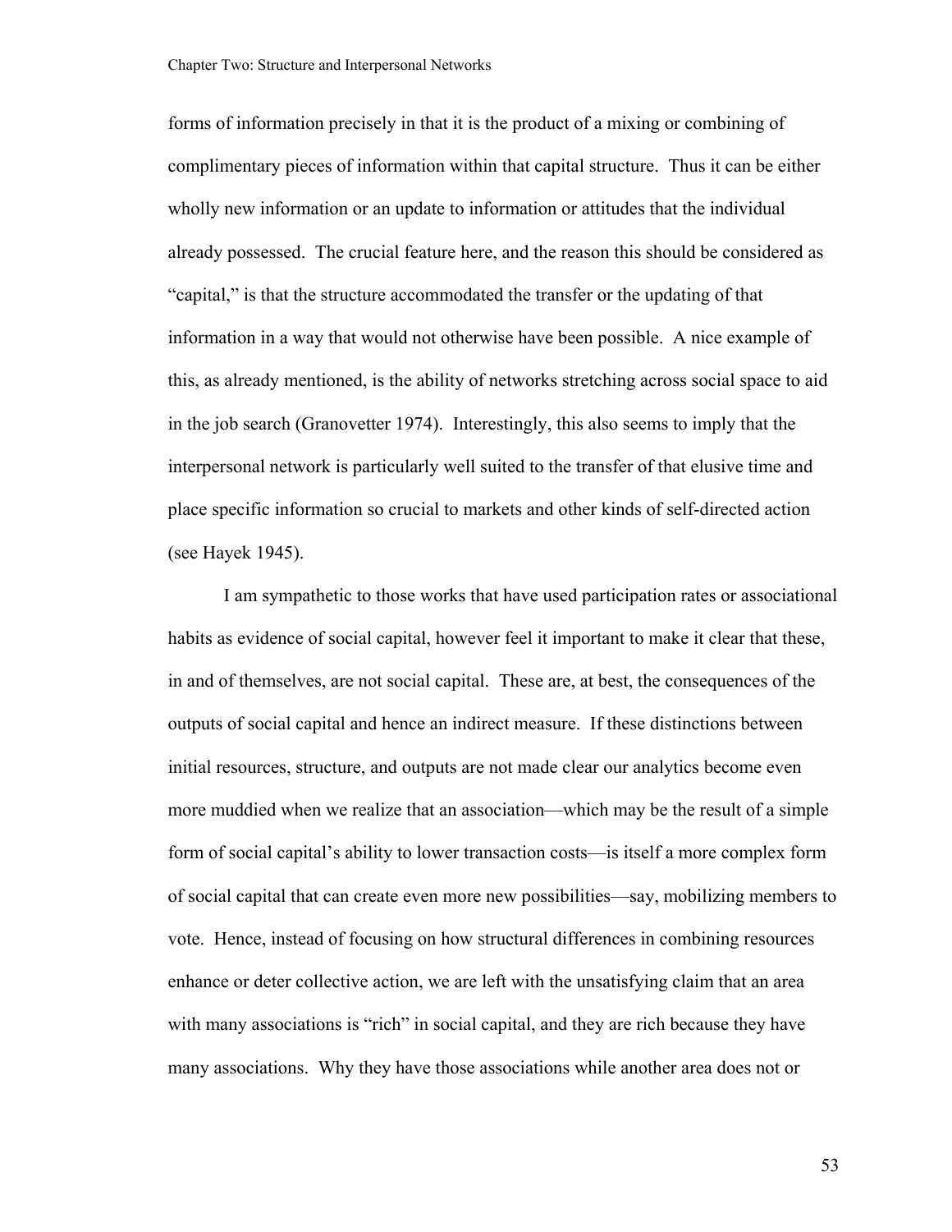forms of information precisely in that it is the product of a mixing or combining of complimentary pieces of information within that capital structure. Thus it can be either wholly new information or an update to information or attitudes that the individual already possessed. The crucial feature here, and the reason this should be considered as "capital," is that the structure accommodated the transfer or the updating of that information in a way that would not otherwise have been possible. A nice example of this, as already mentioned, is the ability of networks stretching across social space to aid in the job search (Granovetter 1974). Interestingly, this also seems to imply that the interpersonal network is particularly well suited to the transfer of that elusive time and place specific information so crucial to markets and other kinds of self-directed action (see Hayek 1945).

I am sympathetic to those works that have used participation rates or associational habits as evidence of social capital, however feel it important to make it clear that these, in and of themselves, are not social capital. These are, at best, the consequences of the outputs of social capital and hence an indirect measure. If these distinctions between initial resources, structure, and outputs are not made clear our analytics become even more muddied when we realize that an association—which may be the result of a simple form of social capital's ability to lower transaction costs—is itself a more complex form of social capital that can create even more new possibilities—say, mobilizing members to vote. Hence, instead of focusing on how structural differences in combining resources enhance or deter collective action, we are left with the unsatisfying claim that an area with many associations is "rich" in social capital, and they are rich because they have many associations. Why they have those associations while another area does not or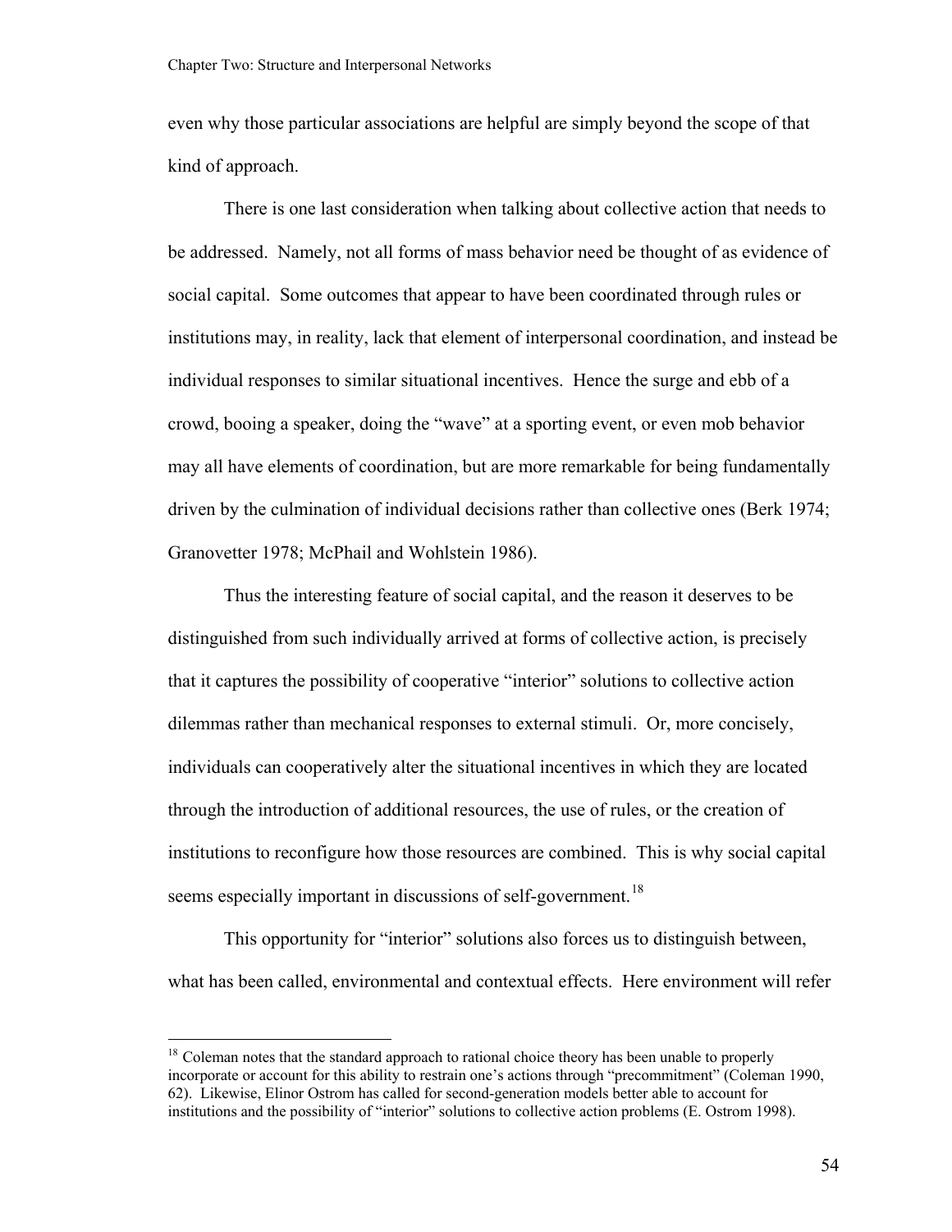even why those particular associations are helpful are simply beyond the scope of that kind of approach.

There is one last consideration when talking about collective action that needs to be addressed. Namely, not all forms of mass behavior need be thought of as evidence of social capital. Some outcomes that appear to have been coordinated through rules or institutions may, in reality, lack that element of interpersonal coordination, and instead be individual responses to similar situational incentives. Hence the surge and ebb of a crowd, booing a speaker, doing the "wave" at a sporting event, or even mob behavior may all have elements of coordination, but are more remarkable for being fundamentally driven by the culmination of individual decisions rather than collective ones (Berk 1974; Granovetter 1978; McPhail and Wohlstein 1986).

Thus the interesting feature of social capital, and the reason it deserves to be distinguished from such individually arrived at forms of collective action, is precisely that it captures the possibility of cooperative "interior" solutions to collective action dilemmas rather than mechanical responses to external stimuli. Or, more concisely, individuals can cooperatively alter the situational incentives in which they are located through the introduction of additional resources, the use of rules, or the creation of institutions to reconfigure how those resources are combined. This is why social capital seems especially important in discussions of self-government.[18]

This opportunity for "interior" solutions also forces us to distinguish between, what has been called, environmental and contextual effects. Here environment will refer

[18] Coleman notes that the standard approach to rational choice theory has been unable to properly incorporate or account for this ability to restrain one's actions through "precommitment" (Coleman 1990, 62). Likewise, Elinor Ostrom has called for second-generation models better able to account for institutions and the possibility of "interior" solutions to collective action problems (E. Ostrom 1998).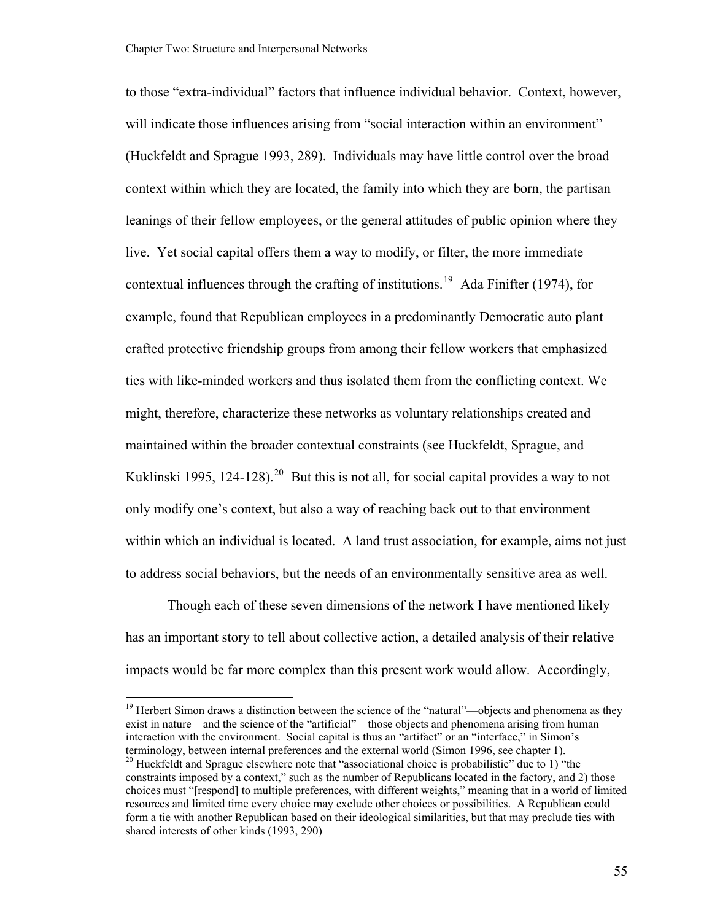to those "extra-individual" factors that influence individual behavior. Context, however, will indicate those influences arising from "social interaction within an environment" (Huckfeldt and Sprague 1993, 289). Individuals may have little control over the broad context within which they are located, the family into which they are born, the partisan leanings of their fellow employees, or the general attitudes of public opinion where they live. Yet social capital offers them a way to modify, or filter, the more immediate contextual influences through the crafting of institutions.[19] Ada Finifter (1974), for example, found that Republican employees in a predominantly Democratic auto plant crafted protective friendship groups from among their fellow workers that emphasized ties with like-minded workers and thus isolated them from the conflicting context. We might, therefore, characterize these networks as voluntary relationships created and maintained within the broader contextual constraints (see Huckfeldt, Sprague, and Kuklinski 1995, 124-128).[20] But this is not all, for social capital provides a way to not only modify one's context, but also a way of reaching back out to that environment within which an individual is located. A land trust association, for example, aims not just to address social behaviors, but the needs of an environmentally sensitive area as well.

Though each of these seven dimensions of the network I have mentioned likely has an important story to tell about collective action, a detailed analysis of their relative impacts would be far more complex than this present work would allow. Accordingly,

---

[19] Herbert Simon draws a distinction between the science of the "natural"—objects and phenomena as they exist in nature—and the science of the "artificial"—those objects and phenomena arising from human interaction with the environment. Social capital is thus an "artifact" or an "interface," in Simon's terminology, between internal preferences and the external world (Simon 1996, see chapter 1).

[20] Huckfeldt and Sprague elsewhere note that "associational choice is probabilistic" due to 1) "the constraints imposed by a context," such as the number of Republicans located in the factory, and 2) those choices must "[respond] to multiple preferences, with different weights," meaning that in a world of limited resources and limited time every choice may exclude other choices or possibilities. A Republican could form a tie with another Republican based on their ideological similarities, but that may preclude ties with shared interests of other kinds (1993, 290)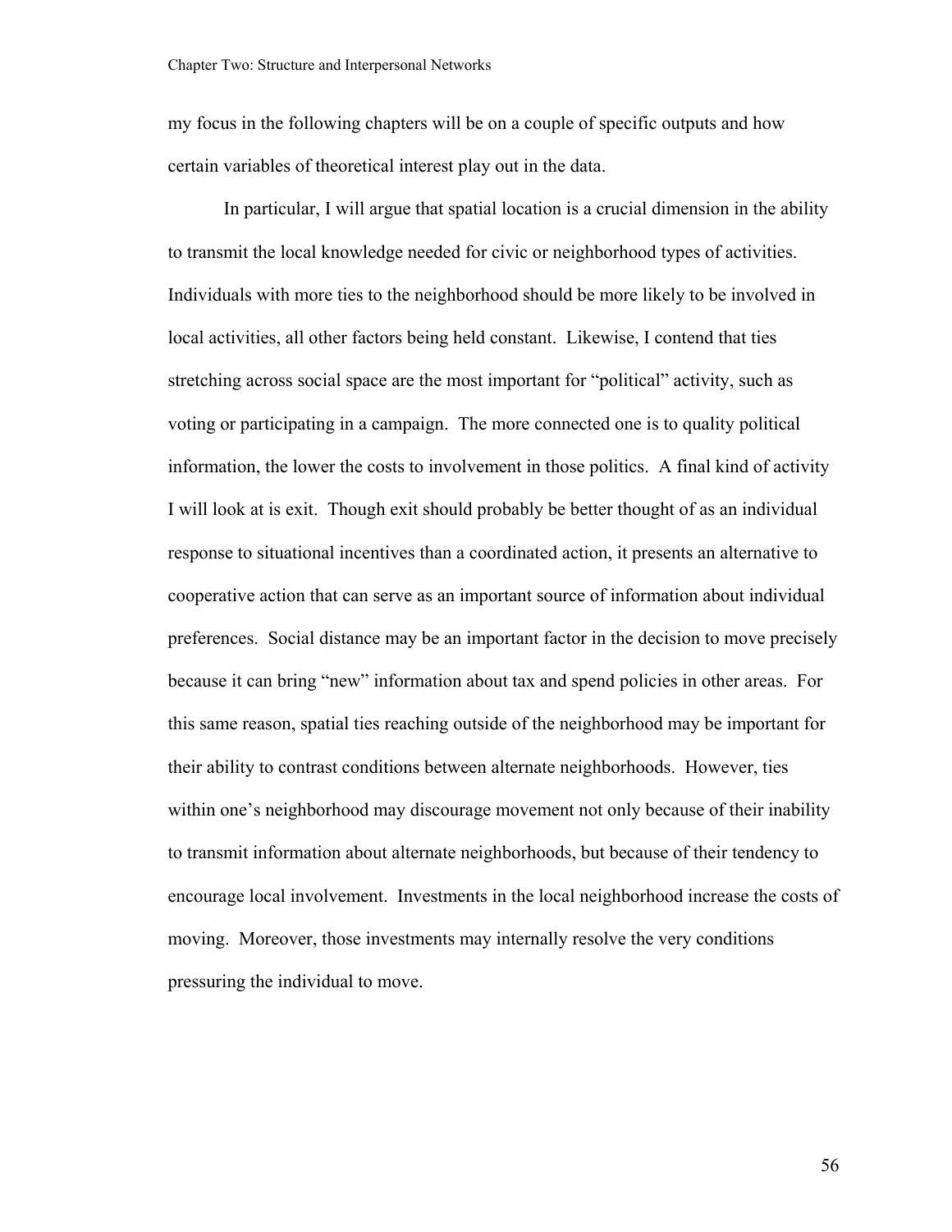my focus in the following chapters will be on a couple of specific outputs and how certain variables of theoretical interest play out in the data.

In particular, I will argue that spatial location is a crucial dimension in the ability to transmit the local knowledge needed for civic or neighborhood types of activities. Individuals with more ties to the neighborhood should be more likely to be involved in local activities, all other factors being held constant. Likewise, I contend that ties stretching across social space are the most important for "political" activity, such as voting or participating in a campaign. The more connected one is to quality political information, the lower the costs to involvement in those politics. A final kind of activity I will look at is exit. Though exit should probably be better thought of as an individual response to situational incentives than a coordinated action, it presents an alternative to cooperative action that can serve as an important source of information about individual preferences. Social distance may be an important factor in the decision to move precisely because it can bring "new" information about tax and spend policies in other areas. For this same reason, spatial ties reaching outside of the neighborhood may be important for their ability to contrast conditions between alternate neighborhoods. However, ties within one's neighborhood may discourage movement not only because of their inability to transmit information about alternate neighborhoods, but because of their tendency to encourage local involvement. Investments in the local neighborhood increase the costs of moving. Moreover, those investments may internally resolve the very conditions pressuring the individual to move.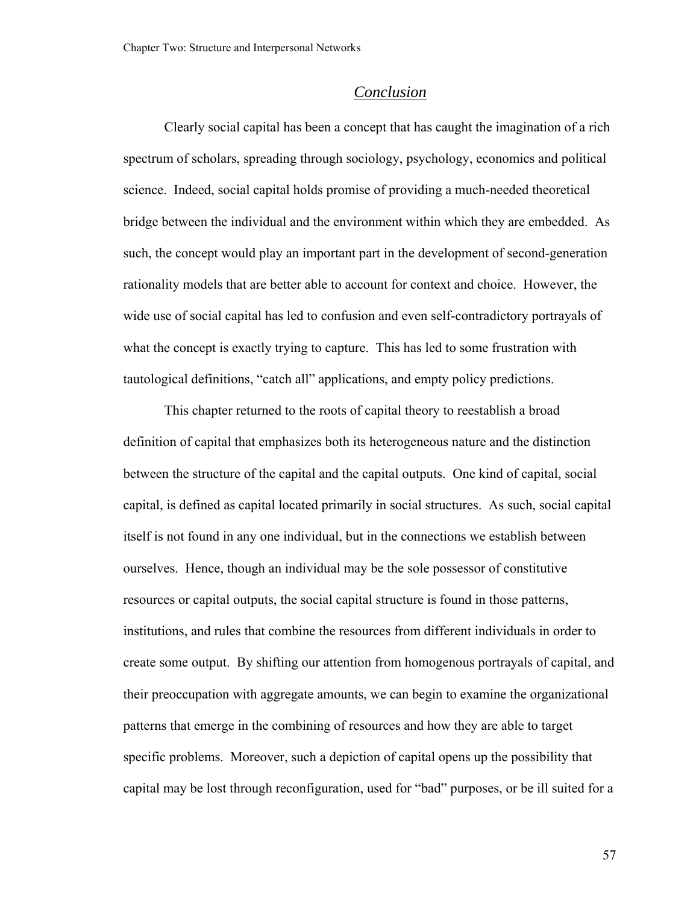## *Conclusion*

Clearly social capital has been a concept that has caught the imagination of a rich spectrum of scholars, spreading through sociology, psychology, economics and political science. Indeed, social capital holds promise of providing a much-needed theoretical bridge between the individual and the environment within which they are embedded. As such, the concept would play an important part in the development of second-generation rationality models that are better able to account for context and choice. However, the wide use of social capital has led to confusion and even self-contradictory portrayals of what the concept is exactly trying to capture. This has led to some frustration with tautological definitions, "catch all" applications, and empty policy predictions.

This chapter returned to the roots of capital theory to reestablish a broad definition of capital that emphasizes both its heterogeneous nature and the distinction between the structure of the capital and the capital outputs. One kind of capital, social capital, is defined as capital located primarily in social structures. As such, social capital itself is not found in any one individual, but in the connections we establish between ourselves. Hence, though an individual may be the sole possessor of constitutive resources or capital outputs, the social capital structure is found in those patterns, institutions, and rules that combine the resources from different individuals in order to create some output. By shifting our attention from homogenous portrayals of capital, and their preoccupation with aggregate amounts, we can begin to examine the organizational patterns that emerge in the combining of resources and how they are able to target specific problems. Moreover, such a depiction of capital opens up the possibility that capital may be lost through reconfiguration, used for "bad" purposes, or be ill suited for a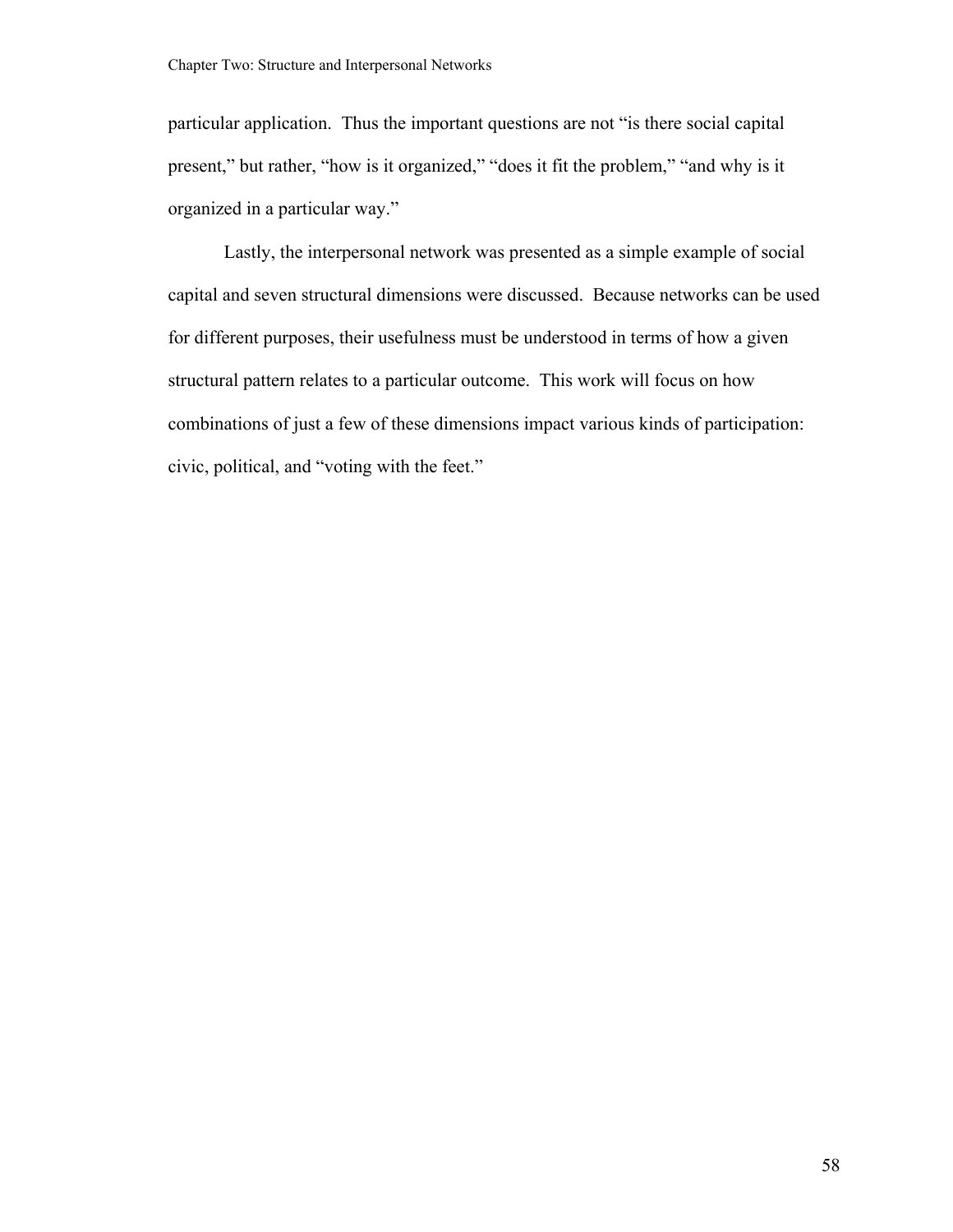particular application. Thus the important questions are not "is there social capital present," but rather, "how is it organized," "does it fit the problem," "and why is it organized in a particular way."

Lastly, the interpersonal network was presented as a simple example of social capital and seven structural dimensions were discussed. Because networks can be used for different purposes, their usefulness must be understood in terms of how a given structural pattern relates to a particular outcome. This work will focus on how combinations of just a few of these dimensions impact various kinds of participation: civic, political, and "voting with the feet."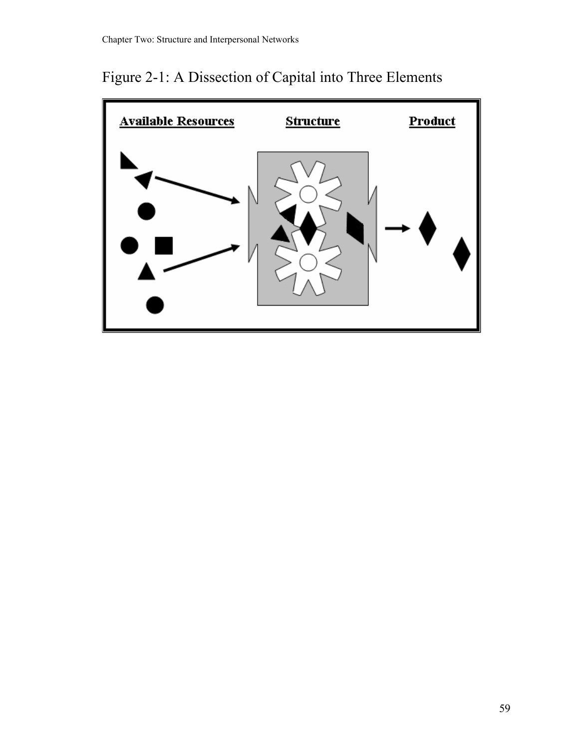Figure 2-1: A Dissection of Capital into Three Elements

**Available Resources** **Structure** **Product**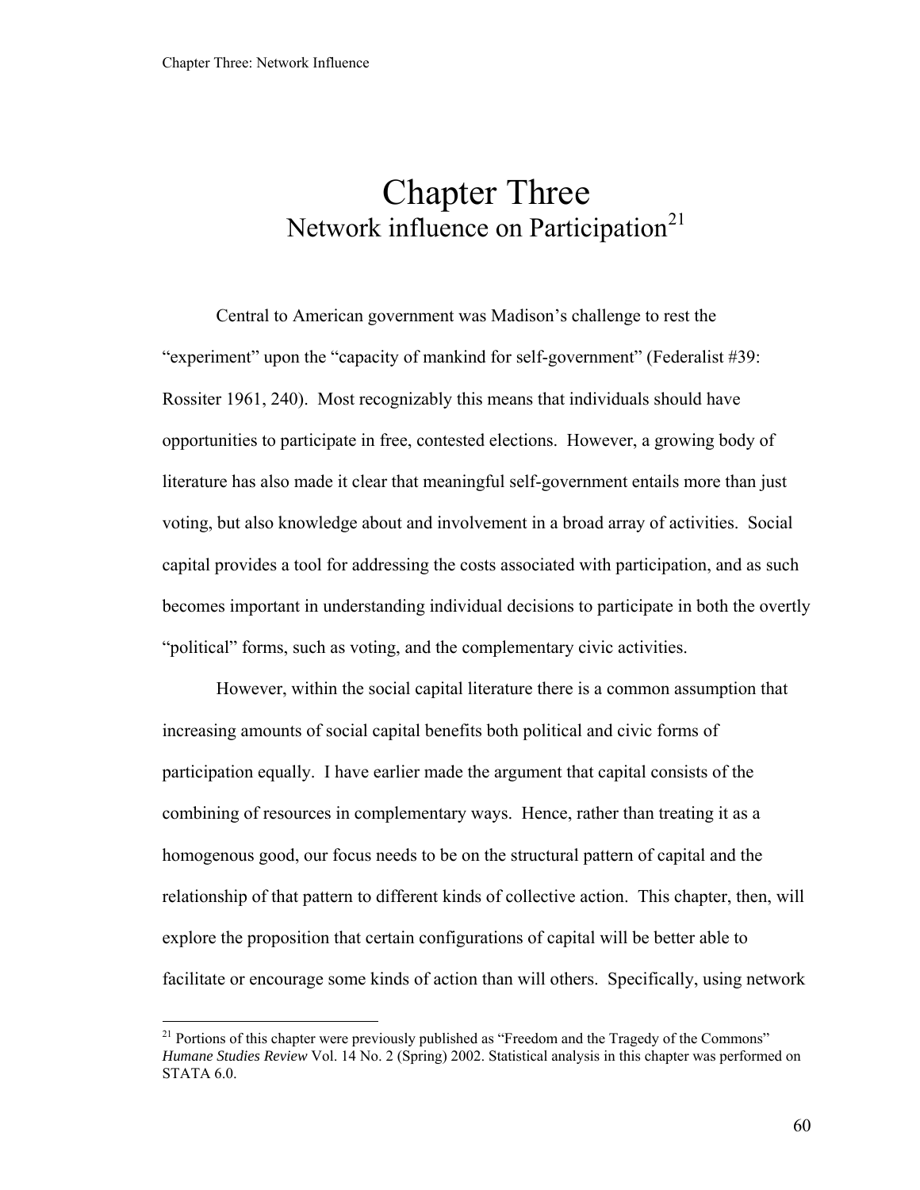# Chapter Three
## Network influence on Participation[21]

Central to American government was Madison's challenge to rest the "experiment" upon the "capacity of mankind for self-government" (Federalist #39: Rossiter 1961, 240). Most recognizably this means that individuals should have opportunities to participate in free, contested elections. However, a growing body of literature has also made it clear that meaningful self-government entails more than just voting, but also knowledge about and involvement in a broad array of activities. Social capital provides a tool for addressing the costs associated with participation, and as such becomes important in understanding individual decisions to participate in both the overtly "political" forms, such as voting, and the complementary civic activities.

However, within the social capital literature there is a common assumption that increasing amounts of social capital benefits both political and civic forms of participation equally. I have earlier made the argument that capital consists of the combining of resources in complementary ways. Hence, rather than treating it as a homogenous good, our focus needs to be on the structural pattern of capital and the relationship of that pattern to different kinds of collective action. This chapter, then, will explore the proposition that certain configurations of capital will be better able to facilitate or encourage some kinds of action than will others. Specifically, using network

[21] Portions of this chapter were previously published as "Freedom and the Tragedy of the Commons" *Humane Studies Review* Vol. 14 No. 2 (Spring) 2002. Statistical analysis in this chapter was performed on STATA 6.0.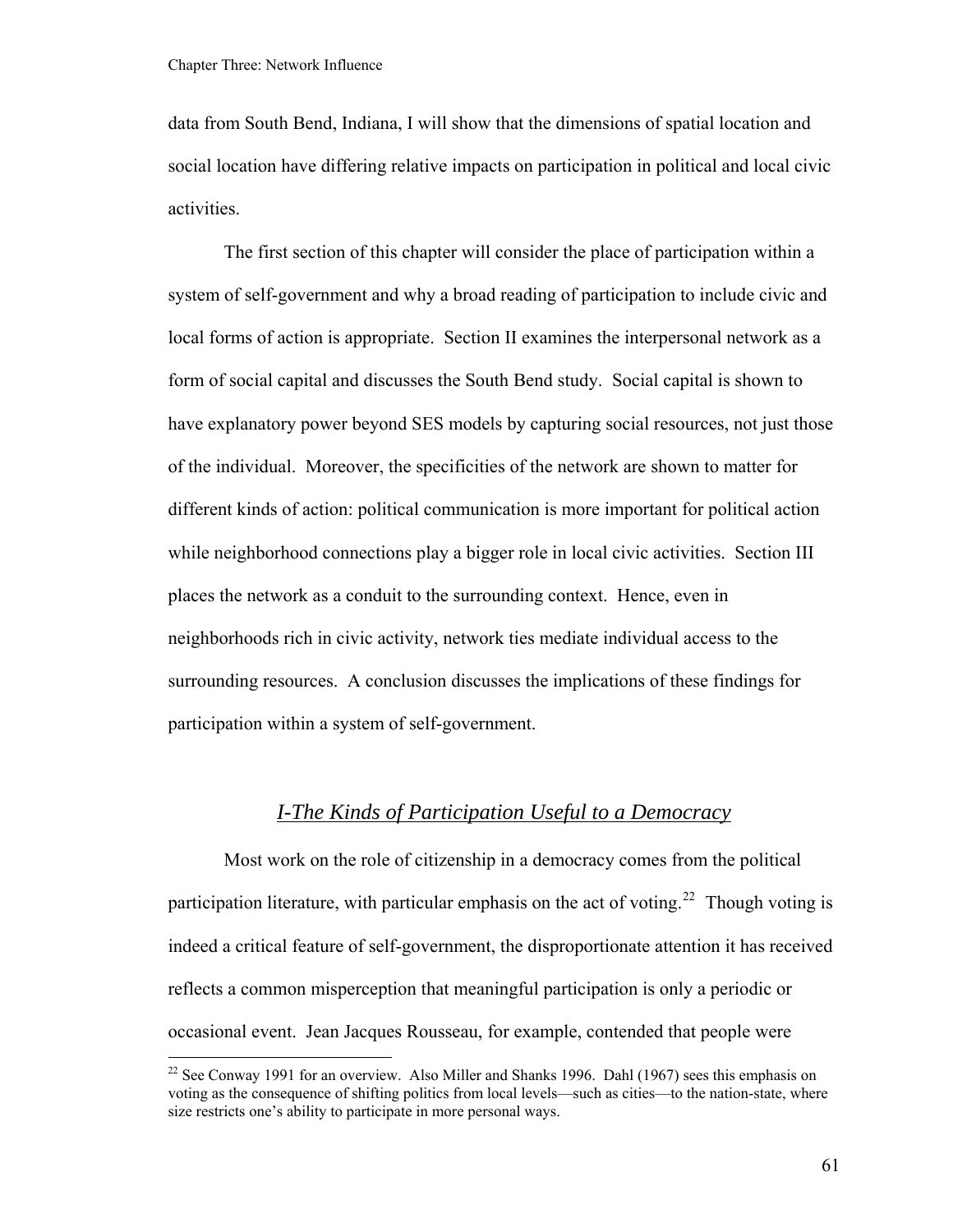data from South Bend, Indiana, I will show that the dimensions of spatial location and social location have differing relative impacts on participation in political and local civic activities.

The first section of this chapter will consider the place of participation within a system of self-government and why a broad reading of participation to include civic and local forms of action is appropriate. Section II examines the interpersonal network as a form of social capital and discusses the South Bend study. Social capital is shown to have explanatory power beyond SES models by capturing social resources, not just those of the individual. Moreover, the specificities of the network are shown to matter for different kinds of action: political communication is more important for political action while neighborhood connections play a bigger role in local civic activities. Section III places the network as a conduit to the surrounding context. Hence, even in neighborhoods rich in civic activity, network ties mediate individual access to the surrounding resources. A conclusion discusses the implications of these findings for participation within a system of self-government.

## *I-The Kinds of Participation Useful to a Democracy*

Most work on the role of citizenship in a democracy comes from the political participation literature, with particular emphasis on the act of voting.[22] Though voting is indeed a critical feature of self-government, the disproportionate attention it has received reflects a common misperception that meaningful participation is only a periodic or occasional event. Jean Jacques Rousseau, for example, contended that people were

[22] See Conway 1991 for an overview. Also Miller and Shanks 1996. Dahl (1967) sees this emphasis on voting as the consequence of shifting politics from local levels—such as cities—to the nation-state, where size restricts one's ability to participate in more personal ways.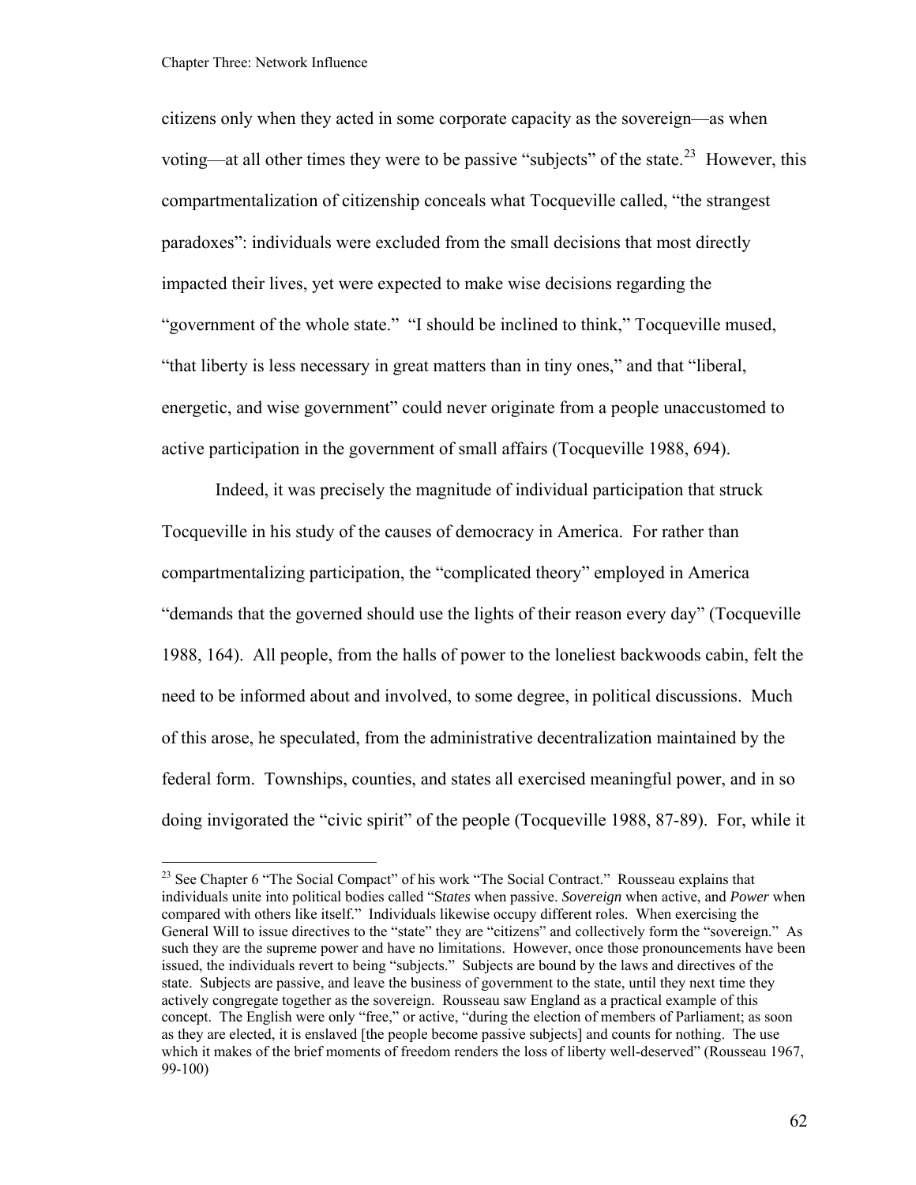citizens only when they acted in some corporate capacity as the sovereign—as when voting—at all other times they were to be passive "subjects" of the state.[23] However, this compartmentalization of citizenship conceals what Tocqueville called, "the strangest paradoxes": individuals were excluded from the small decisions that most directly impacted their lives, yet were expected to make wise decisions regarding the "government of the whole state." "I should be inclined to think," Tocqueville mused, "that liberty is less necessary in great matters than in tiny ones," and that "liberal, energetic, and wise government" could never originate from a people unaccustomed to active participation in the government of small affairs (Tocqueville 1988, 694).

Indeed, it was precisely the magnitude of individual participation that struck Tocqueville in his study of the causes of democracy in America. For rather than compartmentalizing participation, the "complicated theory" employed in America "demands that the governed should use the lights of their reason every day" (Tocqueville 1988, 164). All people, from the halls of power to the loneliest backwoods cabin, felt the need to be informed about and involved, to some degree, in political discussions. Much of this arose, he speculated, from the administrative decentralization maintained by the federal form. Townships, counties, and states all exercised meaningful power, and in so doing invigorated the "civic spirit" of the people (Tocqueville 1988, 87-89). For, while it

---

[23] See Chapter 6 "The Social Compact" of his work "The Social Contract." Rousseau explains that individuals unite into political bodies called "S*tates* when passive. *Sovereign* when active, and *Power* when compared with others like itself." Individuals likewise occupy different roles. When exercising the General Will to issue directives to the "state" they are "citizens" and collectively form the "sovereign." As such they are the supreme power and have no limitations. However, once those pronouncements have been issued, the individuals revert to being "subjects." Subjects are bound by the laws and directives of the state. Subjects are passive, and leave the business of government to the state, until they next time they actively congregate together as the sovereign. Rousseau saw England as a practical example of this concept. The English were only "free," or active, "during the election of members of Parliament; as soon as they are elected, it is enslaved [the people become passive subjects] and counts for nothing. The use which it makes of the brief moments of freedom renders the loss of liberty well-deserved" (Rousseau 1967, 99-100)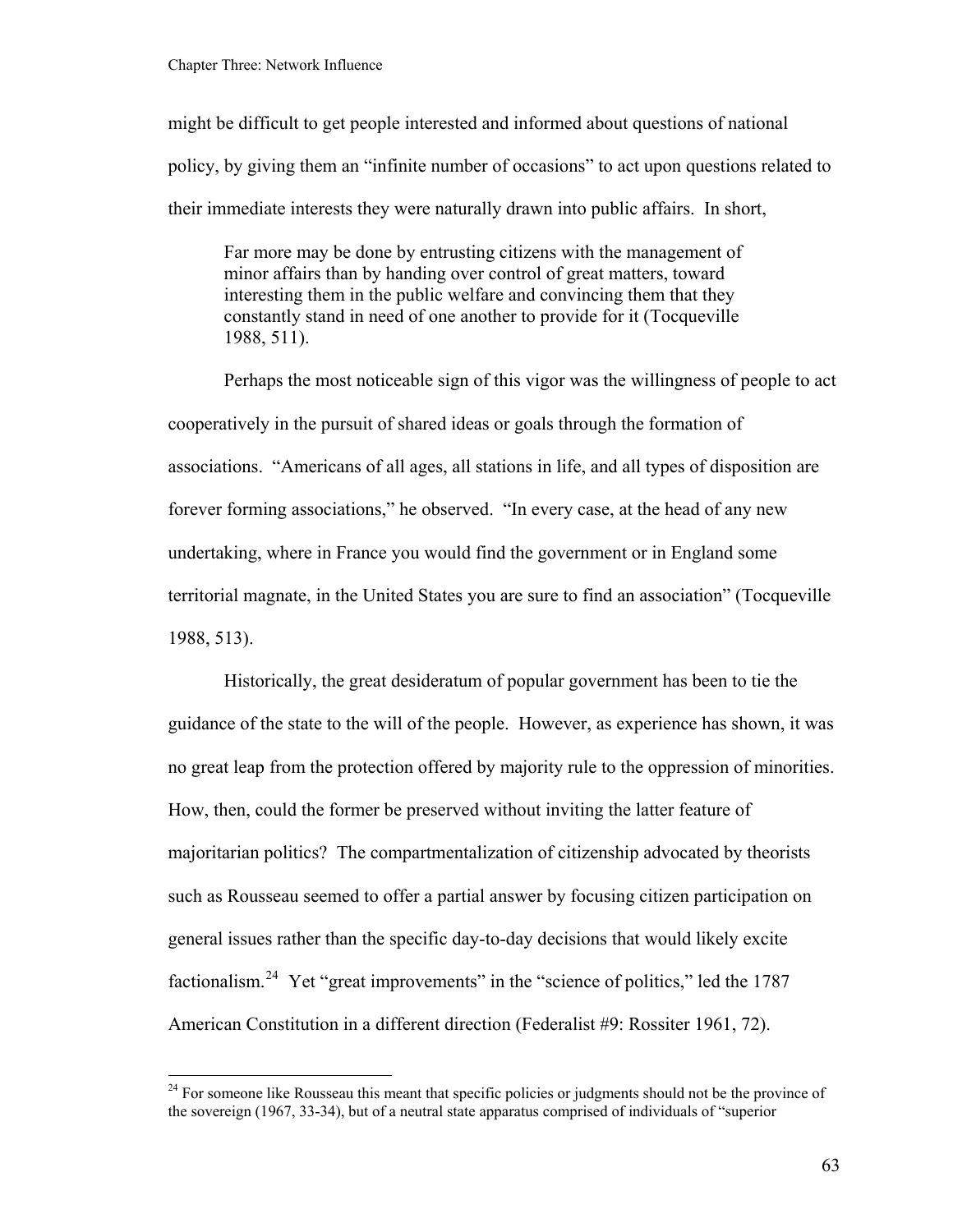might be difficult to get people interested and informed about questions of national policy, by giving them an "infinite number of occasions" to act upon questions related to their immediate interests they were naturally drawn into public affairs. In short,

> Far more may be done by entrusting citizens with the management of minor affairs than by handing over control of great matters, toward interesting them in the public welfare and convincing them that they constantly stand in need of one another to provide for it (Tocqueville 1988, 511).

Perhaps the most noticeable sign of this vigor was the willingness of people to act cooperatively in the pursuit of shared ideas or goals through the formation of associations. "Americans of all ages, all stations in life, and all types of disposition are forever forming associations," he observed. "In every case, at the head of any new undertaking, where in France you would find the government or in England some territorial magnate, in the United States you are sure to find an association" (Tocqueville 1988, 513).

Historically, the great desideratum of popular government has been to tie the guidance of the state to the will of the people. However, as experience has shown, it was no great leap from the protection offered by majority rule to the oppression of minorities. How, then, could the former be preserved without inviting the latter feature of majoritarian politics? The compartmentalization of citizenship advocated by theorists such as Rousseau seemed to offer a partial answer by focusing citizen participation on general issues rather than the specific day-to-day decisions that would likely excite factionalism.[24] Yet "great improvements" in the "science of politics," led the 1787 American Constitution in a different direction (Federalist #9: Rossiter 1961, 72).

---

[24] For someone like Rousseau this meant that specific policies or judgments should not be the province of the sovereign (1967, 33-34), but of a neutral state apparatus comprised of individuals of "superior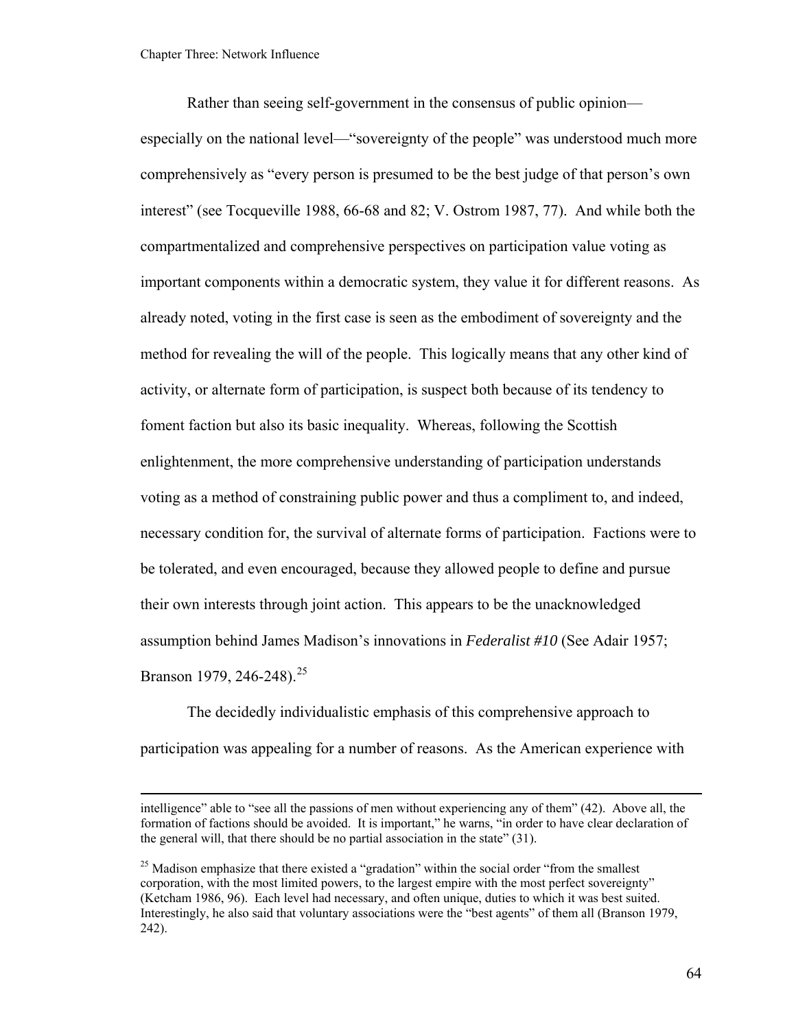Rather than seeing self-government in the consensus of public opinion—especially on the national level—"sovereignty of the people" was understood much more comprehensively as "every person is presumed to be the best judge of that person's own interest" (see Tocqueville 1988, 66-68 and 82; V. Ostrom 1987, 77). And while both the compartmentalized and comprehensive perspectives on participation value voting as important components within a democratic system, they value it for different reasons. As already noted, voting in the first case is seen as the embodiment of sovereignty and the method for revealing the will of the people. This logically means that any other kind of activity, or alternate form of participation, is suspect both because of its tendency to foment faction but also its basic inequality. Whereas, following the Scottish enlightenment, the more comprehensive understanding of participation understands voting as a method of constraining public power and thus a compliment to, and indeed, necessary condition for, the survival of alternate forms of participation. Factions were to be tolerated, and even encouraged, because they allowed people to define and pursue their own interests through joint action. This appears to be the unacknowledged assumption behind James Madison's innovations in *Federalist #10* (See Adair 1957; Branson 1979, 246-248).[25]

The decidedly individualistic emphasis of this comprehensive approach to participation was appealing for a number of reasons. As the American experience with

---

intelligence" able to "see all the passions of men without experiencing any of them" (42). Above all, the formation of factions should be avoided. It is important," he warns, "in order to have clear declaration of the general will, that there should be no partial association in the state" (31).

[25] Madison emphasize that there existed a "gradation" within the social order "from the smallest corporation, with the most limited powers, to the largest empire with the most perfect sovereignty" (Ketcham 1986, 96). Each level had necessary, and often unique, duties to which it was best suited. Interestingly, he also said that voluntary associations were the "best agents" of them all (Branson 1979, 242).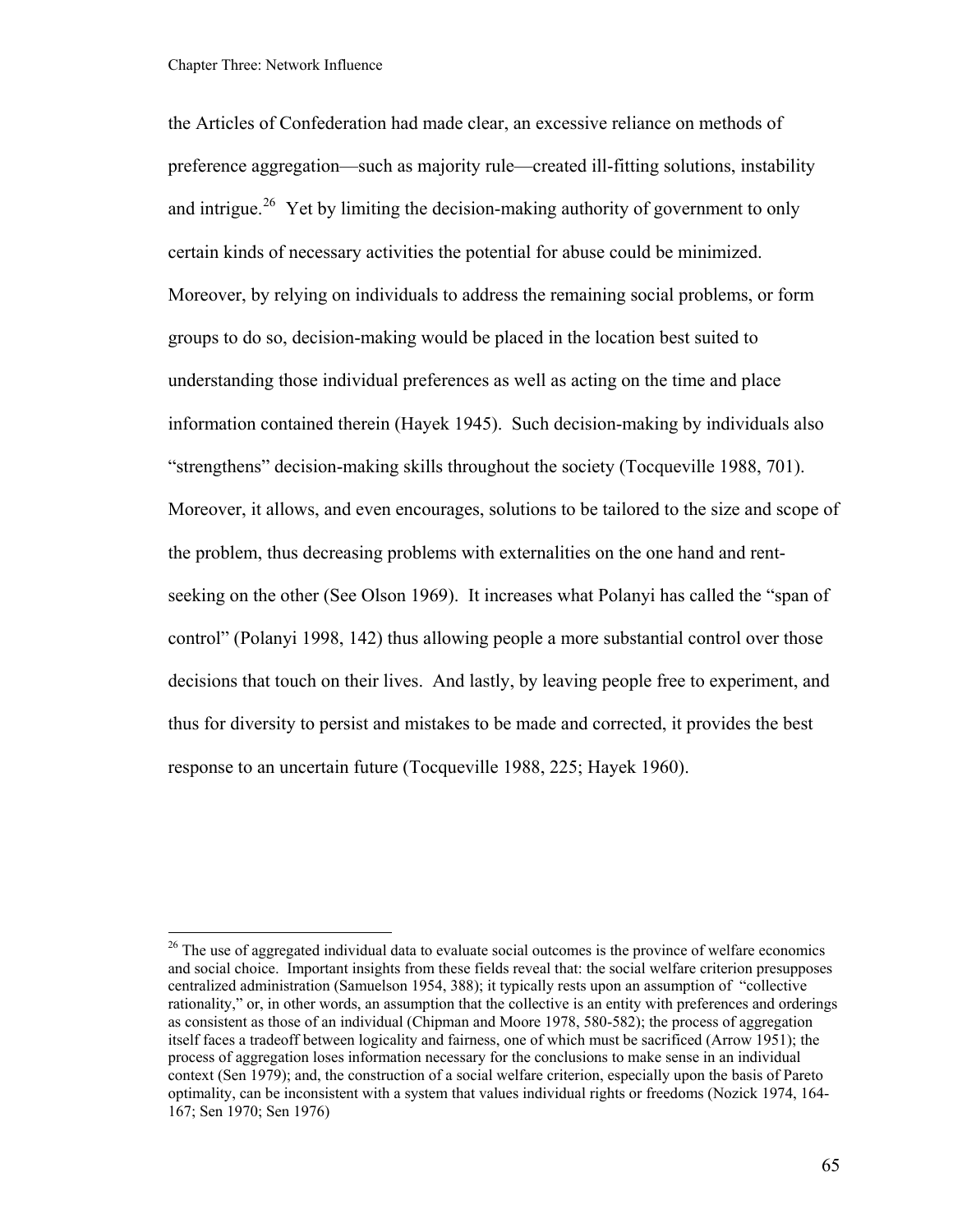the Articles of Confederation had made clear, an excessive reliance on methods of preference aggregation—such as majority rule—created ill-fitting solutions, instability and intrigue.[26] Yet by limiting the decision-making authority of government to only certain kinds of necessary activities the potential for abuse could be minimized. Moreover, by relying on individuals to address the remaining social problems, or form groups to do so, decision-making would be placed in the location best suited to understanding those individual preferences as well as acting on the time and place information contained therein (Hayek 1945). Such decision-making by individuals also "strengthens" decision-making skills throughout the society (Tocqueville 1988, 701). Moreover, it allows, and even encourages, solutions to be tailored to the size and scope of the problem, thus decreasing problems with externalities on the one hand and rent-seeking on the other (See Olson 1969). It increases what Polanyi has called the "span of control" (Polanyi 1998, 142) thus allowing people a more substantial control over those decisions that touch on their lives. And lastly, by leaving people free to experiment, and thus for diversity to persist and mistakes to be made and corrected, it provides the best response to an uncertain future (Tocqueville 1988, 225; Hayek 1960).

---

[26] The use of aggregated individual data to evaluate social outcomes is the province of welfare economics and social choice. Important insights from these fields reveal that: the social welfare criterion presupposes centralized administration (Samuelson 1954, 388); it typically rests upon an assumption of "collective rationality," or, in other words, an assumption that the collective is an entity with preferences and orderings as consistent as those of an individual (Chipman and Moore 1978, 580-582); the process of aggregation itself faces a tradeoff between logicality and fairness, one of which must be sacrificed (Arrow 1951); the process of aggregation loses information necessary for the conclusions to make sense in an individual context (Sen 1979); and, the construction of a social welfare criterion, especially upon the basis of Pareto optimality, can be inconsistent with a system that values individual rights or freedoms (Nozick 1974, 164-167; Sen 1970; Sen 1976)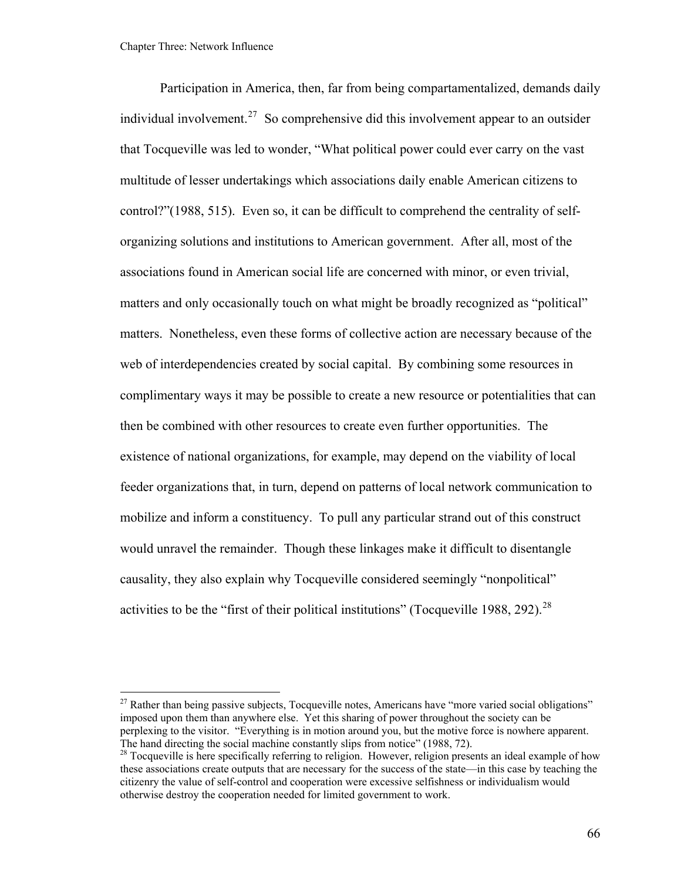Participation in America, then, far from being compartamentalized, demands daily individual involvement.[27] So comprehensive did this involvement appear to an outsider that Tocqueville was led to wonder, "What political power could ever carry on the vast multitude of lesser undertakings which associations daily enable American citizens to control?"(1988, 515). Even so, it can be difficult to comprehend the centrality of self-organizing solutions and institutions to American government. After all, most of the associations found in American social life are concerned with minor, or even trivial, matters and only occasionally touch on what might be broadly recognized as "political" matters. Nonetheless, even these forms of collective action are necessary because of the web of interdependencies created by social capital. By combining some resources in complimentary ways it may be possible to create a new resource or potentialities that can then be combined with other resources to create even further opportunities. The existence of national organizations, for example, may depend on the viability of local feeder organizations that, in turn, depend on patterns of local network communication to mobilize and inform a constituency. To pull any particular strand out of this construct would unravel the remainder. Though these linkages make it difficult to disentangle causality, they also explain why Tocqueville considered seemingly "nonpolitical" activities to be the "first of their political institutions" (Tocqueville 1988, 292).[28]

---

[27] Rather than being passive subjects, Tocqueville notes, Americans have "more varied social obligations" imposed upon them than anywhere else. Yet this sharing of power throughout the society can be perplexing to the visitor. "Everything is in motion around you, but the motive force is nowhere apparent. The hand directing the social machine constantly slips from notice" (1988, 72).

[28] Tocqueville is here specifically referring to religion. However, religion presents an ideal example of how these associations create outputs that are necessary for the success of the state—in this case by teaching the citizenry the value of self-control and cooperation were excessive selfishness or individualism would otherwise destroy the cooperation needed for limited government to work.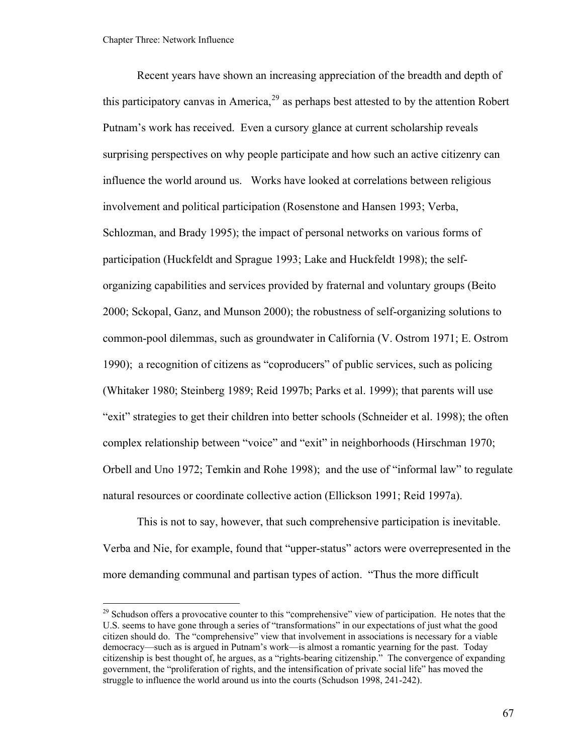Recent years have shown an increasing appreciation of the breadth and depth of this participatory canvas in America,[29] as perhaps best attested to by the attention Robert Putnam's work has received. Even a cursory glance at current scholarship reveals surprising perspectives on why people participate and how such an active citizenry can influence the world around us. Works have looked at correlations between religious involvement and political participation (Rosenstone and Hansen 1993; Verba, Schlozman, and Brady 1995); the impact of personal networks on various forms of participation (Huckfeldt and Sprague 1993; Lake and Huckfeldt 1998); the self-organizing capabilities and services provided by fraternal and voluntary groups (Beito 2000; Sckopal, Ganz, and Munson 2000); the robustness of self-organizing solutions to common-pool dilemmas, such as groundwater in California (V. Ostrom 1971; E. Ostrom 1990); a recognition of citizens as "coproducers" of public services, such as policing (Whitaker 1980; Steinberg 1989; Reid 1997b; Parks et al. 1999); that parents will use "exit" strategies to get their children into better schools (Schneider et al. 1998); the often complex relationship between "voice" and "exit" in neighborhoods (Hirschman 1970; Orbell and Uno 1972; Temkin and Rohe 1998); and the use of "informal law" to regulate natural resources or coordinate collective action (Ellickson 1991; Reid 1997a).

This is not to say, however, that such comprehensive participation is inevitable. Verba and Nie, for example, found that "upper-status" actors were overrepresented in the more demanding communal and partisan types of action. "Thus the more difficult

---

[29] Schudson offers a provocative counter to this "comprehensive" view of participation. He notes that the U.S. seems to have gone through a series of "transformations" in our expectations of just what the good citizen should do. The "comprehensive" view that involvement in associations is necessary for a viable democracy—such as is argued in Putnam's work—is almost a romantic yearning for the past. Today citizenship is best thought of, he argues, as a "rights-bearing citizenship." The convergence of expanding government, the "proliferation of rights, and the intensification of private social life" has moved the struggle to influence the world around us into the courts (Schudson 1998, 241-242).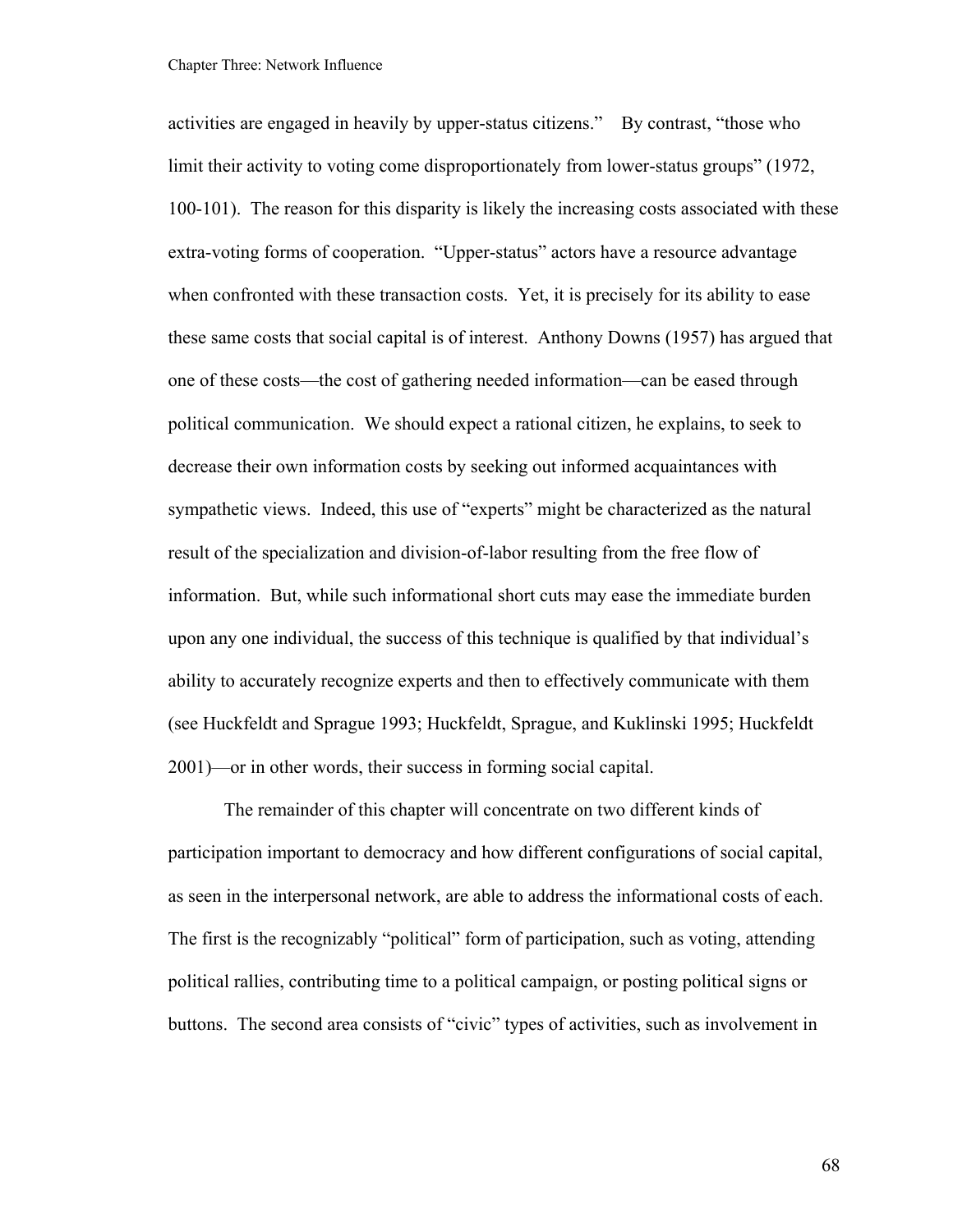activities are engaged in heavily by upper-status citizens." By contrast, "those who limit their activity to voting come disproportionately from lower-status groups" (1972, 100-101). The reason for this disparity is likely the increasing costs associated with these extra-voting forms of cooperation. "Upper-status" actors have a resource advantage when confronted with these transaction costs. Yet, it is precisely for its ability to ease these same costs that social capital is of interest. Anthony Downs (1957) has argued that one of these costs—the cost of gathering needed information—can be eased through political communication. We should expect a rational citizen, he explains, to seek to decrease their own information costs by seeking out informed acquaintances with sympathetic views. Indeed, this use of "experts" might be characterized as the natural result of the specialization and division-of-labor resulting from the free flow of information. But, while such informational short cuts may ease the immediate burden upon any one individual, the success of this technique is qualified by that individual's ability to accurately recognize experts and then to effectively communicate with them (see Huckfeldt and Sprague 1993; Huckfeldt, Sprague, and Kuklinski 1995; Huckfeldt 2001)—or in other words, their success in forming social capital.

The remainder of this chapter will concentrate on two different kinds of participation important to democracy and how different configurations of social capital, as seen in the interpersonal network, are able to address the informational costs of each. The first is the recognizably "political" form of participation, such as voting, attending political rallies, contributing time to a political campaign, or posting political signs or buttons. The second area consists of "civic" types of activities, such as involvement in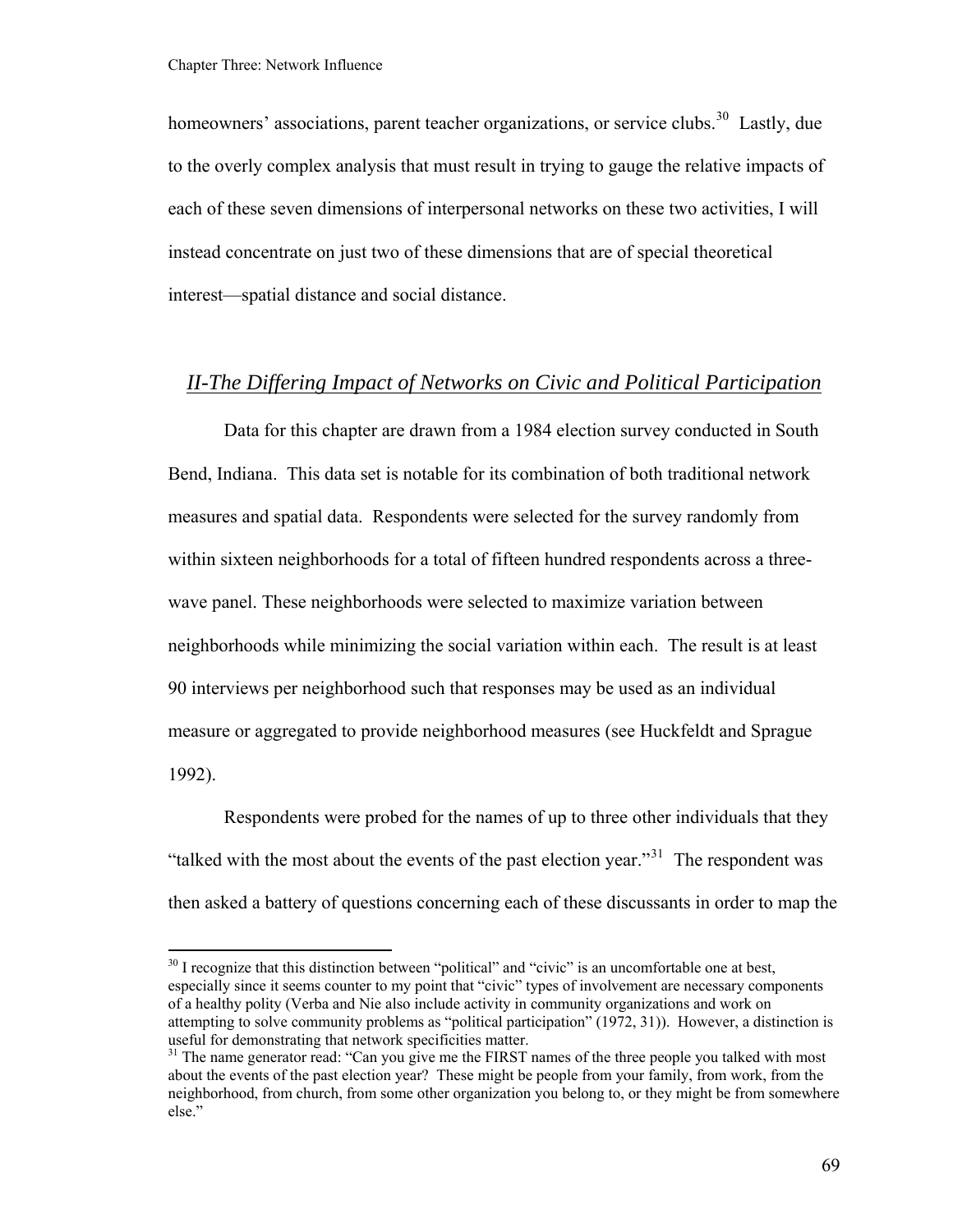homeowners' associations, parent teacher organizations, or service clubs.[30] Lastly, due to the overly complex analysis that must result in trying to gauge the relative impacts of each of these seven dimensions of interpersonal networks on these two activities, I will instead concentrate on just two of these dimensions that are of special theoretical interest—spatial distance and social distance.

## *II-The Differing Impact of Networks on Civic and Political Participation*

Data for this chapter are drawn from a 1984 election survey conducted in South Bend, Indiana. This data set is notable for its combination of both traditional network measures and spatial data. Respondents were selected for the survey randomly from within sixteen neighborhoods for a total of fifteen hundred respondents across a three-wave panel. These neighborhoods were selected to maximize variation between neighborhoods while minimizing the social variation within each. The result is at least 90 interviews per neighborhood such that responses may be used as an individual measure or aggregated to provide neighborhood measures (see Huckfeldt and Sprague 1992).

Respondents were probed for the names of up to three other individuals that they "talked with the most about the events of the past election year."[31] The respondent was then asked a battery of questions concerning each of these discussants in order to map the

---

[30] I recognize that this distinction between "political" and "civic" is an uncomfortable one at best, especially since it seems counter to my point that "civic" types of involvement are necessary components of a healthy polity (Verba and Nie also include activity in community organizations and work on attempting to solve community problems as "political participation" (1972, 31)). However, a distinction is useful for demonstrating that network specificities matter.

[31] The name generator read: "Can you give me the FIRST names of the three people you talked with most about the events of the past election year? These might be people from your family, from work, from the neighborhood, from church, from some other organization you belong to, or they might be from somewhere else."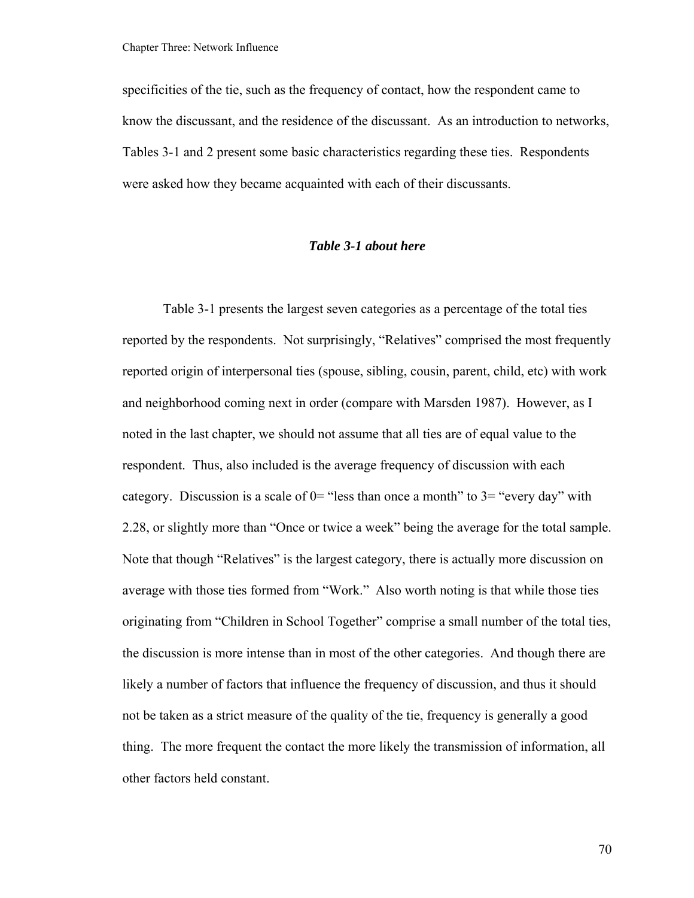specificities of the tie, such as the frequency of contact, how the respondent came to know the discussant, and the residence of the discussant. As an introduction to networks, Tables 3-1 and 2 present some basic characteristics regarding these ties. Respondents were asked how they became acquainted with each of their discussants.

***Table 3-1 about here***

Table 3-1 presents the largest seven categories as a percentage of the total ties reported by the respondents. Not surprisingly, "Relatives" comprised the most frequently reported origin of interpersonal ties (spouse, sibling, cousin, parent, child, etc) with work and neighborhood coming next in order (compare with Marsden 1987). However, as I noted in the last chapter, we should not assume that all ties are of equal value to the respondent. Thus, also included is the average frequency of discussion with each category. Discussion is a scale of 0= "less than once a month" to 3= "every day" with 2.28, or slightly more than "Once or twice a week" being the average for the total sample. Note that though "Relatives" is the largest category, there is actually more discussion on average with those ties formed from "Work." Also worth noting is that while those ties originating from "Children in School Together" comprise a small number of the total ties, the discussion is more intense than in most of the other categories. And though there are likely a number of factors that influence the frequency of discussion, and thus it should not be taken as a strict measure of the quality of the tie, frequency is generally a good thing. The more frequent the contact the more likely the transmission of information, all other factors held constant.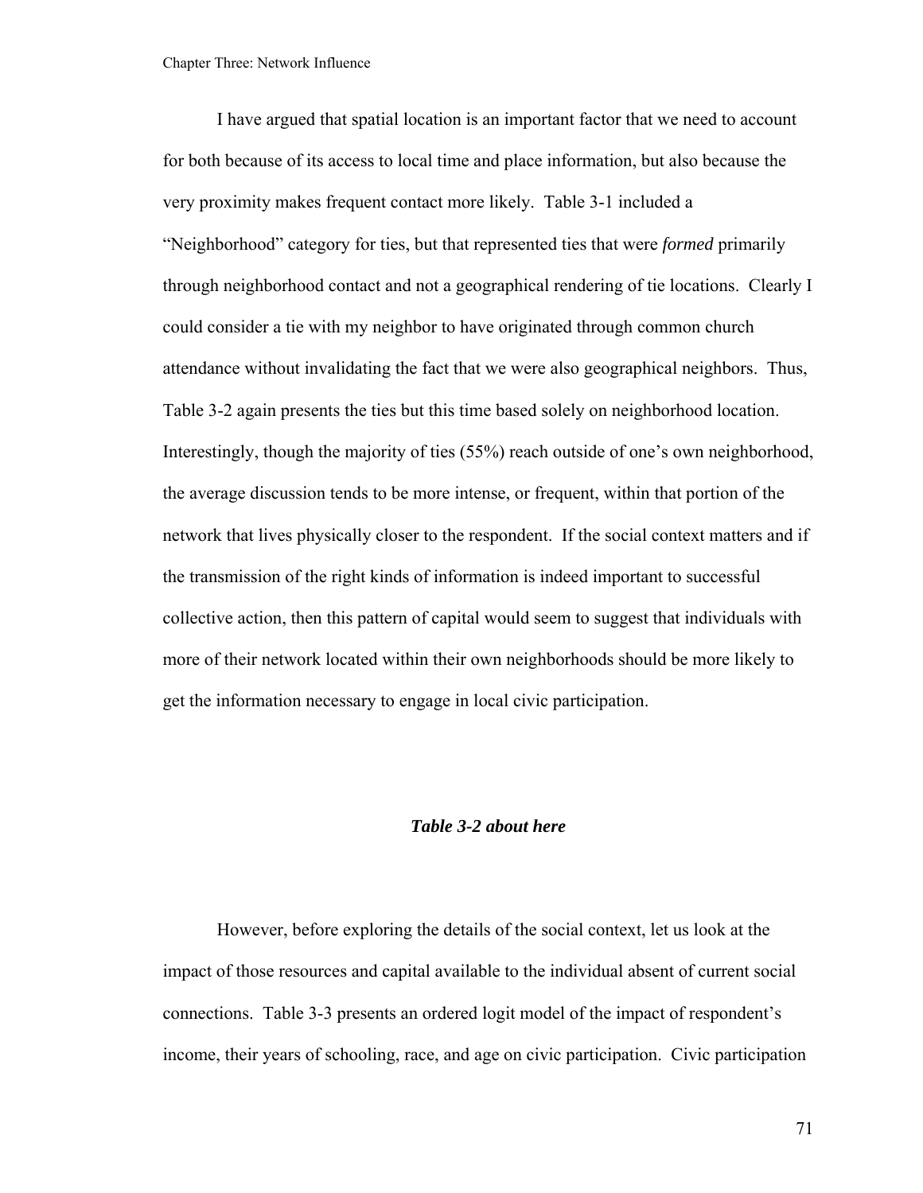I have argued that spatial location is an important factor that we need to account for both because of its access to local time and place information, but also because the very proximity makes frequent contact more likely. Table 3-1 included a "Neighborhood" category for ties, but that represented ties that were *formed* primarily through neighborhood contact and not a geographical rendering of tie locations. Clearly I could consider a tie with my neighbor to have originated through common church attendance without invalidating the fact that we were also geographical neighbors. Thus, Table 3-2 again presents the ties but this time based solely on neighborhood location. Interestingly, though the majority of ties (55%) reach outside of one's own neighborhood, the average discussion tends to be more intense, or frequent, within that portion of the network that lives physically closer to the respondent. If the social context matters and if the transmission of the right kinds of information is indeed important to successful collective action, then this pattern of capital would seem to suggest that individuals with more of their network located within their own neighborhoods should be more likely to get the information necessary to engage in local civic participation.

***Table 3-2 about here***

However, before exploring the details of the social context, let us look at the impact of those resources and capital available to the individual absent of current social connections. Table 3-3 presents an ordered logit model of the impact of respondent's income, their years of schooling, race, and age on civic participation. Civic participation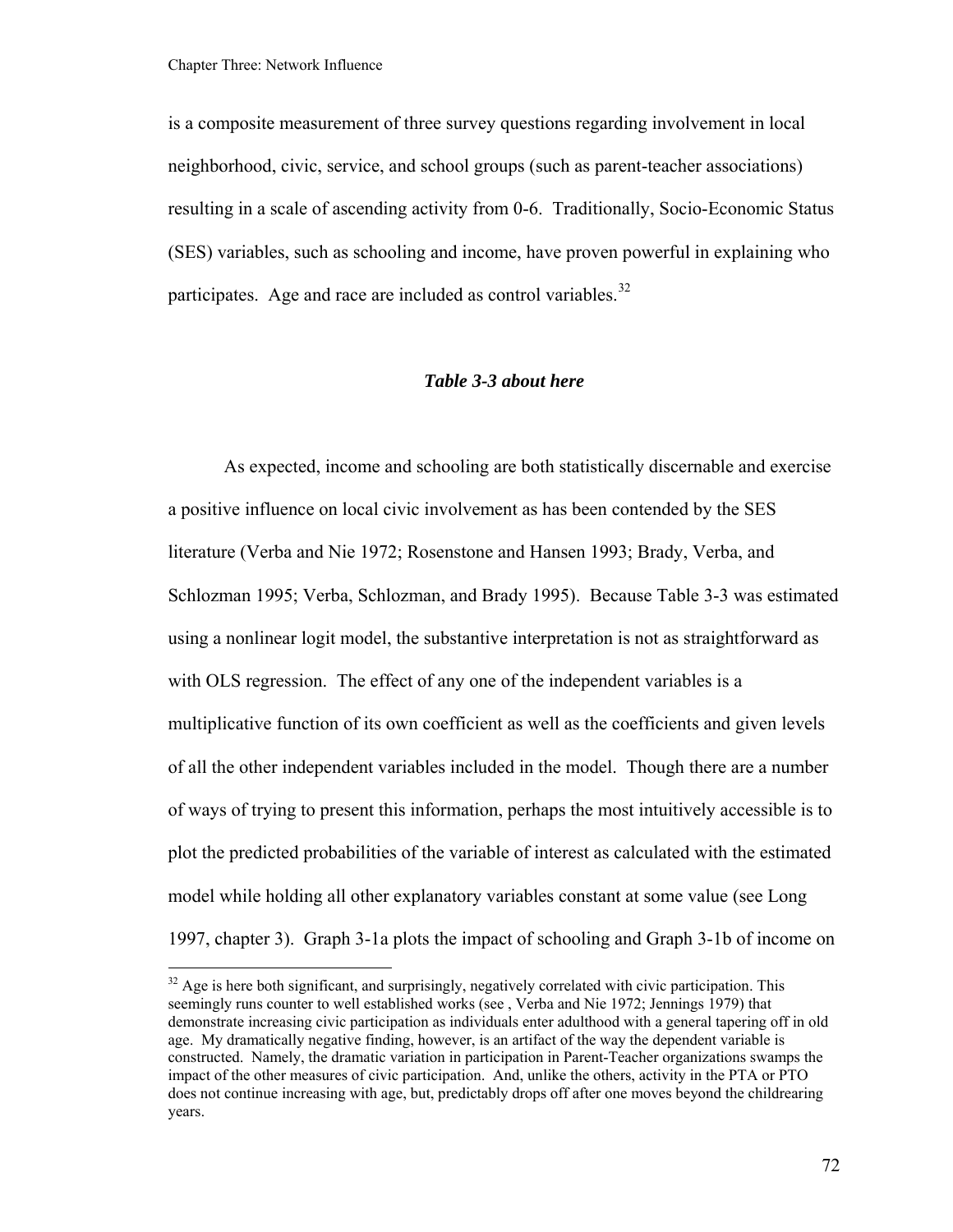is a composite measurement of three survey questions regarding involvement in local neighborhood, civic, service, and school groups (such as parent-teacher associations) resulting in a scale of ascending activity from 0-6. Traditionally, Socio-Economic Status (SES) variables, such as schooling and income, have proven powerful in explaining who participates. Age and race are included as control variables.[32]

***Table 3-3 about here***

As expected, income and schooling are both statistically discernable and exercise a positive influence on local civic involvement as has been contended by the SES literature (Verba and Nie 1972; Rosenstone and Hansen 1993; Brady, Verba, and Schlozman 1995; Verba, Schlozman, and Brady 1995). Because Table 3-3 was estimated using a nonlinear logit model, the substantive interpretation is not as straightforward as with OLS regression. The effect of any one of the independent variables is a multiplicative function of its own coefficient as well as the coefficients and given levels of all the other independent variables included in the model. Though there are a number of ways of trying to present this information, perhaps the most intuitively accessible is to plot the predicted probabilities of the variable of interest as calculated with the estimated model while holding all other explanatory variables constant at some value (see Long 1997, chapter 3). Graph 3-1a plots the impact of schooling and Graph 3-1b of income on

[32] Age is here both significant, and surprisingly, negatively correlated with civic participation. This seemingly runs counter to well established works (see , Verba and Nie 1972; Jennings 1979) that demonstrate increasing civic participation as individuals enter adulthood with a general tapering off in old age. My dramatically negative finding, however, is an artifact of the way the dependent variable is constructed. Namely, the dramatic variation in participation in Parent-Teacher organizations swamps the impact of the other measures of civic participation. And, unlike the others, activity in the PTA or PTO does not continue increasing with age, but, predictably drops off after one moves beyond the childrearing years.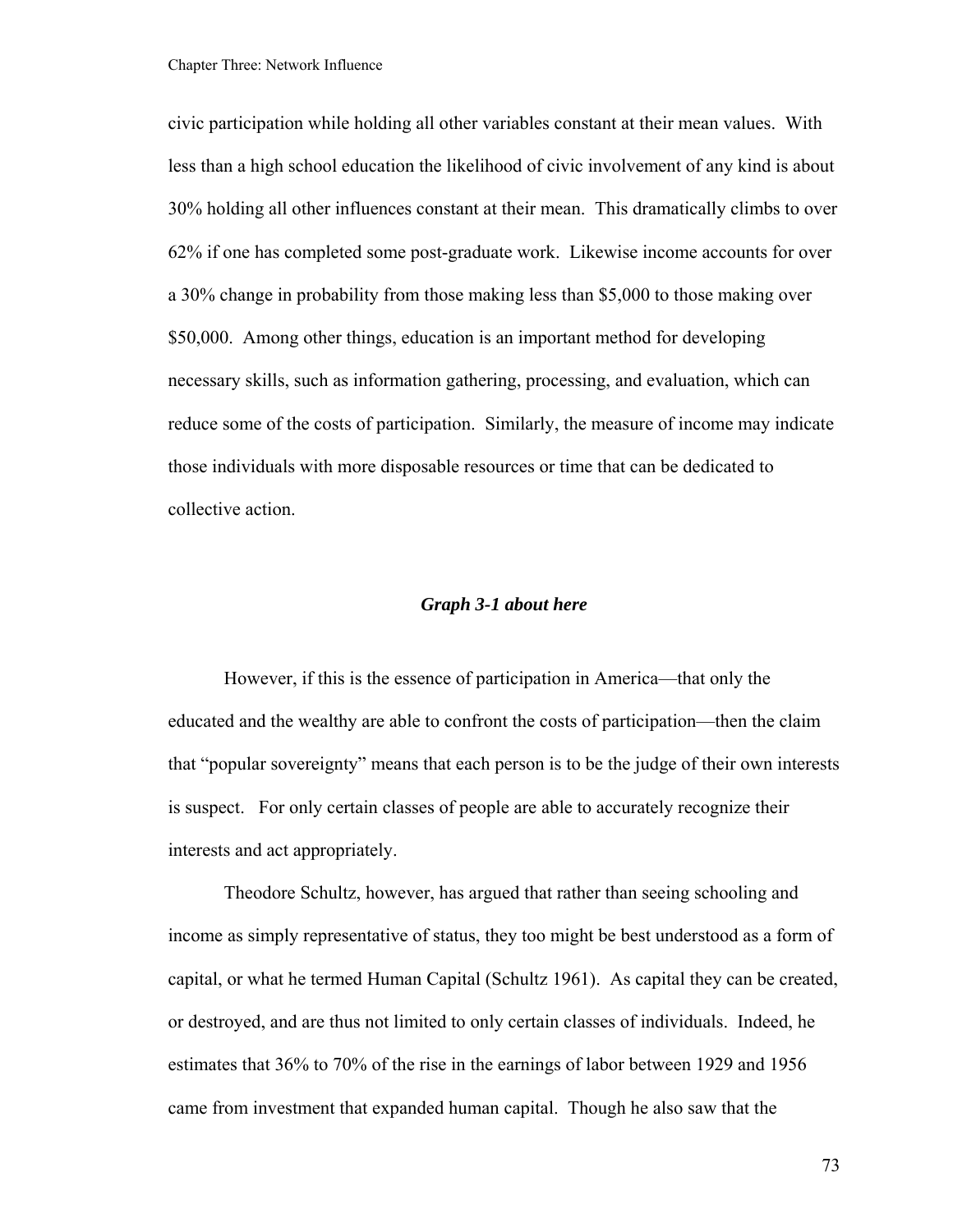civic participation while holding all other variables constant at their mean values. With less than a high school education the likelihood of civic involvement of any kind is about 30% holding all other influences constant at their mean. This dramatically climbs to over 62% if one has completed some post-graduate work. Likewise income accounts for over a 30% change in probability from those making less than $5,000 to those making over $50,000. Among other things, education is an important method for developing necessary skills, such as information gathering, processing, and evaluation, which can reduce some of the costs of participation. Similarly, the measure of income may indicate those individuals with more disposable resources or time that can be dedicated to collective action.

***Graph 3-1 about here***

However, if this is the essence of participation in America—that only the educated and the wealthy are able to confront the costs of participation—then the claim that "popular sovereignty" means that each person is to be the judge of their own interests is suspect. For only certain classes of people are able to accurately recognize their interests and act appropriately.

Theodore Schultz, however, has argued that rather than seeing schooling and income as simply representative of status, they too might be best understood as a form of capital, or what he termed Human Capital (Schultz 1961). As capital they can be created, or destroyed, and are thus not limited to only certain classes of individuals. Indeed, he estimates that 36% to 70% of the rise in the earnings of labor between 1929 and 1956 came from investment that expanded human capital. Though he also saw that the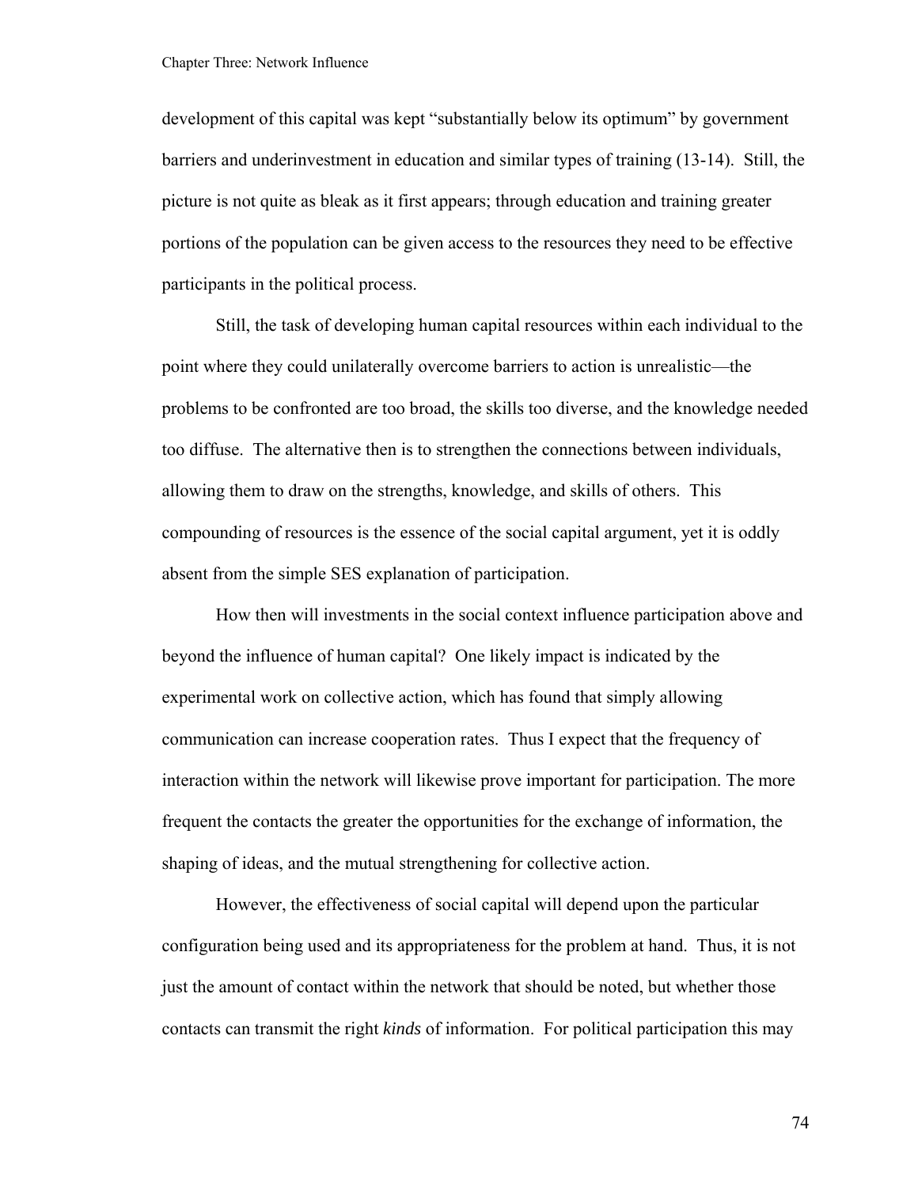development of this capital was kept "substantially below its optimum" by government barriers and underinvestment in education and similar types of training (13-14). Still, the picture is not quite as bleak as it first appears; through education and training greater portions of the population can be given access to the resources they need to be effective participants in the political process.

Still, the task of developing human capital resources within each individual to the point where they could unilaterally overcome barriers to action is unrealistic—the problems to be confronted are too broad, the skills too diverse, and the knowledge needed too diffuse. The alternative then is to strengthen the connections between individuals, allowing them to draw on the strengths, knowledge, and skills of others. This compounding of resources is the essence of the social capital argument, yet it is oddly absent from the simple SES explanation of participation.

How then will investments in the social context influence participation above and beyond the influence of human capital? One likely impact is indicated by the experimental work on collective action, which has found that simply allowing communication can increase cooperation rates. Thus I expect that the frequency of interaction within the network will likewise prove important for participation. The more frequent the contacts the greater the opportunities for the exchange of information, the shaping of ideas, and the mutual strengthening for collective action.

However, the effectiveness of social capital will depend upon the particular configuration being used and its appropriateness for the problem at hand. Thus, it is not just the amount of contact within the network that should be noted, but whether those contacts can transmit the right *kinds* of information. For political participation this may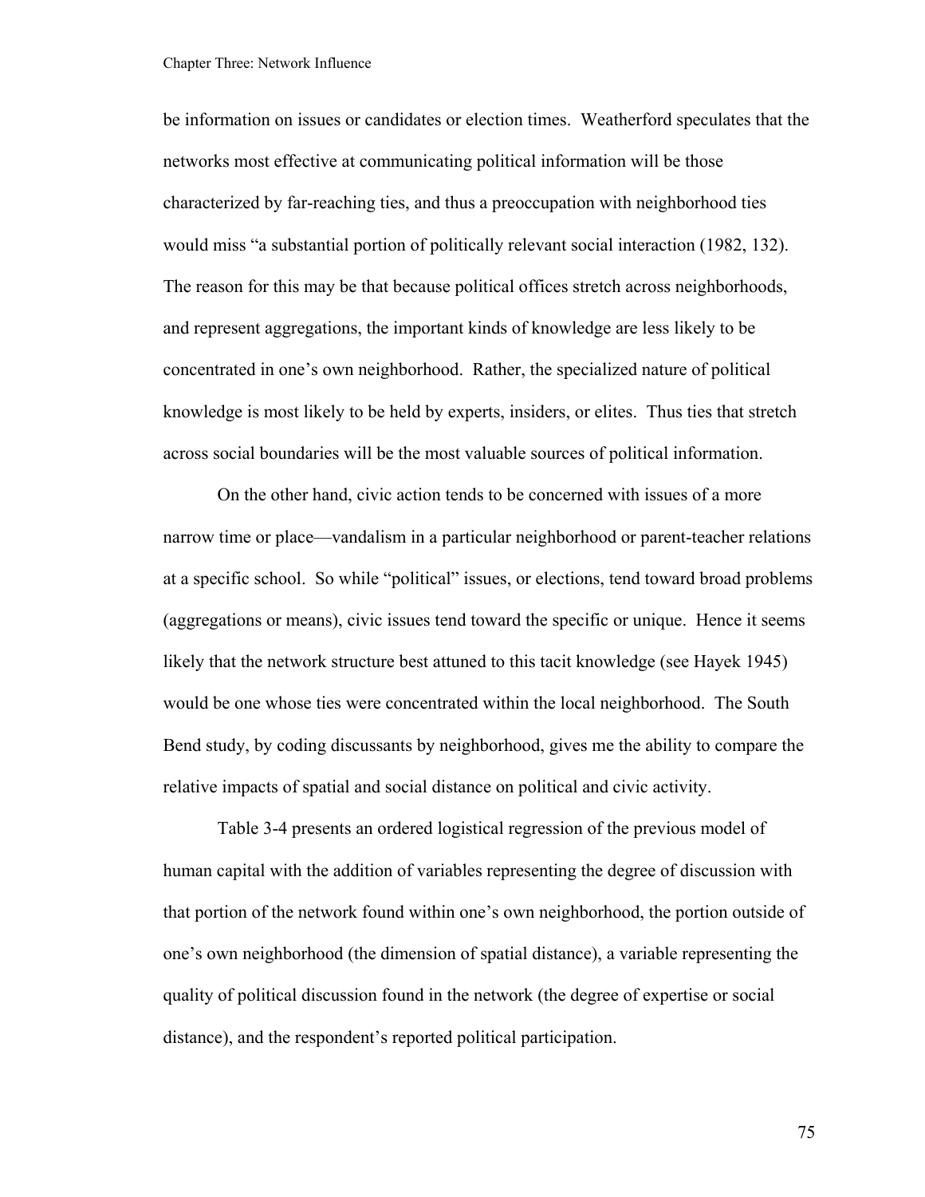be information on issues or candidates or election times. Weatherford speculates that the networks most effective at communicating political information will be those characterized by far-reaching ties, and thus a preoccupation with neighborhood ties would miss "a substantial portion of politically relevant social interaction (1982, 132). The reason for this may be that because political offices stretch across neighborhoods, and represent aggregations, the important kinds of knowledge are less likely to be concentrated in one's own neighborhood. Rather, the specialized nature of political knowledge is most likely to be held by experts, insiders, or elites. Thus ties that stretch across social boundaries will be the most valuable sources of political information.

On the other hand, civic action tends to be concerned with issues of a more narrow time or place—vandalism in a particular neighborhood or parent-teacher relations at a specific school. So while "political" issues, or elections, tend toward broad problems (aggregations or means), civic issues tend toward the specific or unique. Hence it seems likely that the network structure best attuned to this tacit knowledge (see Hayek 1945) would be one whose ties were concentrated within the local neighborhood. The South Bend study, by coding discussants by neighborhood, gives me the ability to compare the relative impacts of spatial and social distance on political and civic activity.

Table 3-4 presents an ordered logistical regression of the previous model of human capital with the addition of variables representing the degree of discussion with that portion of the network found within one's own neighborhood, the portion outside of one's own neighborhood (the dimension of spatial distance), a variable representing the quality of political discussion found in the network (the degree of expertise or social distance), and the respondent's reported political participation.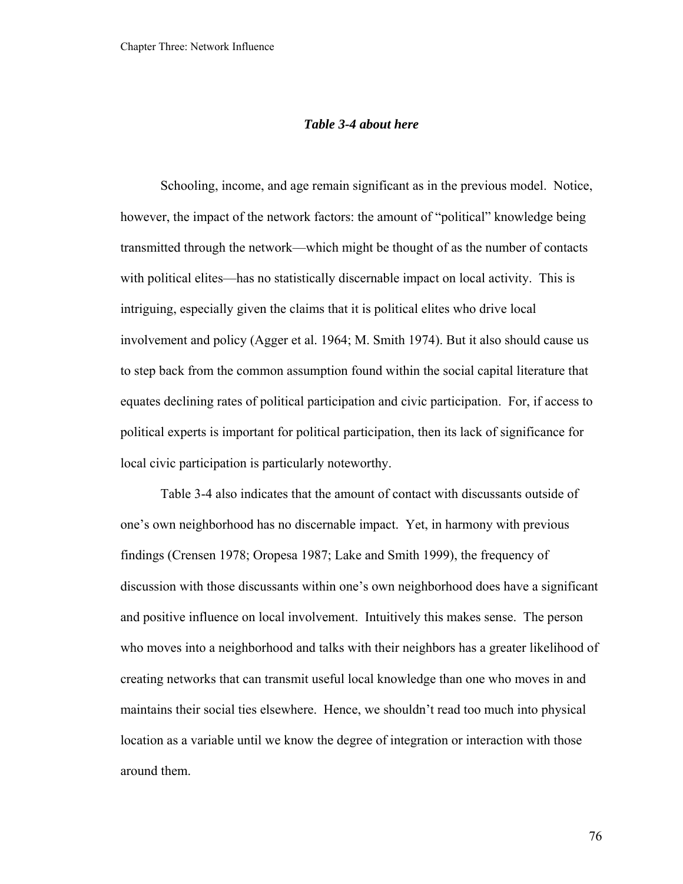*Table 3-4 about here*

Schooling, income, and age remain significant as in the previous model. Notice, however, the impact of the network factors: the amount of "political" knowledge being transmitted through the network—which might be thought of as the number of contacts with political elites—has no statistically discernable impact on local activity. This is intriguing, especially given the claims that it is political elites who drive local involvement and policy (Agger et al. 1964; M. Smith 1974). But it also should cause us to step back from the common assumption found within the social capital literature that equates declining rates of political participation and civic participation. For, if access to political experts is important for political participation, then its lack of significance for local civic participation is particularly noteworthy.

Table 3-4 also indicates that the amount of contact with discussants outside of one's own neighborhood has no discernable impact. Yet, in harmony with previous findings (Crensen 1978; Oropesa 1987; Lake and Smith 1999), the frequency of discussion with those discussants within one's own neighborhood does have a significant and positive influence on local involvement. Intuitively this makes sense. The person who moves into a neighborhood and talks with their neighbors has a greater likelihood of creating networks that can transmit useful local knowledge than one who moves in and maintains their social ties elsewhere. Hence, we shouldn't read too much into physical location as a variable until we know the degree of integration or interaction with those around them.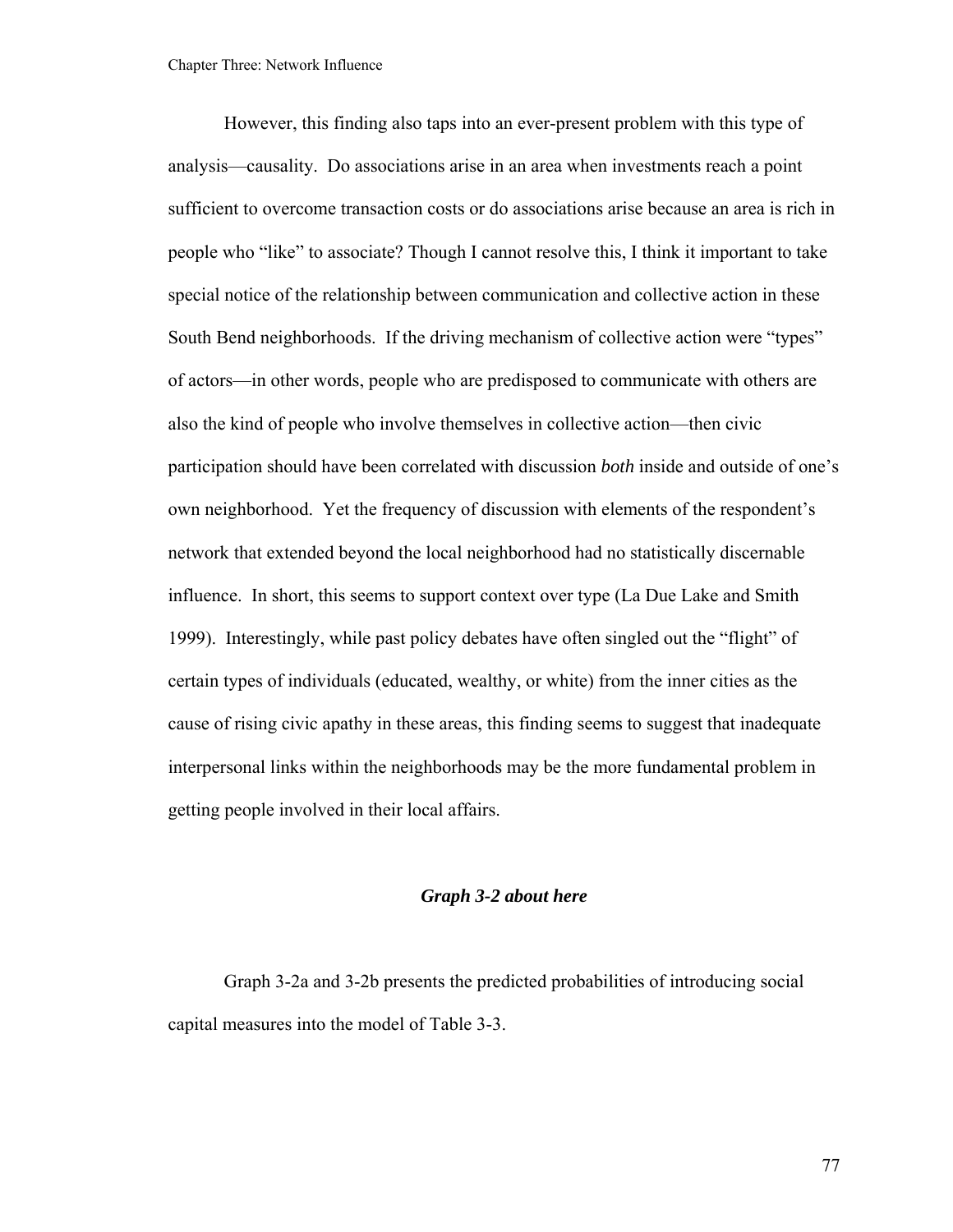However, this finding also taps into an ever-present problem with this type of analysis—causality. Do associations arise in an area when investments reach a point sufficient to overcome transaction costs or do associations arise because an area is rich in people who "like" to associate? Though I cannot resolve this, I think it important to take special notice of the relationship between communication and collective action in these South Bend neighborhoods. If the driving mechanism of collective action were "types" of actors—in other words, people who are predisposed to communicate with others are also the kind of people who involve themselves in collective action—then civic participation should have been correlated with discussion *both* inside and outside of one's own neighborhood. Yet the frequency of discussion with elements of the respondent's network that extended beyond the local neighborhood had no statistically discernable influence. In short, this seems to support context over type (La Due Lake and Smith 1999). Interestingly, while past policy debates have often singled out the "flight" of certain types of individuals (educated, wealthy, or white) from the inner cities as the cause of rising civic apathy in these areas, this finding seems to suggest that inadequate interpersonal links within the neighborhoods may be the more fundamental problem in getting people involved in their local affairs.

***Graph 3-2 about here***

Graph 3-2a and 3-2b presents the predicted probabilities of introducing social capital measures into the model of Table 3-3.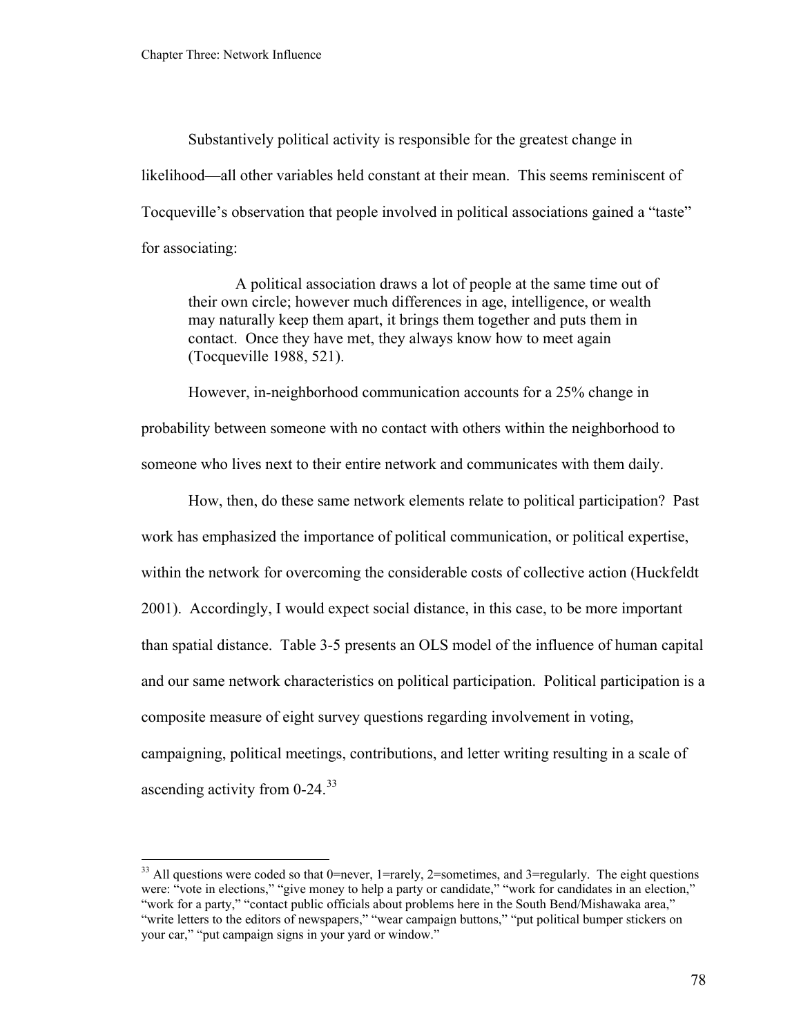Substantively political activity is responsible for the greatest change in likelihood—all other variables held constant at their mean. This seems reminiscent of Tocqueville's observation that people involved in political associations gained a "taste" for associating:

> A political association draws a lot of people at the same time out of their own circle; however much differences in age, intelligence, or wealth may naturally keep them apart, it brings them together and puts them in contact. Once they have met, they always know how to meet again (Tocqueville 1988, 521).

However, in-neighborhood communication accounts for a 25% change in probability between someone with no contact with others within the neighborhood to someone who lives next to their entire network and communicates with them daily.

How, then, do these same network elements relate to political participation? Past work has emphasized the importance of political communication, or political expertise, within the network for overcoming the considerable costs of collective action (Huckfeldt 2001). Accordingly, I would expect social distance, in this case, to be more important than spatial distance. Table 3-5 presents an OLS model of the influence of human capital and our same network characteristics on political participation. Political participation is a composite measure of eight survey questions regarding involvement in voting, campaigning, political meetings, contributions, and letter writing resulting in a scale of ascending activity from 0-24.[33]

---

[33] All questions were coded so that 0=never, 1=rarely, 2=sometimes, and 3=regularly. The eight questions were: "vote in elections," "give money to help a party or candidate," "work for candidates in an election," "work for a party," "contact public officials about problems here in the South Bend/Mishawaka area," "write letters to the editors of newspapers," "wear campaign buttons," "put political bumper stickers on your car," "put campaign signs in your yard or window."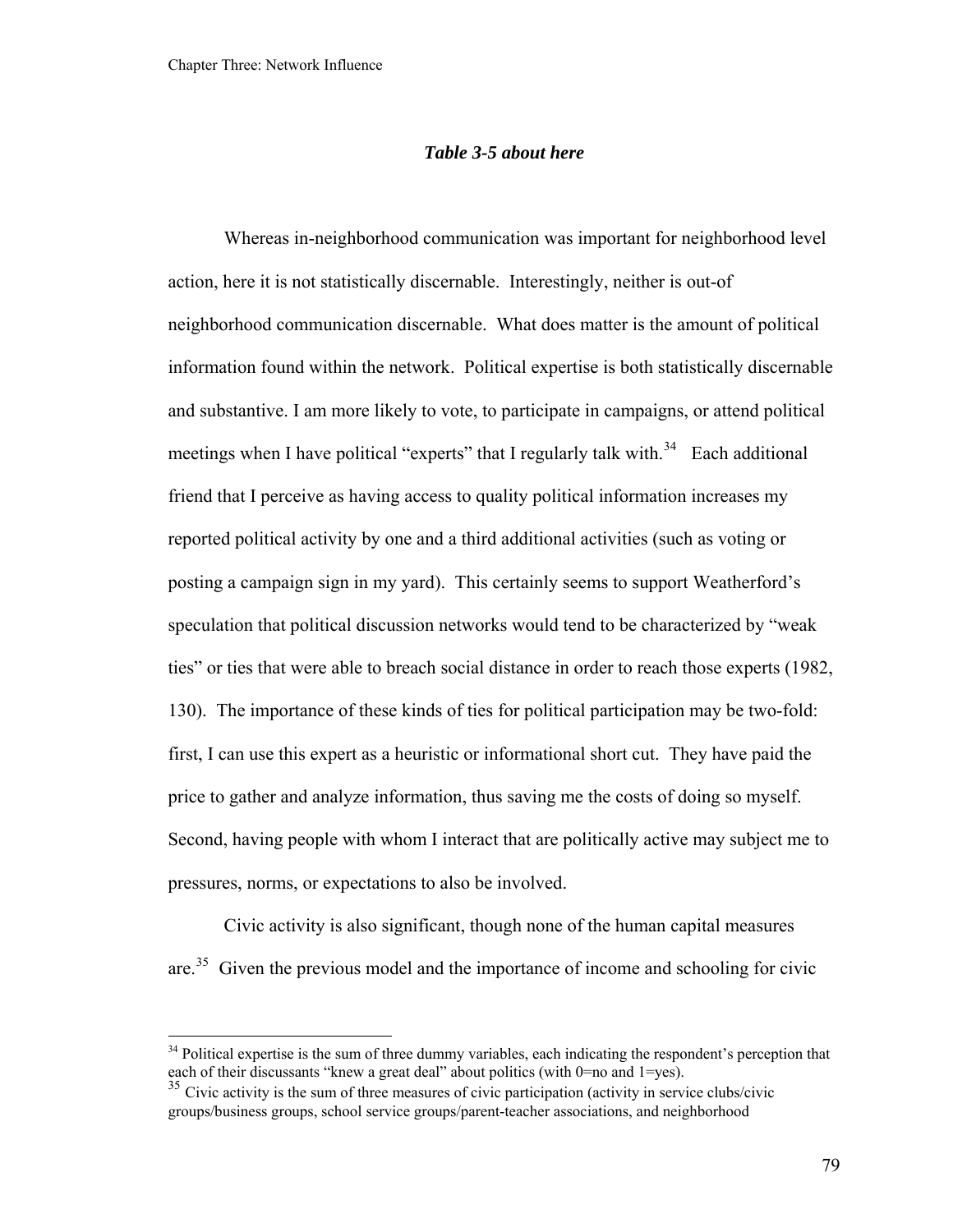***Table 3-5 about here***

Whereas in-neighborhood communication was important for neighborhood level action, here it is not statistically discernable. Interestingly, neither is out-of neighborhood communication discernable. What does matter is the amount of political information found within the network. Political expertise is both statistically discernable and substantive. I am more likely to vote, to participate in campaigns, or attend political meetings when I have political "experts" that I regularly talk with.[34] Each additional friend that I perceive as having access to quality political information increases my reported political activity by one and a third additional activities (such as voting or posting a campaign sign in my yard). This certainly seems to support Weatherford's speculation that political discussion networks would tend to be characterized by "weak ties" or ties that were able to breach social distance in order to reach those experts (1982, 130). The importance of these kinds of ties for political participation may be two-fold: first, I can use this expert as a heuristic or informational short cut. They have paid the price to gather and analyze information, thus saving me the costs of doing so myself. Second, having people with whom I interact that are politically active may subject me to pressures, norms, or expectations to also be involved.

Civic activity is also significant, though none of the human capital measures are.[35] Given the previous model and the importance of income and schooling for civic

---

[34] Political expertise is the sum of three dummy variables, each indicating the respondent's perception that each of their discussants "knew a great deal" about politics (with 0=no and 1=yes).

[35] Civic activity is the sum of three measures of civic participation (activity in service clubs/civic groups/business groups, school service groups/parent-teacher associations, and neighborhood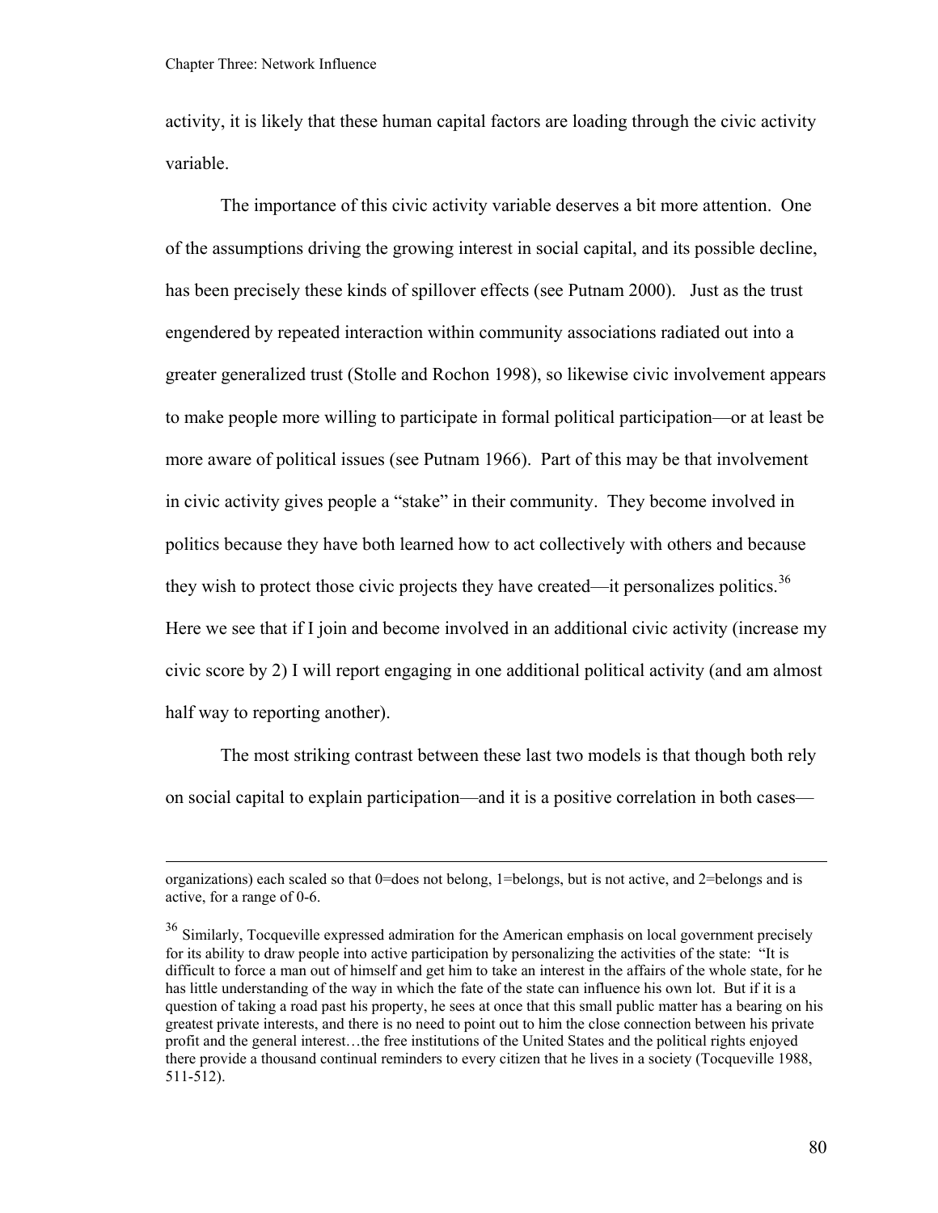activity, it is likely that these human capital factors are loading through the civic activity variable.

The importance of this civic activity variable deserves a bit more attention. One of the assumptions driving the growing interest in social capital, and its possible decline, has been precisely these kinds of spillover effects (see Putnam 2000). Just as the trust engendered by repeated interaction within community associations radiated out into a greater generalized trust (Stolle and Rochon 1998), so likewise civic involvement appears to make people more willing to participate in formal political participation—or at least be more aware of political issues (see Putnam 1966). Part of this may be that involvement in civic activity gives people a "stake" in their community. They become involved in politics because they have both learned how to act collectively with others and because they wish to protect those civic projects they have created—it personalizes politics.[36] Here we see that if I join and become involved in an additional civic activity (increase my civic score by 2) I will report engaging in one additional political activity (and am almost half way to reporting another).

The most striking contrast between these last two models is that though both rely on social capital to explain participation—and it is a positive correlation in both cases—

---

organizations) each scaled so that 0=does not belong, 1=belongs, but is not active, and 2=belongs and is active, for a range of 0-6.

[36] Similarly, Tocqueville expressed admiration for the American emphasis on local government precisely for its ability to draw people into active participation by personalizing the activities of the state: "It is difficult to force a man out of himself and get him to take an interest in the affairs of the whole state, for he has little understanding of the way in which the fate of the state can influence his own lot. But if it is a question of taking a road past his property, he sees at once that this small public matter has a bearing on his greatest private interests, and there is no need to point out to him the close connection between his private profit and the general interest…the free institutions of the United States and the political rights enjoyed there provide a thousand continual reminders to every citizen that he lives in a society (Tocqueville 1988, 511-512).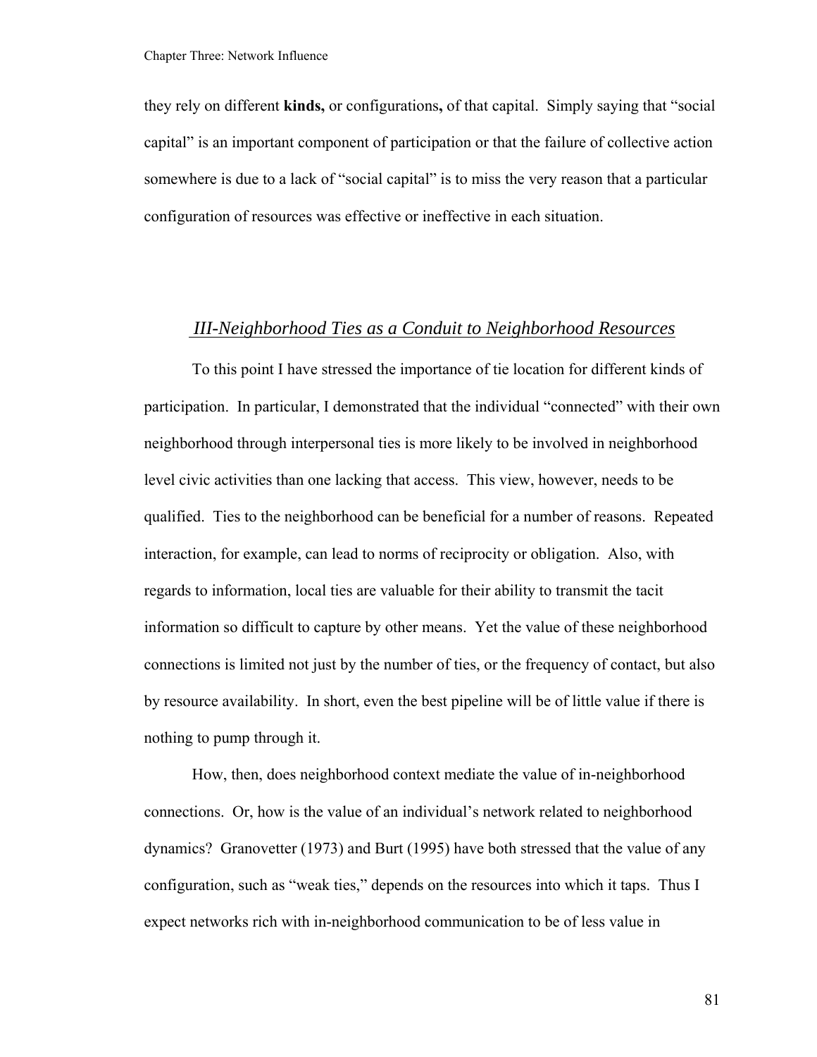they rely on different **kinds,** or configurations**,** of that capital. Simply saying that "social capital" is an important component of participation or that the failure of collective action somewhere is due to a lack of "social capital" is to miss the very reason that a particular configuration of resources was effective or ineffective in each situation.

## *III-Neighborhood Ties as a Conduit to Neighborhood Resources*

To this point I have stressed the importance of tie location for different kinds of participation. In particular, I demonstrated that the individual "connected" with their own neighborhood through interpersonal ties is more likely to be involved in neighborhood level civic activities than one lacking that access. This view, however, needs to be qualified. Ties to the neighborhood can be beneficial for a number of reasons. Repeated interaction, for example, can lead to norms of reciprocity or obligation. Also, with regards to information, local ties are valuable for their ability to transmit the tacit information so difficult to capture by other means. Yet the value of these neighborhood connections is limited not just by the number of ties, or the frequency of contact, but also by resource availability. In short, even the best pipeline will be of little value if there is nothing to pump through it.

How, then, does neighborhood context mediate the value of in-neighborhood connections. Or, how is the value of an individual's network related to neighborhood dynamics? Granovetter (1973) and Burt (1995) have both stressed that the value of any configuration, such as "weak ties," depends on the resources into which it taps. Thus I expect networks rich with in-neighborhood communication to be of less value in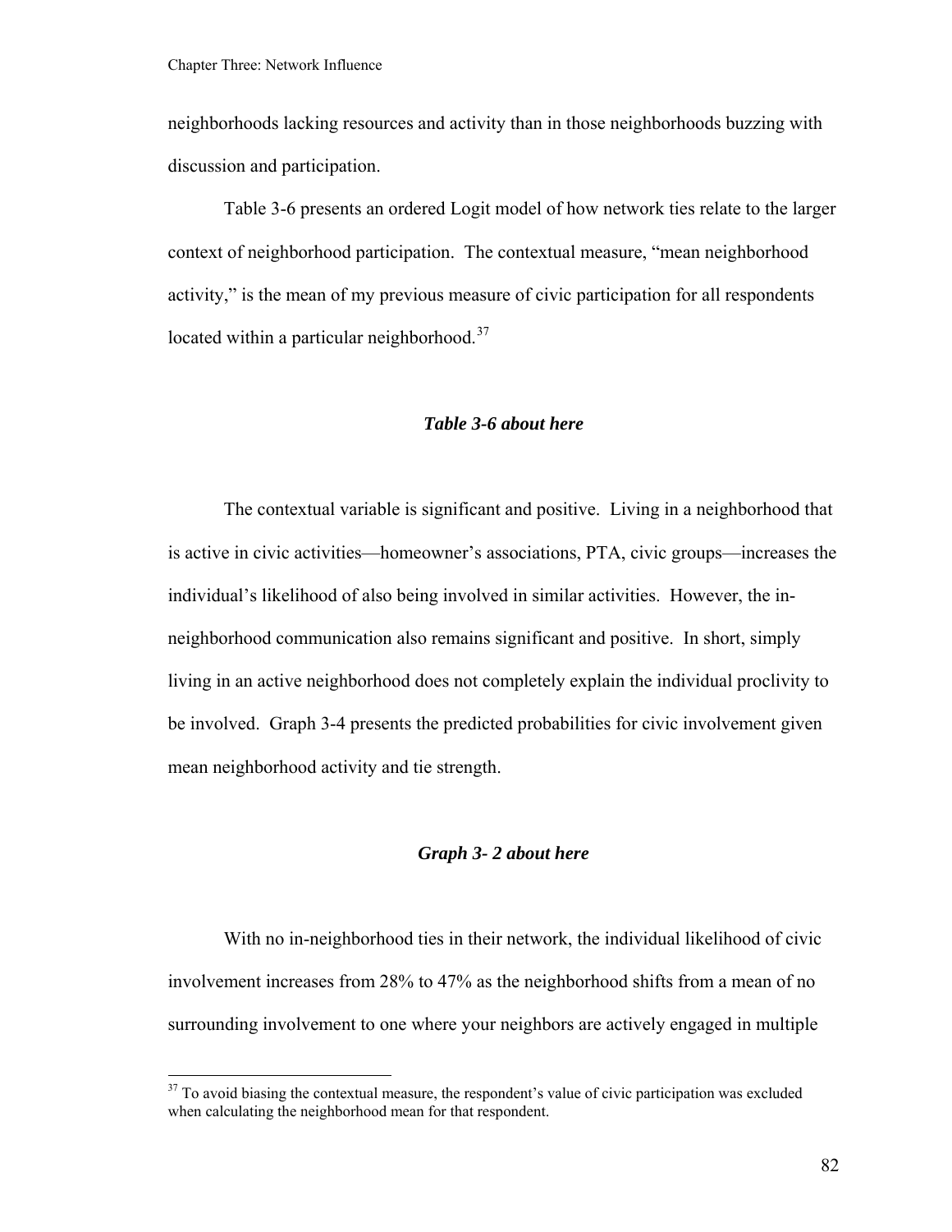neighborhoods lacking resources and activity than in those neighborhoods buzzing with discussion and participation.

Table 3-6 presents an ordered Logit model of how network ties relate to the larger context of neighborhood participation. The contextual measure, "mean neighborhood activity," is the mean of my previous measure of civic participation for all respondents located within a particular neighborhood.[37]

***Table 3-6 about here***

The contextual variable is significant and positive. Living in a neighborhood that is active in civic activities—homeowner's associations, PTA, civic groups—increases the individual's likelihood of also being involved in similar activities. However, the in-neighborhood communication also remains significant and positive. In short, simply living in an active neighborhood does not completely explain the individual proclivity to be involved. Graph 3-4 presents the predicted probabilities for civic involvement given mean neighborhood activity and tie strength.

***Graph 3- 2 about here***

With no in-neighborhood ties in their network, the individual likelihood of civic involvement increases from 28% to 47% as the neighborhood shifts from a mean of no surrounding involvement to one where your neighbors are actively engaged in multiple

---

[37] To avoid biasing the contextual measure, the respondent's value of civic participation was excluded when calculating the neighborhood mean for that respondent.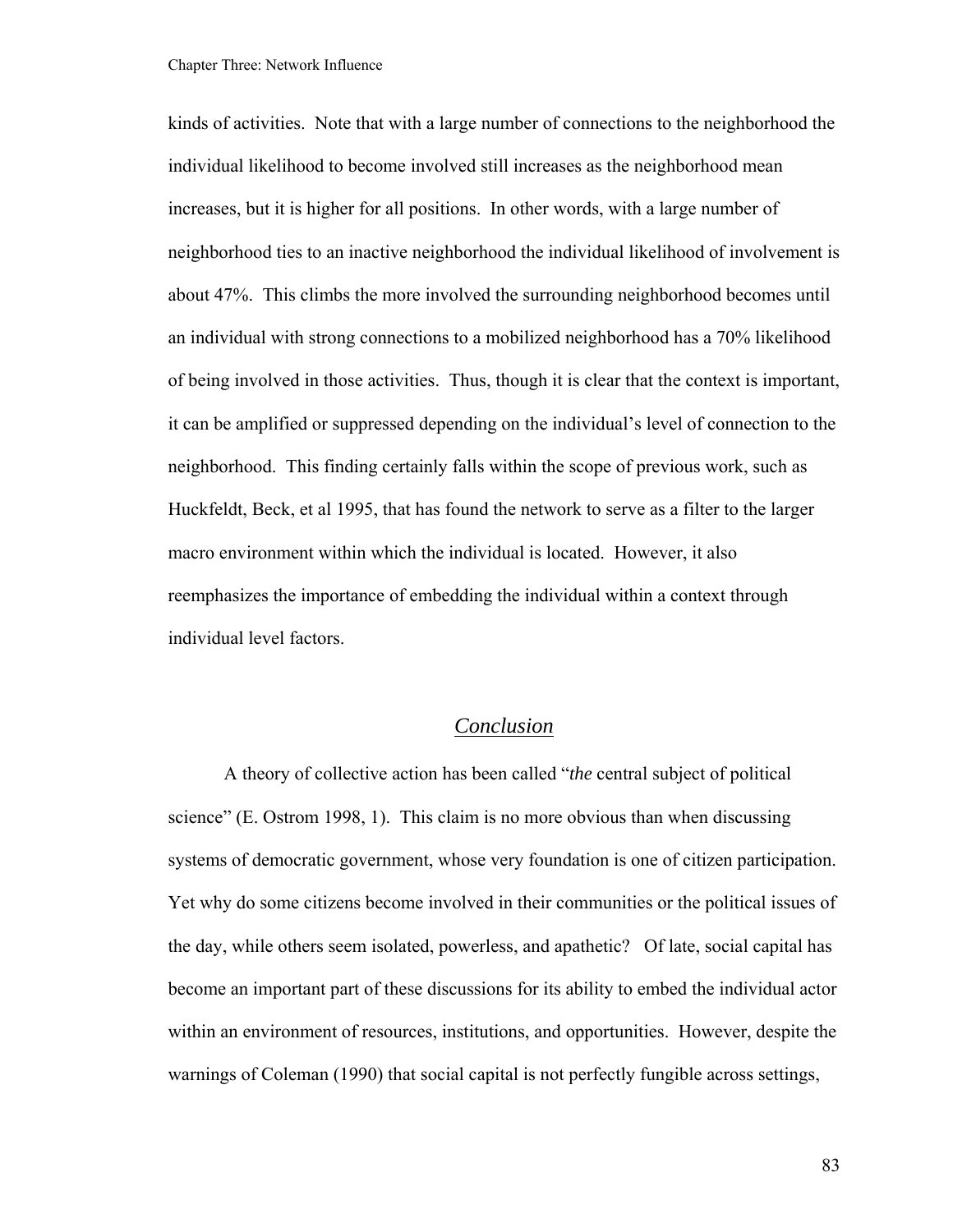kinds of activities. Note that with a large number of connections to the neighborhood the individual likelihood to become involved still increases as the neighborhood mean increases, but it is higher for all positions. In other words, with a large number of neighborhood ties to an inactive neighborhood the individual likelihood of involvement is about 47%. This climbs the more involved the surrounding neighborhood becomes until an individual with strong connections to a mobilized neighborhood has a 70% likelihood of being involved in those activities. Thus, though it is clear that the context is important, it can be amplified or suppressed depending on the individual's level of connection to the neighborhood. This finding certainly falls within the scope of previous work, such as Huckfeldt, Beck, et al 1995, that has found the network to serve as a filter to the larger macro environment within which the individual is located. However, it also reemphasizes the importance of embedding the individual within a context through individual level factors.

## Conclusion

A theory of collective action has been called "*the* central subject of political science" (E. Ostrom 1998, 1). This claim is no more obvious than when discussing systems of democratic government, whose very foundation is one of citizen participation. Yet why do some citizens become involved in their communities or the political issues of the day, while others seem isolated, powerless, and apathetic? Of late, social capital has become an important part of these discussions for its ability to embed the individual actor within an environment of resources, institutions, and opportunities. However, despite the warnings of Coleman (1990) that social capital is not perfectly fungible across settings,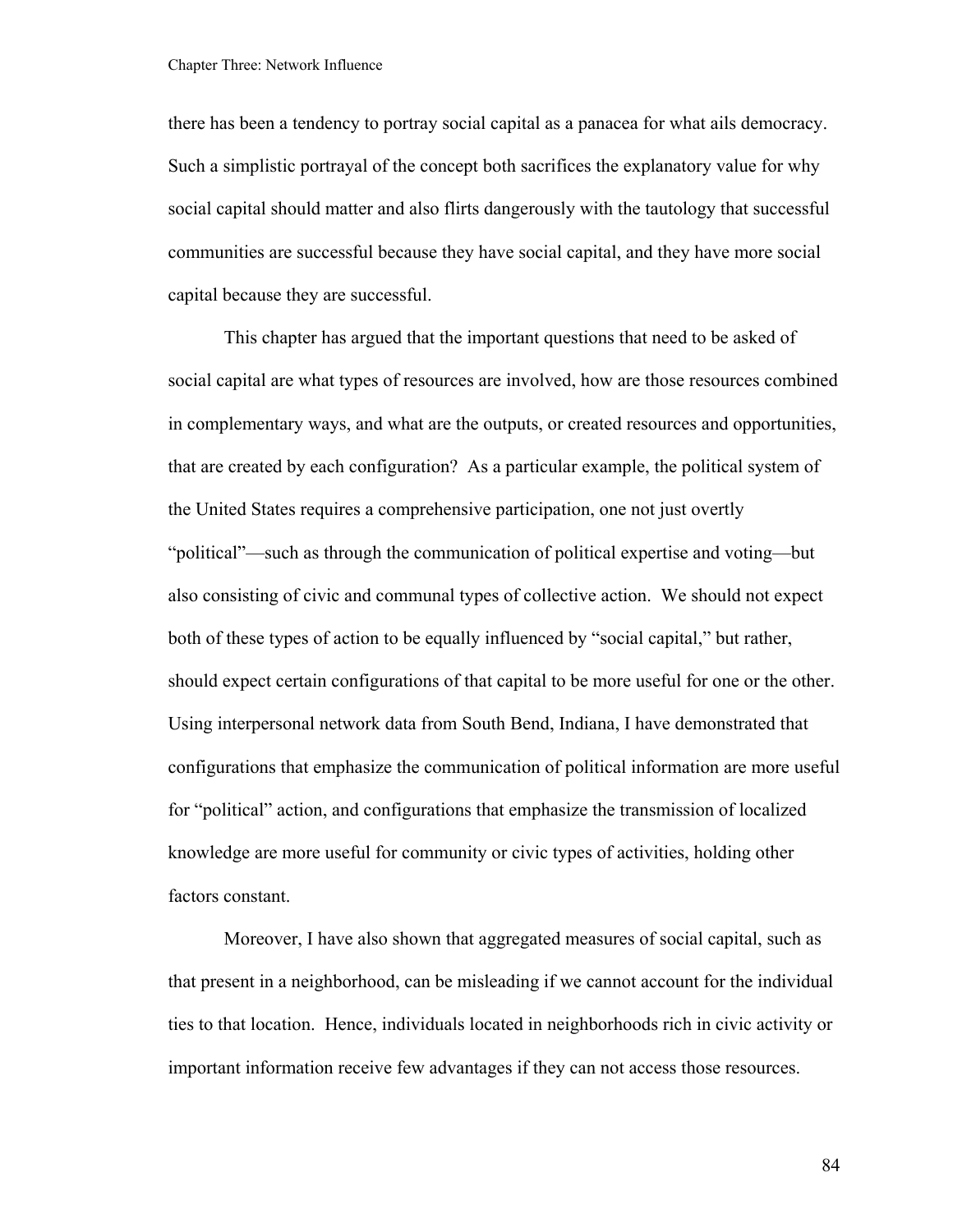there has been a tendency to portray social capital as a panacea for what ails democracy. Such a simplistic portrayal of the concept both sacrifices the explanatory value for why social capital should matter and also flirts dangerously with the tautology that successful communities are successful because they have social capital, and they have more social capital because they are successful.

This chapter has argued that the important questions that need to be asked of social capital are what types of resources are involved, how are those resources combined in complementary ways, and what are the outputs, or created resources and opportunities, that are created by each configuration? As a particular example, the political system of the United States requires a comprehensive participation, one not just overtly "political"—such as through the communication of political expertise and voting—but also consisting of civic and communal types of collective action. We should not expect both of these types of action to be equally influenced by "social capital," but rather, should expect certain configurations of that capital to be more useful for one or the other. Using interpersonal network data from South Bend, Indiana, I have demonstrated that configurations that emphasize the communication of political information are more useful for "political" action, and configurations that emphasize the transmission of localized knowledge are more useful for community or civic types of activities, holding other factors constant.

Moreover, I have also shown that aggregated measures of social capital, such as that present in a neighborhood, can be misleading if we cannot account for the individual ties to that location. Hence, individuals located in neighborhoods rich in civic activity or important information receive few advantages if they can not access those resources.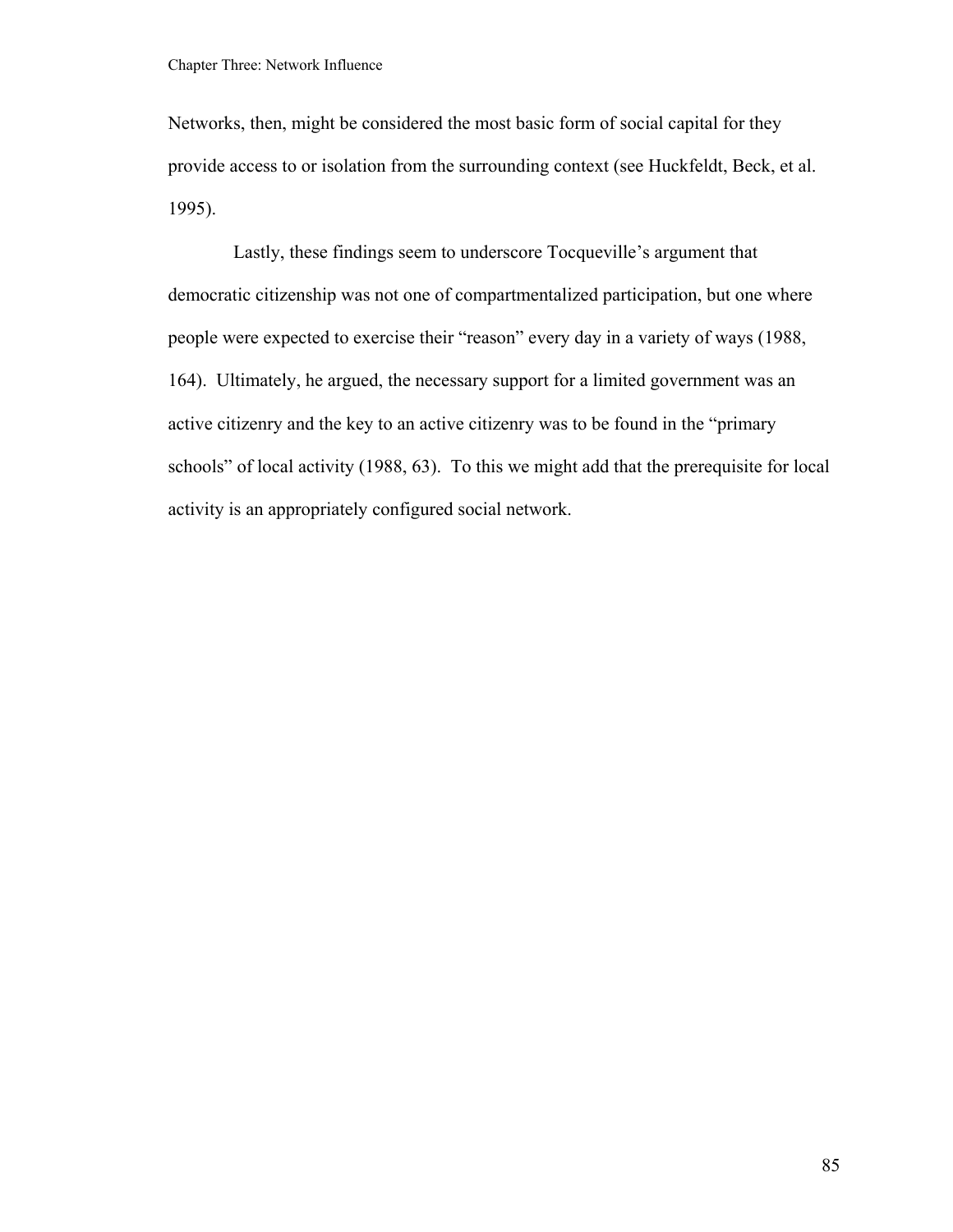Networks, then, might be considered the most basic form of social capital for they provide access to or isolation from the surrounding context (see Huckfeldt, Beck, et al. 1995).

Lastly, these findings seem to underscore Tocqueville's argument that democratic citizenship was not one of compartmentalized participation, but one where people were expected to exercise their "reason" every day in a variety of ways (1988, 164). Ultimately, he argued, the necessary support for a limited government was an active citizenry and the key to an active citizenry was to be found in the "primary schools" of local activity (1988, 63). To this we might add that the prerequisite for local activity is an appropriately configured social network.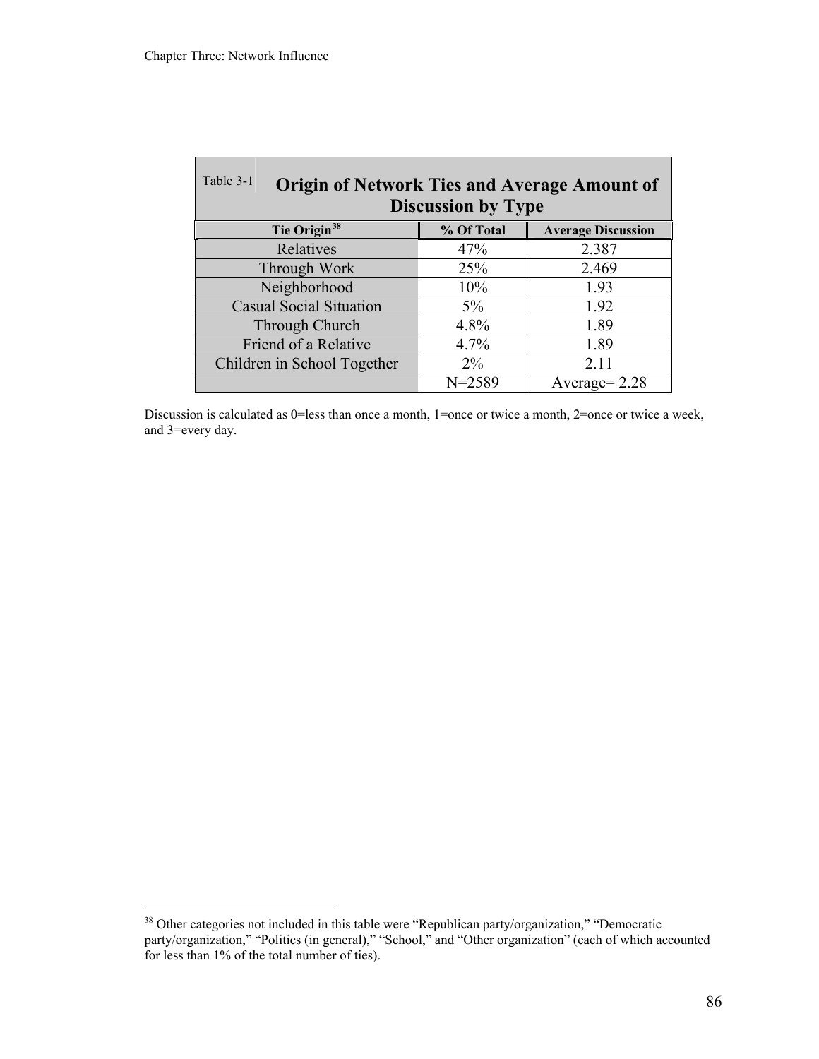Table 3-1 **Origin of Network Ties and Average Amount of Discussion by Type**

| Tie Origin[38] | % Of Total | Average Discussion |
|---|---|---|
| Relatives | 47% | 2.387 |
| Through Work | 25% | 2.469 |
| Neighborhood | 10% | 1.93 |
| Casual Social Situation | 5% | 1.92 |
| Through Church | 4.8% | 1.89 |
| Friend of a Relative | 4.7% | 1.89 |
| Children in School Together | 2% | 2.11 |
| | N=2589 | Average= 2.28 |

Discussion is calculated as 0=less than once a month, 1=once or twice a month, 2=once or twice a week, and 3=every day.

[38] Other categories not included in this table were "Republican party/organization," "Democratic party/organization," "Politics (in general)," "School," and "Other organization" (each of which accounted for less than 1% of the total number of ties).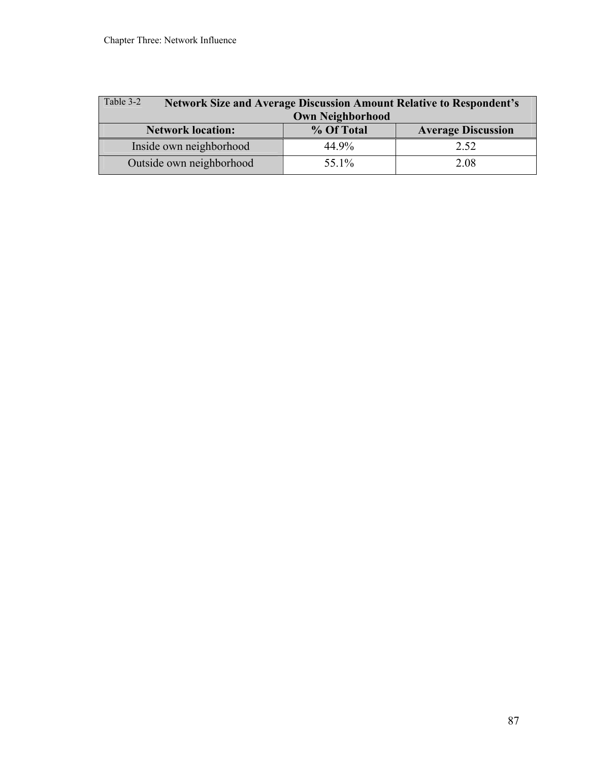Table 3-2 **Network Size and Average Discussion Amount Relative to Respondent's Own Neighborhood**

| Network location: | % Of Total | Average Discussion |
|---|---|---|
| Inside own neighborhood | 44.9% | 2.52 |
| Outside own neighborhood | 55.1% | 2.08 |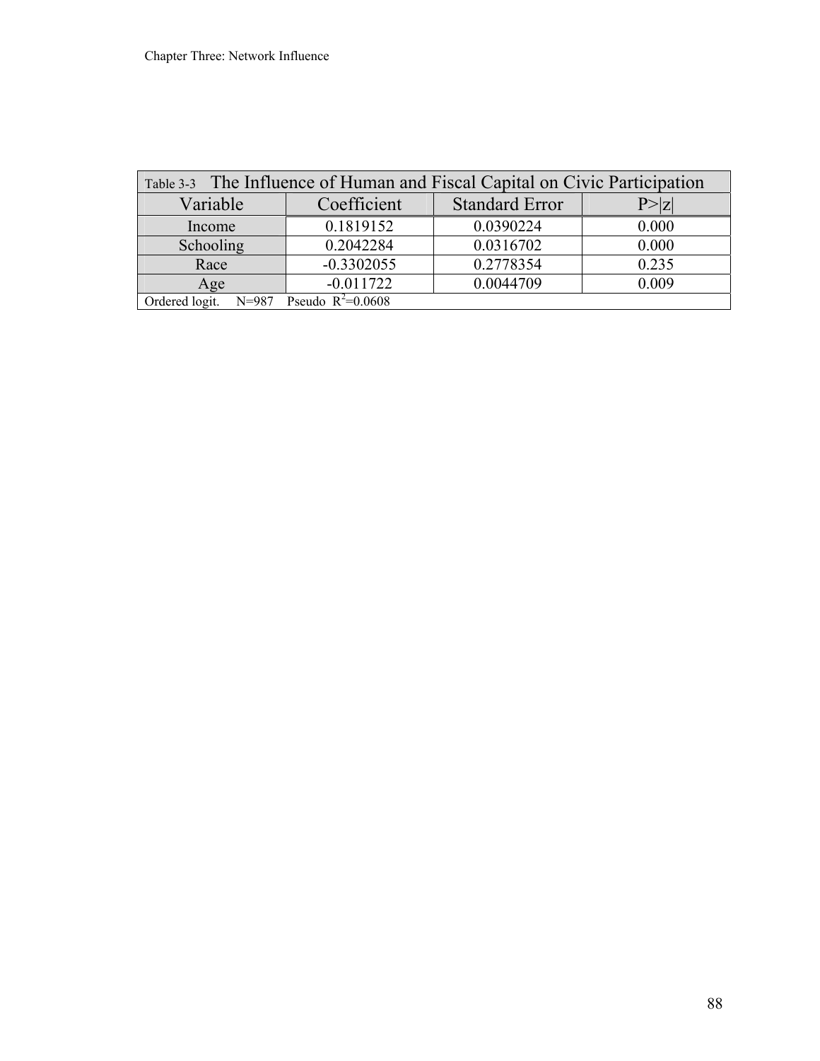Table 3-3 The Influence of Human and Fiscal Capital on Civic Participation

| Variable | Coefficient | Standard Error | P>\|z\| |
|---|---|---|---|
| Income | 0.1819152 | 0.0390224 | 0.000 |
| Schooling | 0.2042284 | 0.0316702 | 0.000 |
| Race | -0.3302055 | 0.2778354 | 0.235 |
| Age | -0.011722 | 0.0044709 | 0.009 |

Ordered logit. N=987 Pseudo $R^2$=0.0608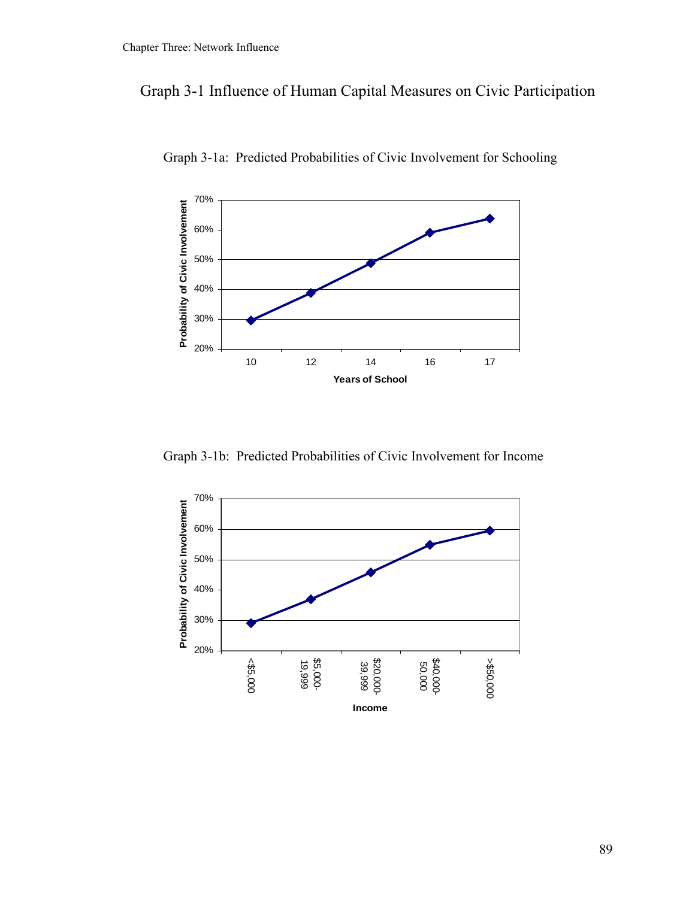# Graph 3-1 Influence of Human Capital Measures on Civic Participation

Graph 3-1a: Predicted Probabilities of Civic Involvement for Schooling

Graph 3-1b: Predicted Probabilities of Civic Involvement for Income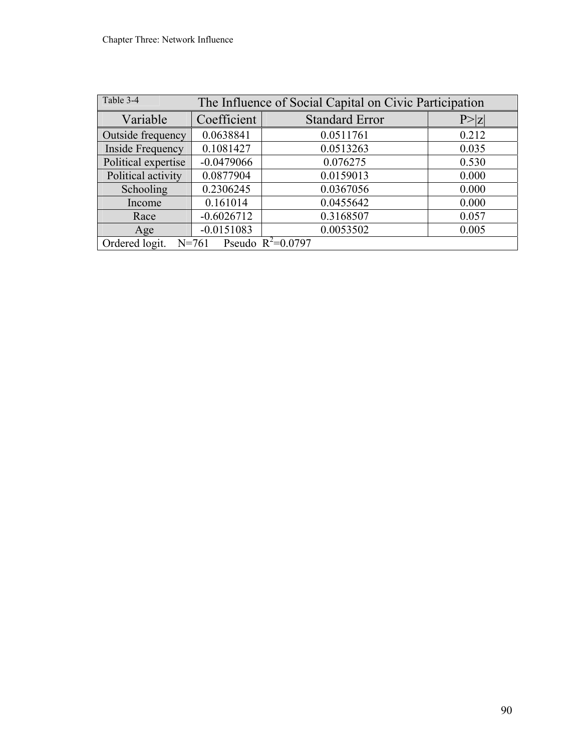Table 3-4 The Influence of Social Capital on Civic Participation

| Variable | Coefficient | Standard Error | P>\|z\| |
|---|---|---|---|
| Outside frequency | 0.0638841 | 0.0511761 | 0.212 |
| Inside Frequency | 0.1081427 | 0.0513263 | 0.035 |
| Political expertise | -0.0479066 | 0.076275 | 0.530 |
| Political activity | 0.0877904 | 0.0159013 | 0.000 |
| Schooling | 0.2306245 | 0.0367056 | 0.000 |
| Income | 0.161014 | 0.0455642 | 0.000 |
| Race | -0.6026712 | 0.3168507 | 0.057 |
| Age | -0.0151083 | 0.0053502 | 0.005 |
| Ordered logit. N=761 Pseudo $R^2$=0.0797 | | | |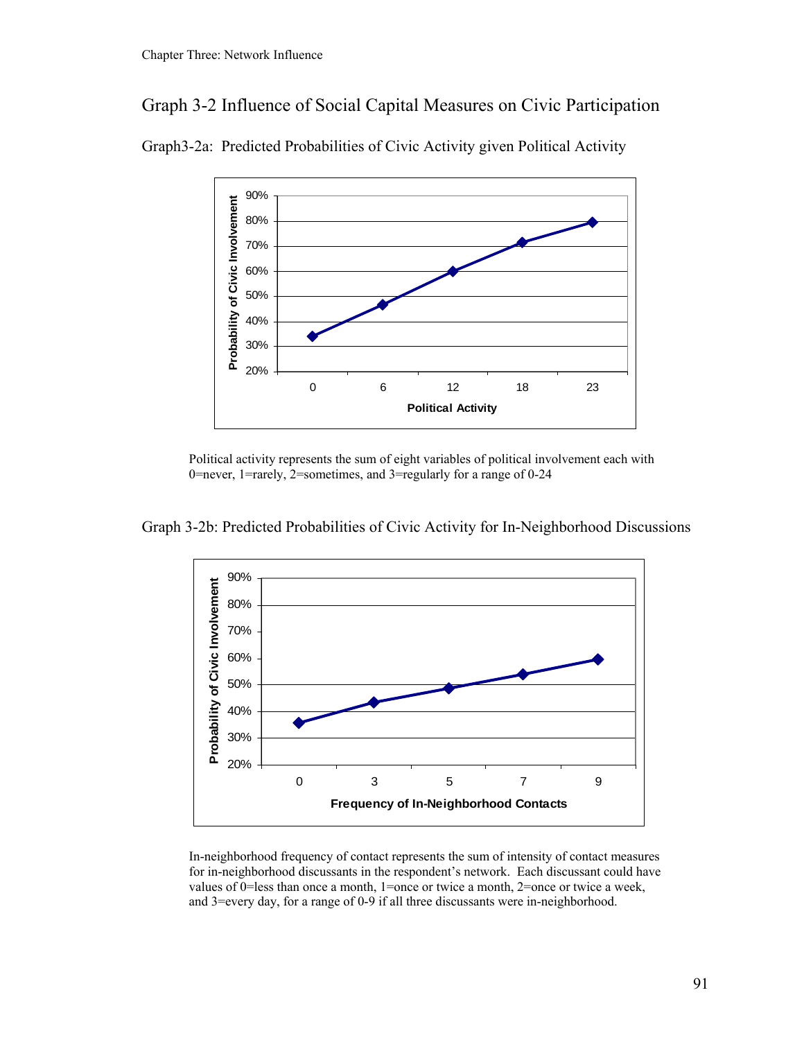## Graph 3-2 Influence of Social Capital Measures on Civic Participation

Graph3-2a: Predicted Probabilities of Civic Activity given Political Activity

Political activity represents the sum of eight variables of political involvement each with 0=never, 1=rarely, 2=sometimes, and 3=regularly for a range of 0-24

Graph 3-2b: Predicted Probabilities of Civic Activity for In-Neighborhood Discussions

In-neighborhood frequency of contact represents the sum of intensity of contact measures for in-neighborhood discussants in the respondent's network. Each discussant could have values of 0=less than once a month, 1=once or twice a month, 2=once or twice a week, and 3=every day, for a range of 0-9 if all three discussants were in-neighborhood.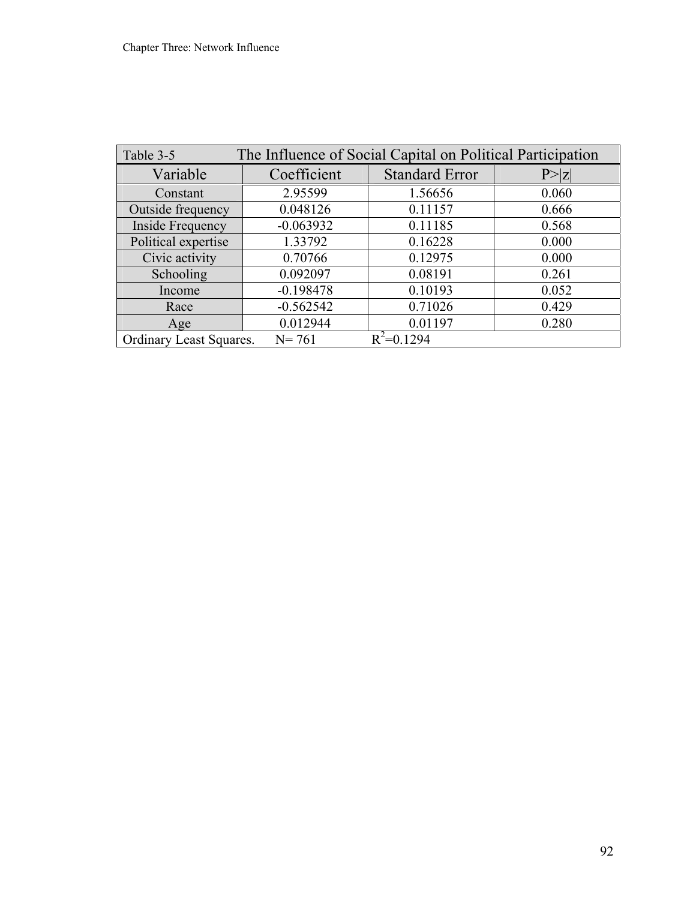Table 3-5 The Influence of Social Capital on Political Participation

| Variable | Coefficient | Standard Error | P>\|z\| |
|---|---|---|---|
| Constant | 2.95599 | 1.56656 | 0.060 |
| Outside frequency | 0.048126 | 0.11157 | 0.666 |
| Inside Frequency | -0.063932 | 0.11185 | 0.568 |
| Political expertise | 1.33792 | 0.16228 | 0.000 |
| Civic activity | 0.70766 | 0.12975 | 0.000 |
| Schooling | 0.092097 | 0.08191 | 0.261 |
| Income | -0.198478 | 0.10193 | 0.052 |
| Race | -0.562542 | 0.71026 | 0.429 |
| Age | 0.012944 | 0.01197 | 0.280 |

Ordinary Least Squares. N= 761 $R^2$=0.1294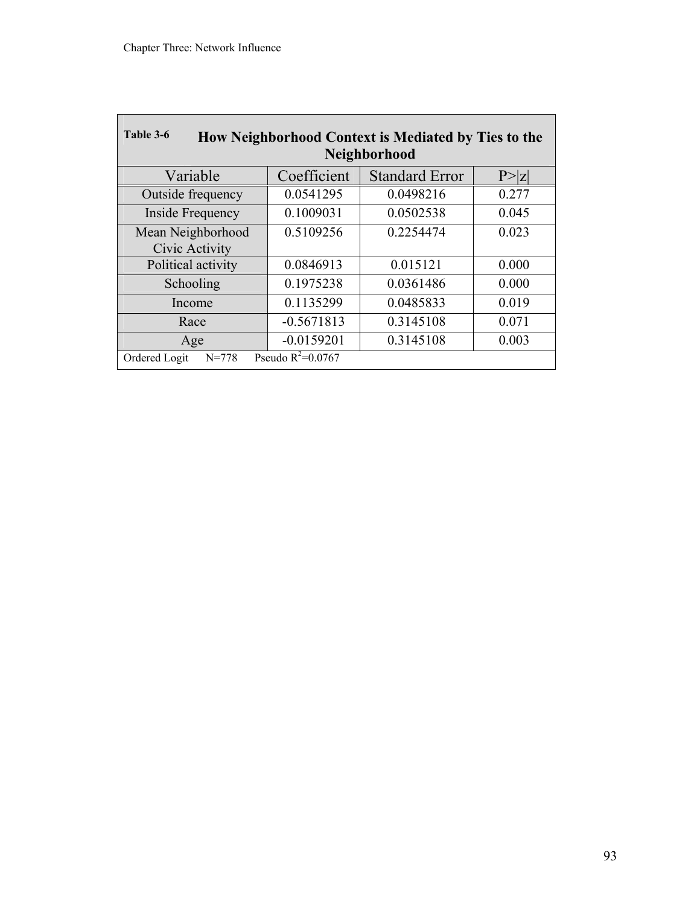**Table 3-6** How Neighborhood Context is Mediated by Ties to the Neighborhood

| Variable | Coefficient | Standard Error | P>\|z\| |
|---|---|---|---|
| Outside frequency | 0.0541295 | 0.0498216 | 0.277 |
| Inside Frequency | 0.1009031 | 0.0502538 | 0.045 |
| Mean Neighborhood Civic Activity | 0.5109256 | 0.2254474 | 0.023 |
| Political activity | 0.0846913 | 0.015121 | 0.000 |
| Schooling | 0.1975238 | 0.0361486 | 0.000 |
| Income | 0.1135299 | 0.0485833 | 0.019 |
| Race | -0.5671813 | 0.3145108 | 0.071 |
| Age | -0.0159201 | 0.3145108 | 0.003 |

Ordered Logit  N=778  Pseudo $R^2$=0.0767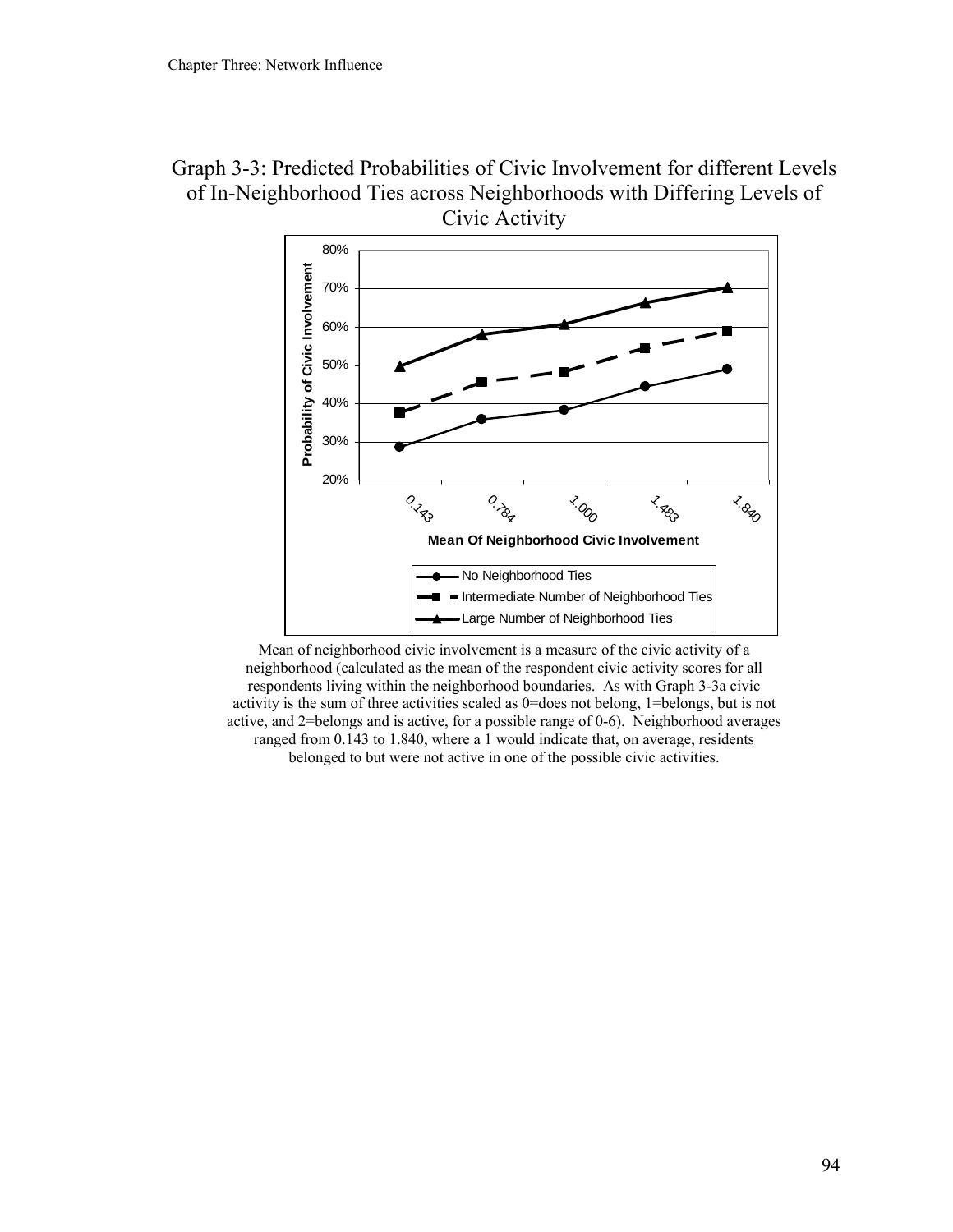Graph 3-3: Predicted Probabilities of Civic Involvement for different Levels of In-Neighborhood Ties across Neighborhoods with Differing Levels of Civic Activity

Mean of neighborhood civic involvement is a measure of the civic activity of a neighborhood (calculated as the mean of the respondent civic activity scores for all respondents living within the neighborhood boundaries. As with Graph 3-3a civic activity is the sum of three activities scaled as 0=does not belong, 1=belongs, but is not active, and 2=belongs and is active, for a possible range of 0-6). Neighborhood averages ranged from 0.143 to 1.840, where a 1 would indicate that, on average, residents belonged to but were not active in one of the possible civic activities.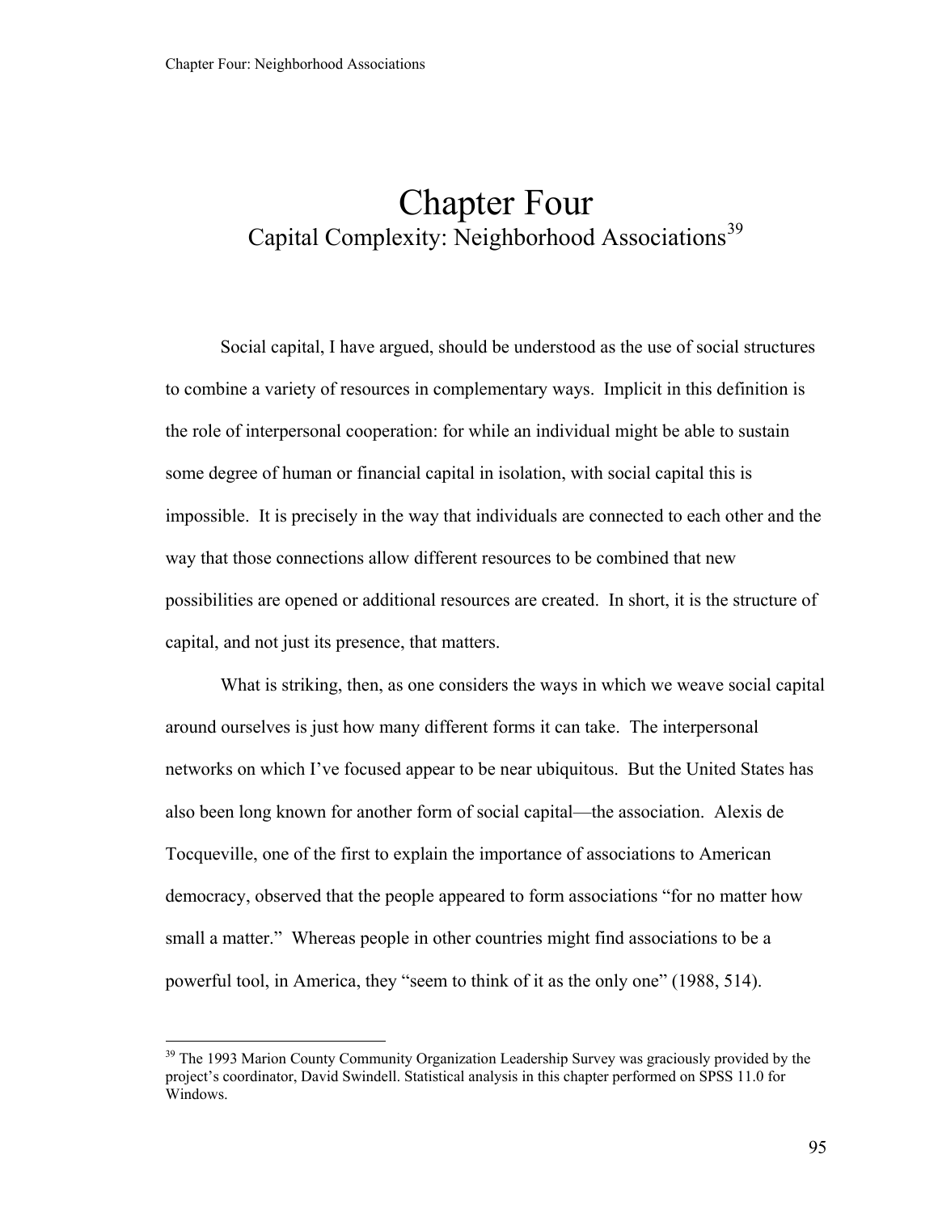# Chapter Four

## Capital Complexity: Neighborhood Associations[39]

Social capital, I have argued, should be understood as the use of social structures to combine a variety of resources in complementary ways. Implicit in this definition is the role of interpersonal cooperation: for while an individual might be able to sustain some degree of human or financial capital in isolation, with social capital this is impossible. It is precisely in the way that individuals are connected to each other and the way that those connections allow different resources to be combined that new possibilities are opened or additional resources are created. In short, it is the structure of capital, and not just its presence, that matters.

What is striking, then, as one considers the ways in which we weave social capital around ourselves is just how many different forms it can take. The interpersonal networks on which I've focused appear to be near ubiquitous. But the United States has also been long known for another form of social capital—the association. Alexis de Tocqueville, one of the first to explain the importance of associations to American democracy, observed that the people appeared to form associations "for no matter how small a matter." Whereas people in other countries might find associations to be a powerful tool, in America, they "seem to think of it as the only one" (1988, 514).

[39] The 1993 Marion County Community Organization Leadership Survey was graciously provided by the project's coordinator, David Swindell. Statistical analysis in this chapter performed on SPSS 11.0 for Windows.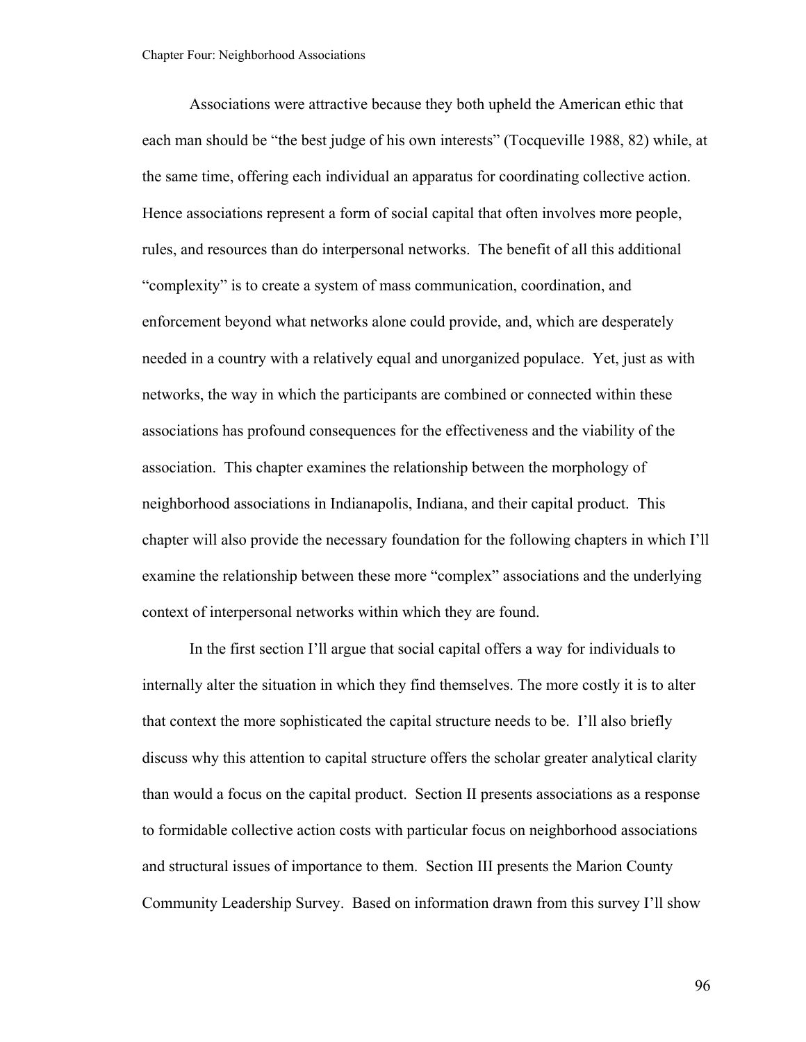Associations were attractive because they both upheld the American ethic that each man should be "the best judge of his own interests" (Tocqueville 1988, 82) while, at the same time, offering each individual an apparatus for coordinating collective action. Hence associations represent a form of social capital that often involves more people, rules, and resources than do interpersonal networks. The benefit of all this additional "complexity" is to create a system of mass communication, coordination, and enforcement beyond what networks alone could provide, and, which are desperately needed in a country with a relatively equal and unorganized populace. Yet, just as with networks, the way in which the participants are combined or connected within these associations has profound consequences for the effectiveness and the viability of the association. This chapter examines the relationship between the morphology of neighborhood associations in Indianapolis, Indiana, and their capital product. This chapter will also provide the necessary foundation for the following chapters in which I'll examine the relationship between these more "complex" associations and the underlying context of interpersonal networks within which they are found.

In the first section I'll argue that social capital offers a way for individuals to internally alter the situation in which they find themselves. The more costly it is to alter that context the more sophisticated the capital structure needs to be. I'll also briefly discuss why this attention to capital structure offers the scholar greater analytical clarity than would a focus on the capital product. Section II presents associations as a response to formidable collective action costs with particular focus on neighborhood associations and structural issues of importance to them. Section III presents the Marion County Community Leadership Survey. Based on information drawn from this survey I'll show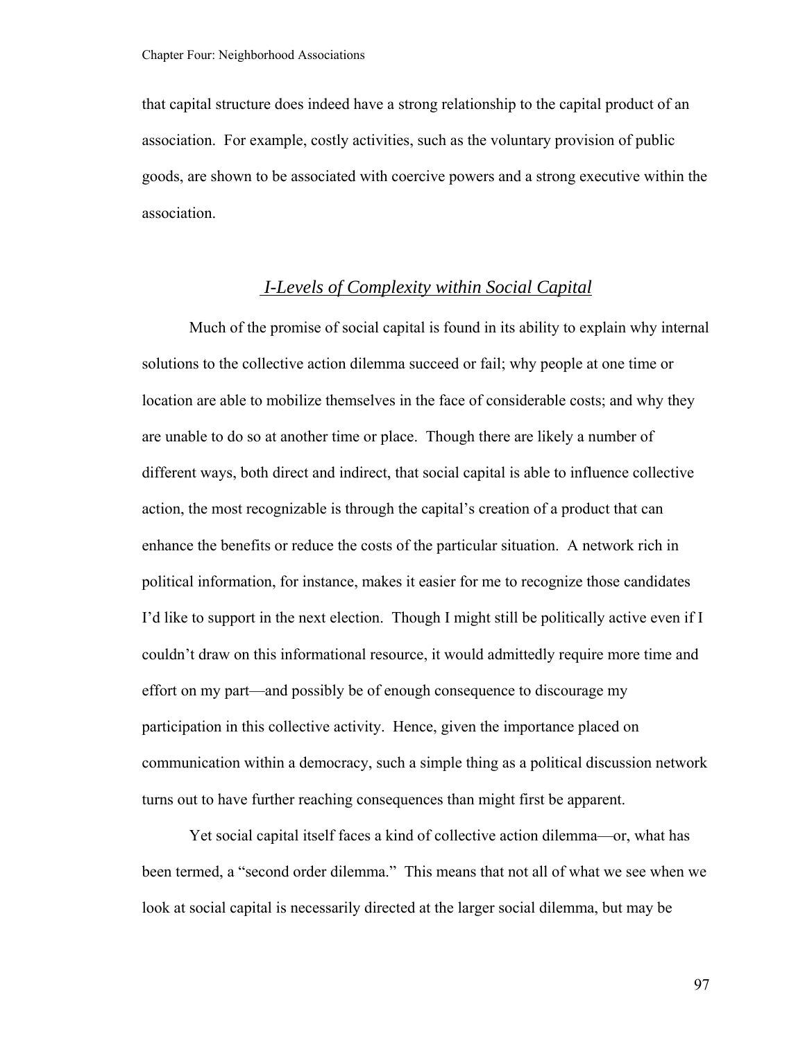that capital structure does indeed have a strong relationship to the capital product of an association. For example, costly activities, such as the voluntary provision of public goods, are shown to be associated with coercive powers and a strong executive within the association.

## *I-Levels of Complexity within Social Capital*

Much of the promise of social capital is found in its ability to explain why internal solutions to the collective action dilemma succeed or fail; why people at one time or location are able to mobilize themselves in the face of considerable costs; and why they are unable to do so at another time or place. Though there are likely a number of different ways, both direct and indirect, that social capital is able to influence collective action, the most recognizable is through the capital's creation of a product that can enhance the benefits or reduce the costs of the particular situation. A network rich in political information, for instance, makes it easier for me to recognize those candidates I'd like to support in the next election. Though I might still be politically active even if I couldn't draw on this informational resource, it would admittedly require more time and effort on my part—and possibly be of enough consequence to discourage my participation in this collective activity. Hence, given the importance placed on communication within a democracy, such a simple thing as a political discussion network turns out to have further reaching consequences than might first be apparent.

Yet social capital itself faces a kind of collective action dilemma—or, what has been termed, a "second order dilemma." This means that not all of what we see when we look at social capital is necessarily directed at the larger social dilemma, but may be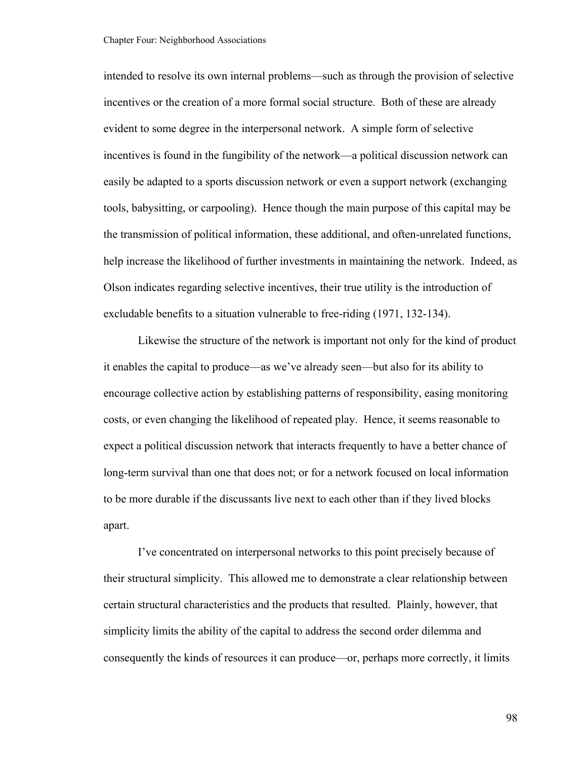intended to resolve its own internal problems—such as through the provision of selective incentives or the creation of a more formal social structure. Both of these are already evident to some degree in the interpersonal network. A simple form of selective incentives is found in the fungibility of the network—a political discussion network can easily be adapted to a sports discussion network or even a support network (exchanging tools, babysitting, or carpooling). Hence though the main purpose of this capital may be the transmission of political information, these additional, and often-unrelated functions, help increase the likelihood of further investments in maintaining the network. Indeed, as Olson indicates regarding selective incentives, their true utility is the introduction of excludable benefits to a situation vulnerable to free-riding (1971, 132-134).

Likewise the structure of the network is important not only for the kind of product it enables the capital to produce—as we've already seen—but also for its ability to encourage collective action by establishing patterns of responsibility, easing monitoring costs, or even changing the likelihood of repeated play. Hence, it seems reasonable to expect a political discussion network that interacts frequently to have a better chance of long-term survival than one that does not; or for a network focused on local information to be more durable if the discussants live next to each other than if they lived blocks apart.

I've concentrated on interpersonal networks to this point precisely because of their structural simplicity. This allowed me to demonstrate a clear relationship between certain structural characteristics and the products that resulted. Plainly, however, that simplicity limits the ability of the capital to address the second order dilemma and consequently the kinds of resources it can produce—or, perhaps more correctly, it limits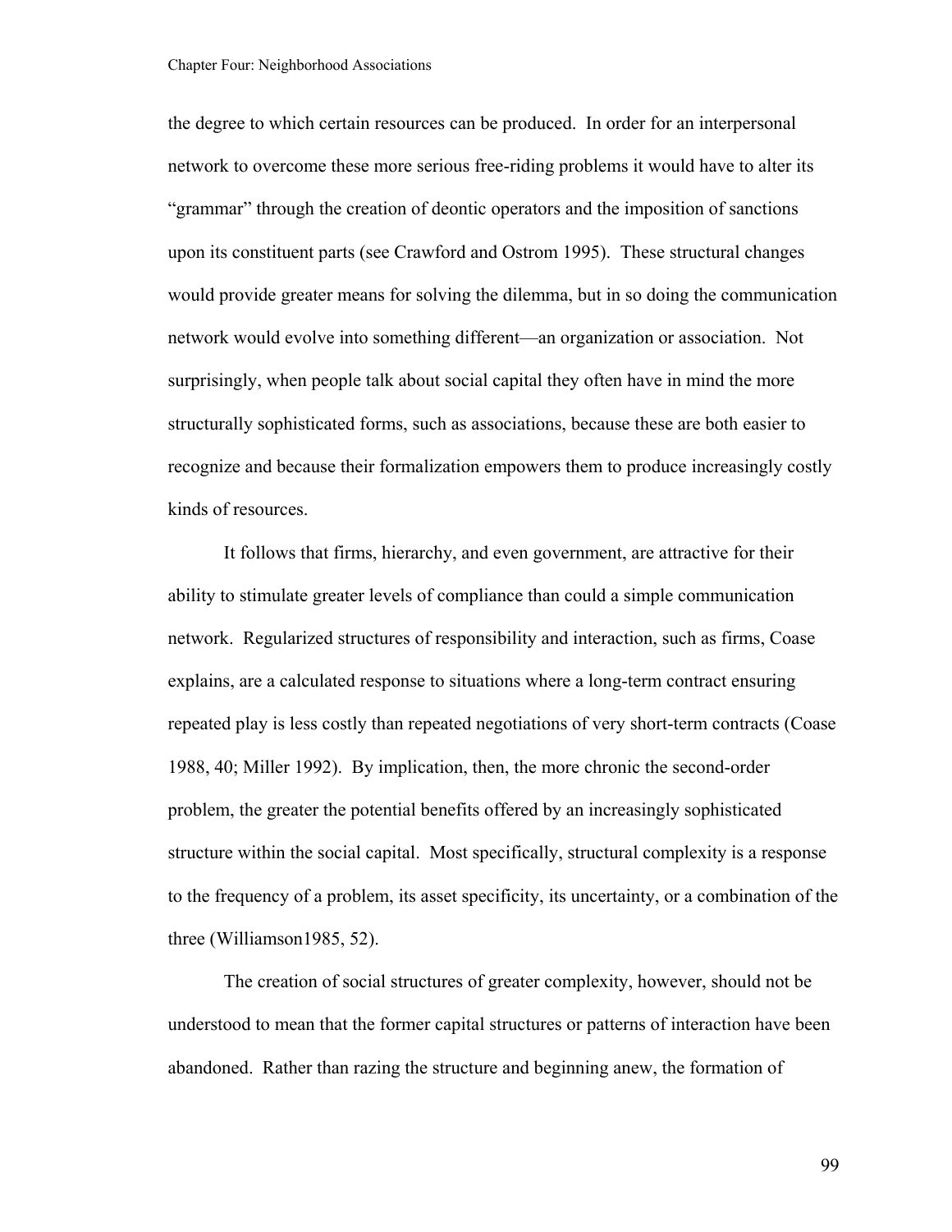the degree to which certain resources can be produced. In order for an interpersonal network to overcome these more serious free-riding problems it would have to alter its "grammar" through the creation of deontic operators and the imposition of sanctions upon its constituent parts (see Crawford and Ostrom 1995). These structural changes would provide greater means for solving the dilemma, but in so doing the communication network would evolve into something different—an organization or association. Not surprisingly, when people talk about social capital they often have in mind the more structurally sophisticated forms, such as associations, because these are both easier to recognize and because their formalization empowers them to produce increasingly costly kinds of resources.

It follows that firms, hierarchy, and even government, are attractive for their ability to stimulate greater levels of compliance than could a simple communication network. Regularized structures of responsibility and interaction, such as firms, Coase explains, are a calculated response to situations where a long-term contract ensuring repeated play is less costly than repeated negotiations of very short-term contracts (Coase 1988, 40; Miller 1992). By implication, then, the more chronic the second-order problem, the greater the potential benefits offered by an increasingly sophisticated structure within the social capital. Most specifically, structural complexity is a response to the frequency of a problem, its asset specificity, its uncertainty, or a combination of the three (Williamson1985, 52).

The creation of social structures of greater complexity, however, should not be understood to mean that the former capital structures or patterns of interaction have been abandoned. Rather than razing the structure and beginning anew, the formation of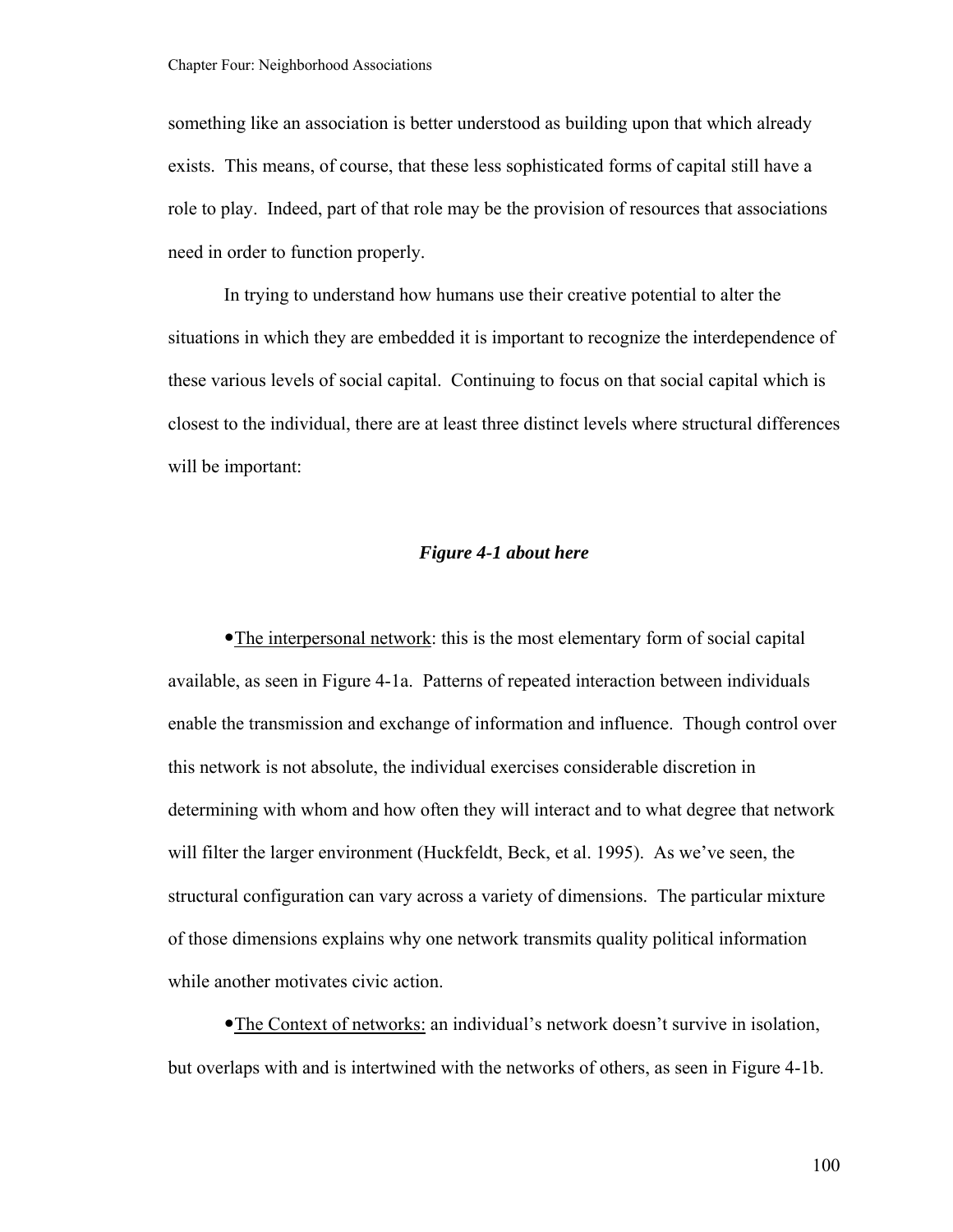something like an association is better understood as building upon that which already exists. This means, of course, that these less sophisticated forms of capital still have a role to play. Indeed, part of that role may be the provision of resources that associations need in order to function properly.

In trying to understand how humans use their creative potential to alter the situations in which they are embedded it is important to recognize the interdependence of these various levels of social capital. Continuing to focus on that social capital which is closest to the individual, there are at least three distinct levels where structural differences will be important:

***Figure 4-1 about here***

• <u>The interpersonal network</u>: this is the most elementary form of social capital available, as seen in Figure 4-1a. Patterns of repeated interaction between individuals enable the transmission and exchange of information and influence. Though control over this network is not absolute, the individual exercises considerable discretion in determining with whom and how often they will interact and to what degree that network will filter the larger environment (Huckfeldt, Beck, et al. 1995). As we've seen, the structural configuration can vary across a variety of dimensions. The particular mixture of those dimensions explains why one network transmits quality political information while another motivates civic action.

• <u>The Context of networks:</u> an individual's network doesn't survive in isolation, but overlaps with and is intertwined with the networks of others, as seen in Figure 4-1b.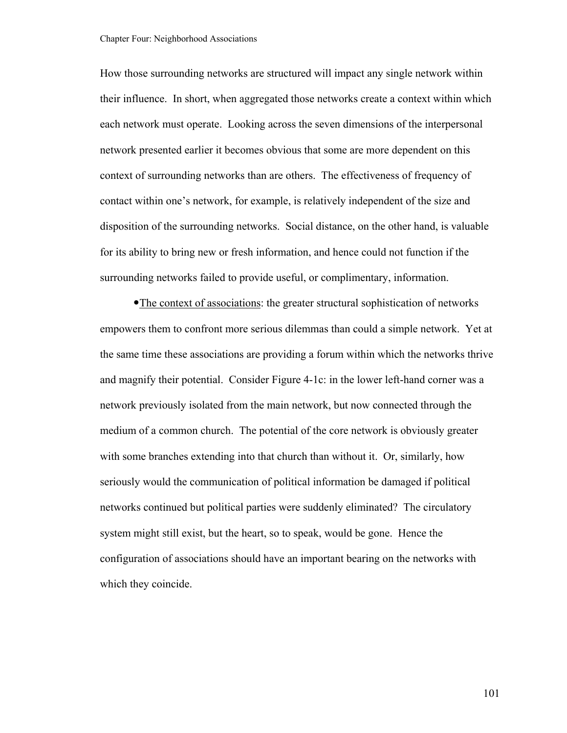How those surrounding networks are structured will impact any single network within their influence. In short, when aggregated those networks create a context within which each network must operate. Looking across the seven dimensions of the interpersonal network presented earlier it becomes obvious that some are more dependent on this context of surrounding networks than are others. The effectiveness of frequency of contact within one's network, for example, is relatively independent of the size and disposition of the surrounding networks. Social distance, on the other hand, is valuable for its ability to bring new or fresh information, and hence could not function if the surrounding networks failed to provide useful, or complimentary, information.

• <u>The context of associations</u>: the greater structural sophistication of networks empowers them to confront more serious dilemmas than could a simple network. Yet at the same time these associations are providing a forum within which the networks thrive and magnify their potential. Consider Figure 4-1c: in the lower left-hand corner was a network previously isolated from the main network, but now connected through the medium of a common church. The potential of the core network is obviously greater with some branches extending into that church than without it. Or, similarly, how seriously would the communication of political information be damaged if political networks continued but political parties were suddenly eliminated? The circulatory system might still exist, but the heart, so to speak, would be gone. Hence the configuration of associations should have an important bearing on the networks with which they coincide.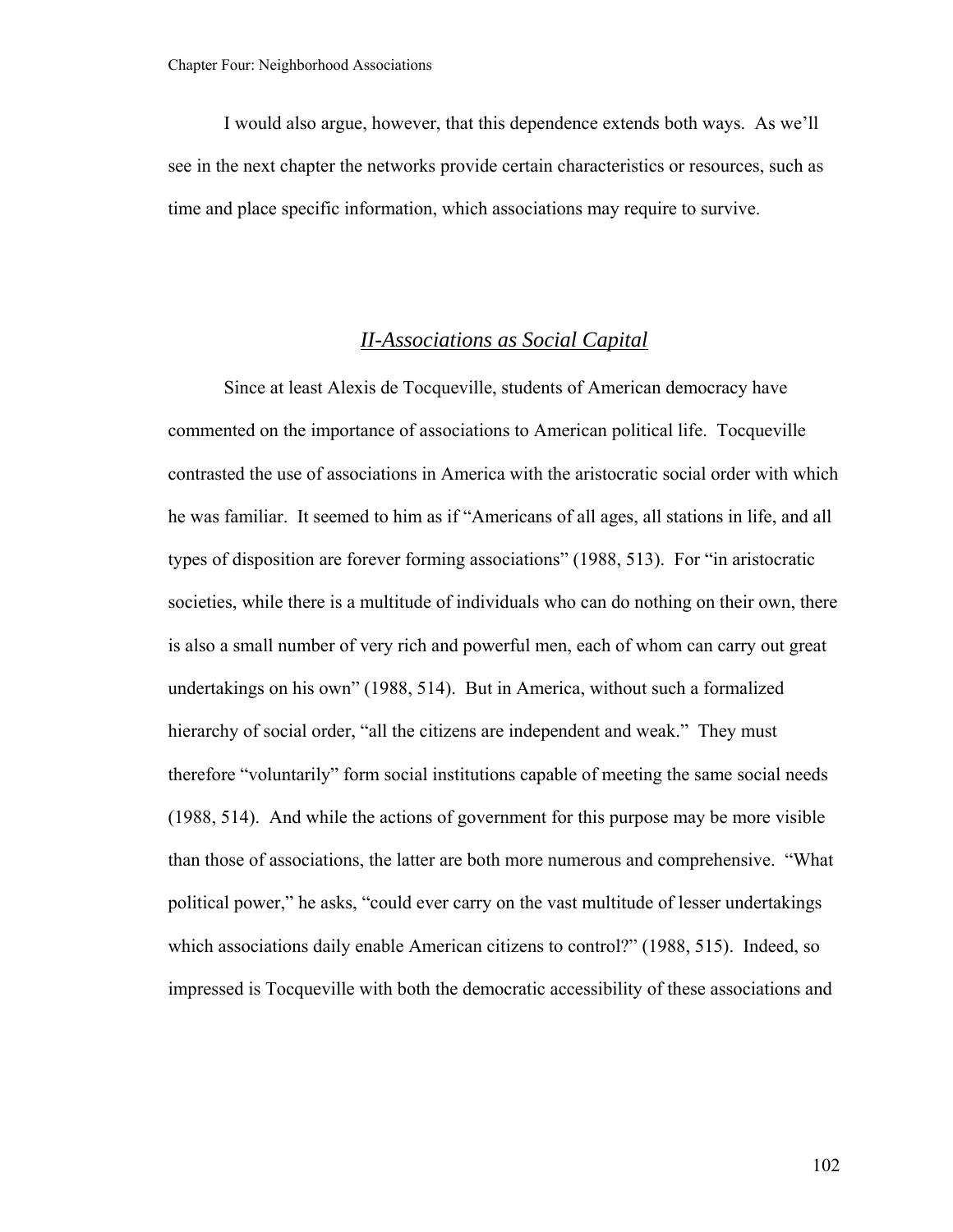I would also argue, however, that this dependence extends both ways. As we'll see in the next chapter the networks provide certain characteristics or resources, such as time and place specific information, which associations may require to survive.

## *II-Associations as Social Capital*

Since at least Alexis de Tocqueville, students of American democracy have commented on the importance of associations to American political life. Tocqueville contrasted the use of associations in America with the aristocratic social order with which he was familiar. It seemed to him as if "Americans of all ages, all stations in life, and all types of disposition are forever forming associations" (1988, 513). For "in aristocratic societies, while there is a multitude of individuals who can do nothing on their own, there is also a small number of very rich and powerful men, each of whom can carry out great undertakings on his own" (1988, 514). But in America, without such a formalized hierarchy of social order, "all the citizens are independent and weak." They must therefore "voluntarily" form social institutions capable of meeting the same social needs (1988, 514). And while the actions of government for this purpose may be more visible than those of associations, the latter are both more numerous and comprehensive. "What political power," he asks, "could ever carry on the vast multitude of lesser undertakings which associations daily enable American citizens to control?" (1988, 515). Indeed, so impressed is Tocqueville with both the democratic accessibility of these associations and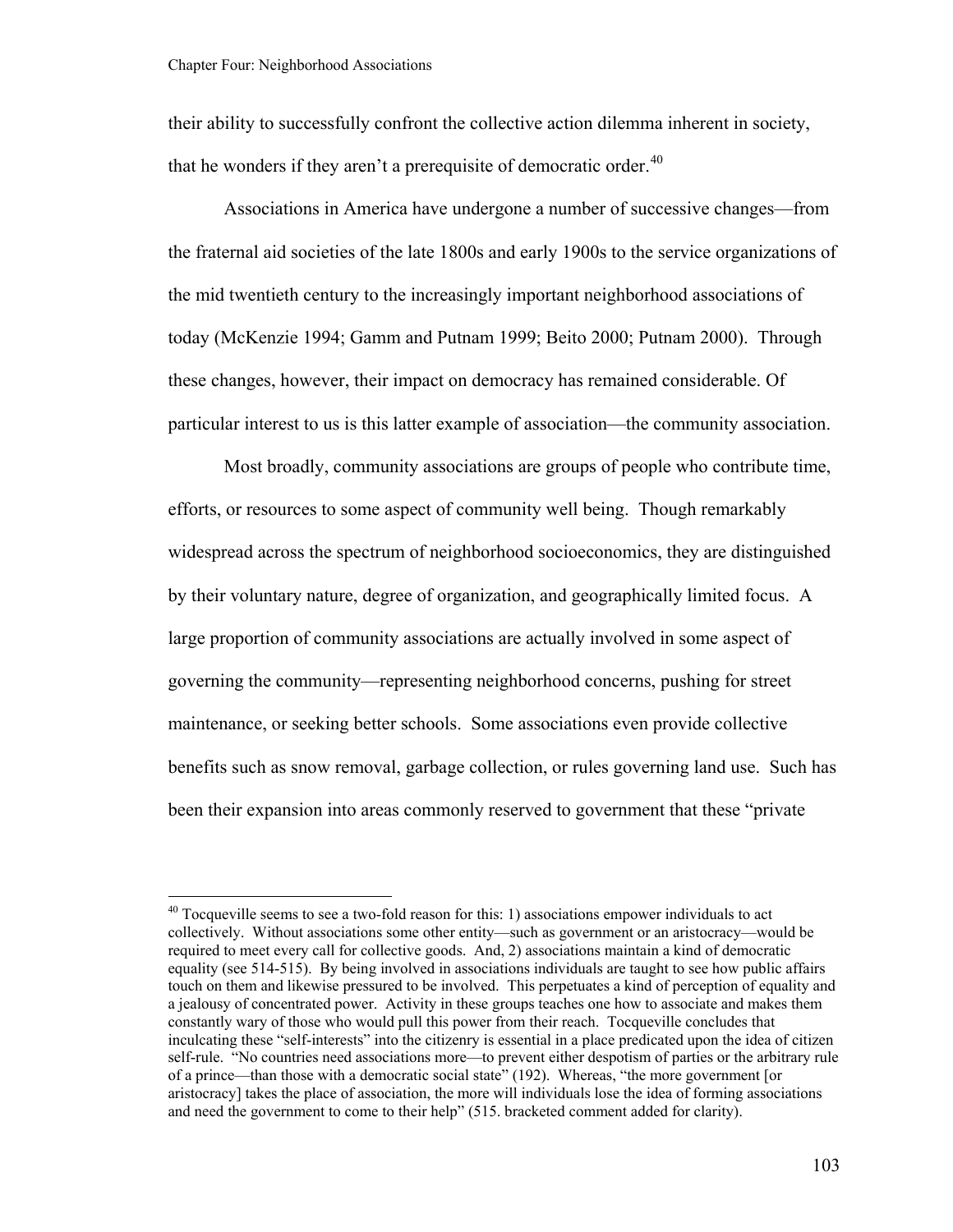their ability to successfully confront the collective action dilemma inherent in society, that he wonders if they aren't a prerequisite of democratic order.[40]

Associations in America have undergone a number of successive changes—from the fraternal aid societies of the late 1800s and early 1900s to the service organizations of the mid twentieth century to the increasingly important neighborhood associations of today (McKenzie 1994; Gamm and Putnam 1999; Beito 2000; Putnam 2000). Through these changes, however, their impact on democracy has remained considerable. Of particular interest to us is this latter example of association—the community association.

Most broadly, community associations are groups of people who contribute time, efforts, or resources to some aspect of community well being. Though remarkably widespread across the spectrum of neighborhood socioeconomics, they are distinguished by their voluntary nature, degree of organization, and geographically limited focus. A large proportion of community associations are actually involved in some aspect of governing the community—representing neighborhood concerns, pushing for street maintenance, or seeking better schools. Some associations even provide collective benefits such as snow removal, garbage collection, or rules governing land use. Such has been their expansion into areas commonly reserved to government that these "private

---

[40] Tocqueville seems to see a two-fold reason for this: 1) associations empower individuals to act collectively. Without associations some other entity—such as government or an aristocracy—would be required to meet every call for collective goods. And, 2) associations maintain a kind of democratic equality (see 514-515). By being involved in associations individuals are taught to see how public affairs touch on them and likewise pressured to be involved. This perpetuates a kind of perception of equality and a jealousy of concentrated power. Activity in these groups teaches one how to associate and makes them constantly wary of those who would pull this power from their reach. Tocqueville concludes that inculcating these "self-interests" into the citizenry is essential in a place predicated upon the idea of citizen self-rule. "No countries need associations more—to prevent either despotism of parties or the arbitrary rule of a prince—than those with a democratic social state" (192). Whereas, "the more government [or aristocracy] takes the place of association, the more will individuals lose the idea of forming associations and need the government to come to their help" (515. bracketed comment added for clarity).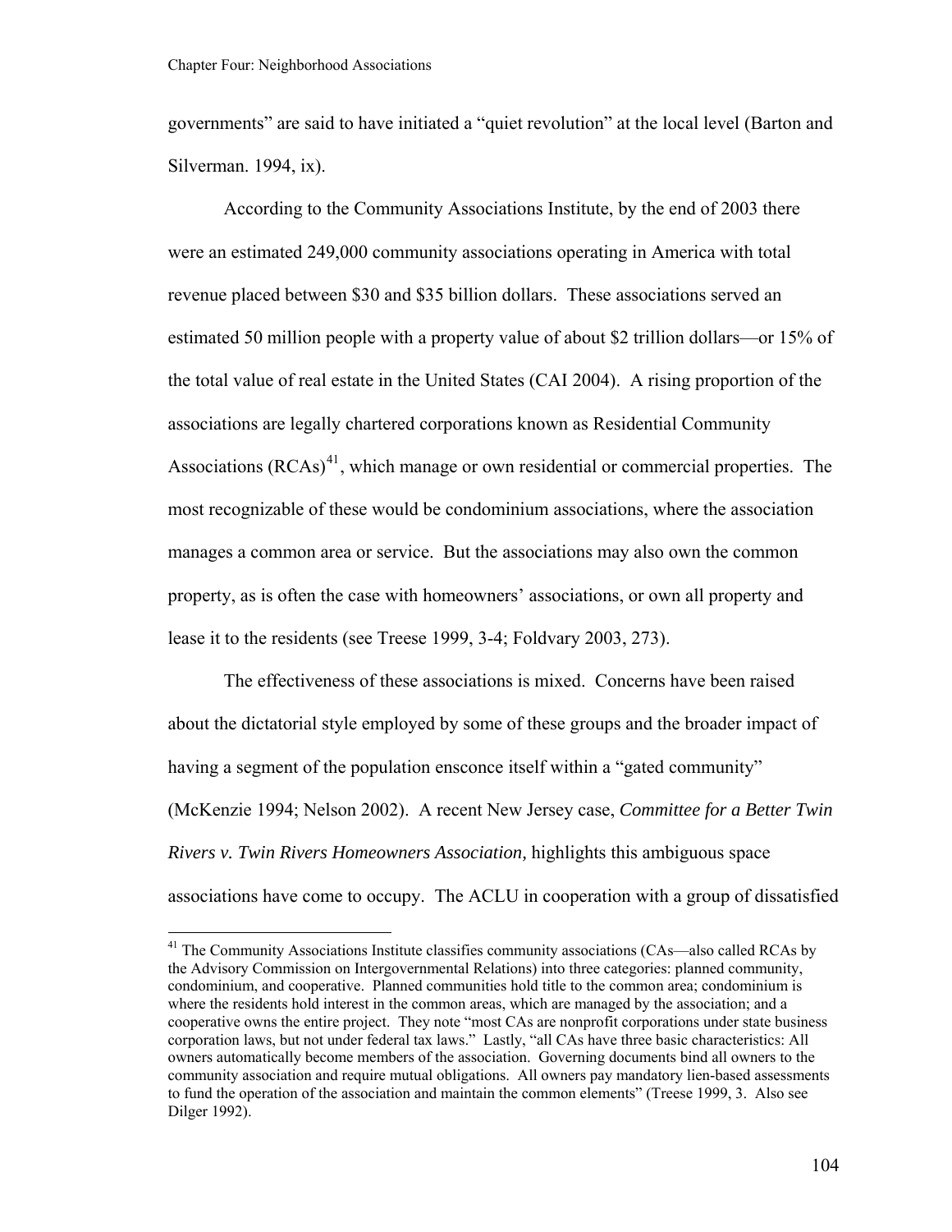governments" are said to have initiated a "quiet revolution" at the local level (Barton and Silverman. 1994, ix).

According to the Community Associations Institute, by the end of 2003 there were an estimated 249,000 community associations operating in America with total revenue placed between $30 and $35 billion dollars. These associations served an estimated 50 million people with a property value of about $2 trillion dollars—or 15% of the total value of real estate in the United States (CAI 2004). A rising proportion of the associations are legally chartered corporations known as Residential Community Associations (RCAs)[41], which manage or own residential or commercial properties. The most recognizable of these would be condominium associations, where the association manages a common area or service. But the associations may also own the common property, as is often the case with homeowners' associations, or own all property and lease it to the residents (see Treese 1999, 3-4; Foldvary 2003, 273).

The effectiveness of these associations is mixed. Concerns have been raised about the dictatorial style employed by some of these groups and the broader impact of having a segment of the population ensconce itself within a "gated community" (McKenzie 1994; Nelson 2002). A recent New Jersey case, *Committee for a Better Twin Rivers v. Twin Rivers Homeowners Association,* highlights this ambiguous space associations have come to occupy. The ACLU in cooperation with a group of dissatisfied

---

[41] The Community Associations Institute classifies community associations (CAs—also called RCAs by the Advisory Commission on Intergovernmental Relations) into three categories: planned community, condominium, and cooperative. Planned communities hold title to the common area; condominium is where the residents hold interest in the common areas, which are managed by the association; and a cooperative owns the entire project. They note "most CAs are nonprofit corporations under state business corporation laws, but not under federal tax laws." Lastly, "all CAs have three basic characteristics: All owners automatically become members of the association. Governing documents bind all owners to the community association and require mutual obligations. All owners pay mandatory lien-based assessments to fund the operation of the association and maintain the common elements" (Treese 1999, 3. Also see Dilger 1992).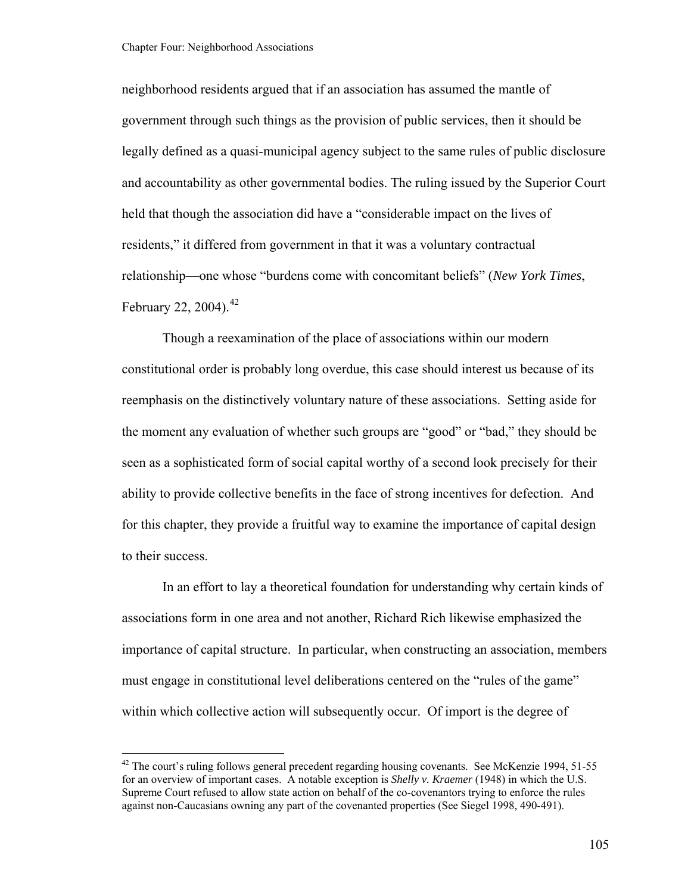neighborhood residents argued that if an association has assumed the mantle of government through such things as the provision of public services, then it should be legally defined as a quasi-municipal agency subject to the same rules of public disclosure and accountability as other governmental bodies. The ruling issued by the Superior Court held that though the association did have a "considerable impact on the lives of residents," it differed from government in that it was a voluntary contractual relationship—one whose "burdens come with concomitant beliefs" (*New York Times*, February 22, 2004).[42]

Though a reexamination of the place of associations within our modern constitutional order is probably long overdue, this case should interest us because of its reemphasis on the distinctively voluntary nature of these associations. Setting aside for the moment any evaluation of whether such groups are "good" or "bad," they should be seen as a sophisticated form of social capital worthy of a second look precisely for their ability to provide collective benefits in the face of strong incentives for defection. And for this chapter, they provide a fruitful way to examine the importance of capital design to their success.

In an effort to lay a theoretical foundation for understanding why certain kinds of associations form in one area and not another, Richard Rich likewise emphasized the importance of capital structure. In particular, when constructing an association, members must engage in constitutional level deliberations centered on the "rules of the game" within which collective action will subsequently occur. Of import is the degree of

---

[42] The court's ruling follows general precedent regarding housing covenants. See McKenzie 1994, 51-55 for an overview of important cases. A notable exception is *Shelly v. Kraemer* (1948) in which the U.S. Supreme Court refused to allow state action on behalf of the co-covenantors trying to enforce the rules against non-Caucasians owning any part of the covenanted properties (See Siegel 1998, 490-491).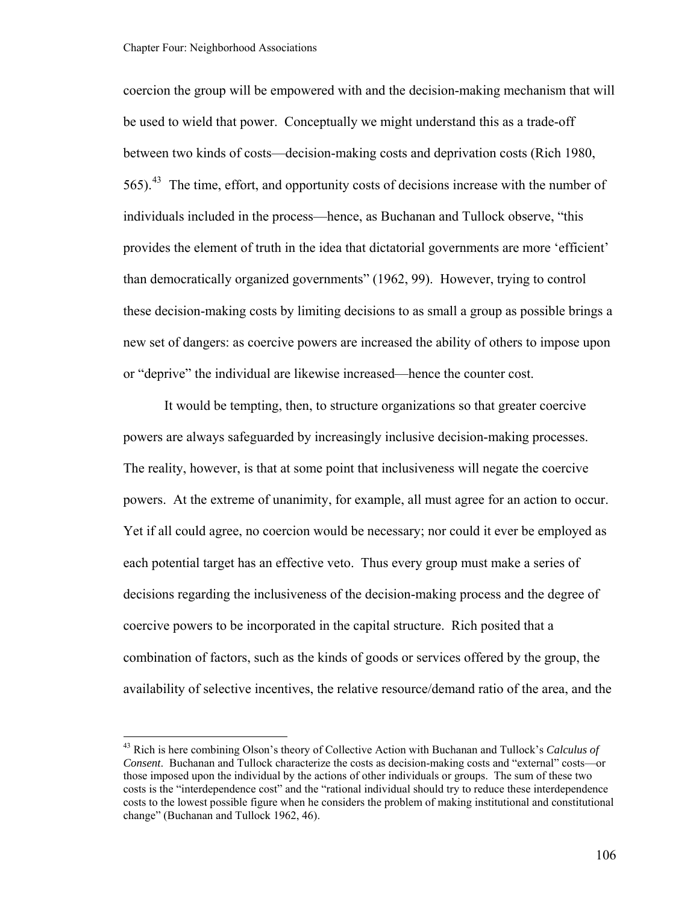coercion the group will be empowered with and the decision-making mechanism that will be used to wield that power. Conceptually we might understand this as a trade-off between two kinds of costs—decision-making costs and deprivation costs (Rich 1980, 565).[43] The time, effort, and opportunity costs of decisions increase with the number of individuals included in the process—hence, as Buchanan and Tullock observe, "this provides the element of truth in the idea that dictatorial governments are more 'efficient' than democratically organized governments" (1962, 99). However, trying to control these decision-making costs by limiting decisions to as small a group as possible brings a new set of dangers: as coercive powers are increased the ability of others to impose upon or "deprive" the individual are likewise increased—hence the counter cost.

It would be tempting, then, to structure organizations so that greater coercive powers are always safeguarded by increasingly inclusive decision-making processes. The reality, however, is that at some point that inclusiveness will negate the coercive powers. At the extreme of unanimity, for example, all must agree for an action to occur. Yet if all could agree, no coercion would be necessary; nor could it ever be employed as each potential target has an effective veto. Thus every group must make a series of decisions regarding the inclusiveness of the decision-making process and the degree of coercive powers to be incorporated in the capital structure. Rich posited that a combination of factors, such as the kinds of goods or services offered by the group, the availability of selective incentives, the relative resource/demand ratio of the area, and the

[43] Rich is here combining Olson's theory of Collective Action with Buchanan and Tullock's *Calculus of Consent*. Buchanan and Tullock characterize the costs as decision-making costs and "external" costs—or those imposed upon the individual by the actions of other individuals or groups. The sum of these two costs is the "interdependence cost" and the "rational individual should try to reduce these interdependence costs to the lowest possible figure when he considers the problem of making institutional and constitutional change" (Buchanan and Tullock 1962, 46).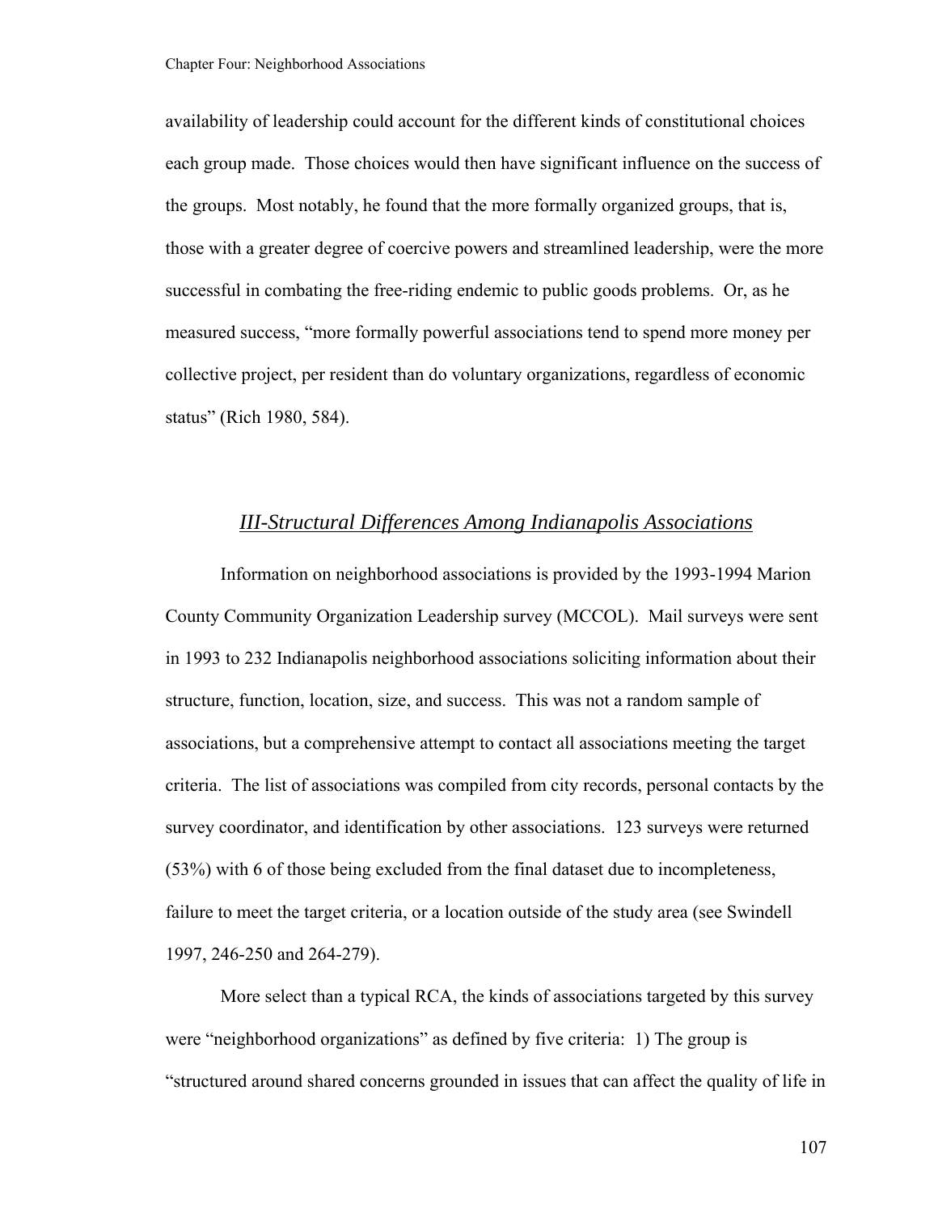availability of leadership could account for the different kinds of constitutional choices each group made. Those choices would then have significant influence on the success of the groups. Most notably, he found that the more formally organized groups, that is, those with a greater degree of coercive powers and streamlined leadership, were the more successful in combating the free-riding endemic to public goods problems. Or, as he measured success, "more formally powerful associations tend to spend more money per collective project, per resident than do voluntary organizations, regardless of economic status" (Rich 1980, 584).

## *III-Structural Differences Among Indianapolis Associations*

Information on neighborhood associations is provided by the 1993-1994 Marion County Community Organization Leadership survey (MCCOL). Mail surveys were sent in 1993 to 232 Indianapolis neighborhood associations soliciting information about their structure, function, location, size, and success. This was not a random sample of associations, but a comprehensive attempt to contact all associations meeting the target criteria. The list of associations was compiled from city records, personal contacts by the survey coordinator, and identification by other associations. 123 surveys were returned (53%) with 6 of those being excluded from the final dataset due to incompleteness, failure to meet the target criteria, or a location outside of the study area (see Swindell 1997, 246-250 and 264-279).

More select than a typical RCA, the kinds of associations targeted by this survey were "neighborhood organizations" as defined by five criteria: 1) The group is "structured around shared concerns grounded in issues that can affect the quality of life in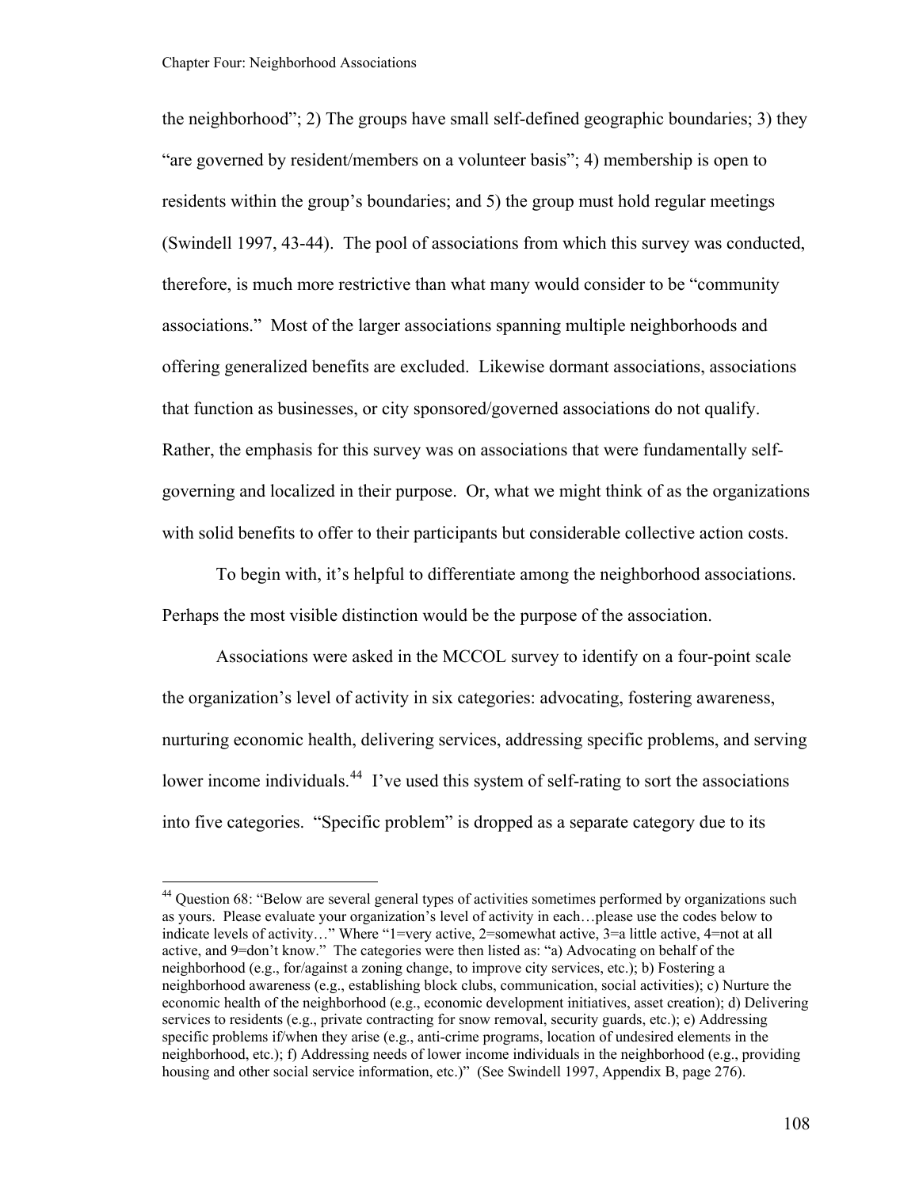the neighborhood"; 2) The groups have small self-defined geographic boundaries; 3) they "are governed by resident/members on a volunteer basis"; 4) membership is open to residents within the group's boundaries; and 5) the group must hold regular meetings (Swindell 1997, 43-44). The pool of associations from which this survey was conducted, therefore, is much more restrictive than what many would consider to be "community associations." Most of the larger associations spanning multiple neighborhoods and offering generalized benefits are excluded. Likewise dormant associations, associations that function as businesses, or city sponsored/governed associations do not qualify. Rather, the emphasis for this survey was on associations that were fundamentally self-governing and localized in their purpose. Or, what we might think of as the organizations with solid benefits to offer to their participants but considerable collective action costs.

To begin with, it's helpful to differentiate among the neighborhood associations. Perhaps the most visible distinction would be the purpose of the association.

Associations were asked in the MCCOL survey to identify on a four-point scale the organization's level of activity in six categories: advocating, fostering awareness, nurturing economic health, delivering services, addressing specific problems, and serving lower income individuals.[44] I've used this system of self-rating to sort the associations into five categories. "Specific problem" is dropped as a separate category due to its

[44] Question 68: "Below are several general types of activities sometimes performed by organizations such as yours. Please evaluate your organization's level of activity in each…please use the codes below to indicate levels of activity…" Where "1=very active, 2=somewhat active, 3=a little active, 4=not at all active, and 9=don't know." The categories were then listed as: "a) Advocating on behalf of the neighborhood (e.g., for/against a zoning change, to improve city services, etc.); b) Fostering a neighborhood awareness (e.g., establishing block clubs, communication, social activities); c) Nurture the economic health of the neighborhood (e.g., economic development initiatives, asset creation); d) Delivering services to residents (e.g., private contracting for snow removal, security guards, etc.); e) Addressing specific problems if/when they arise (e.g., anti-crime programs, location of undesired elements in the neighborhood, etc.); f) Addressing needs of lower income individuals in the neighborhood (e.g., providing housing and other social service information, etc.)" (See Swindell 1997, Appendix B, page 276).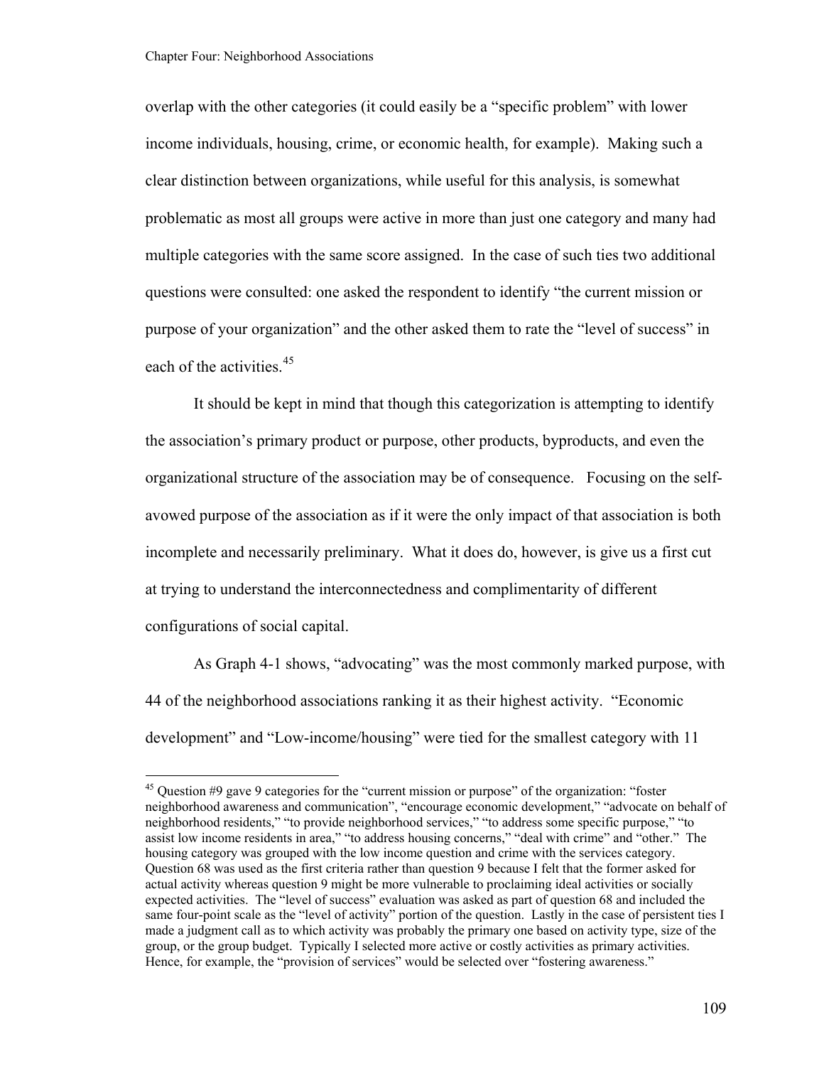overlap with the other categories (it could easily be a "specific problem" with lower income individuals, housing, crime, or economic health, for example). Making such a clear distinction between organizations, while useful for this analysis, is somewhat problematic as most all groups were active in more than just one category and many had multiple categories with the same score assigned. In the case of such ties two additional questions were consulted: one asked the respondent to identify "the current mission or purpose of your organization" and the other asked them to rate the "level of success" in each of the activities.[45]

It should be kept in mind that though this categorization is attempting to identify the association's primary product or purpose, other products, byproducts, and even the organizational structure of the association may be of consequence. Focusing on the self-avowed purpose of the association as if it were the only impact of that association is both incomplete and necessarily preliminary. What it does do, however, is give us a first cut at trying to understand the interconnectedness and complimentarity of different configurations of social capital.

As Graph 4-1 shows, "advocating" was the most commonly marked purpose, with 44 of the neighborhood associations ranking it as their highest activity. "Economic development" and "Low-income/housing" were tied for the smallest category with 11

---

[45] Question #9 gave 9 categories for the "current mission or purpose" of the organization: "foster neighborhood awareness and communication", "encourage economic development," "advocate on behalf of neighborhood residents," "to provide neighborhood services," "to address some specific purpose," "to assist low income residents in area," "to address housing concerns," "deal with crime" and "other." The housing category was grouped with the low income question and crime with the services category. Question 68 was used as the first criteria rather than question 9 because I felt that the former asked for actual activity whereas question 9 might be more vulnerable to proclaiming ideal activities or socially expected activities. The "level of success" evaluation was asked as part of question 68 and included the same four-point scale as the "level of activity" portion of the question. Lastly in the case of persistent ties I made a judgment call as to which activity was probably the primary one based on activity type, size of the group, or the group budget. Typically I selected more active or costly activities as primary activities. Hence, for example, the "provision of services" would be selected over "fostering awareness."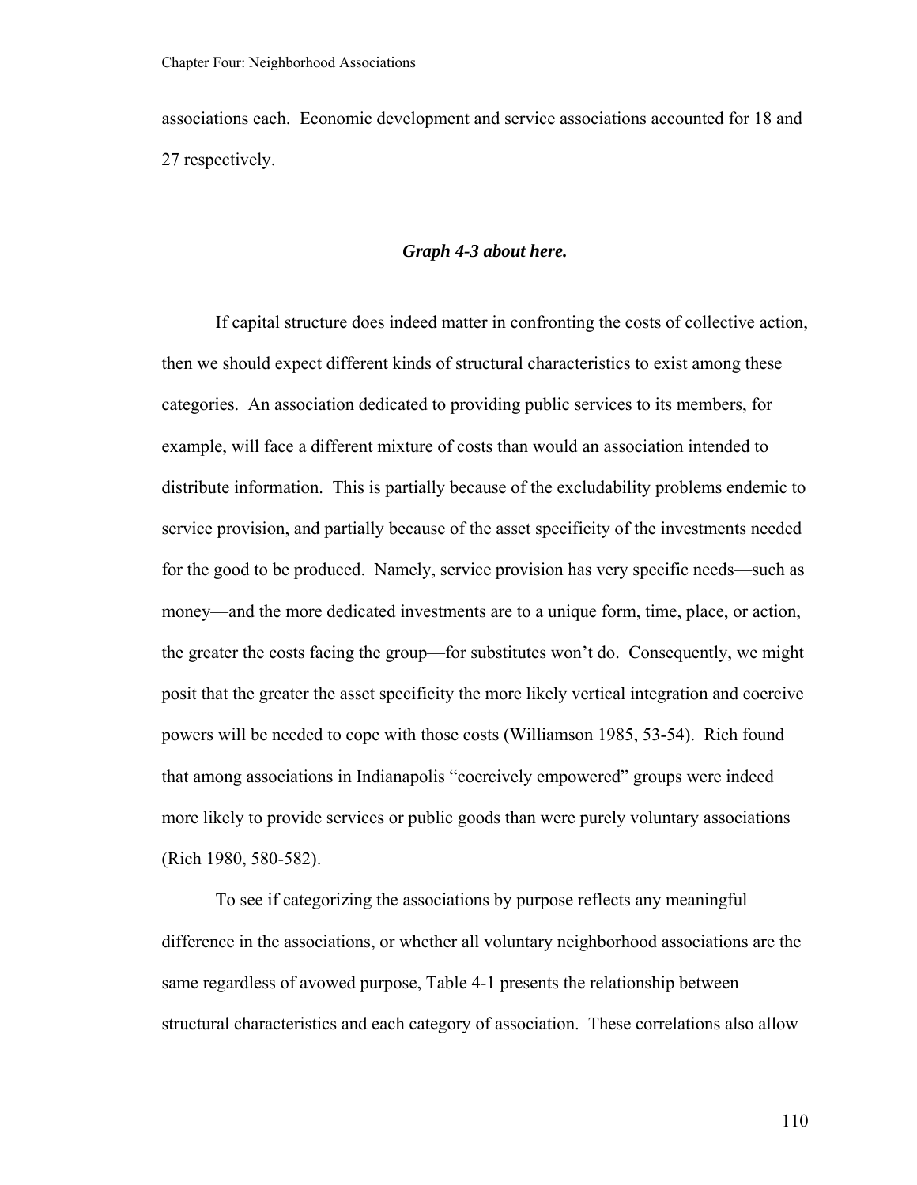associations each. Economic development and service associations accounted for 18 and 27 respectively.

***Graph 4-3 about here.***

If capital structure does indeed matter in confronting the costs of collective action, then we should expect different kinds of structural characteristics to exist among these categories. An association dedicated to providing public services to its members, for example, will face a different mixture of costs than would an association intended to distribute information. This is partially because of the excludability problems endemic to service provision, and partially because of the asset specificity of the investments needed for the good to be produced. Namely, service provision has very specific needs—such as money—and the more dedicated investments are to a unique form, time, place, or action, the greater the costs facing the group—for substitutes won't do. Consequently, we might posit that the greater the asset specificity the more likely vertical integration and coercive powers will be needed to cope with those costs (Williamson 1985, 53-54). Rich found that among associations in Indianapolis "coercively empowered" groups were indeed more likely to provide services or public goods than were purely voluntary associations (Rich 1980, 580-582).

To see if categorizing the associations by purpose reflects any meaningful difference in the associations, or whether all voluntary neighborhood associations are the same regardless of avowed purpose, Table 4-1 presents the relationship between structural characteristics and each category of association. These correlations also allow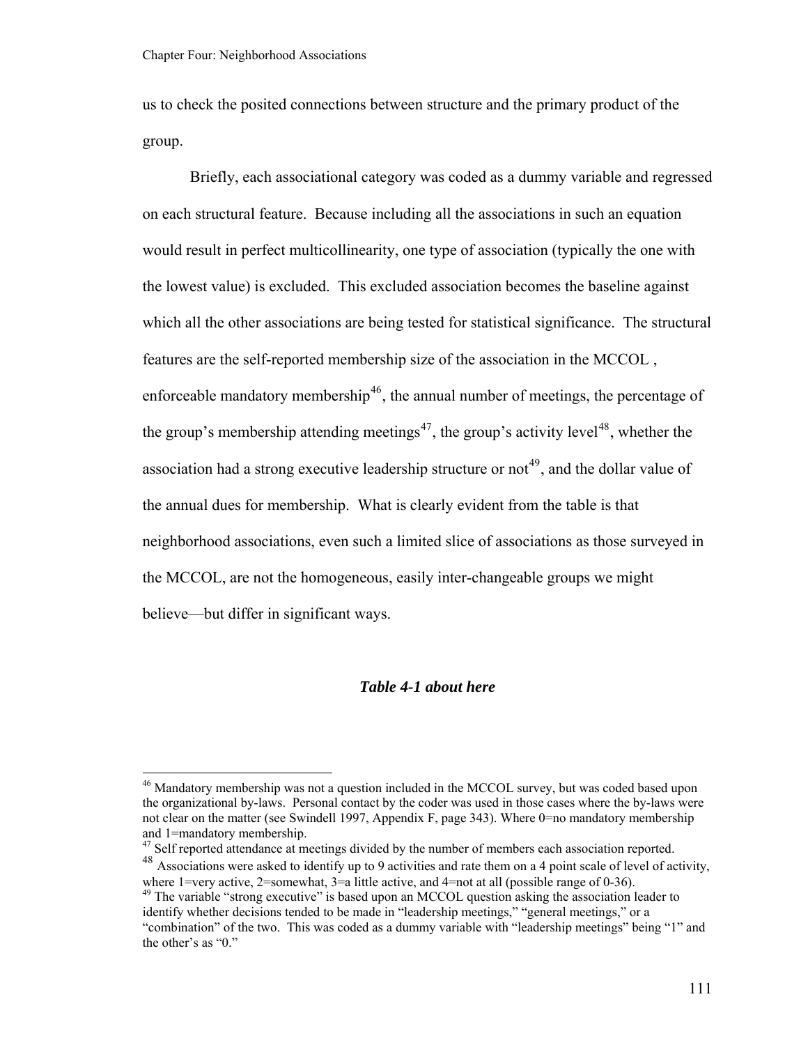us to check the posited connections between structure and the primary product of the group.

Briefly, each associational category was coded as a dummy variable and regressed on each structural feature. Because including all the associations in such an equation would result in perfect multicollinearity, one type of association (typically the one with the lowest value) is excluded. This excluded association becomes the baseline against which all the other associations are being tested for statistical significance. The structural features are the self-reported membership size of the association in the MCCOL , enforceable mandatory membership[46], the annual number of meetings, the percentage of the group's membership attending meetings[47], the group's activity level[48], whether the association had a strong executive leadership structure or not[49], and the dollar value of the annual dues for membership. What is clearly evident from the table is that neighborhood associations, even such a limited slice of associations as those surveyed in the MCCOL, are not the homogeneous, easily inter-changeable groups we might believe—but differ in significant ways.

***Table 4-1 about here***

---

[46] Mandatory membership was not a question included in the MCCOL survey, but was coded based upon the organizational by-laws. Personal contact by the coder was used in those cases where the by-laws were not clear on the matter (see Swindell 1997, Appendix F, page 343). Where 0=no mandatory membership and 1=mandatory membership.

[47] Self reported attendance at meetings divided by the number of members each association reported.

[48] Associations were asked to identify up to 9 activities and rate them on a 4 point scale of level of activity, where 1=very active, 2=somewhat, 3=a little active, and 4=not at all (possible range of 0-36).

[49] The variable "strong executive" is based upon an MCCOL question asking the association leader to identify whether decisions tended to be made in "leadership meetings," "general meetings," or a "combination" of the two. This was coded as a dummy variable with "leadership meetings" being "1" and the other's as "0."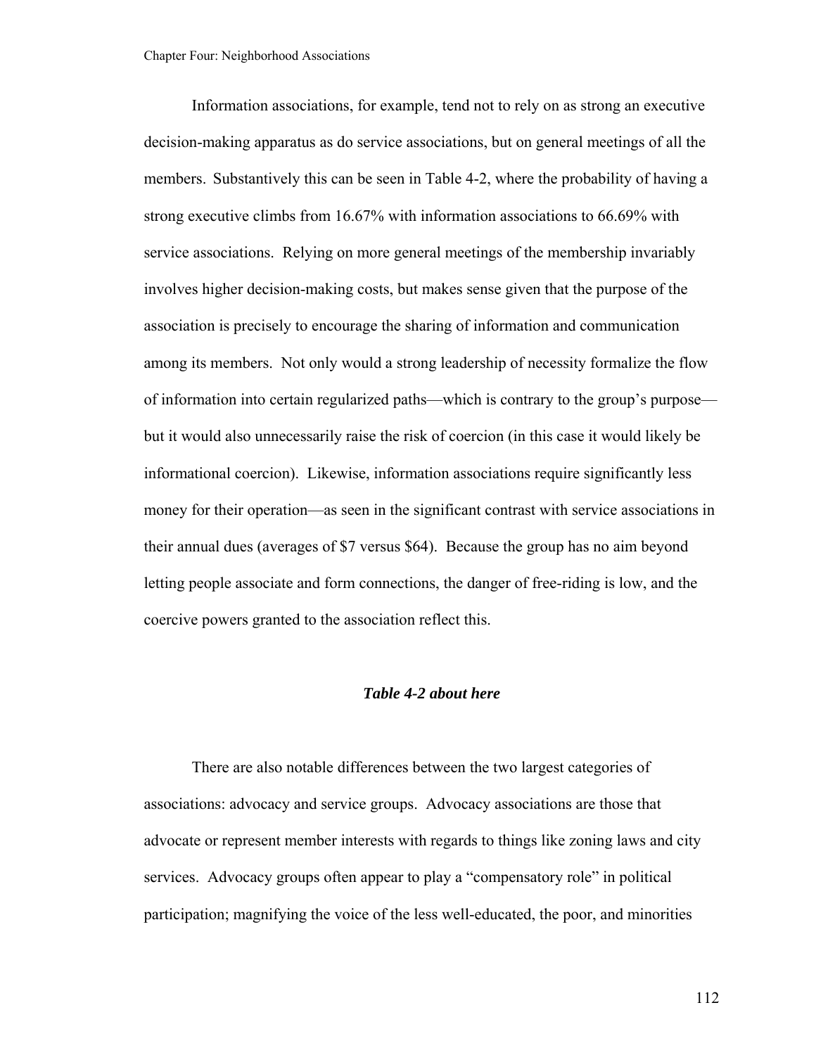Information associations, for example, tend not to rely on as strong an executive decision-making apparatus as do service associations, but on general meetings of all the members. Substantively this can be seen in Table 4-2, where the probability of having a strong executive climbs from 16.67% with information associations to 66.69% with service associations. Relying on more general meetings of the membership invariably involves higher decision-making costs, but makes sense given that the purpose of the association is precisely to encourage the sharing of information and communication among its members. Not only would a strong leadership of necessity formalize the flow of information into certain regularized paths—which is contrary to the group's purpose—but it would also unnecessarily raise the risk of coercion (in this case it would likely be informational coercion). Likewise, information associations require significantly less money for their operation—as seen in the significant contrast with service associations in their annual dues (averages of $7 versus $64). Because the group has no aim beyond letting people associate and form connections, the danger of free-riding is low, and the coercive powers granted to the association reflect this.

***Table 4-2 about here***

There are also notable differences between the two largest categories of associations: advocacy and service groups. Advocacy associations are those that advocate or represent member interests with regards to things like zoning laws and city services. Advocacy groups often appear to play a "compensatory role" in political participation; magnifying the voice of the less well-educated, the poor, and minorities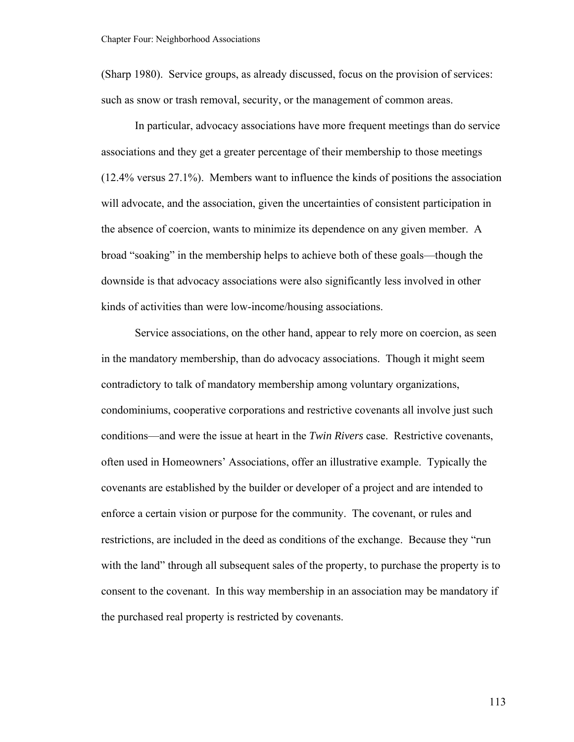(Sharp 1980). Service groups, as already discussed, focus on the provision of services: such as snow or trash removal, security, or the management of common areas.

In particular, advocacy associations have more frequent meetings than do service associations and they get a greater percentage of their membership to those meetings (12.4% versus 27.1%). Members want to influence the kinds of positions the association will advocate, and the association, given the uncertainties of consistent participation in the absence of coercion, wants to minimize its dependence on any given member. A broad "soaking" in the membership helps to achieve both of these goals—though the downside is that advocacy associations were also significantly less involved in other kinds of activities than were low-income/housing associations.

Service associations, on the other hand, appear to rely more on coercion, as seen in the mandatory membership, than do advocacy associations. Though it might seem contradictory to talk of mandatory membership among voluntary organizations, condominiums, cooperative corporations and restrictive covenants all involve just such conditions—and were the issue at heart in the *Twin Rivers* case. Restrictive covenants, often used in Homeowners' Associations, offer an illustrative example. Typically the covenants are established by the builder or developer of a project and are intended to enforce a certain vision or purpose for the community. The covenant, or rules and restrictions, are included in the deed as conditions of the exchange. Because they "run with the land" through all subsequent sales of the property, to purchase the property is to consent to the covenant. In this way membership in an association may be mandatory if the purchased real property is restricted by covenants.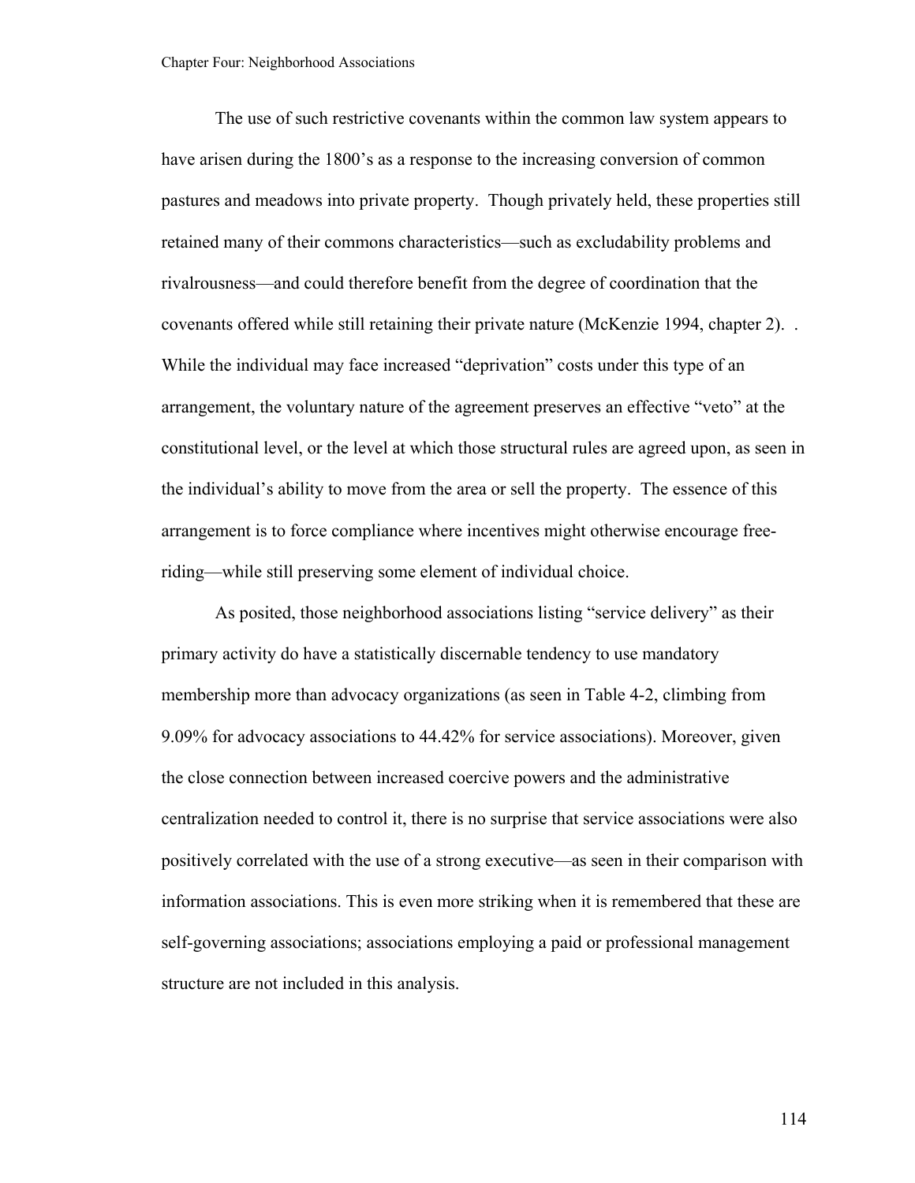The use of such restrictive covenants within the common law system appears to have arisen during the 1800's as a response to the increasing conversion of common pastures and meadows into private property. Though privately held, these properties still retained many of their commons characteristics—such as excludability problems and rivalrousness—and could therefore benefit from the degree of coordination that the covenants offered while still retaining their private nature (McKenzie 1994, chapter 2). . While the individual may face increased "deprivation" costs under this type of an arrangement, the voluntary nature of the agreement preserves an effective "veto" at the constitutional level, or the level at which those structural rules are agreed upon, as seen in the individual's ability to move from the area or sell the property. The essence of this arrangement is to force compliance where incentives might otherwise encourage free-riding—while still preserving some element of individual choice.

As posited, those neighborhood associations listing "service delivery" as their primary activity do have a statistically discernable tendency to use mandatory membership more than advocacy organizations (as seen in Table 4-2, climbing from 9.09% for advocacy associations to 44.42% for service associations). Moreover, given the close connection between increased coercive powers and the administrative centralization needed to control it, there is no surprise that service associations were also positively correlated with the use of a strong executive—as seen in their comparison with information associations. This is even more striking when it is remembered that these are self-governing associations; associations employing a paid or professional management structure are not included in this analysis.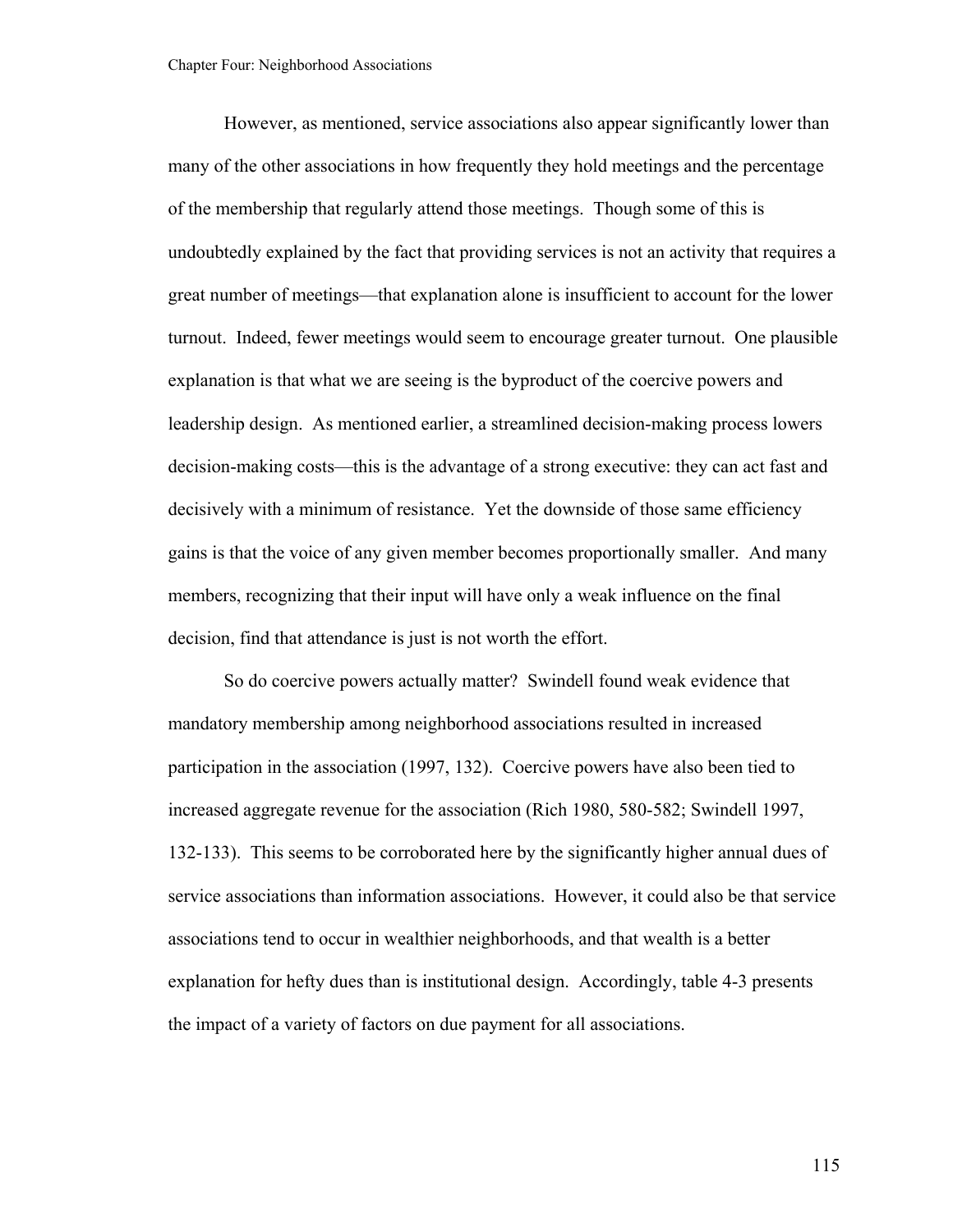However, as mentioned, service associations also appear significantly lower than many of the other associations in how frequently they hold meetings and the percentage of the membership that regularly attend those meetings. Though some of this is undoubtedly explained by the fact that providing services is not an activity that requires a great number of meetings—that explanation alone is insufficient to account for the lower turnout. Indeed, fewer meetings would seem to encourage greater turnout. One plausible explanation is that what we are seeing is the byproduct of the coercive powers and leadership design. As mentioned earlier, a streamlined decision-making process lowers decision-making costs—this is the advantage of a strong executive: they can act fast and decisively with a minimum of resistance. Yet the downside of those same efficiency gains is that the voice of any given member becomes proportionally smaller. And many members, recognizing that their input will have only a weak influence on the final decision, find that attendance is just is not worth the effort.

So do coercive powers actually matter? Swindell found weak evidence that mandatory membership among neighborhood associations resulted in increased participation in the association (1997, 132). Coercive powers have also been tied to increased aggregate revenue for the association (Rich 1980, 580-582; Swindell 1997, 132-133). This seems to be corroborated here by the significantly higher annual dues of service associations than information associations. However, it could also be that service associations tend to occur in wealthier neighborhoods, and that wealth is a better explanation for hefty dues than is institutional design. Accordingly, table 4-3 presents the impact of a variety of factors on due payment for all associations.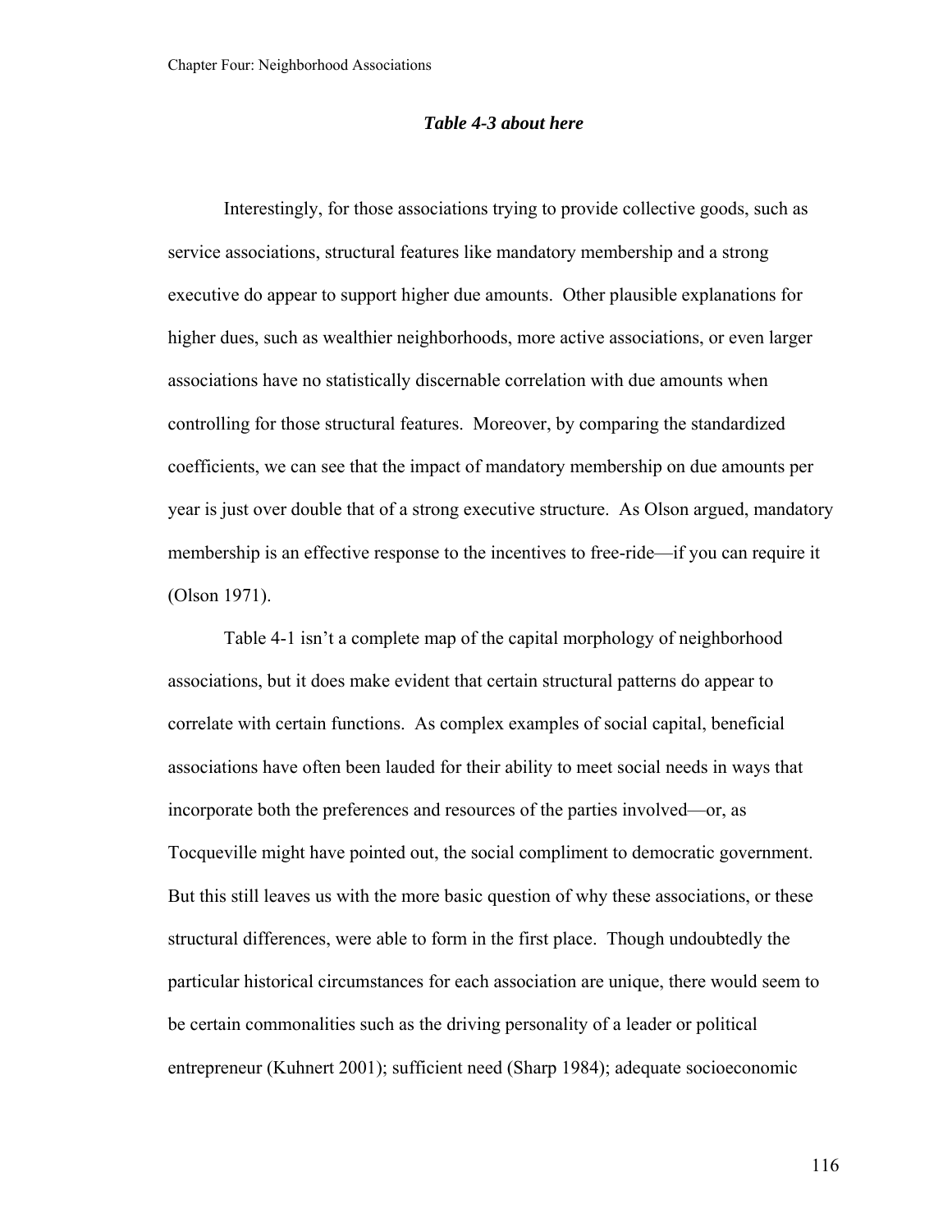***Table 4-3 about here***

Interestingly, for those associations trying to provide collective goods, such as service associations, structural features like mandatory membership and a strong executive do appear to support higher due amounts. Other plausible explanations for higher dues, such as wealthier neighborhoods, more active associations, or even larger associations have no statistically discernable correlation with due amounts when controlling for those structural features. Moreover, by comparing the standardized coefficients, we can see that the impact of mandatory membership on due amounts per year is just over double that of a strong executive structure. As Olson argued, mandatory membership is an effective response to the incentives to free-ride—if you can require it (Olson 1971).

Table 4-1 isn't a complete map of the capital morphology of neighborhood associations, but it does make evident that certain structural patterns do appear to correlate with certain functions. As complex examples of social capital, beneficial associations have often been lauded for their ability to meet social needs in ways that incorporate both the preferences and resources of the parties involved—or, as Tocqueville might have pointed out, the social compliment to democratic government. But this still leaves us with the more basic question of why these associations, or these structural differences, were able to form in the first place. Though undoubtedly the particular historical circumstances for each association are unique, there would seem to be certain commonalities such as the driving personality of a leader or political entrepreneur (Kuhnert 2001); sufficient need (Sharp 1984); adequate socioeconomic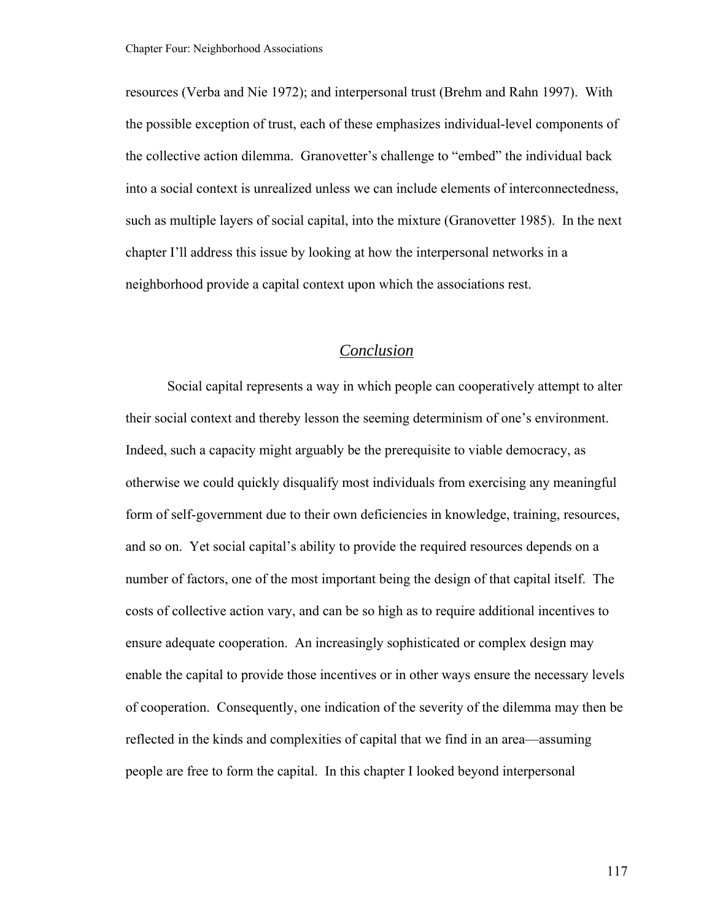resources (Verba and Nie 1972); and interpersonal trust (Brehm and Rahn 1997). With the possible exception of trust, each of these emphasizes individual-level components of the collective action dilemma. Granovetter's challenge to "embed" the individual back into a social context is unrealized unless we can include elements of interconnectedness, such as multiple layers of social capital, into the mixture (Granovetter 1985). In the next chapter I'll address this issue by looking at how the interpersonal networks in a neighborhood provide a capital context upon which the associations rest.

## *Conclusion*

Social capital represents a way in which people can cooperatively attempt to alter their social context and thereby lesson the seeming determinism of one's environment. Indeed, such a capacity might arguably be the prerequisite to viable democracy, as otherwise we could quickly disqualify most individuals from exercising any meaningful form of self-government due to their own deficiencies in knowledge, training, resources, and so on. Yet social capital's ability to provide the required resources depends on a number of factors, one of the most important being the design of that capital itself. The costs of collective action vary, and can be so high as to require additional incentives to ensure adequate cooperation. An increasingly sophisticated or complex design may enable the capital to provide those incentives or in other ways ensure the necessary levels of cooperation. Consequently, one indication of the severity of the dilemma may then be reflected in the kinds and complexities of capital that we find in an area—assuming people are free to form the capital. In this chapter I looked beyond interpersonal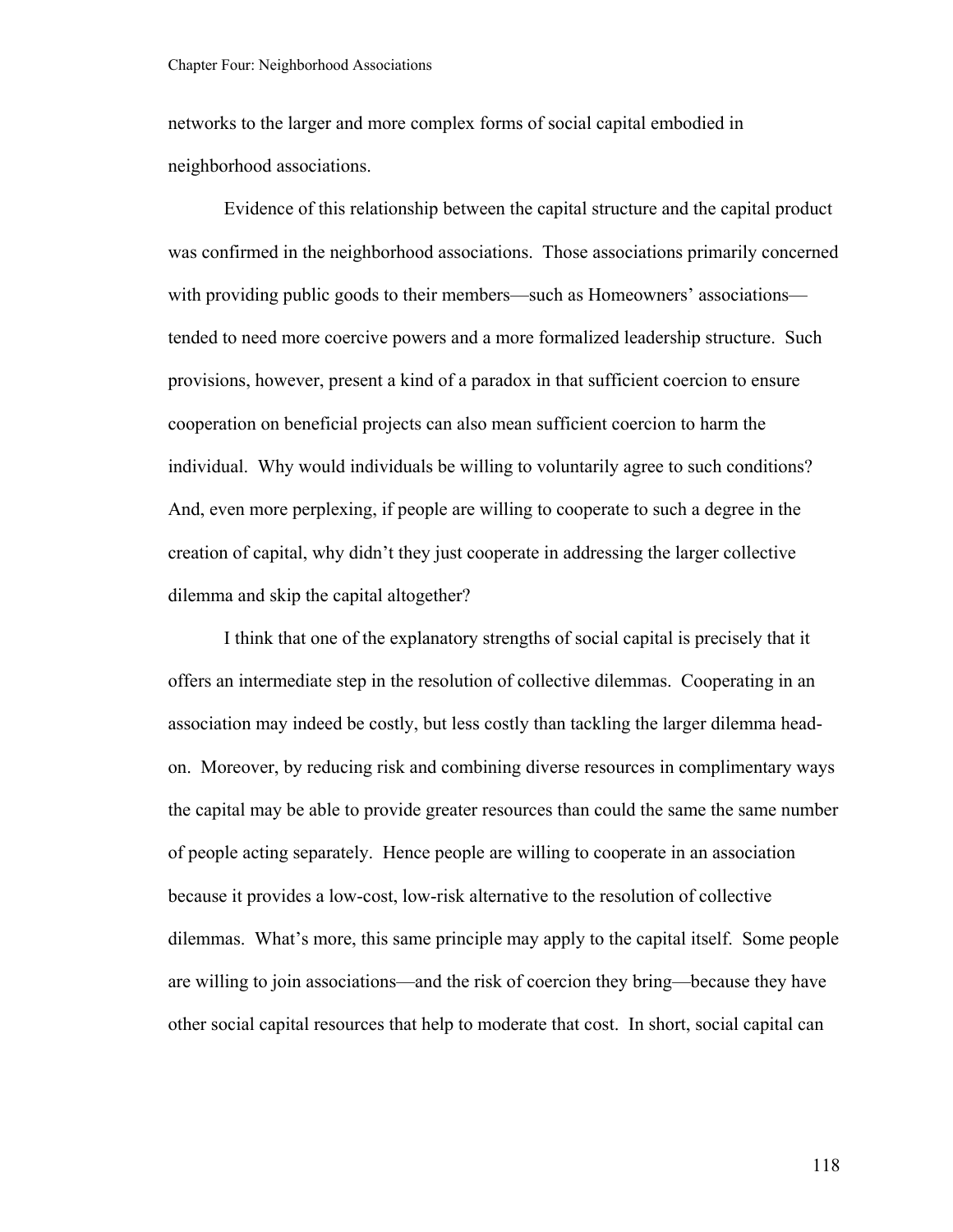networks to the larger and more complex forms of social capital embodied in neighborhood associations.

Evidence of this relationship between the capital structure and the capital product was confirmed in the neighborhood associations. Those associations primarily concerned with providing public goods to their members—such as Homeowners' associations—tended to need more coercive powers and a more formalized leadership structure. Such provisions, however, present a kind of a paradox in that sufficient coercion to ensure cooperation on beneficial projects can also mean sufficient coercion to harm the individual. Why would individuals be willing to voluntarily agree to such conditions? And, even more perplexing, if people are willing to cooperate to such a degree in the creation of capital, why didn't they just cooperate in addressing the larger collective dilemma and skip the capital altogether?

I think that one of the explanatory strengths of social capital is precisely that it offers an intermediate step in the resolution of collective dilemmas. Cooperating in an association may indeed be costly, but less costly than tackling the larger dilemma head-on. Moreover, by reducing risk and combining diverse resources in complimentary ways the capital may be able to provide greater resources than could the same the same number of people acting separately. Hence people are willing to cooperate in an association because it provides a low-cost, low-risk alternative to the resolution of collective dilemmas. What's more, this same principle may apply to the capital itself. Some people are willing to join associations—and the risk of coercion they bring—because they have other social capital resources that help to moderate that cost. In short, social capital can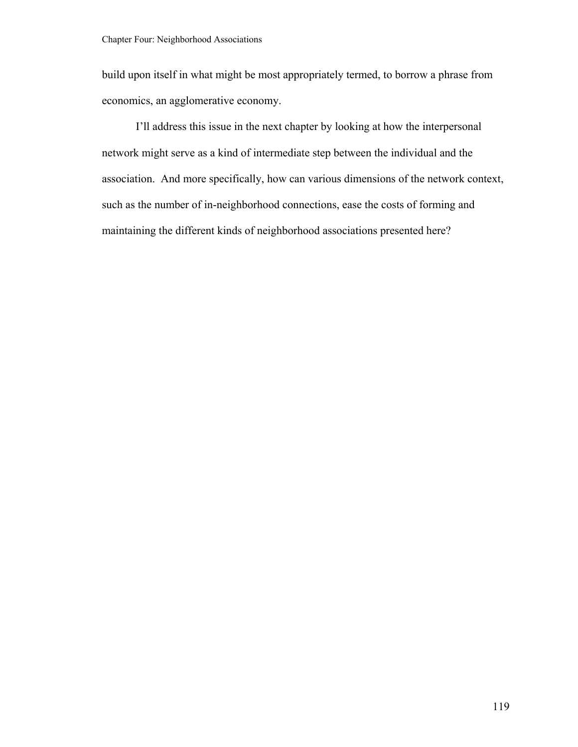build upon itself in what might be most appropriately termed, to borrow a phrase from economics, an agglomerative economy.

I'll address this issue in the next chapter by looking at how the interpersonal network might serve as a kind of intermediate step between the individual and the association. And more specifically, how can various dimensions of the network context, such as the number of in-neighborhood connections, ease the costs of forming and maintaining the different kinds of neighborhood associations presented here?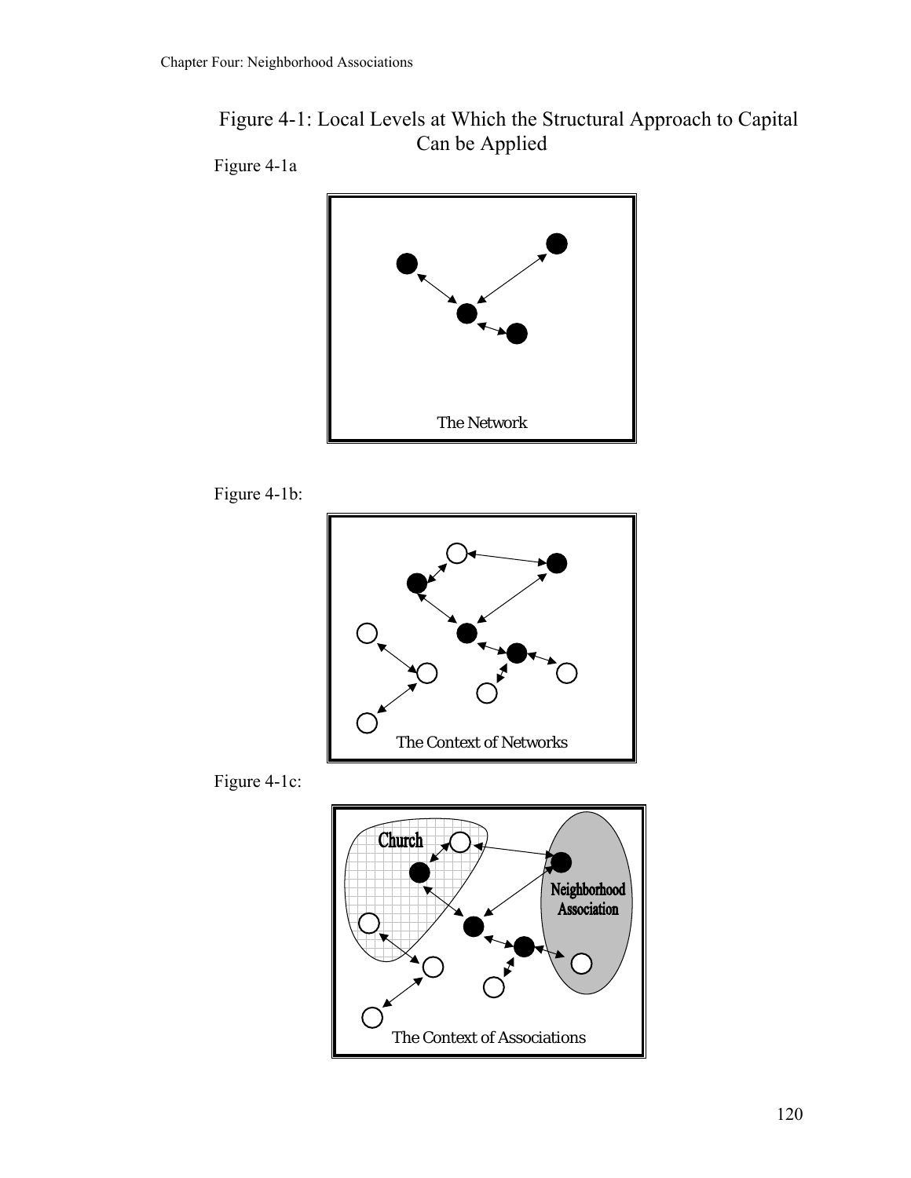Figure 4-1: Local Levels at Which the Structural Approach to Capital Can be Applied

Figure 4-1a

The Network

Figure 4-1b:

The Context of Networks

Figure 4-1c:

Church

Neighborhood Association

The Context of Associations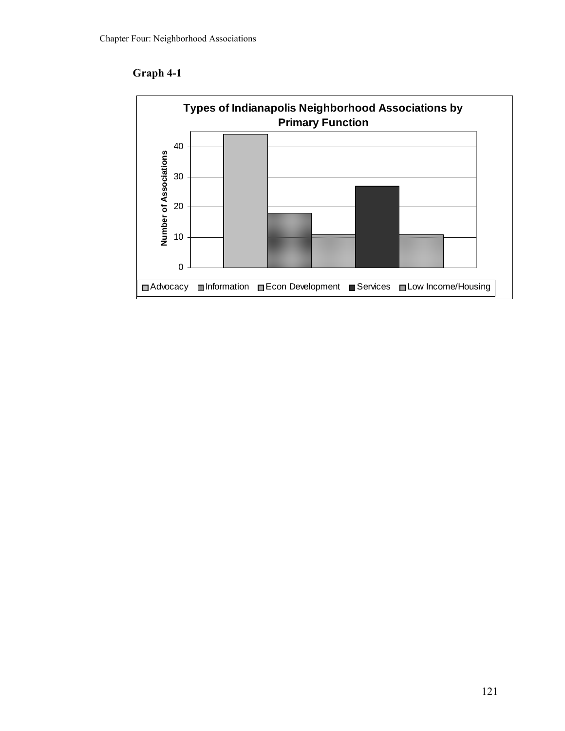**Graph 4-1**

**Types of Indianapolis Neighborhood Associations by Primary Function**

Number of Associations

40
30
20
10
0

Advocacy  Information  Econ Development  Services  Low Income/Housing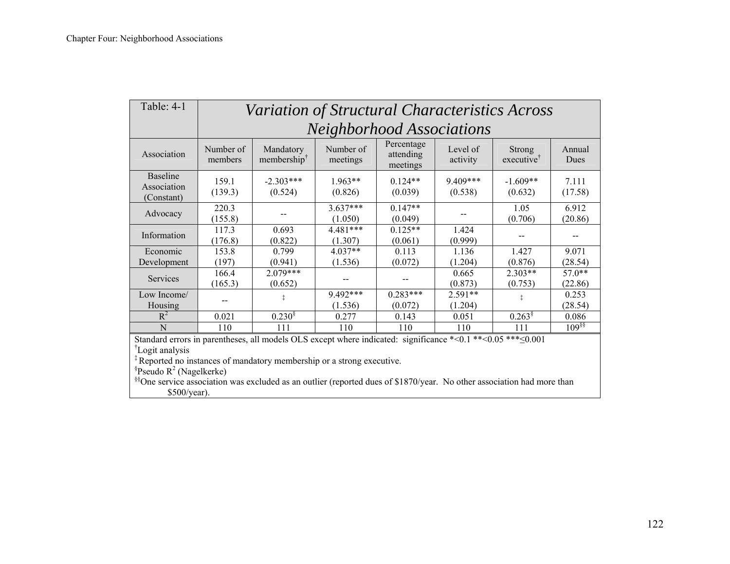| Table: 4-1 | *Variation of Structural Characteristics Across Neighborhood Associations* | | | | | | |
|---|---|---|---|---|---|---|---|
| Association | Number of members | Mandatory membership† | Number of meetings | Percentage attending meetings | Level of activity | Strong executive† | Annual Dues |
| Baseline Association (Constant) | 159.1 (139.3) | -2.303*** (0.524) | 1.963** (0.826) | 0.124** (0.039) | 9.409*** (0.538) | -1.609** (0.632) | 7.111 (17.58) |
| Advocacy | 220.3 (155.8) | -- | 3.637*** (1.050) | 0.147** (0.049) | -- | 1.05 (0.706) | 6.912 (20.86) |
| Information | 117.3 (176.8) | 0.693 (0.822) | 4.481*** (1.307) | 0.125** (0.061) | 1.424 (0.999) | -- | -- |
| Economic Development | 153.8 (197) | 0.799 (0.941) | 4.037** (1.536) | 0.113 (0.072) | 1.136 (1.204) | 1.427 (0.876) | 9.071 (28.54) |
| Services | 166.4 (165.3) | 2.079*** (0.652) | -- | -- | 0.665 (0.873) | 2.303** (0.753) | 57.0** (22.86) |
| Low Income/ Housing | -- | ‡ | 9.492*** (1.536) | 0.283*** (0.072) | 2.591** (1.204) | ‡ | 0.253 (28.54) |
| $R^2$ | 0.021 | 0.230§ | 0.277 | 0.143 | 0.051 | 0.263§ | 0.086 |
| N | 110 | 111 | 110 | 110 | 110 | 111 | 109§§ |

Standard errors in parentheses, all models OLS except where indicated: significance *<0.1 **<0.05 ***≤0.001

†Logit analysis

‡ Reported no instances of mandatory membership or a strong executive.

§Pseudo $R^2$ (Nagelkerke)

§§One service association was excluded as an outlier (reported dues of $1870/year. No other association had more than $500/year).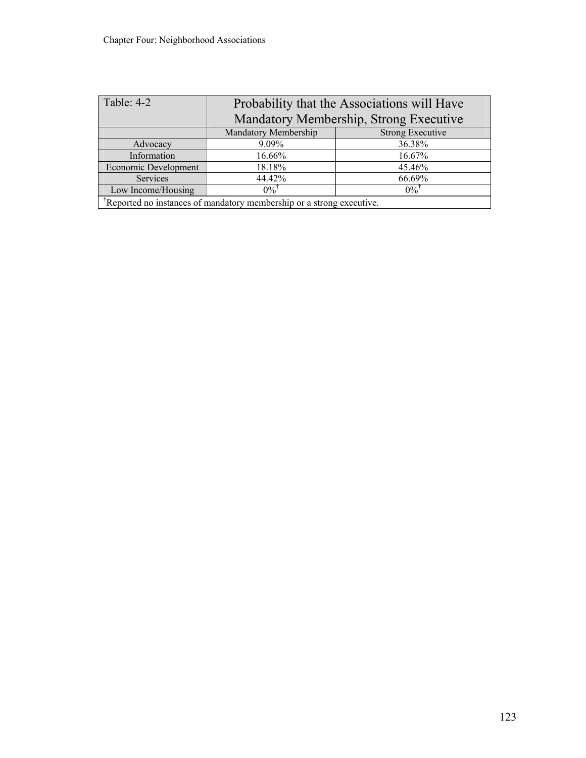| Table: 4-2 | Probability that the Associations will Have Mandatory Membership, Strong Executive | |
|---|---|---|
| | Mandatory Membership | Strong Executive |
| Advocacy | 9.09% | 36.38% |
| Information | 16.66% | 16.67% |
| Economic Development | 18.18% | 45.46% |
| Services | 44.42% | 66.69% |
| Low Income/Housing | 0%† | 0%† |

†Reported no instances of mandatory membership or a strong executive.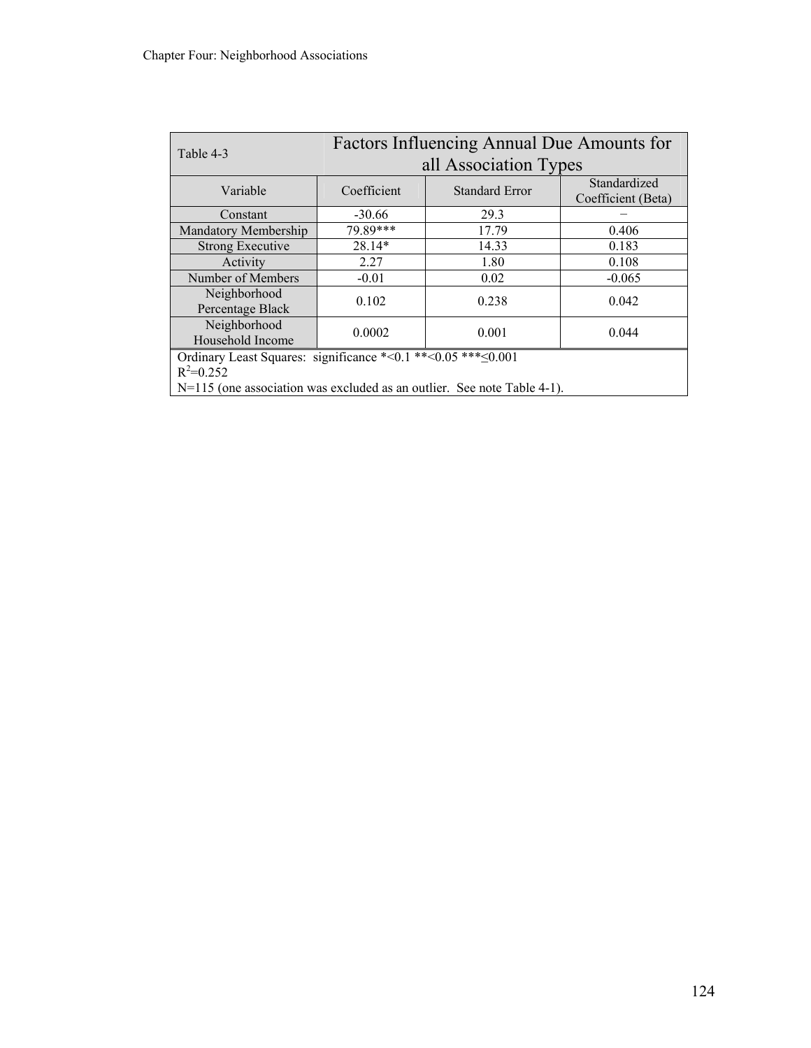| Table 4-3 | Factors Influencing Annual Due Amounts for all Association Types | | |
|---|---|---|---|
| Variable | Coefficient | Standard Error | Standardized Coefficient (Beta) |
| Constant | -30.66 | 29.3 | – |
| Mandatory Membership | 79.89*** | 17.79 | 0.406 |
| Strong Executive | 28.14* | 14.33 | 0.183 |
| Activity | 2.27 | 1.80 | 0.108 |
| Number of Members | -0.01 | 0.02 | -0.065 |
| Neighborhood Percentage Black | 0.102 | 0.238 | 0.042 |
| Neighborhood Household Income | 0.0002 | 0.001 | 0.044 |

Ordinary Least Squares: significance *<0.1 **<0.05 ***≤0.001
$R^2$=0.252
N=115 (one association was excluded as an outlier. See note Table 4-1).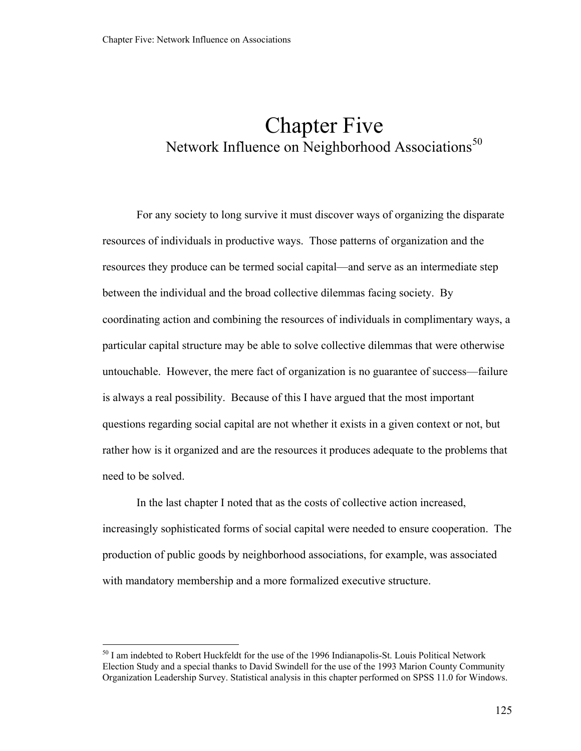# Chapter Five

## Network Influence on Neighborhood Associations[50]

For any society to long survive it must discover ways of organizing the disparate resources of individuals in productive ways. Those patterns of organization and the resources they produce can be termed social capital—and serve as an intermediate step between the individual and the broad collective dilemmas facing society. By coordinating action and combining the resources of individuals in complimentary ways, a particular capital structure may be able to solve collective dilemmas that were otherwise untouchable. However, the mere fact of organization is no guarantee of success—failure is always a real possibility. Because of this I have argued that the most important questions regarding social capital are not whether it exists in a given context or not, but rather how is it organized and are the resources it produces adequate to the problems that need to be solved.

In the last chapter I noted that as the costs of collective action increased, increasingly sophisticated forms of social capital were needed to ensure cooperation. The production of public goods by neighborhood associations, for example, was associated with mandatory membership and a more formalized executive structure.

---

[50] I am indebted to Robert Huckfeldt for the use of the 1996 Indianapolis-St. Louis Political Network Election Study and a special thanks to David Swindell for the use of the 1993 Marion County Community Organization Leadership Survey. Statistical analysis in this chapter performed on SPSS 11.0 for Windows.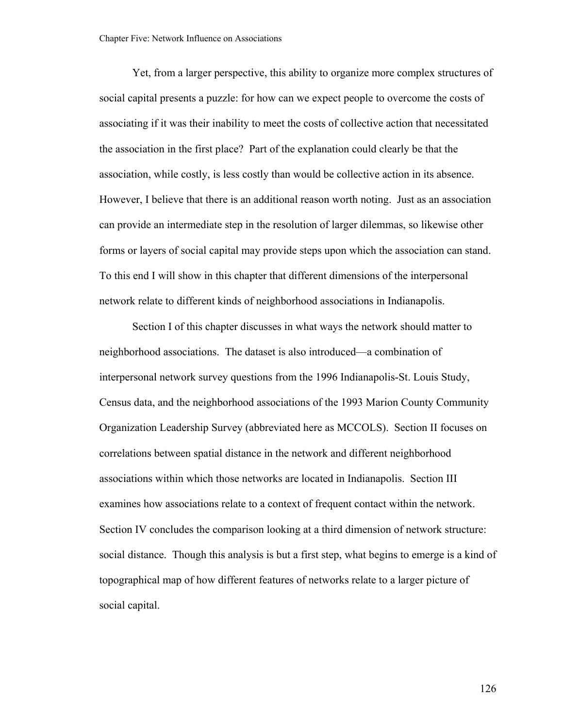Yet, from a larger perspective, this ability to organize more complex structures of social capital presents a puzzle: for how can we expect people to overcome the costs of associating if it was their inability to meet the costs of collective action that necessitated the association in the first place? Part of the explanation could clearly be that the association, while costly, is less costly than would be collective action in its absence. However, I believe that there is an additional reason worth noting. Just as an association can provide an intermediate step in the resolution of larger dilemmas, so likewise other forms or layers of social capital may provide steps upon which the association can stand. To this end I will show in this chapter that different dimensions of the interpersonal network relate to different kinds of neighborhood associations in Indianapolis.

Section I of this chapter discusses in what ways the network should matter to neighborhood associations. The dataset is also introduced—a combination of interpersonal network survey questions from the 1996 Indianapolis-St. Louis Study, Census data, and the neighborhood associations of the 1993 Marion County Community Organization Leadership Survey (abbreviated here as MCCOLS). Section II focuses on correlations between spatial distance in the network and different neighborhood associations within which those networks are located in Indianapolis. Section III examines how associations relate to a context of frequent contact within the network. Section IV concludes the comparison looking at a third dimension of network structure: social distance. Though this analysis is but a first step, what begins to emerge is a kind of topographical map of how different features of networks relate to a larger picture of social capital.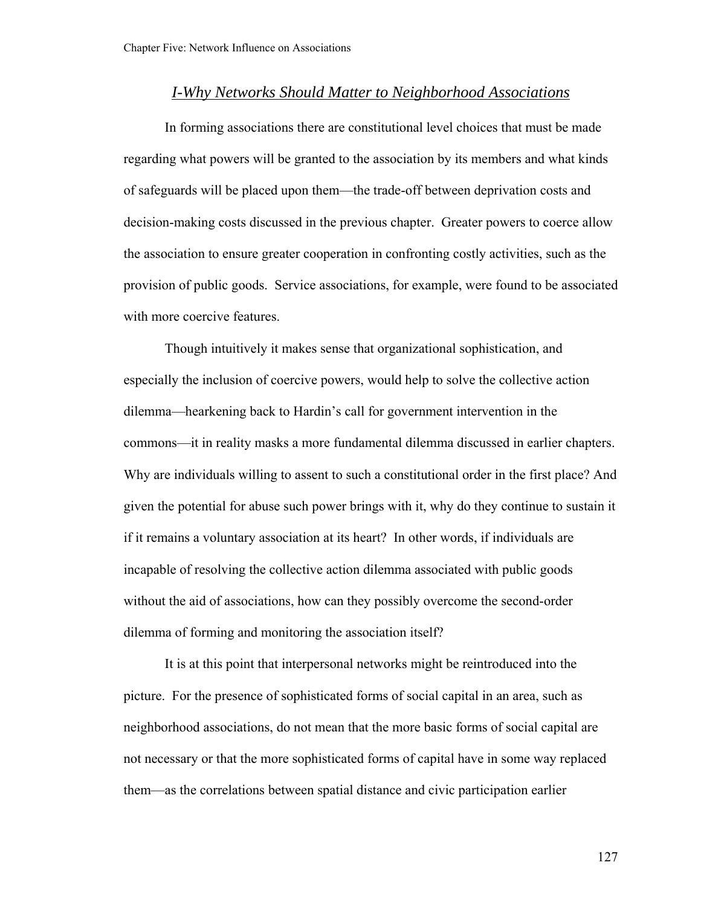## *I-Why Networks Should Matter to Neighborhood Associations*

In forming associations there are constitutional level choices that must be made regarding what powers will be granted to the association by its members and what kinds of safeguards will be placed upon them—the trade-off between deprivation costs and decision-making costs discussed in the previous chapter. Greater powers to coerce allow the association to ensure greater cooperation in confronting costly activities, such as the provision of public goods. Service associations, for example, were found to be associated with more coercive features.

Though intuitively it makes sense that organizational sophistication, and especially the inclusion of coercive powers, would help to solve the collective action dilemma—hearkening back to Hardin's call for government intervention in the commons—it in reality masks a more fundamental dilemma discussed in earlier chapters. Why are individuals willing to assent to such a constitutional order in the first place? And given the potential for abuse such power brings with it, why do they continue to sustain it if it remains a voluntary association at its heart? In other words, if individuals are incapable of resolving the collective action dilemma associated with public goods without the aid of associations, how can they possibly overcome the second-order dilemma of forming and monitoring the association itself?

It is at this point that interpersonal networks might be reintroduced into the picture. For the presence of sophisticated forms of social capital in an area, such as neighborhood associations, do not mean that the more basic forms of social capital are not necessary or that the more sophisticated forms of capital have in some way replaced them—as the correlations between spatial distance and civic participation earlier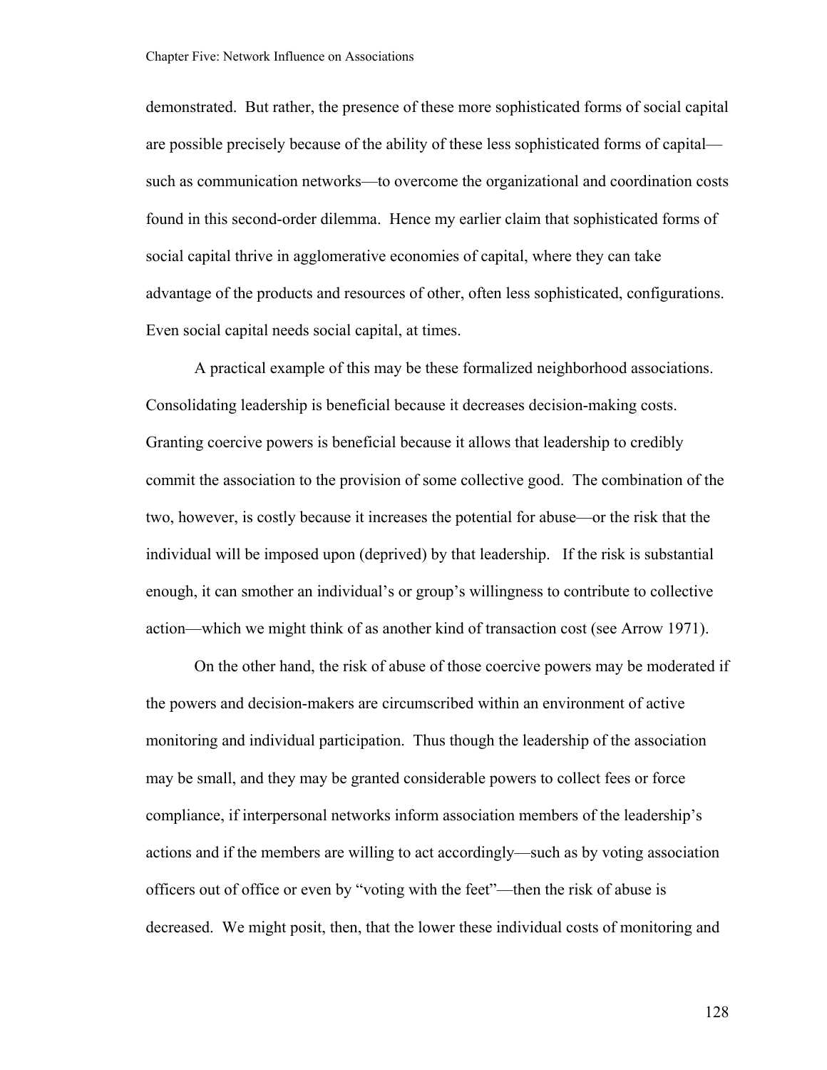demonstrated. But rather, the presence of these more sophisticated forms of social capital are possible precisely because of the ability of these less sophisticated forms of capital—such as communication networks—to overcome the organizational and coordination costs found in this second-order dilemma. Hence my earlier claim that sophisticated forms of social capital thrive in agglomerative economies of capital, where they can take advantage of the products and resources of other, often less sophisticated, configurations. Even social capital needs social capital, at times.

A practical example of this may be these formalized neighborhood associations. Consolidating leadership is beneficial because it decreases decision-making costs. Granting coercive powers is beneficial because it allows that leadership to credibly commit the association to the provision of some collective good. The combination of the two, however, is costly because it increases the potential for abuse—or the risk that the individual will be imposed upon (deprived) by that leadership. If the risk is substantial enough, it can smother an individual's or group's willingness to contribute to collective action—which we might think of as another kind of transaction cost (see Arrow 1971).

On the other hand, the risk of abuse of those coercive powers may be moderated if the powers and decision-makers are circumscribed within an environment of active monitoring and individual participation. Thus though the leadership of the association may be small, and they may be granted considerable powers to collect fees or force compliance, if interpersonal networks inform association members of the leadership's actions and if the members are willing to act accordingly—such as by voting association officers out of office or even by "voting with the feet"—then the risk of abuse is decreased. We might posit, then, that the lower these individual costs of monitoring and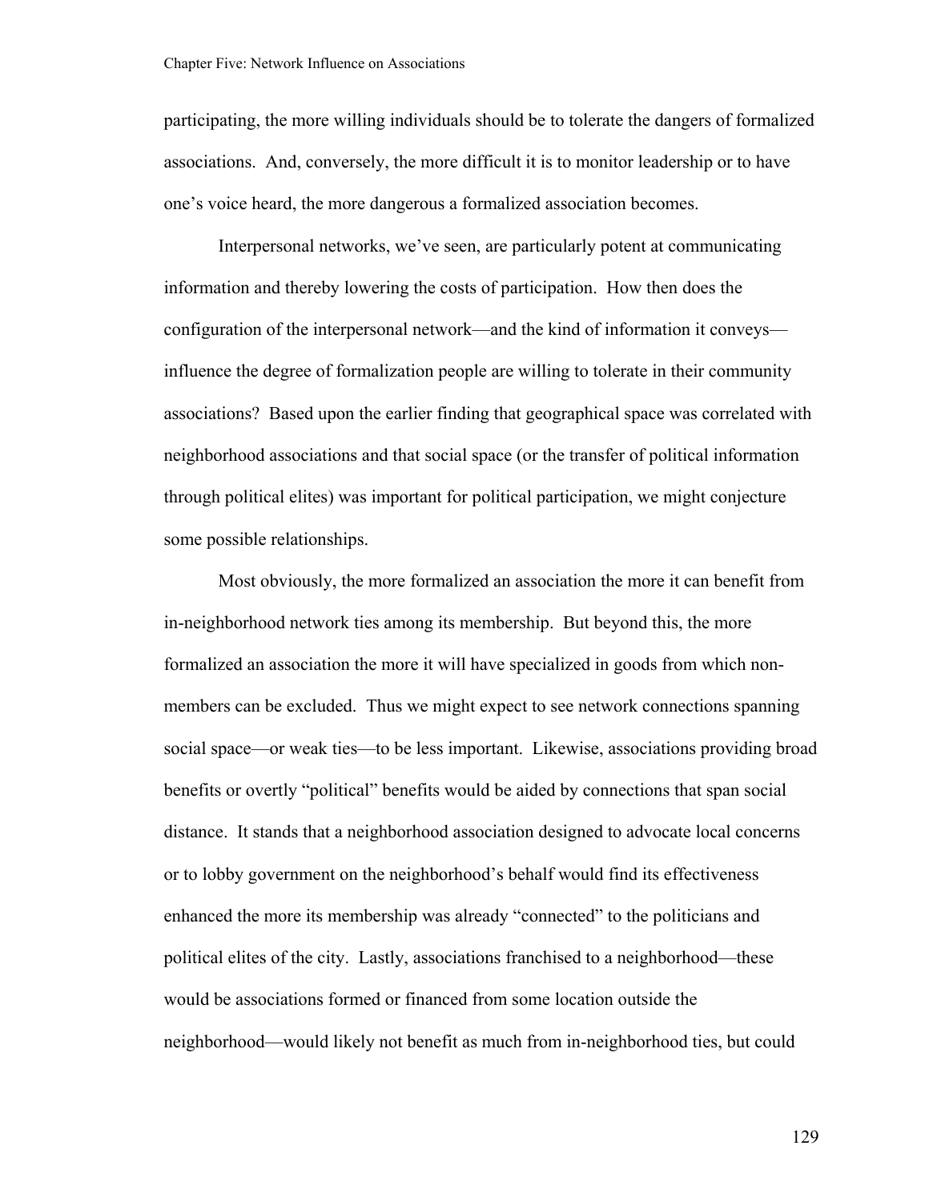participating, the more willing individuals should be to tolerate the dangers of formalized associations. And, conversely, the more difficult it is to monitor leadership or to have one's voice heard, the more dangerous a formalized association becomes.

Interpersonal networks, we've seen, are particularly potent at communicating information and thereby lowering the costs of participation. How then does the configuration of the interpersonal network—and the kind of information it conveys—influence the degree of formalization people are willing to tolerate in their community associations? Based upon the earlier finding that geographical space was correlated with neighborhood associations and that social space (or the transfer of political information through political elites) was important for political participation, we might conjecture some possible relationships.

Most obviously, the more formalized an association the more it can benefit from in-neighborhood network ties among its membership. But beyond this, the more formalized an association the more it will have specialized in goods from which non-members can be excluded. Thus we might expect to see network connections spanning social space—or weak ties—to be less important. Likewise, associations providing broad benefits or overtly "political" benefits would be aided by connections that span social distance. It stands that a neighborhood association designed to advocate local concerns or to lobby government on the neighborhood's behalf would find its effectiveness enhanced the more its membership was already "connected" to the politicians and political elites of the city. Lastly, associations franchised to a neighborhood—these would be associations formed or financed from some location outside the neighborhood—would likely not benefit as much from in-neighborhood ties, but could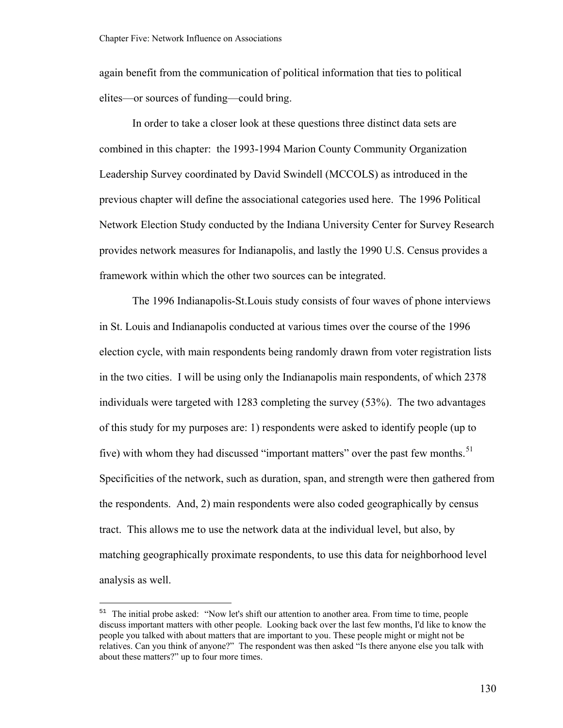again benefit from the communication of political information that ties to political elites—or sources of funding—could bring.

In order to take a closer look at these questions three distinct data sets are combined in this chapter: the 1993-1994 Marion County Community Organization Leadership Survey coordinated by David Swindell (MCCOLS) as introduced in the previous chapter will define the associational categories used here. The 1996 Political Network Election Study conducted by the Indiana University Center for Survey Research provides network measures for Indianapolis, and lastly the 1990 U.S. Census provides a framework within which the other two sources can be integrated.

The 1996 Indianapolis-St.Louis study consists of four waves of phone interviews in St. Louis and Indianapolis conducted at various times over the course of the 1996 election cycle, with main respondents being randomly drawn from voter registration lists in the two cities. I will be using only the Indianapolis main respondents, of which 2378 individuals were targeted with 1283 completing the survey (53%). The two advantages of this study for my purposes are: 1) respondents were asked to identify people (up to five) with whom they had discussed "important matters" over the past few months.[51] Specificities of the network, such as duration, span, and strength were then gathered from the respondents. And, 2) main respondents were also coded geographically by census tract. This allows me to use the network data at the individual level, but also, by matching geographically proximate respondents, to use this data for neighborhood level analysis as well.

[51] The initial probe asked: "Now let's shift our attention to another area. From time to time, people discuss important matters with other people. Looking back over the last few months, I'd like to know the people you talked with about matters that are important to you. These people might or might not be relatives. Can you think of anyone?" The respondent was then asked "Is there anyone else you talk with about these matters?" up to four more times.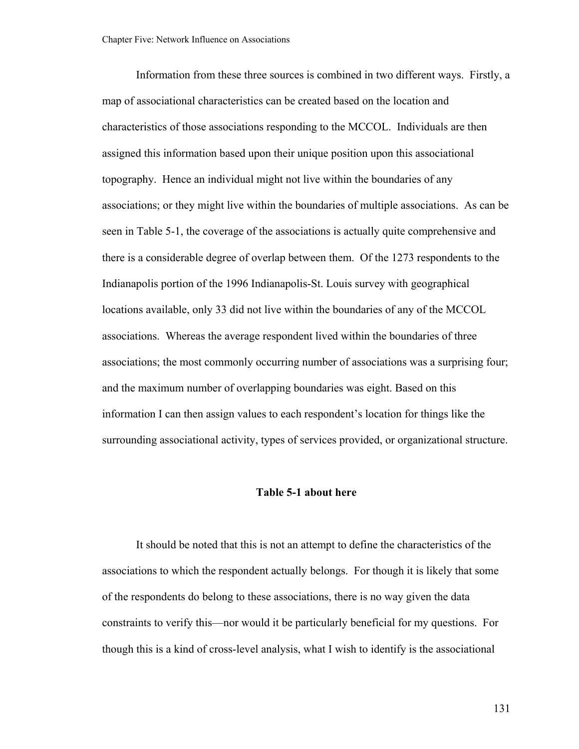Information from these three sources is combined in two different ways. Firstly, a map of associational characteristics can be created based on the location and characteristics of those associations responding to the MCCOL. Individuals are then assigned this information based upon their unique position upon this associational topography. Hence an individual might not live within the boundaries of any associations; or they might live within the boundaries of multiple associations. As can be seen in Table 5-1, the coverage of the associations is actually quite comprehensive and there is a considerable degree of overlap between them. Of the 1273 respondents to the Indianapolis portion of the 1996 Indianapolis-St. Louis survey with geographical locations available, only 33 did not live within the boundaries of any of the MCCOL associations. Whereas the average respondent lived within the boundaries of three associations; the most commonly occurring number of associations was a surprising four; and the maximum number of overlapping boundaries was eight. Based on this information I can then assign values to each respondent's location for things like the surrounding associational activity, types of services provided, or organizational structure.

**Table 5-1 about here**

It should be noted that this is not an attempt to define the characteristics of the associations to which the respondent actually belongs. For though it is likely that some of the respondents do belong to these associations, there is no way given the data constraints to verify this—nor would it be particularly beneficial for my questions. For though this is a kind of cross-level analysis, what I wish to identify is the associational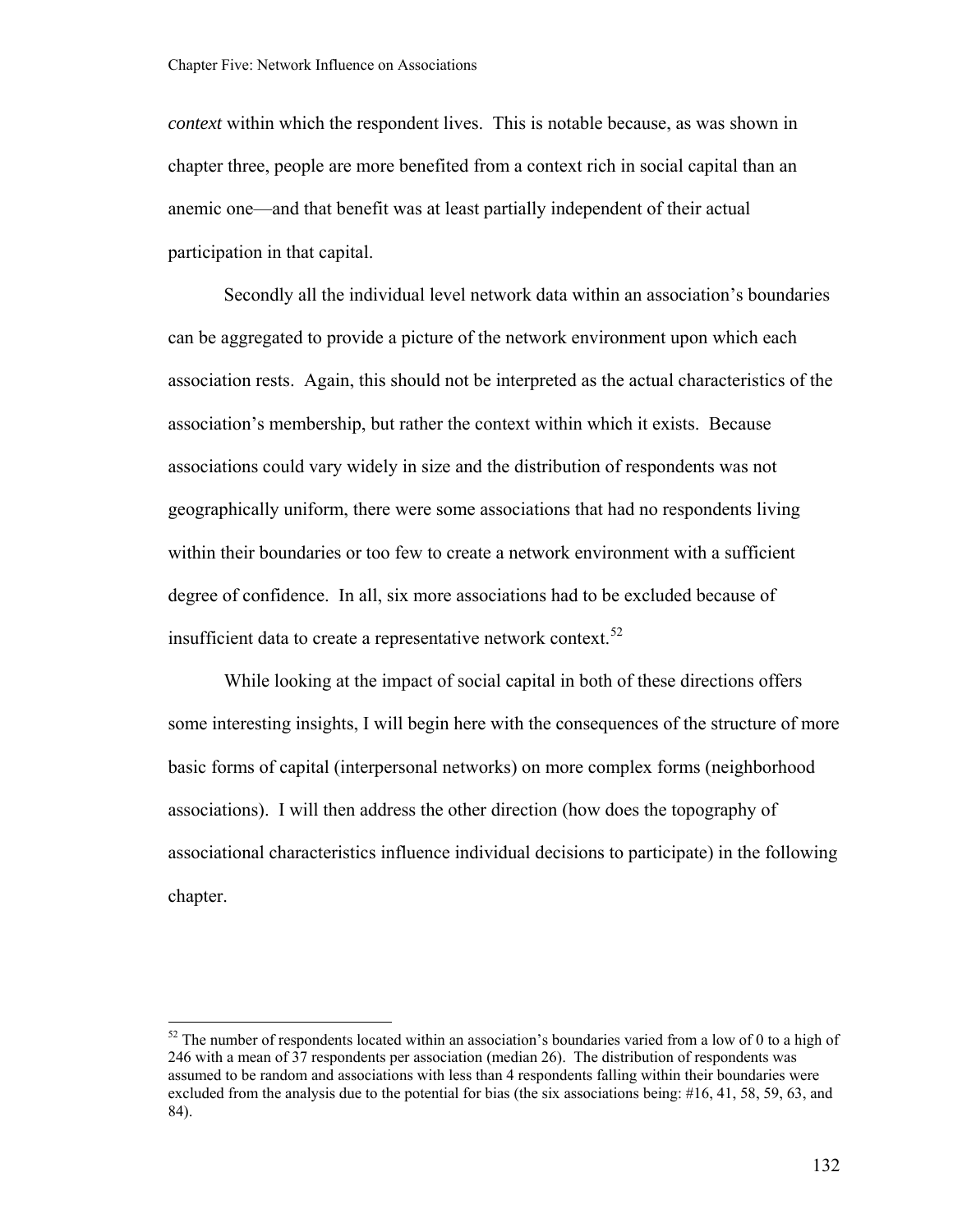*context* within which the respondent lives. This is notable because, as was shown in chapter three, people are more benefited from a context rich in social capital than an anemic one—and that benefit was at least partially independent of their actual participation in that capital.

Secondly all the individual level network data within an association's boundaries can be aggregated to provide a picture of the network environment upon which each association rests. Again, this should not be interpreted as the actual characteristics of the association's membership, but rather the context within which it exists. Because associations could vary widely in size and the distribution of respondents was not geographically uniform, there were some associations that had no respondents living within their boundaries or too few to create a network environment with a sufficient degree of confidence. In all, six more associations had to be excluded because of insufficient data to create a representative network context.[52]

While looking at the impact of social capital in both of these directions offers some interesting insights, I will begin here with the consequences of the structure of more basic forms of capital (interpersonal networks) on more complex forms (neighborhood associations). I will then address the other direction (how does the topography of associational characteristics influence individual decisions to participate) in the following chapter.

[52] The number of respondents located within an association's boundaries varied from a low of 0 to a high of 246 with a mean of 37 respondents per association (median 26). The distribution of respondents was assumed to be random and associations with less than 4 respondents falling within their boundaries were excluded from the analysis due to the potential for bias (the six associations being: #16, 41, 58, 59, 63, and 84).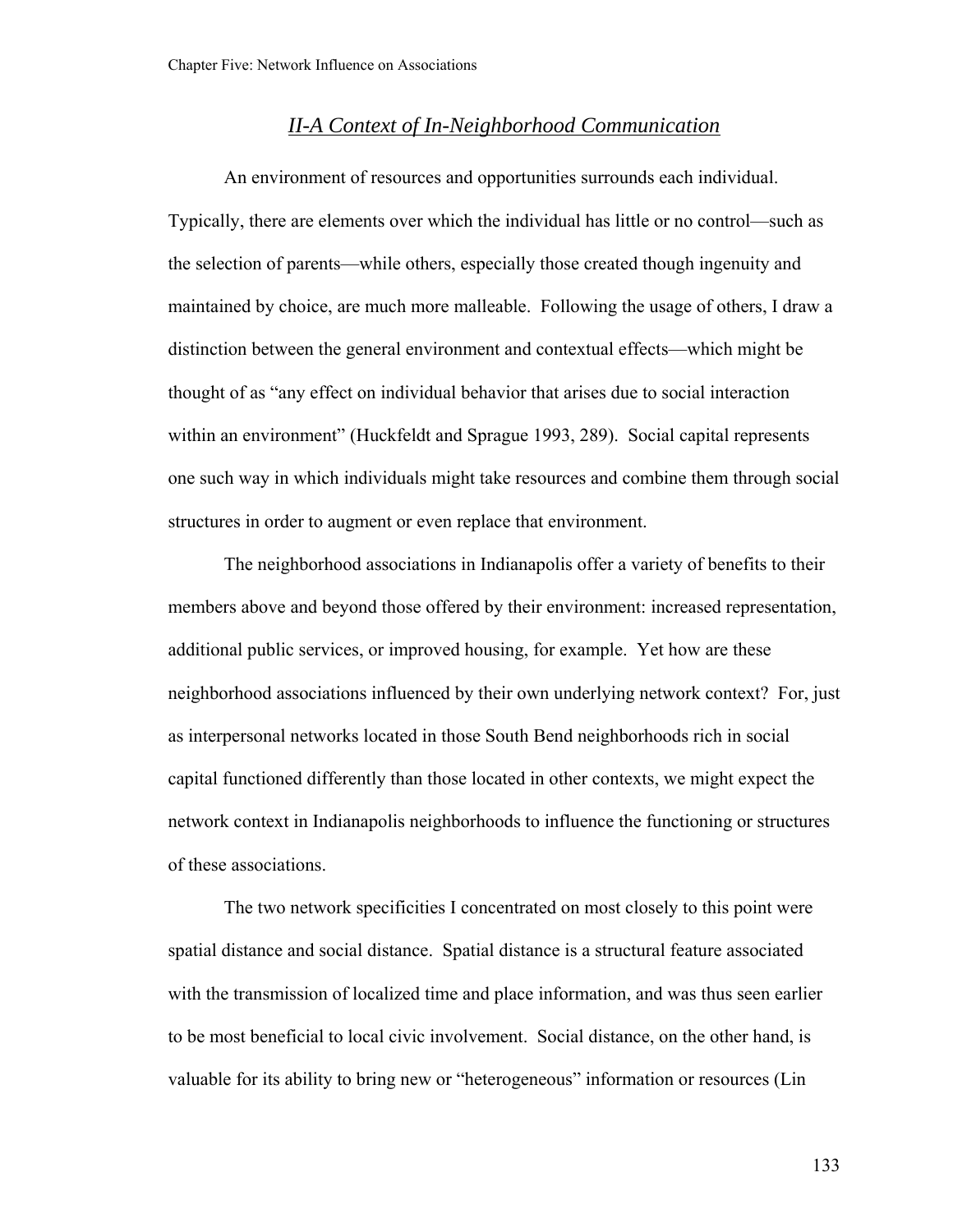## *II-A Context of In-Neighborhood Communication*

An environment of resources and opportunities surrounds each individual. Typically, there are elements over which the individual has little or no control—such as the selection of parents—while others, especially those created though ingenuity and maintained by choice, are much more malleable. Following the usage of others, I draw a distinction between the general environment and contextual effects—which might be thought of as "any effect on individual behavior that arises due to social interaction within an environment" (Huckfeldt and Sprague 1993, 289). Social capital represents one such way in which individuals might take resources and combine them through social structures in order to augment or even replace that environment.

The neighborhood associations in Indianapolis offer a variety of benefits to their members above and beyond those offered by their environment: increased representation, additional public services, or improved housing, for example. Yet how are these neighborhood associations influenced by their own underlying network context? For, just as interpersonal networks located in those South Bend neighborhoods rich in social capital functioned differently than those located in other contexts, we might expect the network context in Indianapolis neighborhoods to influence the functioning or structures of these associations.

The two network specificities I concentrated on most closely to this point were spatial distance and social distance. Spatial distance is a structural feature associated with the transmission of localized time and place information, and was thus seen earlier to be most beneficial to local civic involvement. Social distance, on the other hand, is valuable for its ability to bring new or "heterogeneous" information or resources (Lin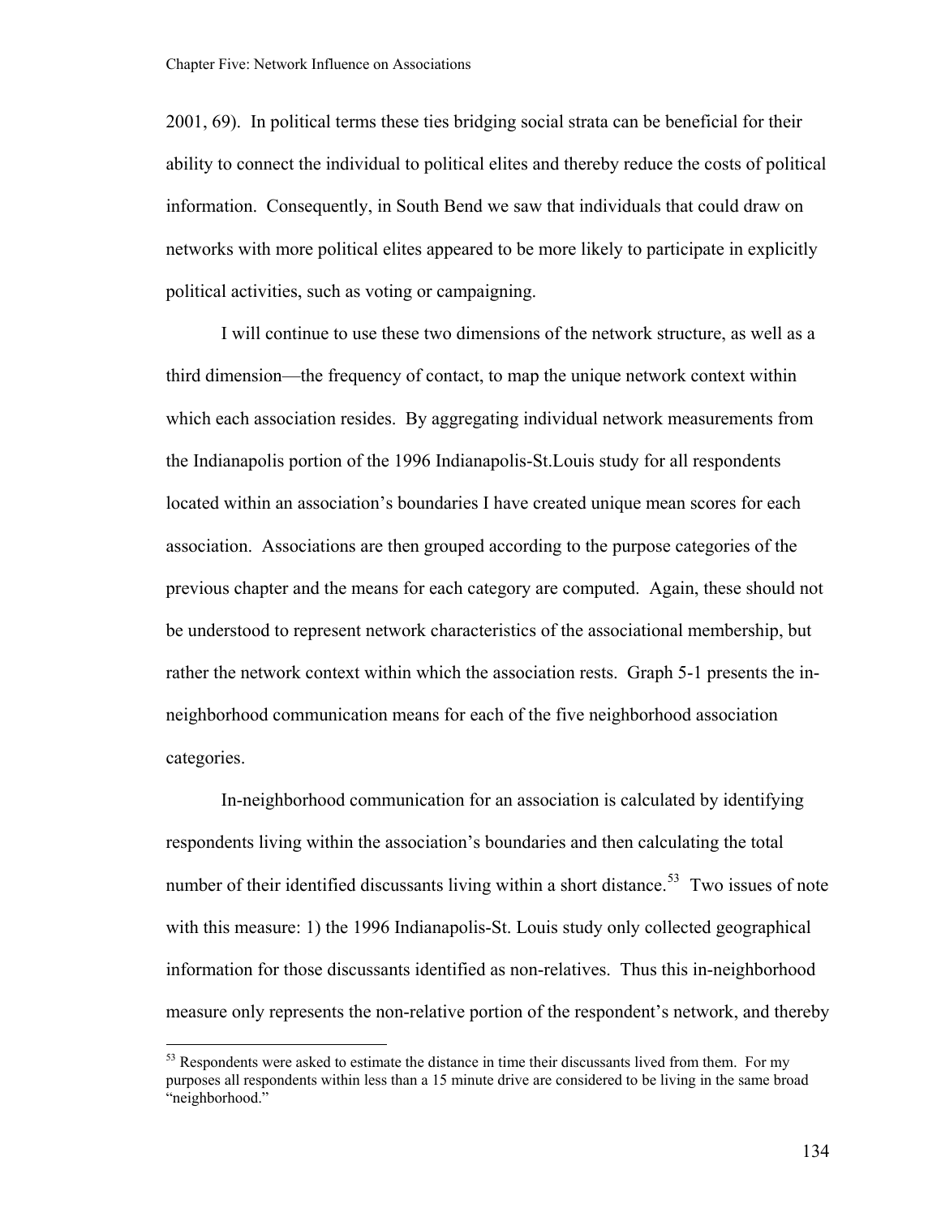2001, 69). In political terms these ties bridging social strata can be beneficial for their ability to connect the individual to political elites and thereby reduce the costs of political information. Consequently, in South Bend we saw that individuals that could draw on networks with more political elites appeared to be more likely to participate in explicitly political activities, such as voting or campaigning.

I will continue to use these two dimensions of the network structure, as well as a third dimension—the frequency of contact, to map the unique network context within which each association resides. By aggregating individual network measurements from the Indianapolis portion of the 1996 Indianapolis-St.Louis study for all respondents located within an association's boundaries I have created unique mean scores for each association. Associations are then grouped according to the purpose categories of the previous chapter and the means for each category are computed. Again, these should not be understood to represent network characteristics of the associational membership, but rather the network context within which the association rests. Graph 5-1 presents the in-neighborhood communication means for each of the five neighborhood association categories.

In-neighborhood communication for an association is calculated by identifying respondents living within the association's boundaries and then calculating the total number of their identified discussants living within a short distance.[53] Two issues of note with this measure: 1) the 1996 Indianapolis-St. Louis study only collected geographical information for those discussants identified as non-relatives. Thus this in-neighborhood measure only represents the non-relative portion of the respondent's network, and thereby

[53] Respondents were asked to estimate the distance in time their discussants lived from them. For my purposes all respondents within less than a 15 minute drive are considered to be living in the same broad "neighborhood."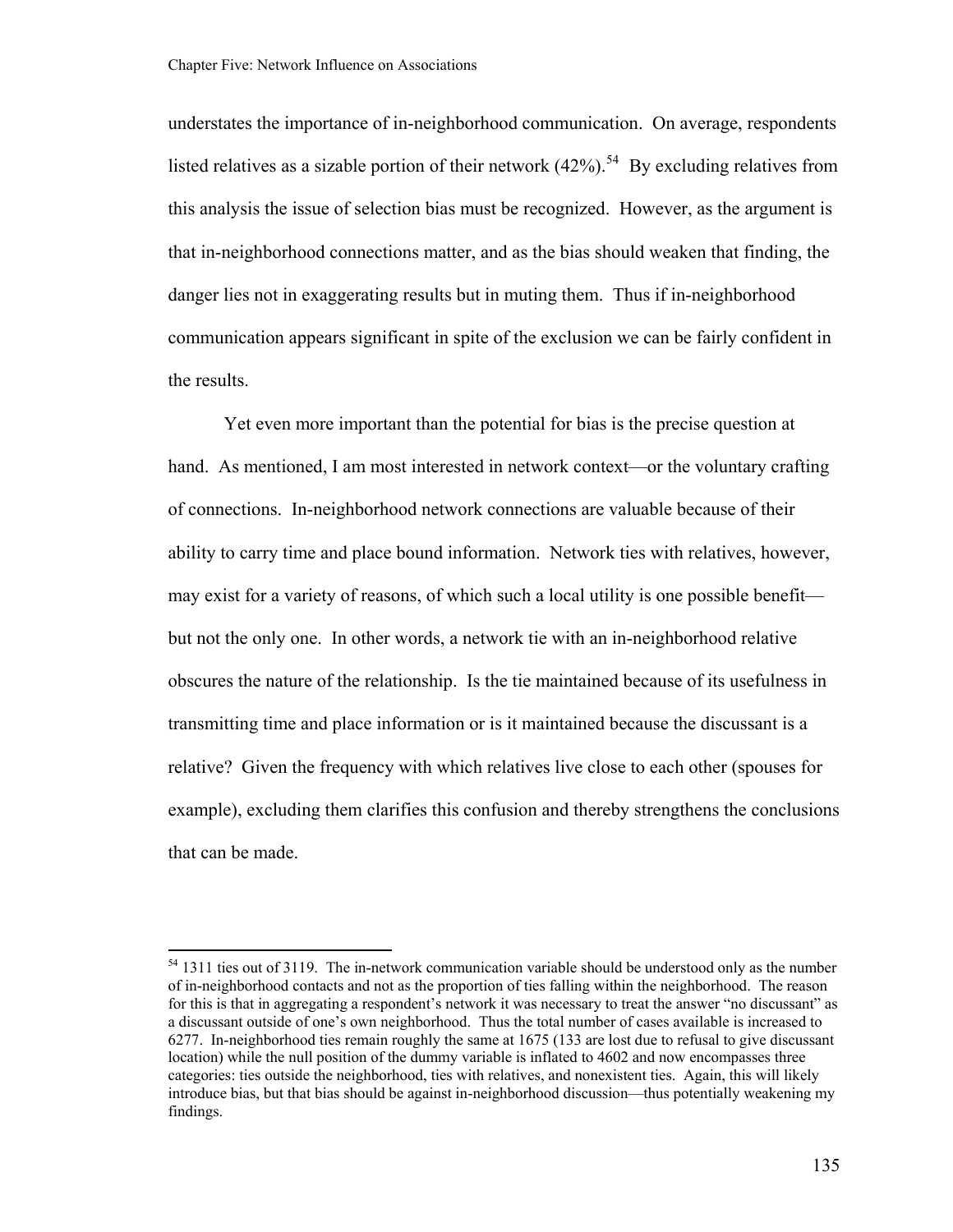understates the importance of in-neighborhood communication. On average, respondents listed relatives as a sizable portion of their network (42%).[54] By excluding relatives from this analysis the issue of selection bias must be recognized. However, as the argument is that in-neighborhood connections matter, and as the bias should weaken that finding, the danger lies not in exaggerating results but in muting them. Thus if in-neighborhood communication appears significant in spite of the exclusion we can be fairly confident in the results.

Yet even more important than the potential for bias is the precise question at hand. As mentioned, I am most interested in network context—or the voluntary crafting of connections. In-neighborhood network connections are valuable because of their ability to carry time and place bound information. Network ties with relatives, however, may exist for a variety of reasons, of which such a local utility is one possible benefit—but not the only one. In other words, a network tie with an in-neighborhood relative obscures the nature of the relationship. Is the tie maintained because of its usefulness in transmitting time and place information or is it maintained because the discussant is a relative? Given the frequency with which relatives live close to each other (spouses for example), excluding them clarifies this confusion and thereby strengthens the conclusions that can be made.

---

[54] 1311 ties out of 3119. The in-network communication variable should be understood only as the number of in-neighborhood contacts and not as the proportion of ties falling within the neighborhood. The reason for this is that in aggregating a respondent's network it was necessary to treat the answer "no discussant" as a discussant outside of one's own neighborhood. Thus the total number of cases available is increased to 6277. In-neighborhood ties remain roughly the same at 1675 (133 are lost due to refusal to give discussant location) while the null position of the dummy variable is inflated to 4602 and now encompasses three categories: ties outside the neighborhood, ties with relatives, and nonexistent ties. Again, this will likely introduce bias, but that bias should be against in-neighborhood discussion—thus potentially weakening my findings.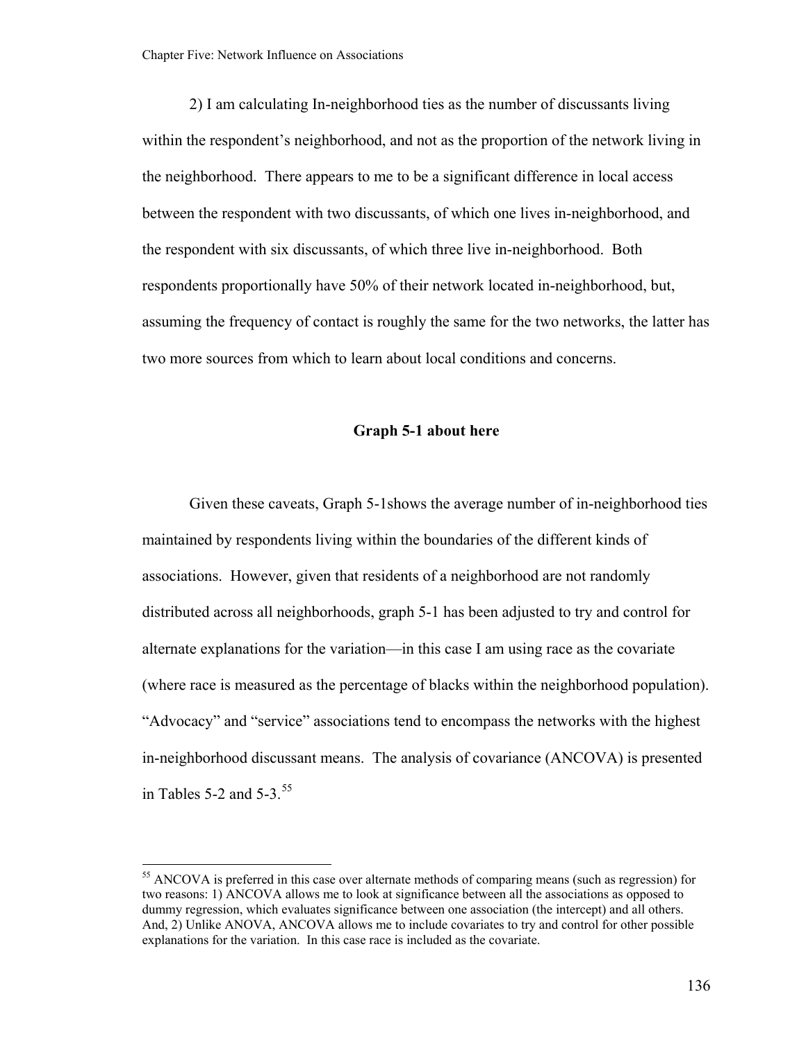2) I am calculating In-neighborhood ties as the number of discussants living within the respondent's neighborhood, and not as the proportion of the network living in the neighborhood. There appears to me to be a significant difference in local access between the respondent with two discussants, of which one lives in-neighborhood, and the respondent with six discussants, of which three live in-neighborhood. Both respondents proportionally have 50% of their network located in-neighborhood, but, assuming the frequency of contact is roughly the same for the two networks, the latter has two more sources from which to learn about local conditions and concerns.

**Graph 5-1 about here**

Given these caveats, Graph 5-1shows the average number of in-neighborhood ties maintained by respondents living within the boundaries of the different kinds of associations. However, given that residents of a neighborhood are not randomly distributed across all neighborhoods, graph 5-1 has been adjusted to try and control for alternate explanations for the variation—in this case I am using race as the covariate (where race is measured as the percentage of blacks within the neighborhood population). "Advocacy" and "service" associations tend to encompass the networks with the highest in-neighborhood discussant means. The analysis of covariance (ANCOVA) is presented in Tables 5-2 and 5-3.[55]

[55] ANCOVA is preferred in this case over alternate methods of comparing means (such as regression) for two reasons: 1) ANCOVA allows me to look at significance between all the associations as opposed to dummy regression, which evaluates significance between one association (the intercept) and all others. And, 2) Unlike ANOVA, ANCOVA allows me to include covariates to try and control for other possible explanations for the variation. In this case race is included as the covariate.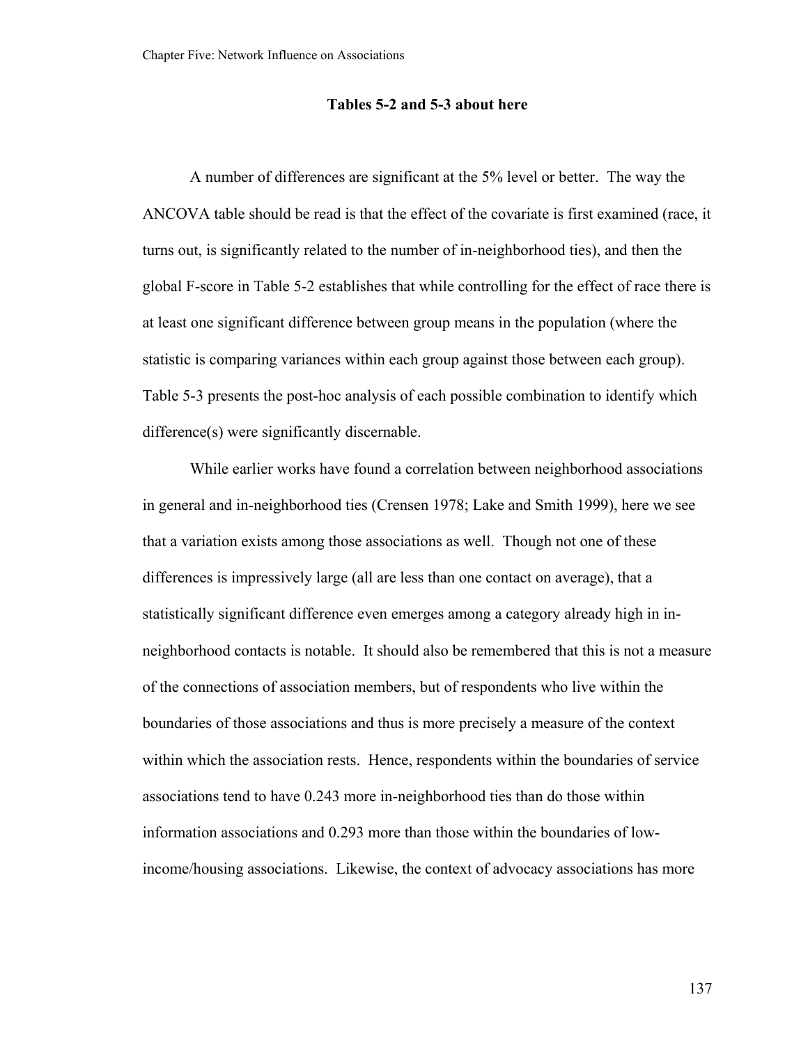**Tables 5-2 and 5-3 about here**

A number of differences are significant at the 5% level or better. The way the ANCOVA table should be read is that the effect of the covariate is first examined (race, it turns out, is significantly related to the number of in-neighborhood ties), and then the global F-score in Table 5-2 establishes that while controlling for the effect of race there is at least one significant difference between group means in the population (where the statistic is comparing variances within each group against those between each group). Table 5-3 presents the post-hoc analysis of each possible combination to identify which difference(s) were significantly discernable.

While earlier works have found a correlation between neighborhood associations in general and in-neighborhood ties (Crensen 1978; Lake and Smith 1999), here we see that a variation exists among those associations as well. Though not one of these differences is impressively large (all are less than one contact on average), that a statistically significant difference even emerges among a category already high in in-neighborhood contacts is notable. It should also be remembered that this is not a measure of the connections of association members, but of respondents who live within the boundaries of those associations and thus is more precisely a measure of the context within which the association rests. Hence, respondents within the boundaries of service associations tend to have 0.243 more in-neighborhood ties than do those within information associations and 0.293 more than those within the boundaries of low-income/housing associations. Likewise, the context of advocacy associations has more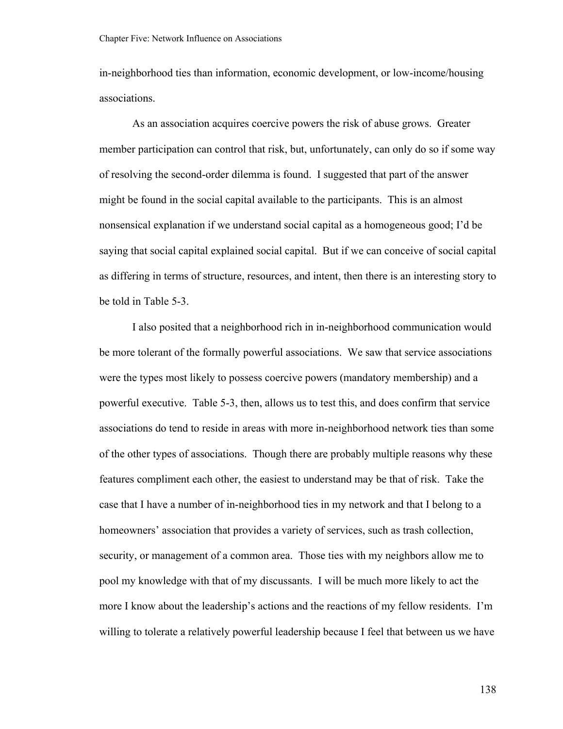in-neighborhood ties than information, economic development, or low-income/housing associations.

As an association acquires coercive powers the risk of abuse grows. Greater member participation can control that risk, but, unfortunately, can only do so if some way of resolving the second-order dilemma is found. I suggested that part of the answer might be found in the social capital available to the participants. This is an almost nonsensical explanation if we understand social capital as a homogeneous good; I'd be saying that social capital explained social capital. But if we can conceive of social capital as differing in terms of structure, resources, and intent, then there is an interesting story to be told in Table 5-3.

I also posited that a neighborhood rich in in-neighborhood communication would be more tolerant of the formally powerful associations. We saw that service associations were the types most likely to possess coercive powers (mandatory membership) and a powerful executive. Table 5-3, then, allows us to test this, and does confirm that service associations do tend to reside in areas with more in-neighborhood network ties than some of the other types of associations. Though there are probably multiple reasons why these features compliment each other, the easiest to understand may be that of risk. Take the case that I have a number of in-neighborhood ties in my network and that I belong to a homeowners' association that provides a variety of services, such as trash collection, security, or management of a common area. Those ties with my neighbors allow me to pool my knowledge with that of my discussants. I will be much more likely to act the more I know about the leadership's actions and the reactions of my fellow residents. I'm willing to tolerate a relatively powerful leadership because I feel that between us we have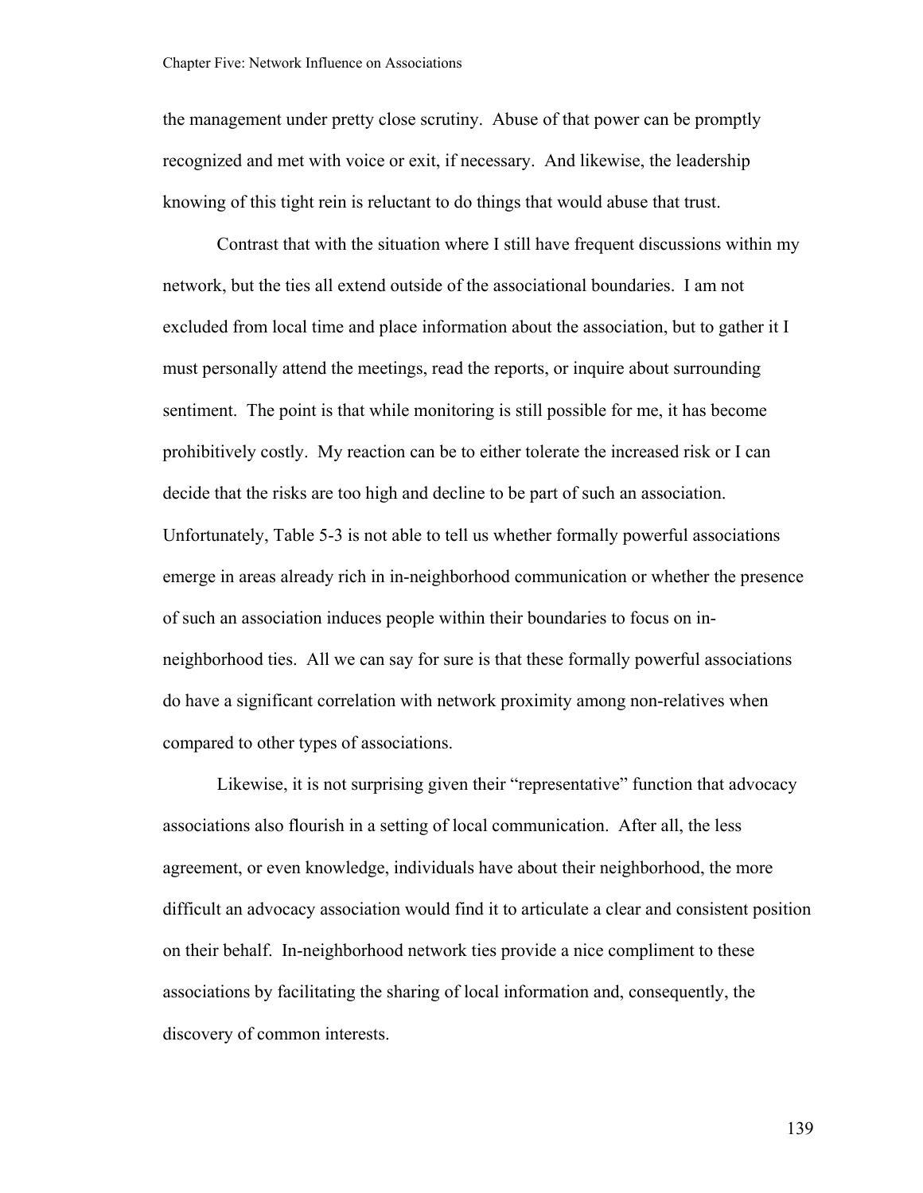the management under pretty close scrutiny. Abuse of that power can be promptly recognized and met with voice or exit, if necessary. And likewise, the leadership knowing of this tight rein is reluctant to do things that would abuse that trust.

Contrast that with the situation where I still have frequent discussions within my network, but the ties all extend outside of the associational boundaries. I am not excluded from local time and place information about the association, but to gather it I must personally attend the meetings, read the reports, or inquire about surrounding sentiment. The point is that while monitoring is still possible for me, it has become prohibitively costly. My reaction can be to either tolerate the increased risk or I can decide that the risks are too high and decline to be part of such an association. Unfortunately, Table 5-3 is not able to tell us whether formally powerful associations emerge in areas already rich in in-neighborhood communication or whether the presence of such an association induces people within their boundaries to focus on in-neighborhood ties. All we can say for sure is that these formally powerful associations do have a significant correlation with network proximity among non-relatives when compared to other types of associations.

Likewise, it is not surprising given their "representative" function that advocacy associations also flourish in a setting of local communication. After all, the less agreement, or even knowledge, individuals have about their neighborhood, the more difficult an advocacy association would find it to articulate a clear and consistent position on their behalf. In-neighborhood network ties provide a nice compliment to these associations by facilitating the sharing of local information and, consequently, the discovery of common interests.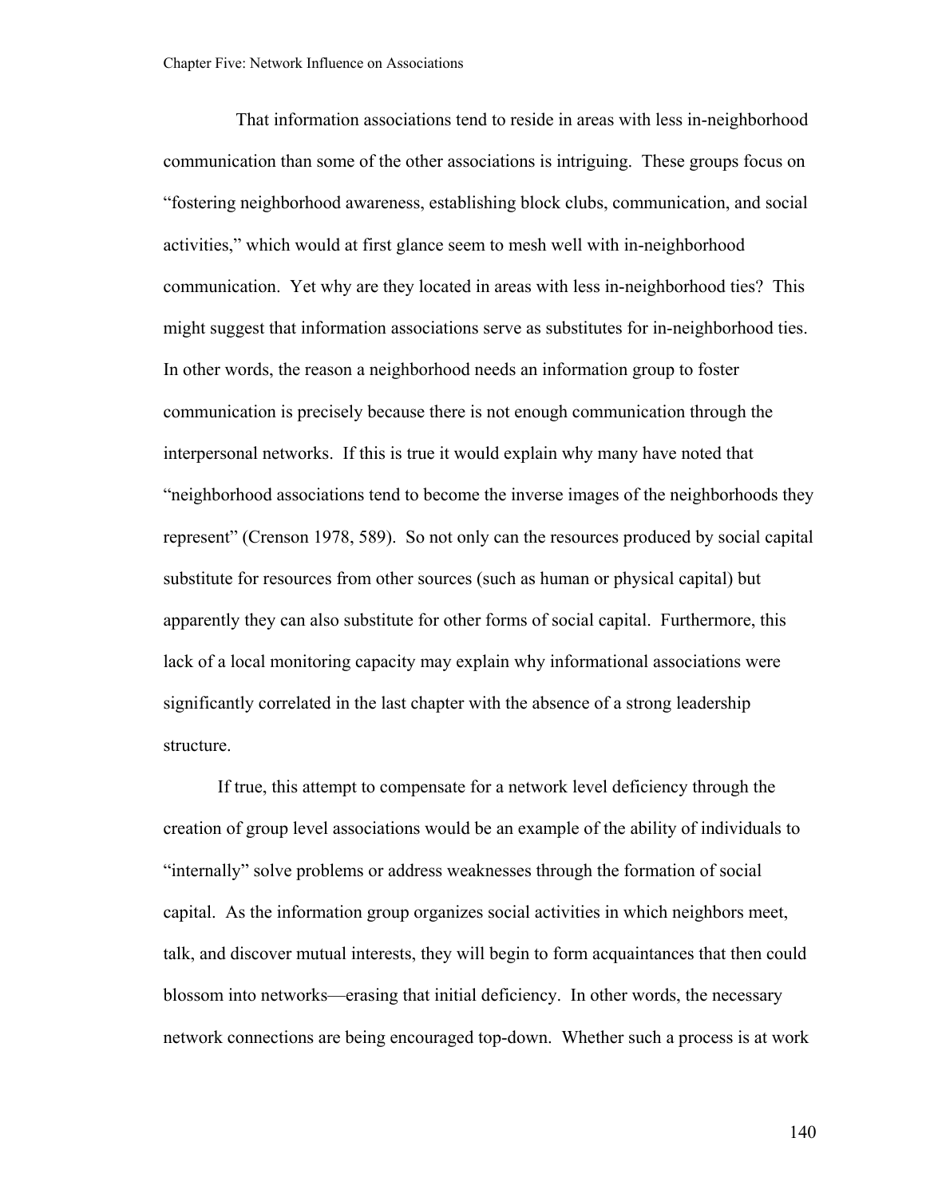That information associations tend to reside in areas with less in-neighborhood communication than some of the other associations is intriguing. These groups focus on "fostering neighborhood awareness, establishing block clubs, communication, and social activities," which would at first glance seem to mesh well with in-neighborhood communication. Yet why are they located in areas with less in-neighborhood ties? This might suggest that information associations serve as substitutes for in-neighborhood ties. In other words, the reason a neighborhood needs an information group to foster communication is precisely because there is not enough communication through the interpersonal networks. If this is true it would explain why many have noted that "neighborhood associations tend to become the inverse images of the neighborhoods they represent" (Crenson 1978, 589). So not only can the resources produced by social capital substitute for resources from other sources (such as human or physical capital) but apparently they can also substitute for other forms of social capital. Furthermore, this lack of a local monitoring capacity may explain why informational associations were significantly correlated in the last chapter with the absence of a strong leadership structure.

If true, this attempt to compensate for a network level deficiency through the creation of group level associations would be an example of the ability of individuals to "internally" solve problems or address weaknesses through the formation of social capital. As the information group organizes social activities in which neighbors meet, talk, and discover mutual interests, they will begin to form acquaintances that then could blossom into networks—erasing that initial deficiency. In other words, the necessary network connections are being encouraged top-down. Whether such a process is at work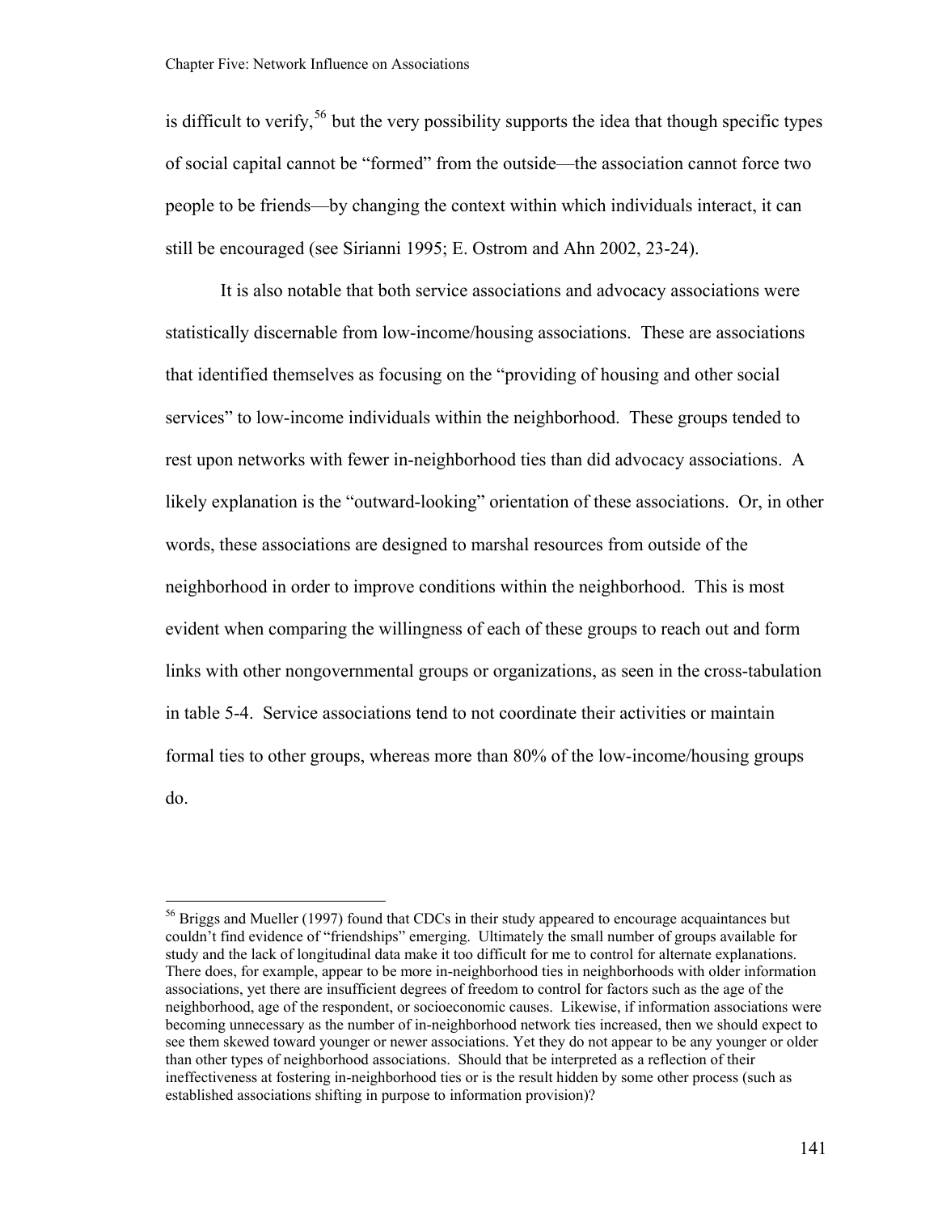is difficult to verify,[56] but the very possibility supports the idea that though specific types of social capital cannot be "formed" from the outside—the association cannot force two people to be friends—by changing the context within which individuals interact, it can still be encouraged (see Sirianni 1995; E. Ostrom and Ahn 2002, 23-24).

It is also notable that both service associations and advocacy associations were statistically discernable from low-income/housing associations. These are associations that identified themselves as focusing on the "providing of housing and other social services" to low-income individuals within the neighborhood. These groups tended to rest upon networks with fewer in-neighborhood ties than did advocacy associations. A likely explanation is the "outward-looking" orientation of these associations. Or, in other words, these associations are designed to marshal resources from outside of the neighborhood in order to improve conditions within the neighborhood. This is most evident when comparing the willingness of each of these groups to reach out and form links with other nongovernmental groups or organizations, as seen in the cross-tabulation in table 5-4. Service associations tend to not coordinate their activities or maintain formal ties to other groups, whereas more than 80% of the low-income/housing groups do.

---

[56] Briggs and Mueller (1997) found that CDCs in their study appeared to encourage acquaintances but couldn't find evidence of "friendships" emerging. Ultimately the small number of groups available for study and the lack of longitudinal data make it too difficult for me to control for alternate explanations. There does, for example, appear to be more in-neighborhood ties in neighborhoods with older information associations, yet there are insufficient degrees of freedom to control for factors such as the age of the neighborhood, age of the respondent, or socioeconomic causes. Likewise, if information associations were becoming unnecessary as the number of in-neighborhood network ties increased, then we should expect to see them skewed toward younger or newer associations. Yet they do not appear to be any younger or older than other types of neighborhood associations. Should that be interpreted as a reflection of their ineffectiveness at fostering in-neighborhood ties or is the result hidden by some other process (such as established associations shifting in purpose to information provision)?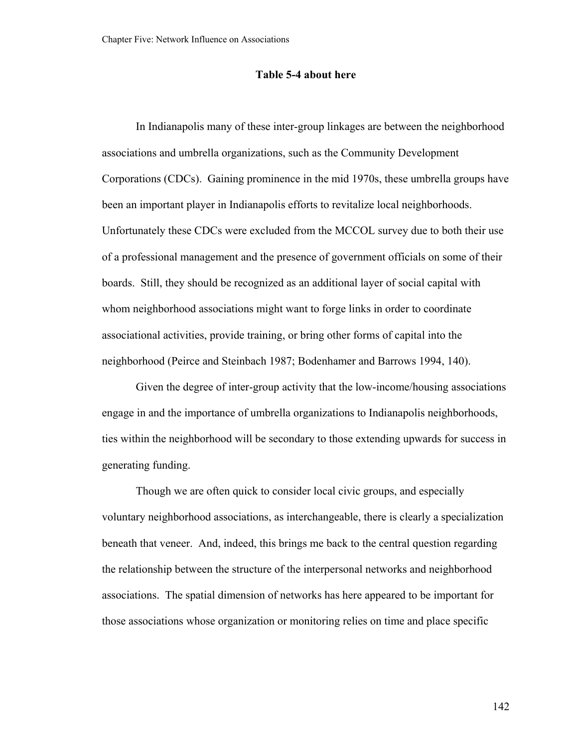**Table 5-4 about here**

In Indianapolis many of these inter-group linkages are between the neighborhood associations and umbrella organizations, such as the Community Development Corporations (CDCs). Gaining prominence in the mid 1970s, these umbrella groups have been an important player in Indianapolis efforts to revitalize local neighborhoods. Unfortunately these CDCs were excluded from the MCCOL survey due to both their use of a professional management and the presence of government officials on some of their boards. Still, they should be recognized as an additional layer of social capital with whom neighborhood associations might want to forge links in order to coordinate associational activities, provide training, or bring other forms of capital into the neighborhood (Peirce and Steinbach 1987; Bodenhamer and Barrows 1994, 140).

Given the degree of inter-group activity that the low-income/housing associations engage in and the importance of umbrella organizations to Indianapolis neighborhoods, ties within the neighborhood will be secondary to those extending upwards for success in generating funding.

Though we are often quick to consider local civic groups, and especially voluntary neighborhood associations, as interchangeable, there is clearly a specialization beneath that veneer. And, indeed, this brings me back to the central question regarding the relationship between the structure of the interpersonal networks and neighborhood associations. The spatial dimension of networks has here appeared to be important for those associations whose organization or monitoring relies on time and place specific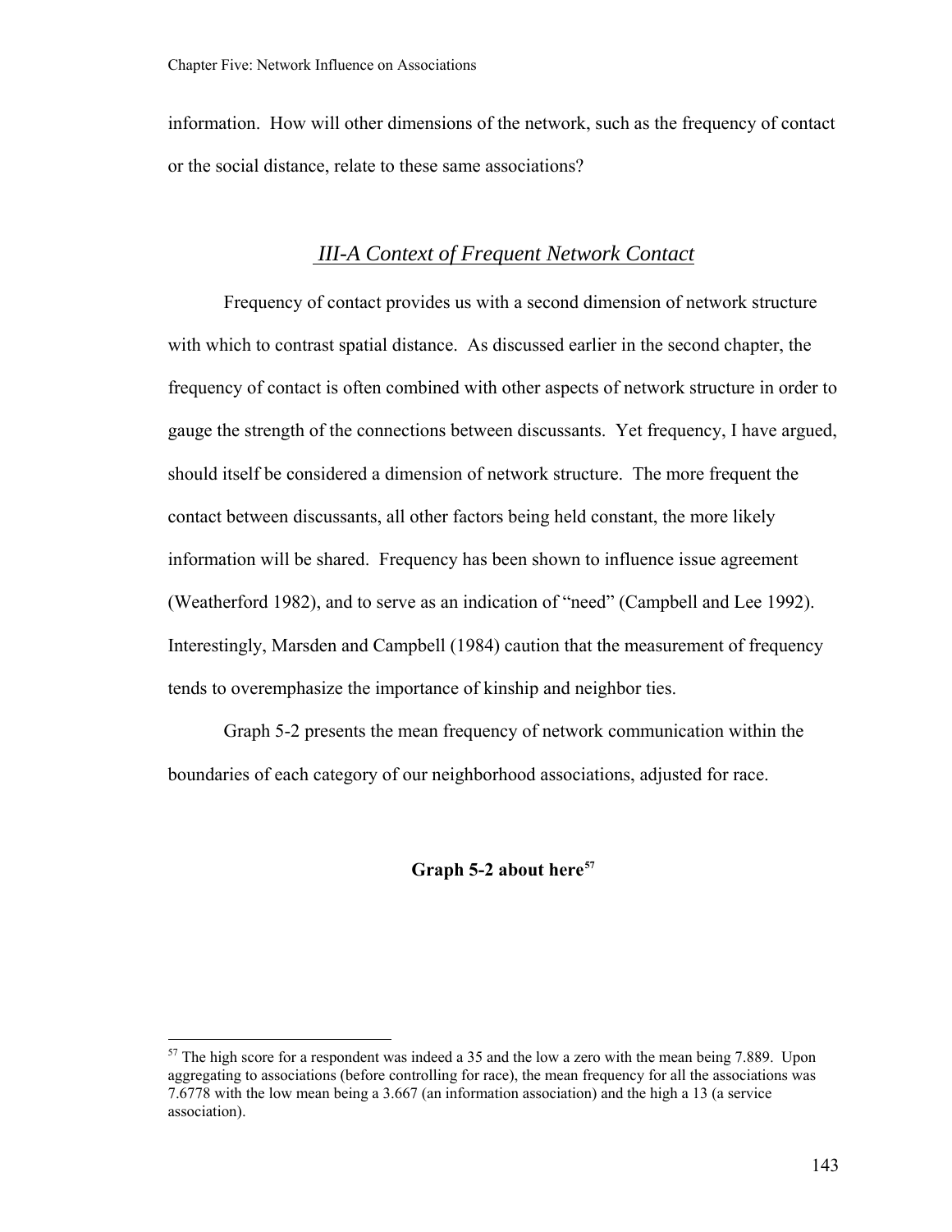information. How will other dimensions of the network, such as the frequency of contact or the social distance, relate to these same associations?

## *III-A Context of Frequent Network Contact*

Frequency of contact provides us with a second dimension of network structure with which to contrast spatial distance. As discussed earlier in the second chapter, the frequency of contact is often combined with other aspects of network structure in order to gauge the strength of the connections between discussants. Yet frequency, I have argued, should itself be considered a dimension of network structure. The more frequent the contact between discussants, all other factors being held constant, the more likely information will be shared. Frequency has been shown to influence issue agreement (Weatherford 1982), and to serve as an indication of "need" (Campbell and Lee 1992). Interestingly, Marsden and Campbell (1984) caution that the measurement of frequency tends to overemphasize the importance of kinship and neighbor ties.

Graph 5-2 presents the mean frequency of network communication within the boundaries of each category of our neighborhood associations, adjusted for race.

**Graph 5-2 about here**[57]

---

[57] The high score for a respondent was indeed a 35 and the low a zero with the mean being 7.889. Upon aggregating to associations (before controlling for race), the mean frequency for all the associations was 7.6778 with the low mean being a 3.667 (an information association) and the high a 13 (a service association).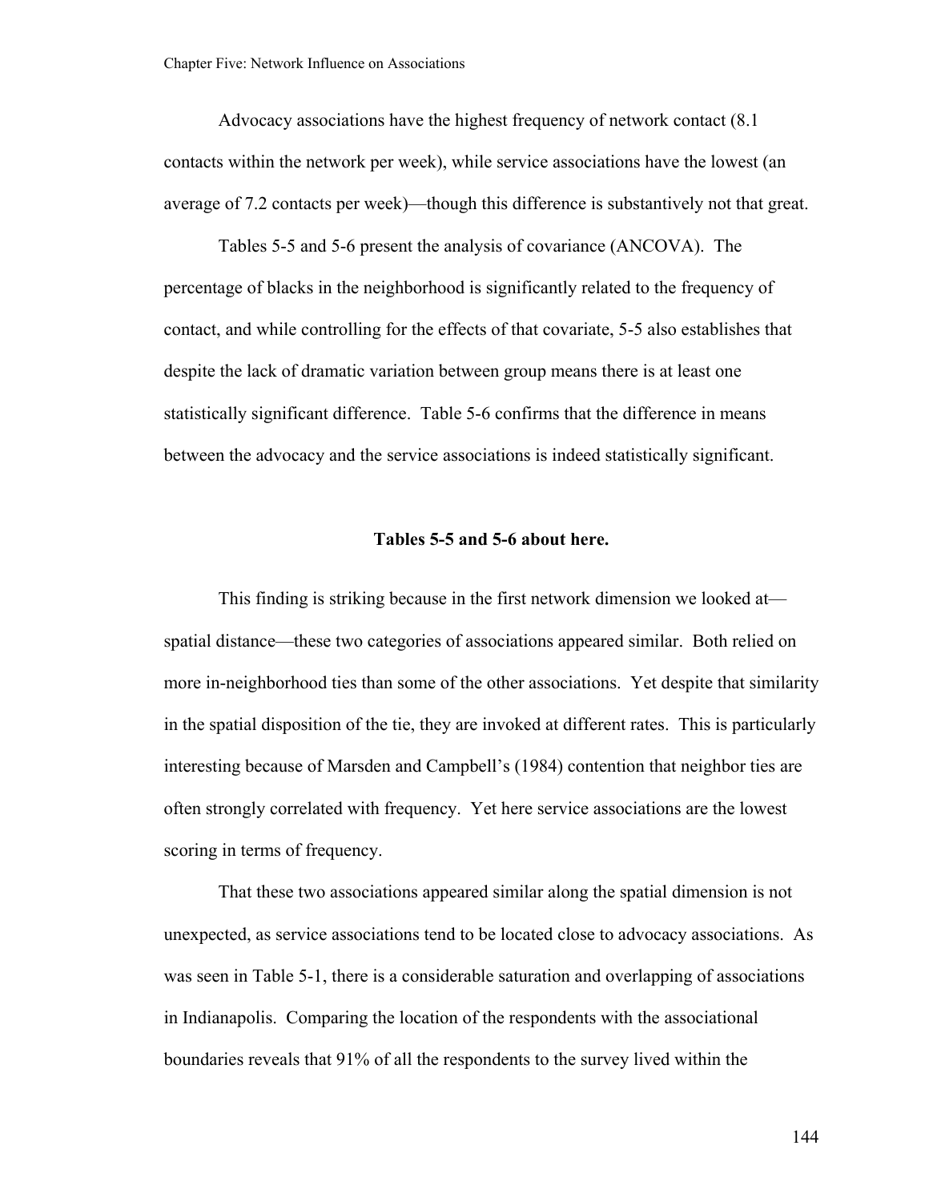Advocacy associations have the highest frequency of network contact (8.1 contacts within the network per week), while service associations have the lowest (an average of 7.2 contacts per week)—though this difference is substantively not that great.

Tables 5-5 and 5-6 present the analysis of covariance (ANCOVA). The percentage of blacks in the neighborhood is significantly related to the frequency of contact, and while controlling for the effects of that covariate, 5-5 also establishes that despite the lack of dramatic variation between group means there is at least one statistically significant difference. Table 5-6 confirms that the difference in means between the advocacy and the service associations is indeed statistically significant.

**Tables 5-5 and 5-6 about here.**

This finding is striking because in the first network dimension we looked at—spatial distance—these two categories of associations appeared similar. Both relied on more in-neighborhood ties than some of the other associations. Yet despite that similarity in the spatial disposition of the tie, they are invoked at different rates. This is particularly interesting because of Marsden and Campbell's (1984) contention that neighbor ties are often strongly correlated with frequency. Yet here service associations are the lowest scoring in terms of frequency.

That these two associations appeared similar along the spatial dimension is not unexpected, as service associations tend to be located close to advocacy associations. As was seen in Table 5-1, there is a considerable saturation and overlapping of associations in Indianapolis. Comparing the location of the respondents with the associational boundaries reveals that 91% of all the respondents to the survey lived within the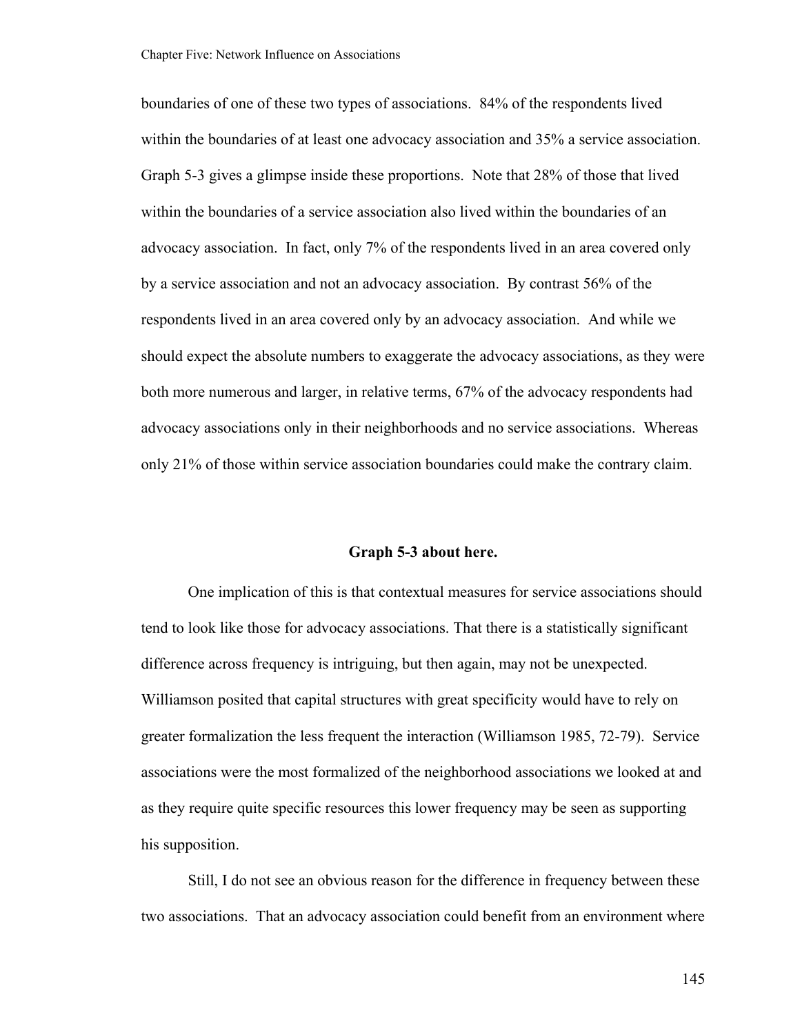boundaries of one of these two types of associations. 84% of the respondents lived within the boundaries of at least one advocacy association and 35% a service association. Graph 5-3 gives a glimpse inside these proportions. Note that 28% of those that lived within the boundaries of a service association also lived within the boundaries of an advocacy association. In fact, only 7% of the respondents lived in an area covered only by a service association and not an advocacy association. By contrast 56% of the respondents lived in an area covered only by an advocacy association. And while we should expect the absolute numbers to exaggerate the advocacy associations, as they were both more numerous and larger, in relative terms, 67% of the advocacy respondents had advocacy associations only in their neighborhoods and no service associations. Whereas only 21% of those within service association boundaries could make the contrary claim.

**Graph 5-3 about here.**

One implication of this is that contextual measures for service associations should tend to look like those for advocacy associations. That there is a statistically significant difference across frequency is intriguing, but then again, may not be unexpected. Williamson posited that capital structures with great specificity would have to rely on greater formalization the less frequent the interaction (Williamson 1985, 72-79). Service associations were the most formalized of the neighborhood associations we looked at and as they require quite specific resources this lower frequency may be seen as supporting his supposition.

Still, I do not see an obvious reason for the difference in frequency between these two associations. That an advocacy association could benefit from an environment where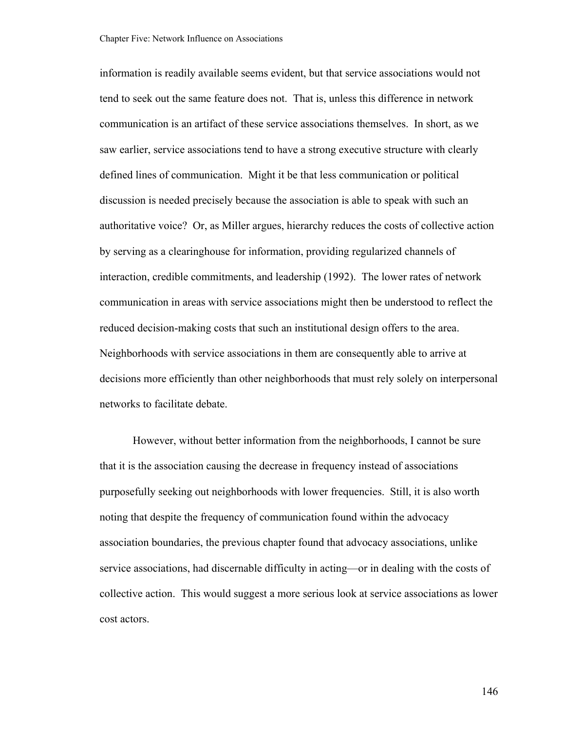information is readily available seems evident, but that service associations would not tend to seek out the same feature does not. That is, unless this difference in network communication is an artifact of these service associations themselves. In short, as we saw earlier, service associations tend to have a strong executive structure with clearly defined lines of communication. Might it be that less communication or political discussion is needed precisely because the association is able to speak with such an authoritative voice? Or, as Miller argues, hierarchy reduces the costs of collective action by serving as a clearinghouse for information, providing regularized channels of interaction, credible commitments, and leadership (1992). The lower rates of network communication in areas with service associations might then be understood to reflect the reduced decision-making costs that such an institutional design offers to the area. Neighborhoods with service associations in them are consequently able to arrive at decisions more efficiently than other neighborhoods that must rely solely on interpersonal networks to facilitate debate.

However, without better information from the neighborhoods, I cannot be sure that it is the association causing the decrease in frequency instead of associations purposefully seeking out neighborhoods with lower frequencies. Still, it is also worth noting that despite the frequency of communication found within the advocacy association boundaries, the previous chapter found that advocacy associations, unlike service associations, had discernable difficulty in acting—or in dealing with the costs of collective action. This would suggest a more serious look at service associations as lower cost actors.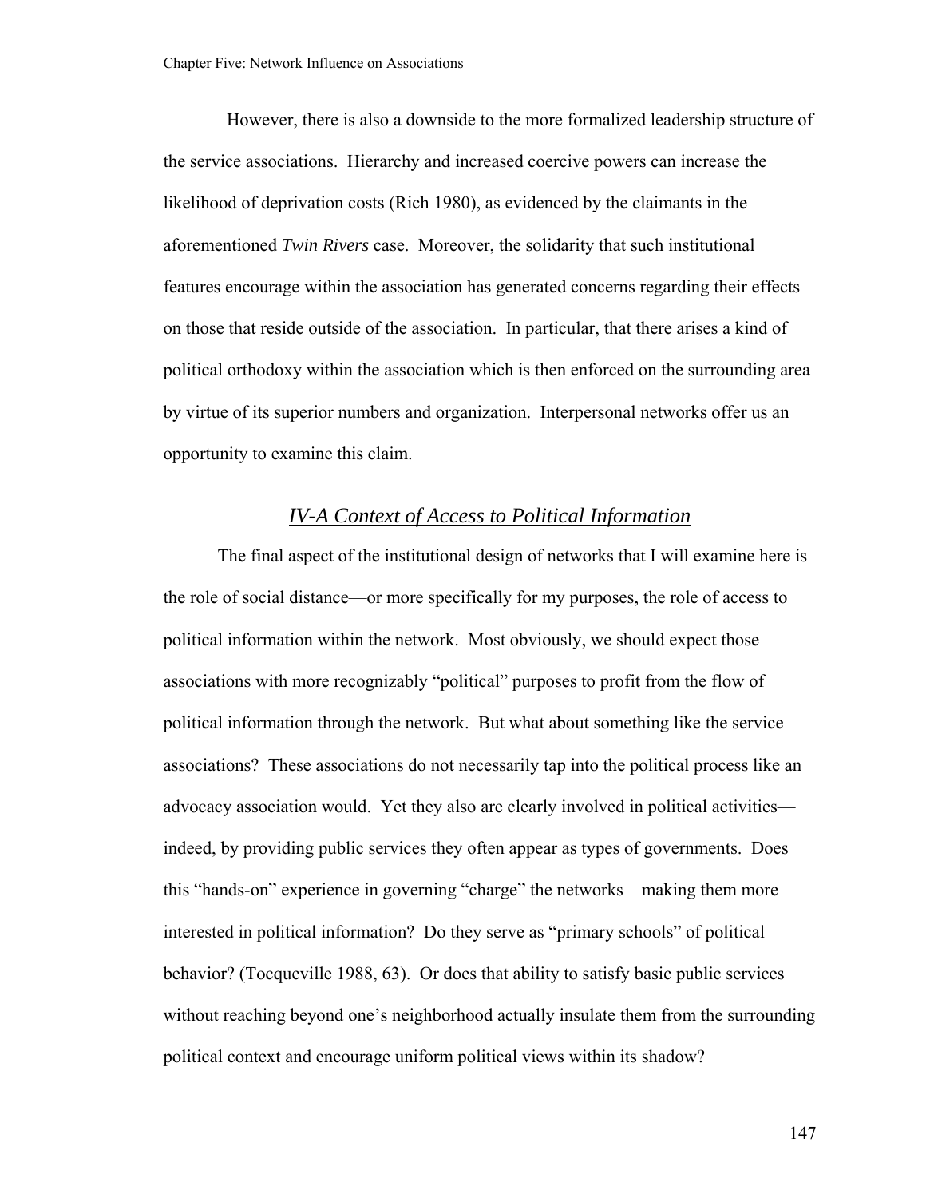However, there is also a downside to the more formalized leadership structure of the service associations. Hierarchy and increased coercive powers can increase the likelihood of deprivation costs (Rich 1980), as evidenced by the claimants in the aforementioned *Twin Rivers* case. Moreover, the solidarity that such institutional features encourage within the association has generated concerns regarding their effects on those that reside outside of the association. In particular, that there arises a kind of political orthodoxy within the association which is then enforced on the surrounding area by virtue of its superior numbers and organization. Interpersonal networks offer us an opportunity to examine this claim.

## *IV-A Context of Access to Political Information*

The final aspect of the institutional design of networks that I will examine here is the role of social distance—or more specifically for my purposes, the role of access to political information within the network. Most obviously, we should expect those associations with more recognizably "political" purposes to profit from the flow of political information through the network. But what about something like the service associations? These associations do not necessarily tap into the political process like an advocacy association would. Yet they also are clearly involved in political activities—indeed, by providing public services they often appear as types of governments. Does this "hands-on" experience in governing "charge" the networks—making them more interested in political information? Do they serve as "primary schools" of political behavior? (Tocqueville 1988, 63). Or does that ability to satisfy basic public services without reaching beyond one's neighborhood actually insulate them from the surrounding political context and encourage uniform political views within its shadow?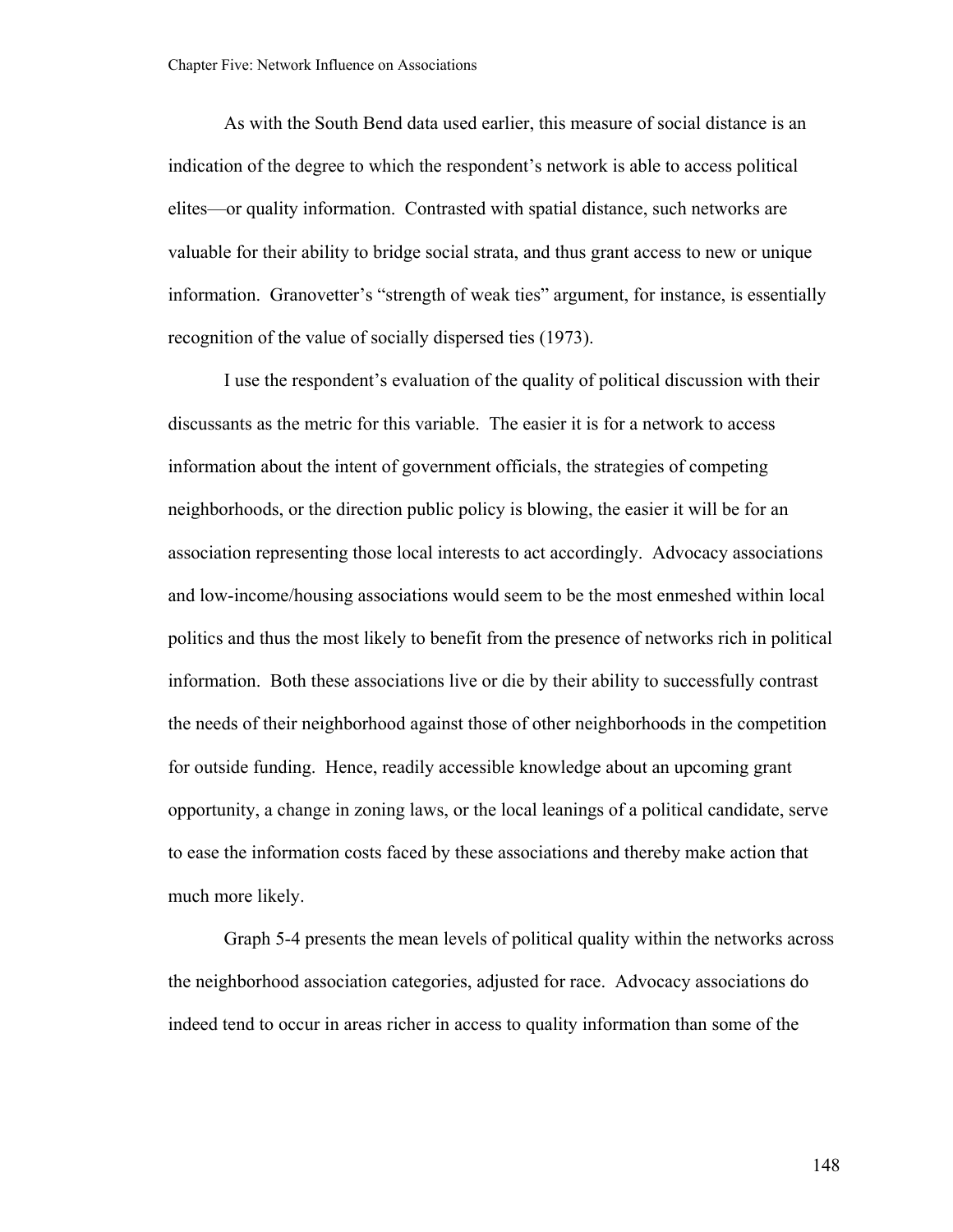As with the South Bend data used earlier, this measure of social distance is an indication of the degree to which the respondent's network is able to access political elites—or quality information. Contrasted with spatial distance, such networks are valuable for their ability to bridge social strata, and thus grant access to new or unique information. Granovetter's "strength of weak ties" argument, for instance, is essentially recognition of the value of socially dispersed ties (1973).

I use the respondent's evaluation of the quality of political discussion with their discussants as the metric for this variable. The easier it is for a network to access information about the intent of government officials, the strategies of competing neighborhoods, or the direction public policy is blowing, the easier it will be for an association representing those local interests to act accordingly. Advocacy associations and low-income/housing associations would seem to be the most enmeshed within local politics and thus the most likely to benefit from the presence of networks rich in political information. Both these associations live or die by their ability to successfully contrast the needs of their neighborhood against those of other neighborhoods in the competition for outside funding. Hence, readily accessible knowledge about an upcoming grant opportunity, a change in zoning laws, or the local leanings of a political candidate, serve to ease the information costs faced by these associations and thereby make action that much more likely.

Graph 5-4 presents the mean levels of political quality within the networks across the neighborhood association categories, adjusted for race. Advocacy associations do indeed tend to occur in areas richer in access to quality information than some of the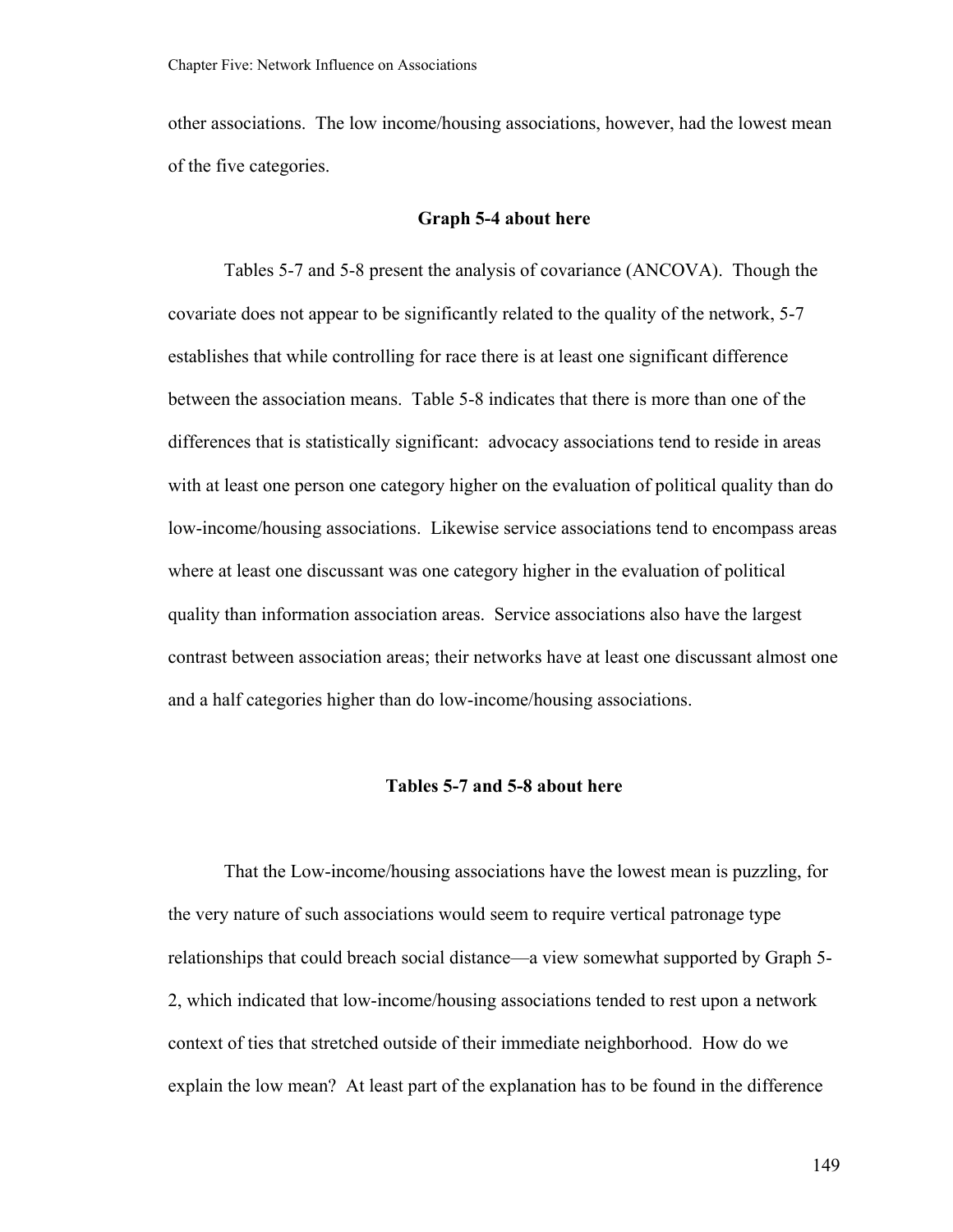other associations. The low income/housing associations, however, had the lowest mean of the five categories.

**Graph 5-4 about here**

Tables 5-7 and 5-8 present the analysis of covariance (ANCOVA). Though the covariate does not appear to be significantly related to the quality of the network, 5-7 establishes that while controlling for race there is at least one significant difference between the association means. Table 5-8 indicates that there is more than one of the differences that is statistically significant: advocacy associations tend to reside in areas with at least one person one category higher on the evaluation of political quality than do low-income/housing associations. Likewise service associations tend to encompass areas where at least one discussant was one category higher in the evaluation of political quality than information association areas. Service associations also have the largest contrast between association areas; their networks have at least one discussant almost one and a half categories higher than do low-income/housing associations.

**Tables 5-7 and 5-8 about here**

That the Low-income/housing associations have the lowest mean is puzzling, for the very nature of such associations would seem to require vertical patronage type relationships that could breach social distance—a view somewhat supported by Graph 5-2, which indicated that low-income/housing associations tended to rest upon a network context of ties that stretched outside of their immediate neighborhood. How do we explain the low mean? At least part of the explanation has to be found in the difference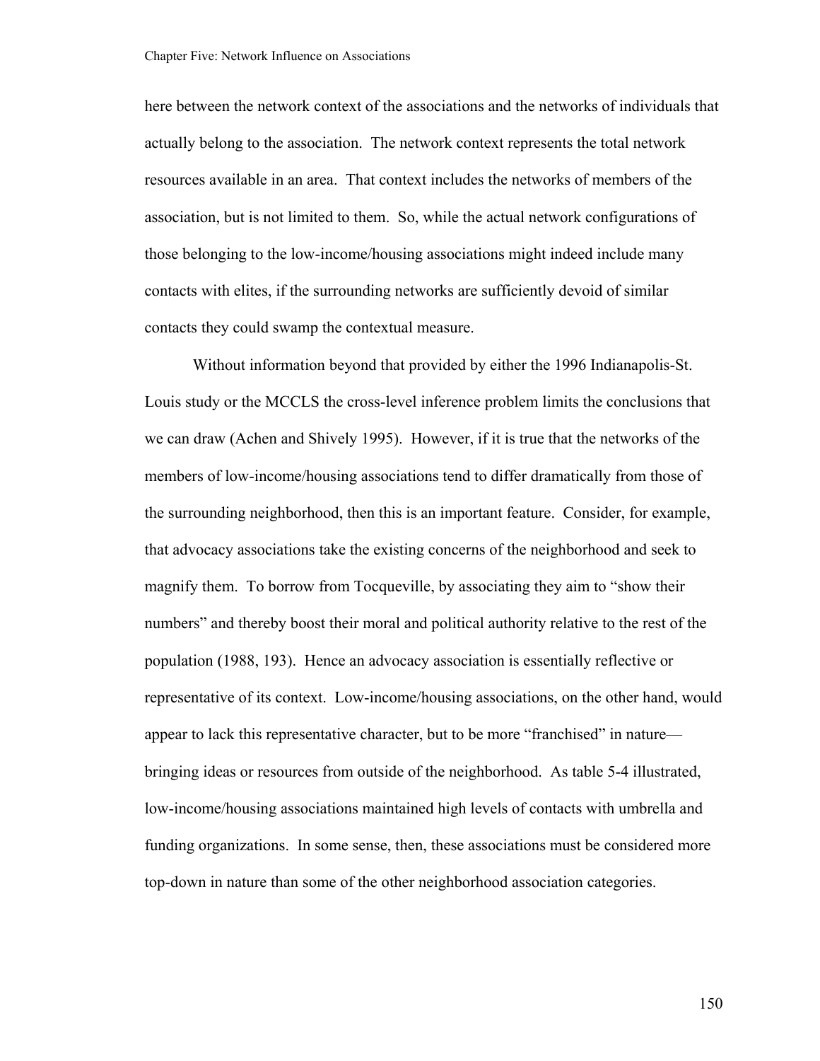here between the network context of the associations and the networks of individuals that actually belong to the association. The network context represents the total network resources available in an area. That context includes the networks of members of the association, but is not limited to them. So, while the actual network configurations of those belonging to the low-income/housing associations might indeed include many contacts with elites, if the surrounding networks are sufficiently devoid of similar contacts they could swamp the contextual measure.

Without information beyond that provided by either the 1996 Indianapolis-St. Louis study or the MCCLS the cross-level inference problem limits the conclusions that we can draw (Achen and Shively 1995). However, if it is true that the networks of the members of low-income/housing associations tend to differ dramatically from those of the surrounding neighborhood, then this is an important feature. Consider, for example, that advocacy associations take the existing concerns of the neighborhood and seek to magnify them. To borrow from Tocqueville, by associating they aim to "show their numbers" and thereby boost their moral and political authority relative to the rest of the population (1988, 193). Hence an advocacy association is essentially reflective or representative of its context. Low-income/housing associations, on the other hand, would appear to lack this representative character, but to be more "franchised" in nature—bringing ideas or resources from outside of the neighborhood. As table 5-4 illustrated, low-income/housing associations maintained high levels of contacts with umbrella and funding organizations. In some sense, then, these associations must be considered more top-down in nature than some of the other neighborhood association categories.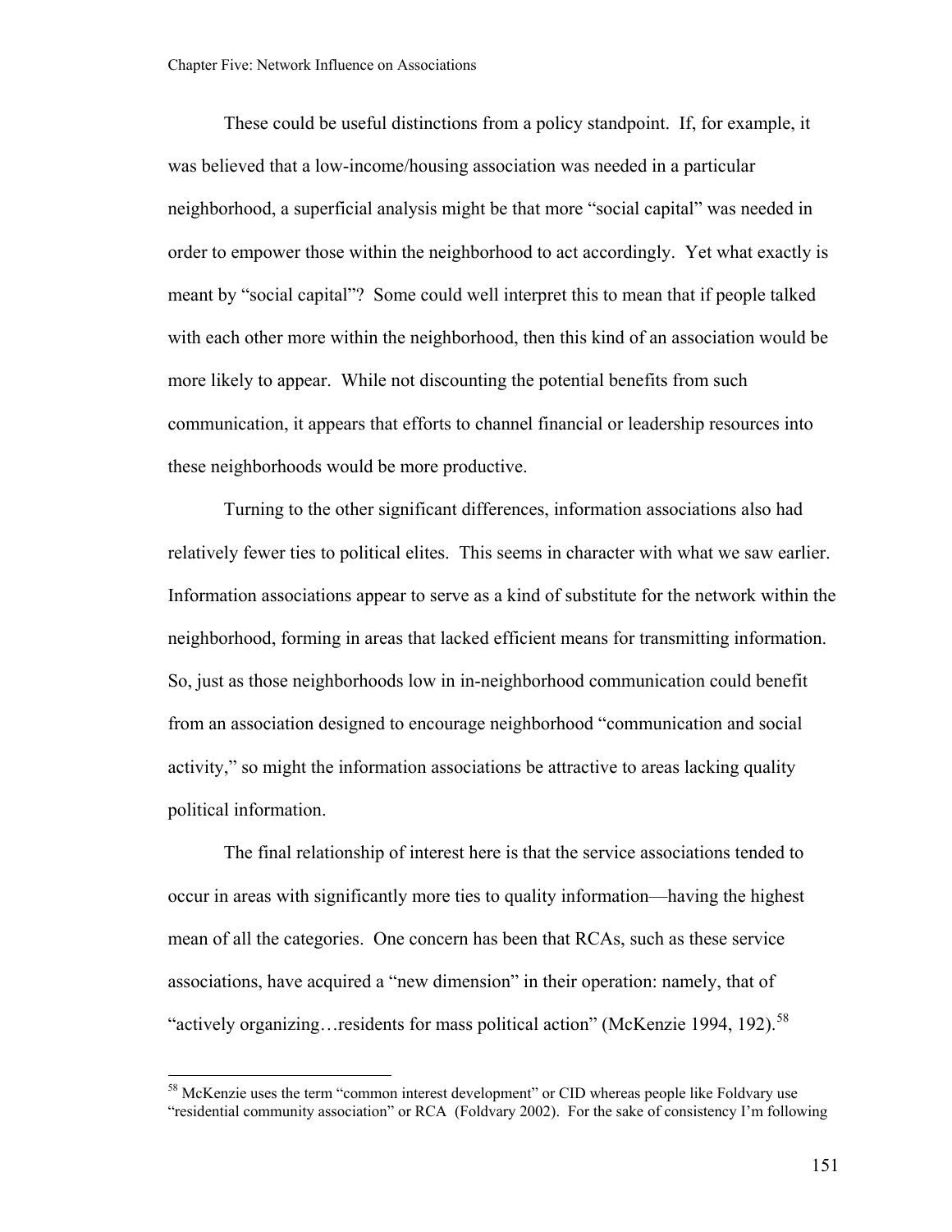These could be useful distinctions from a policy standpoint. If, for example, it was believed that a low-income/housing association was needed in a particular neighborhood, a superficial analysis might be that more "social capital" was needed in order to empower those within the neighborhood to act accordingly. Yet what exactly is meant by "social capital"? Some could well interpret this to mean that if people talked with each other more within the neighborhood, then this kind of an association would be more likely to appear. While not discounting the potential benefits from such communication, it appears that efforts to channel financial or leadership resources into these neighborhoods would be more productive.

Turning to the other significant differences, information associations also had relatively fewer ties to political elites. This seems in character with what we saw earlier. Information associations appear to serve as a kind of substitute for the network within the neighborhood, forming in areas that lacked efficient means for transmitting information. So, just as those neighborhoods low in in-neighborhood communication could benefit from an association designed to encourage neighborhood "communication and social activity," so might the information associations be attractive to areas lacking quality political information.

The final relationship of interest here is that the service associations tended to occur in areas with significantly more ties to quality information—having the highest mean of all the categories. One concern has been that RCAs, such as these service associations, have acquired a "new dimension" in their operation: namely, that of "actively organizing…residents for mass political action" (McKenzie 1994, 192).[58]

---

[58] McKenzie uses the term "common interest development" or CID whereas people like Foldvary use "residential community association" or RCA (Foldvary 2002). For the sake of consistency I'm following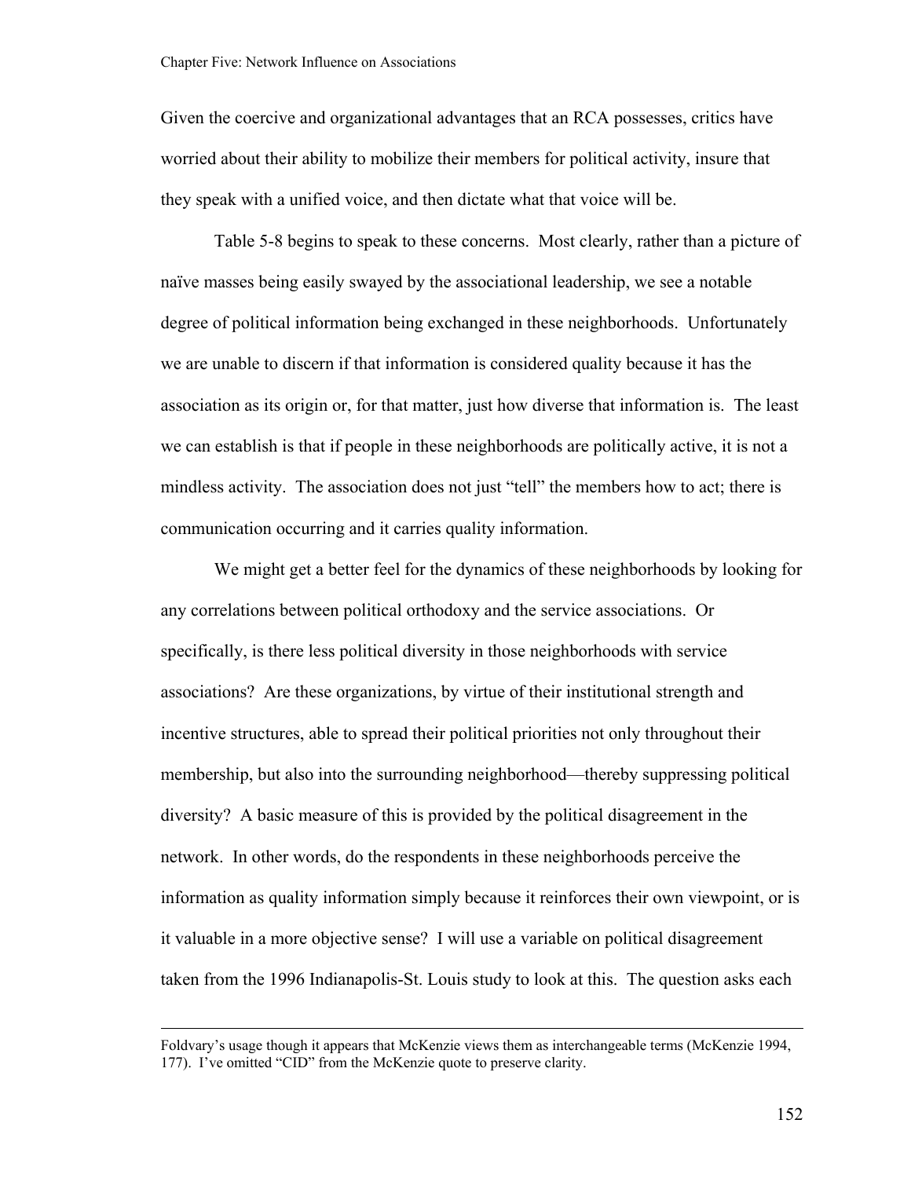Given the coercive and organizational advantages that an RCA possesses, critics have worried about their ability to mobilize their members for political activity, insure that they speak with a unified voice, and then dictate what that voice will be.

Table 5-8 begins to speak to these concerns. Most clearly, rather than a picture of naïve masses being easily swayed by the associational leadership, we see a notable degree of political information being exchanged in these neighborhoods. Unfortunately we are unable to discern if that information is considered quality because it has the association as its origin or, for that matter, just how diverse that information is. The least we can establish is that if people in these neighborhoods are politically active, it is not a mindless activity. The association does not just "tell" the members how to act; there is communication occurring and it carries quality information.

We might get a better feel for the dynamics of these neighborhoods by looking for any correlations between political orthodoxy and the service associations. Or specifically, is there less political diversity in those neighborhoods with service associations? Are these organizations, by virtue of their institutional strength and incentive structures, able to spread their political priorities not only throughout their membership, but also into the surrounding neighborhood—thereby suppressing political diversity? A basic measure of this is provided by the political disagreement in the network. In other words, do the respondents in these neighborhoods perceive the information as quality information simply because it reinforces their own viewpoint, or is it valuable in a more objective sense? I will use a variable on political disagreement taken from the 1996 Indianapolis-St. Louis study to look at this. The question asks each

---

Foldvary's usage though it appears that McKenzie views them as interchangeable terms (McKenzie 1994, 177). I've omitted "CID" from the McKenzie quote to preserve clarity.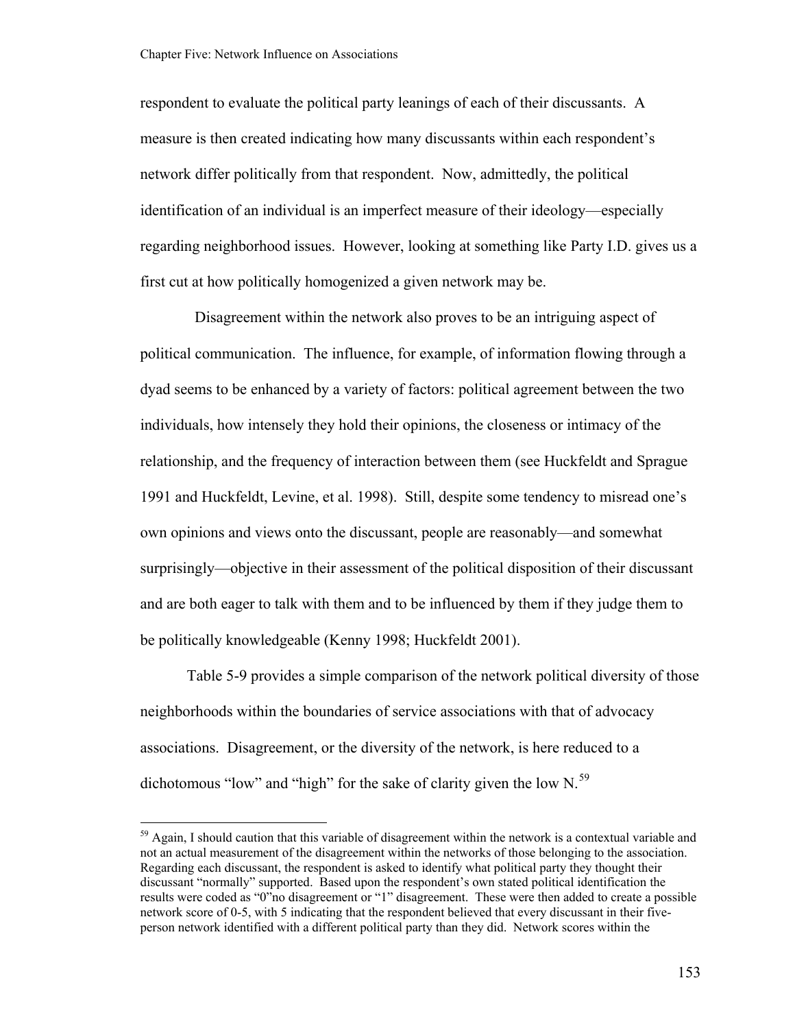respondent to evaluate the political party leanings of each of their discussants. A measure is then created indicating how many discussants within each respondent's network differ politically from that respondent. Now, admittedly, the political identification of an individual is an imperfect measure of their ideology—especially regarding neighborhood issues. However, looking at something like Party I.D. gives us a first cut at how politically homogenized a given network may be.

Disagreement within the network also proves to be an intriguing aspect of political communication. The influence, for example, of information flowing through a dyad seems to be enhanced by a variety of factors: political agreement between the two individuals, how intensely they hold their opinions, the closeness or intimacy of the relationship, and the frequency of interaction between them (see Huckfeldt and Sprague 1991 and Huckfeldt, Levine, et al. 1998). Still, despite some tendency to misread one's own opinions and views onto the discussant, people are reasonably—and somewhat surprisingly—objective in their assessment of the political disposition of their discussant and are both eager to talk with them and to be influenced by them if they judge them to be politically knowledgeable (Kenny 1998; Huckfeldt 2001).

Table 5-9 provides a simple comparison of the network political diversity of those neighborhoods within the boundaries of service associations with that of advocacy associations. Disagreement, or the diversity of the network, is here reduced to a dichotomous "low" and "high" for the sake of clarity given the low N.[59]

[59] Again, I should caution that this variable of disagreement within the network is a contextual variable and not an actual measurement of the disagreement within the networks of those belonging to the association. Regarding each discussant, the respondent is asked to identify what political party they thought their discussant "normally" supported. Based upon the respondent's own stated political identification the results were coded as "0"no disagreement or "1" disagreement. These were then added to create a possible network score of 0-5, with 5 indicating that the respondent believed that every discussant in their five-person network identified with a different political party than they did. Network scores within the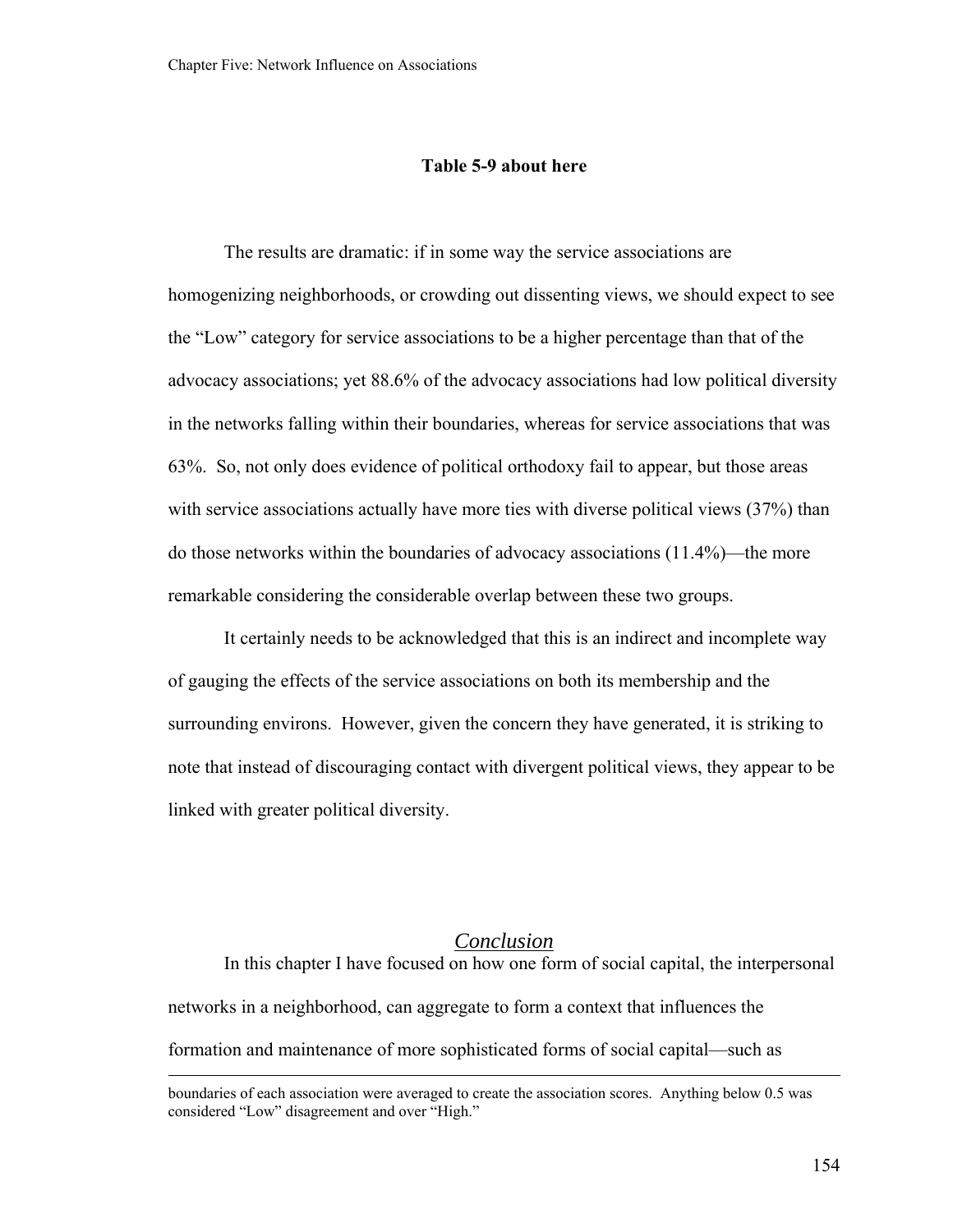**Table 5-9 about here**

The results are dramatic: if in some way the service associations are homogenizing neighborhoods, or crowding out dissenting views, we should expect to see the "Low" category for service associations to be a higher percentage than that of the advocacy associations; yet 88.6% of the advocacy associations had low political diversity in the networks falling within their boundaries, whereas for service associations that was 63%. So, not only does evidence of political orthodoxy fail to appear, but those areas with service associations actually have more ties with diverse political views (37%) than do those networks within the boundaries of advocacy associations (11.4%)—the more remarkable considering the considerable overlap between these two groups.

It certainly needs to be acknowledged that this is an indirect and incomplete way of gauging the effects of the service associations on both its membership and the surrounding environs. However, given the concern they have generated, it is striking to note that instead of discouraging contact with divergent political views, they appear to be linked with greater political diversity.

## *Conclusion*

In this chapter I have focused on how one form of social capital, the interpersonal networks in a neighborhood, can aggregate to form a context that influences the formation and maintenance of more sophisticated forms of social capital—such as

---

boundaries of each association were averaged to create the association scores. Anything below 0.5 was considered "Low" disagreement and over "High."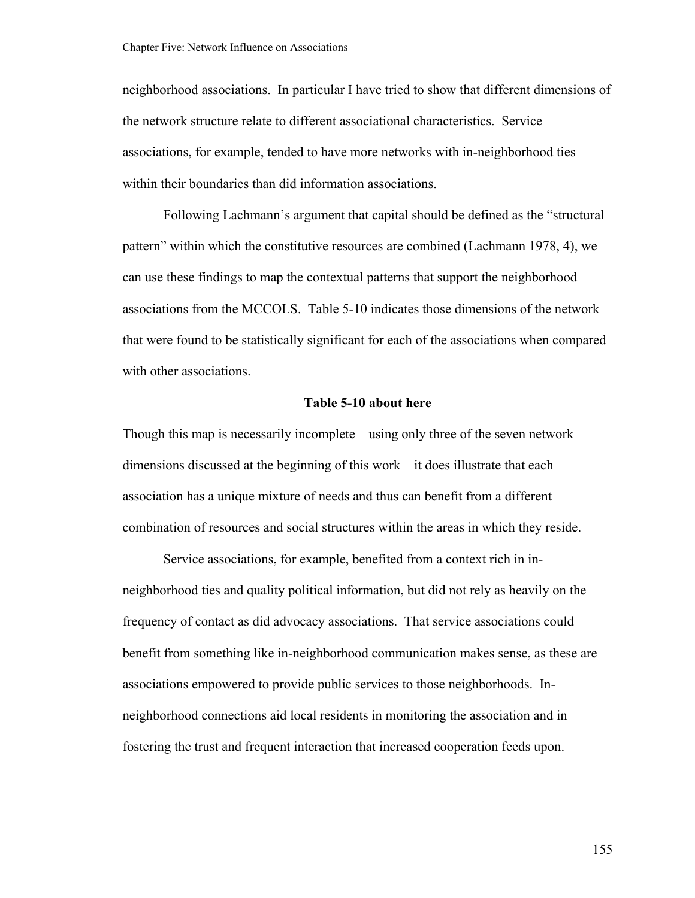neighborhood associations. In particular I have tried to show that different dimensions of the network structure relate to different associational characteristics. Service associations, for example, tended to have more networks with in-neighborhood ties within their boundaries than did information associations.

Following Lachmann's argument that capital should be defined as the "structural pattern" within which the constitutive resources are combined (Lachmann 1978, 4), we can use these findings to map the contextual patterns that support the neighborhood associations from the MCCOLS. Table 5-10 indicates those dimensions of the network that were found to be statistically significant for each of the associations when compared with other associations.

**Table 5-10 about here**

Though this map is necessarily incomplete—using only three of the seven network dimensions discussed at the beginning of this work—it does illustrate that each association has a unique mixture of needs and thus can benefit from a different combination of resources and social structures within the areas in which they reside.

Service associations, for example, benefited from a context rich in in-neighborhood ties and quality political information, but did not rely as heavily on the frequency of contact as did advocacy associations. That service associations could benefit from something like in-neighborhood communication makes sense, as these are associations empowered to provide public services to those neighborhoods. In-neighborhood connections aid local residents in monitoring the association and in fostering the trust and frequent interaction that increased cooperation feeds upon.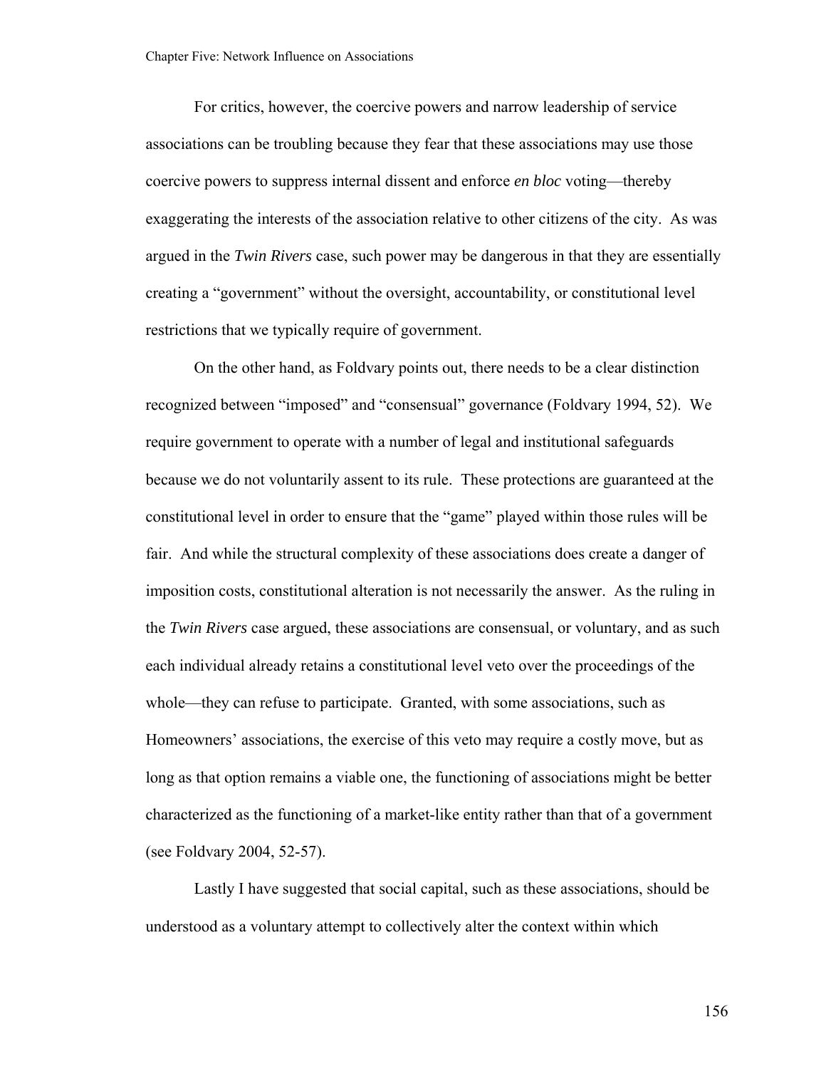For critics, however, the coercive powers and narrow leadership of service associations can be troubling because they fear that these associations may use those coercive powers to suppress internal dissent and enforce *en bloc* voting—thereby exaggerating the interests of the association relative to other citizens of the city. As was argued in the *Twin Rivers* case, such power may be dangerous in that they are essentially creating a "government" without the oversight, accountability, or constitutional level restrictions that we typically require of government.

On the other hand, as Foldvary points out, there needs to be a clear distinction recognized between "imposed" and "consensual" governance (Foldvary 1994, 52). We require government to operate with a number of legal and institutional safeguards because we do not voluntarily assent to its rule. These protections are guaranteed at the constitutional level in order to ensure that the "game" played within those rules will be fair. And while the structural complexity of these associations does create a danger of imposition costs, constitutional alteration is not necessarily the answer. As the ruling in the *Twin Rivers* case argued, these associations are consensual, or voluntary, and as such each individual already retains a constitutional level veto over the proceedings of the whole—they can refuse to participate. Granted, with some associations, such as Homeowners' associations, the exercise of this veto may require a costly move, but as long as that option remains a viable one, the functioning of associations might be better characterized as the functioning of a market-like entity rather than that of a government (see Foldvary 2004, 52-57).

Lastly I have suggested that social capital, such as these associations, should be understood as a voluntary attempt to collectively alter the context within which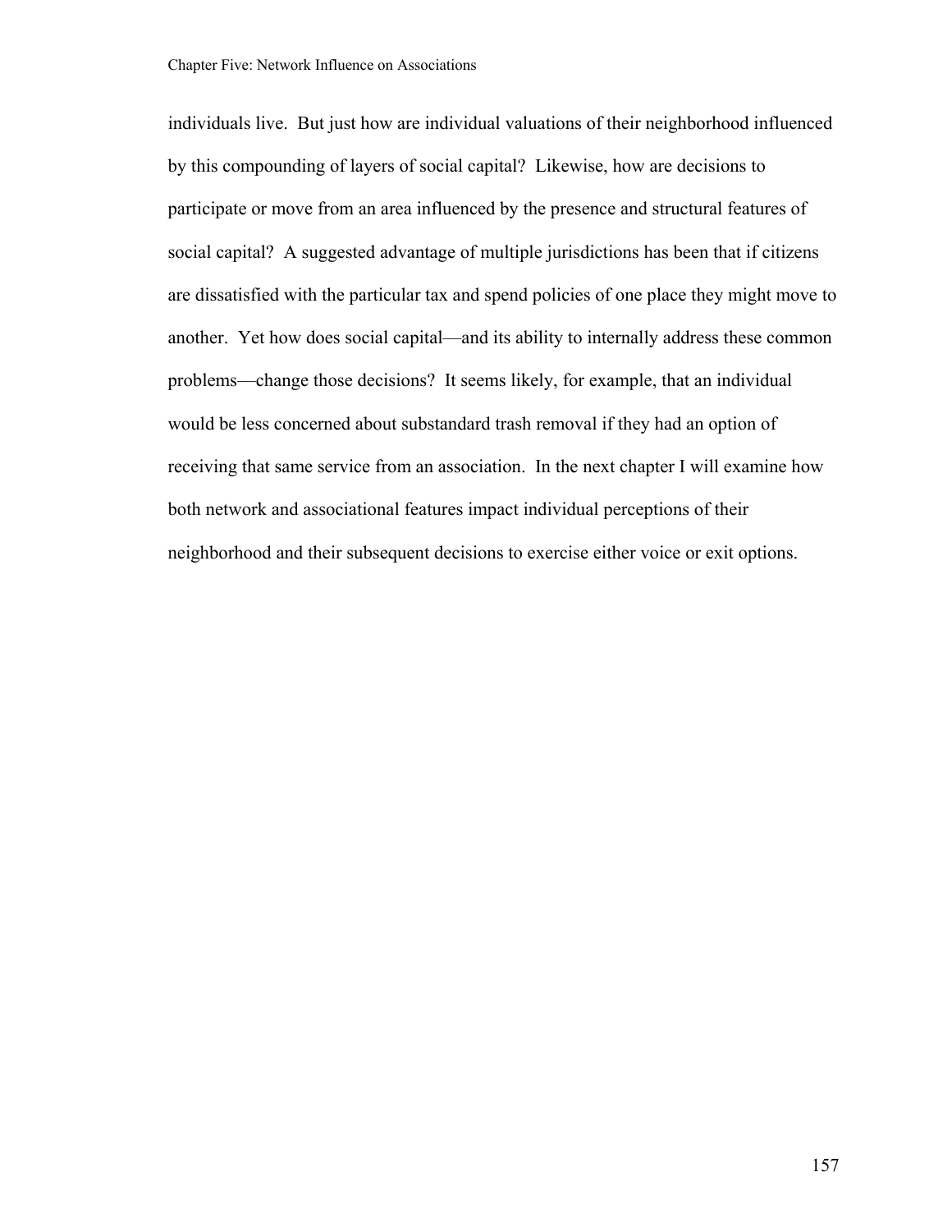individuals live. But just how are individual valuations of their neighborhood influenced by this compounding of layers of social capital? Likewise, how are decisions to participate or move from an area influenced by the presence and structural features of social capital? A suggested advantage of multiple jurisdictions has been that if citizens are dissatisfied with the particular tax and spend policies of one place they might move to another. Yet how does social capital—and its ability to internally address these common problems—change those decisions? It seems likely, for example, that an individual would be less concerned about substandard trash removal if they had an option of receiving that same service from an association. In the next chapter I will examine how both network and associational features impact individual perceptions of their neighborhood and their subsequent decisions to exercise either voice or exit options.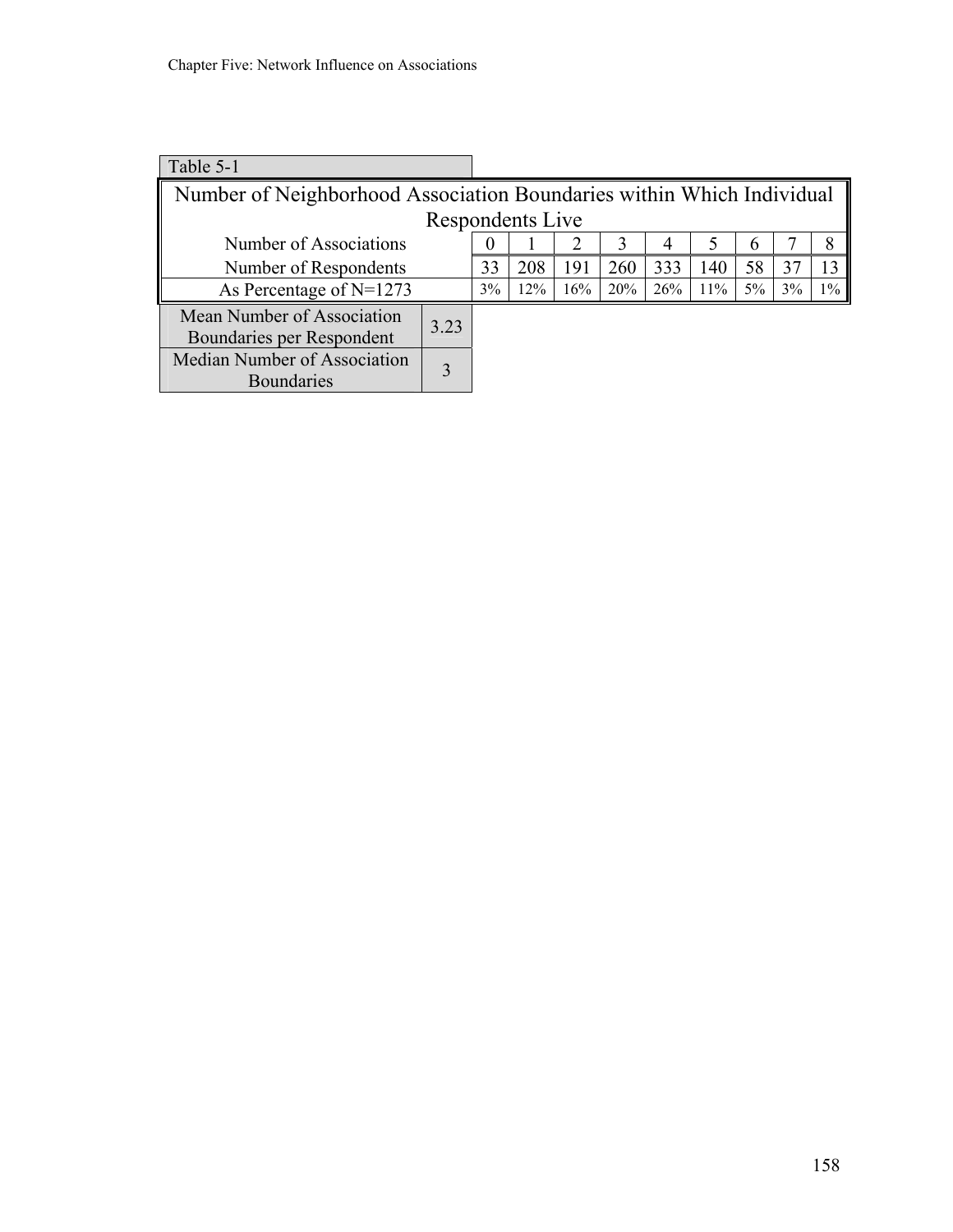Table 5-1

| Number of Neighborhood Association Boundaries within Which Individual Respondents Live | | | | | | | | | |
|---|---|---|---|---|---|---|---|---|---|
| Number of Associations | 0 | 1 | 2 | 3 | 4 | 5 | 6 | 7 | 8 |
| Number of Respondents | 33 | 208 | 191 | 260 | 333 | 140 | 58 | 37 | 13 |
| As Percentage of N=1273 | 3% | 12% | 16% | 20% | 26% | 11% | 5% | 3% | 1% |

| Mean Number of Association Boundaries per Respondent | 3.23 |
|---|---|
| Median Number of Association Boundaries | 3 |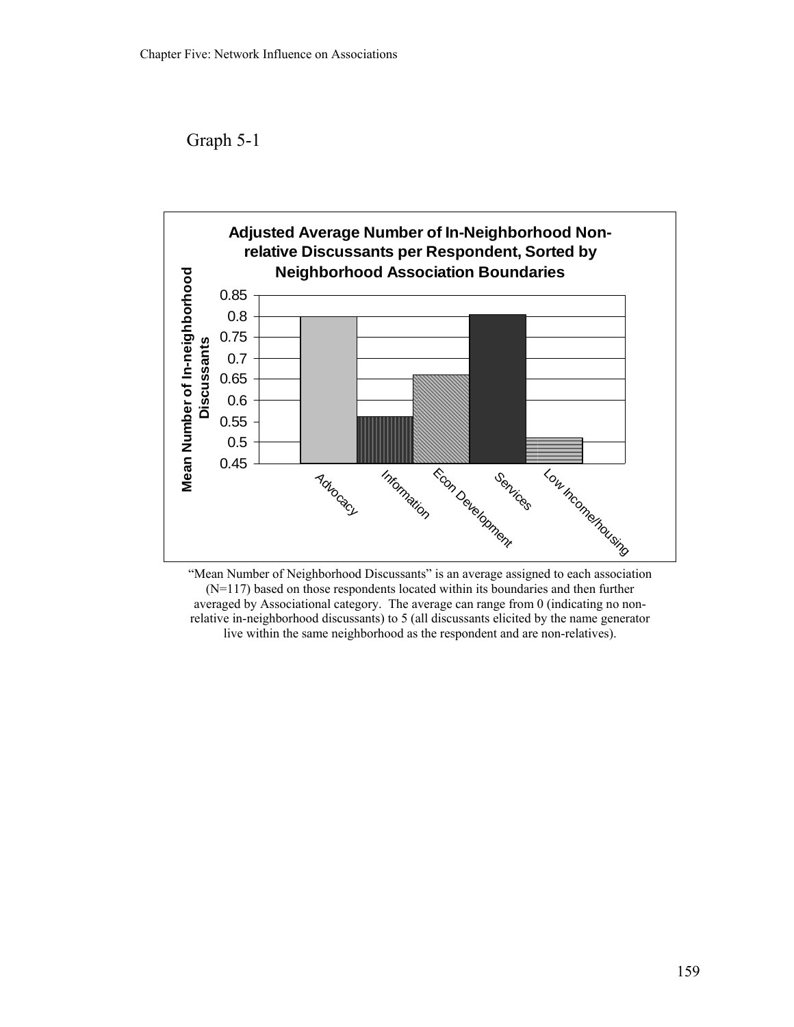Graph 5-1

**Adjusted Average Number of In-Neighborhood Non-relative Discussants per Respondent, Sorted by Neighborhood Association Boundaries**

| Category | Mean Number of In-neighborhood Discussants |
| --- | --- |
| Advocacy | 0.80 |
| Information | 0.56 |
| Econ Development | 0.66 |
| Services | 0.80 |
| Low Income/housing | 0.51 |

"Mean Number of Neighborhood Discussants" is an average assigned to each association (N=117) based on those respondents located within its boundaries and then further averaged by Associational category. The average can range from 0 (indicating no non-relative in-neighborhood discussants) to 5 (all discussants elicited by the name generator live within the same neighborhood as the respondent and are non-relatives).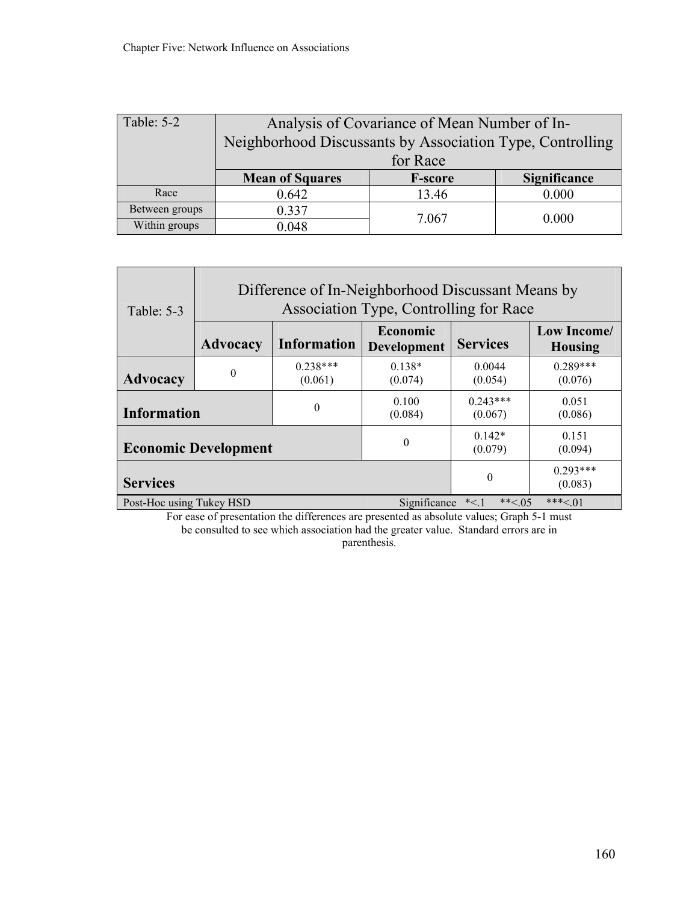| Table: 5-2 | Analysis of Covariance of Mean Number of In-Neighborhood Discussants by Association Type, Controlling for Race | | |
|---|---|---|---|
| | **Mean of Squares** | **F-score** | **Significance** |
| Race | 0.642 | 13.46 | 0.000 |
| Between groups | 0.337 | 7.067 | 0.000 |
| Within groups | 0.048 | | |

| Table: 5-3 | Difference of In-Neighborhood Discussant Means by Association Type, Controlling for Race | | | | |
|---|---|---|---|---|---|
| | **Advocacy** | **Information** | **Economic Development** | **Services** | **Low Income/ Housing** |
| **Advocacy** | 0 | 0.238*** (0.061) | 0.138* (0.074) | 0.0044 (0.054) | 0.289*** (0.076) |
| **Information** | | 0 | 0.100 (0.084) | 0.243*** (0.067) | 0.051 (0.086) |
| **Economic Development** | | | 0 | 0.142* (0.079) | 0.151 (0.094) |
| **Services** | | | | 0 | 0.293*** (0.083) |
| Post-Hoc using Tukey HSD | | | Significance *<.1 **<.05 ***<.01 | | |

For ease of presentation the differences are presented as absolute values; Graph 5-1 must be consulted to see which association had the greater value. Standard errors are in parenthesis.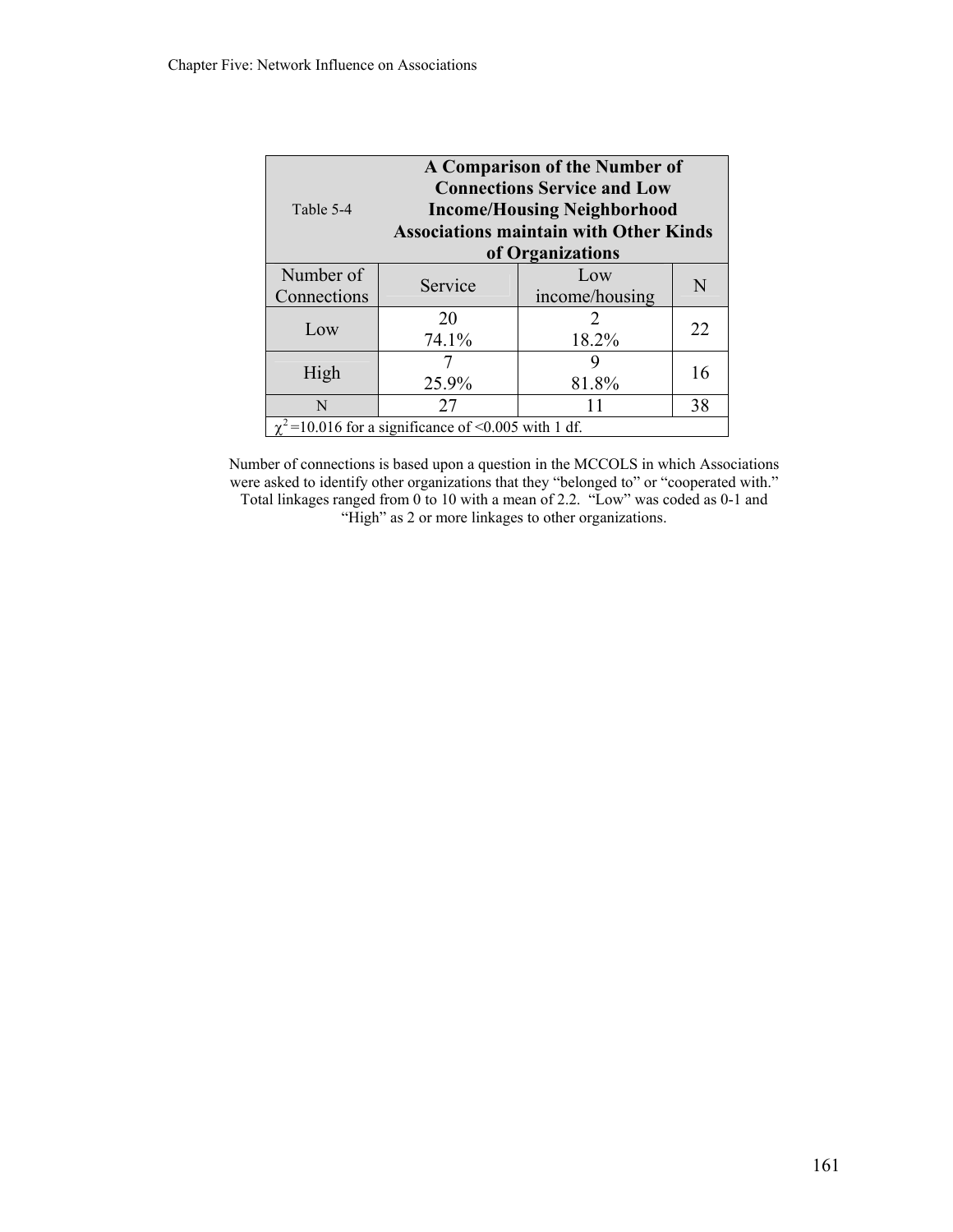| Table 5-4 | **A Comparison of the Number of Connections Service and Low Income/Housing Neighborhood Associations maintain with Other Kinds of Organizations** | | |
|---|---|---|---|
| Number of Connections | Service | Low income/housing | N |
| Low | 20<br>74.1% | 2<br>18.2% | 22 |
| High | 7<br>25.9% | 9<br>81.8% | 16 |
| N | 27 | 11 | 38 |
| $\chi^2$=10.016 for a significance of <0.005 with 1 df. | | | |

Number of connections is based upon a question in the MCCOLS in which Associations were asked to identify other organizations that they "belonged to" or "cooperated with." Total linkages ranged from 0 to 10 with a mean of 2.2. "Low" was coded as 0-1 and "High" as 2 or more linkages to other organizations.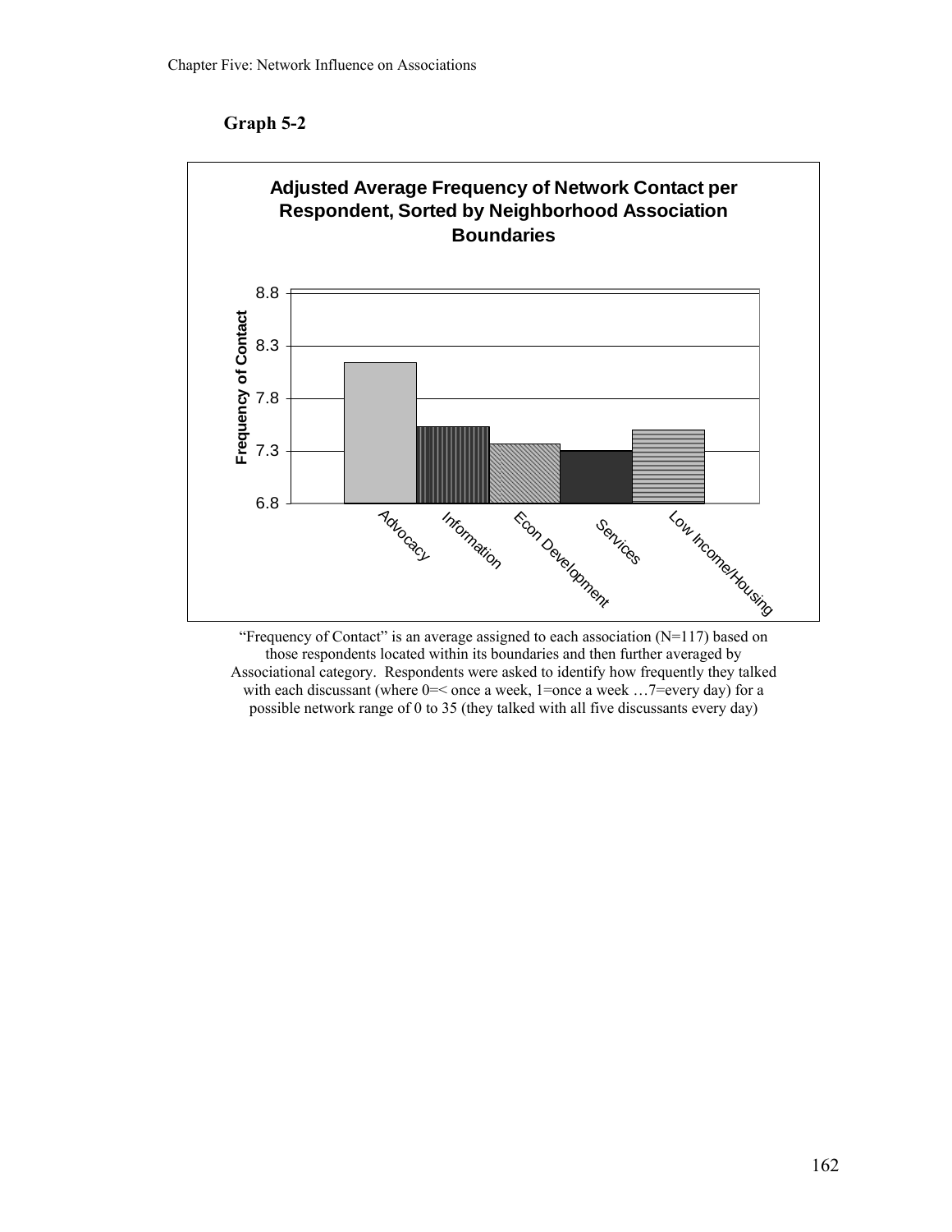**Graph 5-2**

**Adjusted Average Frequency of Network Contact per Respondent, Sorted by Neighborhood Association Boundaries**

"Frequency of Contact" is an average assigned to each association (N=117) based on those respondents located within its boundaries and then further averaged by Associational category. Respondents were asked to identify how frequently they talked with each discussant (where 0=< once a week, 1=once a week …7=every day) for a possible network range of 0 to 35 (they talked with all five discussants every day)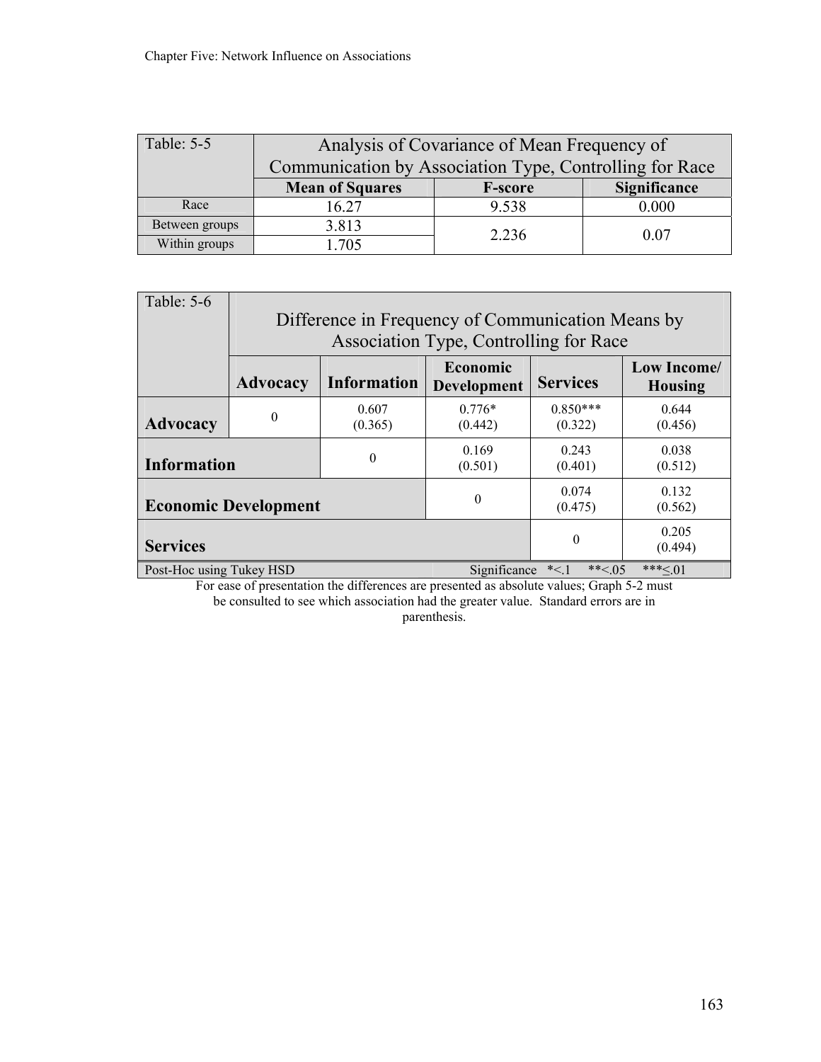| Table: 5-5 | Analysis of Covariance of Mean Frequency of Communication by Association Type, Controlling for Race | | |
|---|---|---|---|
| | **Mean of Squares** | **F-score** | **Significance** |
| Race | 16.27 | 9.538 | 0.000 |
| Between groups | 3.813 | 2.236 | 0.07 |
| Within groups | 1.705 | | |

| Table: 5-6 | Difference in Frequency of Communication Means by Association Type, Controlling for Race | | | | |
|---|---|---|---|---|---|
| | **Advocacy** | **Information** | **Economic Development** | **Services** | **Low Income/ Housing** |
| **Advocacy** | 0 | 0.607 (0.365) | 0.776* (0.442) | 0.850*** (0.322) | 0.644 (0.456) |
| **Information** | | 0 | 0.169 (0.501) | 0.243 (0.401) | 0.038 (0.512) |
| **Economic Development** | | | 0 | 0.074 (0.475) | 0.132 (0.562) |
| **Services** | | | | 0 | 0.205 (0.494) |
| Post-Hoc using Tukey HSD | | | Significance *<.1 **<.05 ***≤.01 | | |

For ease of presentation the differences are presented as absolute values; Graph 5-2 must be consulted to see which association had the greater value. Standard errors are in parenthesis.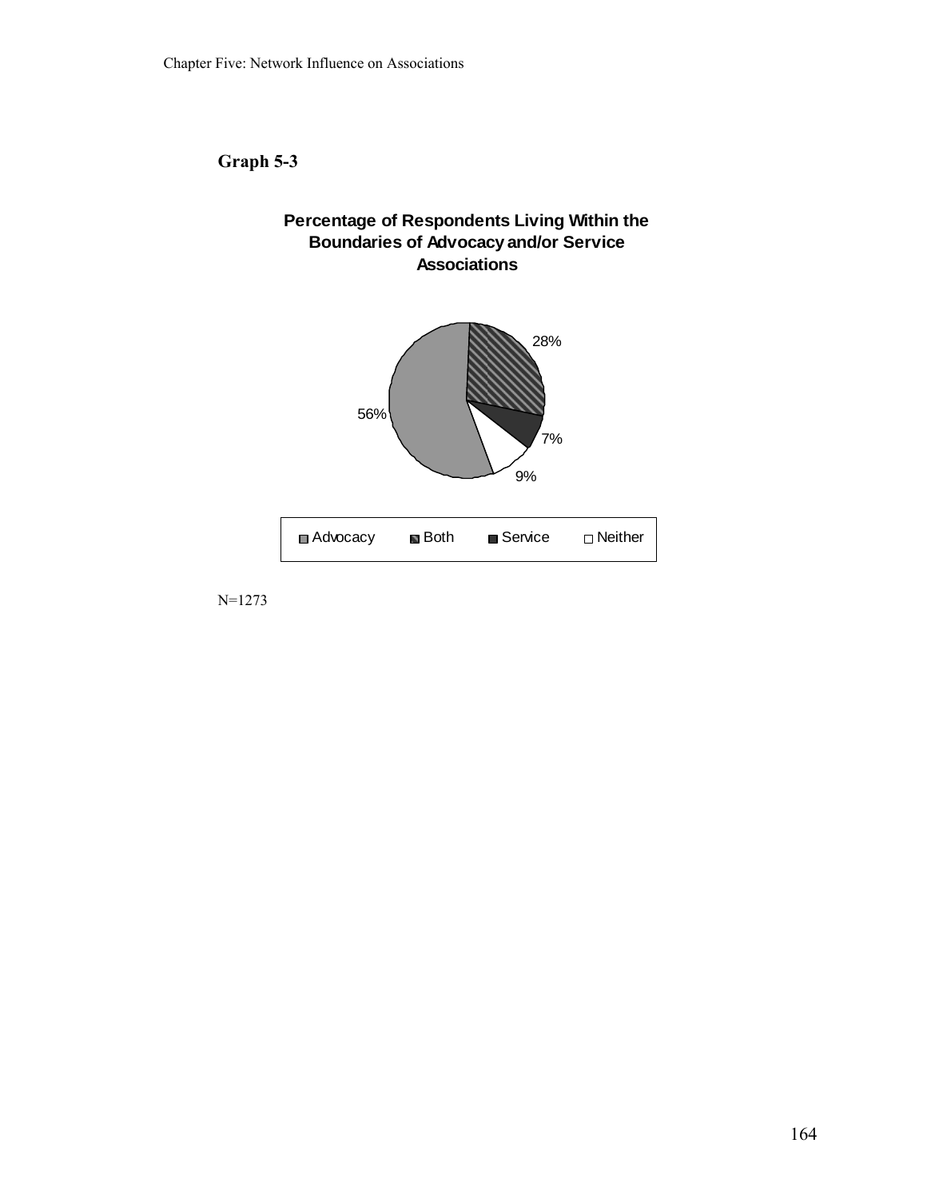**Graph 5-3**

**Percentage of Respondents Living Within the Boundaries of Advocacy and/or Service Associations**

| Category | Percentage |
|---|---|
| Advocacy | 56% |
| Both | 28% |
| Service | 7% |
| Neither | 9% |

N=1273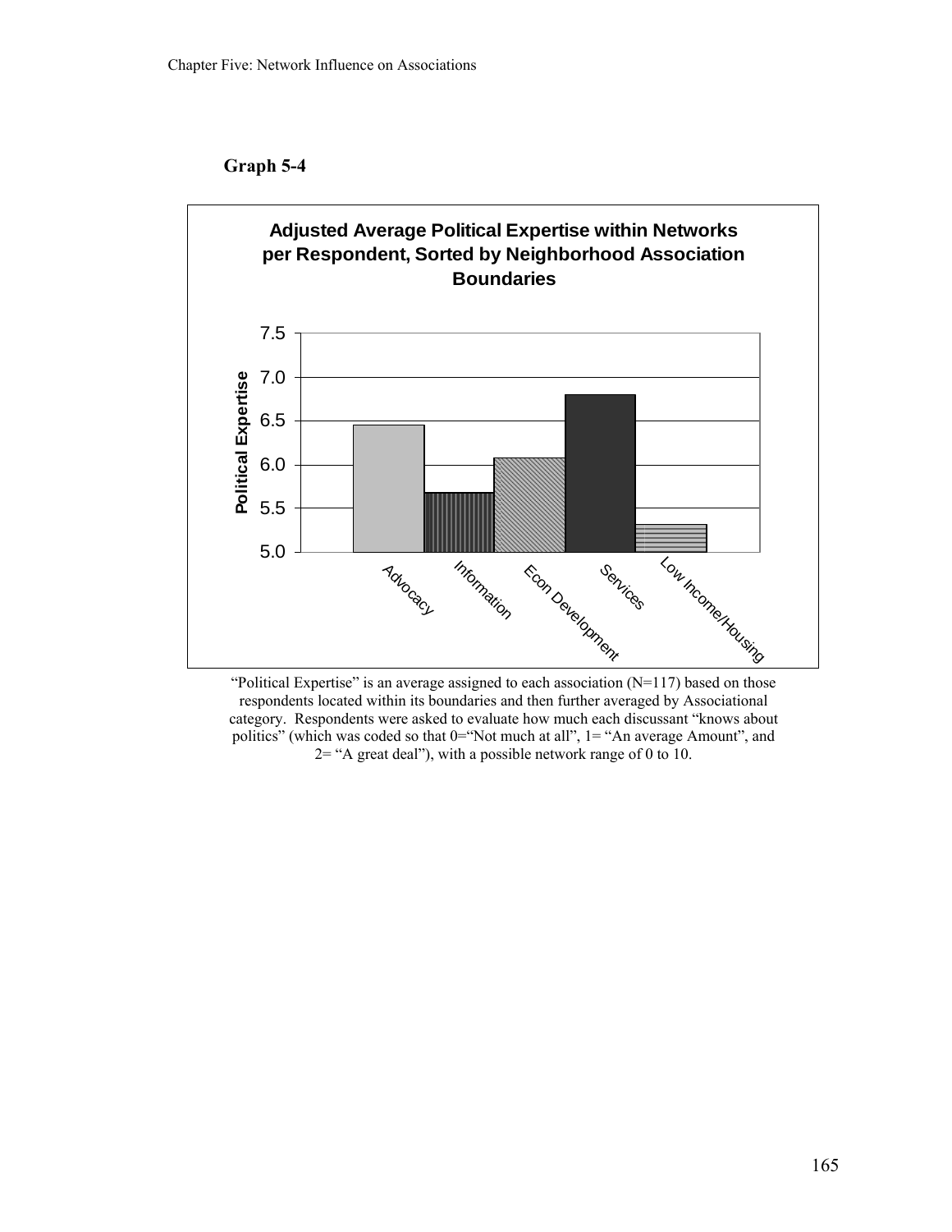**Graph 5-4**

**Adjusted Average Political Expertise within Networks per Respondent, Sorted by Neighborhood Association Boundaries**

Political Expertise

7.5
7.0
6.5
6.0
5.5
5.0

Advocacy | Information | Econ Development | Services | Low Income/Housing

"Political Expertise" is an average assigned to each association (N=117) based on those respondents located within its boundaries and then further averaged by Associational category. Respondents were asked to evaluate how much each discussant "knows about politics" (which was coded so that 0="Not much at all", 1= "An average Amount", and 2= "A great deal"), with a possible network range of 0 to 10.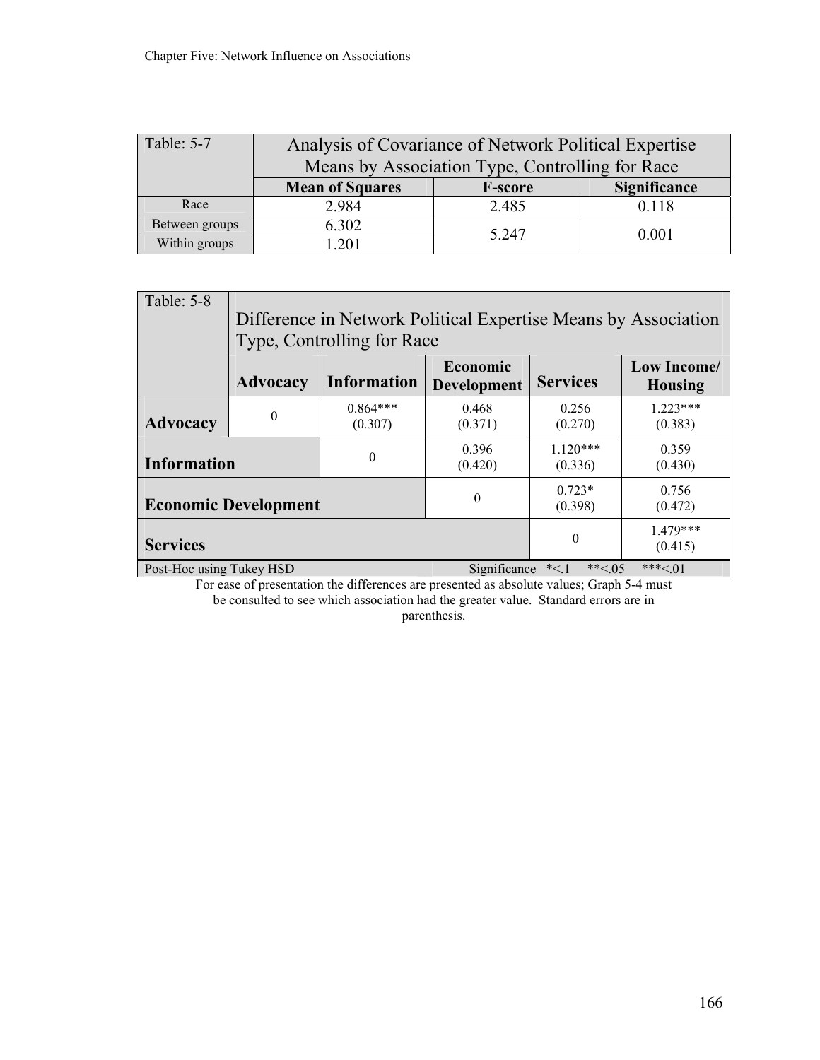| Table: 5-7 | Analysis of Covariance of Network Political Expertise Means by Association Type, Controlling for Race | | |
|---|---|---|---|
| | **Mean of Squares** | **F-score** | **Significance** |
| Race | 2.984 | 2.485 | 0.118 |
| Between groups | 6.302 | 5.247 | 0.001 |
| Within groups | 1.201 | | |

| Table: 5-8 | Difference in Network Political Expertise Means by Association Type, Controlling for Race | | | | |
|---|---|---|---|---|---|
| | **Advocacy** | **Information** | **Economic Development** | **Services** | **Low Income/ Housing** |
| **Advocacy** | 0 | 0.864*** (0.307) | 0.468 (0.371) | 0.256 (0.270) | 1.223*** (0.383) |
| **Information** | | 0 | 0.396 (0.420) | 1.120*** (0.336) | 0.359 (0.430) |
| **Economic Development** | | | 0 | 0.723* (0.398) | 0.756 (0.472) |
| **Services** | | | | 0 | 1.479*** (0.415) |
| Post-Hoc using Tukey HSD | | | Significance *<.1 **<.05 ***<.01 | | |

For ease of presentation the differences are presented as absolute values; Graph 5-4 must be consulted to see which association had the greater value. Standard errors are in parenthesis.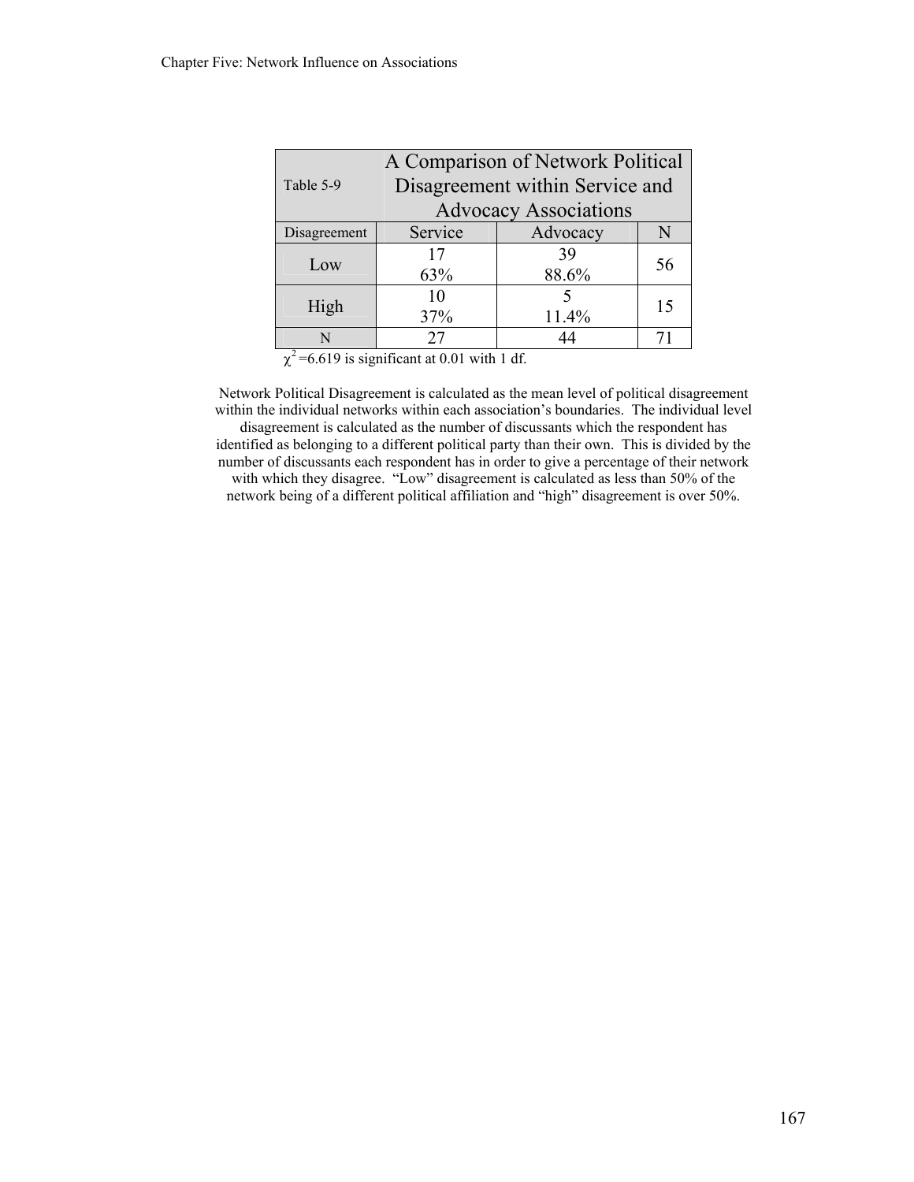| Table 5-9 | A Comparison of Network Political Disagreement within Service and Advocacy Associations | | |
|---|---|---|---|
| Disagreement | Service | Advocacy | N |
| Low | 17<br>63% | 39<br>88.6% | 56 |
| High | 10<br>37% | 5<br>11.4% | 15 |
| N | 27 | 44 | 71 |

$\chi^2$ =6.619 is significant at 0.01 with 1 df.

Network Political Disagreement is calculated as the mean level of political disagreement within the individual networks within each association's boundaries. The individual level disagreement is calculated as the number of discussants which the respondent has identified as belonging to a different political party than their own. This is divided by the number of discussants each respondent has in order to give a percentage of their network with which they disagree. "Low" disagreement is calculated as less than 50% of the network being of a different political affiliation and "high" disagreement is over 50%.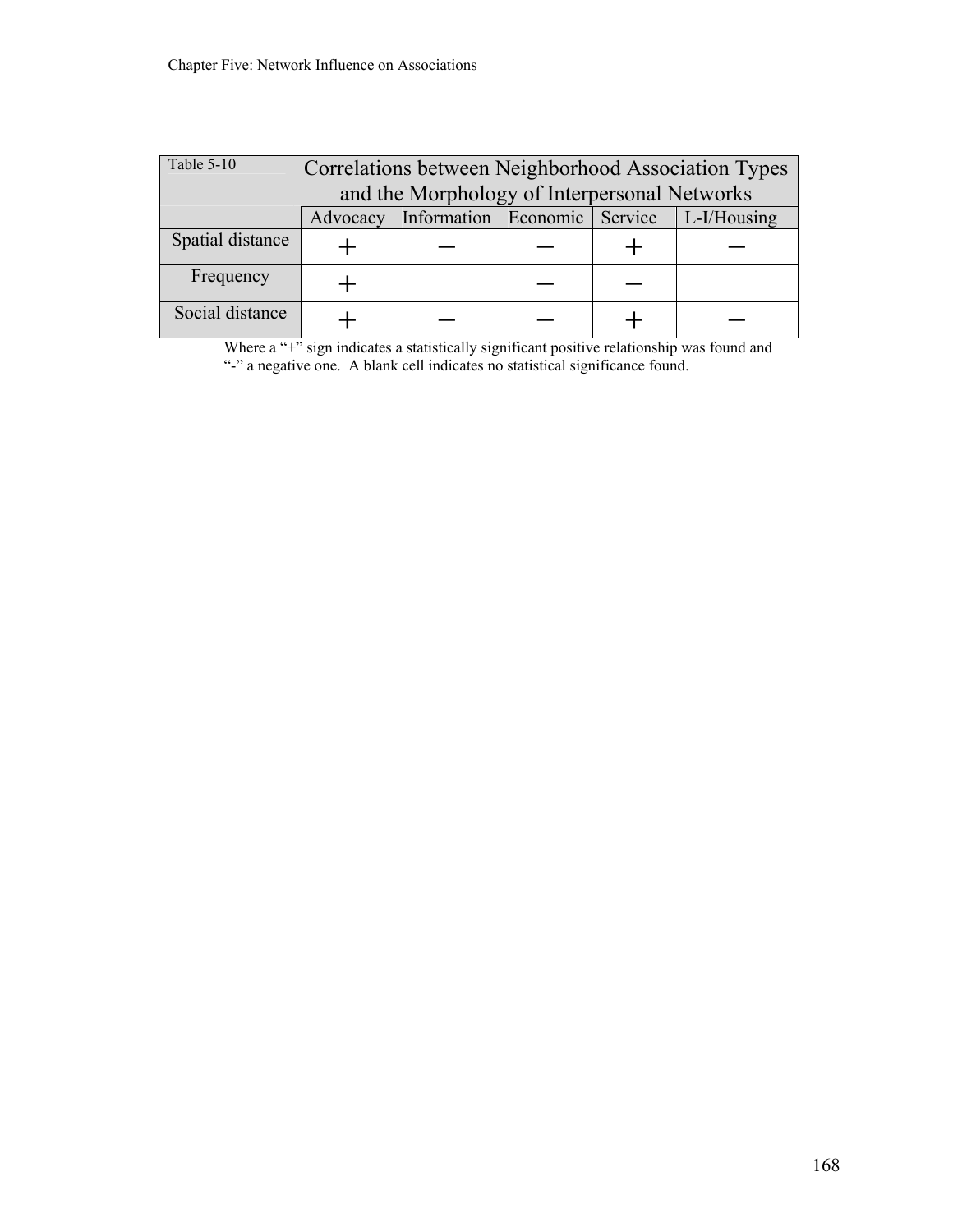Table 5-10 Correlations between Neighborhood Association Types and the Morphology of Interpersonal Networks

| | Advocacy | Information | Economic | Service | L-I/Housing |
|---|---|---|---|---|---|
| Spatial distance | + | − | − | + | − |
| Frequency | + | | − | − | |
| Social distance | + | − | − | + | − |

Where a "+" sign indicates a statistically significant positive relationship was found and "-" a negative one. A blank cell indicates no statistical significance found.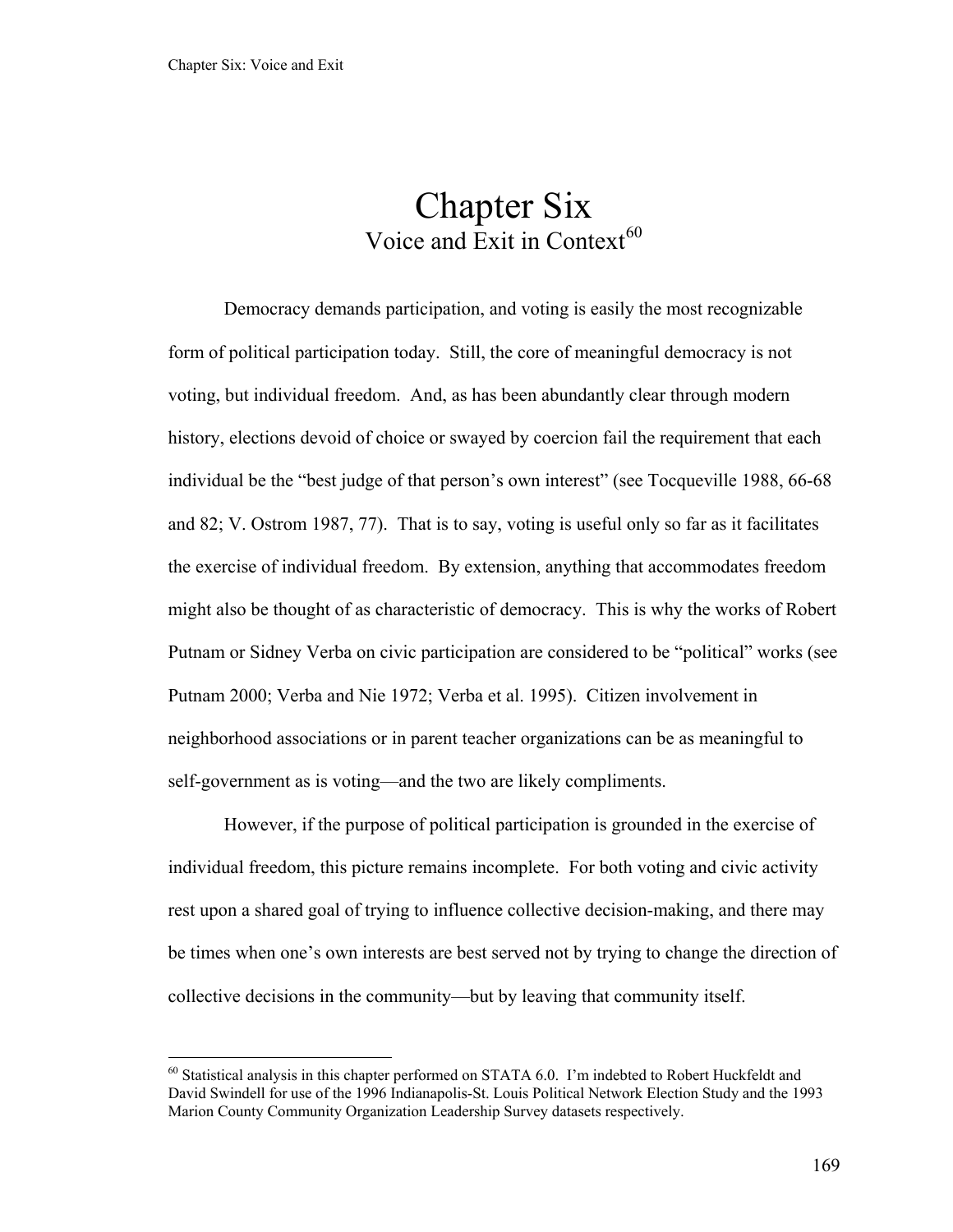# Chapter Six
## Voice and Exit in Context[60]

Democracy demands participation, and voting is easily the most recognizable form of political participation today. Still, the core of meaningful democracy is not voting, but individual freedom. And, as has been abundantly clear through modern history, elections devoid of choice or swayed by coercion fail the requirement that each individual be the "best judge of that person's own interest" (see Tocqueville 1988, 66-68 and 82; V. Ostrom 1987, 77). That is to say, voting is useful only so far as it facilitates the exercise of individual freedom. By extension, anything that accommodates freedom might also be thought of as characteristic of democracy. This is why the works of Robert Putnam or Sidney Verba on civic participation are considered to be "political" works (see Putnam 2000; Verba and Nie 1972; Verba et al. 1995). Citizen involvement in neighborhood associations or in parent teacher organizations can be as meaningful to self-government as is voting—and the two are likely compliments.

However, if the purpose of political participation is grounded in the exercise of individual freedom, this picture remains incomplete. For both voting and civic activity rest upon a shared goal of trying to influence collective decision-making, and there may be times when one's own interests are best served not by trying to change the direction of collective decisions in the community—but by leaving that community itself.

---

[60] Statistical analysis in this chapter performed on STATA 6.0. I'm indebted to Robert Huckfeldt and David Swindell for use of the 1996 Indianapolis-St. Louis Political Network Election Study and the 1993 Marion County Community Organization Leadership Survey datasets respectively.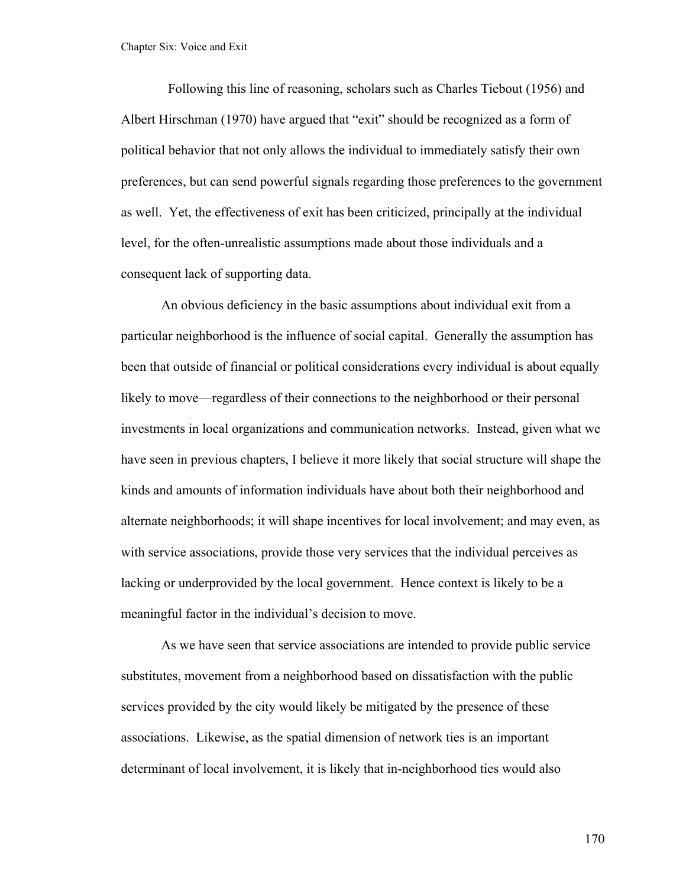Following this line of reasoning, scholars such as Charles Tiebout (1956) and Albert Hirschman (1970) have argued that "exit" should be recognized as a form of political behavior that not only allows the individual to immediately satisfy their own preferences, but can send powerful signals regarding those preferences to the government as well. Yet, the effectiveness of exit has been criticized, principally at the individual level, for the often-unrealistic assumptions made about those individuals and a consequent lack of supporting data.

An obvious deficiency in the basic assumptions about individual exit from a particular neighborhood is the influence of social capital. Generally the assumption has been that outside of financial or political considerations every individual is about equally likely to move—regardless of their connections to the neighborhood or their personal investments in local organizations and communication networks. Instead, given what we have seen in previous chapters, I believe it more likely that social structure will shape the kinds and amounts of information individuals have about both their neighborhood and alternate neighborhoods; it will shape incentives for local involvement; and may even, as with service associations, provide those very services that the individual perceives as lacking or underprovided by the local government. Hence context is likely to be a meaningful factor in the individual's decision to move.

As we have seen that service associations are intended to provide public service substitutes, movement from a neighborhood based on dissatisfaction with the public services provided by the city would likely be mitigated by the presence of these associations. Likewise, as the spatial dimension of network ties is an important determinant of local involvement, it is likely that in-neighborhood ties would also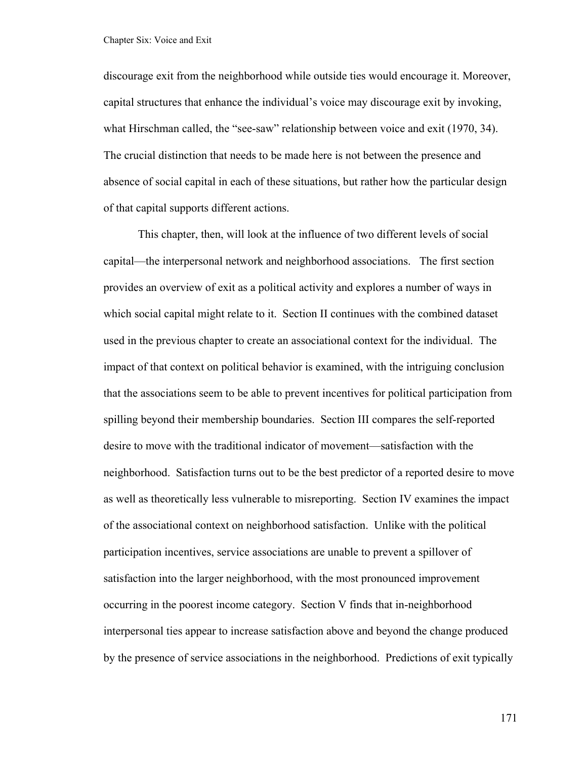discourage exit from the neighborhood while outside ties would encourage it. Moreover, capital structures that enhance the individual's voice may discourage exit by invoking, what Hirschman called, the "see-saw" relationship between voice and exit (1970, 34). The crucial distinction that needs to be made here is not between the presence and absence of social capital in each of these situations, but rather how the particular design of that capital supports different actions.

This chapter, then, will look at the influence of two different levels of social capital—the interpersonal network and neighborhood associations. The first section provides an overview of exit as a political activity and explores a number of ways in which social capital might relate to it. Section II continues with the combined dataset used in the previous chapter to create an associational context for the individual. The impact of that context on political behavior is examined, with the intriguing conclusion that the associations seem to be able to prevent incentives for political participation from spilling beyond their membership boundaries. Section III compares the self-reported desire to move with the traditional indicator of movement—satisfaction with the neighborhood. Satisfaction turns out to be the best predictor of a reported desire to move as well as theoretically less vulnerable to misreporting. Section IV examines the impact of the associational context on neighborhood satisfaction. Unlike with the political participation incentives, service associations are unable to prevent a spillover of satisfaction into the larger neighborhood, with the most pronounced improvement occurring in the poorest income category. Section V finds that in-neighborhood interpersonal ties appear to increase satisfaction above and beyond the change produced by the presence of service associations in the neighborhood. Predictions of exit typically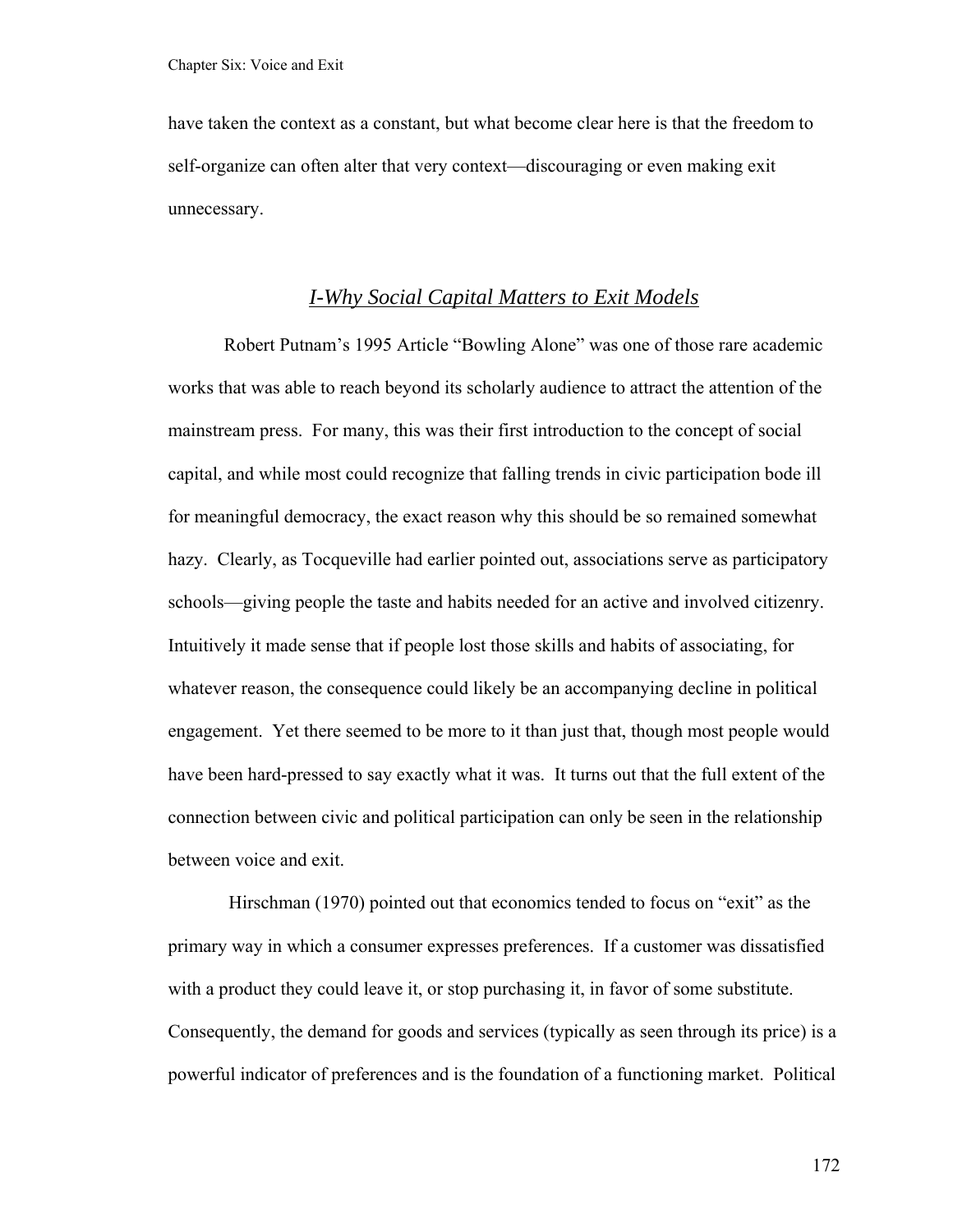have taken the context as a constant, but what become clear here is that the freedom to self-organize can often alter that very context—discouraging or even making exit unnecessary.

## *I-Why Social Capital Matters to Exit Models*

Robert Putnam's 1995 Article "Bowling Alone" was one of those rare academic works that was able to reach beyond its scholarly audience to attract the attention of the mainstream press. For many, this was their first introduction to the concept of social capital, and while most could recognize that falling trends in civic participation bode ill for meaningful democracy, the exact reason why this should be so remained somewhat hazy. Clearly, as Tocqueville had earlier pointed out, associations serve as participatory schools—giving people the taste and habits needed for an active and involved citizenry. Intuitively it made sense that if people lost those skills and habits of associating, for whatever reason, the consequence could likely be an accompanying decline in political engagement. Yet there seemed to be more to it than just that, though most people would have been hard-pressed to say exactly what it was. It turns out that the full extent of the connection between civic and political participation can only be seen in the relationship between voice and exit.

Hirschman (1970) pointed out that economics tended to focus on "exit" as the primary way in which a consumer expresses preferences. If a customer was dissatisfied with a product they could leave it, or stop purchasing it, in favor of some substitute. Consequently, the demand for goods and services (typically as seen through its price) is a powerful indicator of preferences and is the foundation of a functioning market. Political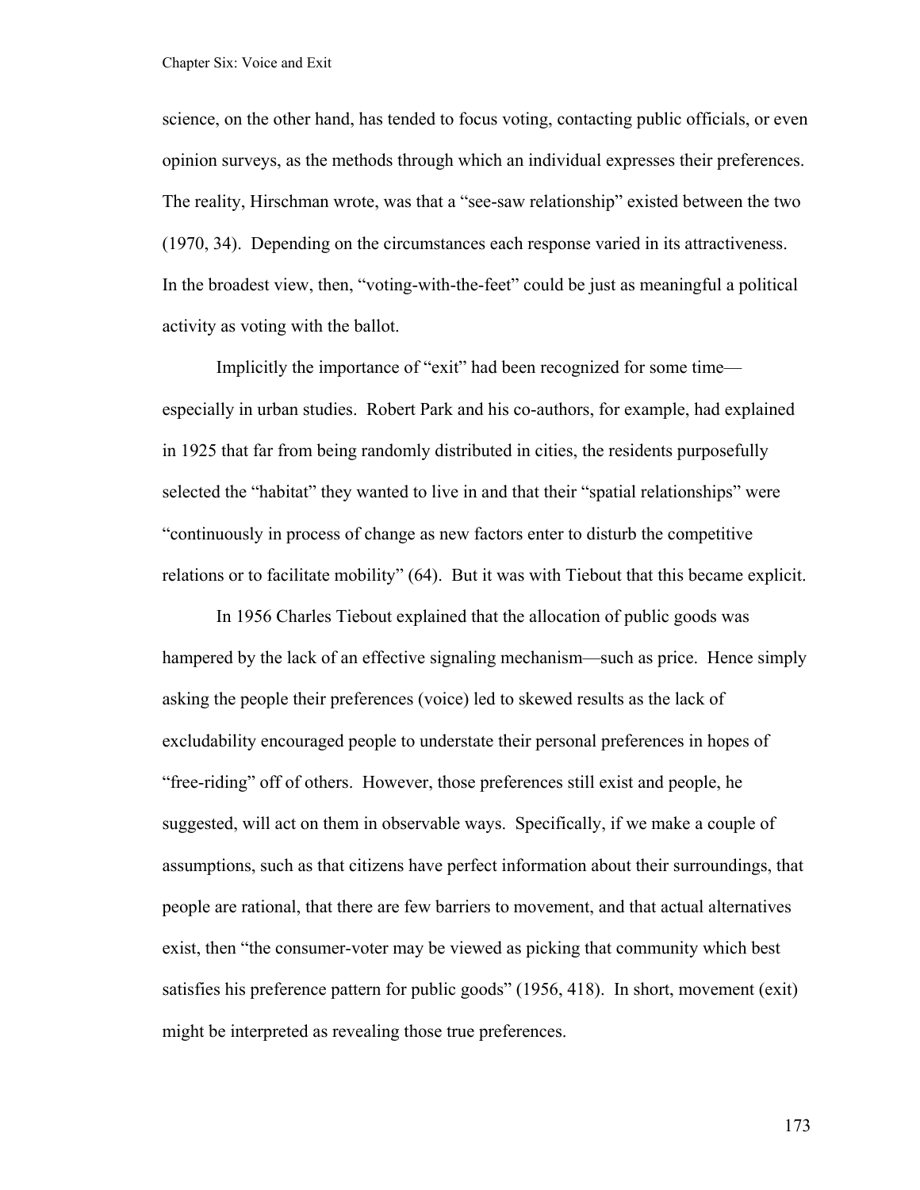science, on the other hand, has tended to focus voting, contacting public officials, or even opinion surveys, as the methods through which an individual expresses their preferences. The reality, Hirschman wrote, was that a "see-saw relationship" existed between the two (1970, 34). Depending on the circumstances each response varied in its attractiveness. In the broadest view, then, "voting-with-the-feet" could be just as meaningful a political activity as voting with the ballot.

Implicitly the importance of "exit" had been recognized for some time—especially in urban studies. Robert Park and his co-authors, for example, had explained in 1925 that far from being randomly distributed in cities, the residents purposefully selected the "habitat" they wanted to live in and that their "spatial relationships" were "continuously in process of change as new factors enter to disturb the competitive relations or to facilitate mobility" (64). But it was with Tiebout that this became explicit.

In 1956 Charles Tiebout explained that the allocation of public goods was hampered by the lack of an effective signaling mechanism—such as price. Hence simply asking the people their preferences (voice) led to skewed results as the lack of excludability encouraged people to understate their personal preferences in hopes of "free-riding" off of others. However, those preferences still exist and people, he suggested, will act on them in observable ways. Specifically, if we make a couple of assumptions, such as that citizens have perfect information about their surroundings, that people are rational, that there are few barriers to movement, and that actual alternatives exist, then "the consumer-voter may be viewed as picking that community which best satisfies his preference pattern for public goods" (1956, 418). In short, movement (exit) might be interpreted as revealing those true preferences.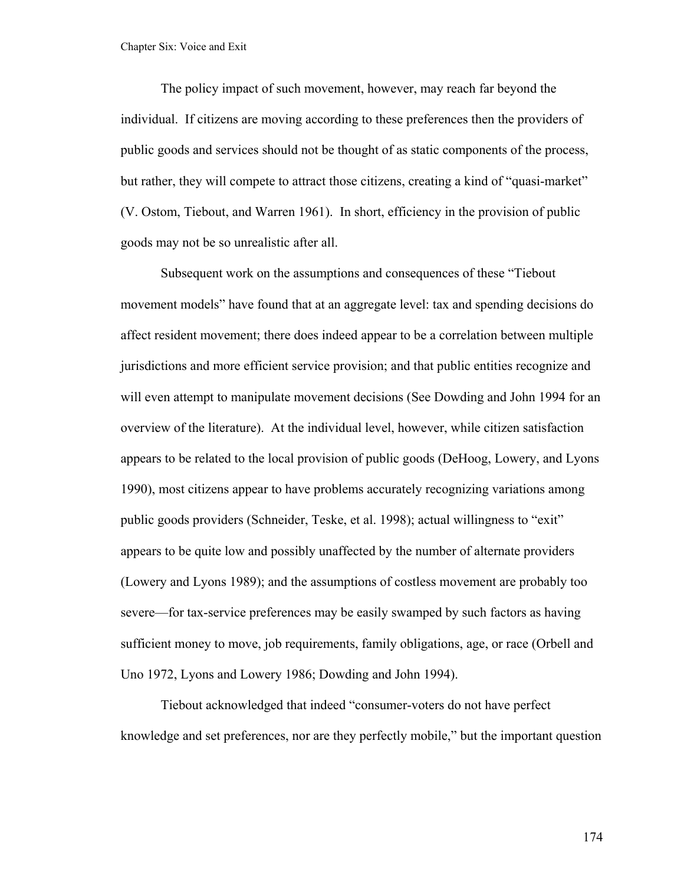The policy impact of such movement, however, may reach far beyond the individual. If citizens are moving according to these preferences then the providers of public goods and services should not be thought of as static components of the process, but rather, they will compete to attract those citizens, creating a kind of "quasi-market" (V. Ostom, Tiebout, and Warren 1961). In short, efficiency in the provision of public goods may not be so unrealistic after all.

Subsequent work on the assumptions and consequences of these "Tiebout movement models" have found that at an aggregate level: tax and spending decisions do affect resident movement; there does indeed appear to be a correlation between multiple jurisdictions and more efficient service provision; and that public entities recognize and will even attempt to manipulate movement decisions (See Dowding and John 1994 for an overview of the literature). At the individual level, however, while citizen satisfaction appears to be related to the local provision of public goods (DeHoog, Lowery, and Lyons 1990), most citizens appear to have problems accurately recognizing variations among public goods providers (Schneider, Teske, et al. 1998); actual willingness to "exit" appears to be quite low and possibly unaffected by the number of alternate providers (Lowery and Lyons 1989); and the assumptions of costless movement are probably too severe—for tax-service preferences may be easily swamped by such factors as having sufficient money to move, job requirements, family obligations, age, or race (Orbell and Uno 1972, Lyons and Lowery 1986; Dowding and John 1994).

Tiebout acknowledged that indeed "consumer-voters do not have perfect knowledge and set preferences, nor are they perfectly mobile," but the important question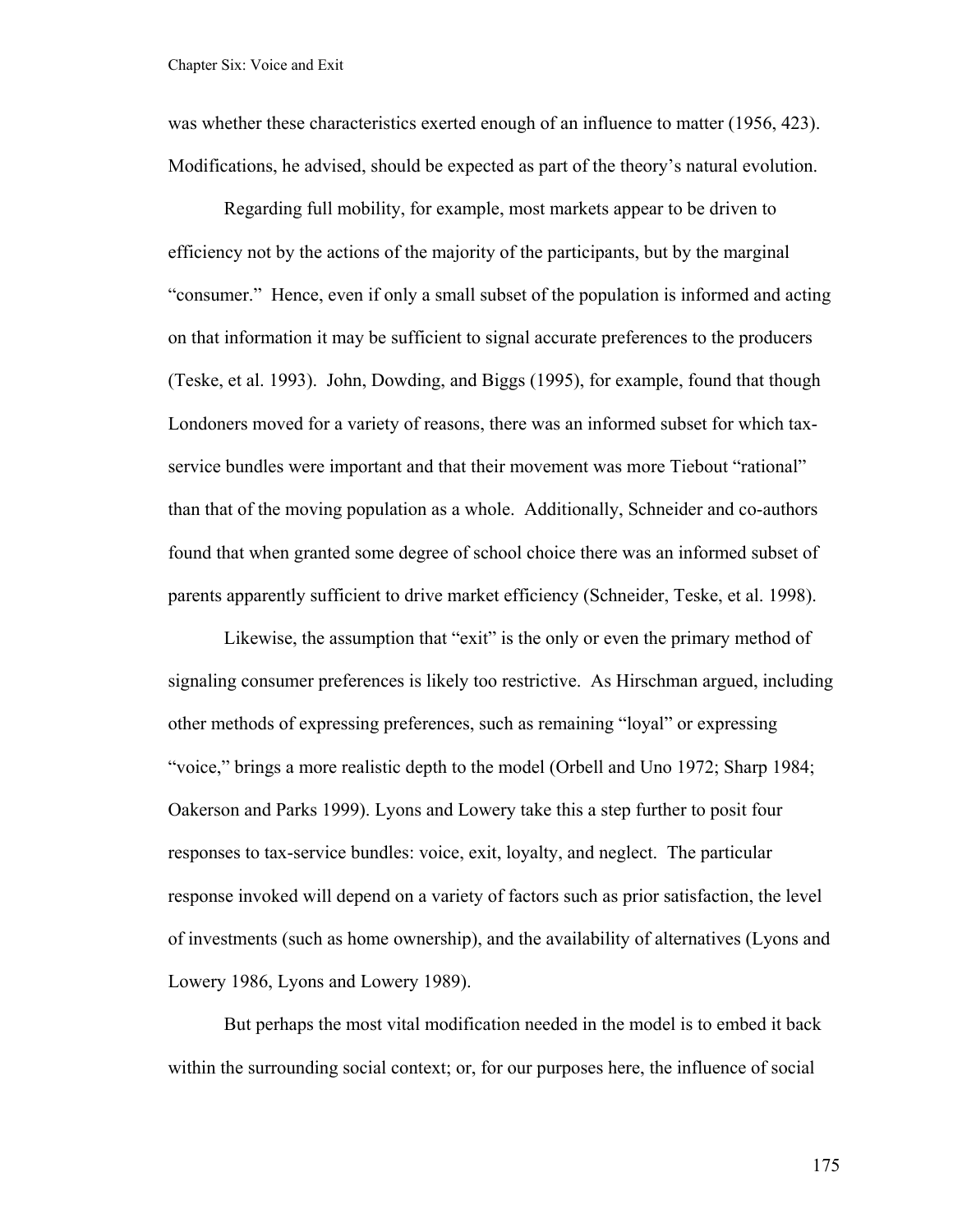was whether these characteristics exerted enough of an influence to matter (1956, 423). Modifications, he advised, should be expected as part of the theory's natural evolution.

Regarding full mobility, for example, most markets appear to be driven to efficiency not by the actions of the majority of the participants, but by the marginal "consumer." Hence, even if only a small subset of the population is informed and acting on that information it may be sufficient to signal accurate preferences to the producers (Teske, et al. 1993). John, Dowding, and Biggs (1995), for example, found that though Londoners moved for a variety of reasons, there was an informed subset for which tax-service bundles were important and that their movement was more Tiebout "rational" than that of the moving population as a whole. Additionally, Schneider and co-authors found that when granted some degree of school choice there was an informed subset of parents apparently sufficient to drive market efficiency (Schneider, Teske, et al. 1998).

Likewise, the assumption that "exit" is the only or even the primary method of signaling consumer preferences is likely too restrictive. As Hirschman argued, including other methods of expressing preferences, such as remaining "loyal" or expressing "voice," brings a more realistic depth to the model (Orbell and Uno 1972; Sharp 1984; Oakerson and Parks 1999). Lyons and Lowery take this a step further to posit four responses to tax-service bundles: voice, exit, loyalty, and neglect. The particular response invoked will depend on a variety of factors such as prior satisfaction, the level of investments (such as home ownership), and the availability of alternatives (Lyons and Lowery 1986, Lyons and Lowery 1989).

But perhaps the most vital modification needed in the model is to embed it back within the surrounding social context; or, for our purposes here, the influence of social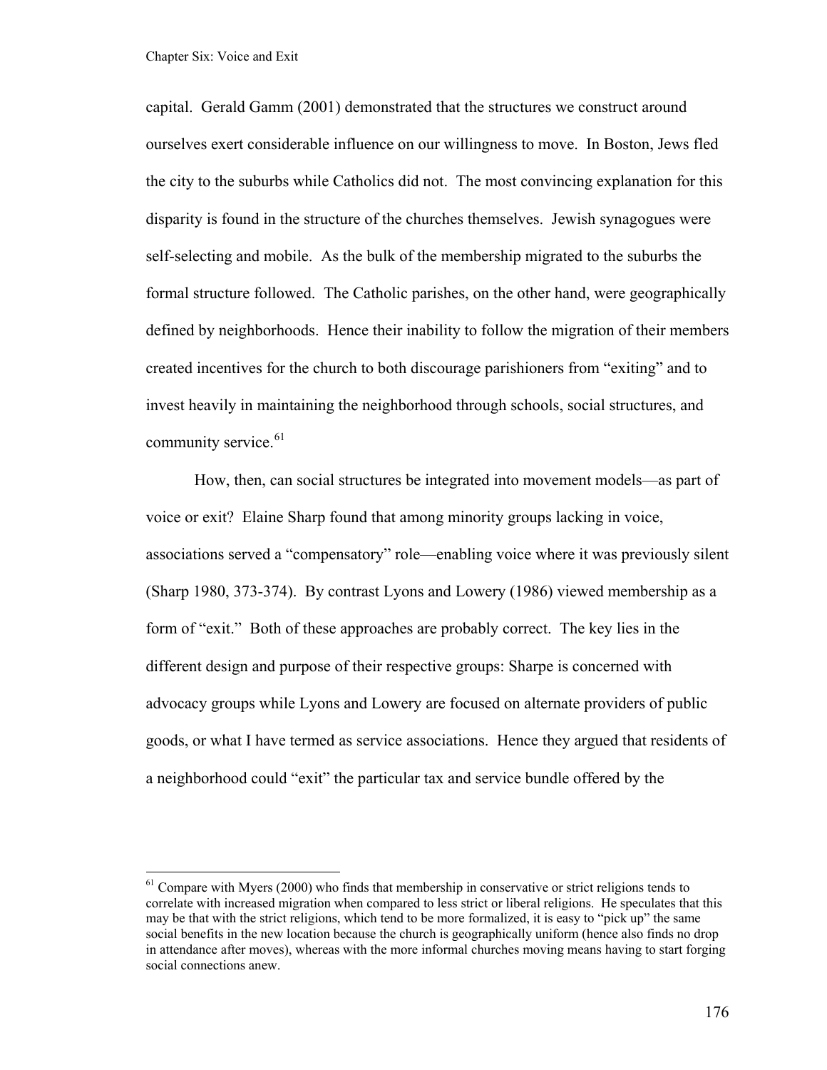capital. Gerald Gamm (2001) demonstrated that the structures we construct around ourselves exert considerable influence on our willingness to move. In Boston, Jews fled the city to the suburbs while Catholics did not. The most convincing explanation for this disparity is found in the structure of the churches themselves. Jewish synagogues were self-selecting and mobile. As the bulk of the membership migrated to the suburbs the formal structure followed. The Catholic parishes, on the other hand, were geographically defined by neighborhoods. Hence their inability to follow the migration of their members created incentives for the church to both discourage parishioners from "exiting" and to invest heavily in maintaining the neighborhood through schools, social structures, and community service.[61]

How, then, can social structures be integrated into movement models—as part of voice or exit? Elaine Sharp found that among minority groups lacking in voice, associations served a "compensatory" role—enabling voice where it was previously silent (Sharp 1980, 373-374). By contrast Lyons and Lowery (1986) viewed membership as a form of "exit." Both of these approaches are probably correct. The key lies in the different design and purpose of their respective groups: Sharpe is concerned with advocacy groups while Lyons and Lowery are focused on alternate providers of public goods, or what I have termed as service associations. Hence they argued that residents of a neighborhood could "exit" the particular tax and service bundle offered by the

[61] Compare with Myers (2000) who finds that membership in conservative or strict religions tends to correlate with increased migration when compared to less strict or liberal religions. He speculates that this may be that with the strict religions, which tend to be more formalized, it is easy to "pick up" the same social benefits in the new location because the church is geographically uniform (hence also finds no drop in attendance after moves), whereas with the more informal churches moving means having to start forging social connections anew.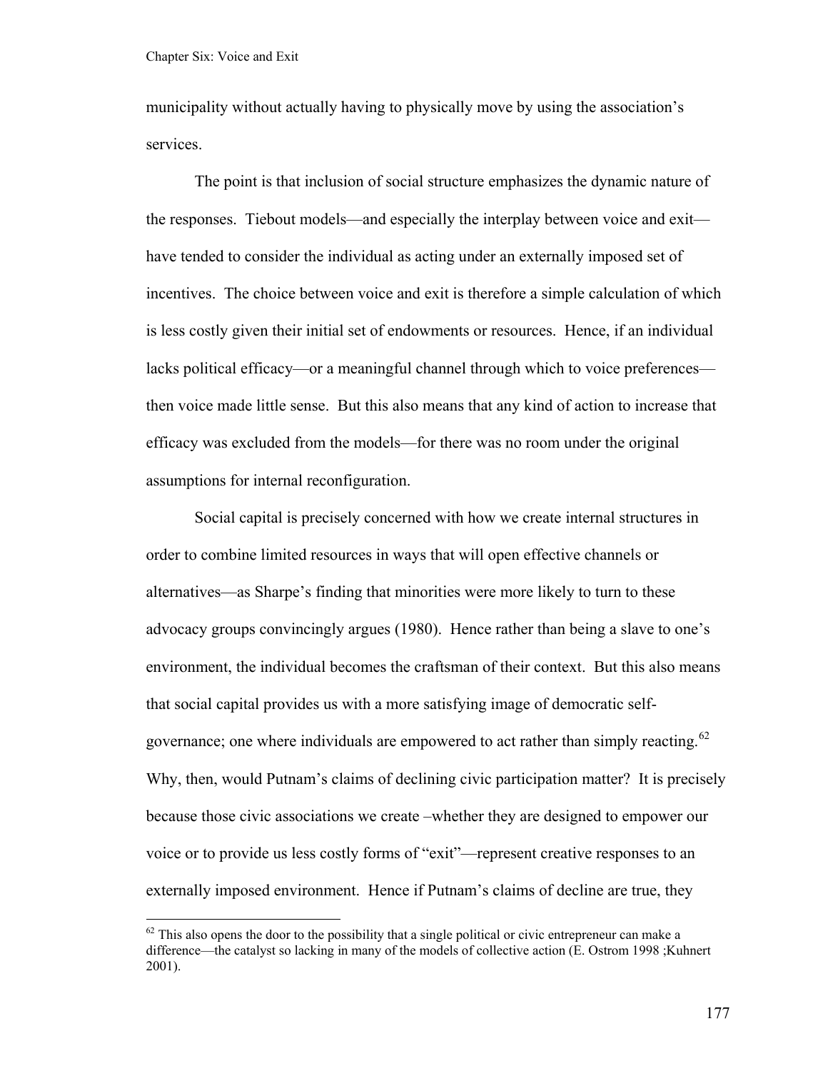municipality without actually having to physically move by using the association's services.

The point is that inclusion of social structure emphasizes the dynamic nature of the responses. Tiebout models—and especially the interplay between voice and exit—have tended to consider the individual as acting under an externally imposed set of incentives. The choice between voice and exit is therefore a simple calculation of which is less costly given their initial set of endowments or resources. Hence, if an individual lacks political efficacy—or a meaningful channel through which to voice preferences—then voice made little sense. But this also means that any kind of action to increase that efficacy was excluded from the models—for there was no room under the original assumptions for internal reconfiguration.

Social capital is precisely concerned with how we create internal structures in order to combine limited resources in ways that will open effective channels or alternatives—as Sharpe's finding that minorities were more likely to turn to these advocacy groups convincingly argues (1980). Hence rather than being a slave to one's environment, the individual becomes the craftsman of their context. But this also means that social capital provides us with a more satisfying image of democratic self-governance; one where individuals are empowered to act rather than simply reacting.[62] Why, then, would Putnam's claims of declining civic participation matter? It is precisely because those civic associations we create –whether they are designed to empower our voice or to provide us less costly forms of "exit"—represent creative responses to an externally imposed environment. Hence if Putnam's claims of decline are true, they

[62] This also opens the door to the possibility that a single political or civic entrepreneur can make a difference—the catalyst so lacking in many of the models of collective action (E. Ostrom 1998 ;Kuhnert 2001).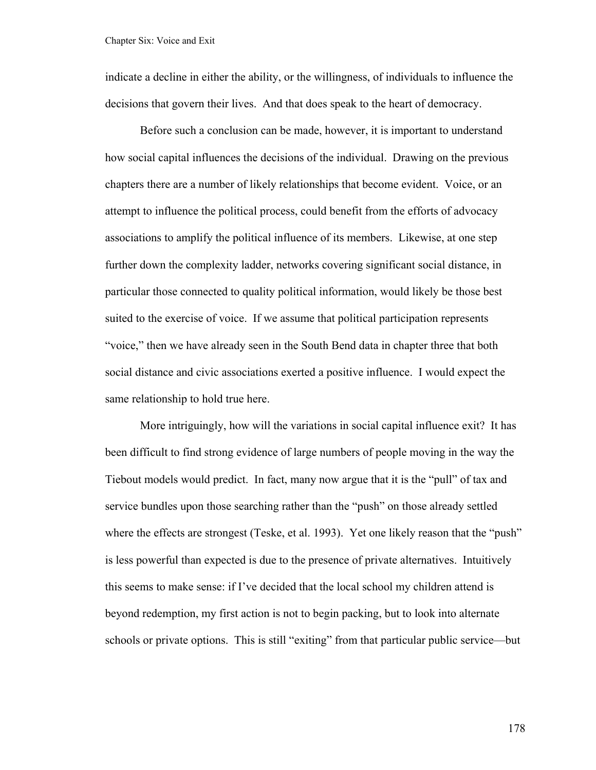indicate a decline in either the ability, or the willingness, of individuals to influence the decisions that govern their lives. And that does speak to the heart of democracy.

Before such a conclusion can be made, however, it is important to understand how social capital influences the decisions of the individual. Drawing on the previous chapters there are a number of likely relationships that become evident. Voice, or an attempt to influence the political process, could benefit from the efforts of advocacy associations to amplify the political influence of its members. Likewise, at one step further down the complexity ladder, networks covering significant social distance, in particular those connected to quality political information, would likely be those best suited to the exercise of voice. If we assume that political participation represents "voice," then we have already seen in the South Bend data in chapter three that both social distance and civic associations exerted a positive influence. I would expect the same relationship to hold true here.

More intriguingly, how will the variations in social capital influence exit? It has been difficult to find strong evidence of large numbers of people moving in the way the Tiebout models would predict. In fact, many now argue that it is the "pull" of tax and service bundles upon those searching rather than the "push" on those already settled where the effects are strongest (Teske, et al. 1993). Yet one likely reason that the "push" is less powerful than expected is due to the presence of private alternatives. Intuitively this seems to make sense: if I've decided that the local school my children attend is beyond redemption, my first action is not to begin packing, but to look into alternate schools or private options. This is still "exiting" from that particular public service—but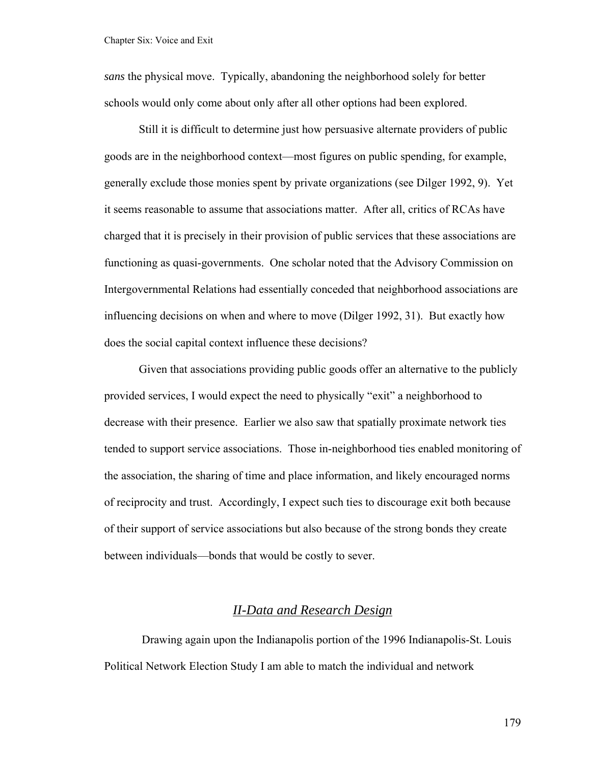*sans* the physical move. Typically, abandoning the neighborhood solely for better schools would only come about only after all other options had been explored.

Still it is difficult to determine just how persuasive alternate providers of public goods are in the neighborhood context—most figures on public spending, for example, generally exclude those monies spent by private organizations (see Dilger 1992, 9). Yet it seems reasonable to assume that associations matter. After all, critics of RCAs have charged that it is precisely in their provision of public services that these associations are functioning as quasi-governments. One scholar noted that the Advisory Commission on Intergovernmental Relations had essentially conceded that neighborhood associations are influencing decisions on when and where to move (Dilger 1992, 31). But exactly how does the social capital context influence these decisions?

Given that associations providing public goods offer an alternative to the publicly provided services, I would expect the need to physically "exit" a neighborhood to decrease with their presence. Earlier we also saw that spatially proximate network ties tended to support service associations. Those in-neighborhood ties enabled monitoring of the association, the sharing of time and place information, and likely encouraged norms of reciprocity and trust. Accordingly, I expect such ties to discourage exit both because of their support of service associations but also because of the strong bonds they create between individuals—bonds that would be costly to sever.

## *II-Data and Research Design*

Drawing again upon the Indianapolis portion of the 1996 Indianapolis-St. Louis Political Network Election Study I am able to match the individual and network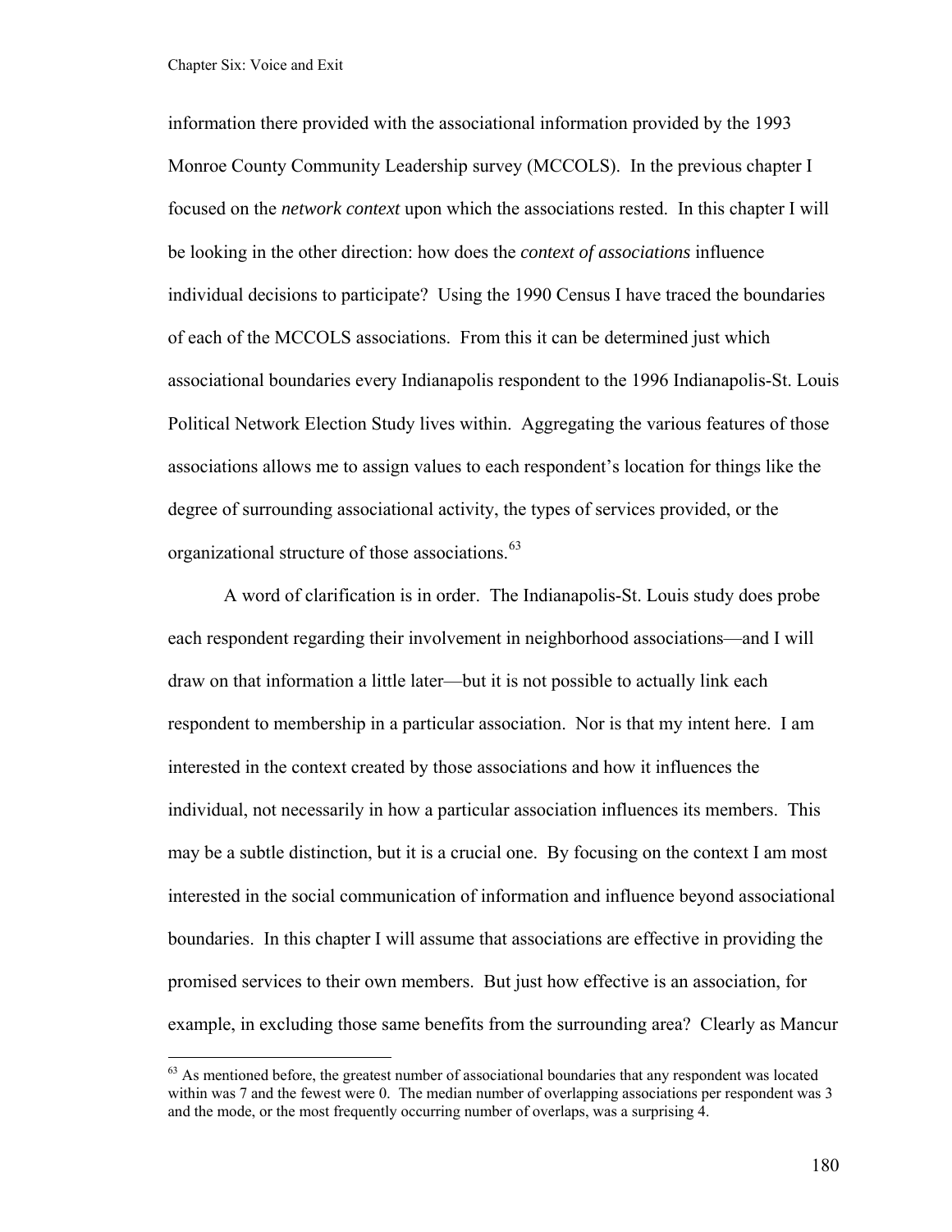information there provided with the associational information provided by the 1993 Monroe County Community Leadership survey (MCCOLS). In the previous chapter I focused on the *network context* upon which the associations rested. In this chapter I will be looking in the other direction: how does the *context of associations* influence individual decisions to participate? Using the 1990 Census I have traced the boundaries of each of the MCCOLS associations. From this it can be determined just which associational boundaries every Indianapolis respondent to the 1996 Indianapolis-St. Louis Political Network Election Study lives within. Aggregating the various features of those associations allows me to assign values to each respondent's location for things like the degree of surrounding associational activity, the types of services provided, or the organizational structure of those associations.[63]

A word of clarification is in order. The Indianapolis-St. Louis study does probe each respondent regarding their involvement in neighborhood associations—and I will draw on that information a little later—but it is not possible to actually link each respondent to membership in a particular association. Nor is that my intent here. I am interested in the context created by those associations and how it influences the individual, not necessarily in how a particular association influences its members. This may be a subtle distinction, but it is a crucial one. By focusing on the context I am most interested in the social communication of information and influence beyond associational boundaries. In this chapter I will assume that associations are effective in providing the promised services to their own members. But just how effective is an association, for example, in excluding those same benefits from the surrounding area? Clearly as Mancur

---

[63] As mentioned before, the greatest number of associational boundaries that any respondent was located within was 7 and the fewest were 0. The median number of overlapping associations per respondent was 3 and the mode, or the most frequently occurring number of overlaps, was a surprising 4.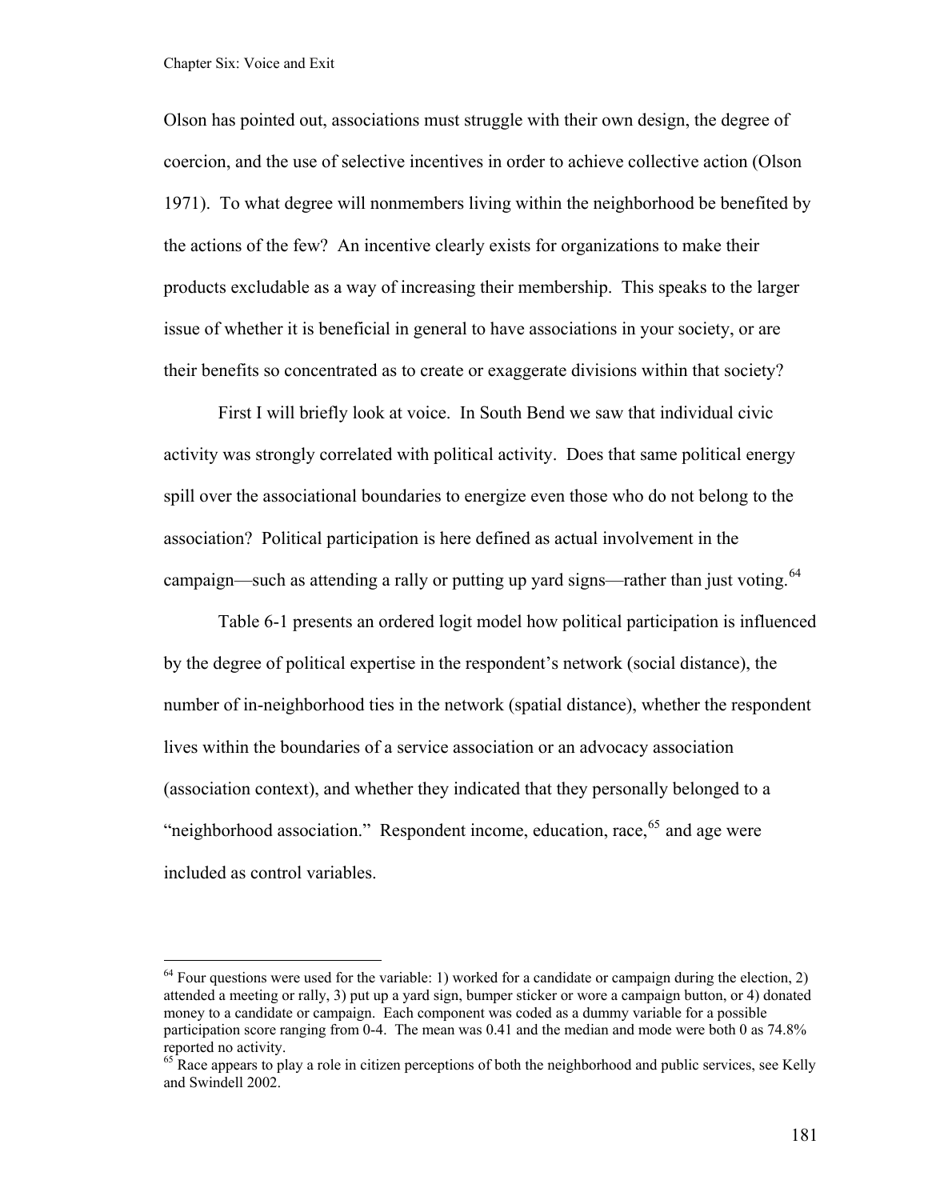Olson has pointed out, associations must struggle with their own design, the degree of coercion, and the use of selective incentives in order to achieve collective action (Olson 1971). To what degree will nonmembers living within the neighborhood be benefited by the actions of the few? An incentive clearly exists for organizations to make their products excludable as a way of increasing their membership. This speaks to the larger issue of whether it is beneficial in general to have associations in your society, or are their benefits so concentrated as to create or exaggerate divisions within that society?

First I will briefly look at voice. In South Bend we saw that individual civic activity was strongly correlated with political activity. Does that same political energy spill over the associational boundaries to energize even those who do not belong to the association? Political participation is here defined as actual involvement in the campaign—such as attending a rally or putting up yard signs—rather than just voting.[64]

Table 6-1 presents an ordered logit model how political participation is influenced by the degree of political expertise in the respondent's network (social distance), the number of in-neighborhood ties in the network (spatial distance), whether the respondent lives within the boundaries of a service association or an advocacy association (association context), and whether they indicated that they personally belonged to a "neighborhood association." Respondent income, education, race,[65] and age were included as control variables.

---

[64] Four questions were used for the variable: 1) worked for a candidate or campaign during the election, 2) attended a meeting or rally, 3) put up a yard sign, bumper sticker or wore a campaign button, or 4) donated money to a candidate or campaign. Each component was coded as a dummy variable for a possible participation score ranging from 0-4. The mean was 0.41 and the median and mode were both 0 as 74.8% reported no activity.

[65] Race appears to play a role in citizen perceptions of both the neighborhood and public services, see Kelly and Swindell 2002.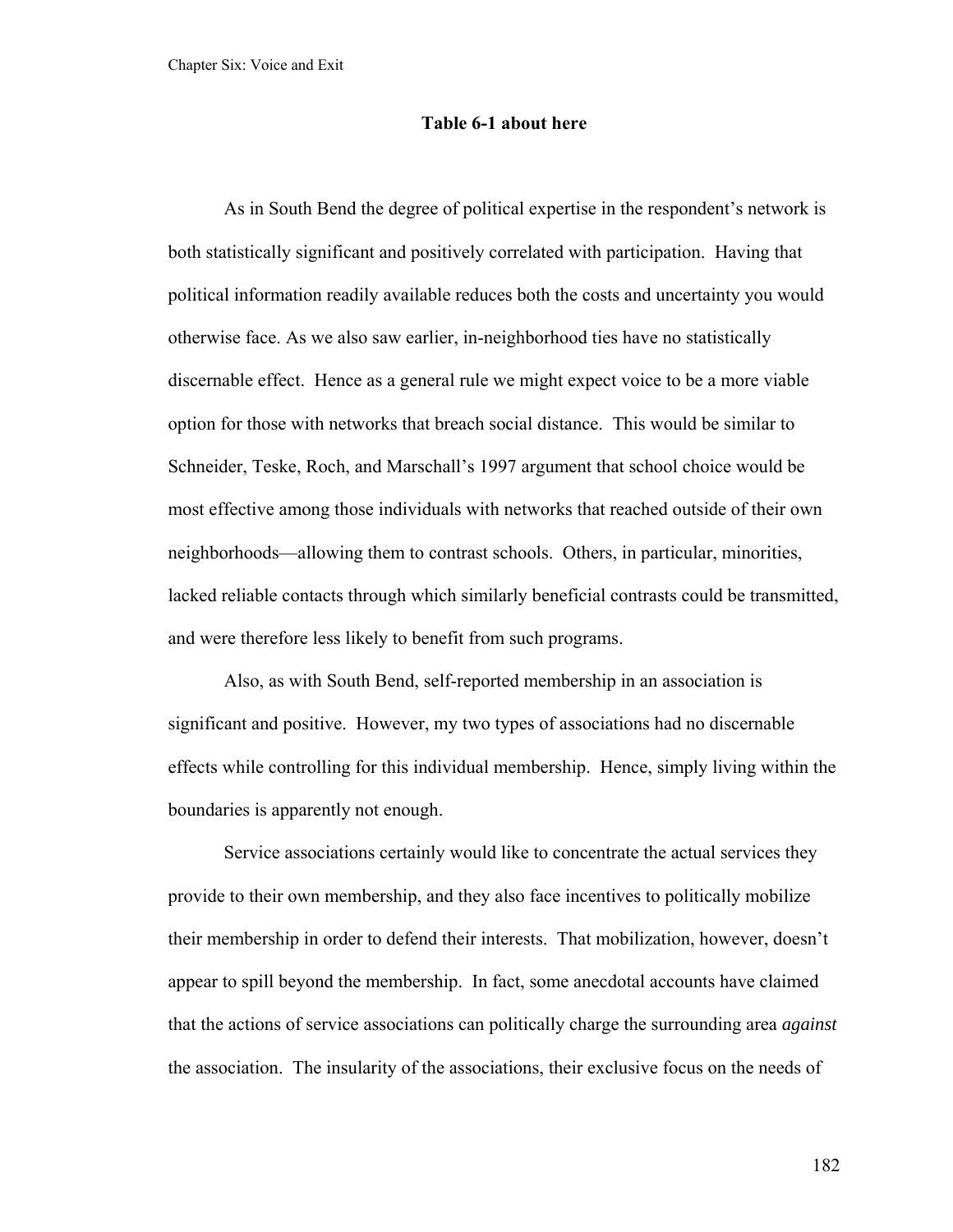**Table 6-1 about here**

As in South Bend the degree of political expertise in the respondent's network is both statistically significant and positively correlated with participation. Having that political information readily available reduces both the costs and uncertainty you would otherwise face. As we also saw earlier, in-neighborhood ties have no statistically discernable effect. Hence as a general rule we might expect voice to be a more viable option for those with networks that breach social distance. This would be similar to Schneider, Teske, Roch, and Marschall's 1997 argument that school choice would be most effective among those individuals with networks that reached outside of their own neighborhoods—allowing them to contrast schools. Others, in particular, minorities, lacked reliable contacts through which similarly beneficial contrasts could be transmitted, and were therefore less likely to benefit from such programs.

Also, as with South Bend, self-reported membership in an association is significant and positive. However, my two types of associations had no discernable effects while controlling for this individual membership. Hence, simply living within the boundaries is apparently not enough.

Service associations certainly would like to concentrate the actual services they provide to their own membership, and they also face incentives to politically mobilize their membership in order to defend their interests. That mobilization, however, doesn't appear to spill beyond the membership. In fact, some anecdotal accounts have claimed that the actions of service associations can politically charge the surrounding area *against* the association. The insularity of the associations, their exclusive focus on the needs of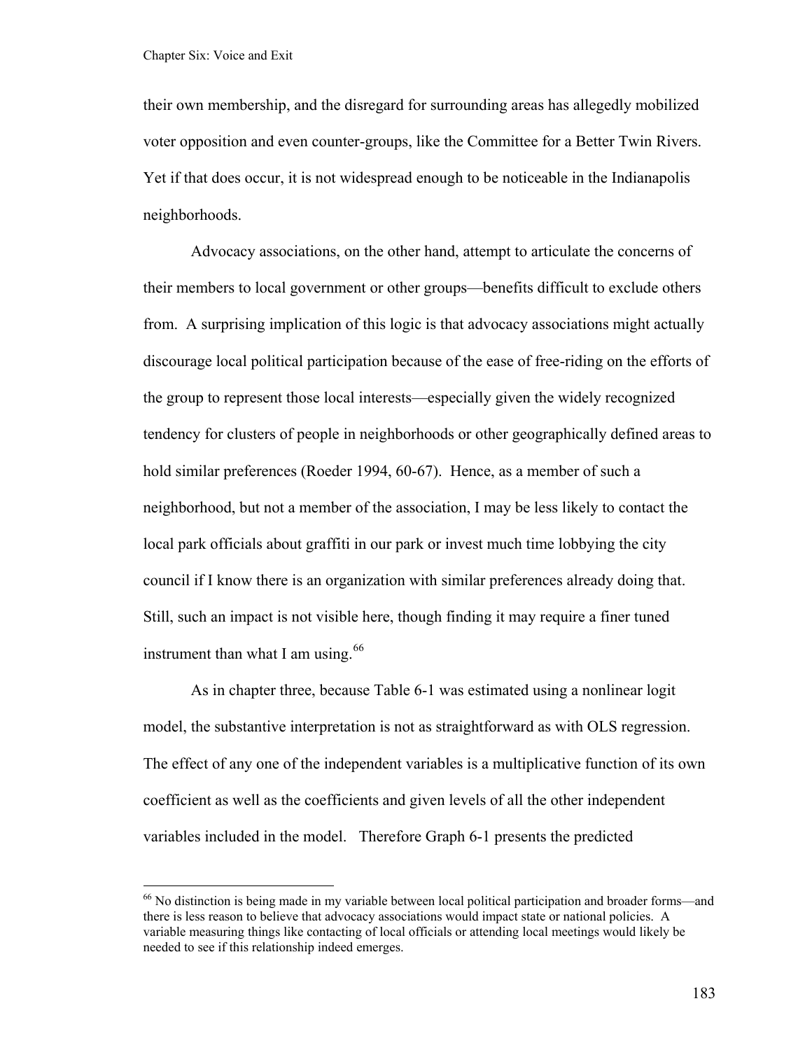their own membership, and the disregard for surrounding areas has allegedly mobilized voter opposition and even counter-groups, like the Committee for a Better Twin Rivers. Yet if that does occur, it is not widespread enough to be noticeable in the Indianapolis neighborhoods.

Advocacy associations, on the other hand, attempt to articulate the concerns of their members to local government or other groups—benefits difficult to exclude others from. A surprising implication of this logic is that advocacy associations might actually discourage local political participation because of the ease of free-riding on the efforts of the group to represent those local interests—especially given the widely recognized tendency for clusters of people in neighborhoods or other geographically defined areas to hold similar preferences (Roeder 1994, 60-67). Hence, as a member of such a neighborhood, but not a member of the association, I may be less likely to contact the local park officials about graffiti in our park or invest much time lobbying the city council if I know there is an organization with similar preferences already doing that. Still, such an impact is not visible here, though finding it may require a finer tuned instrument than what I am using.[66]

As in chapter three, because Table 6-1 was estimated using a nonlinear logit model, the substantive interpretation is not as straightforward as with OLS regression. The effect of any one of the independent variables is a multiplicative function of its own coefficient as well as the coefficients and given levels of all the other independent variables included in the model. Therefore Graph 6-1 presents the predicted

[66] No distinction is being made in my variable between local political participation and broader forms—and there is less reason to believe that advocacy associations would impact state or national policies. A variable measuring things like contacting of local officials or attending local meetings would likely be needed to see if this relationship indeed emerges.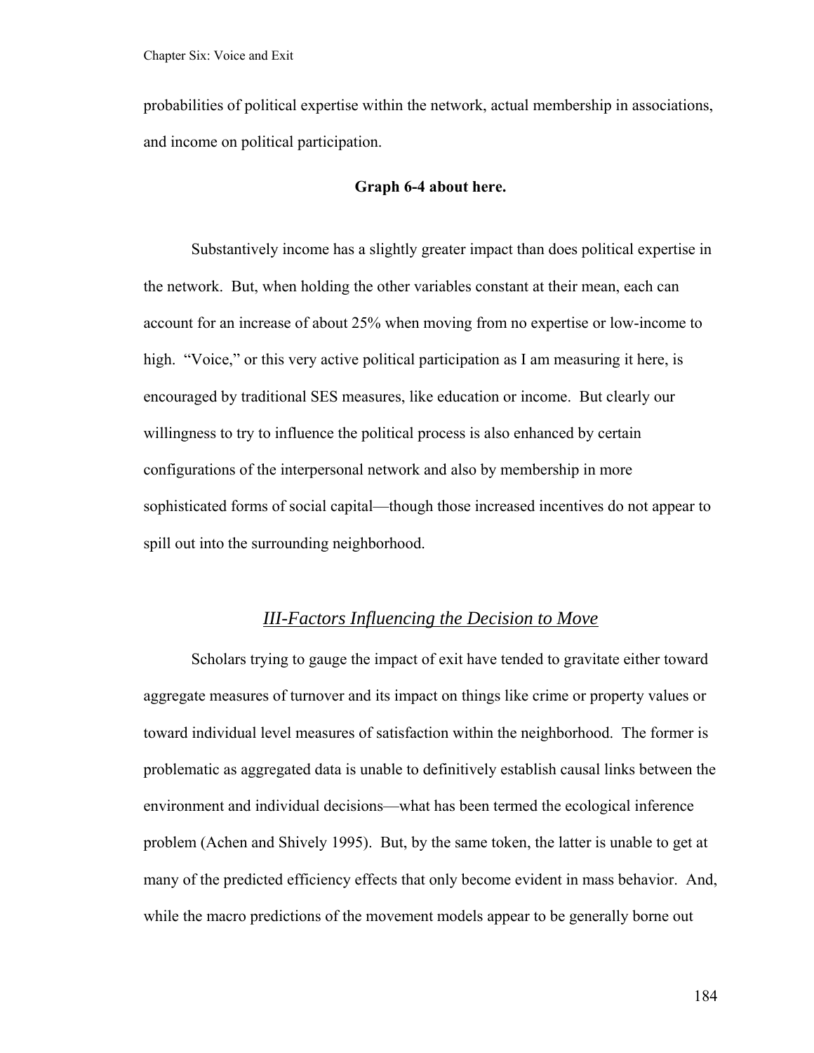probabilities of political expertise within the network, actual membership in associations, and income on political participation.

**Graph 6-4 about here.**

Substantively income has a slightly greater impact than does political expertise in the network. But, when holding the other variables constant at their mean, each can account for an increase of about 25% when moving from no expertise or low-income to high. "Voice," or this very active political participation as I am measuring it here, is encouraged by traditional SES measures, like education or income. But clearly our willingness to try to influence the political process is also enhanced by certain configurations of the interpersonal network and also by membership in more sophisticated forms of social capital—though those increased incentives do not appear to spill out into the surrounding neighborhood.

## *III-Factors Influencing the Decision to Move*

Scholars trying to gauge the impact of exit have tended to gravitate either toward aggregate measures of turnover and its impact on things like crime or property values or toward individual level measures of satisfaction within the neighborhood. The former is problematic as aggregated data is unable to definitively establish causal links between the environment and individual decisions—what has been termed the ecological inference problem (Achen and Shively 1995). But, by the same token, the latter is unable to get at many of the predicted efficiency effects that only become evident in mass behavior. And, while the macro predictions of the movement models appear to be generally borne out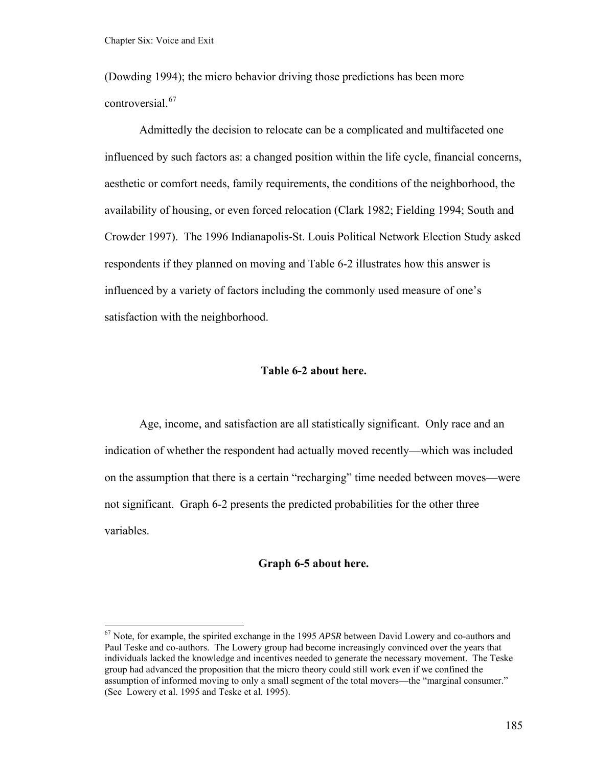(Dowding 1994); the micro behavior driving those predictions has been more controversial.[67]

Admittedly the decision to relocate can be a complicated and multifaceted one influenced by such factors as: a changed position within the life cycle, financial concerns, aesthetic or comfort needs, family requirements, the conditions of the neighborhood, the availability of housing, or even forced relocation (Clark 1982; Fielding 1994; South and Crowder 1997). The 1996 Indianapolis-St. Louis Political Network Election Study asked respondents if they planned on moving and Table 6-2 illustrates how this answer is influenced by a variety of factors including the commonly used measure of one's satisfaction with the neighborhood.

**Table 6-2 about here.**

Age, income, and satisfaction are all statistically significant. Only race and an indication of whether the respondent had actually moved recently—which was included on the assumption that there is a certain "recharging" time needed between moves—were not significant. Graph 6-2 presents the predicted probabilities for the other three variables.

**Graph 6-5 about here.**

---

[67] Note, for example, the spirited exchange in the 1995 *APSR* between David Lowery and co-authors and Paul Teske and co-authors. The Lowery group had become increasingly convinced over the years that individuals lacked the knowledge and incentives needed to generate the necessary movement. The Teske group had advanced the proposition that the micro theory could still work even if we confined the assumption of informed moving to only a small segment of the total movers—the "marginal consumer." (See Lowery et al. 1995 and Teske et al. 1995).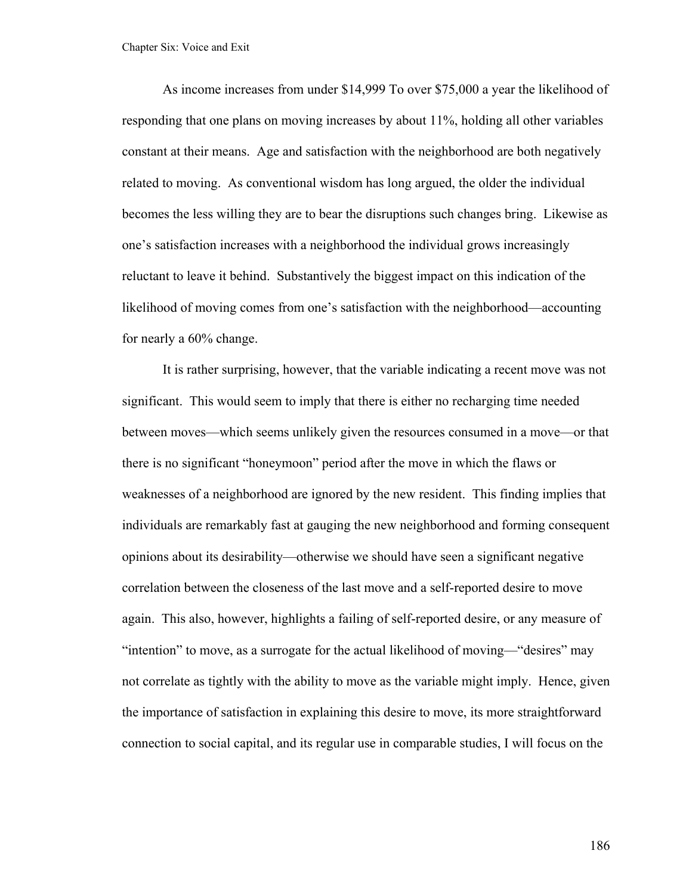As income increases from under $14,999 To over $75,000 a year the likelihood of responding that one plans on moving increases by about 11%, holding all other variables constant at their means. Age and satisfaction with the neighborhood are both negatively related to moving. As conventional wisdom has long argued, the older the individual becomes the less willing they are to bear the disruptions such changes bring. Likewise as one's satisfaction increases with a neighborhood the individual grows increasingly reluctant to leave it behind. Substantively the biggest impact on this indication of the likelihood of moving comes from one's satisfaction with the neighborhood—accounting for nearly a 60% change.

It is rather surprising, however, that the variable indicating a recent move was not significant. This would seem to imply that there is either no recharging time needed between moves—which seems unlikely given the resources consumed in a move—or that there is no significant "honeymoon" period after the move in which the flaws or weaknesses of a neighborhood are ignored by the new resident. This finding implies that individuals are remarkably fast at gauging the new neighborhood and forming consequent opinions about its desirability—otherwise we should have seen a significant negative correlation between the closeness of the last move and a self-reported desire to move again. This also, however, highlights a failing of self-reported desire, or any measure of "intention" to move, as a surrogate for the actual likelihood of moving—"desires" may not correlate as tightly with the ability to move as the variable might imply. Hence, given the importance of satisfaction in explaining this desire to move, its more straightforward connection to social capital, and its regular use in comparable studies, I will focus on the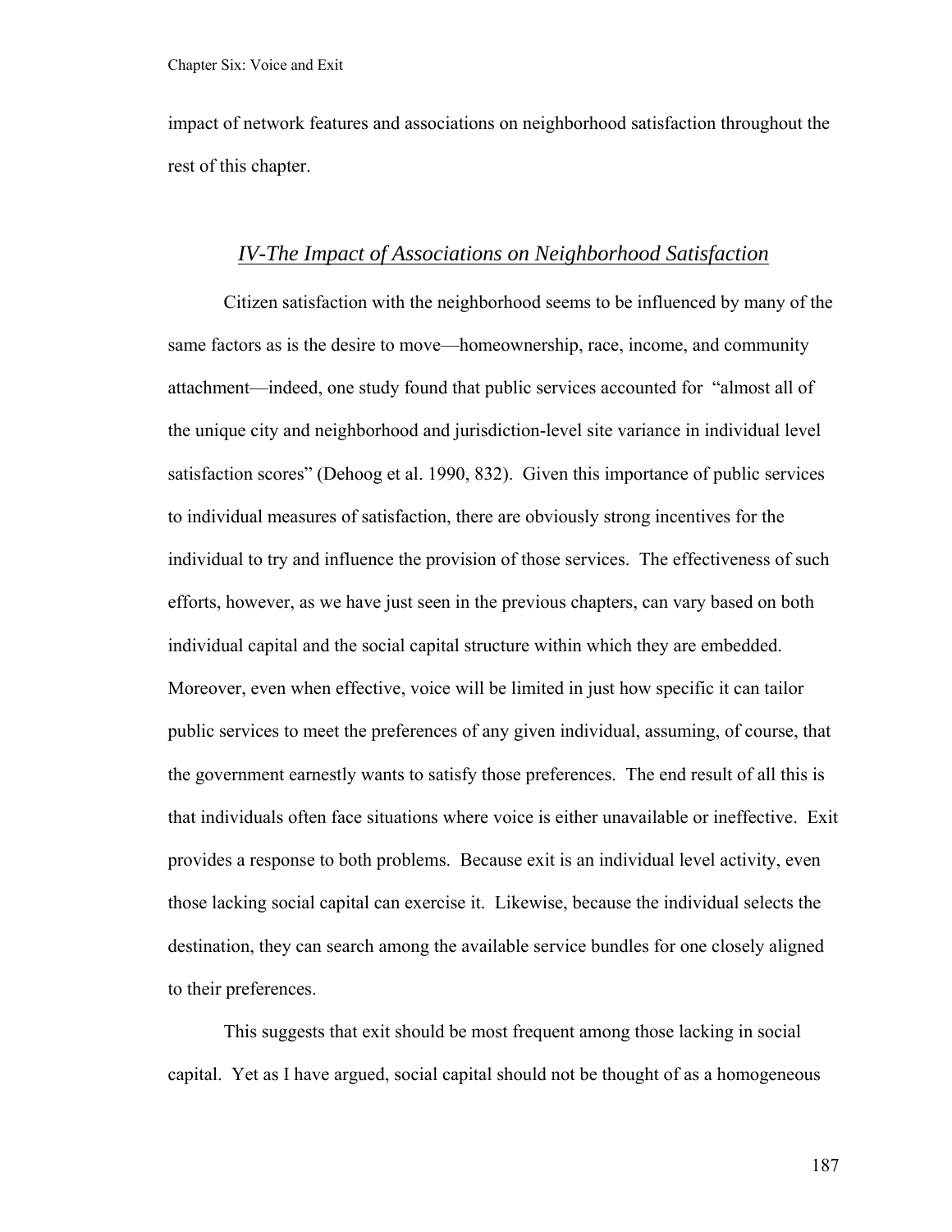impact of network features and associations on neighborhood satisfaction throughout the rest of this chapter.

## *IV-The Impact of Associations on Neighborhood Satisfaction*

Citizen satisfaction with the neighborhood seems to be influenced by many of the same factors as is the desire to move—homeownership, race, income, and community attachment—indeed, one study found that public services accounted for "almost all of the unique city and neighborhood and jurisdiction-level site variance in individual level satisfaction scores" (Dehoog et al. 1990, 832). Given this importance of public services to individual measures of satisfaction, there are obviously strong incentives for the individual to try and influence the provision of those services. The effectiveness of such efforts, however, as we have just seen in the previous chapters, can vary based on both individual capital and the social capital structure within which they are embedded. Moreover, even when effective, voice will be limited in just how specific it can tailor public services to meet the preferences of any given individual, assuming, of course, that the government earnestly wants to satisfy those preferences. The end result of all this is that individuals often face situations where voice is either unavailable or ineffective. Exit provides a response to both problems. Because exit is an individual level activity, even those lacking social capital can exercise it. Likewise, because the individual selects the destination, they can search among the available service bundles for one closely aligned to their preferences.

This suggests that exit should be most frequent among those lacking in social capital. Yet as I have argued, social capital should not be thought of as a homogeneous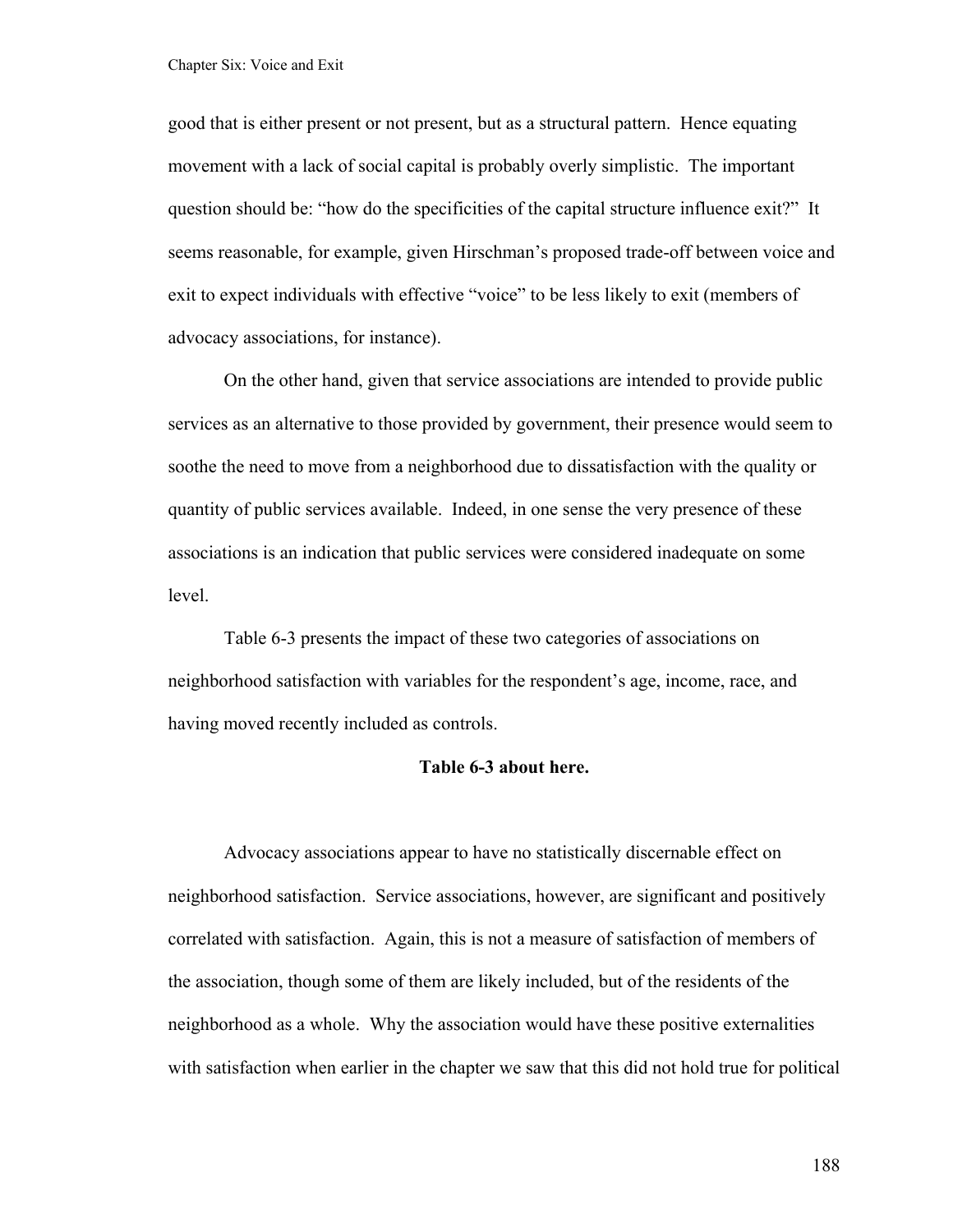good that is either present or not present, but as a structural pattern. Hence equating movement with a lack of social capital is probably overly simplistic. The important question should be: "how do the specificities of the capital structure influence exit?" It seems reasonable, for example, given Hirschman's proposed trade-off between voice and exit to expect individuals with effective "voice" to be less likely to exit (members of advocacy associations, for instance).

On the other hand, given that service associations are intended to provide public services as an alternative to those provided by government, their presence would seem to soothe the need to move from a neighborhood due to dissatisfaction with the quality or quantity of public services available. Indeed, in one sense the very presence of these associations is an indication that public services were considered inadequate on some level.

Table 6-3 presents the impact of these two categories of associations on neighborhood satisfaction with variables for the respondent's age, income, race, and having moved recently included as controls.

**Table 6-3 about here.**

Advocacy associations appear to have no statistically discernable effect on neighborhood satisfaction. Service associations, however, are significant and positively correlated with satisfaction. Again, this is not a measure of satisfaction of members of the association, though some of them are likely included, but of the residents of the neighborhood as a whole. Why the association would have these positive externalities with satisfaction when earlier in the chapter we saw that this did not hold true for political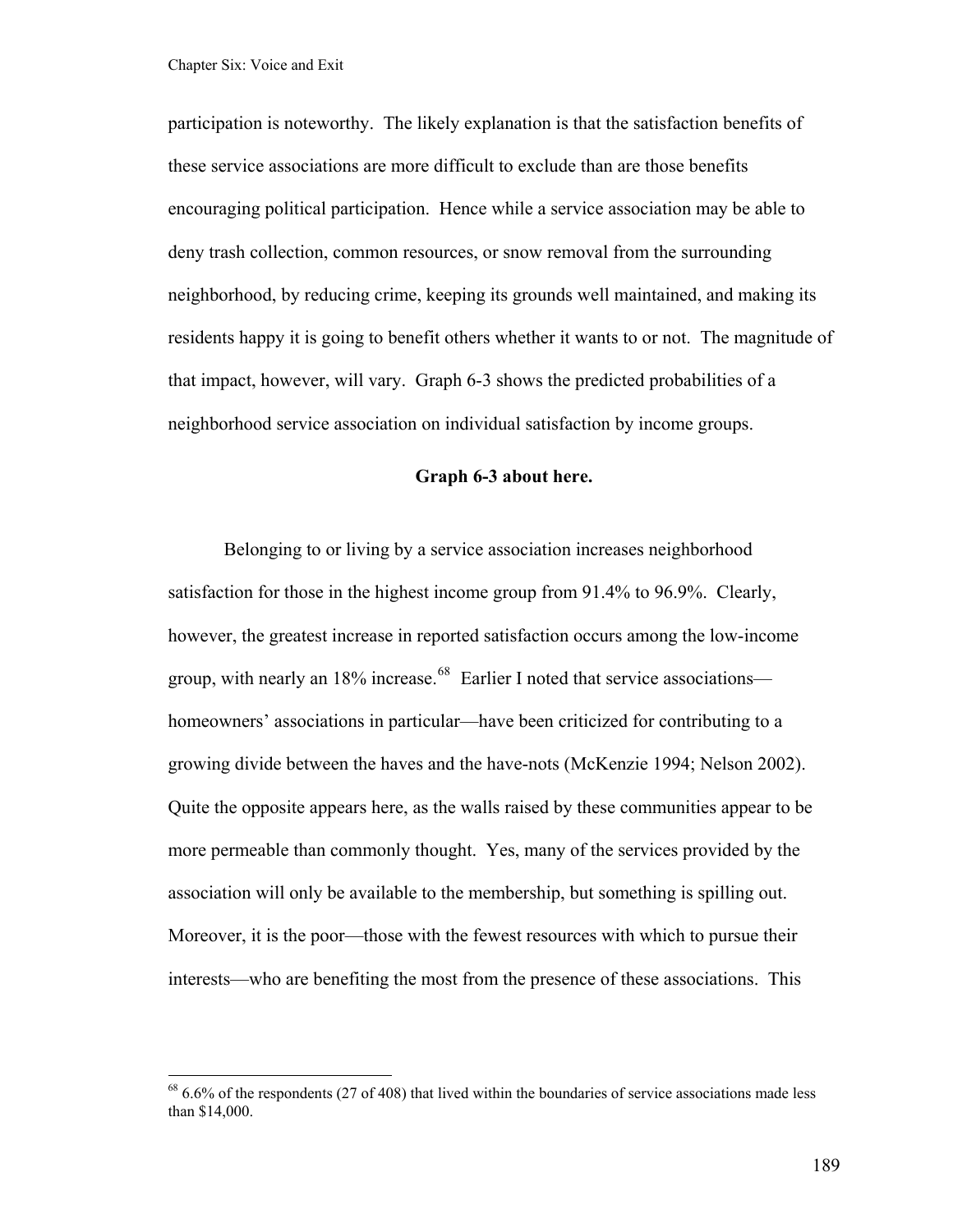participation is noteworthy. The likely explanation is that the satisfaction benefits of these service associations are more difficult to exclude than are those benefits encouraging political participation. Hence while a service association may be able to deny trash collection, common resources, or snow removal from the surrounding neighborhood, by reducing crime, keeping its grounds well maintained, and making its residents happy it is going to benefit others whether it wants to or not. The magnitude of that impact, however, will vary. Graph 6-3 shows the predicted probabilities of a neighborhood service association on individual satisfaction by income groups.

**Graph 6-3 about here.**

Belonging to or living by a service association increases neighborhood satisfaction for those in the highest income group from 91.4% to 96.9%. Clearly, however, the greatest increase in reported satisfaction occurs among the low-income group, with nearly an 18% increase.[68] Earlier I noted that service associations—homeowners' associations in particular—have been criticized for contributing to a growing divide between the haves and the have-nots (McKenzie 1994; Nelson 2002). Quite the opposite appears here, as the walls raised by these communities appear to be more permeable than commonly thought. Yes, many of the services provided by the association will only be available to the membership, but something is spilling out. Moreover, it is the poor—those with the fewest resources with which to pursue their interests—who are benefiting the most from the presence of these associations. This

---

[68] 6.6% of the respondents (27 of 408) that lived within the boundaries of service associations made less than $14,000.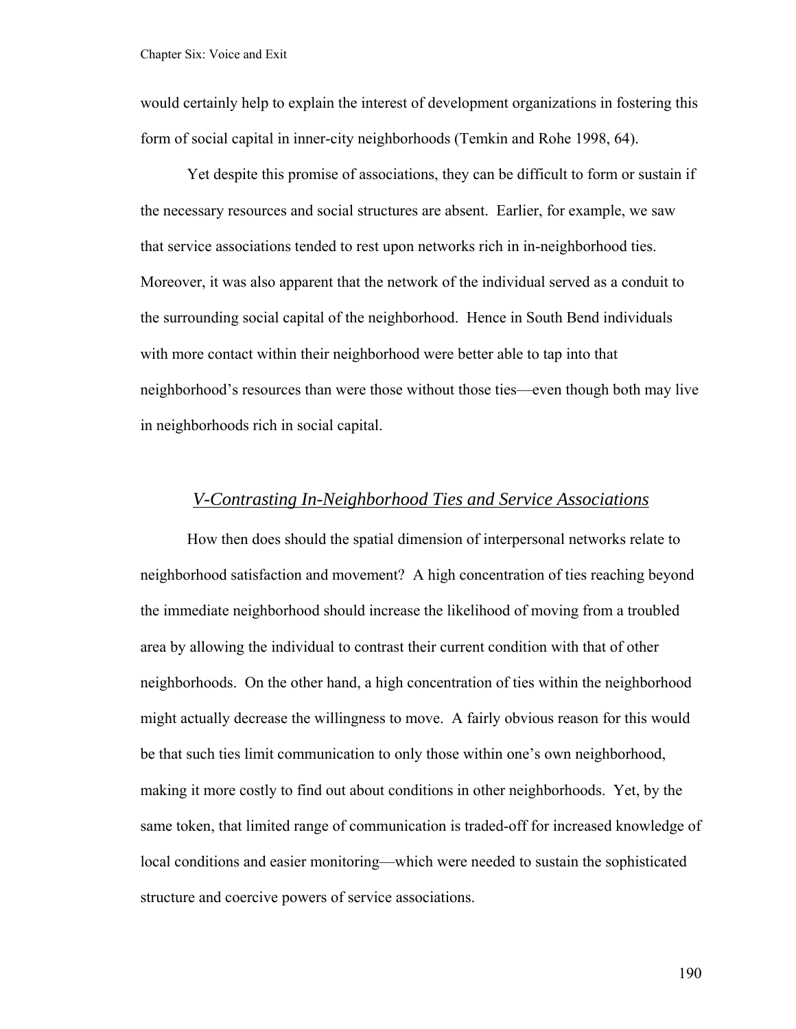would certainly help to explain the interest of development organizations in fostering this form of social capital in inner-city neighborhoods (Temkin and Rohe 1998, 64).

Yet despite this promise of associations, they can be difficult to form or sustain if the necessary resources and social structures are absent. Earlier, for example, we saw that service associations tended to rest upon networks rich in in-neighborhood ties. Moreover, it was also apparent that the network of the individual served as a conduit to the surrounding social capital of the neighborhood. Hence in South Bend individuals with more contact within their neighborhood were better able to tap into that neighborhood's resources than were those without those ties—even though both may live in neighborhoods rich in social capital.

## *V-Contrasting In-Neighborhood Ties and Service Associations*

How then does should the spatial dimension of interpersonal networks relate to neighborhood satisfaction and movement? A high concentration of ties reaching beyond the immediate neighborhood should increase the likelihood of moving from a troubled area by allowing the individual to contrast their current condition with that of other neighborhoods. On the other hand, a high concentration of ties within the neighborhood might actually decrease the willingness to move. A fairly obvious reason for this would be that such ties limit communication to only those within one's own neighborhood, making it more costly to find out about conditions in other neighborhoods. Yet, by the same token, that limited range of communication is traded-off for increased knowledge of local conditions and easier monitoring—which were needed to sustain the sophisticated structure and coercive powers of service associations.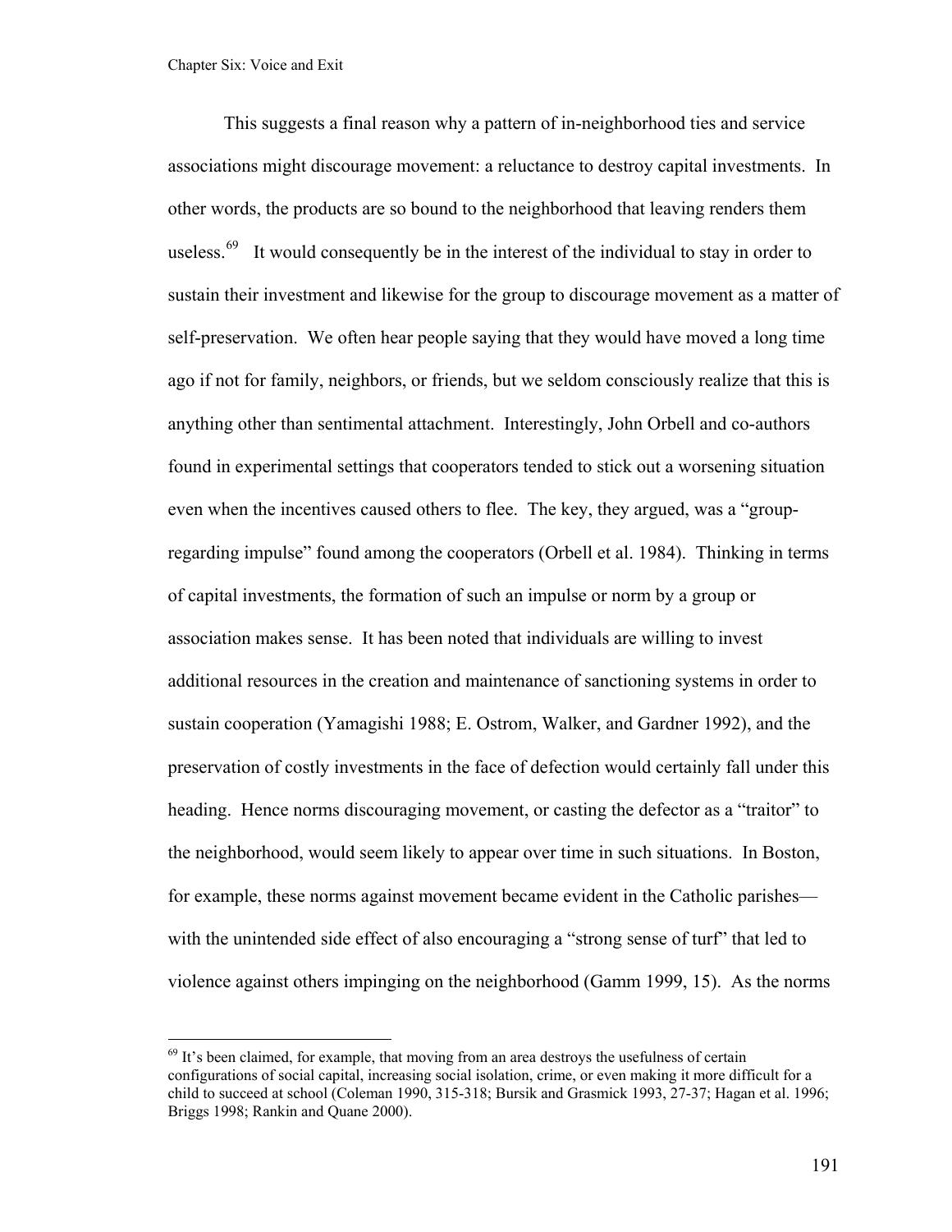This suggests a final reason why a pattern of in-neighborhood ties and service associations might discourage movement: a reluctance to destroy capital investments. In other words, the products are so bound to the neighborhood that leaving renders them useless.[69] It would consequently be in the interest of the individual to stay in order to sustain their investment and likewise for the group to discourage movement as a matter of self-preservation. We often hear people saying that they would have moved a long time ago if not for family, neighbors, or friends, but we seldom consciously realize that this is anything other than sentimental attachment. Interestingly, John Orbell and co-authors found in experimental settings that cooperators tended to stick out a worsening situation even when the incentives caused others to flee. The key, they argued, was a "group-regarding impulse" found among the cooperators (Orbell et al. 1984). Thinking in terms of capital investments, the formation of such an impulse or norm by a group or association makes sense. It has been noted that individuals are willing to invest additional resources in the creation and maintenance of sanctioning systems in order to sustain cooperation (Yamagishi 1988; E. Ostrom, Walker, and Gardner 1992), and the preservation of costly investments in the face of defection would certainly fall under this heading. Hence norms discouraging movement, or casting the defector as a "traitor" to the neighborhood, would seem likely to appear over time in such situations. In Boston, for example, these norms against movement became evident in the Catholic parishes—with the unintended side effect of also encouraging a "strong sense of turf" that led to violence against others impinging on the neighborhood (Gamm 1999, 15). As the norms

---

[69] It's been claimed, for example, that moving from an area destroys the usefulness of certain configurations of social capital, increasing social isolation, crime, or even making it more difficult for a child to succeed at school (Coleman 1990, 315-318; Bursik and Grasmick 1993, 27-37; Hagan et al. 1996; Briggs 1998; Rankin and Quane 2000).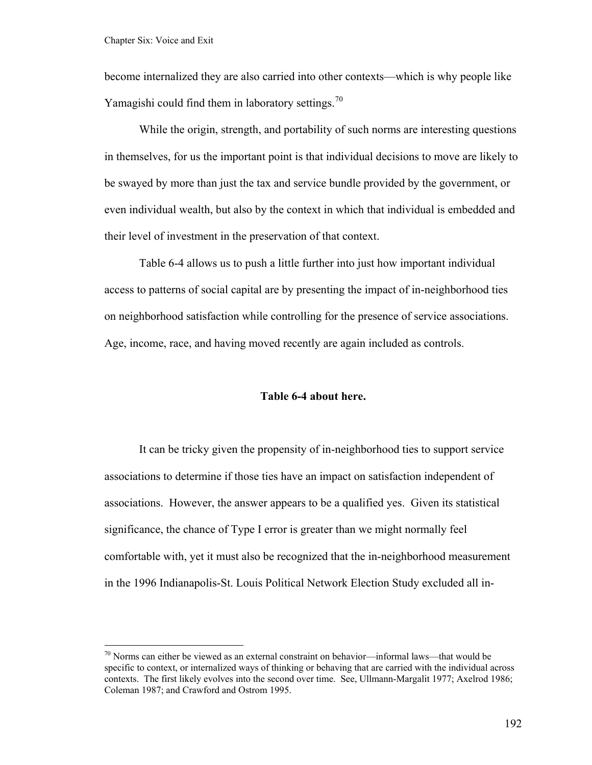become internalized they are also carried into other contexts—which is why people like Yamagishi could find them in laboratory settings.[70]

While the origin, strength, and portability of such norms are interesting questions in themselves, for us the important point is that individual decisions to move are likely to be swayed by more than just the tax and service bundle provided by the government, or even individual wealth, but also by the context in which that individual is embedded and their level of investment in the preservation of that context.

Table 6-4 allows us to push a little further into just how important individual access to patterns of social capital are by presenting the impact of in-neighborhood ties on neighborhood satisfaction while controlling for the presence of service associations. Age, income, race, and having moved recently are again included as controls.

**Table 6-4 about here.**

It can be tricky given the propensity of in-neighborhood ties to support service associations to determine if those ties have an impact on satisfaction independent of associations. However, the answer appears to be a qualified yes. Given its statistical significance, the chance of Type I error is greater than we might normally feel comfortable with, yet it must also be recognized that the in-neighborhood measurement in the 1996 Indianapolis-St. Louis Political Network Election Study excluded all in-

[70] Norms can either be viewed as an external constraint on behavior—informal laws—that would be specific to context, or internalized ways of thinking or behaving that are carried with the individual across contexts. The first likely evolves into the second over time. See, Ullmann-Margalit 1977; Axelrod 1986; Coleman 1987; and Crawford and Ostrom 1995.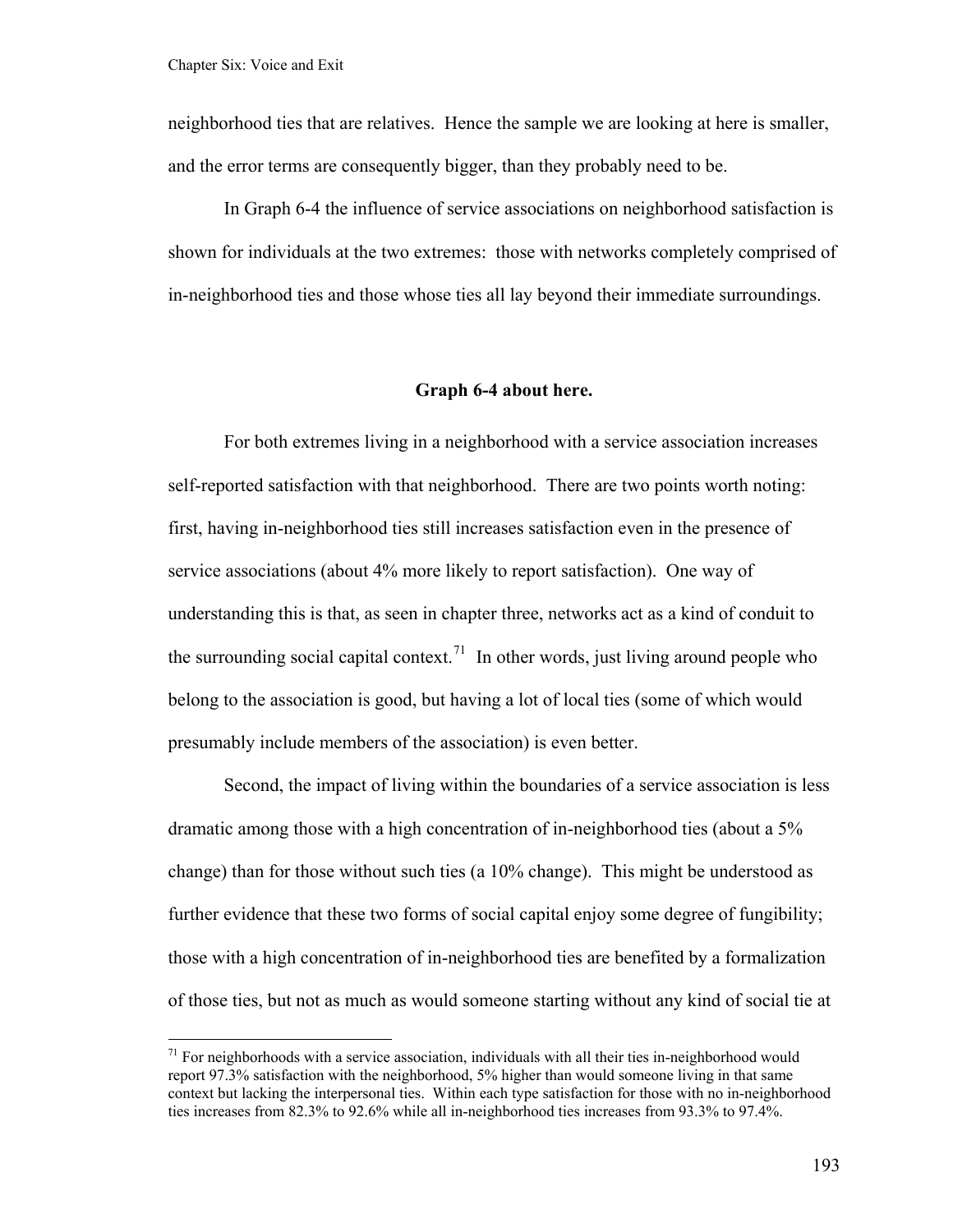neighborhood ties that are relatives. Hence the sample we are looking at here is smaller, and the error terms are consequently bigger, than they probably need to be.

In Graph 6-4 the influence of service associations on neighborhood satisfaction is shown for individuals at the two extremes: those with networks completely comprised of in-neighborhood ties and those whose ties all lay beyond their immediate surroundings.

**Graph 6-4 about here.**

For both extremes living in a neighborhood with a service association increases self-reported satisfaction with that neighborhood. There are two points worth noting: first, having in-neighborhood ties still increases satisfaction even in the presence of service associations (about 4% more likely to report satisfaction). One way of understanding this is that, as seen in chapter three, networks act as a kind of conduit to the surrounding social capital context.[71] In other words, just living around people who belong to the association is good, but having a lot of local ties (some of which would presumably include members of the association) is even better.

Second, the impact of living within the boundaries of a service association is less dramatic among those with a high concentration of in-neighborhood ties (about a 5% change) than for those without such ties (a 10% change). This might be understood as further evidence that these two forms of social capital enjoy some degree of fungibility; those with a high concentration of in-neighborhood ties are benefited by a formalization of those ties, but not as much as would someone starting without any kind of social tie at

---

[71] For neighborhoods with a service association, individuals with all their ties in-neighborhood would report 97.3% satisfaction with the neighborhood, 5% higher than would someone living in that same context but lacking the interpersonal ties. Within each type satisfaction for those with no in-neighborhood ties increases from 82.3% to 92.6% while all in-neighborhood ties increases from 93.3% to 97.4%.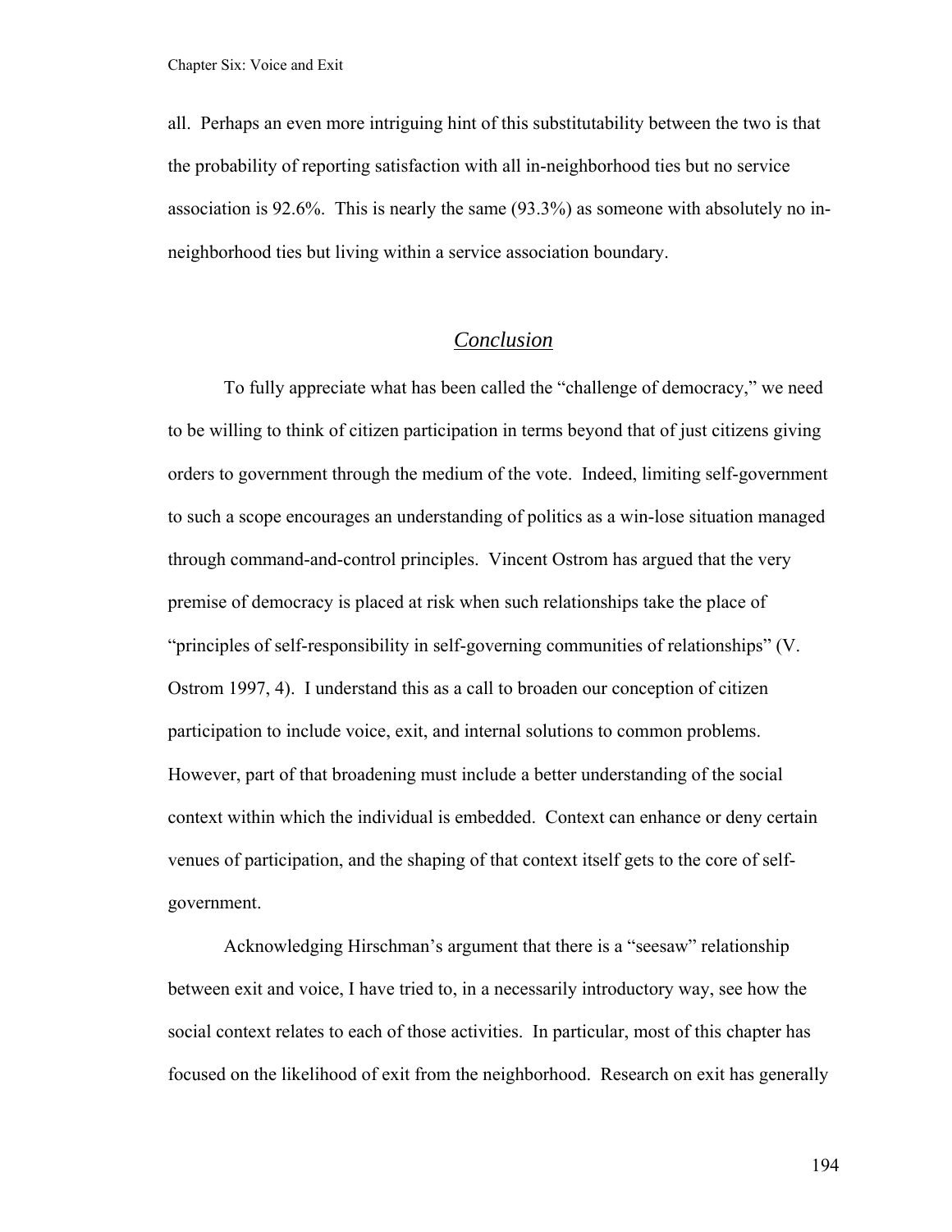all. Perhaps an even more intriguing hint of this substitutability between the two is that the probability of reporting satisfaction with all in-neighborhood ties but no service association is 92.6%. This is nearly the same (93.3%) as someone with absolutely no in-neighborhood ties but living within a service association boundary.

## *Conclusion*

To fully appreciate what has been called the "challenge of democracy," we need to be willing to think of citizen participation in terms beyond that of just citizens giving orders to government through the medium of the vote. Indeed, limiting self-government to such a scope encourages an understanding of politics as a win-lose situation managed through command-and-control principles. Vincent Ostrom has argued that the very premise of democracy is placed at risk when such relationships take the place of "principles of self-responsibility in self-governing communities of relationships" (V. Ostrom 1997, 4). I understand this as a call to broaden our conception of citizen participation to include voice, exit, and internal solutions to common problems. However, part of that broadening must include a better understanding of the social context within which the individual is embedded. Context can enhance or deny certain venues of participation, and the shaping of that context itself gets to the core of self-government.

Acknowledging Hirschman's argument that there is a "seesaw" relationship between exit and voice, I have tried to, in a necessarily introductory way, see how the social context relates to each of those activities. In particular, most of this chapter has focused on the likelihood of exit from the neighborhood. Research on exit has generally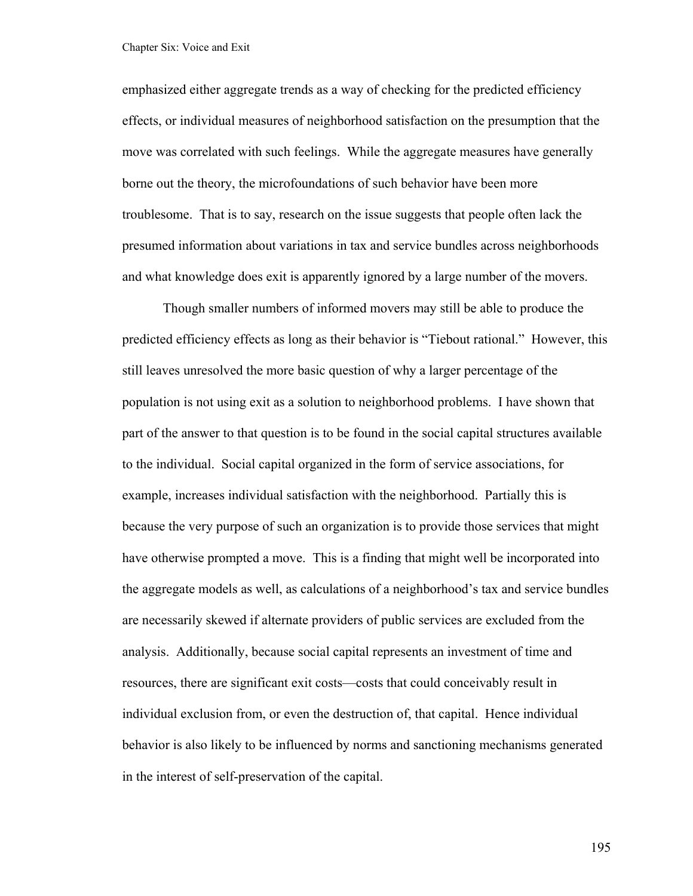emphasized either aggregate trends as a way of checking for the predicted efficiency effects, or individual measures of neighborhood satisfaction on the presumption that the move was correlated with such feelings. While the aggregate measures have generally borne out the theory, the microfoundations of such behavior have been more troublesome. That is to say, research on the issue suggests that people often lack the presumed information about variations in tax and service bundles across neighborhoods and what knowledge does exit is apparently ignored by a large number of the movers.

Though smaller numbers of informed movers may still be able to produce the predicted efficiency effects as long as their behavior is "Tiebout rational." However, this still leaves unresolved the more basic question of why a larger percentage of the population is not using exit as a solution to neighborhood problems. I have shown that part of the answer to that question is to be found in the social capital structures available to the individual. Social capital organized in the form of service associations, for example, increases individual satisfaction with the neighborhood. Partially this is because the very purpose of such an organization is to provide those services that might have otherwise prompted a move. This is a finding that might well be incorporated into the aggregate models as well, as calculations of a neighborhood's tax and service bundles are necessarily skewed if alternate providers of public services are excluded from the analysis. Additionally, because social capital represents an investment of time and resources, there are significant exit costs—costs that could conceivably result in individual exclusion from, or even the destruction of, that capital. Hence individual behavior is also likely to be influenced by norms and sanctioning mechanisms generated in the interest of self-preservation of the capital.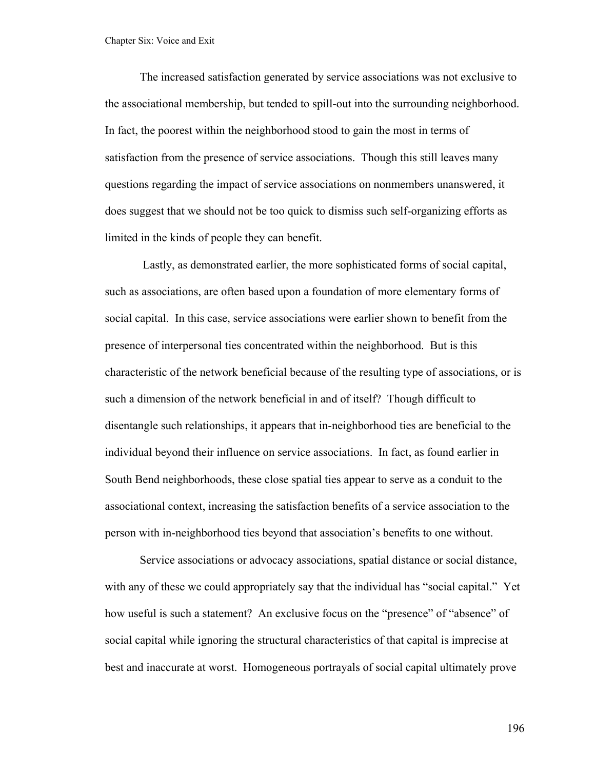The increased satisfaction generated by service associations was not exclusive to the associational membership, but tended to spill-out into the surrounding neighborhood. In fact, the poorest within the neighborhood stood to gain the most in terms of satisfaction from the presence of service associations. Though this still leaves many questions regarding the impact of service associations on nonmembers unanswered, it does suggest that we should not be too quick to dismiss such self-organizing efforts as limited in the kinds of people they can benefit.

Lastly, as demonstrated earlier, the more sophisticated forms of social capital, such as associations, are often based upon a foundation of more elementary forms of social capital. In this case, service associations were earlier shown to benefit from the presence of interpersonal ties concentrated within the neighborhood. But is this characteristic of the network beneficial because of the resulting type of associations, or is such a dimension of the network beneficial in and of itself? Though difficult to disentangle such relationships, it appears that in-neighborhood ties are beneficial to the individual beyond their influence on service associations. In fact, as found earlier in South Bend neighborhoods, these close spatial ties appear to serve as a conduit to the associational context, increasing the satisfaction benefits of a service association to the person with in-neighborhood ties beyond that association's benefits to one without.

Service associations or advocacy associations, spatial distance or social distance, with any of these we could appropriately say that the individual has "social capital." Yet how useful is such a statement? An exclusive focus on the "presence" of "absence" of social capital while ignoring the structural characteristics of that capital is imprecise at best and inaccurate at worst. Homogeneous portrayals of social capital ultimately prove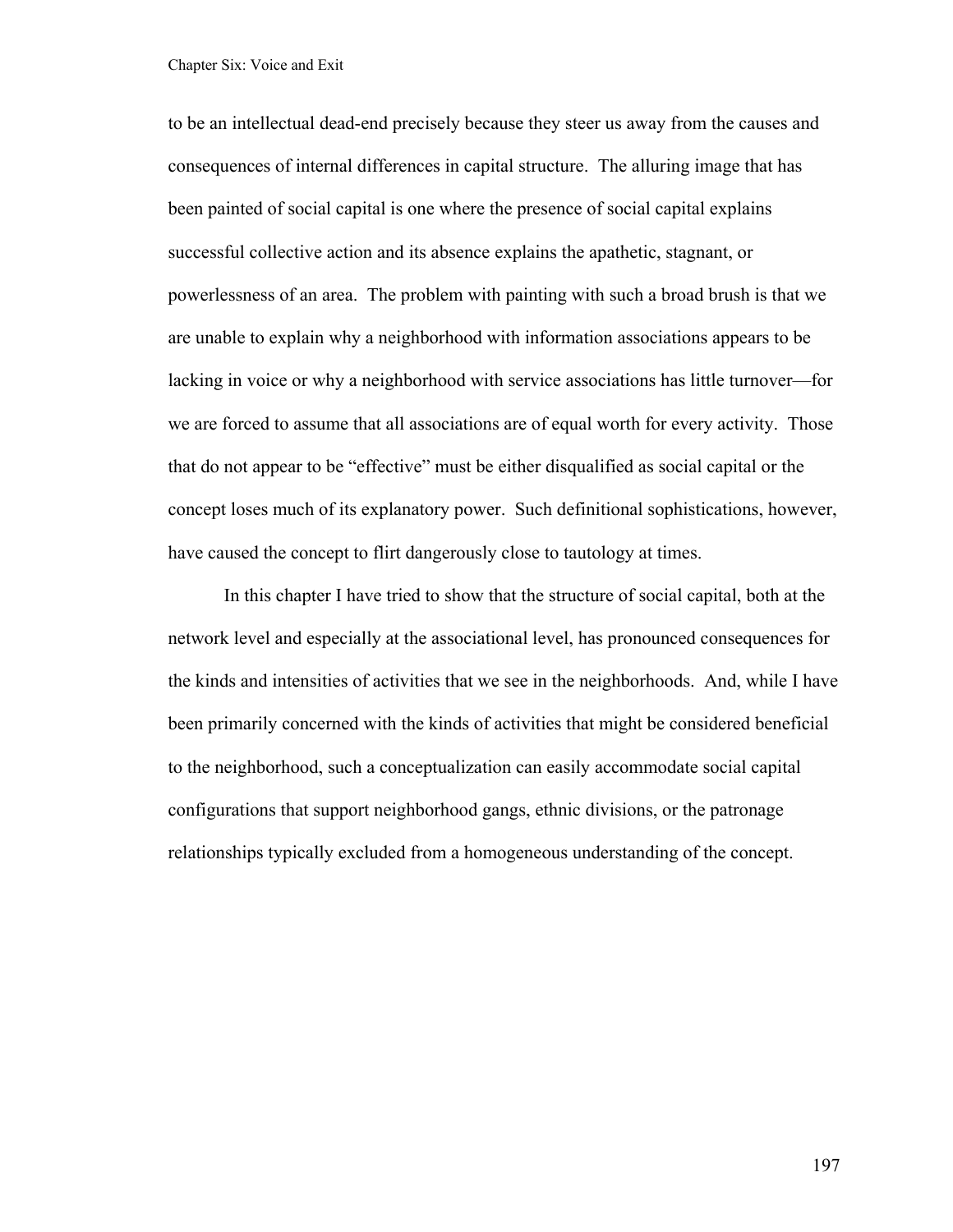to be an intellectual dead-end precisely because they steer us away from the causes and consequences of internal differences in capital structure. The alluring image that has been painted of social capital is one where the presence of social capital explains successful collective action and its absence explains the apathetic, stagnant, or powerlessness of an area. The problem with painting with such a broad brush is that we are unable to explain why a neighborhood with information associations appears to be lacking in voice or why a neighborhood with service associations has little turnover—for we are forced to assume that all associations are of equal worth for every activity. Those that do not appear to be "effective" must be either disqualified as social capital or the concept loses much of its explanatory power. Such definitional sophistications, however, have caused the concept to flirt dangerously close to tautology at times.

In this chapter I have tried to show that the structure of social capital, both at the network level and especially at the associational level, has pronounced consequences for the kinds and intensities of activities that we see in the neighborhoods. And, while I have been primarily concerned with the kinds of activities that might be considered beneficial to the neighborhood, such a conceptualization can easily accommodate social capital configurations that support neighborhood gangs, ethnic divisions, or the patronage relationships typically excluded from a homogeneous understanding of the concept.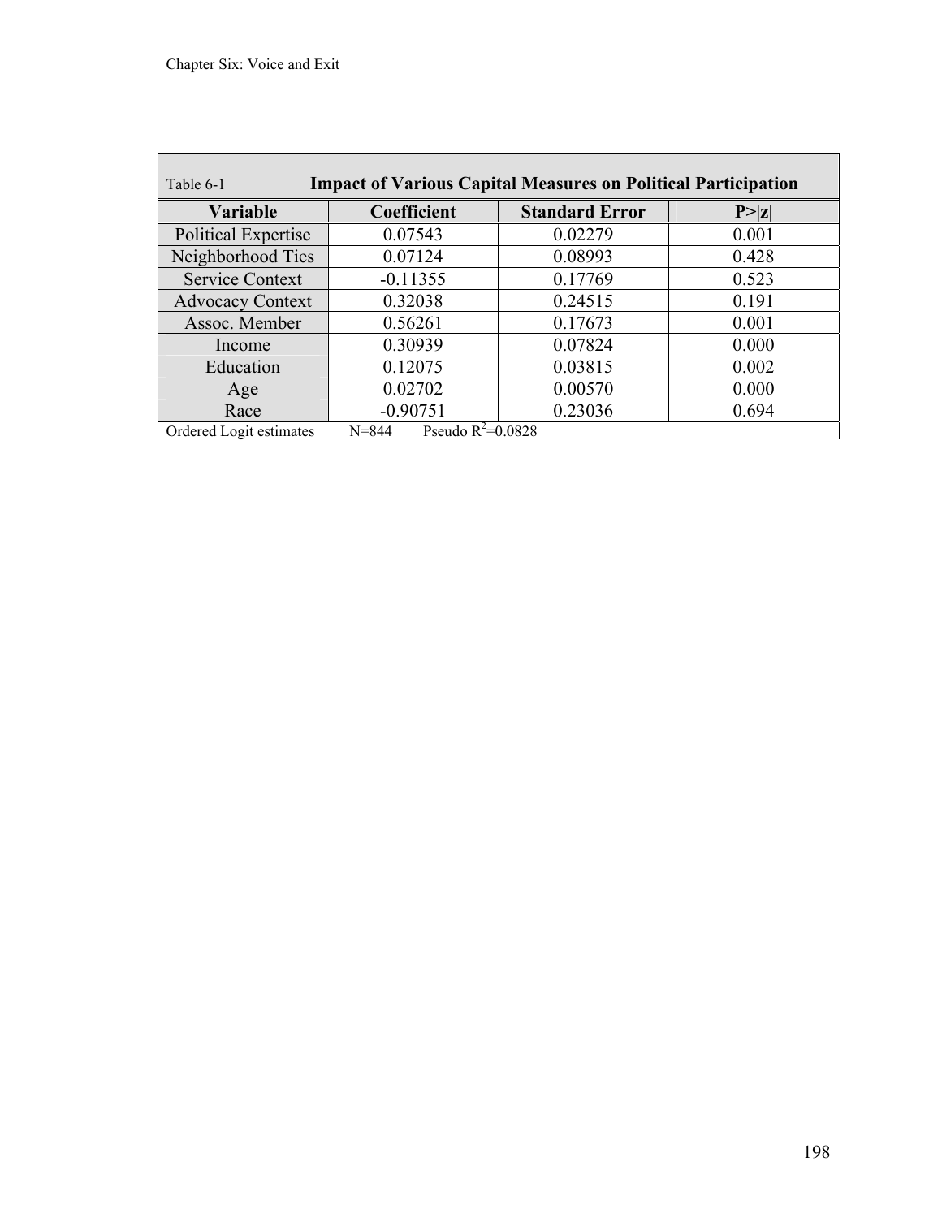Table 6-1 **Impact of Various Capital Measures on Political Participation**

| Variable | Coefficient | Standard Error | P>\|z\| |
|---|---|---|---|
| Political Expertise | 0.07543 | 0.02279 | 0.001 |
| Neighborhood Ties | 0.07124 | 0.08993 | 0.428 |
| Service Context | -0.11355 | 0.17769 | 0.523 |
| Advocacy Context | 0.32038 | 0.24515 | 0.191 |
| Assoc. Member | 0.56261 | 0.17673 | 0.001 |
| Income | 0.30939 | 0.07824 | 0.000 |
| Education | 0.12075 | 0.03815 | 0.002 |
| Age | 0.02702 | 0.00570 | 0.000 |
| Race | -0.90751 | 0.23036 | 0.694 |

Ordered Logit estimates N=844 Pseudo $R^2$=0.0828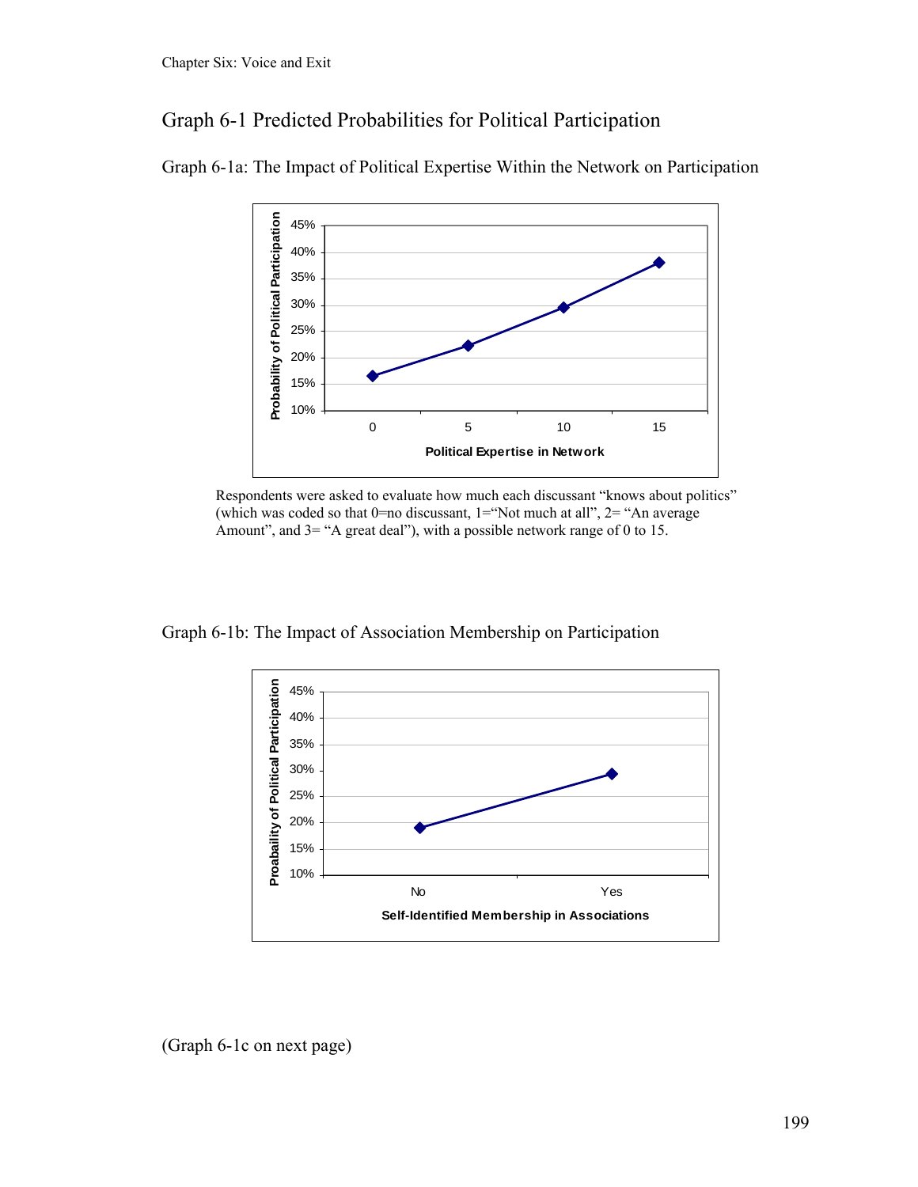## Graph 6-1 Predicted Probabilities for Political Participation

### Graph 6-1a: The Impact of Political Expertise Within the Network on Participation

Respondents were asked to evaluate how much each discussant "knows about politics" (which was coded so that 0=no discussant, 1="Not much at all", 2= "An average Amount", and 3= "A great deal"), with a possible network range of 0 to 15.

### Graph 6-1b: The Impact of Association Membership on Participation

(Graph 6-1c on next page)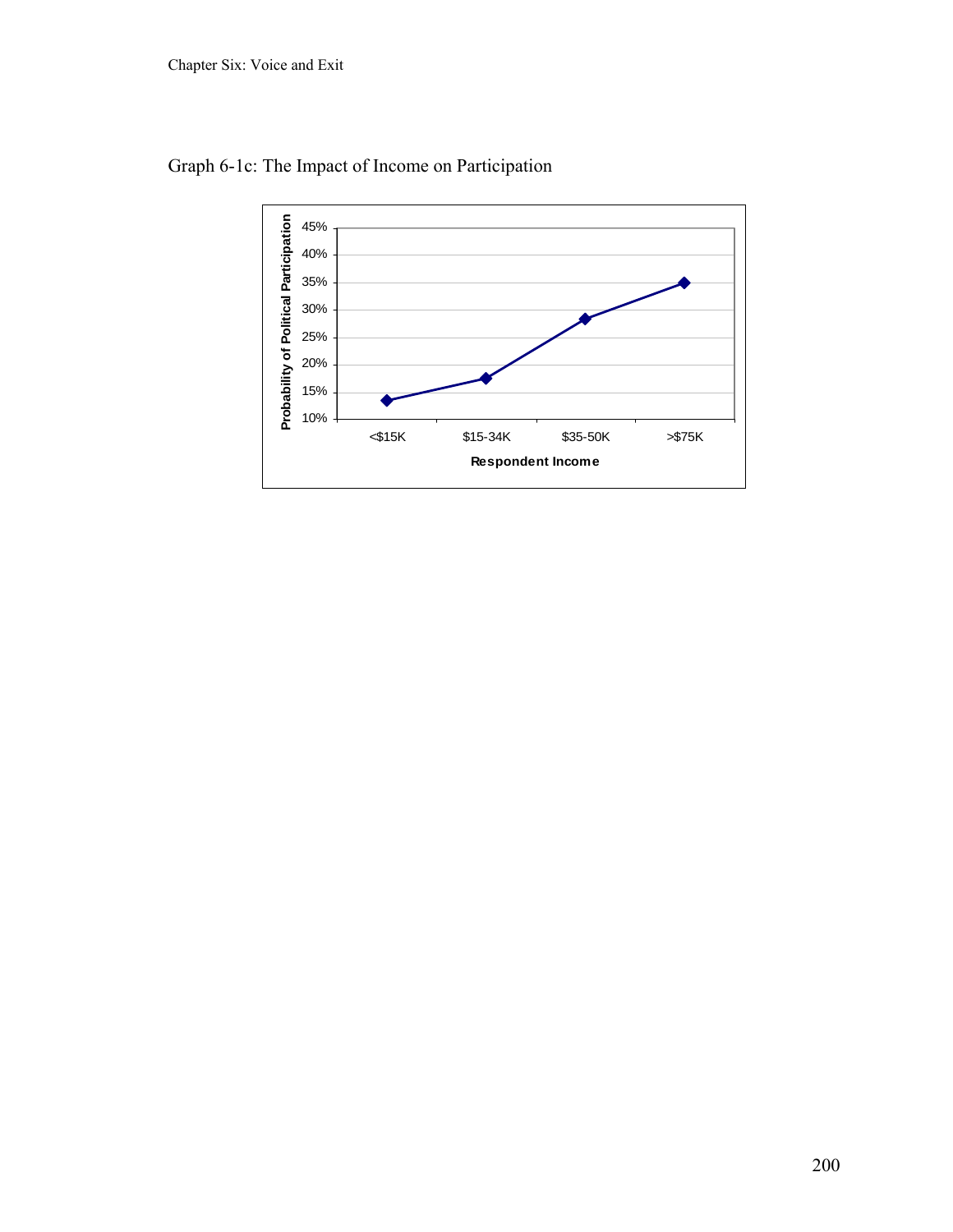Graph 6-1c: The Impact of Income on Participation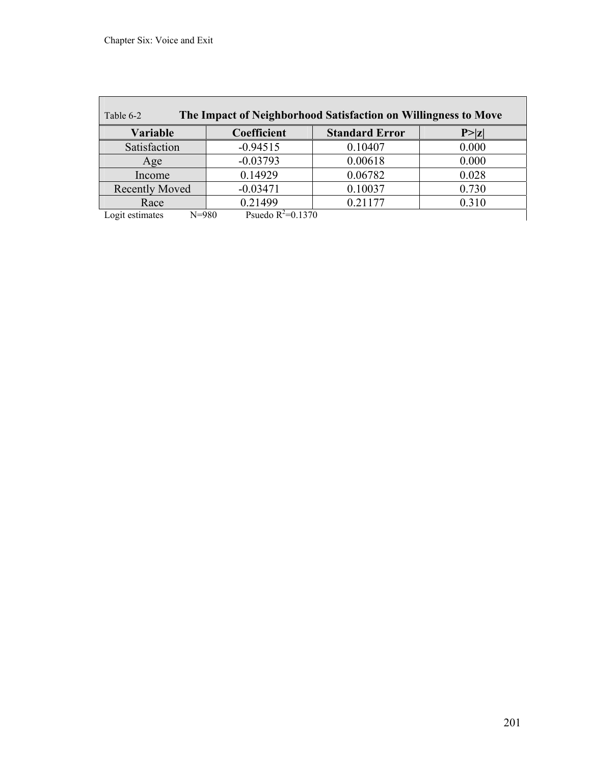Table 6-2 **The Impact of Neighborhood Satisfaction on Willingness to Move**

| Variable | Coefficient | Standard Error | P>\|z\| |
|---|---|---|---|
| Satisfaction | -0.94515 | 0.10407 | 0.000 |
| Age | -0.03793 | 0.00618 | 0.000 |
| Income | 0.14929 | 0.06782 | 0.028 |
| Recently Moved | -0.03471 | 0.10037 | 0.730 |
| Race | 0.21499 | 0.21177 | 0.310 |

Logit estimates N=980 Psuedo $R^2$=0.1370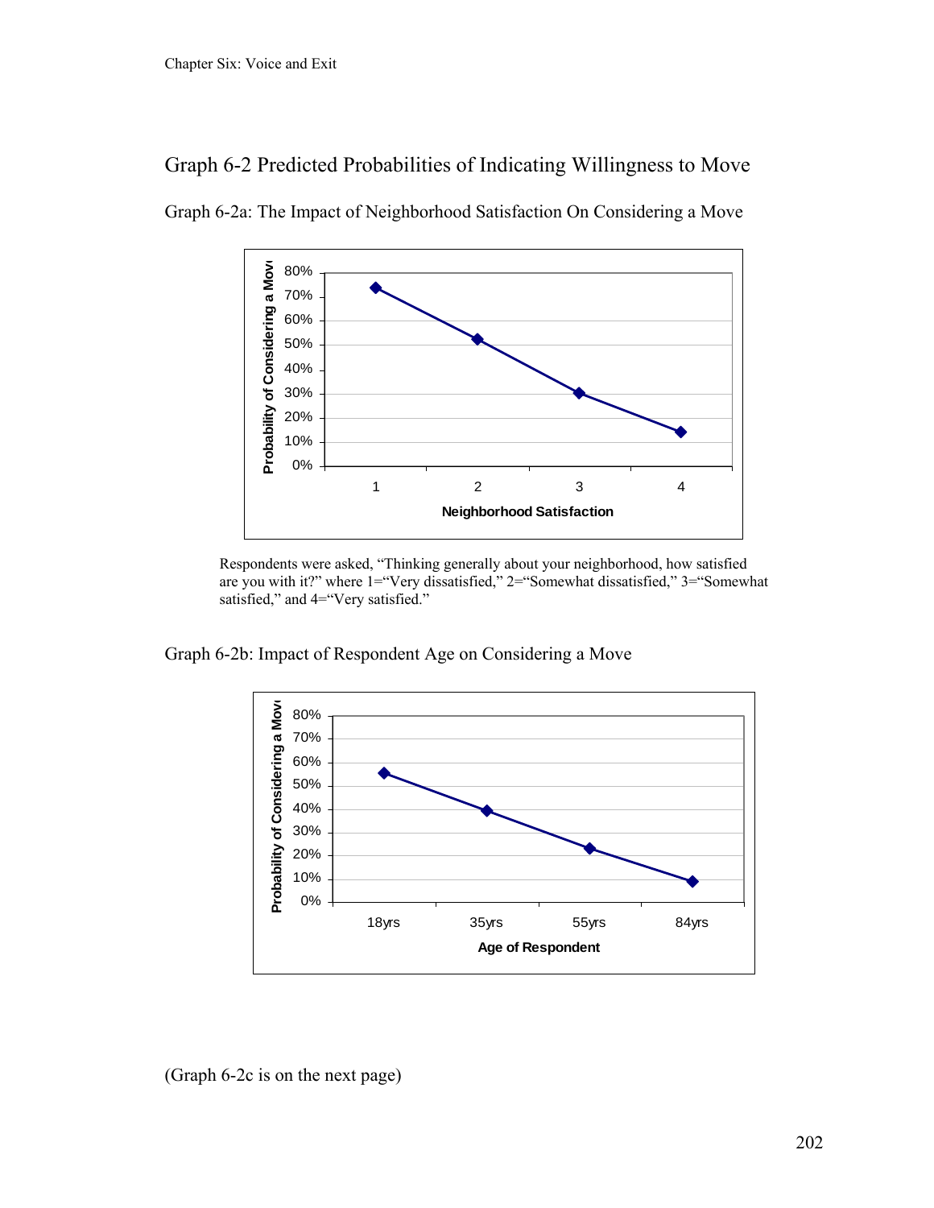## Graph 6-2 Predicted Probabilities of Indicating Willingness to Move

### Graph 6-2a: The Impact of Neighborhood Satisfaction On Considering a Move

Respondents were asked, "Thinking generally about your neighborhood, how satisfied are you with it?" where 1="Very dissatisfied," 2="Somewhat dissatisfied," 3="Somewhat satisfied," and 4="Very satisfied."

### Graph 6-2b: Impact of Respondent Age on Considering a Move

(Graph 6-2c is on the next page)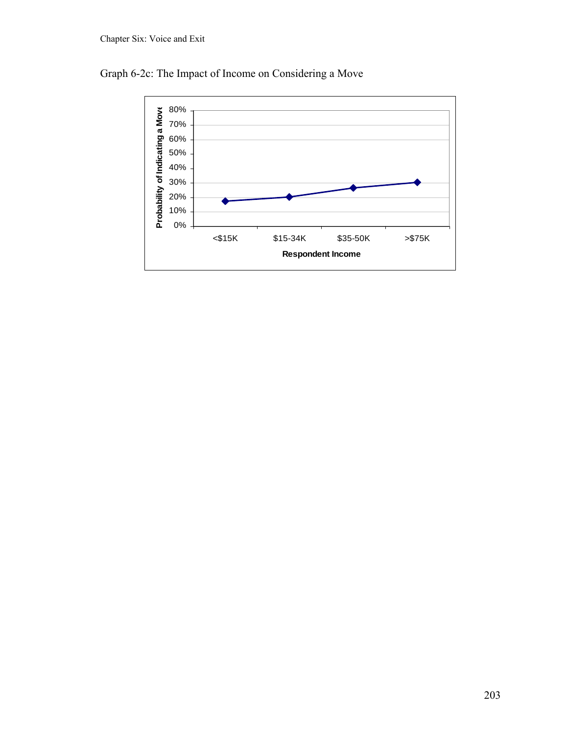Graph 6-2c: The Impact of Income on Considering a Move

| Respondent Income | <$15K | $15-34K | $35-50K | >$75K |
|---|---|---|---|---|
| Probability of Indicating a Move | ~17% | ~20% | ~26% | ~30% |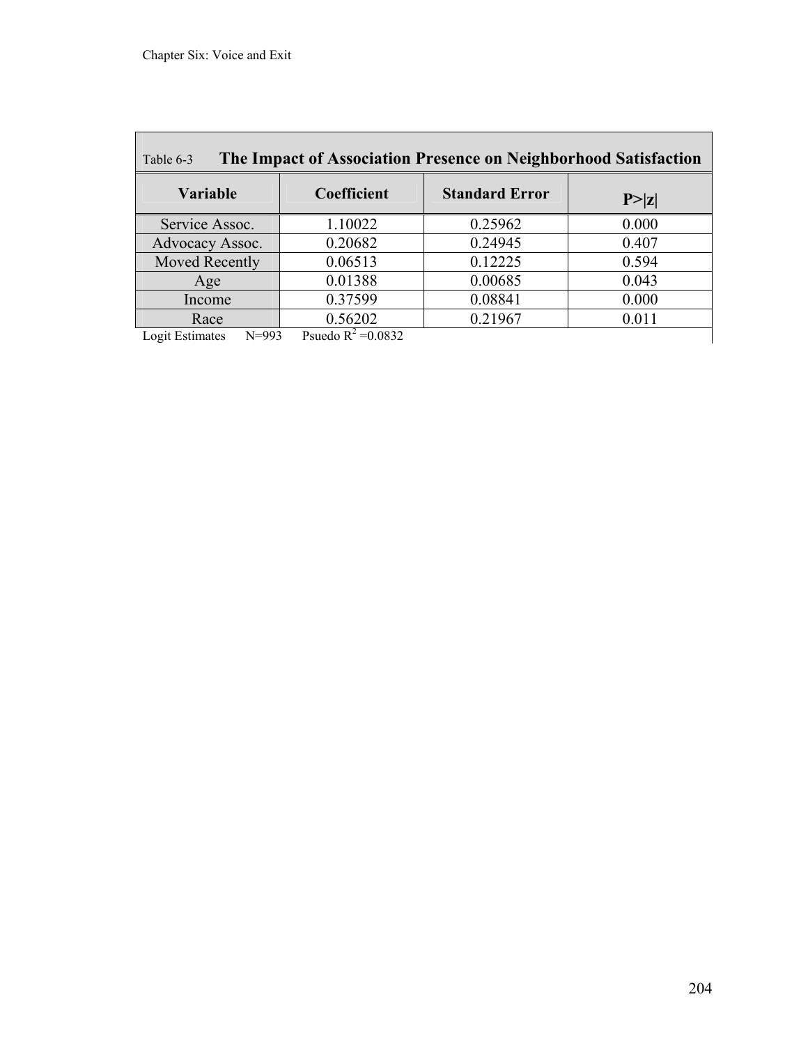Table 6-3 **The Impact of Association Presence on Neighborhood Satisfaction**

| Variable | Coefficient | Standard Error | P>\|z\| |
|---|---|---|---|
| Service Assoc. | 1.10022 | 0.25962 | 0.000 |
| Advocacy Assoc. | 0.20682 | 0.24945 | 0.407 |
| Moved Recently | 0.06513 | 0.12225 | 0.594 |
| Age | 0.01388 | 0.00685 | 0.043 |
| Income | 0.37599 | 0.08841 | 0.000 |
| Race | 0.56202 | 0.21967 | 0.011 |

Logit Estimates N=993 Psuedo $R^2$ =0.0832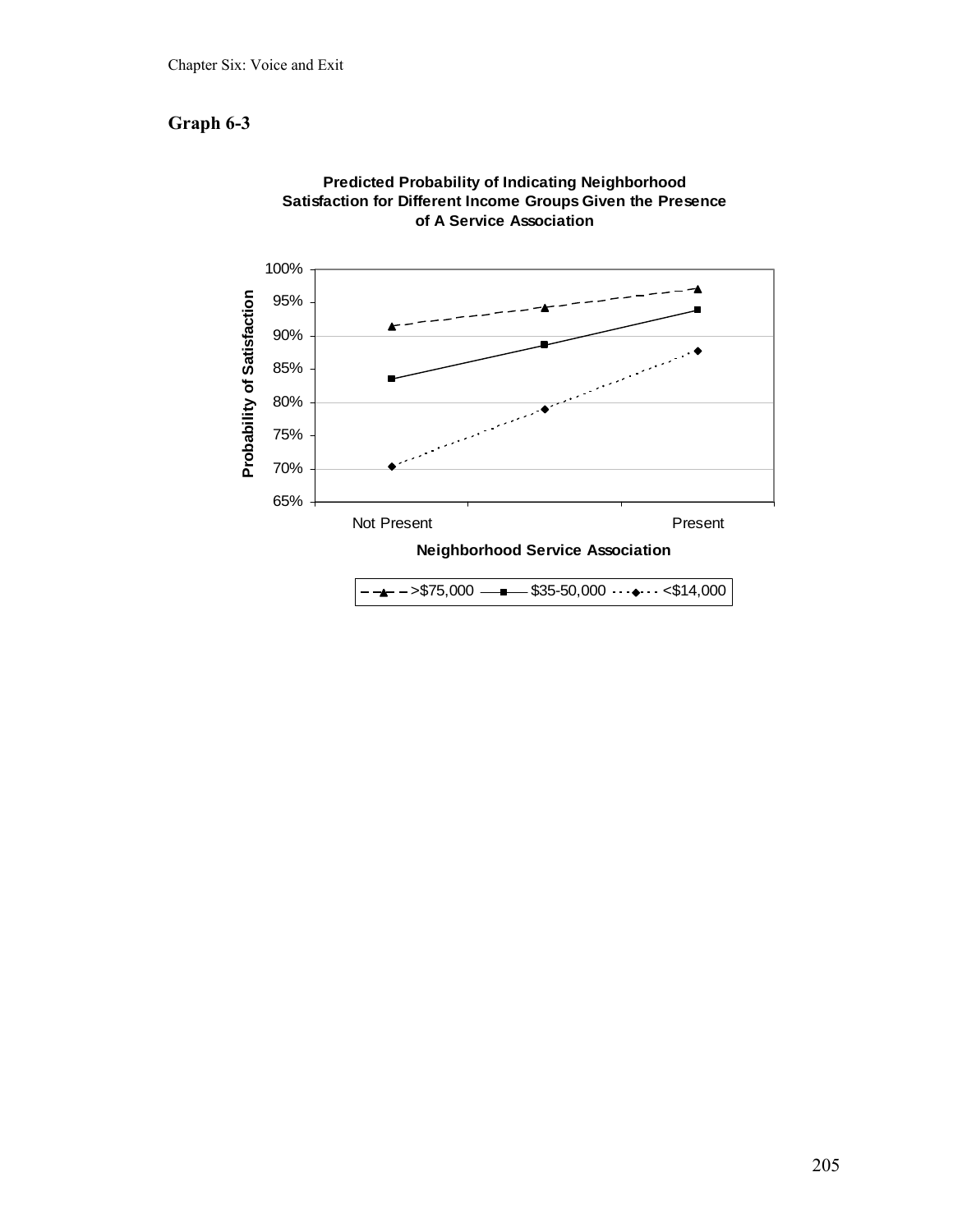## Graph 6-3

**Predicted Probability of Indicating Neighborhood Satisfaction for Different Income Groups Given the Presence of A Service Association**

| Neighborhood Service Association | >$75,000 | $35-50,000 | <$14,000 |
|---|---|---|---|
| Not Present | 91.4% | 83.5% | 70.3% |
| | 94.3% | 88.6% | 79.0% |
| Present | 97.0% | 93.9% | 87.7% |

Probability of Satisfaction

Neighborhood Service Association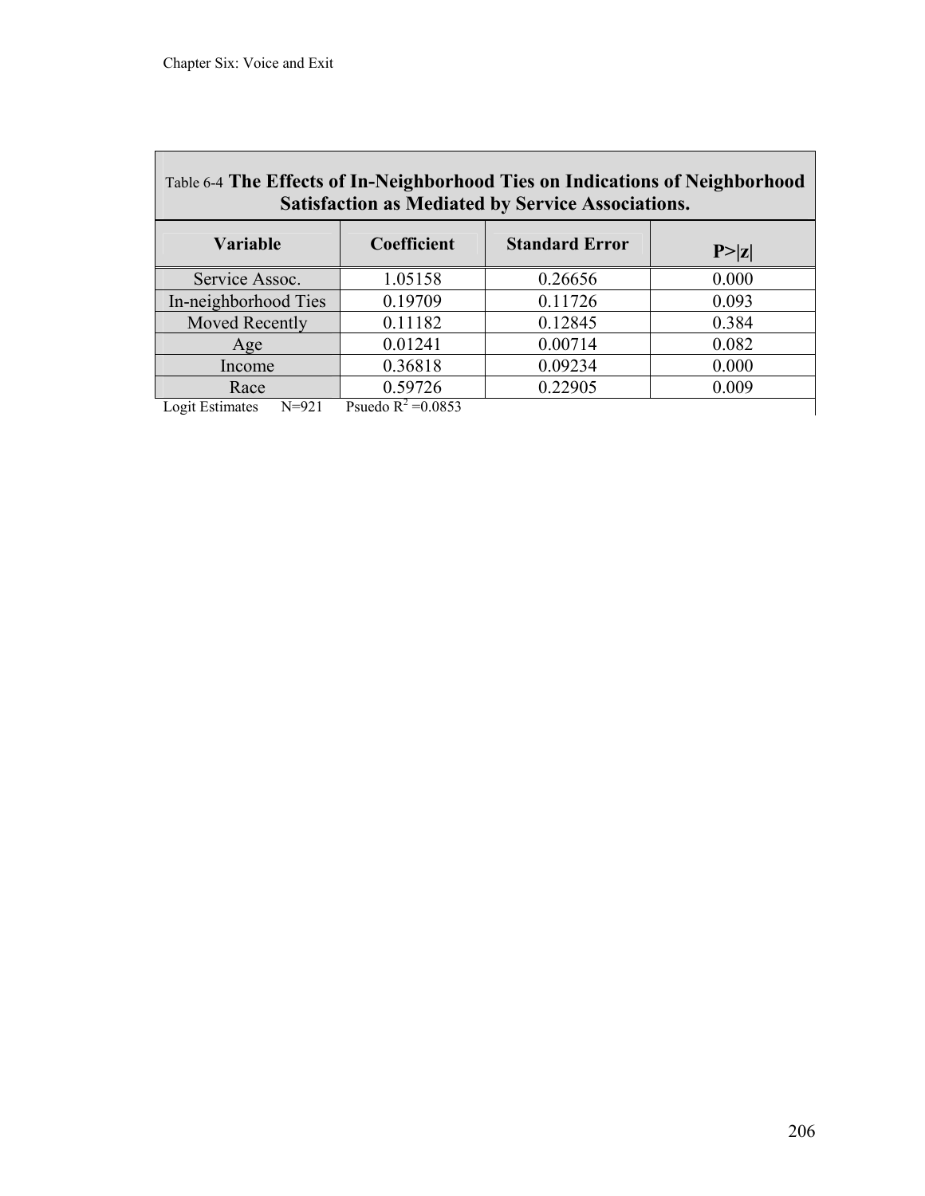Table 6-4 **The Effects of In-Neighborhood Ties on Indications of Neighborhood Satisfaction as Mediated by Service Associations.**

| Variable | Coefficient | Standard Error | P>\|z\| |
|---|---|---|---|
| Service Assoc. | 1.05158 | 0.26656 | 0.000 |
| In-neighborhood Ties | 0.19709 | 0.11726 | 0.093 |
| Moved Recently | 0.11182 | 0.12845 | 0.384 |
| Age | 0.01241 | 0.00714 | 0.082 |
| Income | 0.36818 | 0.09234 | 0.000 |
| Race | 0.59726 | 0.22905 | 0.009 |

Logit Estimates N=921 Psuedo $R^2$ =0.0853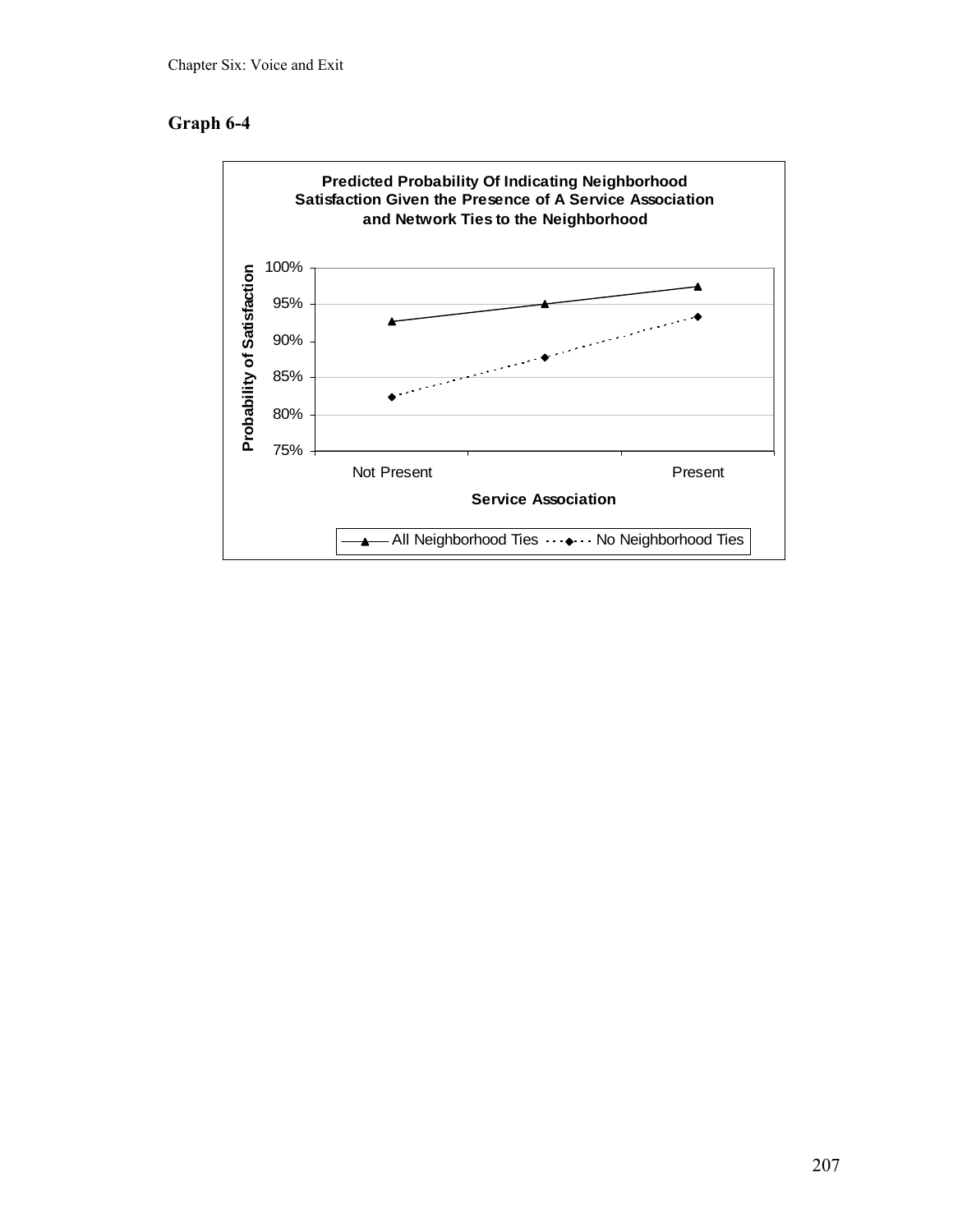## Graph 6-4

**Predicted Probability Of Indicating Neighborhood Satisfaction Given the Presence of A Service Association and Network Ties to the Neighborhood**

Probability of Satisfaction

100%
95%
90%
85%
80%
75%

Not Present    Present

**Service Association**

All Neighborhood Ties    No Neighborhood Ties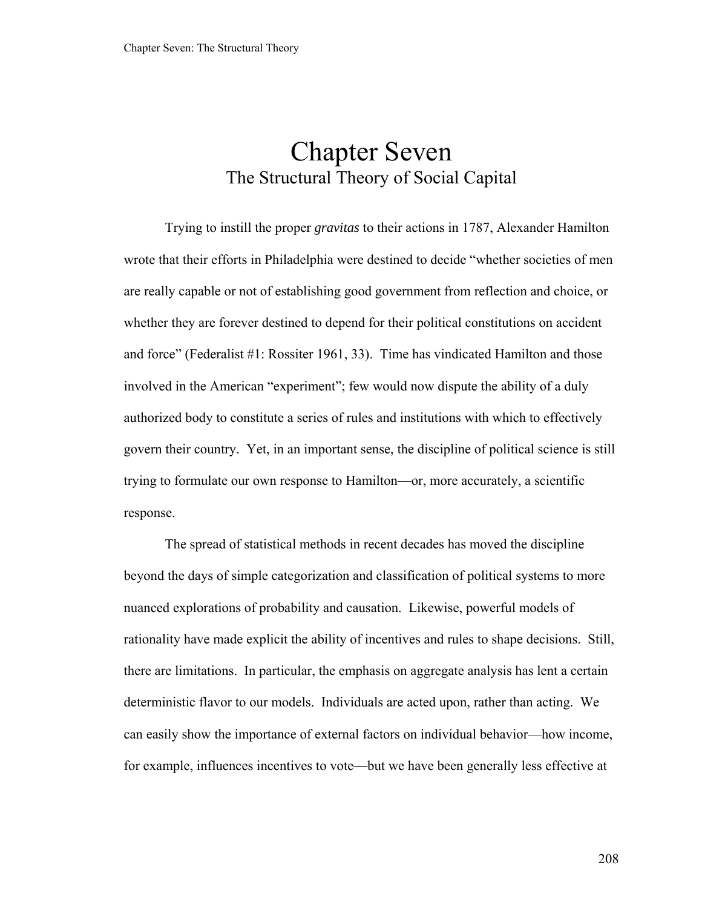# Chapter Seven

## The Structural Theory of Social Capital

Trying to instill the proper *gravitas* to their actions in 1787, Alexander Hamilton wrote that their efforts in Philadelphia were destined to decide "whether societies of men are really capable or not of establishing good government from reflection and choice, or whether they are forever destined to depend for their political constitutions on accident and force" (Federalist #1: Rossiter 1961, 33). Time has vindicated Hamilton and those involved in the American "experiment"; few would now dispute the ability of a duly authorized body to constitute a series of rules and institutions with which to effectively govern their country. Yet, in an important sense, the discipline of political science is still trying to formulate our own response to Hamilton—or, more accurately, a scientific response.

The spread of statistical methods in recent decades has moved the discipline beyond the days of simple categorization and classification of political systems to more nuanced explorations of probability and causation. Likewise, powerful models of rationality have made explicit the ability of incentives and rules to shape decisions. Still, there are limitations. In particular, the emphasis on aggregate analysis has lent a certain deterministic flavor to our models. Individuals are acted upon, rather than acting. We can easily show the importance of external factors on individual behavior—how income, for example, influences incentives to vote—but we have been generally less effective at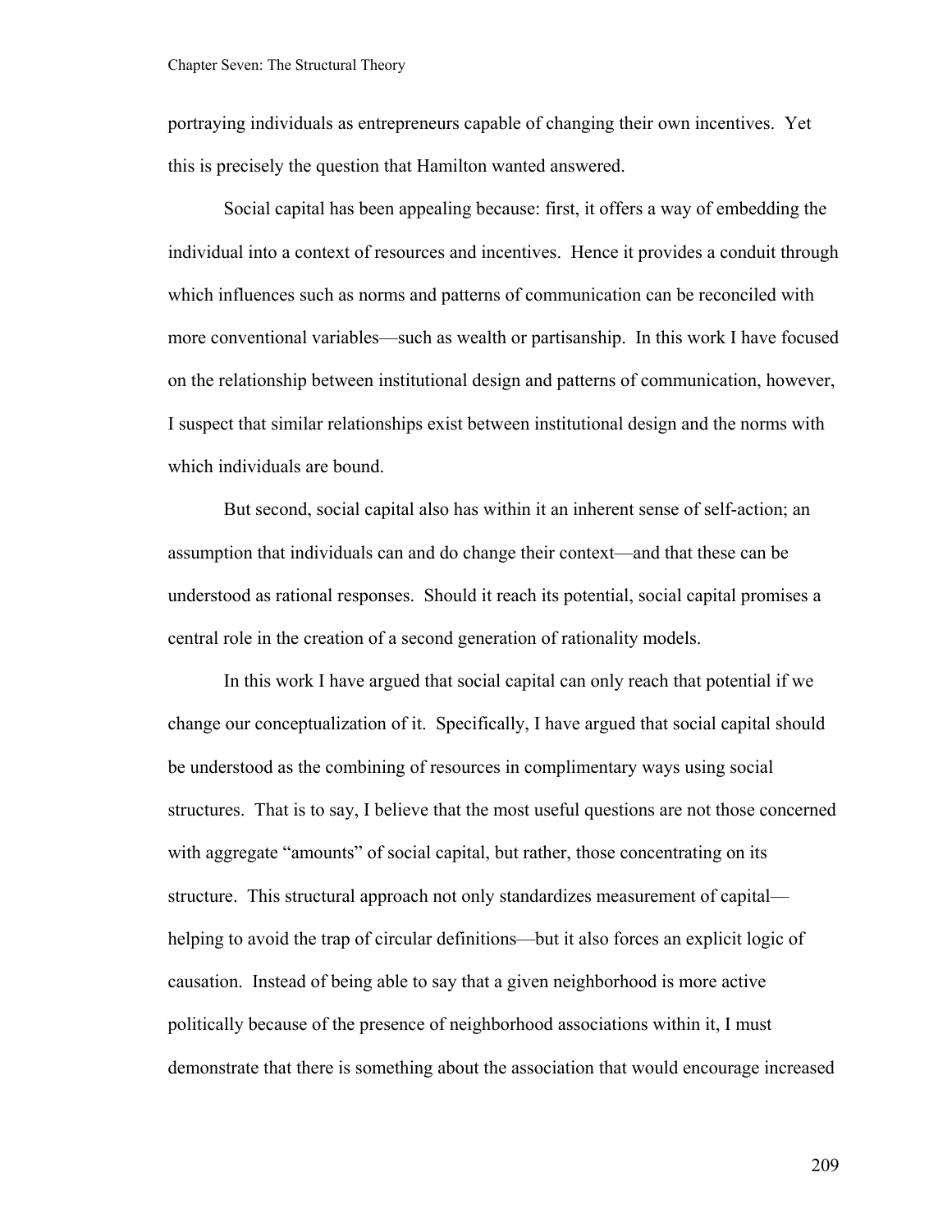portraying individuals as entrepreneurs capable of changing their own incentives. Yet this is precisely the question that Hamilton wanted answered.

Social capital has been appealing because: first, it offers a way of embedding the individual into a context of resources and incentives. Hence it provides a conduit through which influences such as norms and patterns of communication can be reconciled with more conventional variables—such as wealth or partisanship. In this work I have focused on the relationship between institutional design and patterns of communication, however, I suspect that similar relationships exist between institutional design and the norms with which individuals are bound.

But second, social capital also has within it an inherent sense of self-action; an assumption that individuals can and do change their context—and that these can be understood as rational responses. Should it reach its potential, social capital promises a central role in the creation of a second generation of rationality models.

In this work I have argued that social capital can only reach that potential if we change our conceptualization of it. Specifically, I have argued that social capital should be understood as the combining of resources in complimentary ways using social structures. That is to say, I believe that the most useful questions are not those concerned with aggregate "amounts" of social capital, but rather, those concentrating on its structure. This structural approach not only standardizes measurement of capital—helping to avoid the trap of circular definitions—but it also forces an explicit logic of causation. Instead of being able to say that a given neighborhood is more active politically because of the presence of neighborhood associations within it, I must demonstrate that there is something about the association that would encourage increased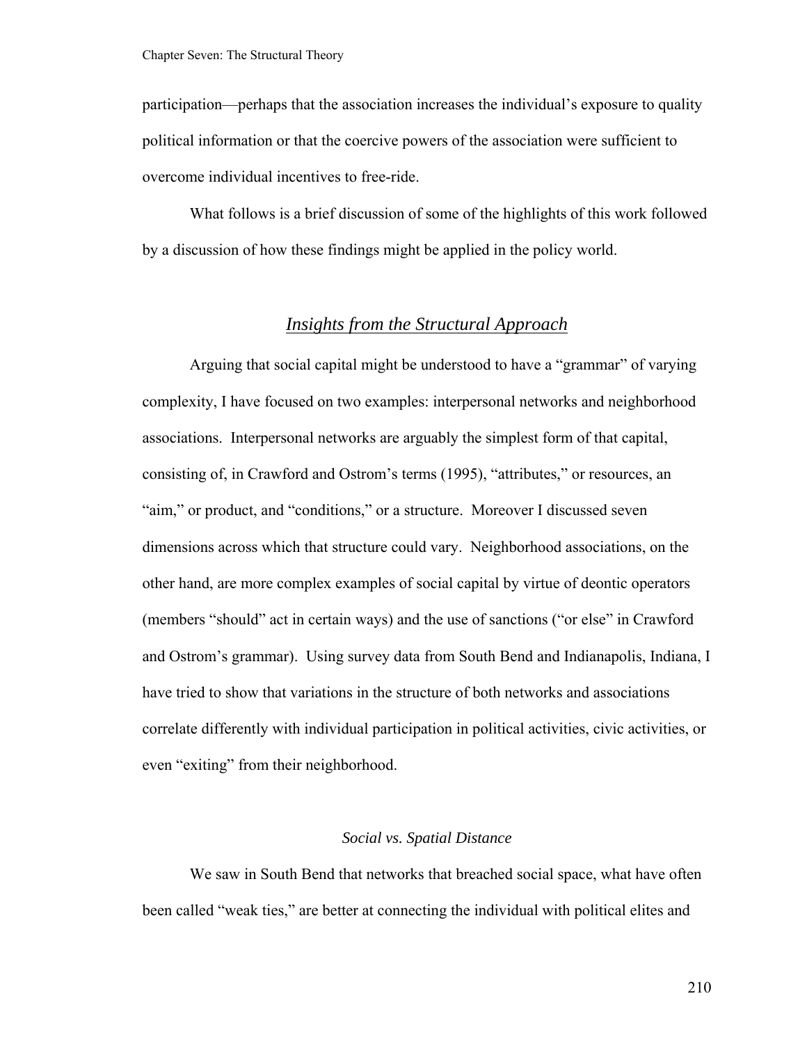participation—perhaps that the association increases the individual's exposure to quality political information or that the coercive powers of the association were sufficient to overcome individual incentives to free-ride.

What follows is a brief discussion of some of the highlights of this work followed by a discussion of how these findings might be applied in the policy world.

## *Insights from the Structural Approach*

Arguing that social capital might be understood to have a "grammar" of varying complexity, I have focused on two examples: interpersonal networks and neighborhood associations. Interpersonal networks are arguably the simplest form of that capital, consisting of, in Crawford and Ostrom's terms (1995), "attributes," or resources, an "aim," or product, and "conditions," or a structure. Moreover I discussed seven dimensions across which that structure could vary. Neighborhood associations, on the other hand, are more complex examples of social capital by virtue of deontic operators (members "should" act in certain ways) and the use of sanctions ("or else" in Crawford and Ostrom's grammar). Using survey data from South Bend and Indianapolis, Indiana, I have tried to show that variations in the structure of both networks and associations correlate differently with individual participation in political activities, civic activities, or even "exiting" from their neighborhood.

### *Social vs. Spatial Distance*

We saw in South Bend that networks that breached social space, what have often been called "weak ties," are better at connecting the individual with political elites and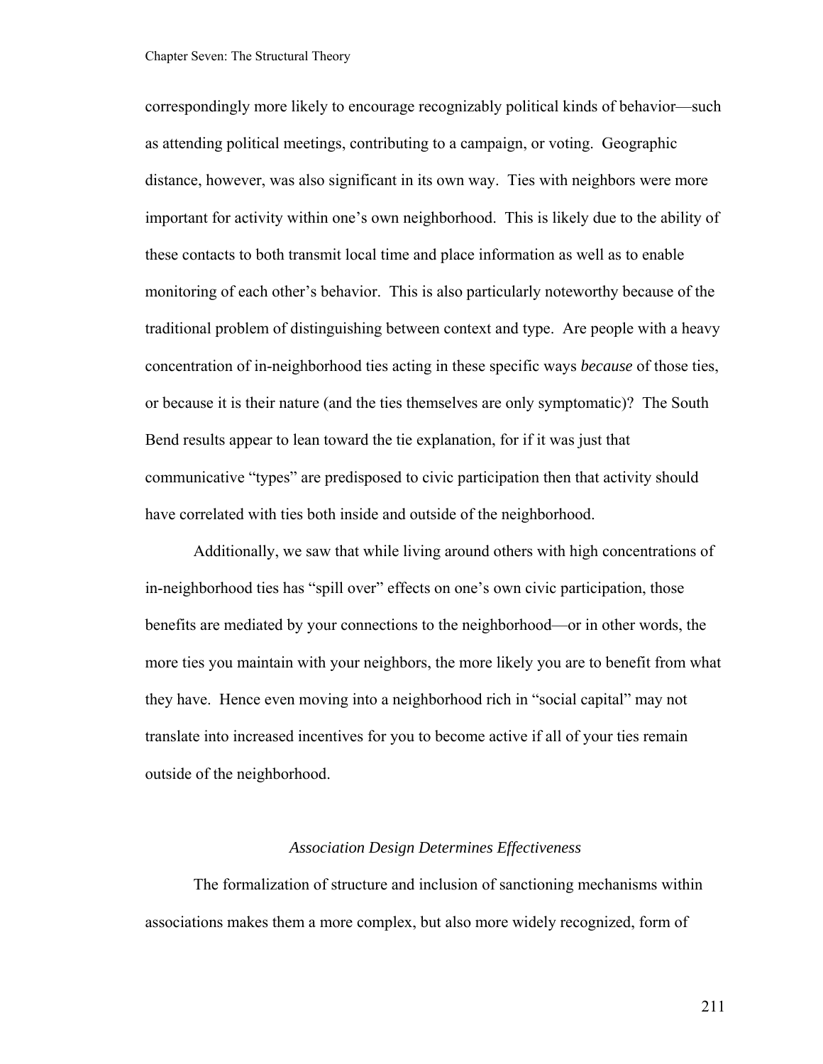correspondingly more likely to encourage recognizably political kinds of behavior—such as attending political meetings, contributing to a campaign, or voting. Geographic distance, however, was also significant in its own way. Ties with neighbors were more important for activity within one's own neighborhood. This is likely due to the ability of these contacts to both transmit local time and place information as well as to enable monitoring of each other's behavior. This is also particularly noteworthy because of the traditional problem of distinguishing between context and type. Are people with a heavy concentration of in-neighborhood ties acting in these specific ways *because* of those ties, or because it is their nature (and the ties themselves are only symptomatic)? The South Bend results appear to lean toward the tie explanation, for if it was just that communicative "types" are predisposed to civic participation then that activity should have correlated with ties both inside and outside of the neighborhood.

Additionally, we saw that while living around others with high concentrations of in-neighborhood ties has "spill over" effects on one's own civic participation, those benefits are mediated by your connections to the neighborhood—or in other words, the more ties you maintain with your neighbors, the more likely you are to benefit from what they have. Hence even moving into a neighborhood rich in "social capital" may not translate into increased incentives for you to become active if all of your ties remain outside of the neighborhood.

### *Association Design Determines Effectiveness*

The formalization of structure and inclusion of sanctioning mechanisms within associations makes them a more complex, but also more widely recognized, form of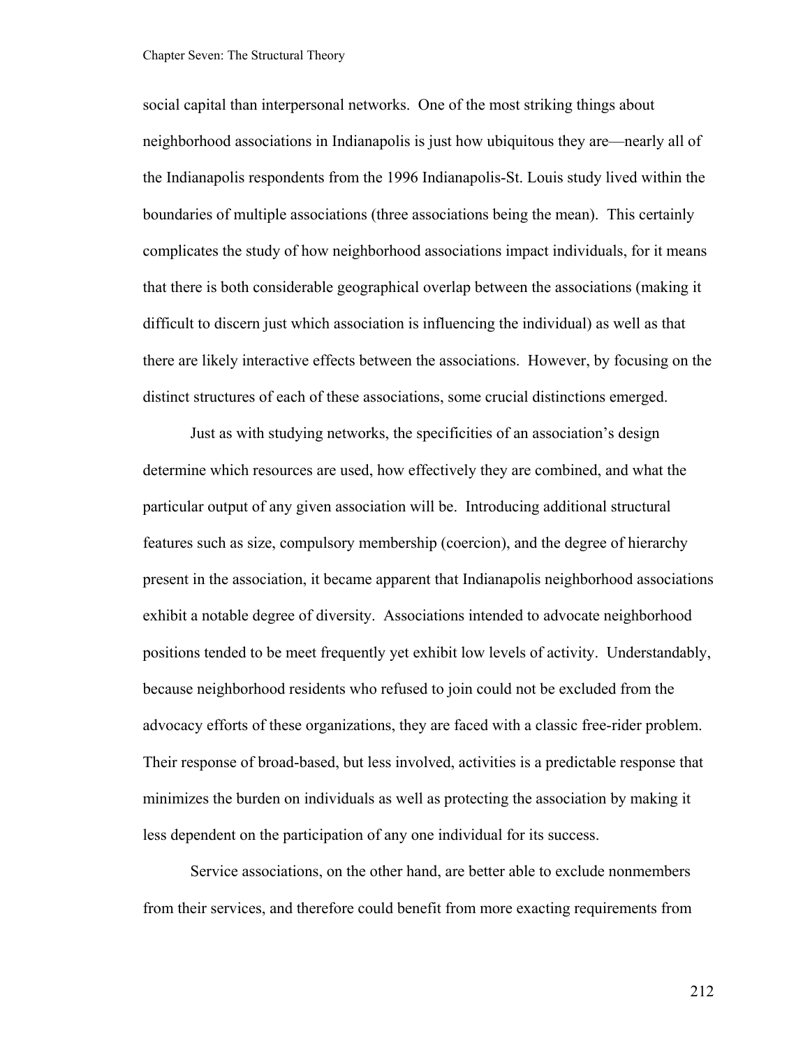social capital than interpersonal networks. One of the most striking things about neighborhood associations in Indianapolis is just how ubiquitous they are—nearly all of the Indianapolis respondents from the 1996 Indianapolis-St. Louis study lived within the boundaries of multiple associations (three associations being the mean). This certainly complicates the study of how neighborhood associations impact individuals, for it means that there is both considerable geographical overlap between the associations (making it difficult to discern just which association is influencing the individual) as well as that there are likely interactive effects between the associations. However, by focusing on the distinct structures of each of these associations, some crucial distinctions emerged.

Just as with studying networks, the specificities of an association's design determine which resources are used, how effectively they are combined, and what the particular output of any given association will be. Introducing additional structural features such as size, compulsory membership (coercion), and the degree of hierarchy present in the association, it became apparent that Indianapolis neighborhood associations exhibit a notable degree of diversity. Associations intended to advocate neighborhood positions tended to be meet frequently yet exhibit low levels of activity. Understandably, because neighborhood residents who refused to join could not be excluded from the advocacy efforts of these organizations, they are faced with a classic free-rider problem. Their response of broad-based, but less involved, activities is a predictable response that minimizes the burden on individuals as well as protecting the association by making it less dependent on the participation of any one individual for its success.

Service associations, on the other hand, are better able to exclude nonmembers from their services, and therefore could benefit from more exacting requirements from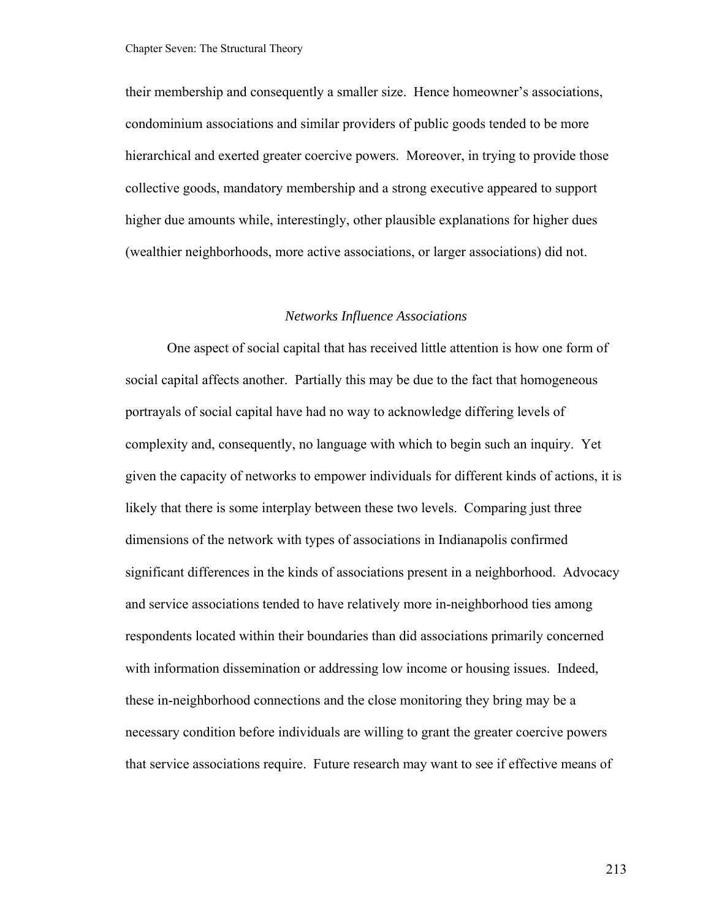their membership and consequently a smaller size. Hence homeowner's associations, condominium associations and similar providers of public goods tended to be more hierarchical and exerted greater coercive powers. Moreover, in trying to provide those collective goods, mandatory membership and a strong executive appeared to support higher due amounts while, interestingly, other plausible explanations for higher dues (wealthier neighborhoods, more active associations, or larger associations) did not.

### *Networks Influence Associations*

One aspect of social capital that has received little attention is how one form of social capital affects another. Partially this may be due to the fact that homogeneous portrayals of social capital have had no way to acknowledge differing levels of complexity and, consequently, no language with which to begin such an inquiry. Yet given the capacity of networks to empower individuals for different kinds of actions, it is likely that there is some interplay between these two levels. Comparing just three dimensions of the network with types of associations in Indianapolis confirmed significant differences in the kinds of associations present in a neighborhood. Advocacy and service associations tended to have relatively more in-neighborhood ties among respondents located within their boundaries than did associations primarily concerned with information dissemination or addressing low income or housing issues. Indeed, these in-neighborhood connections and the close monitoring they bring may be a necessary condition before individuals are willing to grant the greater coercive powers that service associations require. Future research may want to see if effective means of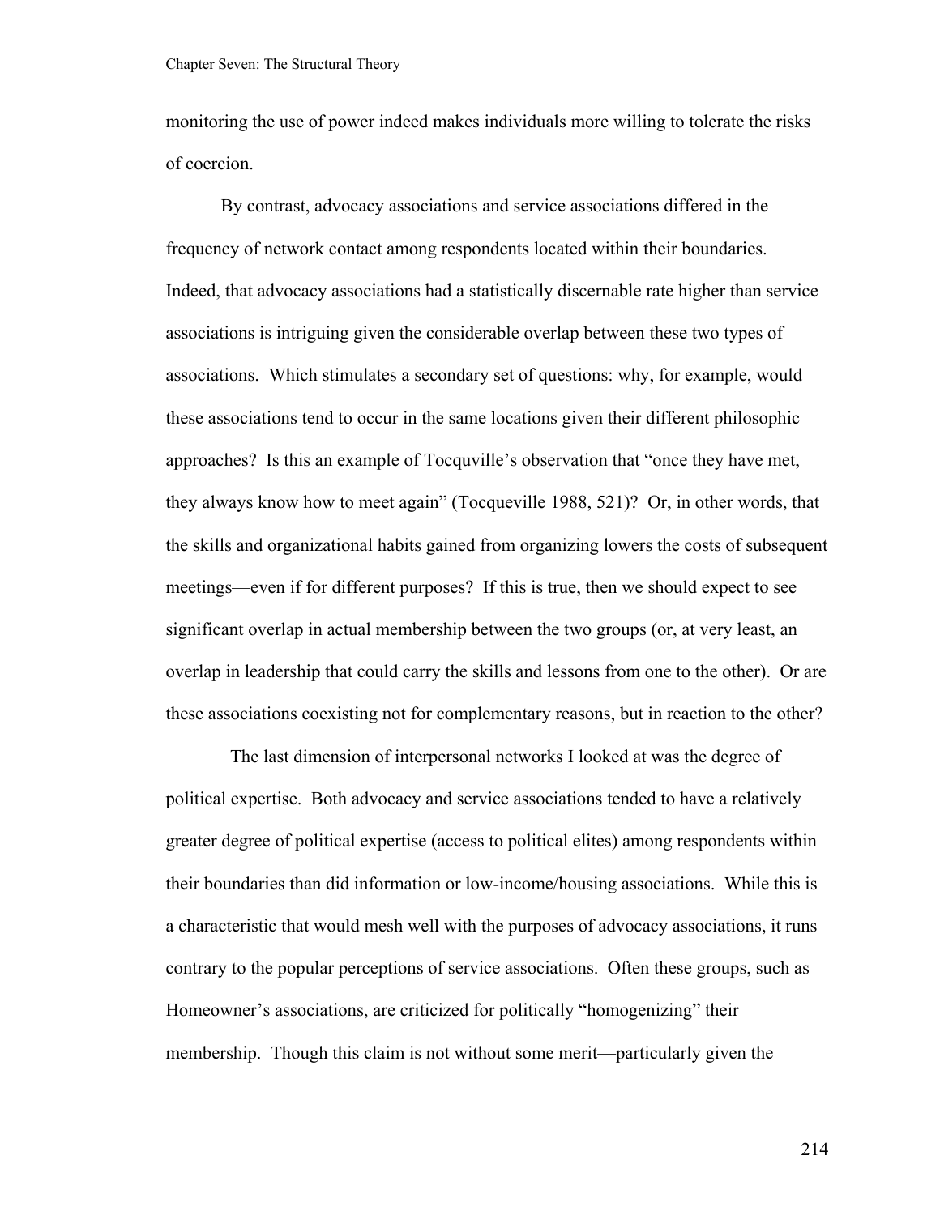monitoring the use of power indeed makes individuals more willing to tolerate the risks of coercion.

By contrast, advocacy associations and service associations differed in the frequency of network contact among respondents located within their boundaries. Indeed, that advocacy associations had a statistically discernable rate higher than service associations is intriguing given the considerable overlap between these two types of associations. Which stimulates a secondary set of questions: why, for example, would these associations tend to occur in the same locations given their different philosophic approaches? Is this an example of Tocquville's observation that "once they have met, they always know how to meet again" (Tocqueville 1988, 521)? Or, in other words, that the skills and organizational habits gained from organizing lowers the costs of subsequent meetings—even if for different purposes? If this is true, then we should expect to see significant overlap in actual membership between the two groups (or, at very least, an overlap in leadership that could carry the skills and lessons from one to the other). Or are these associations coexisting not for complementary reasons, but in reaction to the other?

The last dimension of interpersonal networks I looked at was the degree of political expertise. Both advocacy and service associations tended to have a relatively greater degree of political expertise (access to political elites) among respondents within their boundaries than did information or low-income/housing associations. While this is a characteristic that would mesh well with the purposes of advocacy associations, it runs contrary to the popular perceptions of service associations. Often these groups, such as Homeowner's associations, are criticized for politically "homogenizing" their membership. Though this claim is not without some merit—particularly given the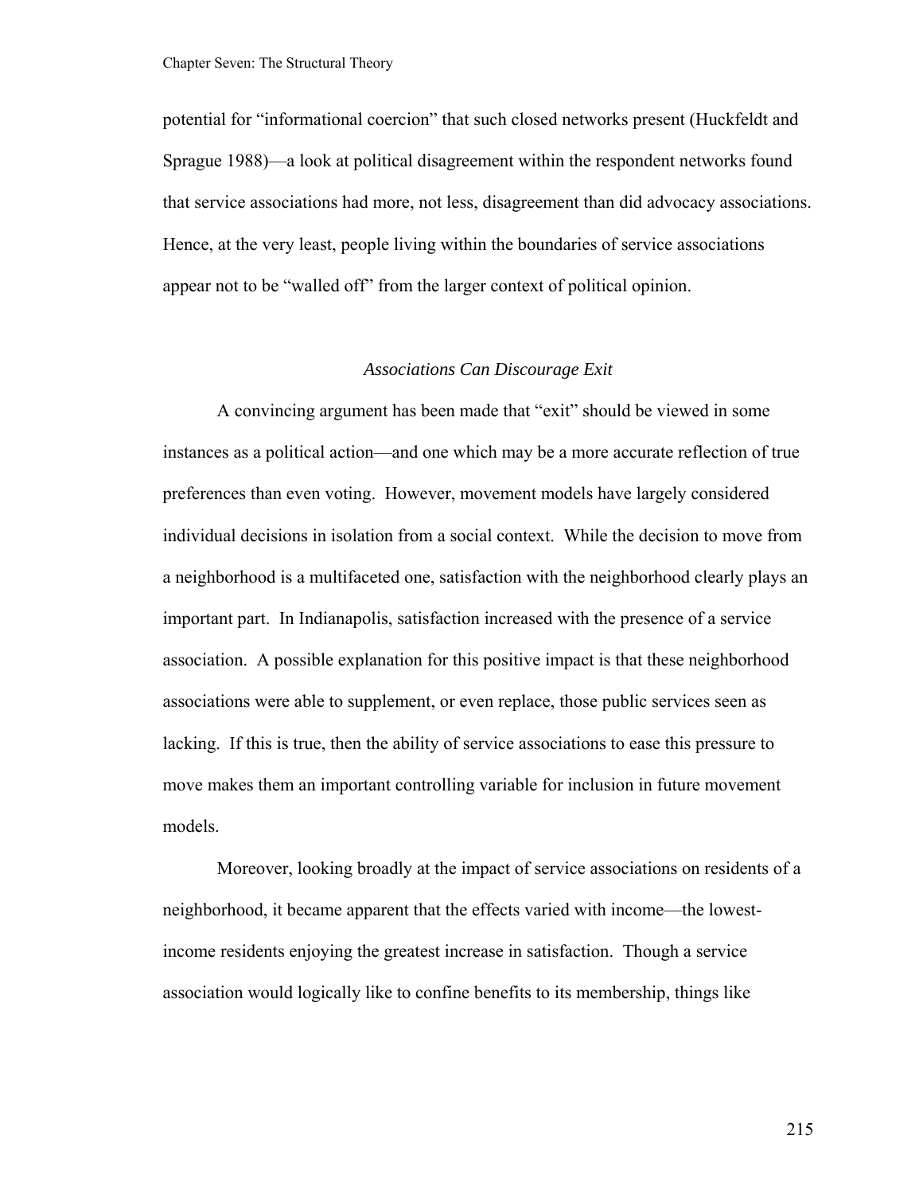potential for "informational coercion" that such closed networks present (Huckfeldt and Sprague 1988)—a look at political disagreement within the respondent networks found that service associations had more, not less, disagreement than did advocacy associations. Hence, at the very least, people living within the boundaries of service associations appear not to be "walled off" from the larger context of political opinion.

### *Associations Can Discourage Exit*

A convincing argument has been made that "exit" should be viewed in some instances as a political action—and one which may be a more accurate reflection of true preferences than even voting. However, movement models have largely considered individual decisions in isolation from a social context. While the decision to move from a neighborhood is a multifaceted one, satisfaction with the neighborhood clearly plays an important part. In Indianapolis, satisfaction increased with the presence of a service association. A possible explanation for this positive impact is that these neighborhood associations were able to supplement, or even replace, those public services seen as lacking. If this is true, then the ability of service associations to ease this pressure to move makes them an important controlling variable for inclusion in future movement models.

Moreover, looking broadly at the impact of service associations on residents of a neighborhood, it became apparent that the effects varied with income—the lowest-income residents enjoying the greatest increase in satisfaction. Though a service association would logically like to confine benefits to its membership, things like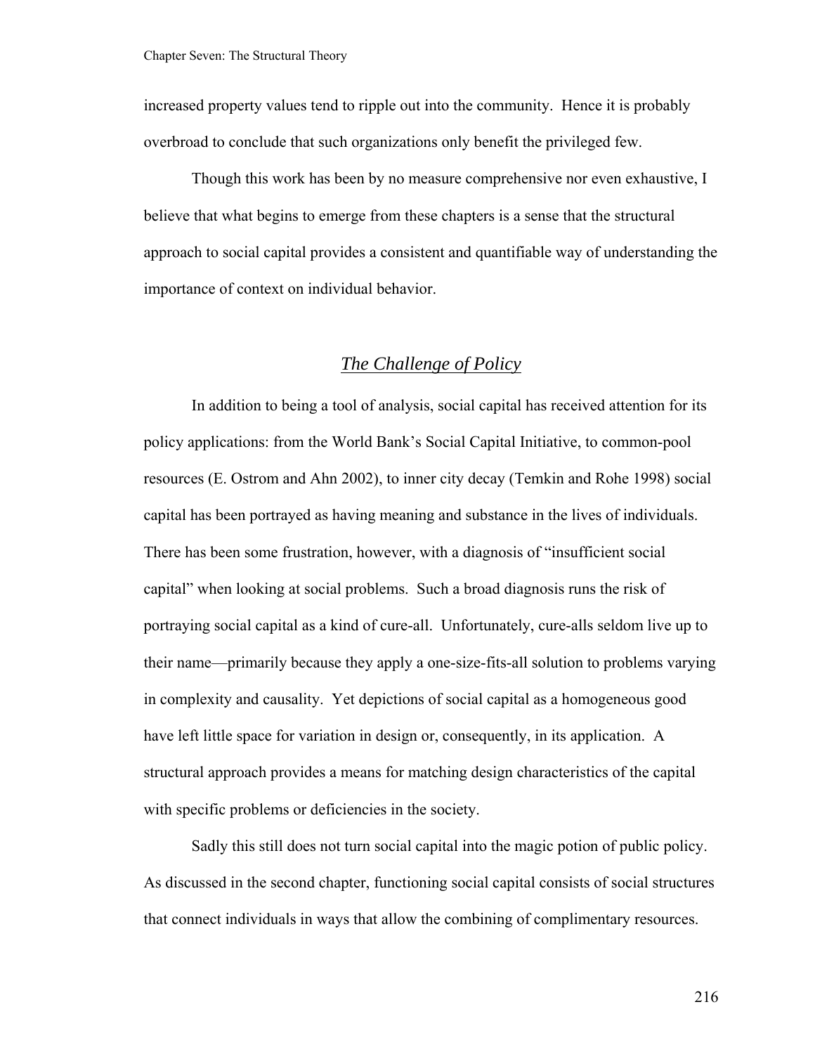increased property values tend to ripple out into the community. Hence it is probably overbroad to conclude that such organizations only benefit the privileged few.

Though this work has been by no measure comprehensive nor even exhaustive, I believe that what begins to emerge from these chapters is a sense that the structural approach to social capital provides a consistent and quantifiable way of understanding the importance of context on individual behavior.

## *The Challenge of Policy*

In addition to being a tool of analysis, social capital has received attention for its policy applications: from the World Bank's Social Capital Initiative, to common-pool resources (E. Ostrom and Ahn 2002), to inner city decay (Temkin and Rohe 1998) social capital has been portrayed as having meaning and substance in the lives of individuals. There has been some frustration, however, with a diagnosis of "insufficient social capital" when looking at social problems. Such a broad diagnosis runs the risk of portraying social capital as a kind of cure-all. Unfortunately, cure-alls seldom live up to their name—primarily because they apply a one-size-fits-all solution to problems varying in complexity and causality. Yet depictions of social capital as a homogeneous good have left little space for variation in design or, consequently, in its application. A structural approach provides a means for matching design characteristics of the capital with specific problems or deficiencies in the society.

Sadly this still does not turn social capital into the magic potion of public policy. As discussed in the second chapter, functioning social capital consists of social structures that connect individuals in ways that allow the combining of complimentary resources.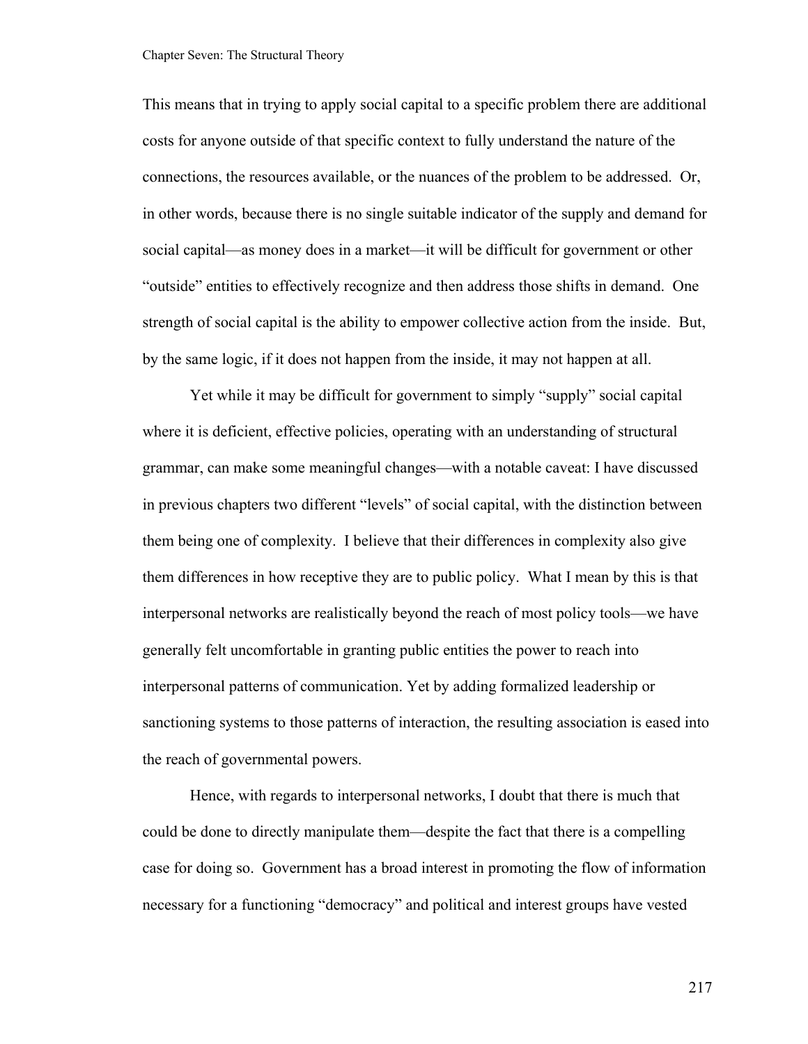This means that in trying to apply social capital to a specific problem there are additional costs for anyone outside of that specific context to fully understand the nature of the connections, the resources available, or the nuances of the problem to be addressed. Or, in other words, because there is no single suitable indicator of the supply and demand for social capital—as money does in a market—it will be difficult for government or other "outside" entities to effectively recognize and then address those shifts in demand. One strength of social capital is the ability to empower collective action from the inside. But, by the same logic, if it does not happen from the inside, it may not happen at all.

Yet while it may be difficult for government to simply "supply" social capital where it is deficient, effective policies, operating with an understanding of structural grammar, can make some meaningful changes—with a notable caveat: I have discussed in previous chapters two different "levels" of social capital, with the distinction between them being one of complexity. I believe that their differences in complexity also give them differences in how receptive they are to public policy. What I mean by this is that interpersonal networks are realistically beyond the reach of most policy tools—we have generally felt uncomfortable in granting public entities the power to reach into interpersonal patterns of communication. Yet by adding formalized leadership or sanctioning systems to those patterns of interaction, the resulting association is eased into the reach of governmental powers.

Hence, with regards to interpersonal networks, I doubt that there is much that could be done to directly manipulate them—despite the fact that there is a compelling case for doing so. Government has a broad interest in promoting the flow of information necessary for a functioning "democracy" and political and interest groups have vested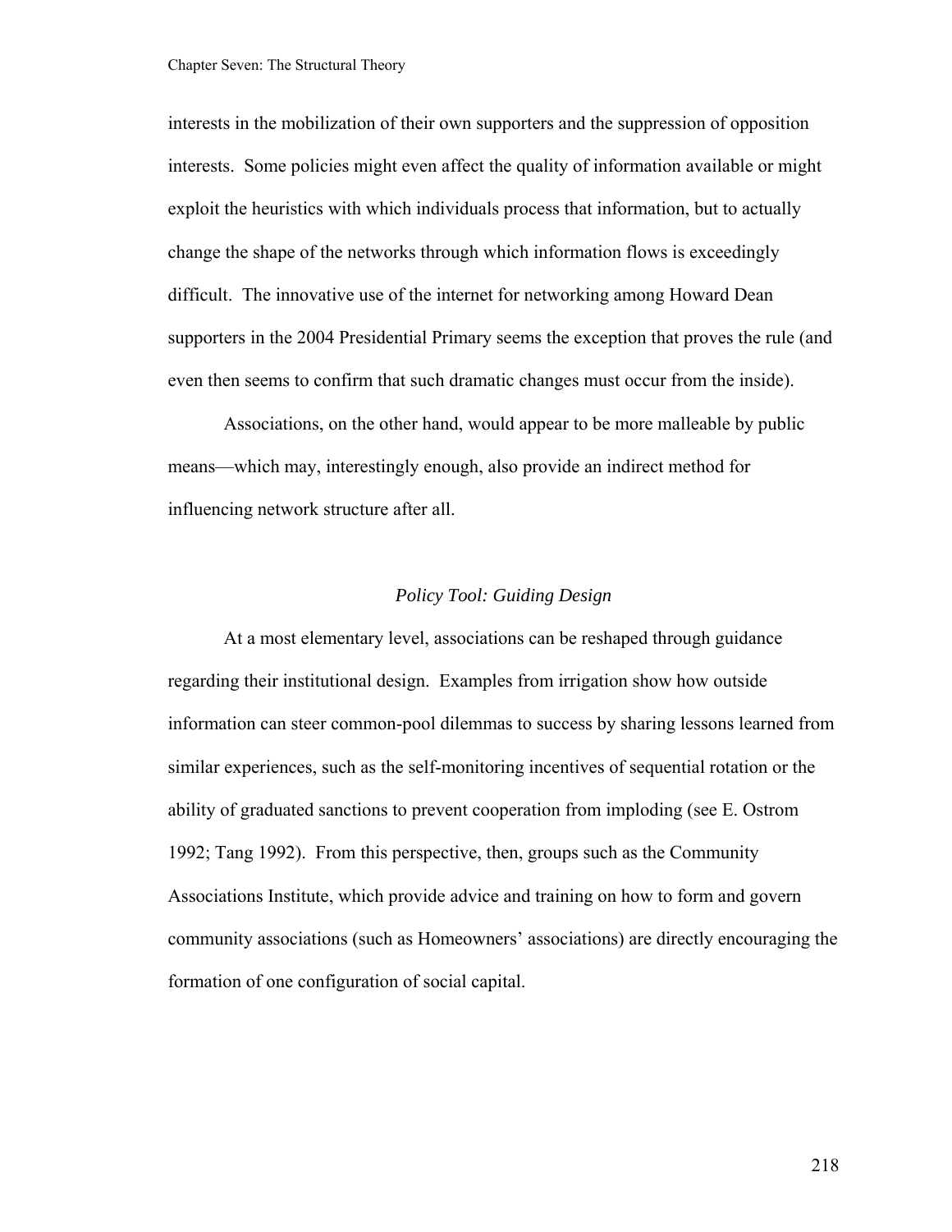interests in the mobilization of their own supporters and the suppression of opposition interests. Some policies might even affect the quality of information available or might exploit the heuristics with which individuals process that information, but to actually change the shape of the networks through which information flows is exceedingly difficult. The innovative use of the internet for networking among Howard Dean supporters in the 2004 Presidential Primary seems the exception that proves the rule (and even then seems to confirm that such dramatic changes must occur from the inside).

Associations, on the other hand, would appear to be more malleable by public means—which may, interestingly enough, also provide an indirect method for influencing network structure after all.

### *Policy Tool: Guiding Design*

At a most elementary level, associations can be reshaped through guidance regarding their institutional design. Examples from irrigation show how outside information can steer common-pool dilemmas to success by sharing lessons learned from similar experiences, such as the self-monitoring incentives of sequential rotation or the ability of graduated sanctions to prevent cooperation from imploding (see E. Ostrom 1992; Tang 1992). From this perspective, then, groups such as the Community Associations Institute, which provide advice and training on how to form and govern community associations (such as Homeowners' associations) are directly encouraging the formation of one configuration of social capital.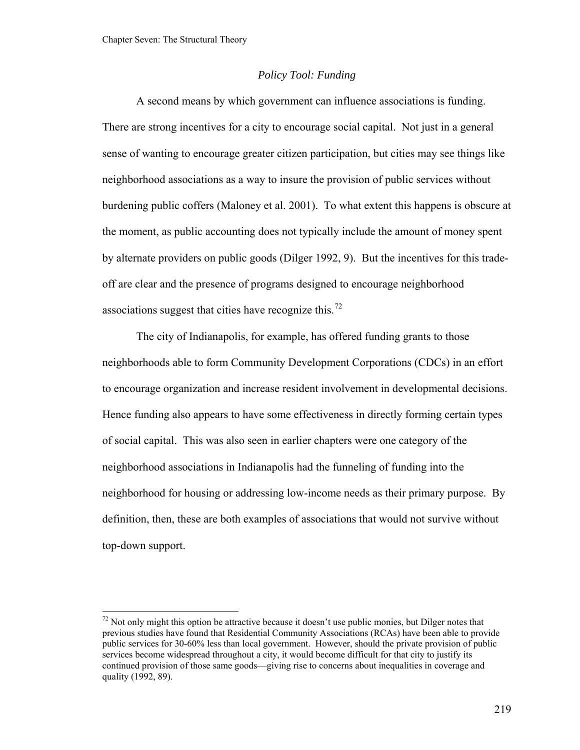*Policy Tool: Funding*

A second means by which government can influence associations is funding. There are strong incentives for a city to encourage social capital. Not just in a general sense of wanting to encourage greater citizen participation, but cities may see things like neighborhood associations as a way to insure the provision of public services without burdening public coffers (Maloney et al. 2001). To what extent this happens is obscure at the moment, as public accounting does not typically include the amount of money spent by alternate providers on public goods (Dilger 1992, 9). But the incentives for this trade-off are clear and the presence of programs designed to encourage neighborhood associations suggest that cities have recognize this.[72]

The city of Indianapolis, for example, has offered funding grants to those neighborhoods able to form Community Development Corporations (CDCs) in an effort to encourage organization and increase resident involvement in developmental decisions. Hence funding also appears to have some effectiveness in directly forming certain types of social capital. This was also seen in earlier chapters were one category of the neighborhood associations in Indianapolis had the funneling of funding into the neighborhood for housing or addressing low-income needs as their primary purpose. By definition, then, these are both examples of associations that would not survive without top-down support.

---

[72] Not only might this option be attractive because it doesn't use public monies, but Dilger notes that previous studies have found that Residential Community Associations (RCAs) have been able to provide public services for 30-60% less than local government. However, should the private provision of public services become widespread throughout a city, it would become difficult for that city to justify its continued provision of those same goods—giving rise to concerns about inequalities in coverage and quality (1992, 89).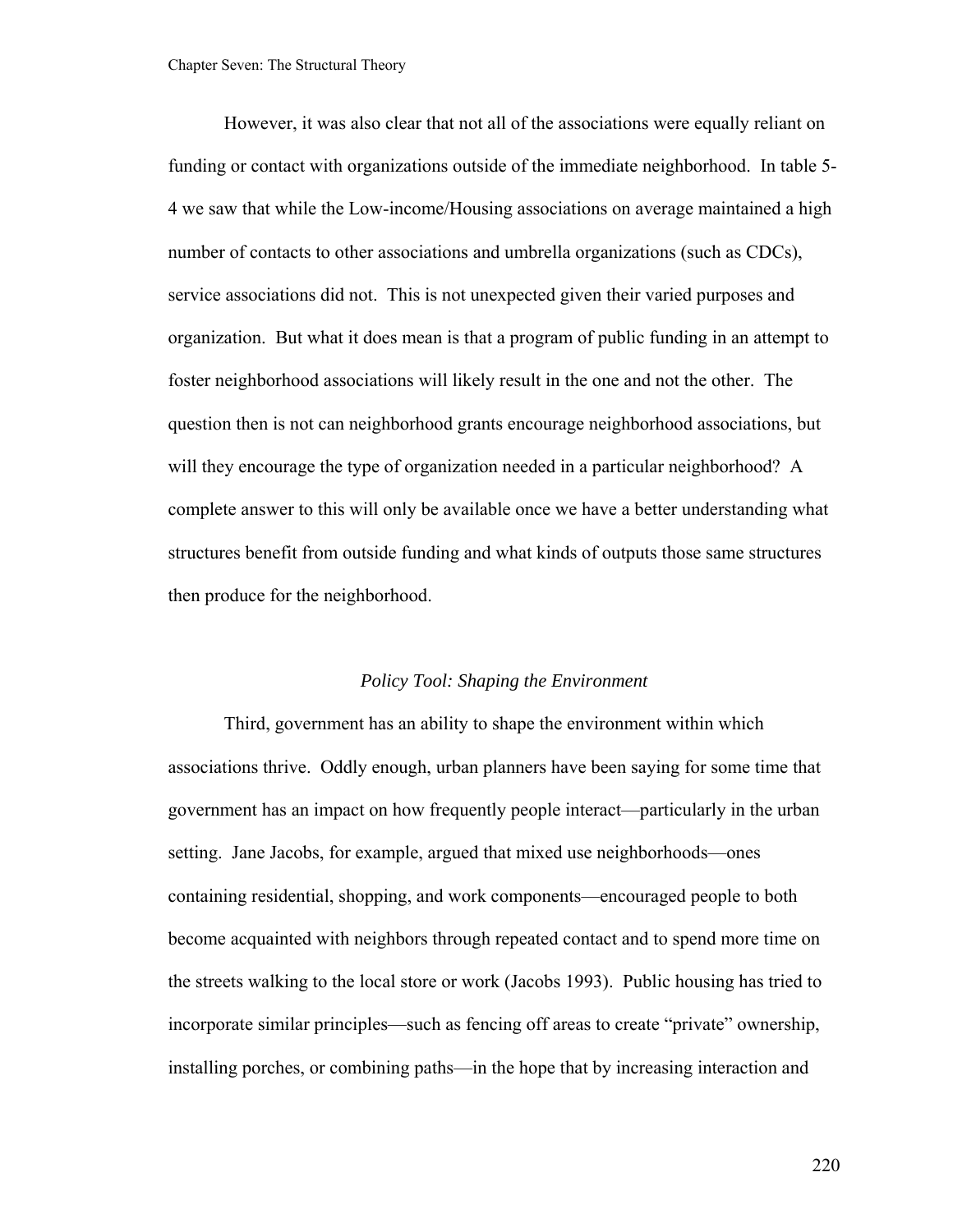However, it was also clear that not all of the associations were equally reliant on funding or contact with organizations outside of the immediate neighborhood. In table 5-4 we saw that while the Low-income/Housing associations on average maintained a high number of contacts to other associations and umbrella organizations (such as CDCs), service associations did not. This is not unexpected given their varied purposes and organization. But what it does mean is that a program of public funding in an attempt to foster neighborhood associations will likely result in the one and not the other. The question then is not can neighborhood grants encourage neighborhood associations, but will they encourage the type of organization needed in a particular neighborhood? A complete answer to this will only be available once we have a better understanding what structures benefit from outside funding and what kinds of outputs those same structures then produce for the neighborhood.

### *Policy Tool: Shaping the Environment*

Third, government has an ability to shape the environment within which associations thrive. Oddly enough, urban planners have been saying for some time that government has an impact on how frequently people interact—particularly in the urban setting. Jane Jacobs, for example, argued that mixed use neighborhoods—ones containing residential, shopping, and work components—encouraged people to both become acquainted with neighbors through repeated contact and to spend more time on the streets walking to the local store or work (Jacobs 1993). Public housing has tried to incorporate similar principles—such as fencing off areas to create "private" ownership, installing porches, or combining paths—in the hope that by increasing interaction and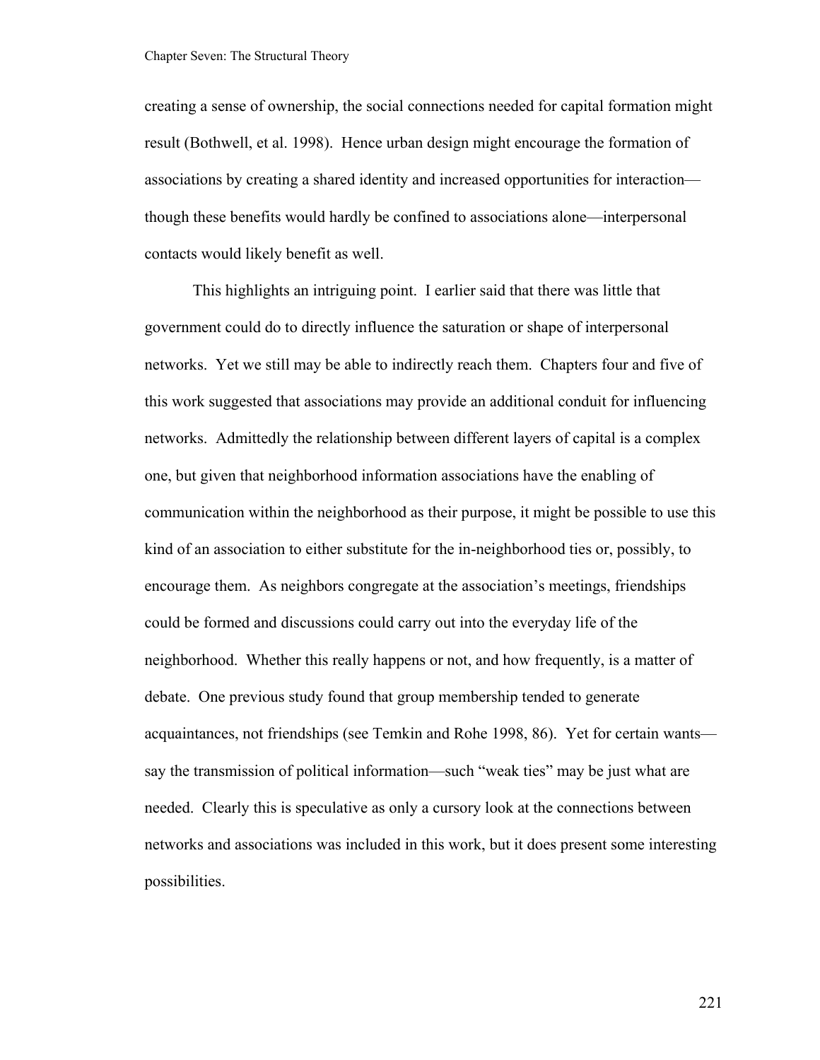creating a sense of ownership, the social connections needed for capital formation might result (Bothwell, et al. 1998). Hence urban design might encourage the formation of associations by creating a shared identity and increased opportunities for interaction—though these benefits would hardly be confined to associations alone—interpersonal contacts would likely benefit as well.

This highlights an intriguing point. I earlier said that there was little that government could do to directly influence the saturation or shape of interpersonal networks. Yet we still may be able to indirectly reach them. Chapters four and five of this work suggested that associations may provide an additional conduit for influencing networks. Admittedly the relationship between different layers of capital is a complex one, but given that neighborhood information associations have the enabling of communication within the neighborhood as their purpose, it might be possible to use this kind of an association to either substitute for the in-neighborhood ties or, possibly, to encourage them. As neighbors congregate at the association's meetings, friendships could be formed and discussions could carry out into the everyday life of the neighborhood. Whether this really happens or not, and how frequently, is a matter of debate. One previous study found that group membership tended to generate acquaintances, not friendships (see Temkin and Rohe 1998, 86). Yet for certain wants—say the transmission of political information—such "weak ties" may be just what are needed. Clearly this is speculative as only a cursory look at the connections between networks and associations was included in this work, but it does present some interesting possibilities.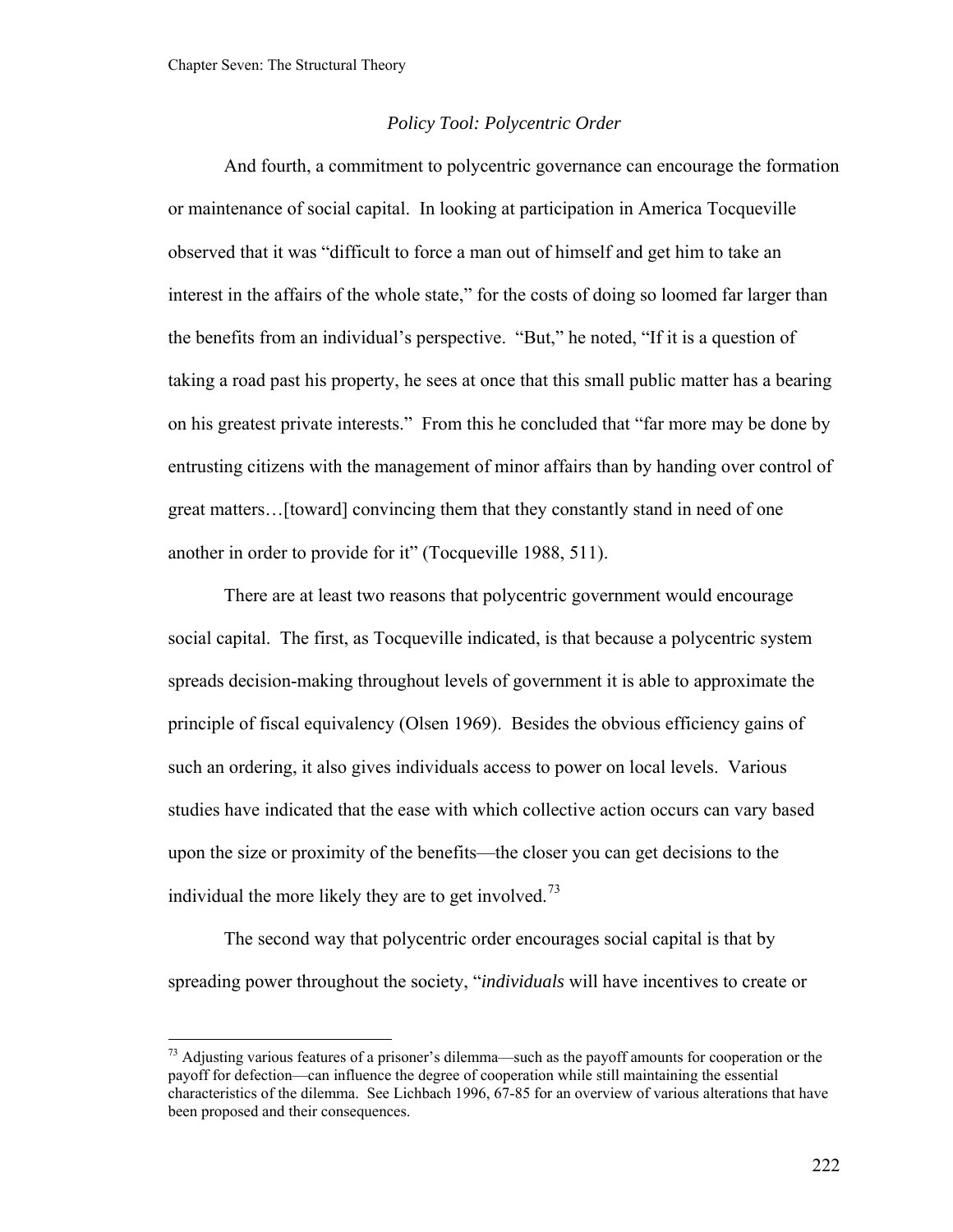### *Policy Tool: Polycentric Order*

And fourth, a commitment to polycentric governance can encourage the formation or maintenance of social capital. In looking at participation in America Tocqueville observed that it was "difficult to force a man out of himself and get him to take an interest in the affairs of the whole state," for the costs of doing so loomed far larger than the benefits from an individual's perspective. "But," he noted, "If it is a question of taking a road past his property, he sees at once that this small public matter has a bearing on his greatest private interests." From this he concluded that "far more may be done by entrusting citizens with the management of minor affairs than by handing over control of great matters…[toward] convincing them that they constantly stand in need of one another in order to provide for it" (Tocqueville 1988, 511).

There are at least two reasons that polycentric government would encourage social capital. The first, as Tocqueville indicated, is that because a polycentric system spreads decision-making throughout levels of government it is able to approximate the principle of fiscal equivalency (Olsen 1969). Besides the obvious efficiency gains of such an ordering, it also gives individuals access to power on local levels. Various studies have indicated that the ease with which collective action occurs can vary based upon the size or proximity of the benefits—the closer you can get decisions to the individual the more likely they are to get involved.[73]

The second way that polycentric order encourages social capital is that by spreading power throughout the society, "*individuals* will have incentives to create or

---

[73] Adjusting various features of a prisoner's dilemma—such as the payoff amounts for cooperation or the payoff for defection—can influence the degree of cooperation while still maintaining the essential characteristics of the dilemma. See Lichbach 1996, 67-85 for an overview of various alterations that have been proposed and their consequences.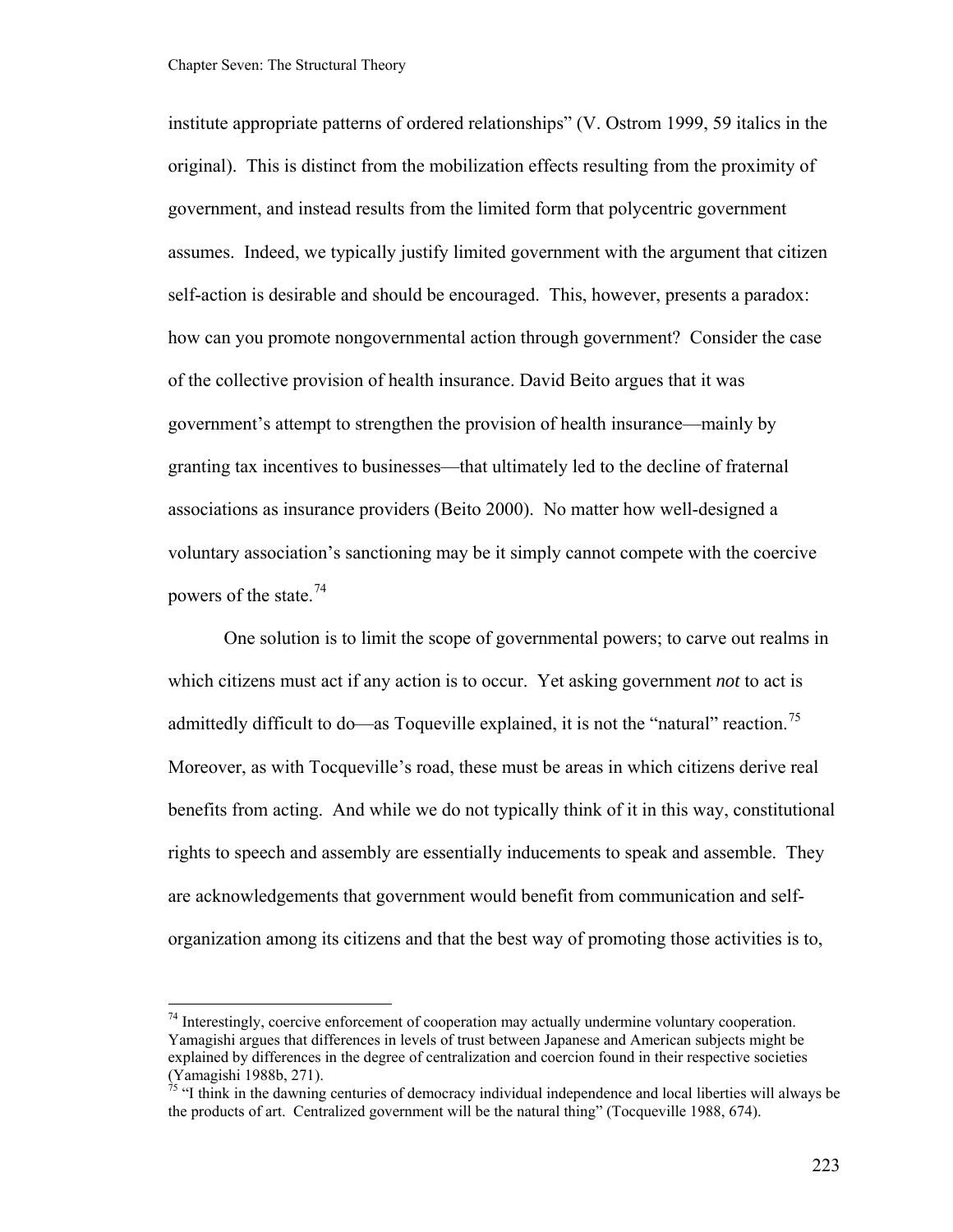institute appropriate patterns of ordered relationships" (V. Ostrom 1999, 59 italics in the original). This is distinct from the mobilization effects resulting from the proximity of government, and instead results from the limited form that polycentric government assumes. Indeed, we typically justify limited government with the argument that citizen self-action is desirable and should be encouraged. This, however, presents a paradox: how can you promote nongovernmental action through government? Consider the case of the collective provision of health insurance. David Beito argues that it was government's attempt to strengthen the provision of health insurance—mainly by granting tax incentives to businesses—that ultimately led to the decline of fraternal associations as insurance providers (Beito 2000). No matter how well-designed a voluntary association's sanctioning may be it simply cannot compete with the coercive powers of the state.[74]

One solution is to limit the scope of governmental powers; to carve out realms in which citizens must act if any action is to occur. Yet asking government *not* to act is admittedly difficult to do—as Toqueville explained, it is not the "natural" reaction.[75] Moreover, as with Tocqueville's road, these must be areas in which citizens derive real benefits from acting. And while we do not typically think of it in this way, constitutional rights to speech and assembly are essentially inducements to speak and assemble. They are acknowledgements that government would benefit from communication and self-organization among its citizens and that the best way of promoting those activities is to,

---

[74] Interestingly, coercive enforcement of cooperation may actually undermine voluntary cooperation. Yamagishi argues that differences in levels of trust between Japanese and American subjects might be explained by differences in the degree of centralization and coercion found in their respective societies (Yamagishi 1988b, 271).

[75] "I think in the dawning centuries of democracy individual independence and local liberties will always be the products of art. Centralized government will be the natural thing" (Tocqueville 1988, 674).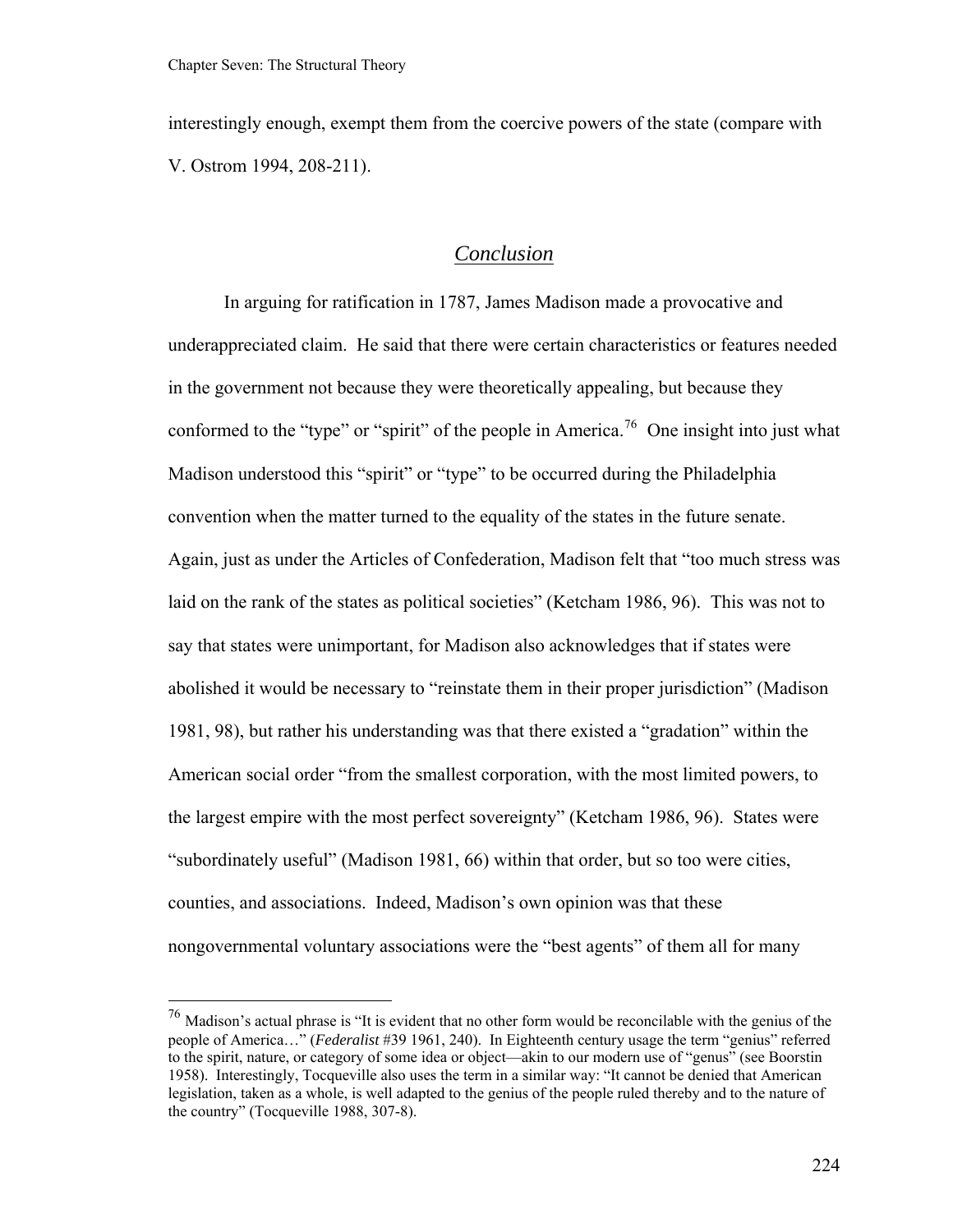interestingly enough, exempt them from the coercive powers of the state (compare with V. Ostrom 1994, 208-211).

## *Conclusion*

In arguing for ratification in 1787, James Madison made a provocative and underappreciated claim. He said that there were certain characteristics or features needed in the government not because they were theoretically appealing, but because they conformed to the "type" or "spirit" of the people in America.[76] One insight into just what Madison understood this "spirit" or "type" to be occurred during the Philadelphia convention when the matter turned to the equality of the states in the future senate. Again, just as under the Articles of Confederation, Madison felt that "too much stress was laid on the rank of the states as political societies" (Ketcham 1986, 96). This was not to say that states were unimportant, for Madison also acknowledges that if states were abolished it would be necessary to "reinstate them in their proper jurisdiction" (Madison 1981, 98), but rather his understanding was that there existed a "gradation" within the American social order "from the smallest corporation, with the most limited powers, to the largest empire with the most perfect sovereignty" (Ketcham 1986, 96). States were "subordinately useful" (Madison 1981, 66) within that order, but so too were cities, counties, and associations. Indeed, Madison's own opinion was that these nongovernmental voluntary associations were the "best agents" of them all for many

---

[76] Madison's actual phrase is "It is evident that no other form would be reconcilable with the genius of the people of America…" (*Federalist* #39 1961, 240). In Eighteenth century usage the term "genius" referred to the spirit, nature, or category of some idea or object—akin to our modern use of "genus" (see Boorstin 1958). Interestingly, Tocqueville also uses the term in a similar way: "It cannot be denied that American legislation, taken as a whole, is well adapted to the genius of the people ruled thereby and to the nature of the country" (Tocqueville 1988, 307-8).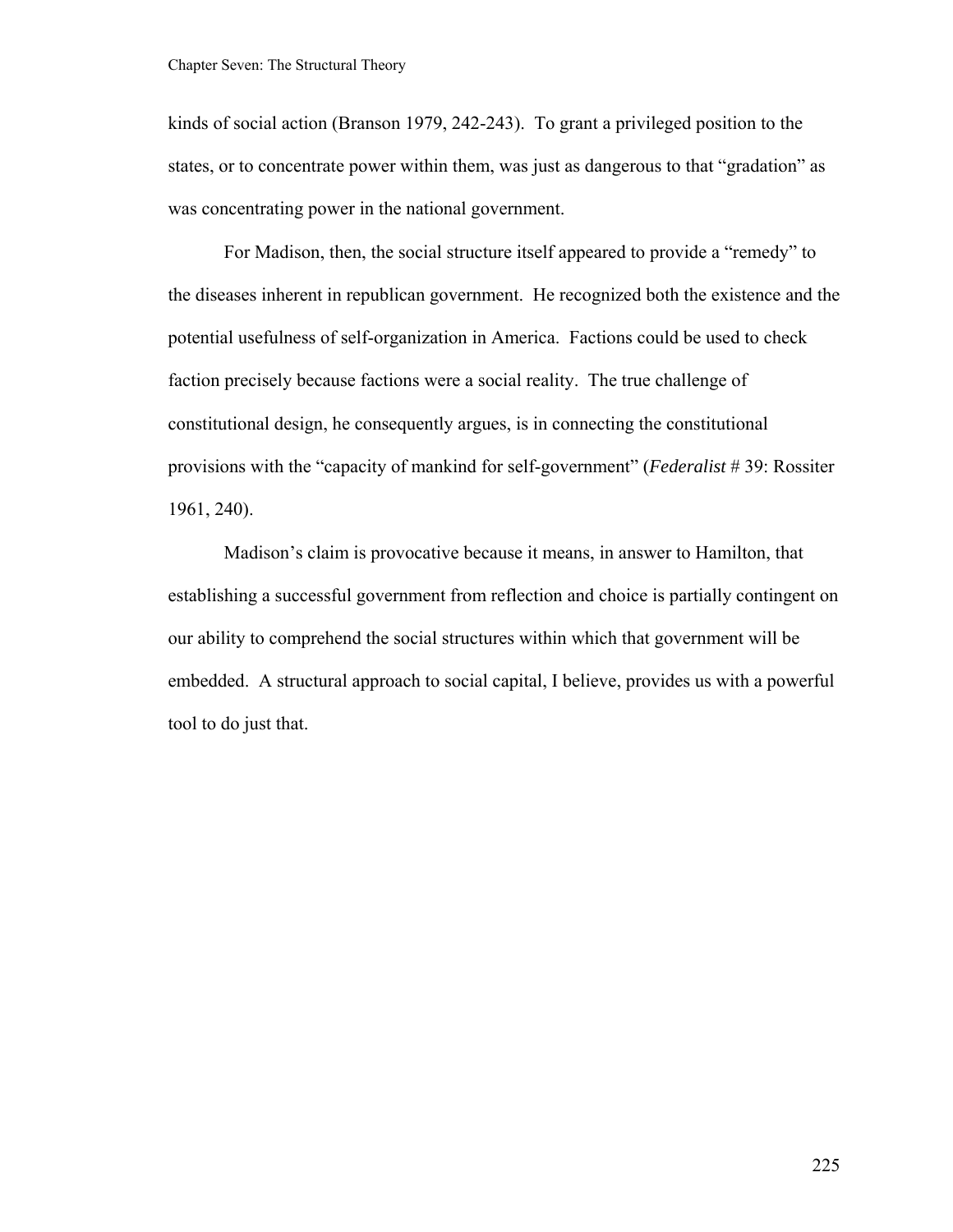kinds of social action (Branson 1979, 242-243). To grant a privileged position to the states, or to concentrate power within them, was just as dangerous to that "gradation" as was concentrating power in the national government.

For Madison, then, the social structure itself appeared to provide a "remedy" to the diseases inherent in republican government. He recognized both the existence and the potential usefulness of self-organization in America. Factions could be used to check faction precisely because factions were a social reality. The true challenge of constitutional design, he consequently argues, is in connecting the constitutional provisions with the "capacity of mankind for self-government" (*Federalist* # 39: Rossiter 1961, 240).

Madison's claim is provocative because it means, in answer to Hamilton, that establishing a successful government from reflection and choice is partially contingent on our ability to comprehend the social structures within which that government will be embedded. A structural approach to social capital, I believe, provides us with a powerful tool to do just that.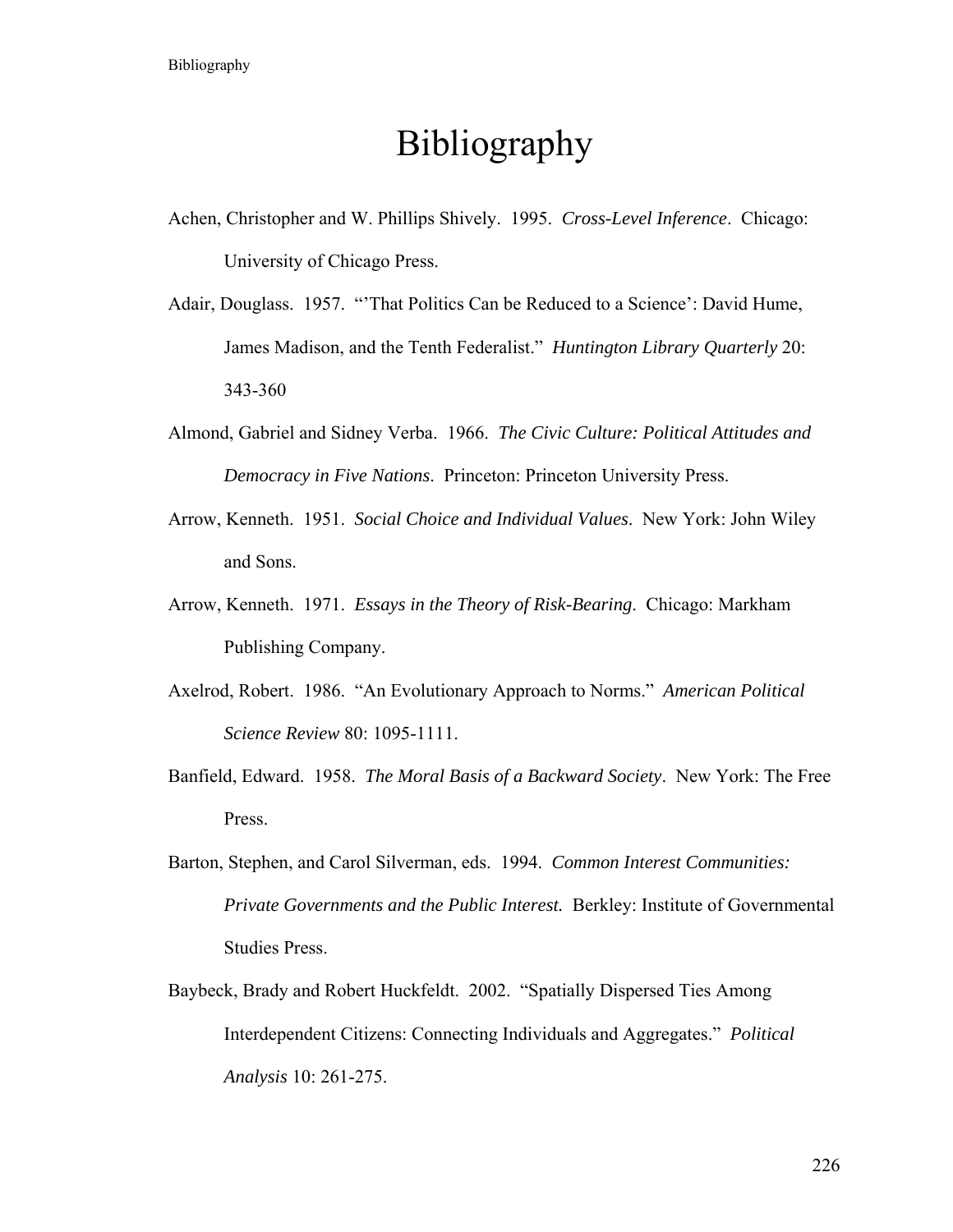# Bibliography

Achen, Christopher and W. Phillips Shively. 1995. *Cross-Level Inference*. Chicago: University of Chicago Press.

Adair, Douglass. 1957. "'That Politics Can be Reduced to a Science': David Hume, James Madison, and the Tenth Federalist." *Huntington Library Quarterly* 20: 343-360

Almond, Gabriel and Sidney Verba. 1966. *The Civic Culture: Political Attitudes and Democracy in Five Nations*. Princeton: Princeton University Press.

Arrow, Kenneth. 1951. *Social Choice and Individual Values*. New York: John Wiley and Sons.

Arrow, Kenneth. 1971. *Essays in the Theory of Risk-Bearing*. Chicago: Markham Publishing Company.

Axelrod, Robert. 1986. "An Evolutionary Approach to Norms." *American Political Science Review* 80: 1095-1111.

Banfield, Edward. 1958. *The Moral Basis of a Backward Society*. New York: The Free Press.

Barton, Stephen, and Carol Silverman, eds. 1994. *Common Interest Communities: Private Governments and the Public Interest.* Berkley: Institute of Governmental Studies Press.

Baybeck, Brady and Robert Huckfeldt. 2002. "Spatially Dispersed Ties Among Interdependent Citizens: Connecting Individuals and Aggregates." *Political Analysis* 10: 261-275.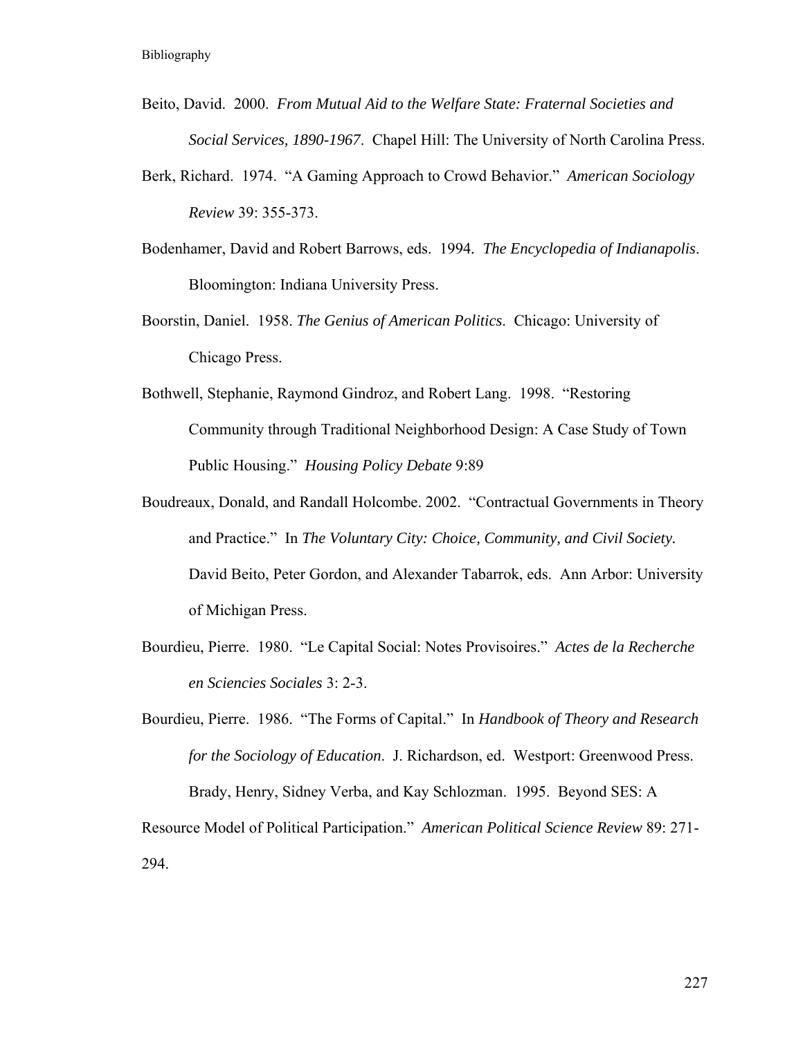Beito, David. 2000. *From Mutual Aid to the Welfare State: Fraternal Societies and Social Services, 1890-1967*. Chapel Hill: The University of North Carolina Press.

Berk, Richard. 1974. "A Gaming Approach to Crowd Behavior." *American Sociology Review* 39: 355-373.

Bodenhamer, David and Robert Barrows, eds. 1994. *The Encyclopedia of Indianapolis*. Bloomington: Indiana University Press.

Boorstin, Daniel. 1958. *The Genius of American Politics*. Chicago: University of Chicago Press.

Bothwell, Stephanie, Raymond Gindroz, and Robert Lang. 1998. "Restoring Community through Traditional Neighborhood Design: A Case Study of Town Public Housing." *Housing Policy Debate* 9:89

Boudreaux, Donald, and Randall Holcombe. 2002. "Contractual Governments in Theory and Practice." In *The Voluntary City: Choice, Community, and Civil Society.* David Beito, Peter Gordon, and Alexander Tabarrok, eds. Ann Arbor: University of Michigan Press.

Bourdieu, Pierre. 1980. "Le Capital Social: Notes Provisoires." *Actes de la Recherche en Sciencies Sociales* 3: 2-3.

Bourdieu, Pierre. 1986. "The Forms of Capital." In *Handbook of Theory and Research for the Sociology of Education*. J. Richardson, ed. Westport: Greenwood Press.

Brady, Henry, Sidney Verba, and Kay Schlozman. 1995. Beyond SES: A Resource Model of Political Participation." *American Political Science Review* 89: 271-294.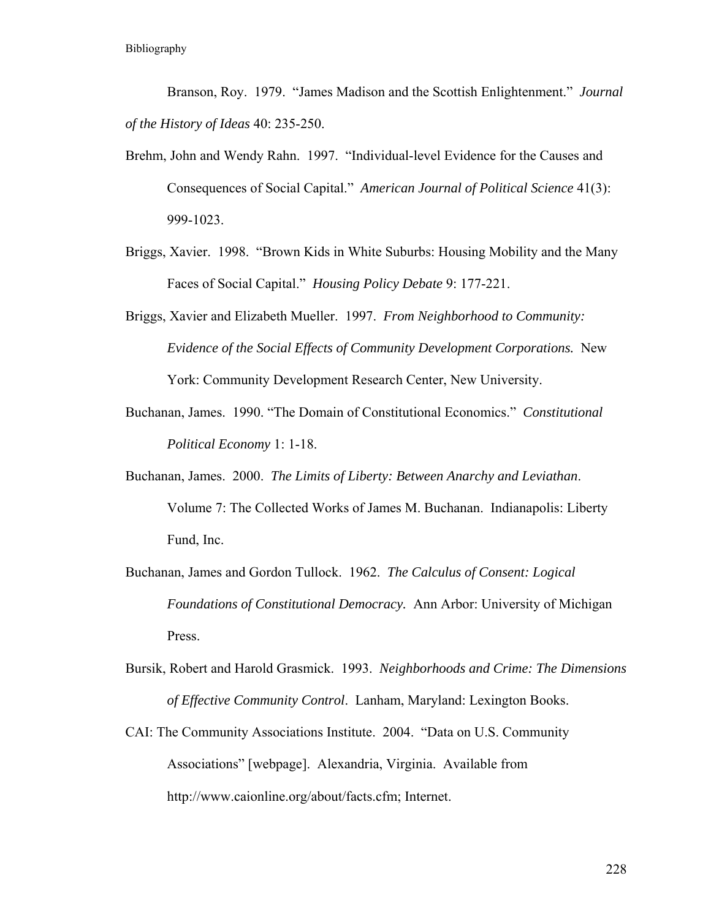Branson, Roy. 1979. "James Madison and the Scottish Enlightenment." *Journal of the History of Ideas* 40: 235-250.

Brehm, John and Wendy Rahn. 1997. "Individual-level Evidence for the Causes and Consequences of Social Capital." *American Journal of Political Science* 41(3): 999-1023.

Briggs, Xavier. 1998. "Brown Kids in White Suburbs: Housing Mobility and the Many Faces of Social Capital." *Housing Policy Debate* 9: 177-221.

Briggs, Xavier and Elizabeth Mueller. 1997. *From Neighborhood to Community: Evidence of the Social Effects of Community Development Corporations.* New York: Community Development Research Center, New University.

Buchanan, James. 1990. "The Domain of Constitutional Economics." *Constitutional Political Economy* 1: 1-18.

Buchanan, James. 2000. *The Limits of Liberty: Between Anarchy and Leviathan*. Volume 7: The Collected Works of James M. Buchanan. Indianapolis: Liberty Fund, Inc.

Buchanan, James and Gordon Tullock. 1962. *The Calculus of Consent: Logical Foundations of Constitutional Democracy.* Ann Arbor: University of Michigan Press.

Bursik, Robert and Harold Grasmick. 1993. *Neighborhoods and Crime: The Dimensions of Effective Community Control*. Lanham, Maryland: Lexington Books.

CAI: The Community Associations Institute. 2004. "Data on U.S. Community Associations" [webpage]. Alexandria, Virginia. Available from http://www.caionline.org/about/facts.cfm; Internet.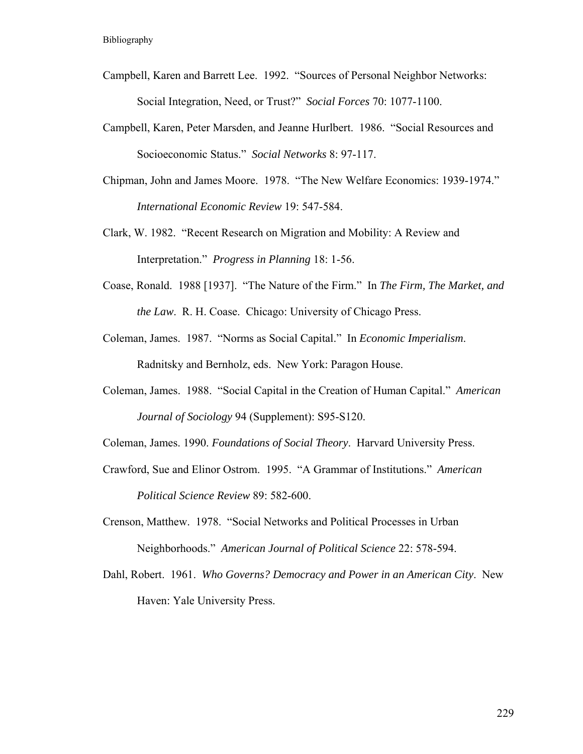Campbell, Karen and Barrett Lee. 1992. "Sources of Personal Neighbor Networks: Social Integration, Need, or Trust?" *Social Forces* 70: 1077-1100.

Campbell, Karen, Peter Marsden, and Jeanne Hurlbert. 1986. "Social Resources and Socioeconomic Status." *Social Networks* 8: 97-117.

Chipman, John and James Moore. 1978. "The New Welfare Economics: 1939-1974." *International Economic Review* 19: 547-584.

Clark, W. 1982. "Recent Research on Migration and Mobility: A Review and Interpretation." *Progress in Planning* 18: 1-56.

Coase, Ronald. 1988 [1937]. "The Nature of the Firm." In *The Firm, The Market, and the Law*. R. H. Coase. Chicago: University of Chicago Press.

Coleman, James. 1987. "Norms as Social Capital." In *Economic Imperialism*. Radnitsky and Bernholz, eds. New York: Paragon House.

Coleman, James. 1988. "Social Capital in the Creation of Human Capital." *American Journal of Sociology* 94 (Supplement): S95-S120.

Coleman, James. 1990. *Foundations of Social Theory*. Harvard University Press.

Crawford, Sue and Elinor Ostrom. 1995. "A Grammar of Institutions." *American Political Science Review* 89: 582-600.

Crenson, Matthew. 1978. "Social Networks and Political Processes in Urban Neighborhoods." *American Journal of Political Science* 22: 578-594.

Dahl, Robert. 1961. *Who Governs? Democracy and Power in an American City*. New Haven: Yale University Press.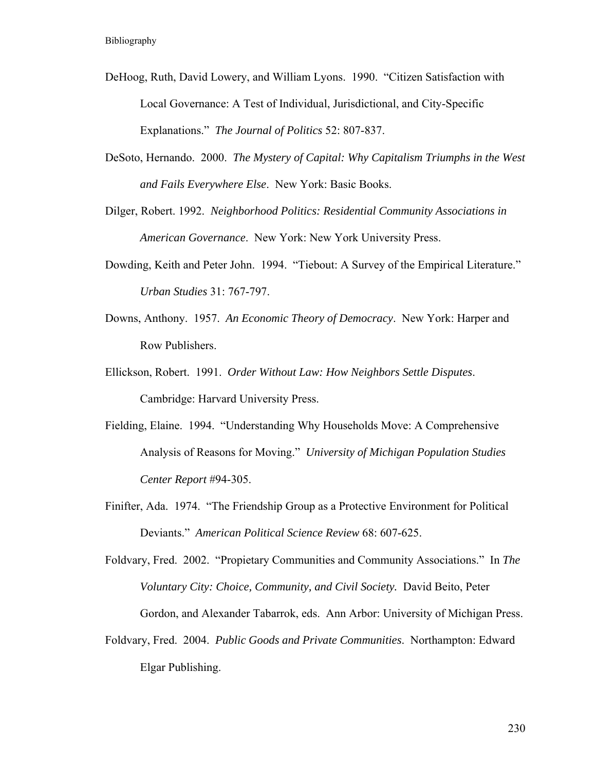DeHoog, Ruth, David Lowery, and William Lyons. 1990. "Citizen Satisfaction with Local Governance: A Test of Individual, Jurisdictional, and City-Specific Explanations." *The Journal of Politics* 52: 807-837.

DeSoto, Hernando. 2000. *The Mystery of Capital: Why Capitalism Triumphs in the West and Fails Everywhere Else*. New York: Basic Books.

Dilger, Robert. 1992. *Neighborhood Politics: Residential Community Associations in American Governance*. New York: New York University Press.

Dowding, Keith and Peter John. 1994. "Tiebout: A Survey of the Empirical Literature." *Urban Studies* 31: 767-797.

Downs, Anthony. 1957. *An Economic Theory of Democracy*. New York: Harper and Row Publishers.

Ellickson, Robert. 1991. *Order Without Law: How Neighbors Settle Disputes*. Cambridge: Harvard University Press.

Fielding, Elaine. 1994. "Understanding Why Households Move: A Comprehensive Analysis of Reasons for Moving." *University of Michigan Population Studies Center Report* #94-305.

Finifter, Ada. 1974. "The Friendship Group as a Protective Environment for Political Deviants." *American Political Science Review* 68: 607-625.

Foldvary, Fred. 2002. "Propietary Communities and Community Associations." In *The Voluntary City: Choice, Community, and Civil Society.* David Beito, Peter Gordon, and Alexander Tabarrok, eds. Ann Arbor: University of Michigan Press.

Foldvary, Fred. 2004. *Public Goods and Private Communities*. Northampton: Edward Elgar Publishing.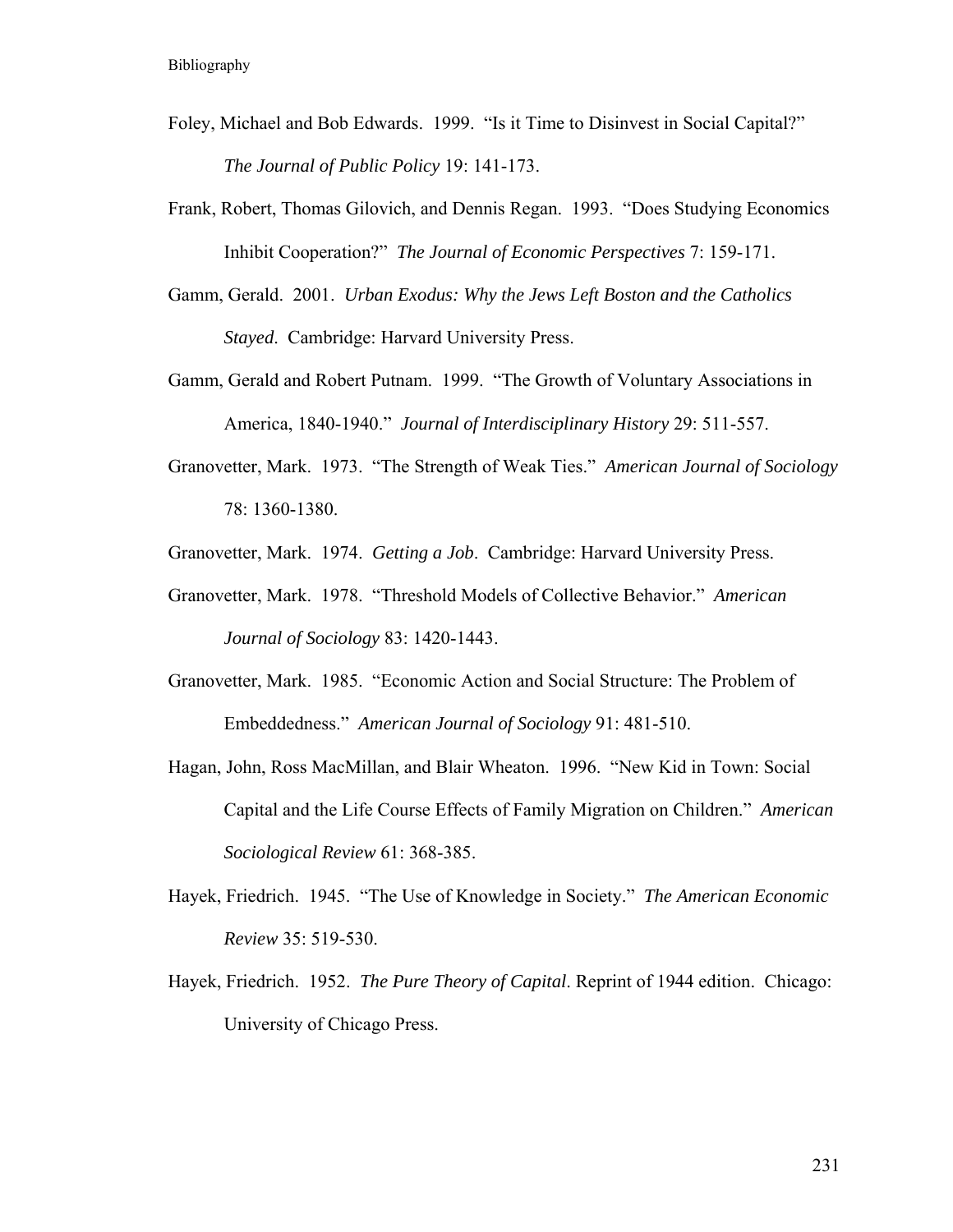Foley, Michael and Bob Edwards. 1999. "Is it Time to Disinvest in Social Capital?" *The Journal of Public Policy* 19: 141-173.

Frank, Robert, Thomas Gilovich, and Dennis Regan. 1993. "Does Studying Economics Inhibit Cooperation?" *The Journal of Economic Perspectives* 7: 159-171.

Gamm, Gerald. 2001. *Urban Exodus: Why the Jews Left Boston and the Catholics Stayed*. Cambridge: Harvard University Press.

Gamm, Gerald and Robert Putnam. 1999. "The Growth of Voluntary Associations in America, 1840-1940." *Journal of Interdisciplinary History* 29: 511-557.

Granovetter, Mark. 1973. "The Strength of Weak Ties." *American Journal of Sociology* 78: 1360-1380.

Granovetter, Mark. 1974. *Getting a Job*. Cambridge: Harvard University Press.

Granovetter, Mark. 1978. "Threshold Models of Collective Behavior." *American Journal of Sociology* 83: 1420-1443.

Granovetter, Mark. 1985. "Economic Action and Social Structure: The Problem of Embeddedness." *American Journal of Sociology* 91: 481-510.

Hagan, John, Ross MacMillan, and Blair Wheaton. 1996. "New Kid in Town: Social Capital and the Life Course Effects of Family Migration on Children." *American Sociological Review* 61: 368-385.

Hayek, Friedrich. 1945. "The Use of Knowledge in Society." *The American Economic Review* 35: 519-530.

Hayek, Friedrich. 1952. *The Pure Theory of Capital*. Reprint of 1944 edition. Chicago: University of Chicago Press.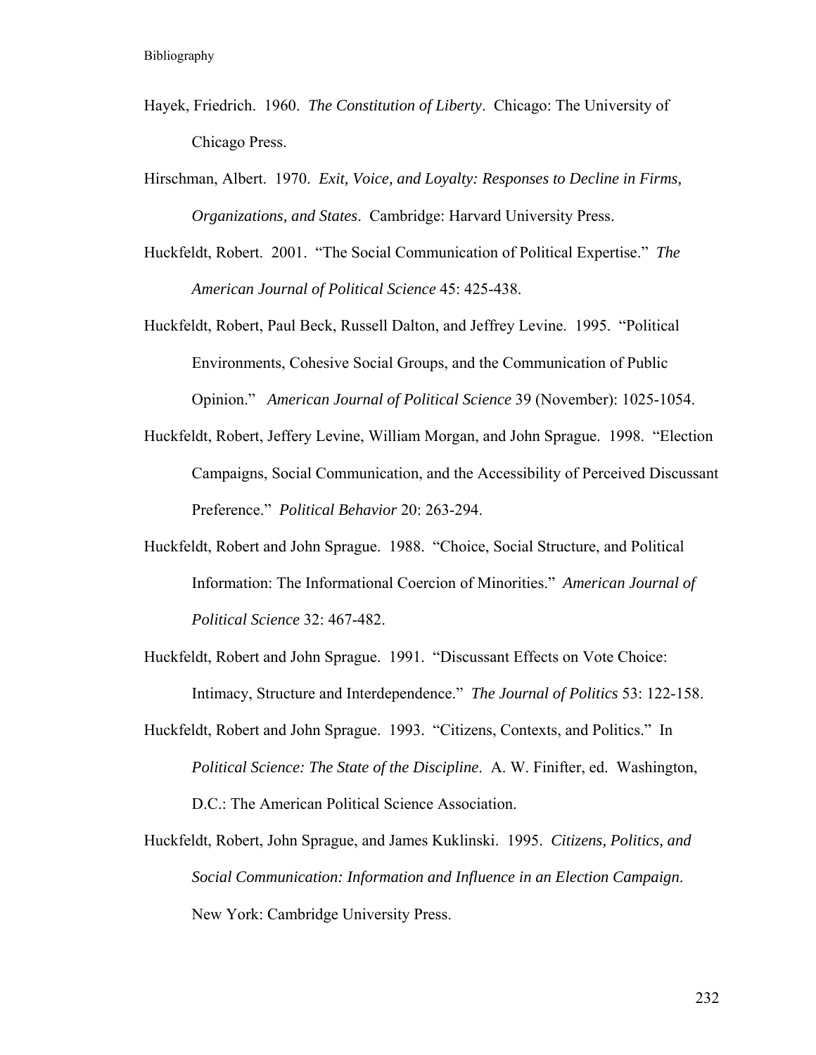Hayek, Friedrich. 1960. *The Constitution of Liberty*. Chicago: The University of Chicago Press.

Hirschman, Albert. 1970. *Exit, Voice, and Loyalty: Responses to Decline in Firms, Organizations, and States*. Cambridge: Harvard University Press.

Huckfeldt, Robert. 2001. "The Social Communication of Political Expertise." *The American Journal of Political Science* 45: 425-438.

Huckfeldt, Robert, Paul Beck, Russell Dalton, and Jeffrey Levine. 1995. "Political Environments, Cohesive Social Groups, and the Communication of Public Opinion." *American Journal of Political Science* 39 (November): 1025-1054.

Huckfeldt, Robert, Jeffery Levine, William Morgan, and John Sprague. 1998. "Election Campaigns, Social Communication, and the Accessibility of Perceived Discussant Preference." *Political Behavior* 20: 263-294.

Huckfeldt, Robert and John Sprague. 1988. "Choice, Social Structure, and Political Information: The Informational Coercion of Minorities." *American Journal of Political Science* 32: 467-482.

Huckfeldt, Robert and John Sprague. 1991. "Discussant Effects on Vote Choice: Intimacy, Structure and Interdependence." *The Journal of Politics* 53: 122-158.

Huckfeldt, Robert and John Sprague. 1993. "Citizens, Contexts, and Politics." In *Political Science: The State of the Discipline*. A. W. Finifter, ed. Washington, D.C.: The American Political Science Association.

Huckfeldt, Robert, John Sprague, and James Kuklinski. 1995. *Citizens, Politics, and Social Communication: Information and Influence in an Election Campaign*. New York: Cambridge University Press.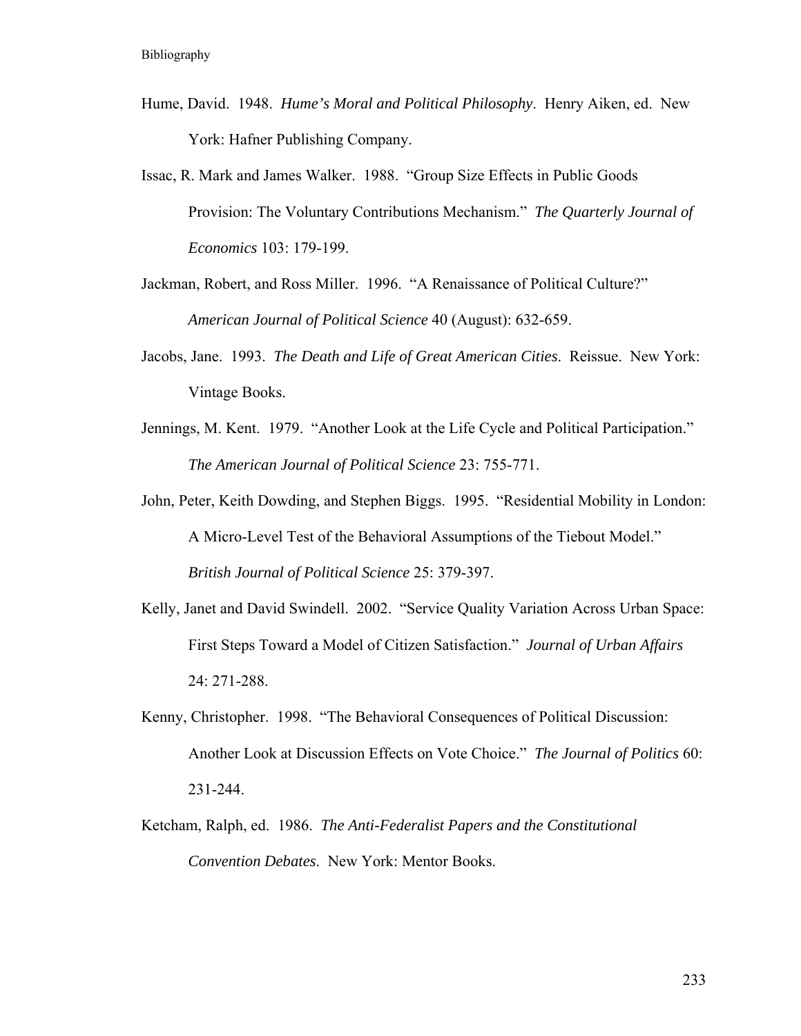Hume, David. 1948. *Hume's Moral and Political Philosophy*. Henry Aiken, ed. New York: Hafner Publishing Company.

Issac, R. Mark and James Walker. 1988. "Group Size Effects in Public Goods Provision: The Voluntary Contributions Mechanism." *The Quarterly Journal of Economics* 103: 179-199.

Jackman, Robert, and Ross Miller. 1996. "A Renaissance of Political Culture?" *American Journal of Political Science* 40 (August): 632-659.

Jacobs, Jane. 1993. *The Death and Life of Great American Cities*. Reissue. New York: Vintage Books.

Jennings, M. Kent. 1979. "Another Look at the Life Cycle and Political Participation." *The American Journal of Political Science* 23: 755-771.

John, Peter, Keith Dowding, and Stephen Biggs. 1995. "Residential Mobility in London: A Micro-Level Test of the Behavioral Assumptions of the Tiebout Model." *British Journal of Political Science* 25: 379-397.

Kelly, Janet and David Swindell. 2002. "Service Quality Variation Across Urban Space: First Steps Toward a Model of Citizen Satisfaction." *Journal of Urban Affairs* 24: 271-288.

Kenny, Christopher. 1998. "The Behavioral Consequences of Political Discussion: Another Look at Discussion Effects on Vote Choice." *The Journal of Politics* 60: 231-244.

Ketcham, Ralph, ed. 1986. *The Anti-Federalist Papers and the Constitutional Convention Debates*. New York: Mentor Books.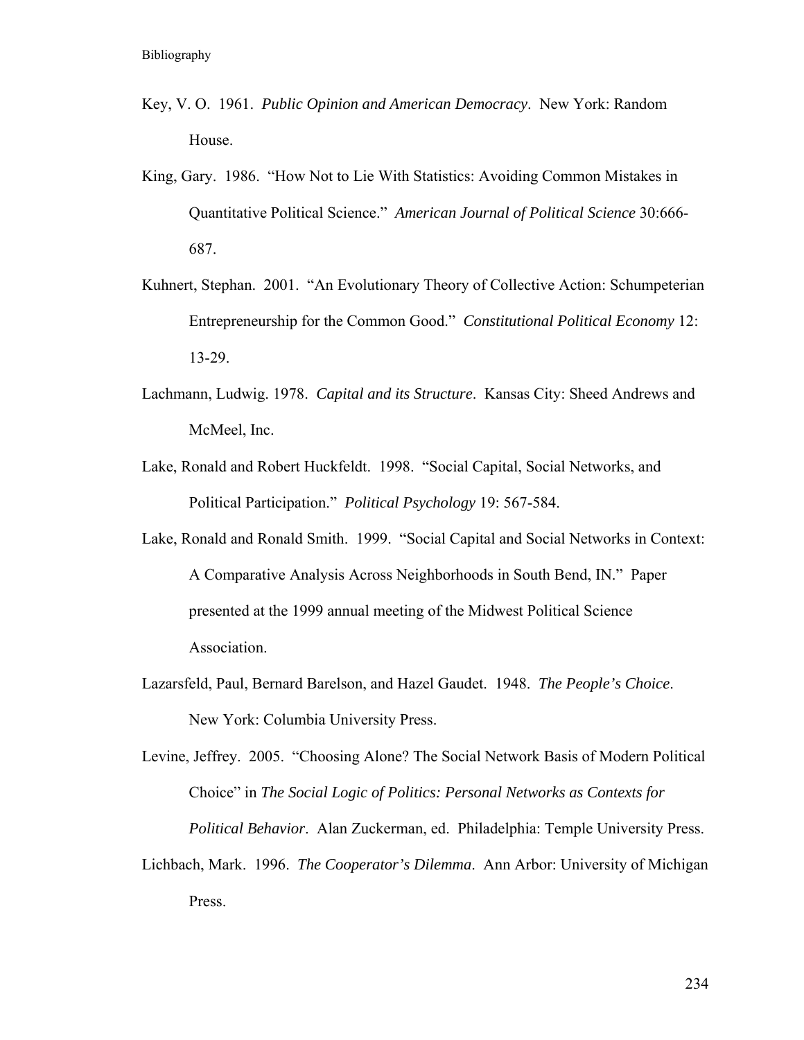Key, V. O. 1961. *Public Opinion and American Democracy*. New York: Random House.

King, Gary. 1986. "How Not to Lie With Statistics: Avoiding Common Mistakes in Quantitative Political Science." *American Journal of Political Science* 30:666-687.

Kuhnert, Stephan. 2001. "An Evolutionary Theory of Collective Action: Schumpeterian Entrepreneurship for the Common Good." *Constitutional Political Economy* 12: 13-29.

Lachmann, Ludwig. 1978. *Capital and its Structure*. Kansas City: Sheed Andrews and McMeel, Inc.

Lake, Ronald and Robert Huckfeldt. 1998. "Social Capital, Social Networks, and Political Participation." *Political Psychology* 19: 567-584.

Lake, Ronald and Ronald Smith. 1999. "Social Capital and Social Networks in Context: A Comparative Analysis Across Neighborhoods in South Bend, IN." Paper presented at the 1999 annual meeting of the Midwest Political Science Association.

Lazarsfeld, Paul, Bernard Barelson, and Hazel Gaudet. 1948. *The People's Choice*. New York: Columbia University Press.

Levine, Jeffrey. 2005. "Choosing Alone? The Social Network Basis of Modern Political Choice" in *The Social Logic of Politics: Personal Networks as Contexts for Political Behavior*. Alan Zuckerman, ed. Philadelphia: Temple University Press.

Lichbach, Mark. 1996. *The Cooperator's Dilemma*. Ann Arbor: University of Michigan Press.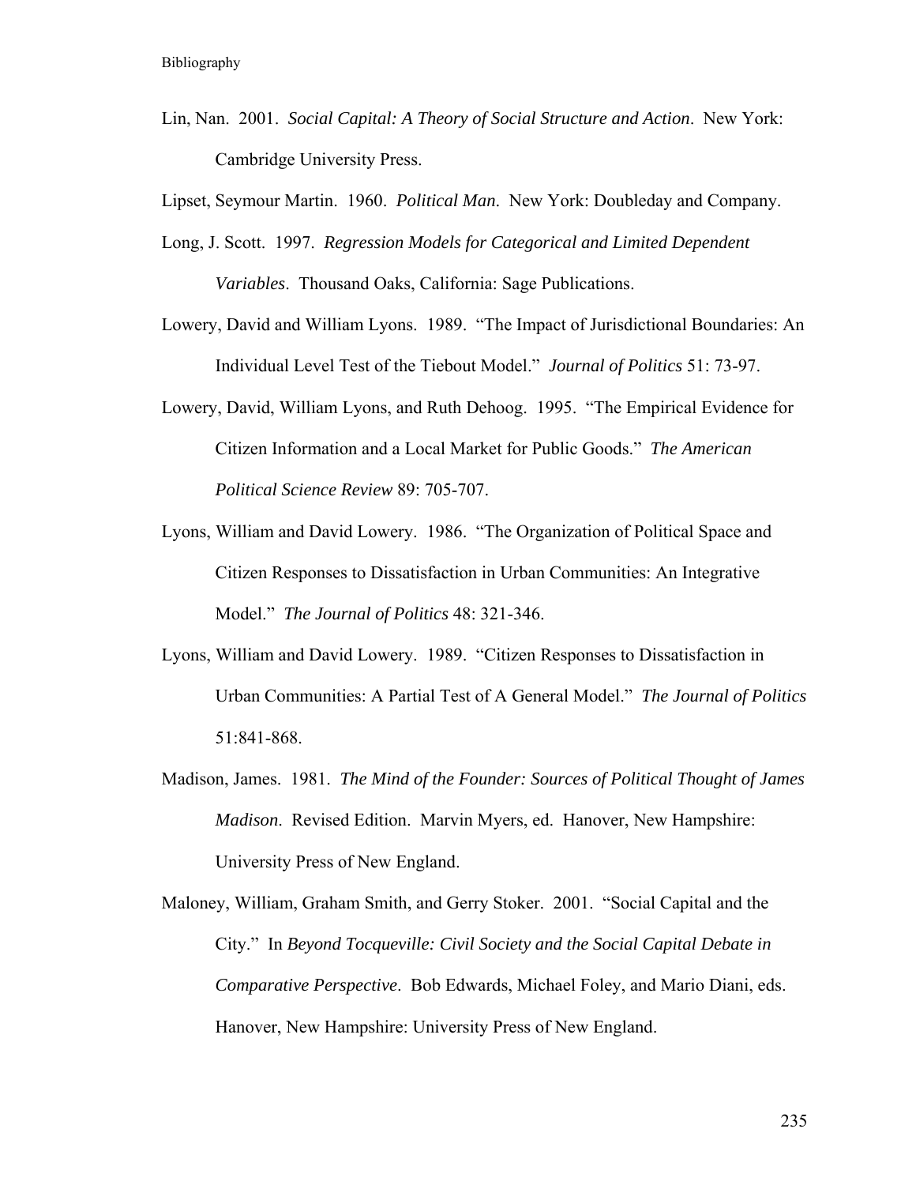Lin, Nan. 2001. *Social Capital: A Theory of Social Structure and Action*. New York: Cambridge University Press.

Lipset, Seymour Martin. 1960. *Political Man*. New York: Doubleday and Company.

Long, J. Scott. 1997. *Regression Models for Categorical and Limited Dependent Variables*. Thousand Oaks, California: Sage Publications.

Lowery, David and William Lyons. 1989. "The Impact of Jurisdictional Boundaries: An Individual Level Test of the Tiebout Model." *Journal of Politics* 51: 73-97.

Lowery, David, William Lyons, and Ruth Dehoog. 1995. "The Empirical Evidence for Citizen Information and a Local Market for Public Goods." *The American Political Science Review* 89: 705-707.

Lyons, William and David Lowery. 1986. "The Organization of Political Space and Citizen Responses to Dissatisfaction in Urban Communities: An Integrative Model." *The Journal of Politics* 48: 321-346.

Lyons, William and David Lowery. 1989. "Citizen Responses to Dissatisfaction in Urban Communities: A Partial Test of A General Model." *The Journal of Politics* 51:841-868.

Madison, James. 1981. *The Mind of the Founder: Sources of Political Thought of James Madison*. Revised Edition. Marvin Myers, ed. Hanover, New Hampshire: University Press of New England.

Maloney, William, Graham Smith, and Gerry Stoker. 2001. "Social Capital and the City." In *Beyond Tocqueville: Civil Society and the Social Capital Debate in Comparative Perspective*. Bob Edwards, Michael Foley, and Mario Diani, eds. Hanover, New Hampshire: University Press of New England.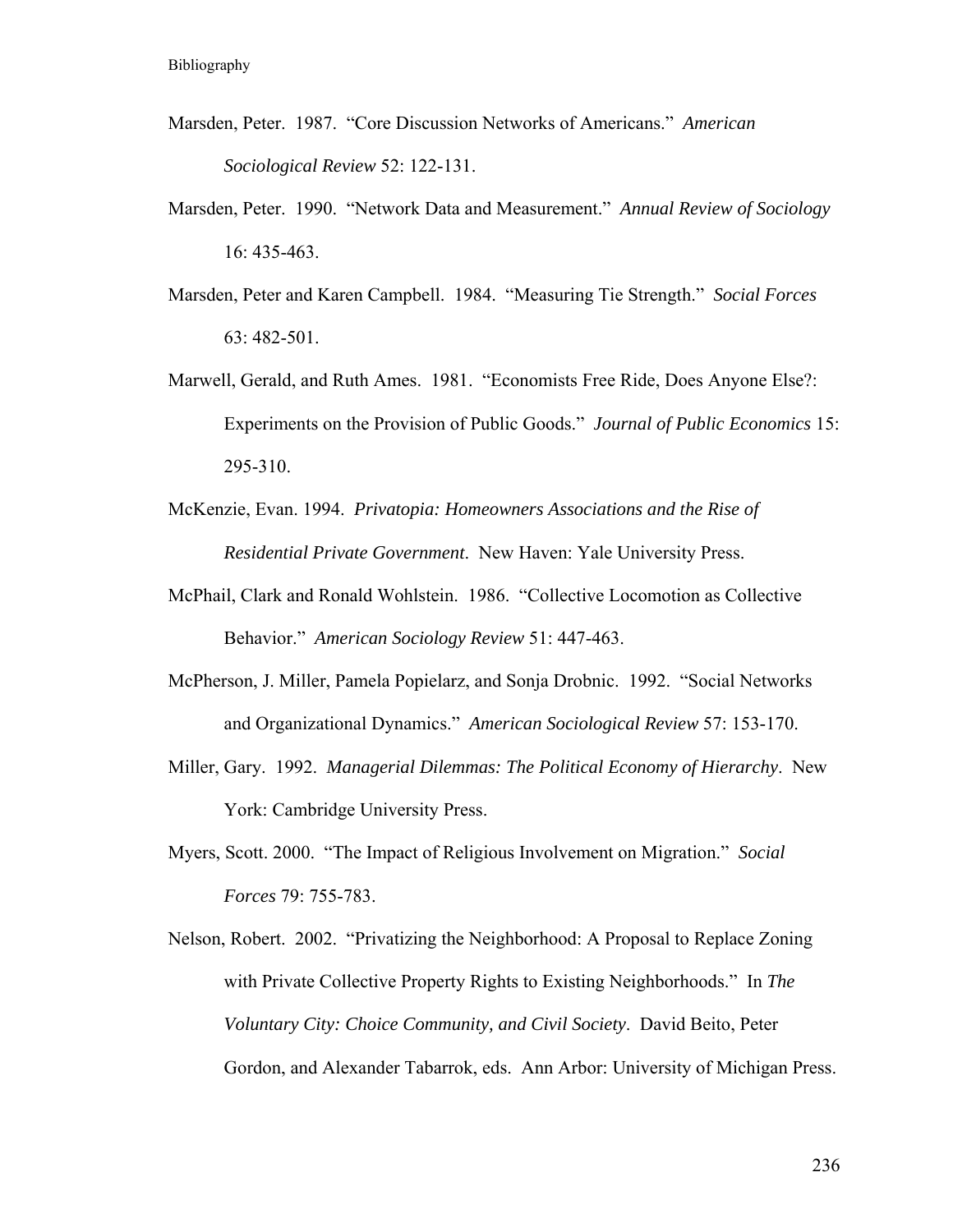Marsden, Peter. 1987. "Core Discussion Networks of Americans." *American Sociological Review* 52: 122-131.

Marsden, Peter. 1990. "Network Data and Measurement." *Annual Review of Sociology* 16: 435-463.

Marsden, Peter and Karen Campbell. 1984. "Measuring Tie Strength." *Social Forces* 63: 482-501.

Marwell, Gerald, and Ruth Ames. 1981. "Economists Free Ride, Does Anyone Else?: Experiments on the Provision of Public Goods." *Journal of Public Economics* 15: 295-310.

McKenzie, Evan. 1994. *Privatopia: Homeowners Associations and the Rise of Residential Private Government*. New Haven: Yale University Press.

McPhail, Clark and Ronald Wohlstein. 1986. "Collective Locomotion as Collective Behavior." *American Sociology Review* 51: 447-463.

McPherson, J. Miller, Pamela Popielarz, and Sonja Drobnic. 1992. "Social Networks and Organizational Dynamics." *American Sociological Review* 57: 153-170.

Miller, Gary. 1992. *Managerial Dilemmas: The Political Economy of Hierarchy*. New York: Cambridge University Press.

Myers, Scott. 2000. "The Impact of Religious Involvement on Migration." *Social Forces* 79: 755-783.

Nelson, Robert. 2002. "Privatizing the Neighborhood: A Proposal to Replace Zoning with Private Collective Property Rights to Existing Neighborhoods." In *The Voluntary City: Choice Community, and Civil Society*. David Beito, Peter Gordon, and Alexander Tabarrok, eds. Ann Arbor: University of Michigan Press.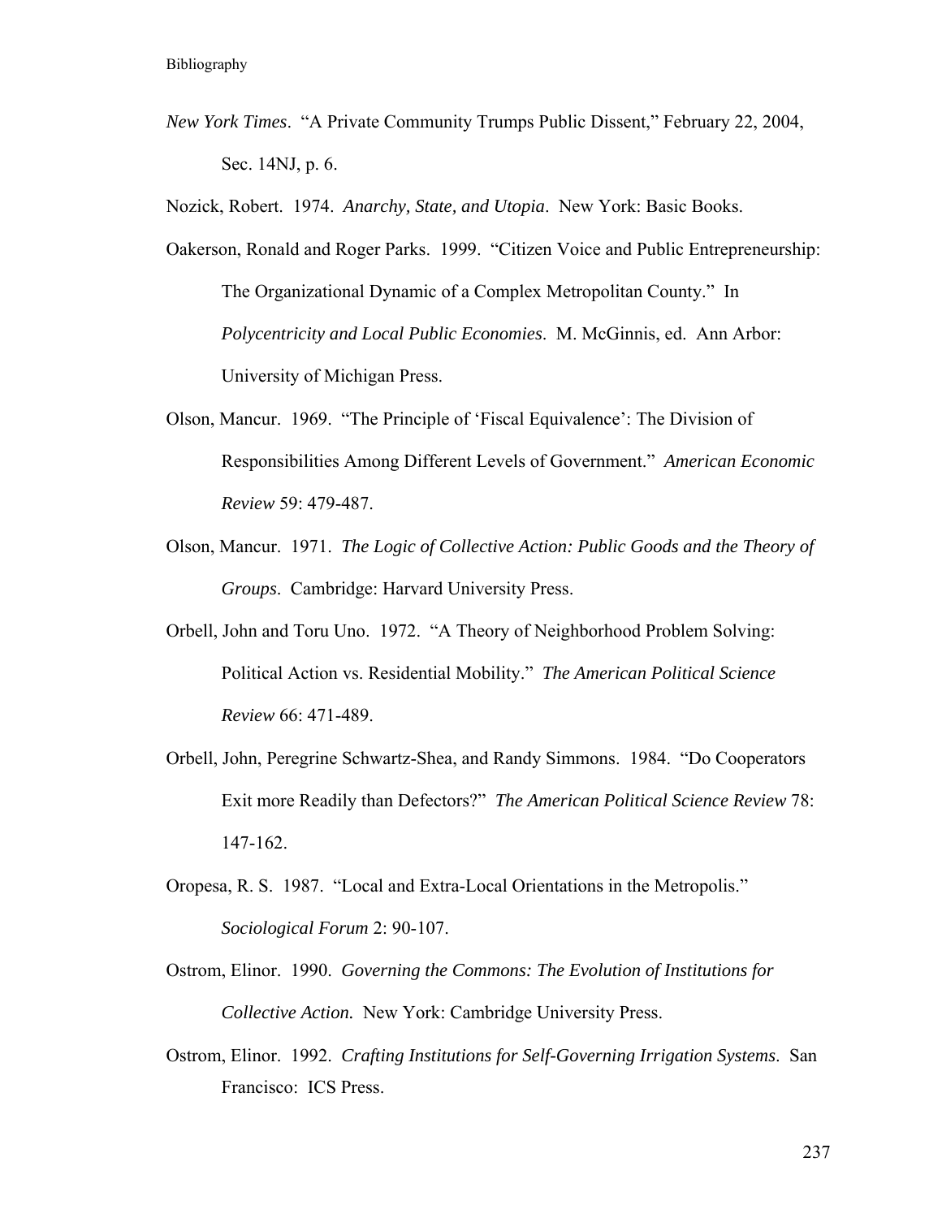*New York Times*. "A Private Community Trumps Public Dissent," February 22, 2004, Sec. 14NJ, p. 6.

Nozick, Robert. 1974. *Anarchy, State, and Utopia*. New York: Basic Books.

Oakerson, Ronald and Roger Parks. 1999. "Citizen Voice and Public Entrepreneurship: The Organizational Dynamic of a Complex Metropolitan County." In *Polycentricity and Local Public Economies*. M. McGinnis, ed. Ann Arbor: University of Michigan Press.

Olson, Mancur. 1969. "The Principle of 'Fiscal Equivalence': The Division of Responsibilities Among Different Levels of Government." *American Economic Review* 59: 479-487.

Olson, Mancur. 1971. *The Logic of Collective Action: Public Goods and the Theory of Groups*. Cambridge: Harvard University Press.

Orbell, John and Toru Uno. 1972. "A Theory of Neighborhood Problem Solving: Political Action vs. Residential Mobility." *The American Political Science Review* 66: 471-489.

Orbell, John, Peregrine Schwartz-Shea, and Randy Simmons. 1984. "Do Cooperators Exit more Readily than Defectors?" *The American Political Science Review* 78: 147-162.

Oropesa, R. S. 1987. "Local and Extra-Local Orientations in the Metropolis." *Sociological Forum* 2: 90-107.

Ostrom, Elinor. 1990. *Governing the Commons: The Evolution of Institutions for Collective Action.* New York: Cambridge University Press.

Ostrom, Elinor. 1992. *Crafting Institutions for Self-Governing Irrigation Systems*. San Francisco: ICS Press.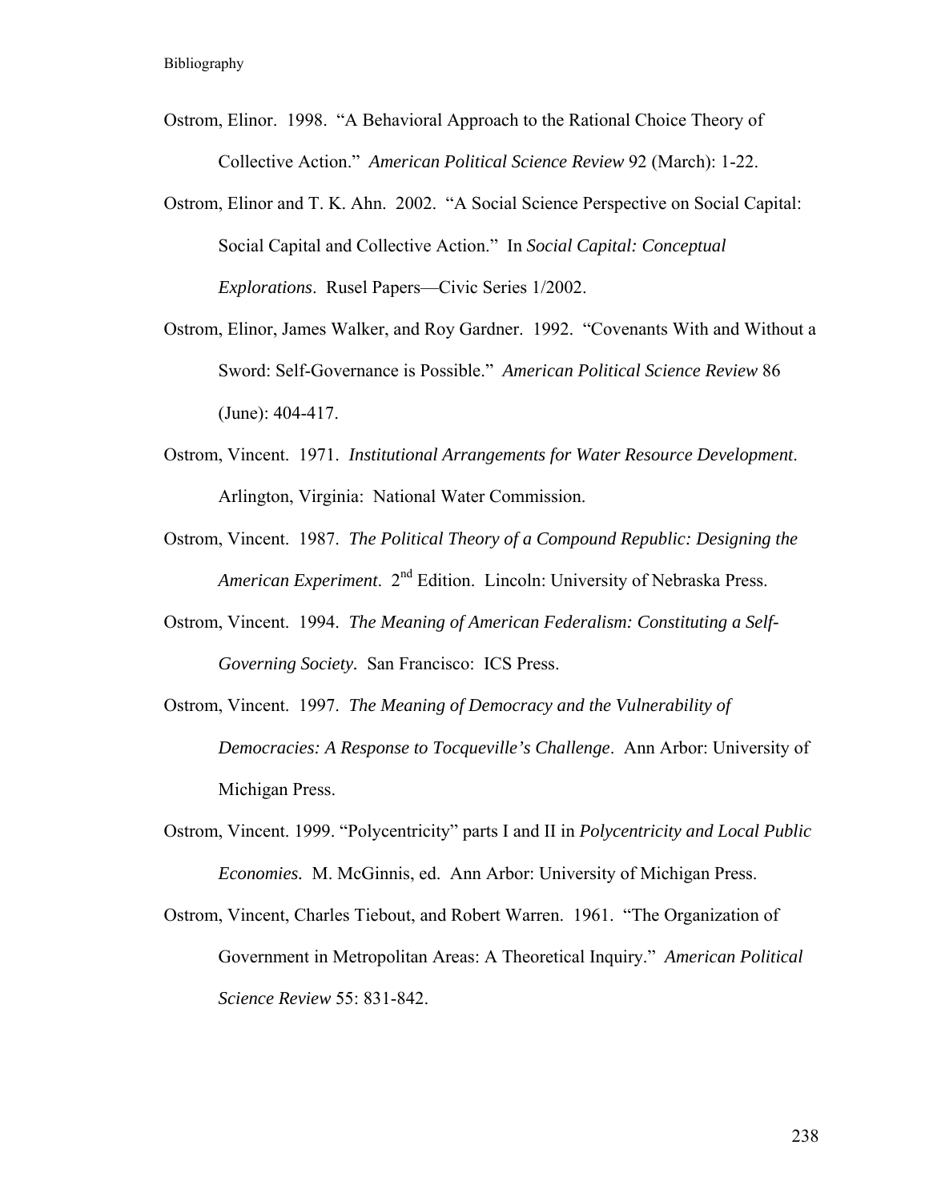Ostrom, Elinor. 1998. "A Behavioral Approach to the Rational Choice Theory of Collective Action." *American Political Science Review* 92 (March): 1-22.

Ostrom, Elinor and T. K. Ahn. 2002. "A Social Science Perspective on Social Capital: Social Capital and Collective Action." In *Social Capital: Conceptual Explorations*. Rusel Papers—Civic Series 1/2002.

Ostrom, Elinor, James Walker, and Roy Gardner. 1992. "Covenants With and Without a Sword: Self-Governance is Possible." *American Political Science Review* 86 (June): 404-417.

Ostrom, Vincent. 1971. *Institutional Arrangements for Water Resource Development*. Arlington, Virginia: National Water Commission.

Ostrom, Vincent. 1987. *The Political Theory of a Compound Republic: Designing the American Experiment*. 2nd Edition. Lincoln: University of Nebraska Press.

Ostrom, Vincent. 1994. *The Meaning of American Federalism: Constituting a Self-Governing Society*. San Francisco: ICS Press.

Ostrom, Vincent. 1997. *The Meaning of Democracy and the Vulnerability of Democracies: A Response to Tocqueville's Challenge*. Ann Arbor: University of Michigan Press.

Ostrom, Vincent. 1999. "Polycentricity" parts I and II in *Polycentricity and Local Public Economies.* M. McGinnis, ed. Ann Arbor: University of Michigan Press.

Ostrom, Vincent, Charles Tiebout, and Robert Warren. 1961. "The Organization of Government in Metropolitan Areas: A Theoretical Inquiry." *American Political Science Review* 55: 831-842.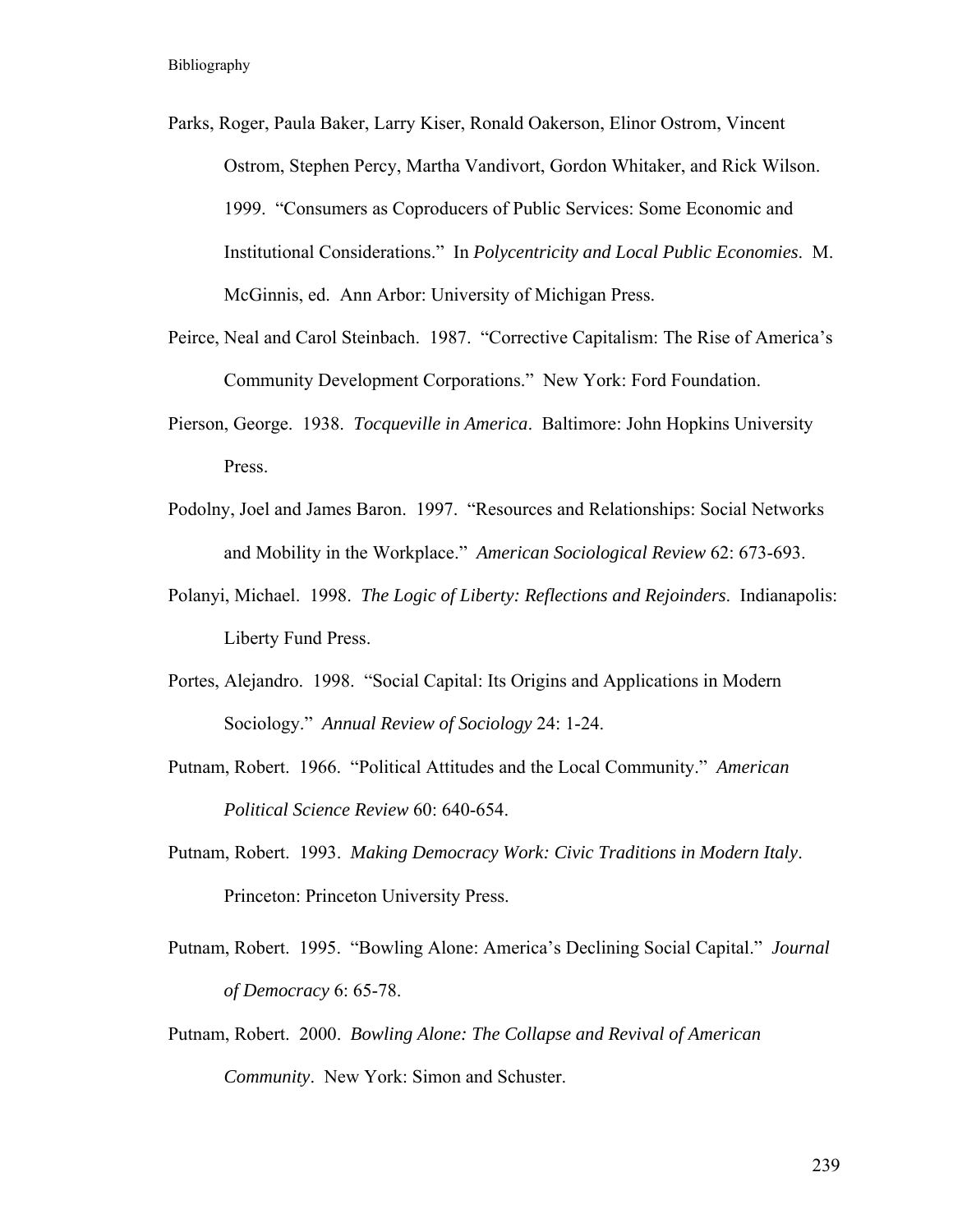Parks, Roger, Paula Baker, Larry Kiser, Ronald Oakerson, Elinor Ostrom, Vincent Ostrom, Stephen Percy, Martha Vandivort, Gordon Whitaker, and Rick Wilson. 1999. "Consumers as Coproducers of Public Services: Some Economic and Institutional Considerations." In *Polycentricity and Local Public Economies*. M. McGinnis, ed. Ann Arbor: University of Michigan Press.

Peirce, Neal and Carol Steinbach. 1987. "Corrective Capitalism: The Rise of America's Community Development Corporations." New York: Ford Foundation.

Pierson, George. 1938. *Tocqueville in America*. Baltimore: John Hopkins University Press.

Podolny, Joel and James Baron. 1997. "Resources and Relationships: Social Networks and Mobility in the Workplace." *American Sociological Review* 62: 673-693.

Polanyi, Michael. 1998. *The Logic of Liberty: Reflections and Rejoinders*. Indianapolis: Liberty Fund Press.

Portes, Alejandro. 1998. "Social Capital: Its Origins and Applications in Modern Sociology." *Annual Review of Sociology* 24: 1-24.

Putnam, Robert. 1966. "Political Attitudes and the Local Community." *American Political Science Review* 60: 640-654.

Putnam, Robert. 1993. *Making Democracy Work: Civic Traditions in Modern Italy*. Princeton: Princeton University Press.

Putnam, Robert. 1995. "Bowling Alone: America's Declining Social Capital." *Journal of Democracy* 6: 65-78.

Putnam, Robert. 2000. *Bowling Alone: The Collapse and Revival of American Community*. New York: Simon and Schuster.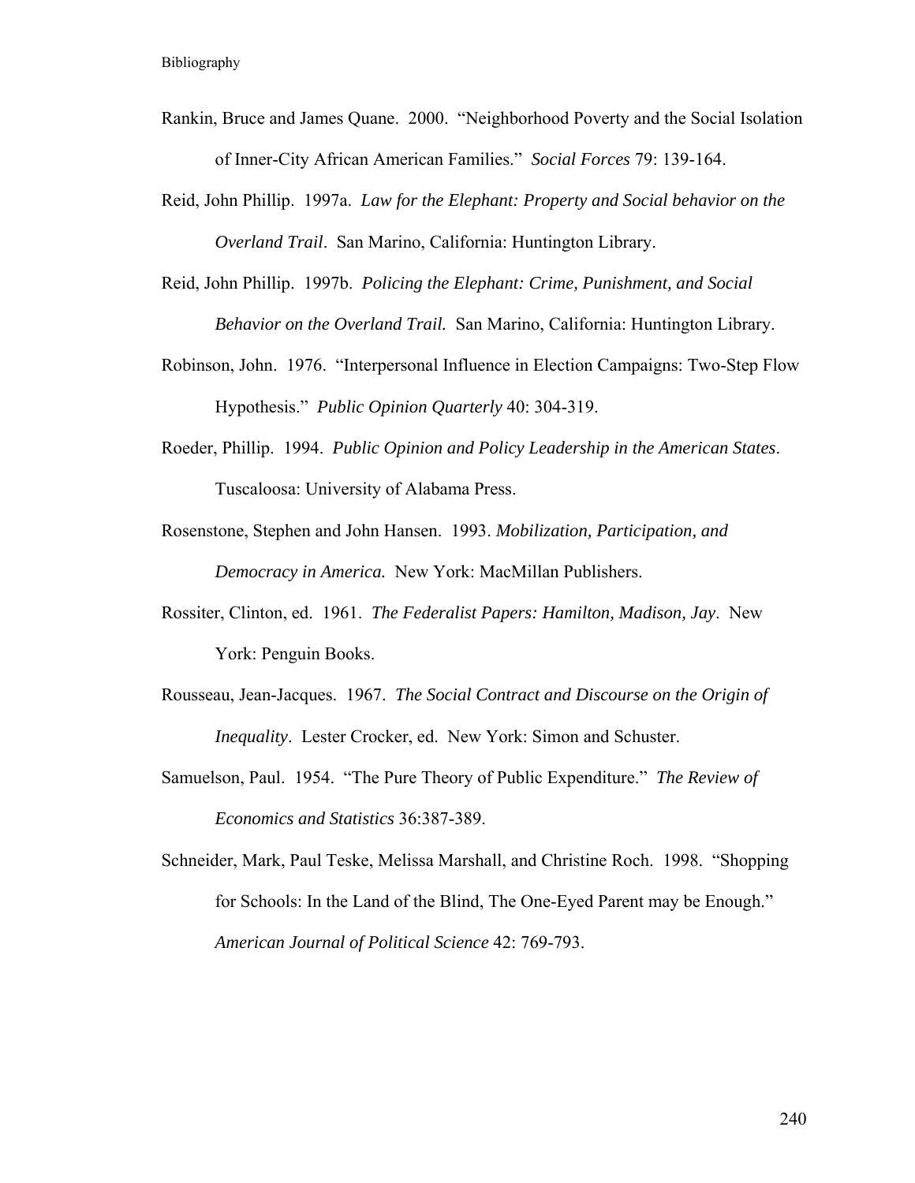Rankin, Bruce and James Quane. 2000. "Neighborhood Poverty and the Social Isolation of Inner-City African American Families." *Social Forces* 79: 139-164.

Reid, John Phillip. 1997a. *Law for the Elephant: Property and Social behavior on the Overland Trail*. San Marino, California: Huntington Library.

Reid, John Phillip. 1997b. *Policing the Elephant: Crime, Punishment, and Social Behavior on the Overland Trail.* San Marino, California: Huntington Library.

Robinson, John. 1976. "Interpersonal Influence in Election Campaigns: Two-Step Flow Hypothesis." *Public Opinion Quarterly* 40: 304-319.

Roeder, Phillip. 1994. *Public Opinion and Policy Leadership in the American States*. Tuscaloosa: University of Alabama Press.

Rosenstone, Stephen and John Hansen. 1993. *Mobilization, Participation, and Democracy in America.* New York: MacMillan Publishers.

Rossiter, Clinton, ed. 1961. *The Federalist Papers: Hamilton, Madison, Jay*. New York: Penguin Books.

Rousseau, Jean-Jacques. 1967. *The Social Contract and Discourse on the Origin of Inequality*. Lester Crocker, ed. New York: Simon and Schuster.

Samuelson, Paul. 1954. "The Pure Theory of Public Expenditure." *The Review of Economics and Statistics* 36:387-389.

Schneider, Mark, Paul Teske, Melissa Marshall, and Christine Roch. 1998. "Shopping for Schools: In the Land of the Blind, The One-Eyed Parent may be Enough." *American Journal of Political Science* 42: 769-793.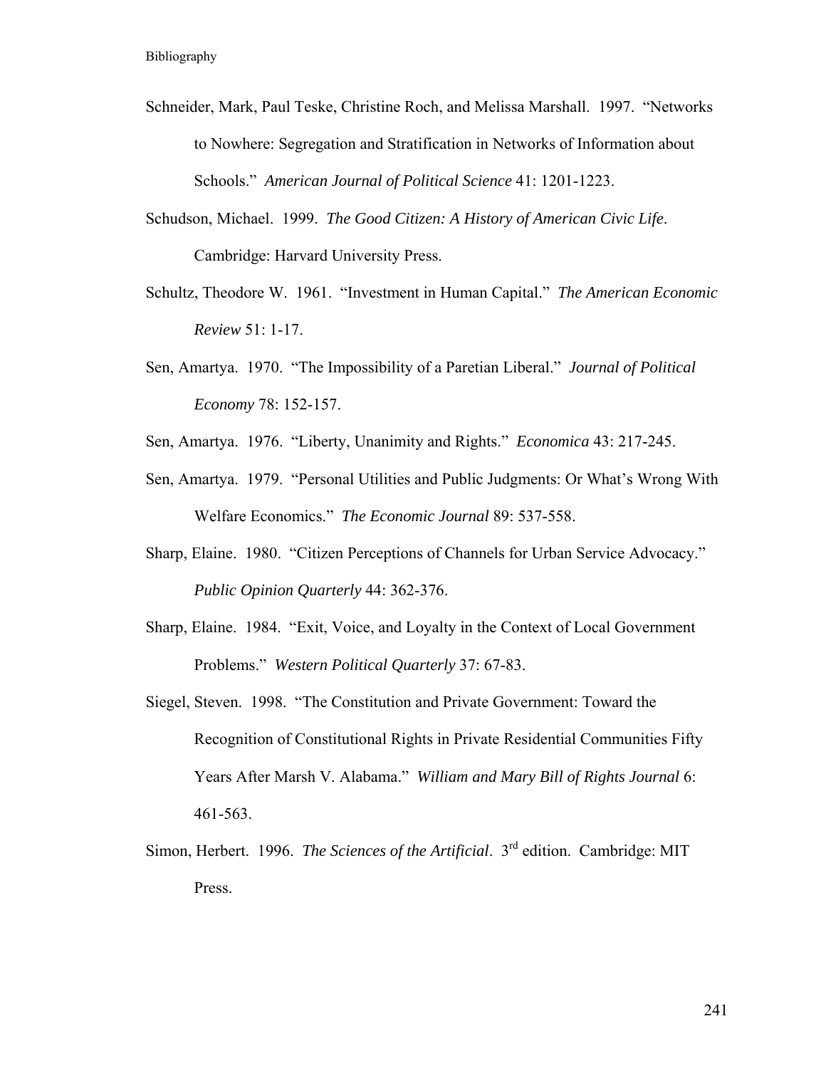Schneider, Mark, Paul Teske, Christine Roch, and Melissa Marshall. 1997. "Networks to Nowhere: Segregation and Stratification in Networks of Information about Schools." *American Journal of Political Science* 41: 1201-1223.

Schudson, Michael. 1999. *The Good Citizen: A History of American Civic Life*. Cambridge: Harvard University Press.

Schultz, Theodore W. 1961. "Investment in Human Capital." *The American Economic Review* 51: 1-17.

Sen, Amartya. 1970. "The Impossibility of a Paretian Liberal." *Journal of Political Economy* 78: 152-157.

Sen, Amartya. 1976. "Liberty, Unanimity and Rights." *Economica* 43: 217-245.

Sen, Amartya. 1979. "Personal Utilities and Public Judgments: Or What's Wrong With Welfare Economics." *The Economic Journal* 89: 537-558.

Sharp, Elaine. 1980. "Citizen Perceptions of Channels for Urban Service Advocacy." *Public Opinion Quarterly* 44: 362-376.

Sharp, Elaine. 1984. "Exit, Voice, and Loyalty in the Context of Local Government Problems." *Western Political Quarterly* 37: 67-83.

Siegel, Steven. 1998. "The Constitution and Private Government: Toward the Recognition of Constitutional Rights in Private Residential Communities Fifty Years After Marsh V. Alabama." *William and Mary Bill of Rights Journal* 6: 461-563.

Simon, Herbert. 1996. *The Sciences of the Artificial*. 3rd edition. Cambridge: MIT Press.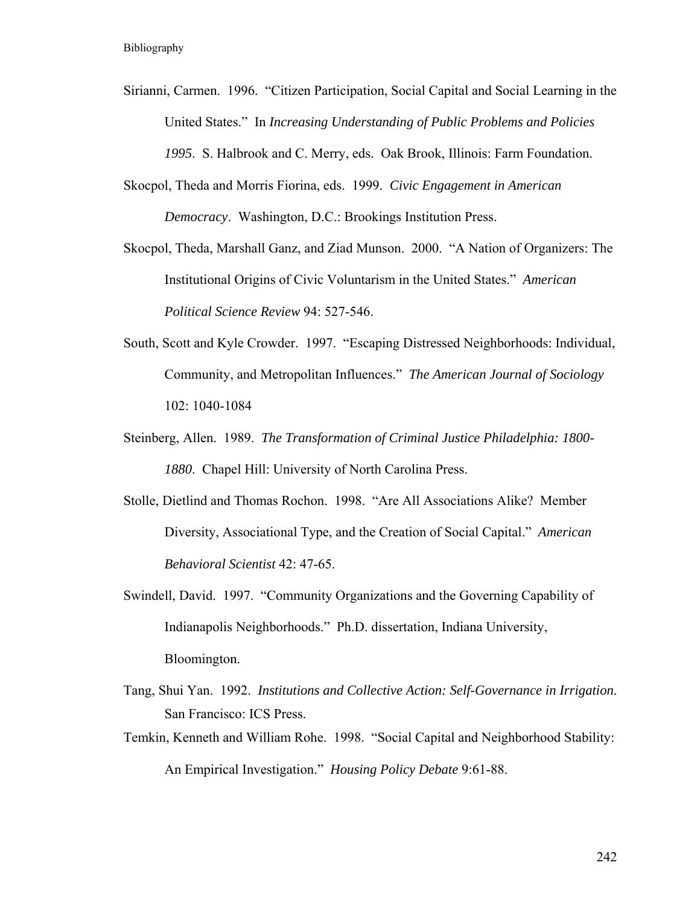Sirianni, Carmen. 1996. "Citizen Participation, Social Capital and Social Learning in the United States." In *Increasing Understanding of Public Problems and Policies 1995*. S. Halbrook and C. Merry, eds. Oak Brook, Illinois: Farm Foundation.

Skocpol, Theda and Morris Fiorina, eds. 1999. *Civic Engagement in American Democracy*. Washington, D.C.: Brookings Institution Press.

Skocpol, Theda, Marshall Ganz, and Ziad Munson. 2000. "A Nation of Organizers: The Institutional Origins of Civic Voluntarism in the United States." *American Political Science Review* 94: 527-546.

South, Scott and Kyle Crowder. 1997. "Escaping Distressed Neighborhoods: Individual, Community, and Metropolitan Influences." *The American Journal of Sociology* 102: 1040-1084

Steinberg, Allen. 1989. *The Transformation of Criminal Justice Philadelphia: 1800-1880*. Chapel Hill: University of North Carolina Press.

Stolle, Dietlind and Thomas Rochon. 1998. "Are All Associations Alike? Member Diversity, Associational Type, and the Creation of Social Capital." *American Behavioral Scientist* 42: 47-65.

Swindell, David. 1997. "Community Organizations and the Governing Capability of Indianapolis Neighborhoods." Ph.D. dissertation, Indiana University, Bloomington.

Tang, Shui Yan. 1992. *Institutions and Collective Action: Self-Governance in Irrigation*. San Francisco: ICS Press.

Temkin, Kenneth and William Rohe. 1998. "Social Capital and Neighborhood Stability: An Empirical Investigation." *Housing Policy Debate* 9:61-88.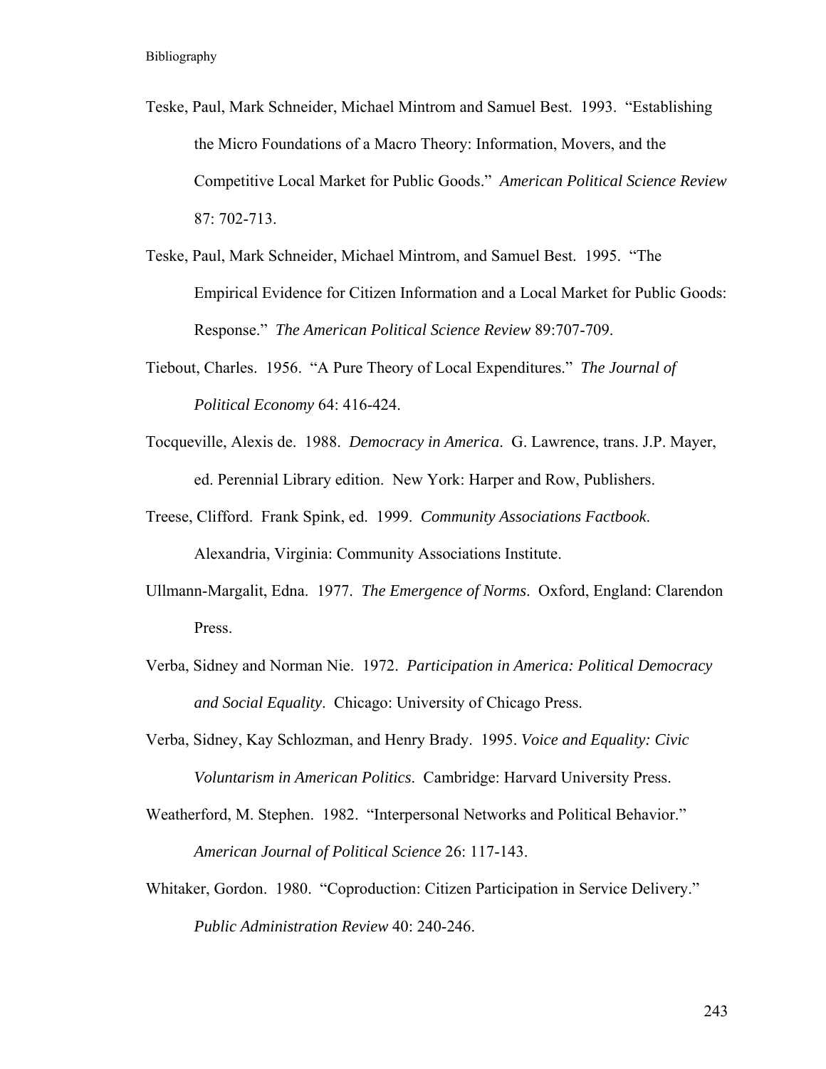Teske, Paul, Mark Schneider, Michael Mintrom and Samuel Best. 1993. "Establishing the Micro Foundations of a Macro Theory: Information, Movers, and the Competitive Local Market for Public Goods." *American Political Science Review* 87: 702-713.

Teske, Paul, Mark Schneider, Michael Mintrom, and Samuel Best. 1995. "The Empirical Evidence for Citizen Information and a Local Market for Public Goods: Response." *The American Political Science Review* 89:707-709.

Tiebout, Charles. 1956. "A Pure Theory of Local Expenditures." *The Journal of Political Economy* 64: 416-424.

Tocqueville, Alexis de. 1988. *Democracy in America*. G. Lawrence, trans. J.P. Mayer, ed. Perennial Library edition. New York: Harper and Row, Publishers.

Treese, Clifford. Frank Spink, ed. 1999. *Community Associations Factbook*. Alexandria, Virginia: Community Associations Institute.

Ullmann-Margalit, Edna. 1977. *The Emergence of Norms*. Oxford, England: Clarendon Press.

Verba, Sidney and Norman Nie. 1972. *Participation in America: Political Democracy and Social Equality*. Chicago: University of Chicago Press.

Verba, Sidney, Kay Schlozman, and Henry Brady. 1995. *Voice and Equality: Civic Voluntarism in American Politics*. Cambridge: Harvard University Press.

Weatherford, M. Stephen. 1982. "Interpersonal Networks and Political Behavior." *American Journal of Political Science* 26: 117-143.

Whitaker, Gordon. 1980. "Coproduction: Citizen Participation in Service Delivery." *Public Administration Review* 40: 240-246.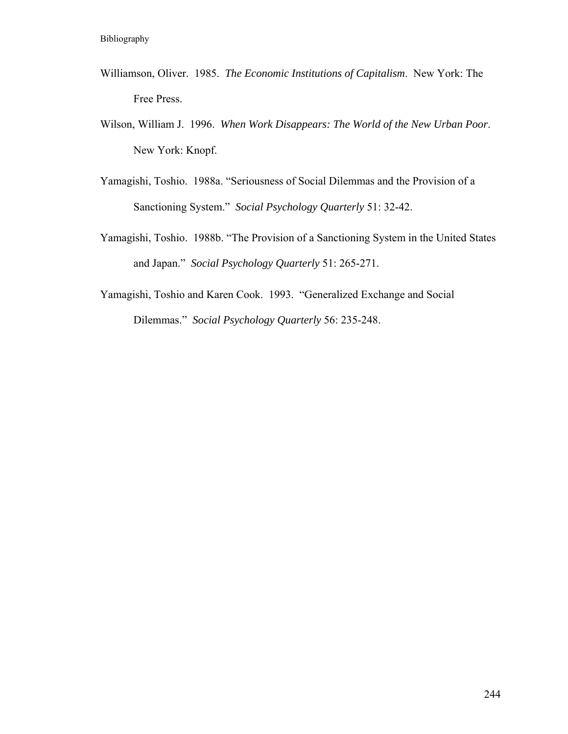Williamson, Oliver. 1985. *The Economic Institutions of Capitalism*. New York: The Free Press.

Wilson, William J. 1996. *When Work Disappears: The World of the New Urban Poor*. New York: Knopf.

Yamagishi, Toshio. 1988a. "Seriousness of Social Dilemmas and the Provision of a Sanctioning System." *Social Psychology Quarterly* 51: 32-42.

Yamagishi, Toshio. 1988b. "The Provision of a Sanctioning System in the United States and Japan." *Social Psychology Quarterly* 51: 265-271.

Yamagishi, Toshio and Karen Cook. 1993. "Generalized Exchange and Social Dilemmas." *Social Psychology Quarterly* 56: 235-248.